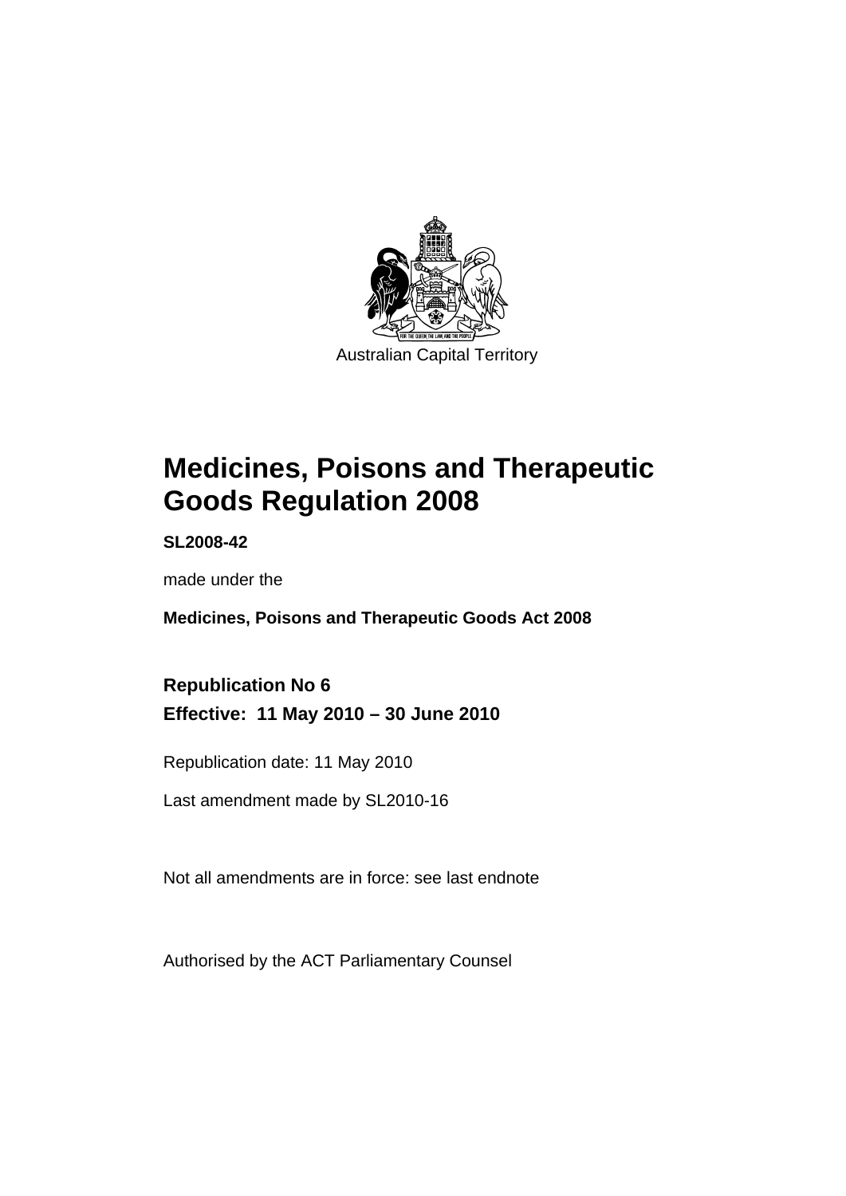Australian Capital Territory

# Medicines, Poisons and Therapeutic Goods Regulation 2008

**SL2008-42**

made under the

**Medicines, Poisons and Therapeutic Goods Act 2008**

## Republication No 6

## Effective: 11 May 2010 – 30 June 2010

Republication date: 11 May 2010

Last amendment made by SL2010-16

Not all amendments are in force: see last endnote

Authorised by the ACT Parliamentary Counsel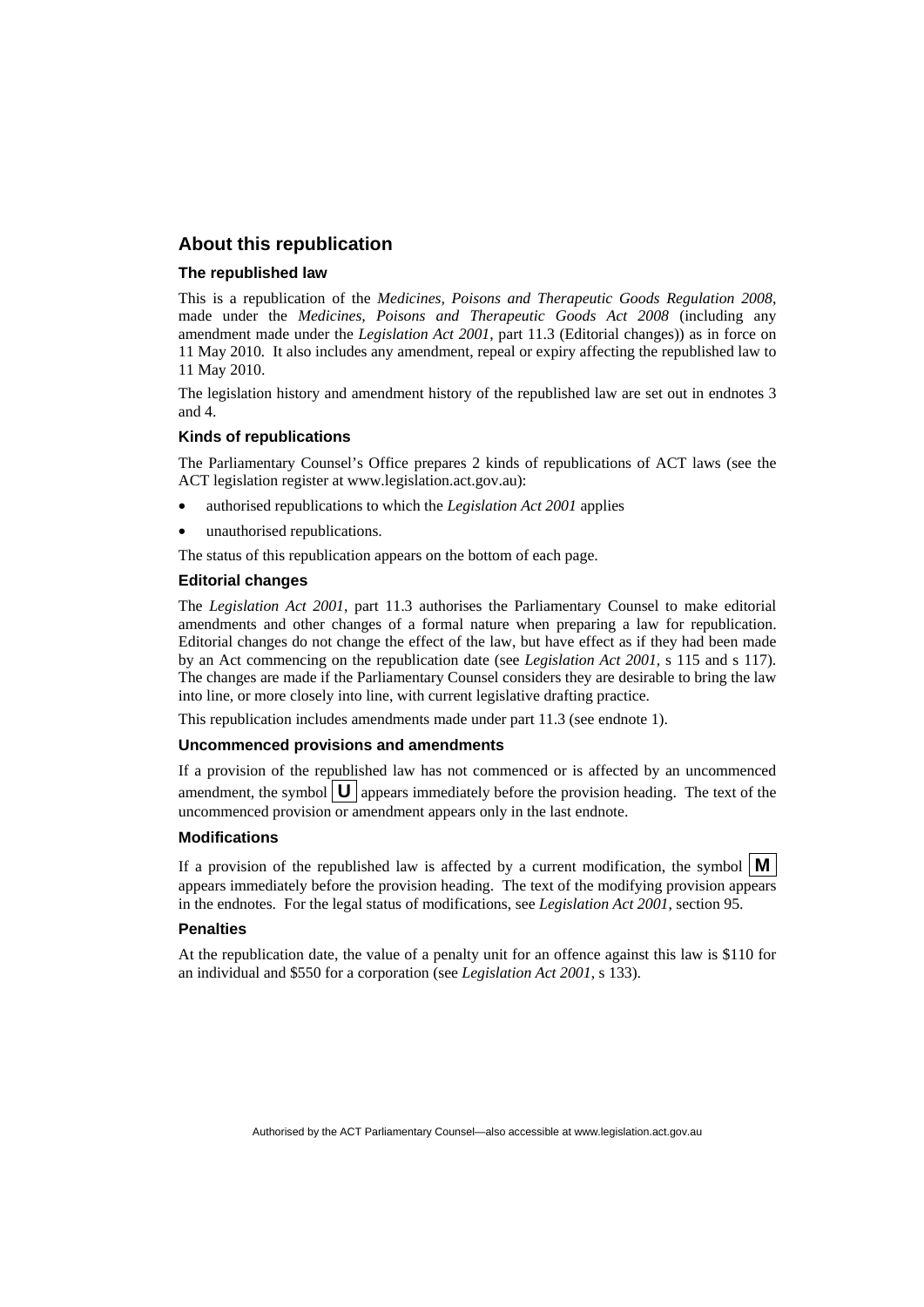## About this republication

### The republished law

This is a republication of the *Medicines, Poisons and Therapeutic Goods Regulation 2008*, made under the *Medicines, Poisons and Therapeutic Goods Act 2008* (including any amendment made under the *Legislation Act 2001*, part 11.3 (Editorial changes)) as in force on 11 May 2010. It also includes any amendment, repeal or expiry affecting the republished law to 11 May 2010.

The legislation history and amendment history of the republished law are set out in endnotes 3 and 4.

### Kinds of republications

The Parliamentary Counsel's Office prepares 2 kinds of republications of ACT laws (see the ACT legislation register at www.legislation.act.gov.au):

- authorised republications to which the *Legislation Act 2001* applies
- unauthorised republications.

The status of this republication appears on the bottom of each page.

### Editorial changes

The *Legislation Act 2001*, part 11.3 authorises the Parliamentary Counsel to make editorial amendments and other changes of a formal nature when preparing a law for republication. Editorial changes do not change the effect of the law, but have effect as if they had been made by an Act commencing on the republication date (see *Legislation Act 2001*, s 115 and s 117). The changes are made if the Parliamentary Counsel considers they are desirable to bring the law into line, or more closely into line, with current legislative drafting practice.

This republication includes amendments made under part 11.3 (see endnote 1).

### Uncommenced provisions and amendments

If a provision of the republished law has not commenced or is affected by an uncommenced amendment, the symbol **U** appears immediately before the provision heading. The text of the uncommenced provision or amendment appears only in the last endnote.

### Modifications

If a provision of the republished law is affected by a current modification, the symbol **M** appears immediately before the provision heading. The text of the modifying provision appears in the endnotes. For the legal status of modifications, see *Legislation Act 2001*, section 95.

### Penalties

At the republication date, the value of a penalty unit for an offence against this law is $110 for an individual and $550 for a corporation (see *Legislation Act 2001*, s 133).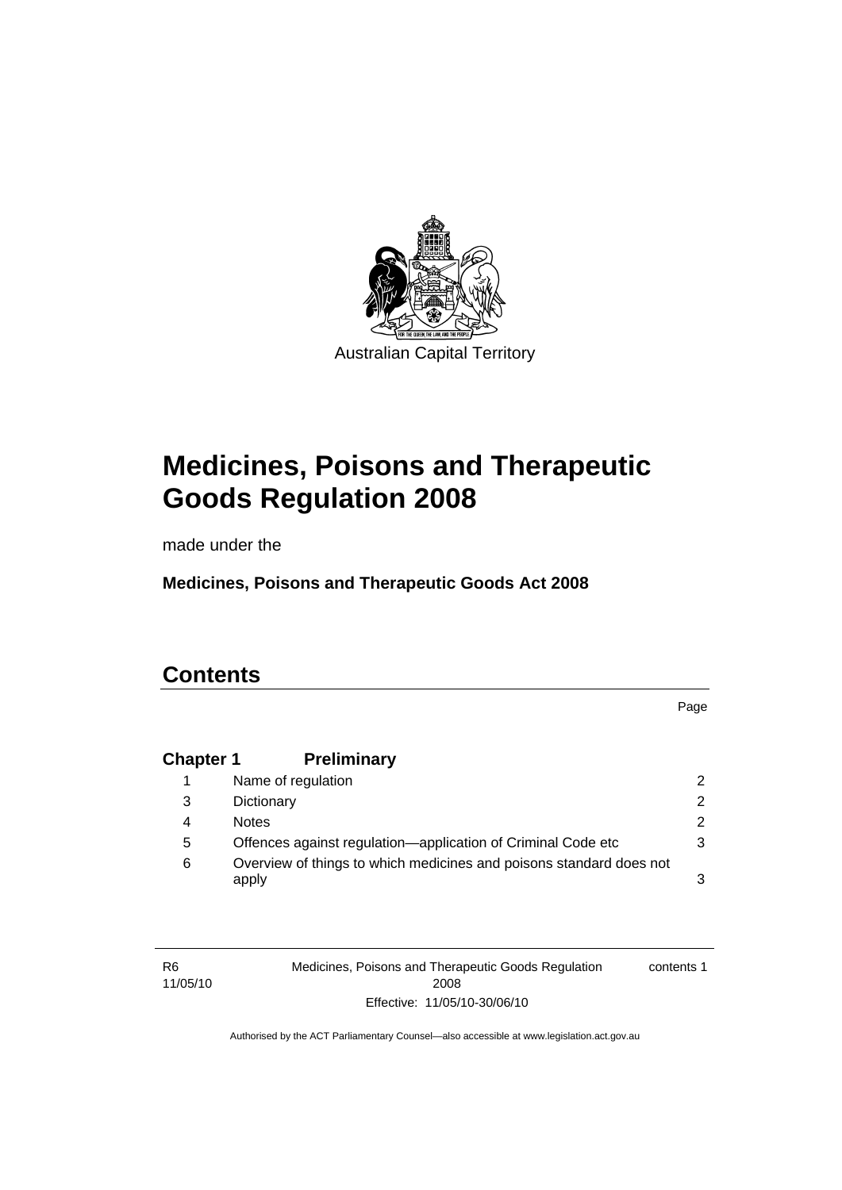Australian Capital Territory

# Medicines, Poisons and Therapeutic Goods Regulation 2008

made under the

**Medicines, Poisons and Therapeutic Goods Act 2008**

## Contents

Page

| | | |
|---|---|---|
| **Chapter 1** | **Preliminary** | |
| 1 | Name of regulation | 2 |
| 3 | Dictionary | 2 |
| 4 | Notes | 2 |
| 5 | Offences against regulation—application of Criminal Code etc | 3 |
| 6 | Overview of things to which medicines and poisons standard does not apply | 3 |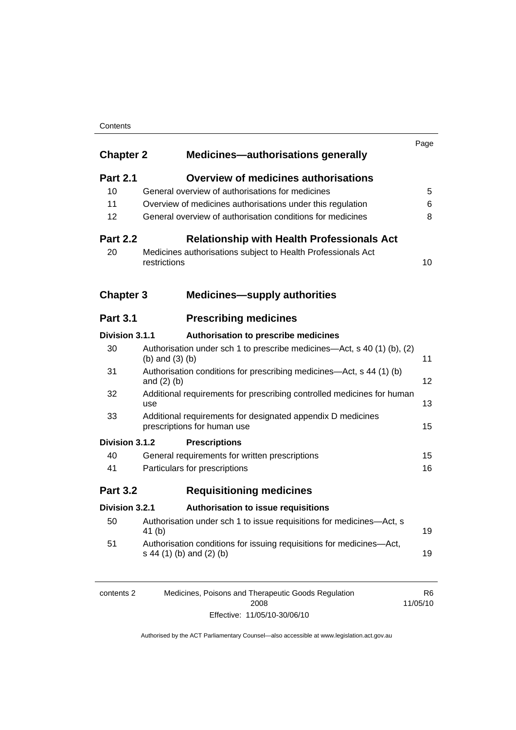| | | Page |
|---|---|---|
| **Chapter 2** | **Medicines—authorisations generally** | |
| **Part 2.1** | **Overview of medicines authorisations** | |
| 10 | General overview of authorisations for medicines | 5 |
| 11 | Overview of medicines authorisations under this regulation | 6 |
| 12 | General overview of authorisation conditions for medicines | 8 |
| **Part 2.2** | **Relationship with Health Professionals Act** | |
| 20 | Medicines authorisations subject to Health Professionals Act restrictions | 10 |
| **Chapter 3** | **Medicines—supply authorities** | |
| **Part 3.1** | **Prescribing medicines** | |
| **Division 3.1.1** | **Authorisation to prescribe medicines** | |
| 30 | Authorisation under sch 1 to prescribe medicines—Act, s 40 (1) (b), (2) (b) and (3) (b) | 11 |
| 31 | Authorisation conditions for prescribing medicines—Act, s 44 (1) (b) and (2) (b) | 12 |
| 32 | Additional requirements for prescribing controlled medicines for human use | 13 |
| 33 | Additional requirements for designated appendix D medicines prescriptions for human use | 15 |
| **Division 3.1.2** | **Prescriptions** | |
| 40 | General requirements for written prescriptions | 15 |
| 41 | Particulars for prescriptions | 16 |
| **Part 3.2** | **Requisitioning medicines** | |
| **Division 3.2.1** | **Authorisation to issue requisitions** | |
| 50 | Authorisation under sch 1 to issue requisitions for medicines—Act, s 41 (b) | 19 |
| 51 | Authorisation conditions for issuing requisitions for medicines—Act, s 44 (1) (b) and (2) (b) | 19 |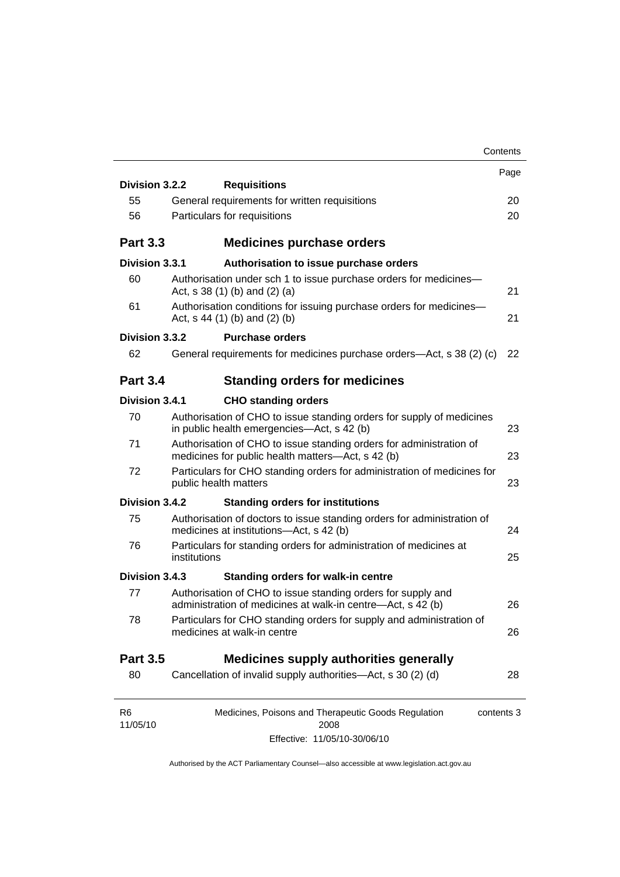| | | Page |
|---|---|---|
| **Division 3.2.2** | **Requisitions** | |
| 55 | General requirements for written requisitions | 20 |
| 56 | Particulars for requisitions | 20 |
| **Part 3.3** | **Medicines purchase orders** | |
| **Division 3.3.1** | **Authorisation to issue purchase orders** | |
| 60 | Authorisation under sch 1 to issue purchase orders for medicines—Act, s 38 (1) (b) and (2) (a) | 21 |
| 61 | Authorisation conditions for issuing purchase orders for medicines—Act, s 44 (1) (b) and (2) (b) | 21 |
| **Division 3.3.2** | **Purchase orders** | |
| 62 | General requirements for medicines purchase orders—Act, s 38 (2) (c) | 22 |
| **Part 3.4** | **Standing orders for medicines** | |
| **Division 3.4.1** | **CHO standing orders** | |
| 70 | Authorisation of CHO to issue standing orders for supply of medicines in public health emergencies—Act, s 42 (b) | 23 |
| 71 | Authorisation of CHO to issue standing orders for administration of medicines for public health matters—Act, s 42 (b) | 23 |
| 72 | Particulars for CHO standing orders for administration of medicines for public health matters | 23 |
| **Division 3.4.2** | **Standing orders for institutions** | |
| 75 | Authorisation of doctors to issue standing orders for administration of medicines at institutions—Act, s 42 (b) | 24 |
| 76 | Particulars for standing orders for administration of medicines at institutions | 25 |
| **Division 3.4.3** | **Standing orders for walk-in centre** | |
| 77 | Authorisation of CHO to issue standing orders for supply and administration of medicines at walk-in centre—Act, s 42 (b) | 26 |
| 78 | Particulars for CHO standing orders for supply and administration of medicines at walk-in centre | 26 |
| **Part 3.5** | **Medicines supply authorities generally** | |
| 80 | Cancellation of invalid supply authorities—Act, s 30 (2) (d) | 28 |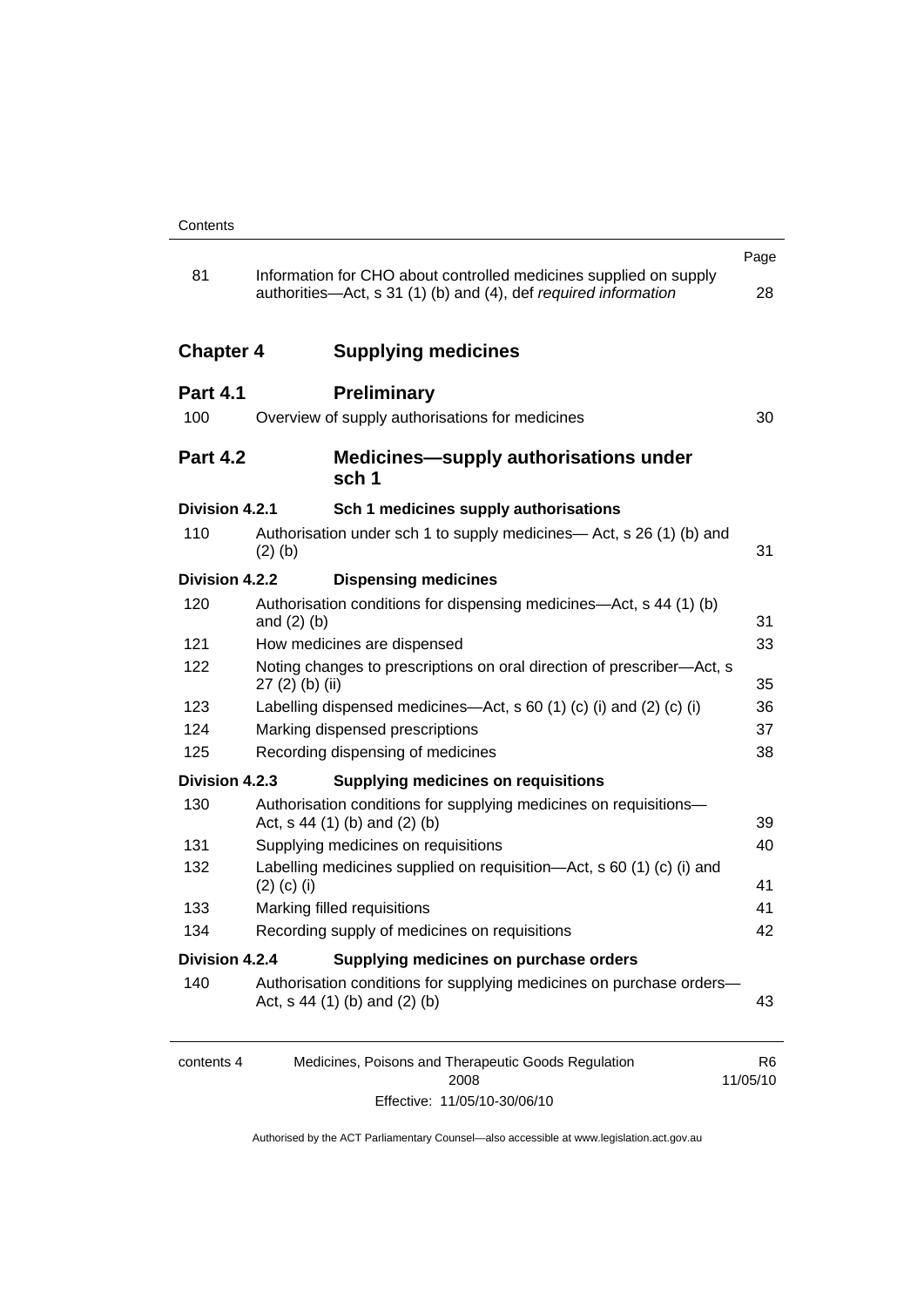| | | Page |
|---|---|---|
| 81 | Information for CHO about controlled medicines supplied on supply authorities—Act, s 31 (1) (b) and (4), def *required information* | 28 |

**Chapter 4 Supplying medicines**

**Part 4.1 Preliminary**

| | | |
|---|---|---|
| 100 | Overview of supply authorisations for medicines | 30 |

**Part 4.2 Medicines—supply authorisations under sch 1**

**Division 4.2.1 Sch 1 medicines supply authorisations**

| | | |
|---|---|---|
| 110 | Authorisation under sch 1 to supply medicines— Act, s 26 (1) (b) and (2) (b) | 31 |

**Division 4.2.2 Dispensing medicines**

| | | |
|---|---|---|
| 120 | Authorisation conditions for dispensing medicines—Act, s 44 (1) (b) and (2) (b) | 31 |
| 121 | How medicines are dispensed | 33 |
| 122 | Noting changes to prescriptions on oral direction of prescriber—Act, s 27 (2) (b) (ii) | 35 |
| 123 | Labelling dispensed medicines—Act, s 60 (1) (c) (i) and (2) (c) (i) | 36 |
| 124 | Marking dispensed prescriptions | 37 |
| 125 | Recording dispensing of medicines | 38 |

**Division 4.2.3 Supplying medicines on requisitions**

| | | |
|---|---|---|
| 130 | Authorisation conditions for supplying medicines on requisitions—Act, s 44 (1) (b) and (2) (b) | 39 |
| 131 | Supplying medicines on requisitions | 40 |
| 132 | Labelling medicines supplied on requisition—Act, s 60 (1) (c) (i) and (2) (c) (i) | 41 |
| 133 | Marking filled requisitions | 41 |
| 134 | Recording supply of medicines on requisitions | 42 |

**Division 4.2.4 Supplying medicines on purchase orders**

| | | |
|---|---|---|
| 140 | Authorisation conditions for supplying medicines on purchase orders—Act, s 44 (1) (b) and (2) (b) | 43 |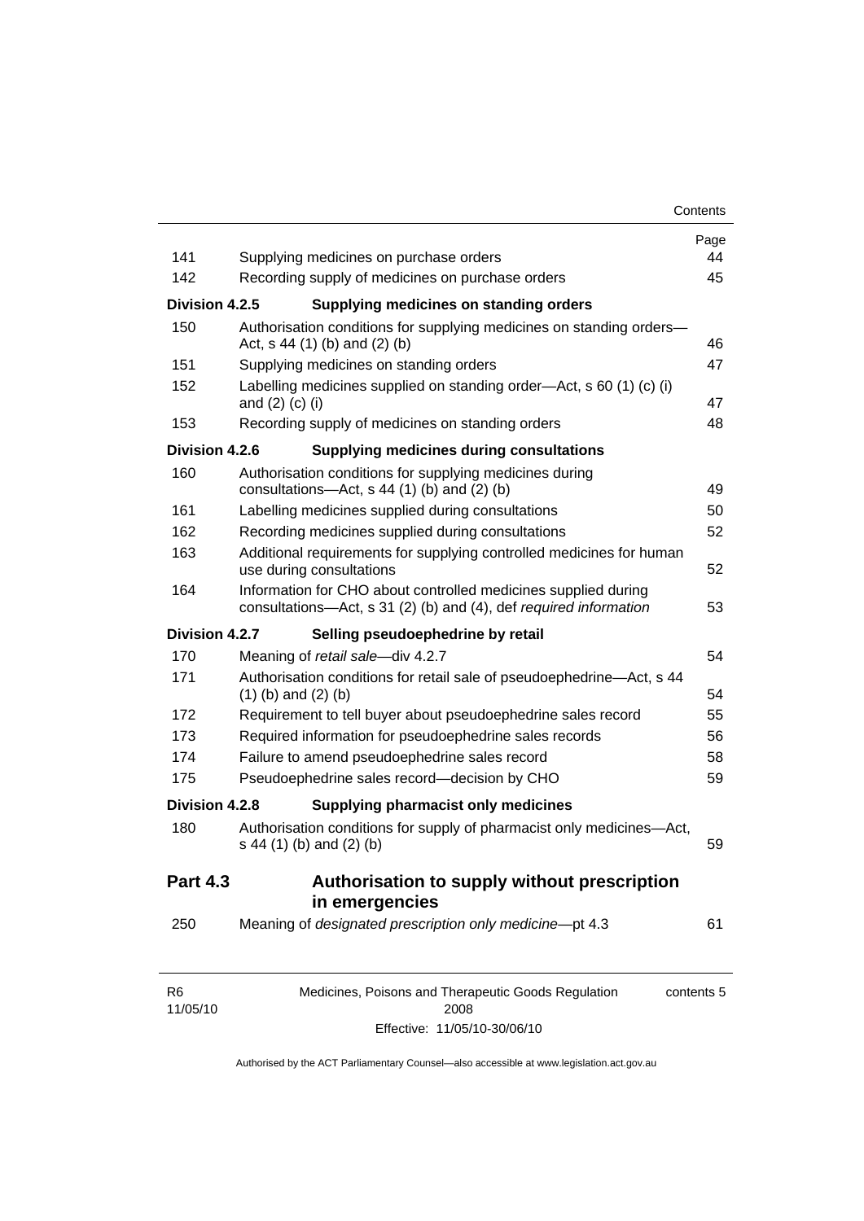| | | Page |
|---|---|---|
| 141 | Supplying medicines on purchase orders | 44 |
| 142 | Recording supply of medicines on purchase orders | 45 |
| **Division 4.2.5** | **Supplying medicines on standing orders** | |
| 150 | Authorisation conditions for supplying medicines on standing orders—Act, s 44 (1) (b) and (2) (b) | 46 |
| 151 | Supplying medicines on standing orders | 47 |
| 152 | Labelling medicines supplied on standing order—Act, s 60 (1) (c) (i) and (2) (c) (i) | 47 |
| 153 | Recording supply of medicines on standing orders | 48 |
| **Division 4.2.6** | **Supplying medicines during consultations** | |
| 160 | Authorisation conditions for supplying medicines during consultations—Act, s 44 (1) (b) and (2) (b) | 49 |
| 161 | Labelling medicines supplied during consultations | 50 |
| 162 | Recording medicines supplied during consultations | 52 |
| 163 | Additional requirements for supplying controlled medicines for human use during consultations | 52 |
| 164 | Information for CHO about controlled medicines supplied during consultations—Act, s 31 (2) (b) and (4), def *required information* | 53 |
| **Division 4.2.7** | **Selling pseudoephedrine by retail** | |
| 170 | Meaning of *retail sale*—div 4.2.7 | 54 |
| 171 | Authorisation conditions for retail sale of pseudoephedrine—Act, s 44 (1) (b) and (2) (b) | 54 |
| 172 | Requirement to tell buyer about pseudoephedrine sales record | 55 |
| 173 | Required information for pseudoephedrine sales records | 56 |
| 174 | Failure to amend pseudoephedrine sales record | 58 |
| 175 | Pseudoephedrine sales record—decision by CHO | 59 |
| **Division 4.2.8** | **Supplying pharmacist only medicines** | |
| 180 | Authorisation conditions for supply of pharmacist only medicines—Act, s 44 (1) (b) and (2) (b) | 59 |
| **Part 4.3** | **Authorisation to supply without prescription in emergencies** | |
| 250 | Meaning of *designated prescription only medicine*—pt 4.3 | 61 |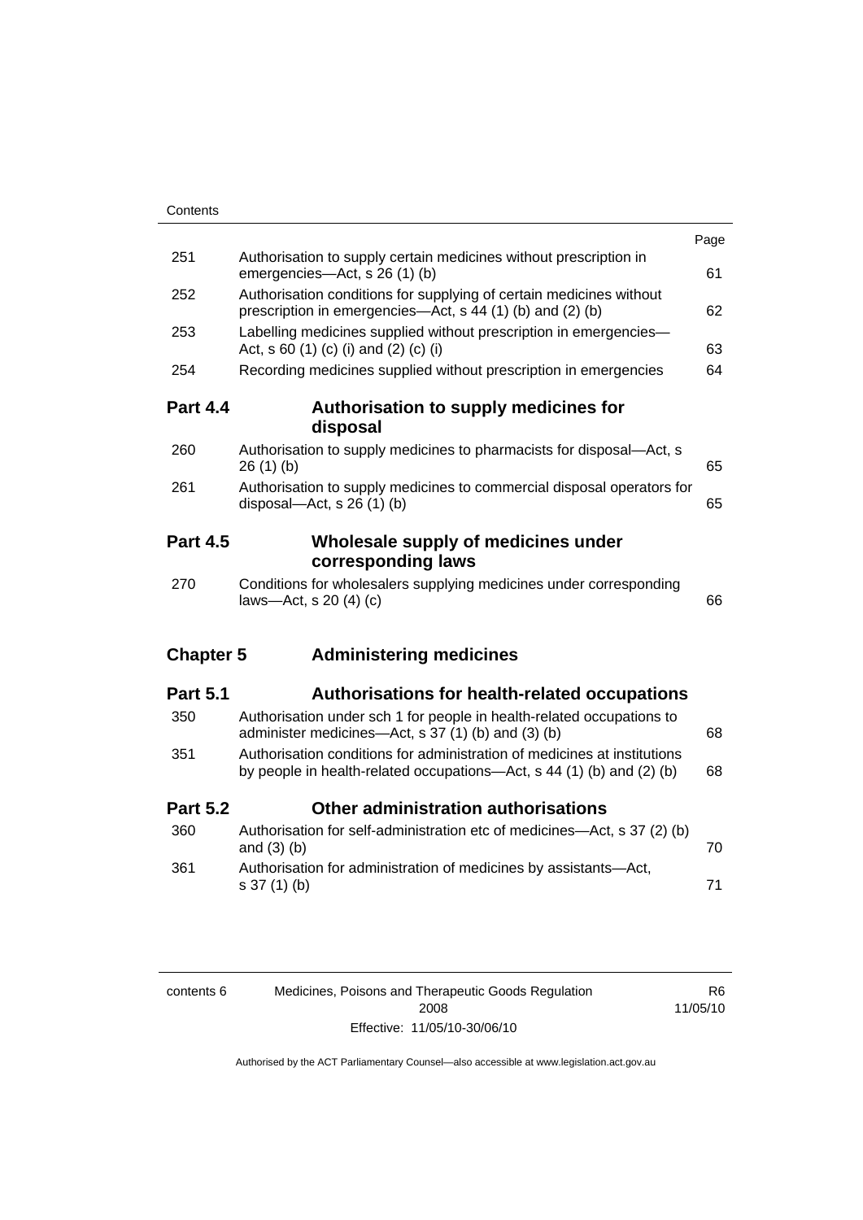| | | Page |
|---|---|---|
| 251 | Authorisation to supply certain medicines without prescription in emergencies—Act, s 26 (1) (b) | 61 |
| 252 | Authorisation conditions for supplying of certain medicines without prescription in emergencies—Act, s 44 (1) (b) and (2) (b) | 62 |
| 253 | Labelling medicines supplied without prescription in emergencies—Act, s 60 (1) (c) (i) and (2) (c) (i) | 63 |
| 254 | Recording medicines supplied without prescription in emergencies | 64 |

## Part 4.4 Authorisation to supply medicines for disposal

| | | |
|---|---|---|
| 260 | Authorisation to supply medicines to pharmacists for disposal—Act, s 26 (1) (b) | 65 |
| 261 | Authorisation to supply medicines to commercial disposal operators for disposal—Act, s 26 (1) (b) | 65 |

## Part 4.5 Wholesale supply of medicines under corresponding laws

| | | |
|---|---|---|
| 270 | Conditions for wholesalers supplying medicines under corresponding laws—Act, s 20 (4) (c) | 66 |

# Chapter 5 Administering medicines

## Part 5.1 Authorisations for health-related occupations

| | | |
|---|---|---|
| 350 | Authorisation under sch 1 for people in health-related occupations to administer medicines—Act, s 37 (1) (b) and (3) (b) | 68 |
| 351 | Authorisation conditions for administration of medicines at institutions by people in health-related occupations—Act, s 44 (1) (b) and (2) (b) | 68 |

## Part 5.2 Other administration authorisations

| | | |
|---|---|---|
| 360 | Authorisation for self-administration etc of medicines—Act, s 37 (2) (b) and (3) (b) | 70 |
| 361 | Authorisation for administration of medicines by assistants—Act, s 37 (1) (b) | 71 |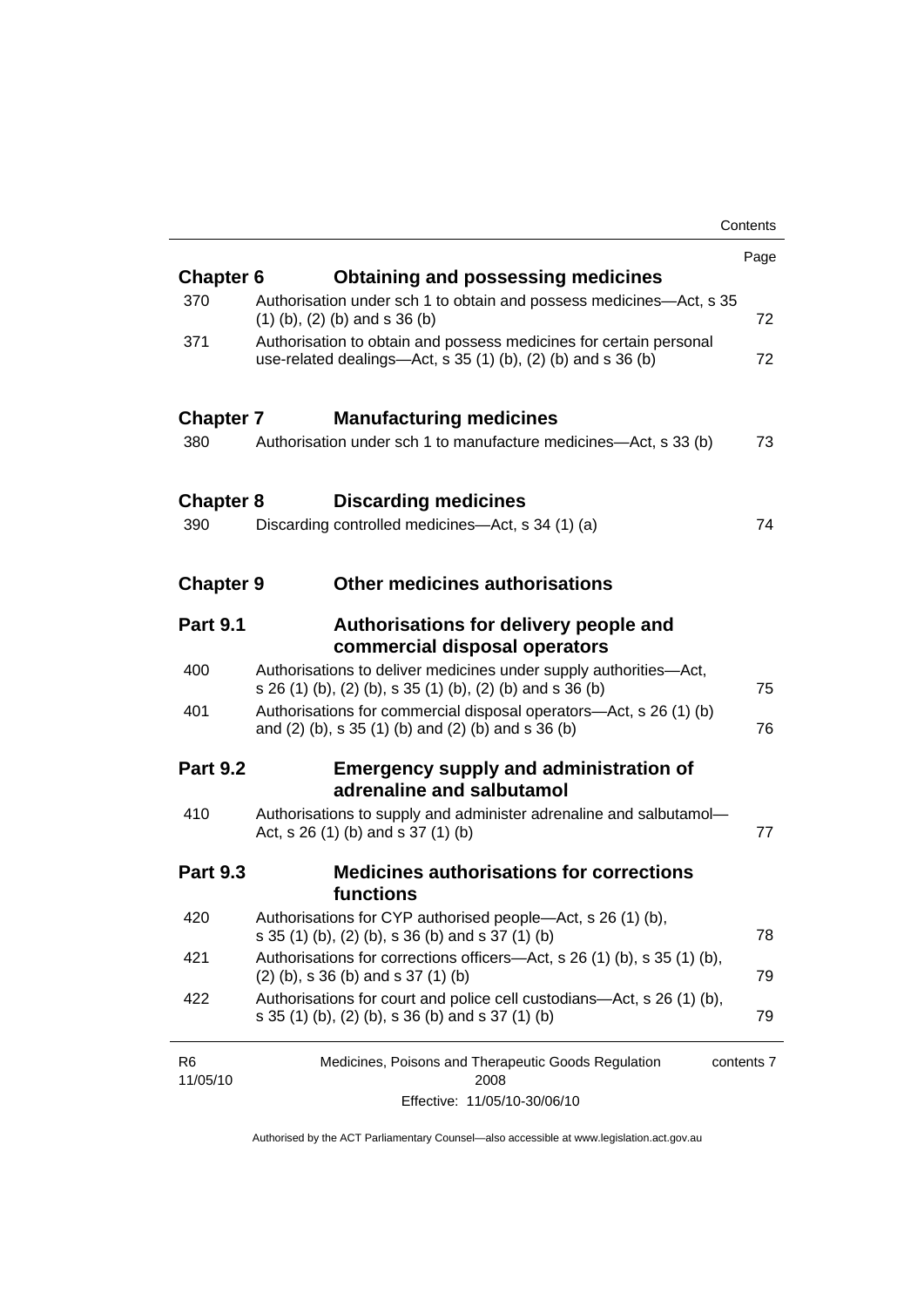| | | Page |
|---|---|---|
| **Chapter 6** | **Obtaining and possessing medicines** | |
| 370 | Authorisation under sch 1 to obtain and possess medicines—Act, s 35 (1) (b), (2) (b) and s 36 (b) | 72 |
| 371 | Authorisation to obtain and possess medicines for certain personal use-related dealings—Act, s 35 (1) (b), (2) (b) and s 36 (b) | 72 |
| **Chapter 7** | **Manufacturing medicines** | |
| 380 | Authorisation under sch 1 to manufacture medicines—Act, s 33 (b) | 73 |
| **Chapter 8** | **Discarding medicines** | |
| 390 | Discarding controlled medicines—Act, s 34 (1) (a) | 74 |
| **Chapter 9** | **Other medicines authorisations** | |
| **Part 9.1** | **Authorisations for delivery people and commercial disposal operators** | |
| 400 | Authorisations to deliver medicines under supply authorities—Act, s 26 (1) (b), (2) (b), s 35 (1) (b), (2) (b) and s 36 (b) | 75 |
| 401 | Authorisations for commercial disposal operators—Act, s 26 (1) (b) and (2) (b), s 35 (1) (b) and (2) (b) and s 36 (b) | 76 |
| **Part 9.2** | **Emergency supply and administration of adrenaline and salbutamol** | |
| 410 | Authorisations to supply and administer adrenaline and salbutamol—Act, s 26 (1) (b) and s 37 (1) (b) | 77 |
| **Part 9.3** | **Medicines authorisations for corrections functions** | |
| 420 | Authorisations for CYP authorised people—Act, s 26 (1) (b), s 35 (1) (b), (2) (b), s 36 (b) and s 37 (1) (b) | 78 |
| 421 | Authorisations for corrections officers—Act, s 26 (1) (b), s 35 (1) (b), (2) (b), s 36 (b) and s 37 (1) (b) | 79 |
| 422 | Authorisations for court and police cell custodians—Act, s 26 (1) (b), s 35 (1) (b), (2) (b), s 36 (b) and s 37 (1) (b) | 79 |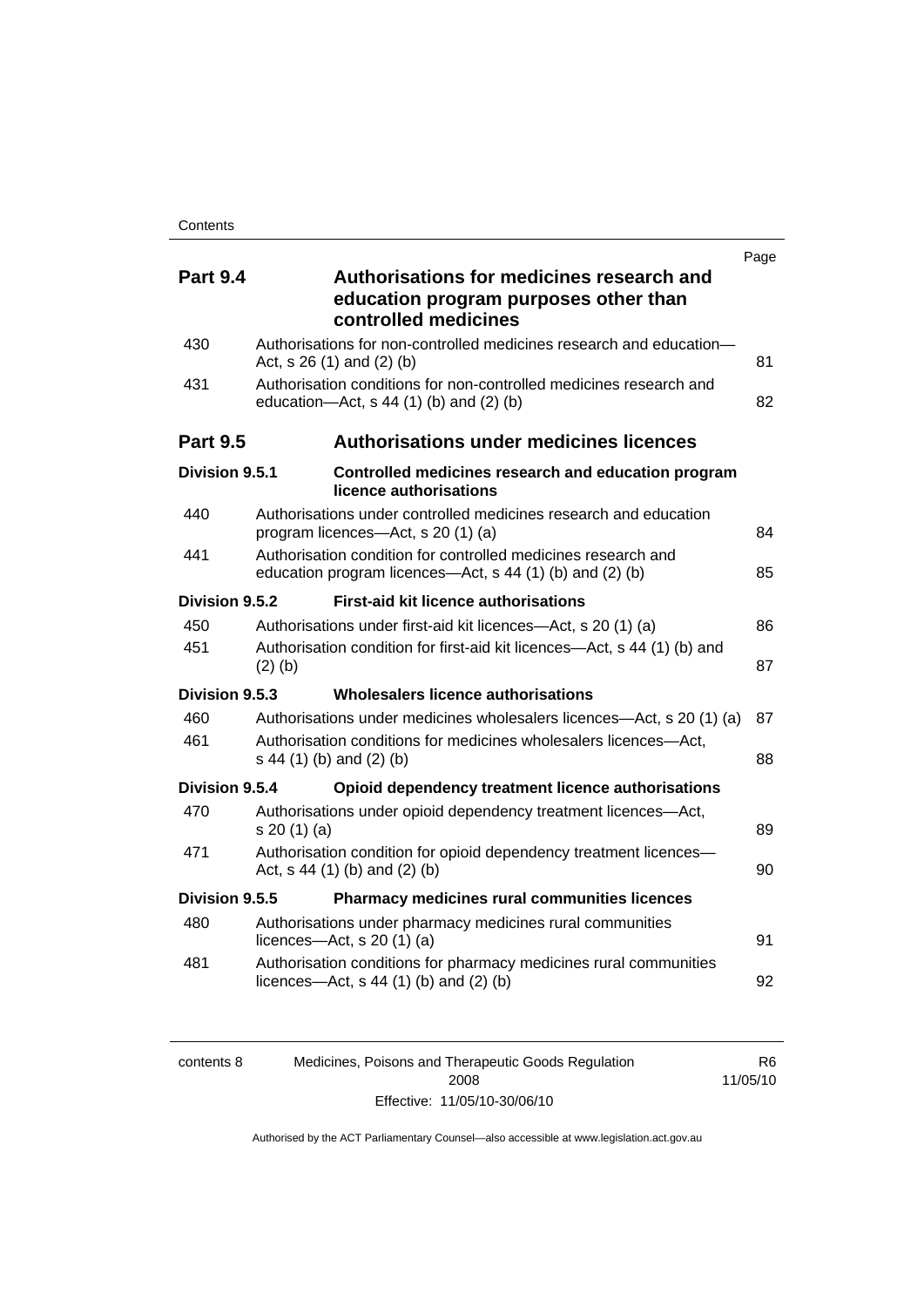| | | Page |
|---|---|---|
| **Part 9.4** | **Authorisations for medicines research and education program purposes other than controlled medicines** | |
| 430 | Authorisations for non-controlled medicines research and education—Act, s 26 (1) and (2) (b) | 81 |
| 431 | Authorisation conditions for non-controlled medicines research and education—Act, s 44 (1) (b) and (2) (b) | 82 |
| **Part 9.5** | **Authorisations under medicines licences** | |
| **Division 9.5.1** | **Controlled medicines research and education program licence authorisations** | |
| 440 | Authorisations under controlled medicines research and education program licences—Act, s 20 (1) (a) | 84 |
| 441 | Authorisation condition for controlled medicines research and education program licences—Act, s 44 (1) (b) and (2) (b) | 85 |
| **Division 9.5.2** | **First-aid kit licence authorisations** | |
| 450 | Authorisations under first-aid kit licences—Act, s 20 (1) (a) | 86 |
| 451 | Authorisation condition for first-aid kit licences—Act, s 44 (1) (b) and (2) (b) | 87 |
| **Division 9.5.3** | **Wholesalers licence authorisations** | |
| 460 | Authorisations under medicines wholesalers licences—Act, s 20 (1) (a) | 87 |
| 461 | Authorisation conditions for medicines wholesalers licences—Act, s 44 (1) (b) and (2) (b) | 88 |
| **Division 9.5.4** | **Opioid dependency treatment licence authorisations** | |
| 470 | Authorisations under opioid dependency treatment licences—Act, s 20 (1) (a) | 89 |
| 471 | Authorisation condition for opioid dependency treatment licences—Act, s 44 (1) (b) and (2) (b) | 90 |
| **Division 9.5.5** | **Pharmacy medicines rural communities licences** | |
| 480 | Authorisations under pharmacy medicines rural communities licences—Act, s 20 (1) (a) | 91 |
| 481 | Authorisation conditions for pharmacy medicines rural communities licences—Act, s 44 (1) (b) and (2) (b) | 92 |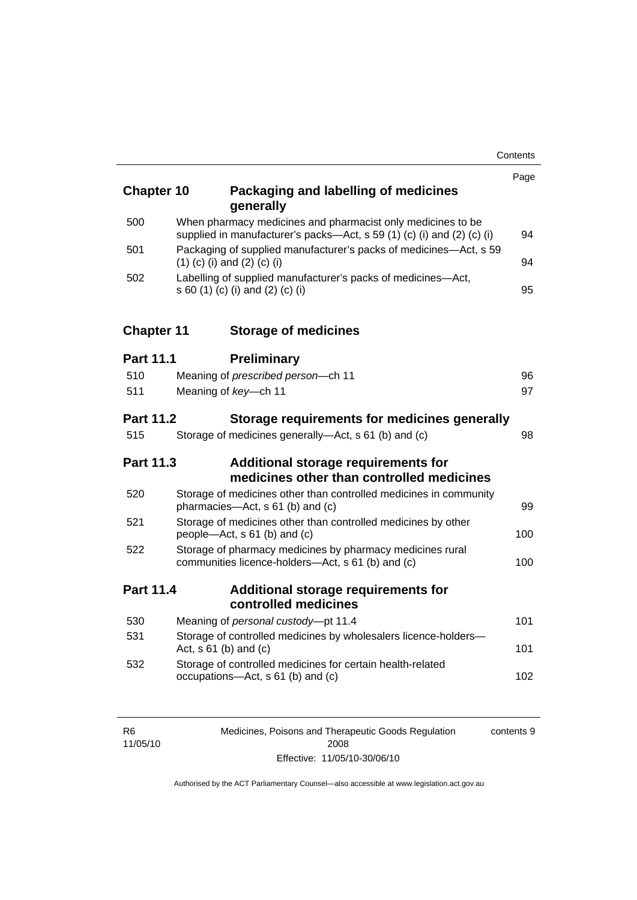| | | Page |
|---|---|---|
| **Chapter 10** | **Packaging and labelling of medicines generally** | |
| 500 | When pharmacy medicines and pharmacist only medicines to be supplied in manufacturer's packs—Act, s 59 (1) (c) (i) and (2) (c) (i) | 94 |
| 501 | Packaging of supplied manufacturer's packs of medicines—Act, s 59 (1) (c) (i) and (2) (c) (i) | 94 |
| 502 | Labelling of supplied manufacturer's packs of medicines—Act, s 60 (1) (c) (i) and (2) (c) (i) | 95 |
| **Chapter 11** | **Storage of medicines** | |
| **Part 11.1** | **Preliminary** | |
| 510 | Meaning of *prescribed person*—ch 11 | 96 |
| 511 | Meaning of *key*—ch 11 | 97 |
| **Part 11.2** | **Storage requirements for medicines generally** | |
| 515 | Storage of medicines generally—Act, s 61 (b) and (c) | 98 |
| **Part 11.3** | **Additional storage requirements for medicines other than controlled medicines** | |
| 520 | Storage of medicines other than controlled medicines in community pharmacies—Act, s 61 (b) and (c) | 99 |
| 521 | Storage of medicines other than controlled medicines by other people—Act, s 61 (b) and (c) | 100 |
| 522 | Storage of pharmacy medicines by pharmacy medicines rural communities licence-holders—Act, s 61 (b) and (c) | 100 |
| **Part 11.4** | **Additional storage requirements for controlled medicines** | |
| 530 | Meaning of *personal custody*—pt 11.4 | 101 |
| 531 | Storage of controlled medicines by wholesalers licence-holders—Act, s 61 (b) and (c) | 101 |
| 532 | Storage of controlled medicines for certain health-related occupations—Act, s 61 (b) and (c) | 102 |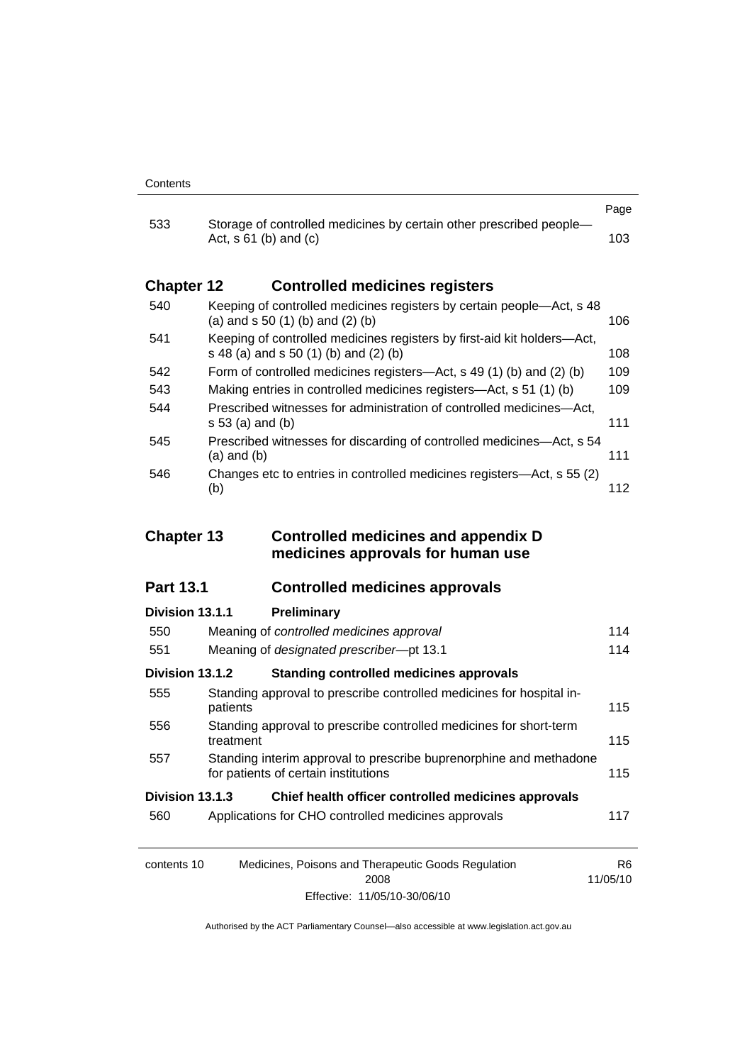| | | Page |
|---|---|---|
| 533 | Storage of controlled medicines by certain other prescribed people—Act, s 61 (b) and (c) | 103 |

## Chapter 12 Controlled medicines registers

| | | |
|---|---|---|
| 540 | Keeping of controlled medicines registers by certain people—Act, s 48 (a) and s 50 (1) (b) and (2) (b) | 106 |
| 541 | Keeping of controlled medicines registers by first-aid kit holders—Act, s 48 (a) and s 50 (1) (b) and (2) (b) | 108 |
| 542 | Form of controlled medicines registers—Act, s 49 (1) (b) and (2) (b) | 109 |
| 543 | Making entries in controlled medicines registers—Act, s 51 (1) (b) | 109 |
| 544 | Prescribed witnesses for administration of controlled medicines—Act, s 53 (a) and (b) | 111 |
| 545 | Prescribed witnesses for discarding of controlled medicines—Act, s 54 (a) and (b) | 111 |
| 546 | Changes etc to entries in controlled medicines registers—Act, s 55 (2) (b) | 112 |

## Chapter 13 Controlled medicines and appendix D medicines approvals for human use

### Part 13.1 Controlled medicines approvals

#### Division 13.1.1 Preliminary

| | | |
|---|---|---|
| 550 | Meaning of *controlled medicines approval* | 114 |
| 551 | Meaning of *designated prescriber*—pt 13.1 | 114 |

#### Division 13.1.2 Standing controlled medicines approvals

| | | |
|---|---|---|
| 555 | Standing approval to prescribe controlled medicines for hospital in-patients | 115 |
| 556 | Standing approval to prescribe controlled medicines for short-term treatment | 115 |
| 557 | Standing interim approval to prescribe buprenorphine and methadone for patients of certain institutions | 115 |

#### Division 13.1.3 Chief health officer controlled medicines approvals

| | | |
|---|---|---|
| 560 | Applications for CHO controlled medicines approvals | 117 |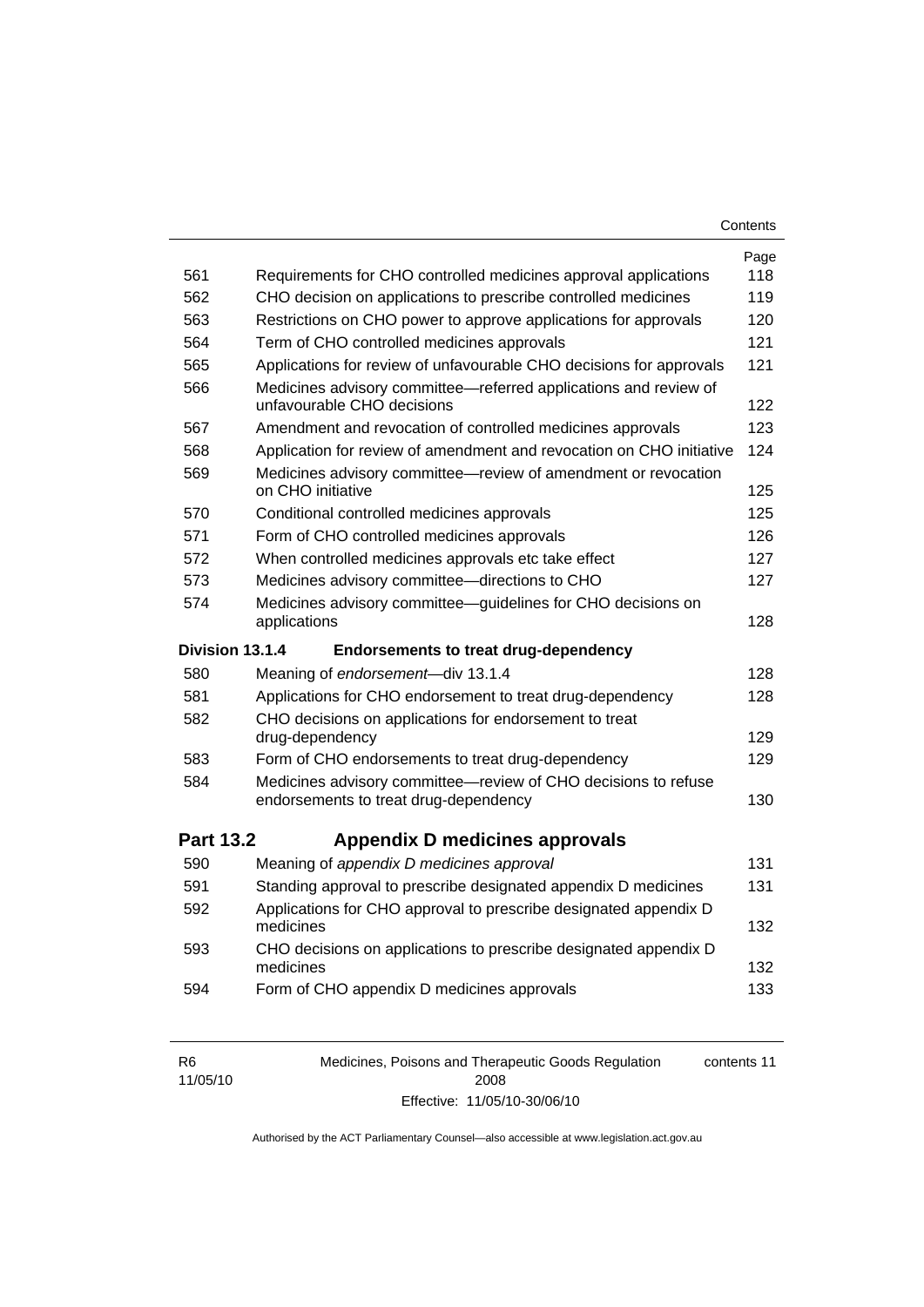| | | Page |
|---|---|---|
| 561 | Requirements for CHO controlled medicines approval applications | 118 |
| 562 | CHO decision on applications to prescribe controlled medicines | 119 |
| 563 | Restrictions on CHO power to approve applications for approvals | 120 |
| 564 | Term of CHO controlled medicines approvals | 121 |
| 565 | Applications for review of unfavourable CHO decisions for approvals | 121 |
| 566 | Medicines advisory committee—referred applications and review of unfavourable CHO decisions | 122 |
| 567 | Amendment and revocation of controlled medicines approvals | 123 |
| 568 | Application for review of amendment and revocation on CHO initiative | 124 |
| 569 | Medicines advisory committee—review of amendment or revocation on CHO initiative | 125 |
| 570 | Conditional controlled medicines approvals | 125 |
| 571 | Form of CHO controlled medicines approvals | 126 |
| 572 | When controlled medicines approvals etc take effect | 127 |
| 573 | Medicines advisory committee—directions to CHO | 127 |
| 574 | Medicines advisory committee—guidelines for CHO decisions on applications | 128 |
| **Division 13.1.4** | **Endorsements to treat drug-dependency** | |
| 580 | Meaning of *endorsement*—div 13.1.4 | 128 |
| 581 | Applications for CHO endorsement to treat drug-dependency | 128 |
| 582 | CHO decisions on applications for endorsement to treat drug-dependency | 129 |
| 583 | Form of CHO endorsements to treat drug-dependency | 129 |
| 584 | Medicines advisory committee—review of CHO decisions to refuse endorsements to treat drug-dependency | 130 |
| **Part 13.2** | **Appendix D medicines approvals** | |
| 590 | Meaning of *appendix D medicines approval* | 131 |
| 591 | Standing approval to prescribe designated appendix D medicines | 131 |
| 592 | Applications for CHO approval to prescribe designated appendix D medicines | 132 |
| 593 | CHO decisions on applications to prescribe designated appendix D medicines | 132 |
| 594 | Form of CHO appendix D medicines approvals | 133 |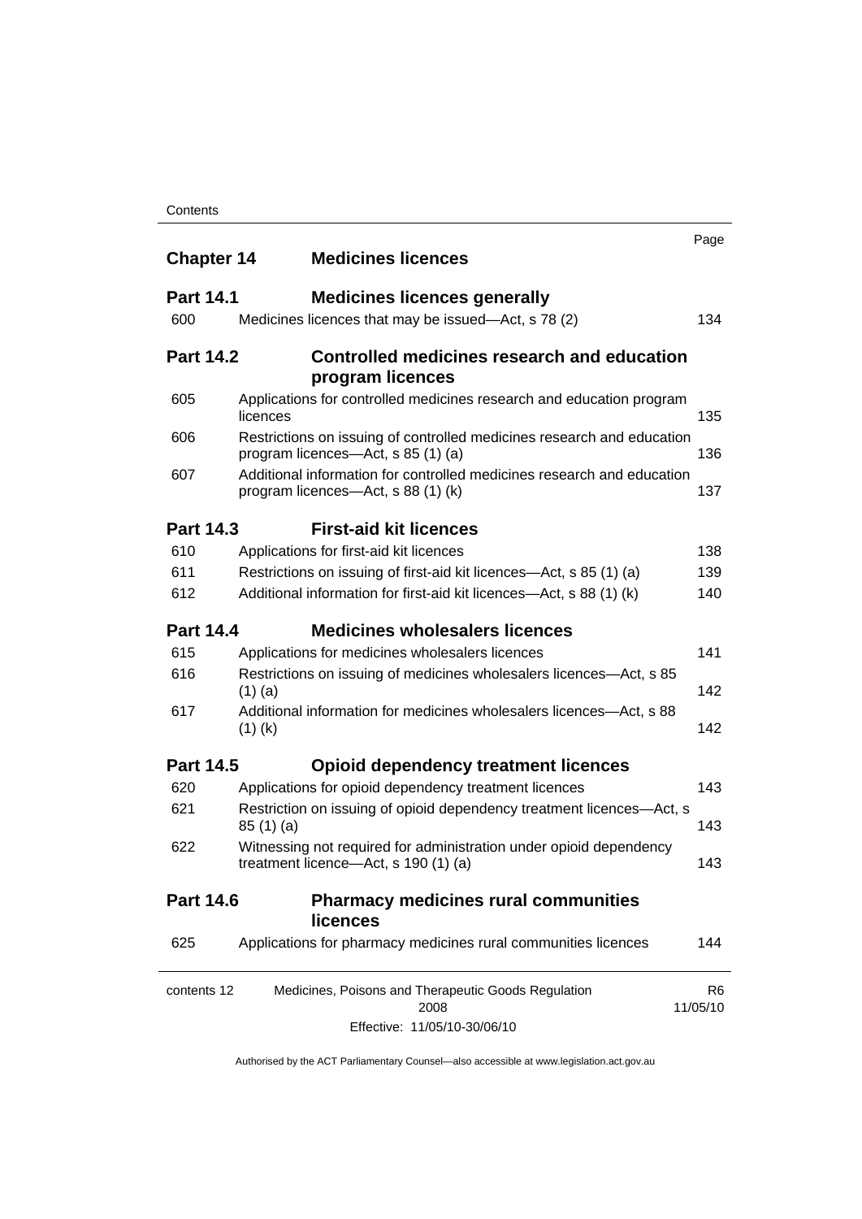| | | Page |
|---|---|---|
| **Chapter 14** | **Medicines licences** | |
| **Part 14.1** | **Medicines licences generally** | |
| 600 | Medicines licences that may be issued—Act, s 78 (2) | 134 |
| **Part 14.2** | **Controlled medicines research and education program licences** | |
| 605 | Applications for controlled medicines research and education program licences | 135 |
| 606 | Restrictions on issuing of controlled medicines research and education program licences—Act, s 85 (1) (a) | 136 |
| 607 | Additional information for controlled medicines research and education program licences—Act, s 88 (1) (k) | 137 |
| **Part 14.3** | **First-aid kit licences** | |
| 610 | Applications for first-aid kit licences | 138 |
| 611 | Restrictions on issuing of first-aid kit licences—Act, s 85 (1) (a) | 139 |
| 612 | Additional information for first-aid kit licences—Act, s 88 (1) (k) | 140 |
| **Part 14.4** | **Medicines wholesalers licences** | |
| 615 | Applications for medicines wholesalers licences | 141 |
| 616 | Restrictions on issuing of medicines wholesalers licences—Act, s 85 (1) (a) | 142 |
| 617 | Additional information for medicines wholesalers licences—Act, s 88 (1) (k) | 142 |
| **Part 14.5** | **Opioid dependency treatment licences** | |
| 620 | Applications for opioid dependency treatment licences | 143 |
| 621 | Restriction on issuing of opioid dependency treatment licences—Act, s 85 (1) (a) | 143 |
| 622 | Witnessing not required for administration under opioid dependency treatment licence—Act, s 190 (1) (a) | 143 |
| **Part 14.6** | **Pharmacy medicines rural communities licences** | |
| 625 | Applications for pharmacy medicines rural communities licences | 144 |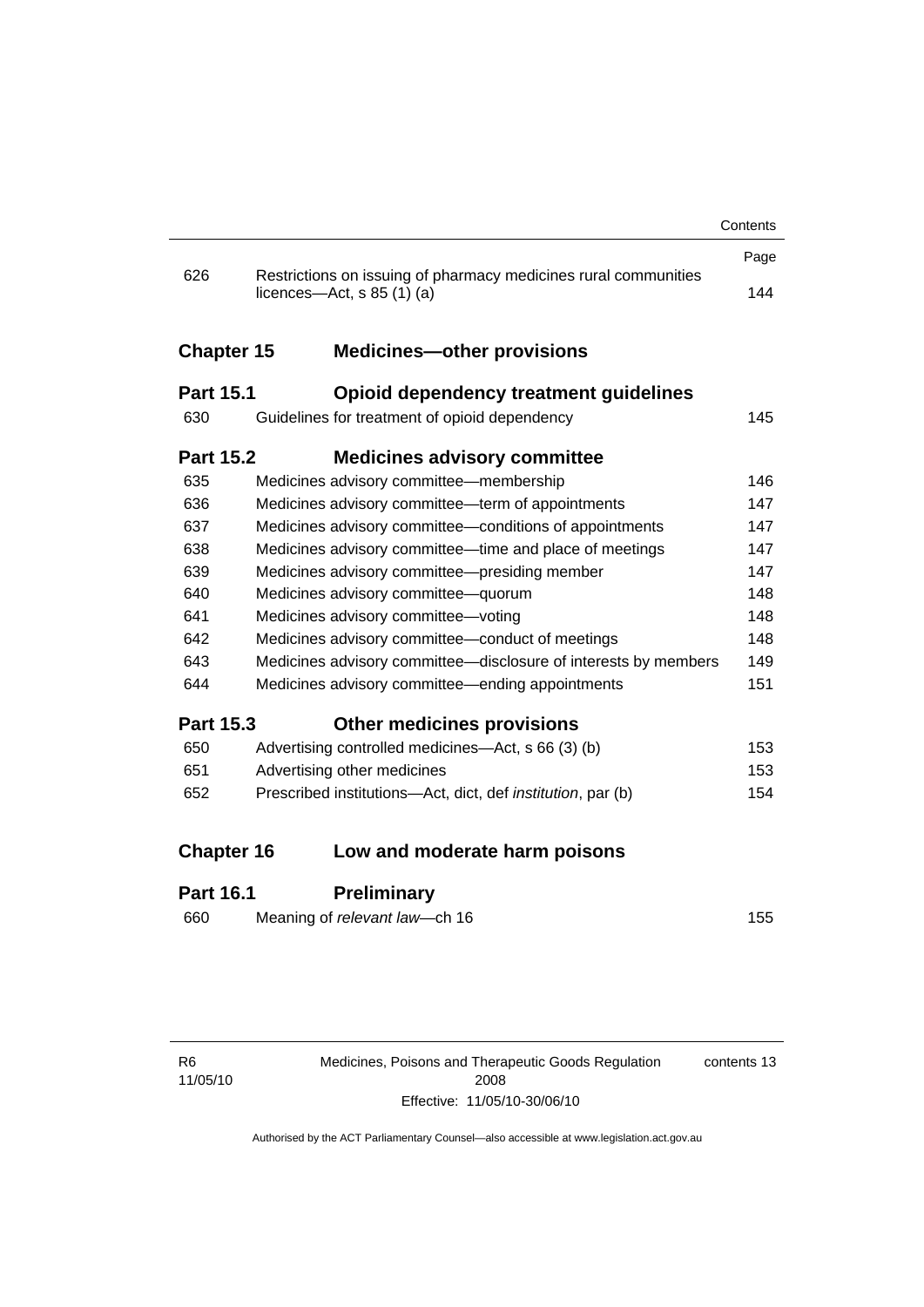| | | Page |
|---|---|---|
| 626 | Restrictions on issuing of pharmacy medicines rural communities licences—Act, s 85 (1) (a) | 144 |

## Chapter 15 Medicines—other provisions

### Part 15.1 Opioid dependency treatment guidelines

| | | |
|---|---|---|
| 630 | Guidelines for treatment of opioid dependency | 145 |

### Part 15.2 Medicines advisory committee

| | | |
|---|---|---|
| 635 | Medicines advisory committee—membership | 146 |
| 636 | Medicines advisory committee—term of appointments | 147 |
| 637 | Medicines advisory committee—conditions of appointments | 147 |
| 638 | Medicines advisory committee—time and place of meetings | 147 |
| 639 | Medicines advisory committee—presiding member | 147 |
| 640 | Medicines advisory committee—quorum | 148 |
| 641 | Medicines advisory committee—voting | 148 |
| 642 | Medicines advisory committee—conduct of meetings | 148 |
| 643 | Medicines advisory committee—disclosure of interests by members | 149 |
| 644 | Medicines advisory committee—ending appointments | 151 |

### Part 15.3 Other medicines provisions

| | | |
|---|---|---|
| 650 | Advertising controlled medicines—Act, s 66 (3) (b) | 153 |
| 651 | Advertising other medicines | 153 |
| 652 | Prescribed institutions—Act, dict, def *institution*, par (b) | 154 |

## Chapter 16 Low and moderate harm poisons

### Part 16.1 Preliminary

| | | |
|---|---|---|
| 660 | Meaning of *relevant law*—ch 16 | 155 |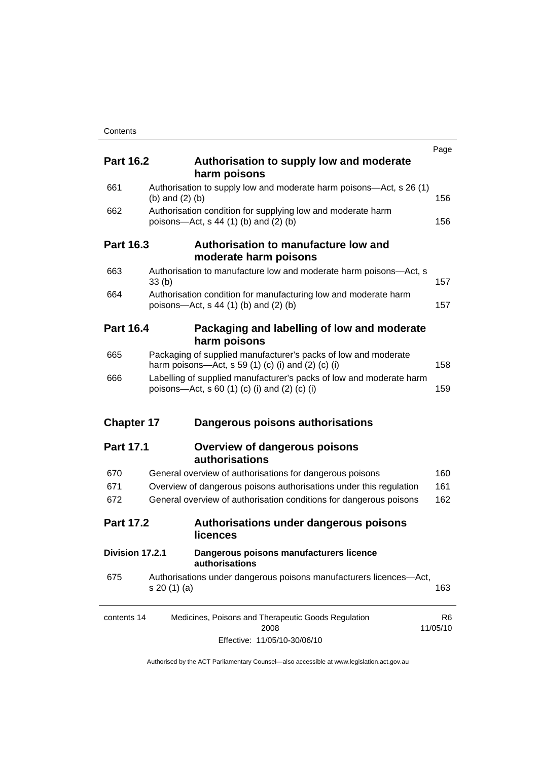| | | Page |
|---|---|---|
| **Part 16.2** | **Authorisation to supply low and moderate harm poisons** | |
| 661 | Authorisation to supply low and moderate harm poisons—Act, s 26 (1) (b) and (2) (b) | 156 |
| 662 | Authorisation condition for supplying low and moderate harm poisons—Act, s 44 (1) (b) and (2) (b) | 156 |
| **Part 16.3** | **Authorisation to manufacture low and moderate harm poisons** | |
| 663 | Authorisation to manufacture low and moderate harm poisons—Act, s 33 (b) | 157 |
| 664 | Authorisation condition for manufacturing low and moderate harm poisons—Act, s 44 (1) (b) and (2) (b) | 157 |
| **Part 16.4** | **Packaging and labelling of low and moderate harm poisons** | |
| 665 | Packaging of supplied manufacturer's packs of low and moderate harm poisons—Act, s 59 (1) (c) (i) and (2) (c) (i) | 158 |
| 666 | Labelling of supplied manufacturer's packs of low and moderate harm poisons—Act, s 60 (1) (c) (i) and (2) (c) (i) | 159 |
| **Chapter 17** | **Dangerous poisons authorisations** | |
| **Part 17.1** | **Overview of dangerous poisons authorisations** | |
| 670 | General overview of authorisations for dangerous poisons | 160 |
| 671 | Overview of dangerous poisons authorisations under this regulation | 161 |
| 672 | General overview of authorisation conditions for dangerous poisons | 162 |
| **Part 17.2** | **Authorisations under dangerous poisons licences** | |
| **Division 17.2.1** | **Dangerous poisons manufacturers licence authorisations** | |
| 675 | Authorisations under dangerous poisons manufacturers licences—Act, s 20 (1) (a) | 163 |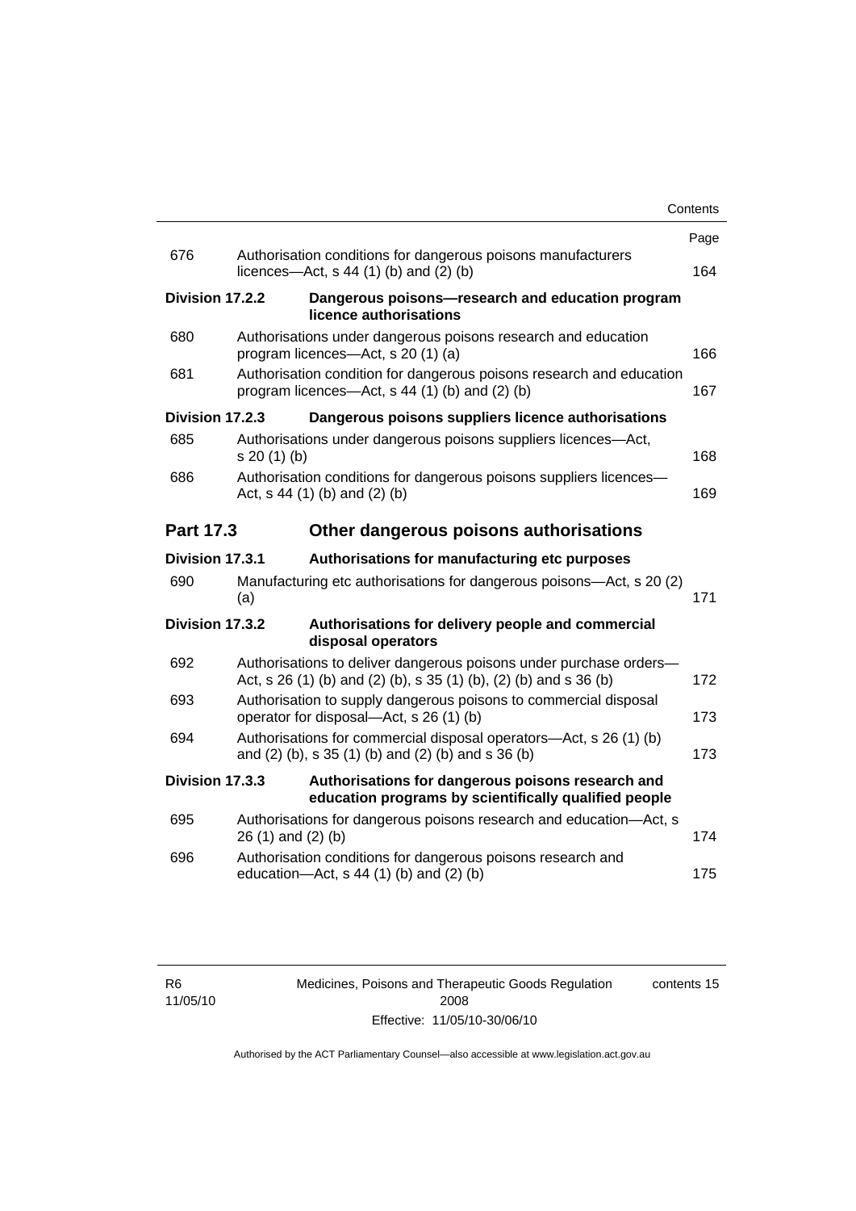| | | Page |
|---|---|---|
| 676 | Authorisation conditions for dangerous poisons manufacturers licences—Act, s 44 (1) (b) and (2) (b) | 164 |
| **Division 17.2.2** | **Dangerous poisons—research and education program licence authorisations** | |
| 680 | Authorisations under dangerous poisons research and education program licences—Act, s 20 (1) (a) | 166 |
| 681 | Authorisation condition for dangerous poisons research and education program licences—Act, s 44 (1) (b) and (2) (b) | 167 |
| **Division 17.2.3** | **Dangerous poisons suppliers licence authorisations** | |
| 685 | Authorisations under dangerous poisons suppliers licences—Act, s 20 (1) (b) | 168 |
| 686 | Authorisation conditions for dangerous poisons suppliers licences—Act, s 44 (1) (b) and (2) (b) | 169 |
| **Part 17.3** | **Other dangerous poisons authorisations** | |
| **Division 17.3.1** | **Authorisations for manufacturing etc purposes** | |
| 690 | Manufacturing etc authorisations for dangerous poisons—Act, s 20 (2) (a) | 171 |
| **Division 17.3.2** | **Authorisations for delivery people and commercial disposal operators** | |
| 692 | Authorisations to deliver dangerous poisons under purchase orders—Act, s 26 (1) (b) and (2) (b), s 35 (1) (b), (2) (b) and s 36 (b) | 172 |
| 693 | Authorisation to supply dangerous poisons to commercial disposal operator for disposal—Act, s 26 (1) (b) | 173 |
| 694 | Authorisations for commercial disposal operators—Act, s 26 (1) (b) and (2) (b), s 35 (1) (b) and (2) (b) and s 36 (b) | 173 |
| **Division 17.3.3** | **Authorisations for dangerous poisons research and education programs by scientifically qualified people** | |
| 695 | Authorisations for dangerous poisons research and education—Act, s 26 (1) and (2) (b) | 174 |
| 696 | Authorisation conditions for dangerous poisons research and education—Act, s 44 (1) (b) and (2) (b) | 175 |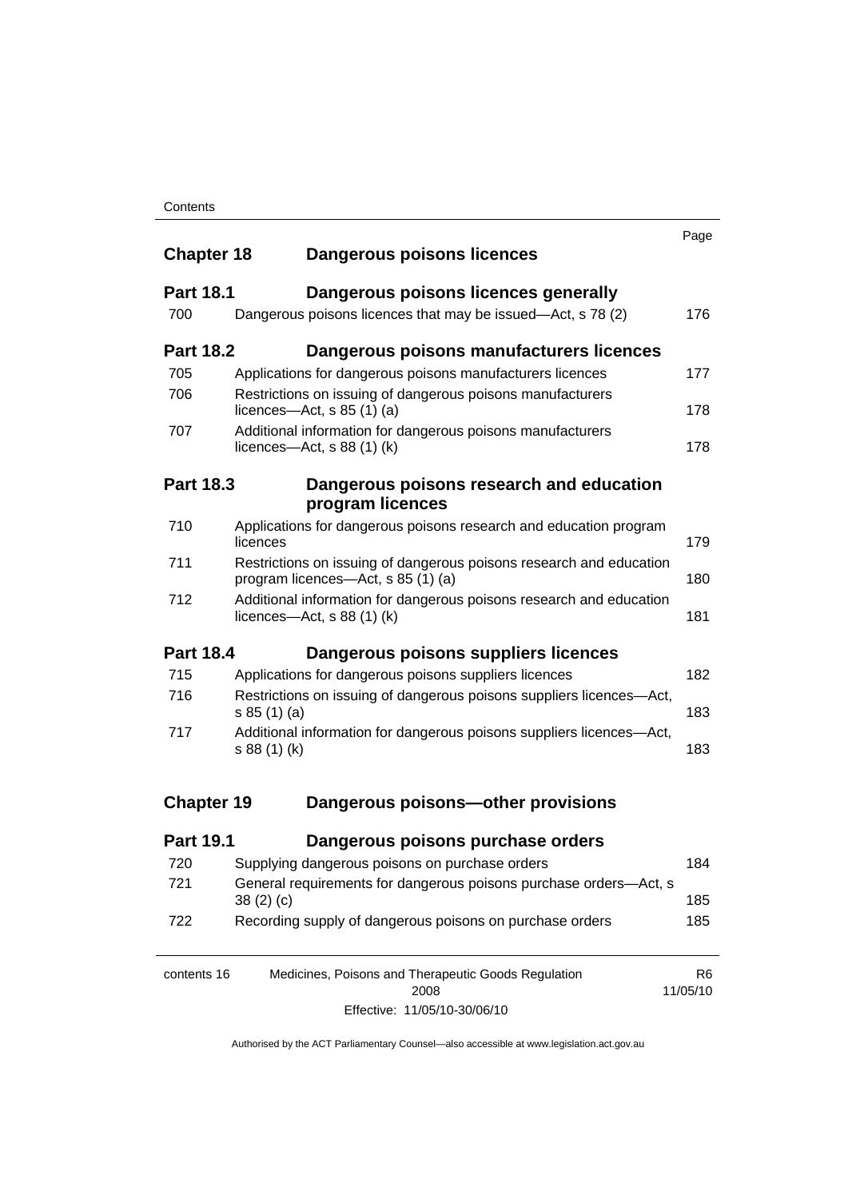| | | Page |
|---|---|---|
| **Chapter 18** | **Dangerous poisons licences** | |
| **Part 18.1** | **Dangerous poisons licences generally** | |
| 700 | Dangerous poisons licences that may be issued—Act, s 78 (2) | 176 |
| **Part 18.2** | **Dangerous poisons manufacturers licences** | |
| 705 | Applications for dangerous poisons manufacturers licences | 177 |
| 706 | Restrictions on issuing of dangerous poisons manufacturers licences—Act, s 85 (1) (a) | 178 |
| 707 | Additional information for dangerous poisons manufacturers licences—Act, s 88 (1) (k) | 178 |
| **Part 18.3** | **Dangerous poisons research and education program licences** | |
| 710 | Applications for dangerous poisons research and education program licences | 179 |
| 711 | Restrictions on issuing of dangerous poisons research and education program licences—Act, s 85 (1) (a) | 180 |
| 712 | Additional information for dangerous poisons research and education licences—Act, s 88 (1) (k) | 181 |
| **Part 18.4** | **Dangerous poisons suppliers licences** | |
| 715 | Applications for dangerous poisons suppliers licences | 182 |
| 716 | Restrictions on issuing of dangerous poisons suppliers licences—Act, s 85 (1) (a) | 183 |
| 717 | Additional information for dangerous poisons suppliers licences—Act, s 88 (1) (k) | 183 |
| **Chapter 19** | **Dangerous poisons—other provisions** | |
| **Part 19.1** | **Dangerous poisons purchase orders** | |
| 720 | Supplying dangerous poisons on purchase orders | 184 |
| 721 | General requirements for dangerous poisons purchase orders—Act, s 38 (2) (c) | 185 |
| 722 | Recording supply of dangerous poisons on purchase orders | 185 |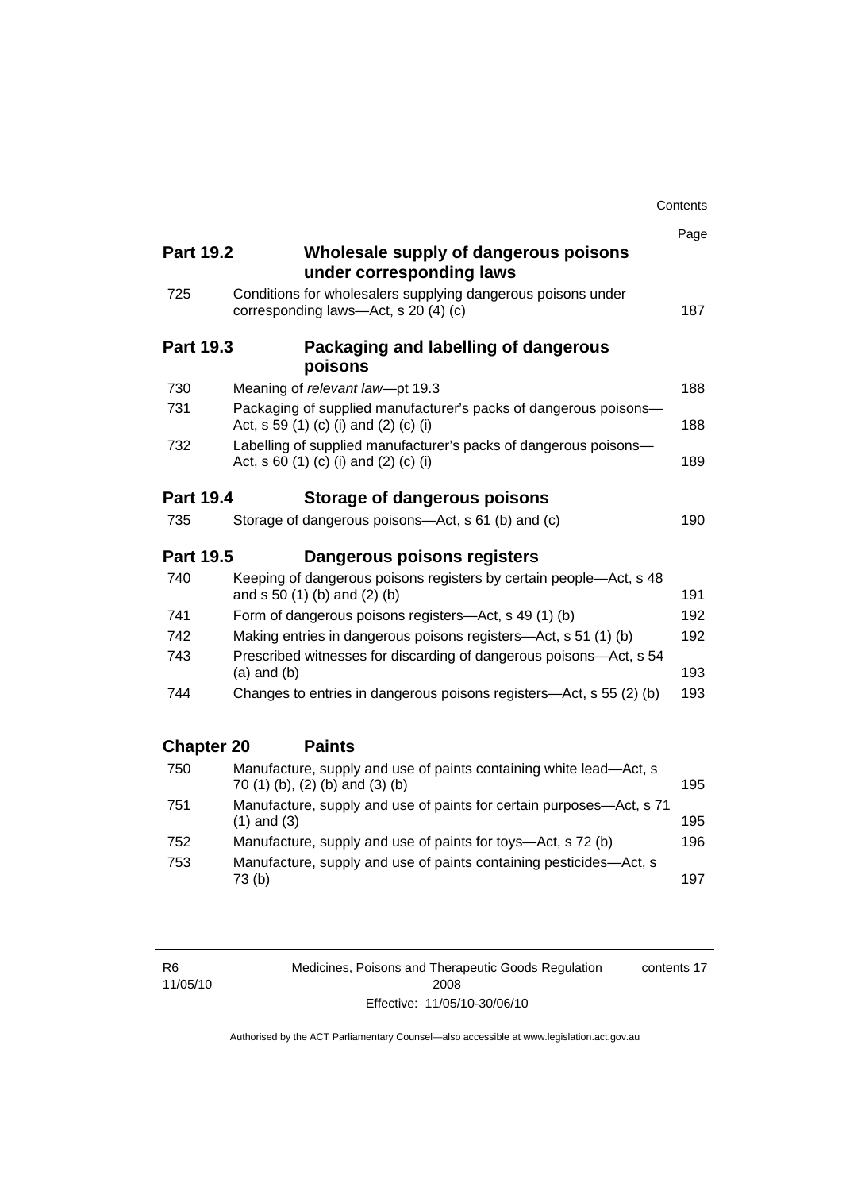| | | Page |
|---|---|---|
| **Part 19.2** | **Wholesale supply of dangerous poisons under corresponding laws** | |
| 725 | Conditions for wholesalers supplying dangerous poisons under corresponding laws—Act, s 20 (4) (c) | 187 |
| **Part 19.3** | **Packaging and labelling of dangerous poisons** | |
| 730 | Meaning of *relevant law*—pt 19.3 | 188 |
| 731 | Packaging of supplied manufacturer's packs of dangerous poisons—Act, s 59 (1) (c) (i) and (2) (c) (i) | 188 |
| 732 | Labelling of supplied manufacturer's packs of dangerous poisons—Act, s 60 (1) (c) (i) and (2) (c) (i) | 189 |
| **Part 19.4** | **Storage of dangerous poisons** | |
| 735 | Storage of dangerous poisons—Act, s 61 (b) and (c) | 190 |
| **Part 19.5** | **Dangerous poisons registers** | |
| 740 | Keeping of dangerous poisons registers by certain people—Act, s 48 and s 50 (1) (b) and (2) (b) | 191 |
| 741 | Form of dangerous poisons registers—Act, s 49 (1) (b) | 192 |
| 742 | Making entries in dangerous poisons registers—Act, s 51 (1) (b) | 192 |
| 743 | Prescribed witnesses for discarding of dangerous poisons—Act, s 54 (a) and (b) | 193 |
| 744 | Changes to entries in dangerous poisons registers—Act, s 55 (2) (b) | 193 |
| **Chapter 20** | **Paints** | |
| 750 | Manufacture, supply and use of paints containing white lead—Act, s 70 (1) (b), (2) (b) and (3) (b) | 195 |
| 751 | Manufacture, supply and use of paints for certain purposes—Act, s 71 (1) and (3) | 195 |
| 752 | Manufacture, supply and use of paints for toys—Act, s 72 (b) | 196 |
| 753 | Manufacture, supply and use of paints containing pesticides—Act, s 73 (b) | 197 |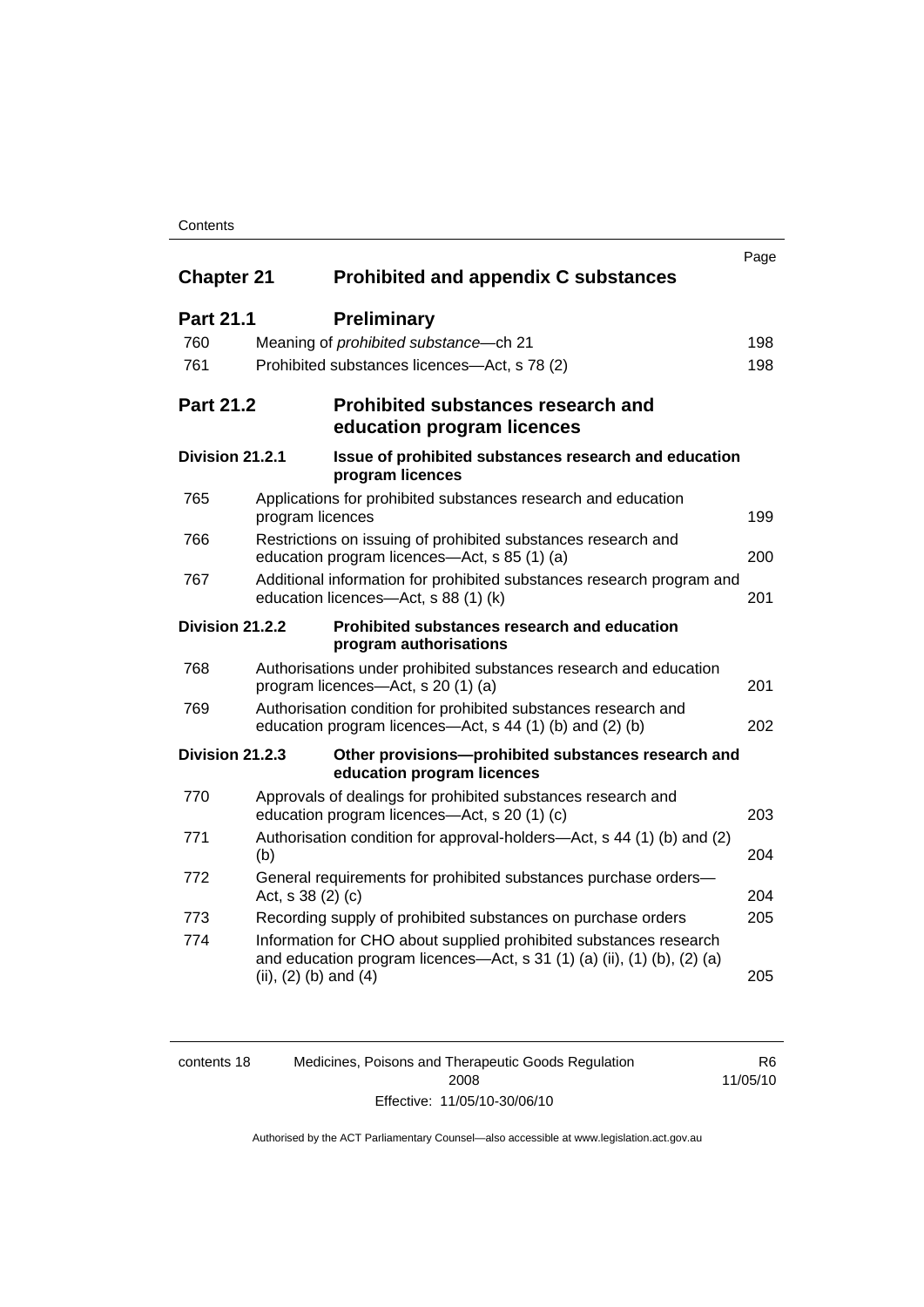| | | Page |
|---|---|---|
| **Chapter 21** | **Prohibited and appendix C substances** | |
| **Part 21.1** | **Preliminary** | |
| 760 | Meaning of *prohibited substance*—ch 21 | 198 |
| 761 | Prohibited substances licences—Act, s 78 (2) | 198 |
| **Part 21.2** | **Prohibited substances research and education program licences** | |
| **Division 21.2.1** | **Issue of prohibited substances research and education program licences** | |
| 765 | Applications for prohibited substances research and education program licences | 199 |
| 766 | Restrictions on issuing of prohibited substances research and education program licences—Act, s 85 (1) (a) | 200 |
| 767 | Additional information for prohibited substances research program and education licences—Act, s 88 (1) (k) | 201 |
| **Division 21.2.2** | **Prohibited substances research and education program authorisations** | |
| 768 | Authorisations under prohibited substances research and education program licences—Act, s 20 (1) (a) | 201 |
| 769 | Authorisation condition for prohibited substances research and education program licences—Act, s 44 (1) (b) and (2) (b) | 202 |
| **Division 21.2.3** | **Other provisions—prohibited substances research and education program licences** | |
| 770 | Approvals of dealings for prohibited substances research and education program licences—Act, s 20 (1) (c) | 203 |
| 771 | Authorisation condition for approval-holders—Act, s 44 (1) (b) and (2) (b) | 204 |
| 772 | General requirements for prohibited substances purchase orders—Act, s 38 (2) (c) | 204 |
| 773 | Recording supply of prohibited substances on purchase orders | 205 |
| 774 | Information for CHO about supplied prohibited substances research and education program licences—Act, s 31 (1) (a) (ii), (1) (b), (2) (a) (ii), (2) (b) and (4) | 205 |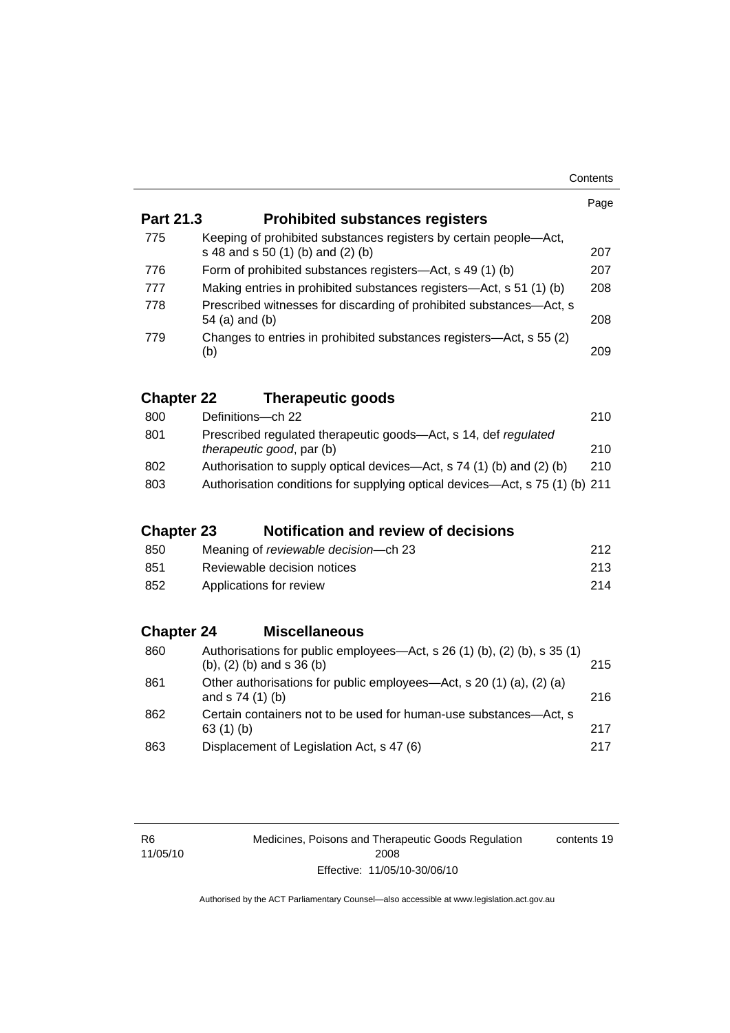| | | Page |
|---|---|---|
| **Part 21.3** | **Prohibited substances registers** | |
| 775 | Keeping of prohibited substances registers by certain people—Act, s 48 and s 50 (1) (b) and (2) (b) | 207 |
| 776 | Form of prohibited substances registers—Act, s 49 (1) (b) | 207 |
| 777 | Making entries in prohibited substances registers—Act, s 51 (1) (b) | 208 |
| 778 | Prescribed witnesses for discarding of prohibited substances—Act, s 54 (a) and (b) | 208 |
| 779 | Changes to entries in prohibited substances registers—Act, s 55 (2) (b) | 209 |
| **Chapter 22** | **Therapeutic goods** | |
| 800 | Definitions—ch 22 | 210 |
| 801 | Prescribed regulated therapeutic goods—Act, s 14, def *regulated therapeutic good*, par (b) | 210 |
| 802 | Authorisation to supply optical devices—Act, s 74 (1) (b) and (2) (b) | 210 |
| 803 | Authorisation conditions for supplying optical devices—Act, s 75 (1) (b) | 211 |
| **Chapter 23** | **Notification and review of decisions** | |
| 850 | Meaning of *reviewable decision*—ch 23 | 212 |
| 851 | Reviewable decision notices | 213 |
| 852 | Applications for review | 214 |
| **Chapter 24** | **Miscellaneous** | |
| 860 | Authorisations for public employees—Act, s 26 (1) (b), (2) (b), s 35 (1) (b), (2) (b) and s 36 (b) | 215 |
| 861 | Other authorisations for public employees—Act, s 20 (1) (a), (2) (a) and s 74 (1) (b) | 216 |
| 862 | Certain containers not to be used for human-use substances—Act, s 63 (1) (b) | 217 |
| 863 | Displacement of Legislation Act, s 47 (6) | 217 |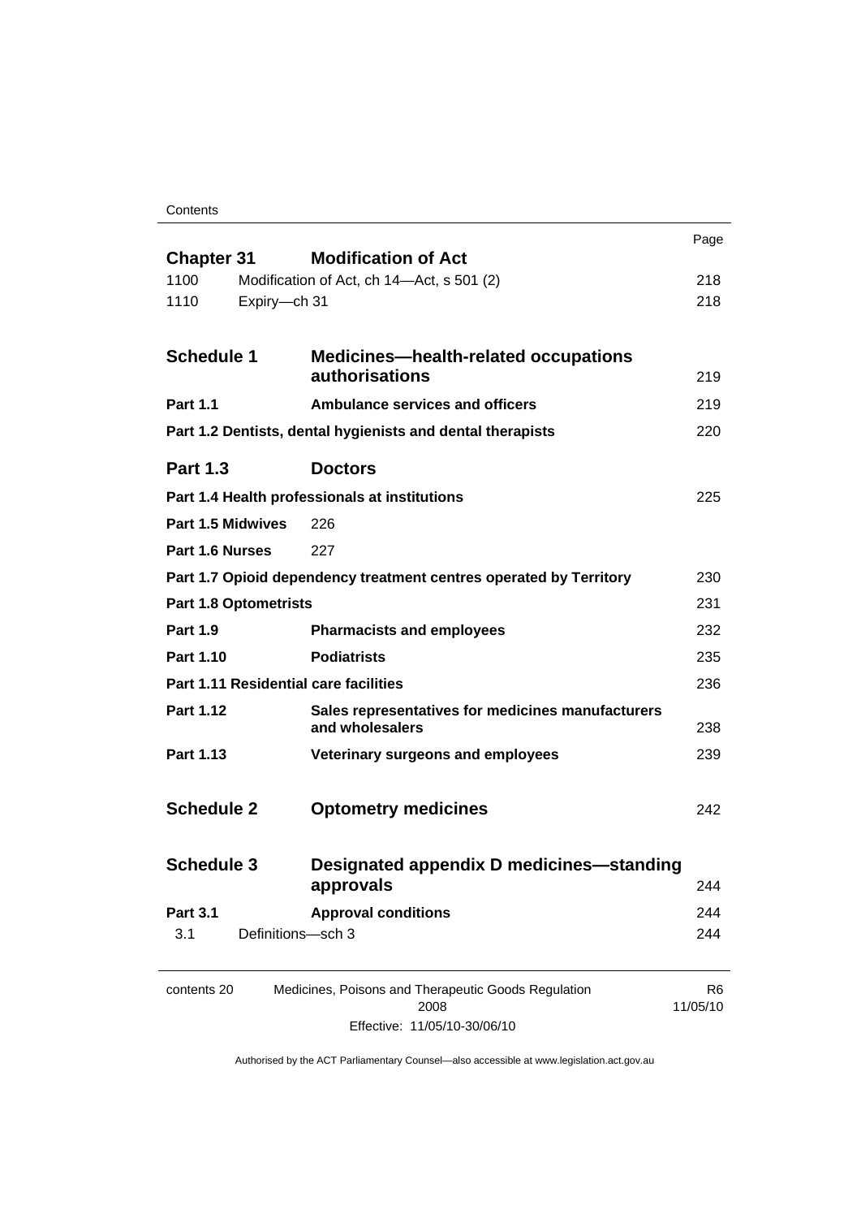| | | Page |
|---|---|---|
| **Chapter 31** | **Modification of Act** | |
| 1100 | Modification of Act, ch 14—Act, s 501 (2) | 218 |
| 1110 | Expiry—ch 31 | 218 |
| **Schedule 1** | **Medicines—health-related occupations authorisations** | 219 |
| **Part 1.1** | **Ambulance services and officers** | 219 |
| **Part 1.2 Dentists, dental hygienists and dental therapists** | | 220 |
| **Part 1.3** | **Doctors** | |
| **Part 1.4 Health professionals at institutions** | | 225 |
| **Part 1.5 Midwives** | 226 | |
| **Part 1.6 Nurses** | 227 | |
| **Part 1.7 Opioid dependency treatment centres operated by Territory** | | 230 |
| **Part 1.8 Optometrists** | | 231 |
| **Part 1.9** | **Pharmacists and employees** | 232 |
| **Part 1.10** | **Podiatrists** | 235 |
| **Part 1.11 Residential care facilities** | | 236 |
| **Part 1.12** | **Sales representatives for medicines manufacturers and wholesalers** | 238 |
| **Part 1.13** | **Veterinary surgeons and employees** | 239 |
| **Schedule 2** | **Optometry medicines** | 242 |
| **Schedule 3** | **Designated appendix D medicines—standing approvals** | 244 |
| **Part 3.1** | **Approval conditions** | 244 |
| 3.1 | Definitions—sch 3 | 244 |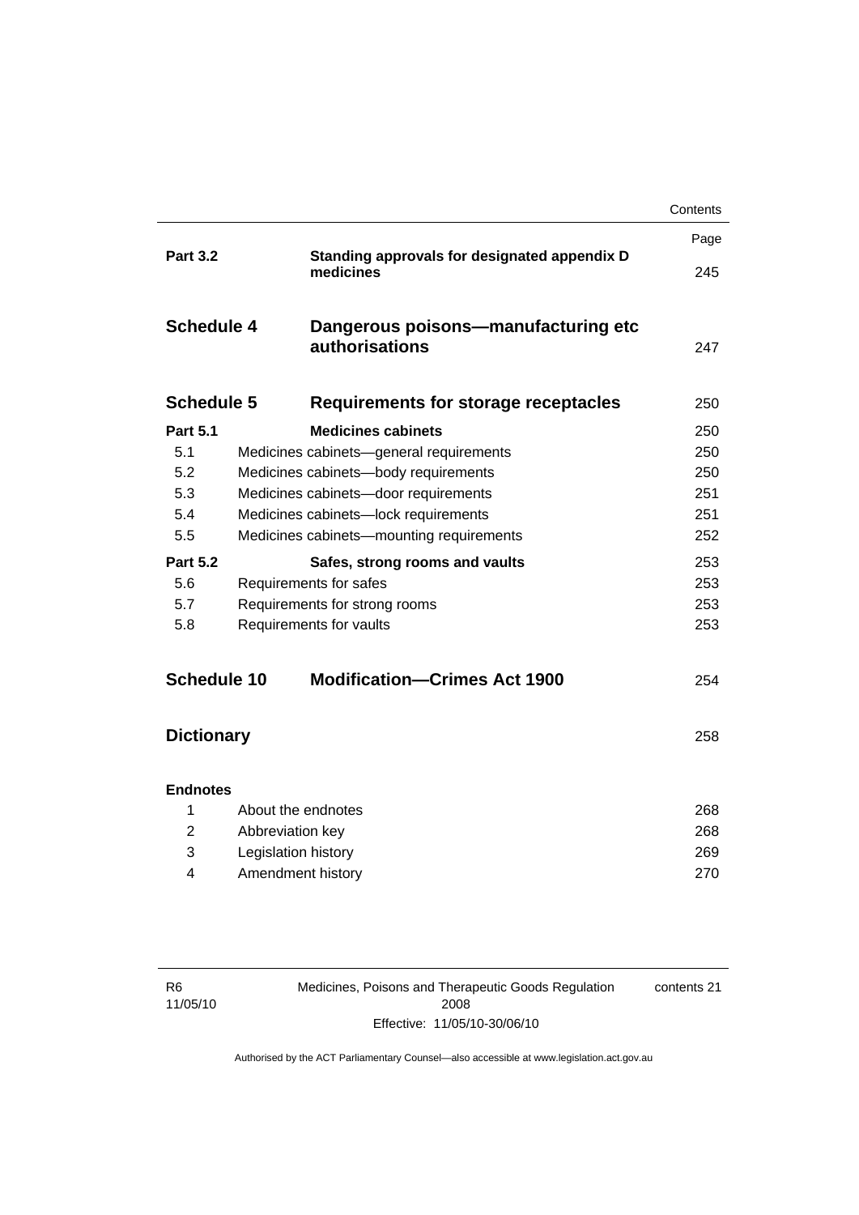| | | Page |
|---|---|---|
| **Part 3.2** | **Standing approvals for designated appendix D medicines** | 245 |
| **Schedule 4** | **Dangerous poisons—manufacturing etc authorisations** | 247 |
| **Schedule 5** | **Requirements for storage receptacles** | 250 |
| **Part 5.1** | **Medicines cabinets** | 250 |
| 5.1 | Medicines cabinets—general requirements | 250 |
| 5.2 | Medicines cabinets—body requirements | 250 |
| 5.3 | Medicines cabinets—door requirements | 251 |
| 5.4 | Medicines cabinets—lock requirements | 251 |
| 5.5 | Medicines cabinets—mounting requirements | 252 |
| **Part 5.2** | **Safes, strong rooms and vaults** | 253 |
| 5.6 | Requirements for safes | 253 |
| 5.7 | Requirements for strong rooms | 253 |
| 5.8 | Requirements for vaults | 253 |
| **Schedule 10** | **Modification—Crimes Act 1900** | 254 |
| **Dictionary** | | 258 |
| **Endnotes** | | |
| 1 | About the endnotes | 268 |
| 2 | Abbreviation key | 268 |
| 3 | Legislation history | 269 |
| 4 | Amendment history | 270 |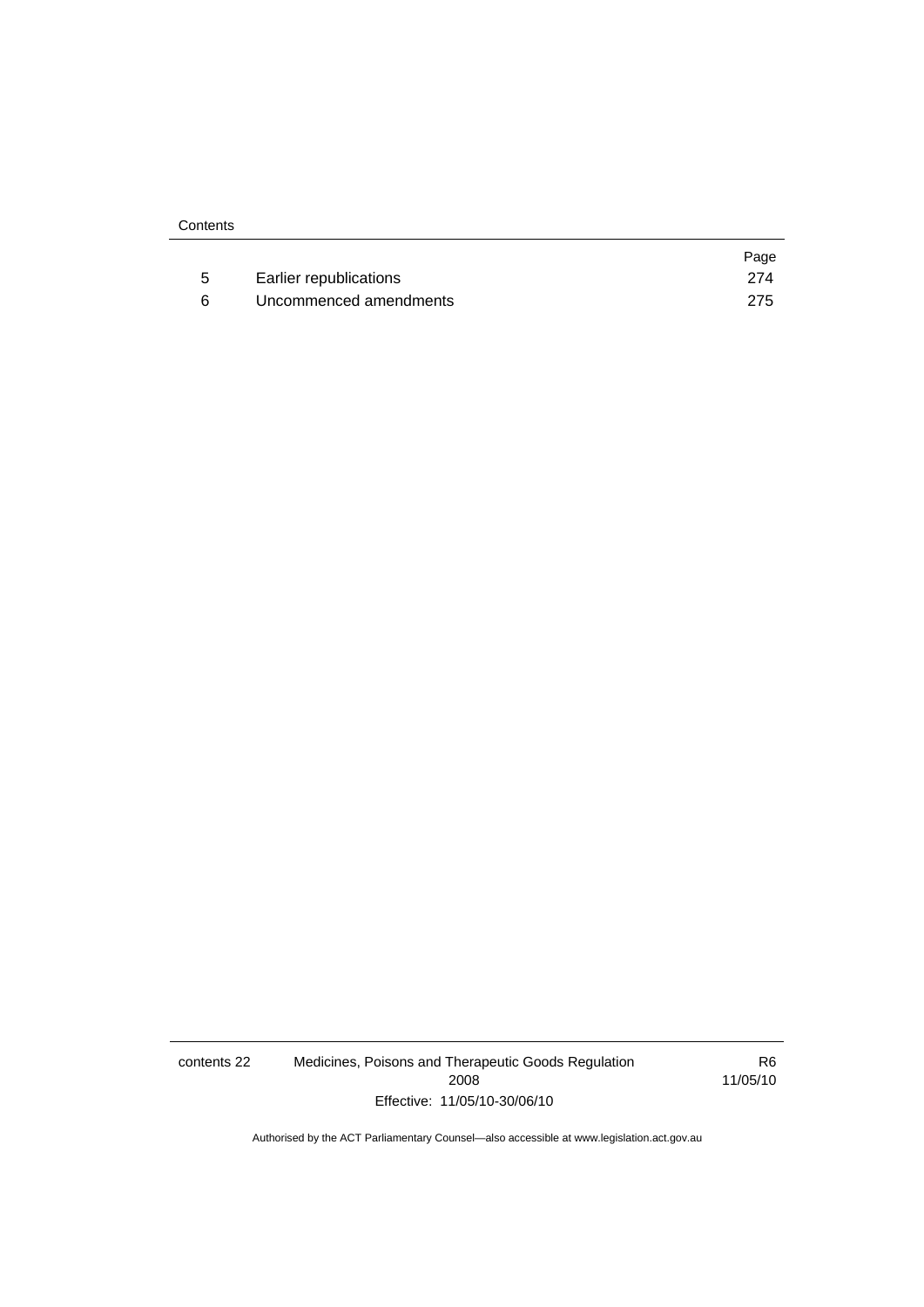| | | Page |
|---|---|---|
| 5 | Earlier republications | 274 |
| 6 | Uncommenced amendments | 275 |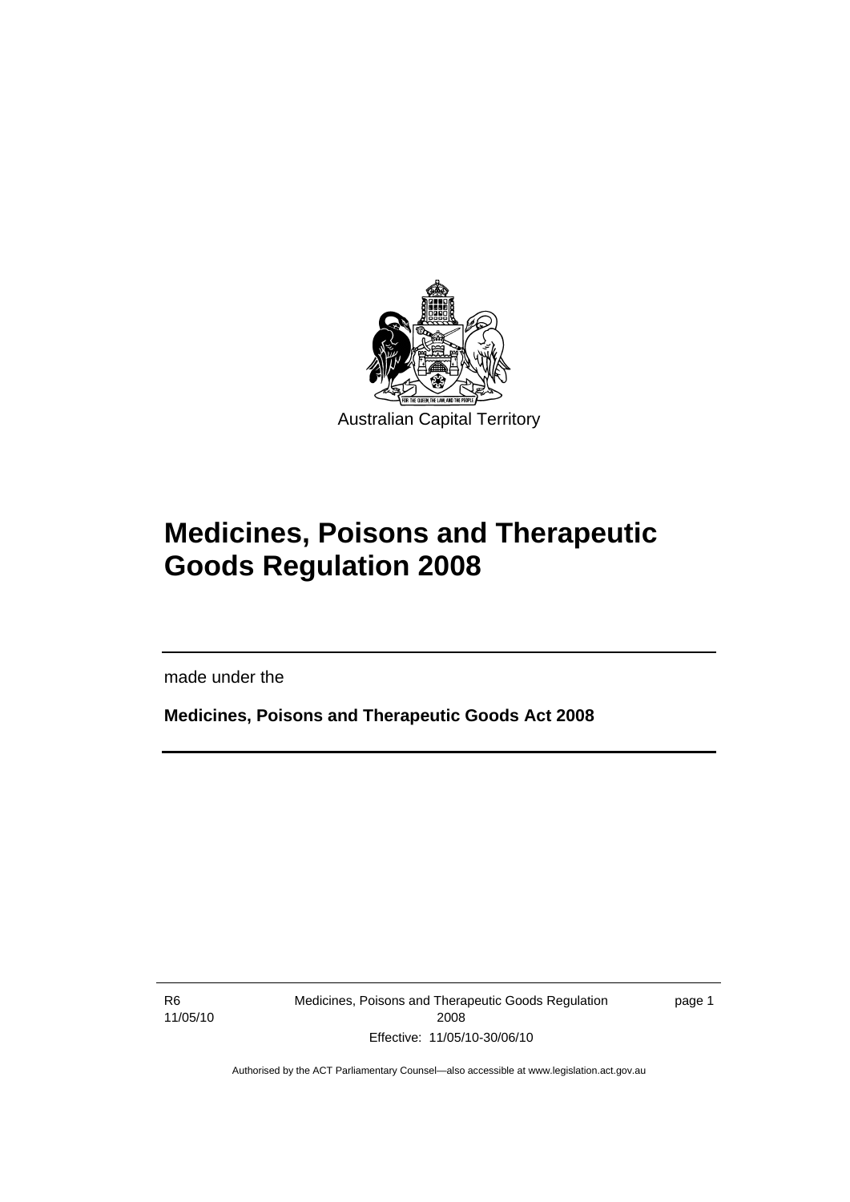Australian Capital Territory

# Medicines, Poisons and Therapeutic Goods Regulation 2008

made under the

**Medicines, Poisons and Therapeutic Goods Act 2008**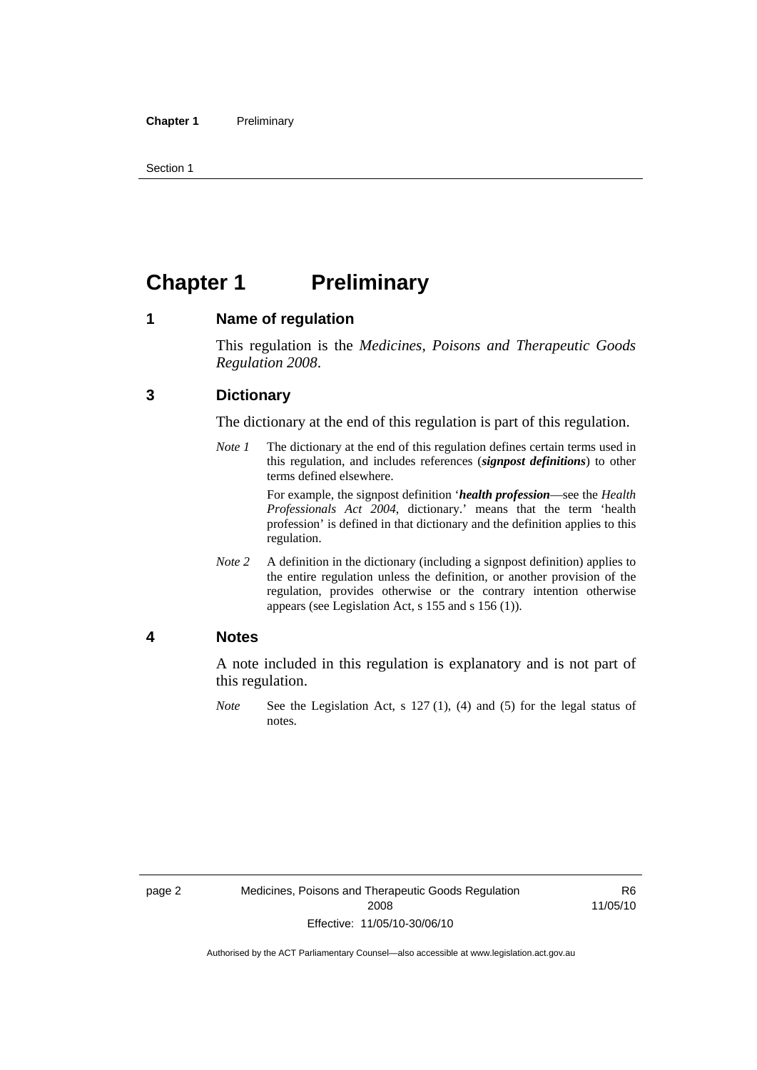# Chapter 1 Preliminary

## 1 Name of regulation

This regulation is the *Medicines, Poisons and Therapeutic Goods Regulation 2008*.

## 3 Dictionary

The dictionary at the end of this regulation is part of this regulation.

*Note 1* The dictionary at the end of this regulation defines certain terms used in this regulation, and includes references (***signpost definitions***) to other terms defined elsewhere.

For example, the signpost definition '***health profession***—see the *Health Professionals Act 2004*, dictionary.' means that the term 'health profession' is defined in that dictionary and the definition applies to this regulation.

*Note 2* A definition in the dictionary (including a signpost definition) applies to the entire regulation unless the definition, or another provision of the regulation, provides otherwise or the contrary intention otherwise appears (see Legislation Act, s 155 and s 156 (1)).

## 4 Notes

A note included in this regulation is explanatory and is not part of this regulation.

*Note* See the Legislation Act, s 127 (1), (4) and (5) for the legal status of notes.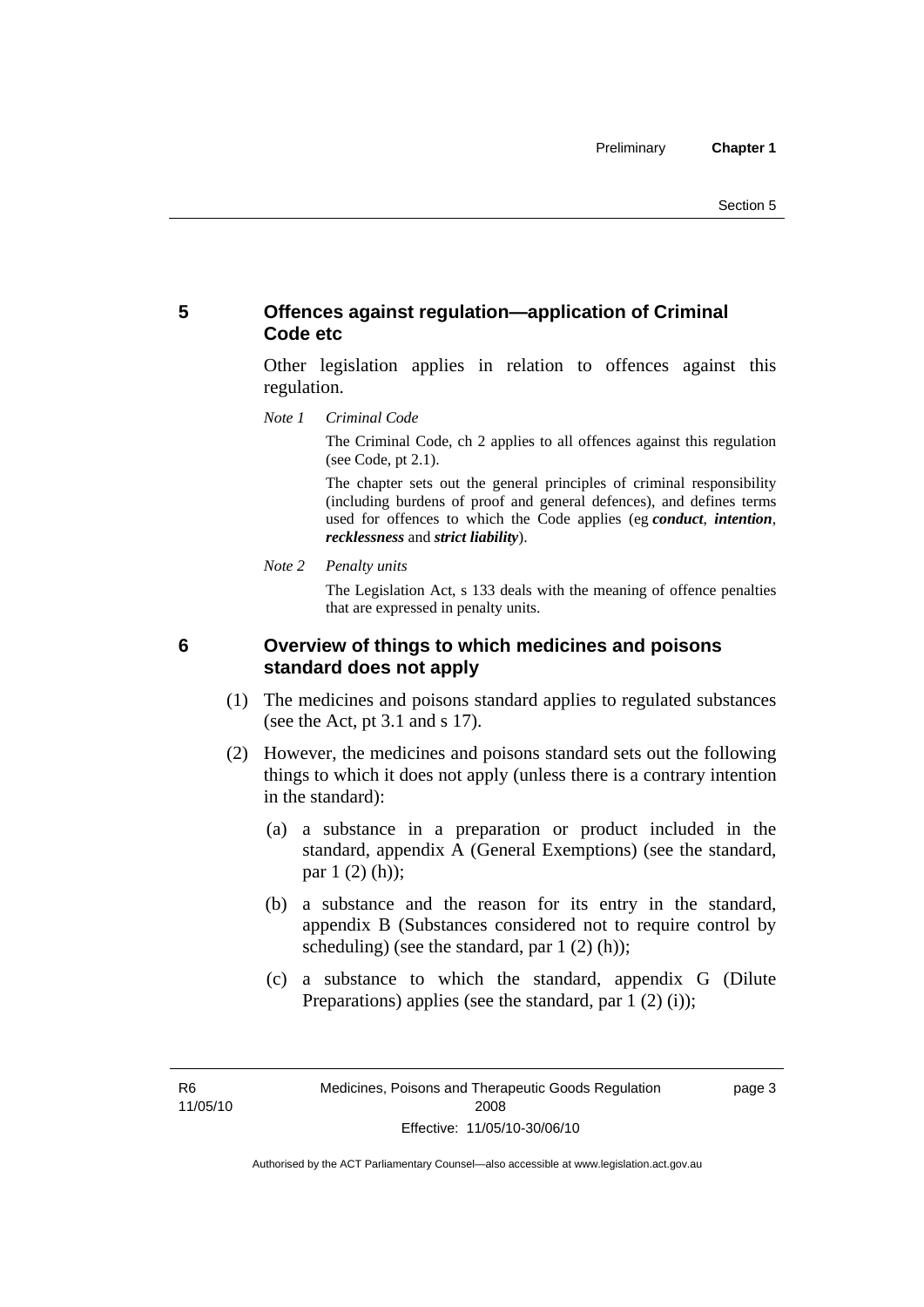## 5 Offences against regulation—application of Criminal Code etc

Other legislation applies in relation to offences against this regulation.

*Note 1 Criminal Code*

The Criminal Code, ch 2 applies to all offences against this regulation (see Code, pt 2.1).

The chapter sets out the general principles of criminal responsibility (including burdens of proof and general defences), and defines terms used for offences to which the Code applies (eg ***conduct***, ***intention***, ***recklessness*** and ***strict liability***).

*Note 2 Penalty units*

The Legislation Act, s 133 deals with the meaning of offence penalties that are expressed in penalty units.

## 6 Overview of things to which medicines and poisons standard does not apply

(1) The medicines and poisons standard applies to regulated substances (see the Act, pt 3.1 and s 17).

(2) However, the medicines and poisons standard sets out the following things to which it does not apply (unless there is a contrary intention in the standard):

(a) a substance in a preparation or product included in the standard, appendix A (General Exemptions) (see the standard, par 1 (2) (h));

(b) a substance and the reason for its entry in the standard, appendix B (Substances considered not to require control by scheduling) (see the standard, par 1 (2) (h));

(c) a substance to which the standard, appendix G (Dilute Preparations) applies (see the standard, par 1 (2) (i));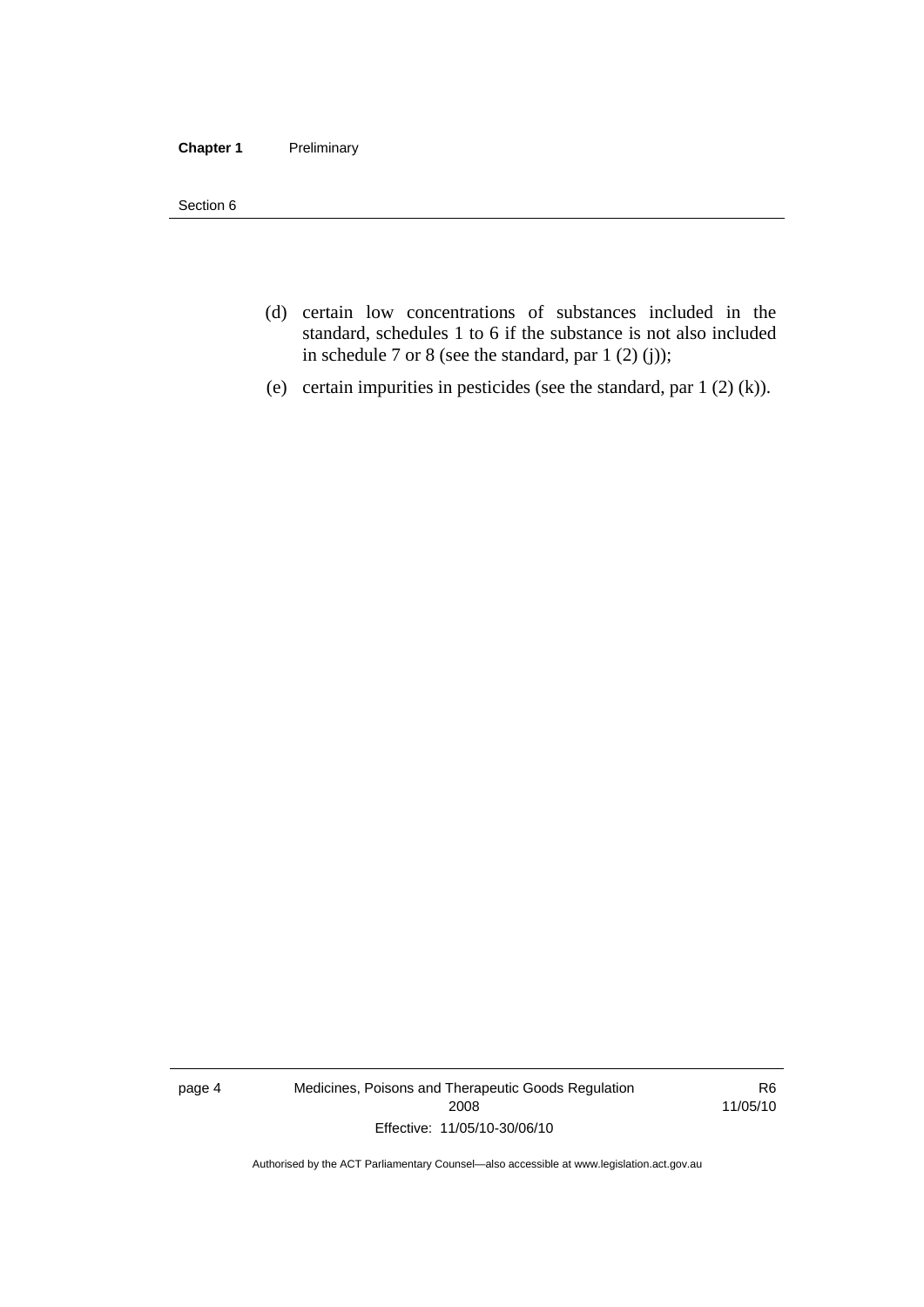(d) certain low concentrations of substances included in the standard, schedules 1 to 6 if the substance is not also included in schedule 7 or 8 (see the standard, par 1 (2) (j));

(e) certain impurities in pesticides (see the standard, par 1 (2) (k)).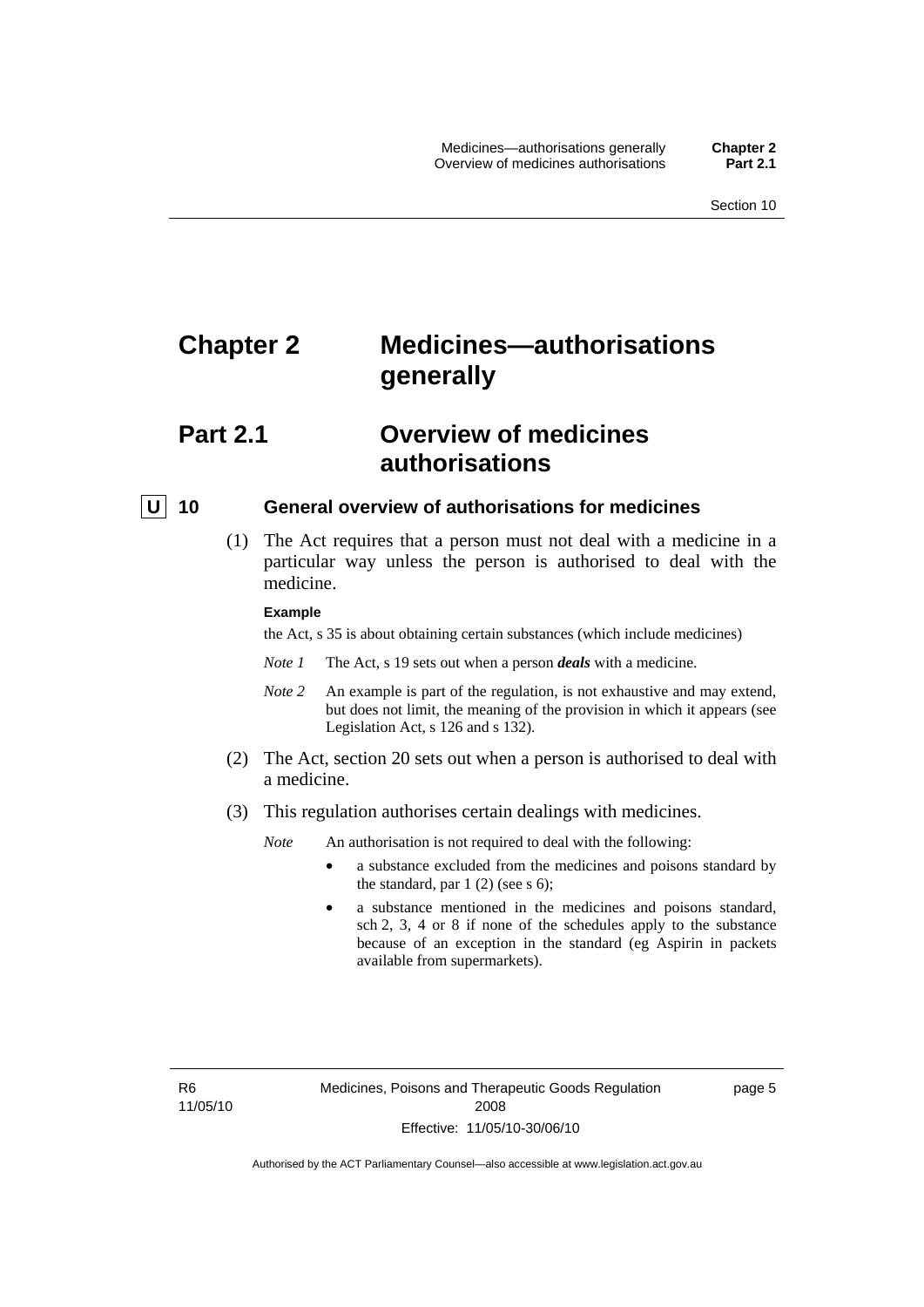# Chapter 2 Medicines—authorisations generally

## Part 2.1 Overview of medicines authorisations

### U 10 General overview of authorisations for medicines

(1) The Act requires that a person must not deal with a medicine in a particular way unless the person is authorised to deal with the medicine.

**Example**

the Act, s 35 is about obtaining certain substances (which include medicines)

*Note 1* The Act, s 19 sets out when a person ***deals*** with a medicine.

*Note 2* An example is part of the regulation, is not exhaustive and may extend, but does not limit, the meaning of the provision in which it appears (see Legislation Act, s 126 and s 132).

(2) The Act, section 20 sets out when a person is authorised to deal with a medicine.

(3) This regulation authorises certain dealings with medicines.

*Note* An authorisation is not required to deal with the following:

- a substance excluded from the medicines and poisons standard by the standard, par 1 (2) (see s 6);
- a substance mentioned in the medicines and poisons standard, sch 2, 3, 4 or 8 if none of the schedules apply to the substance because of an exception in the standard (eg Aspirin in packets available from supermarkets).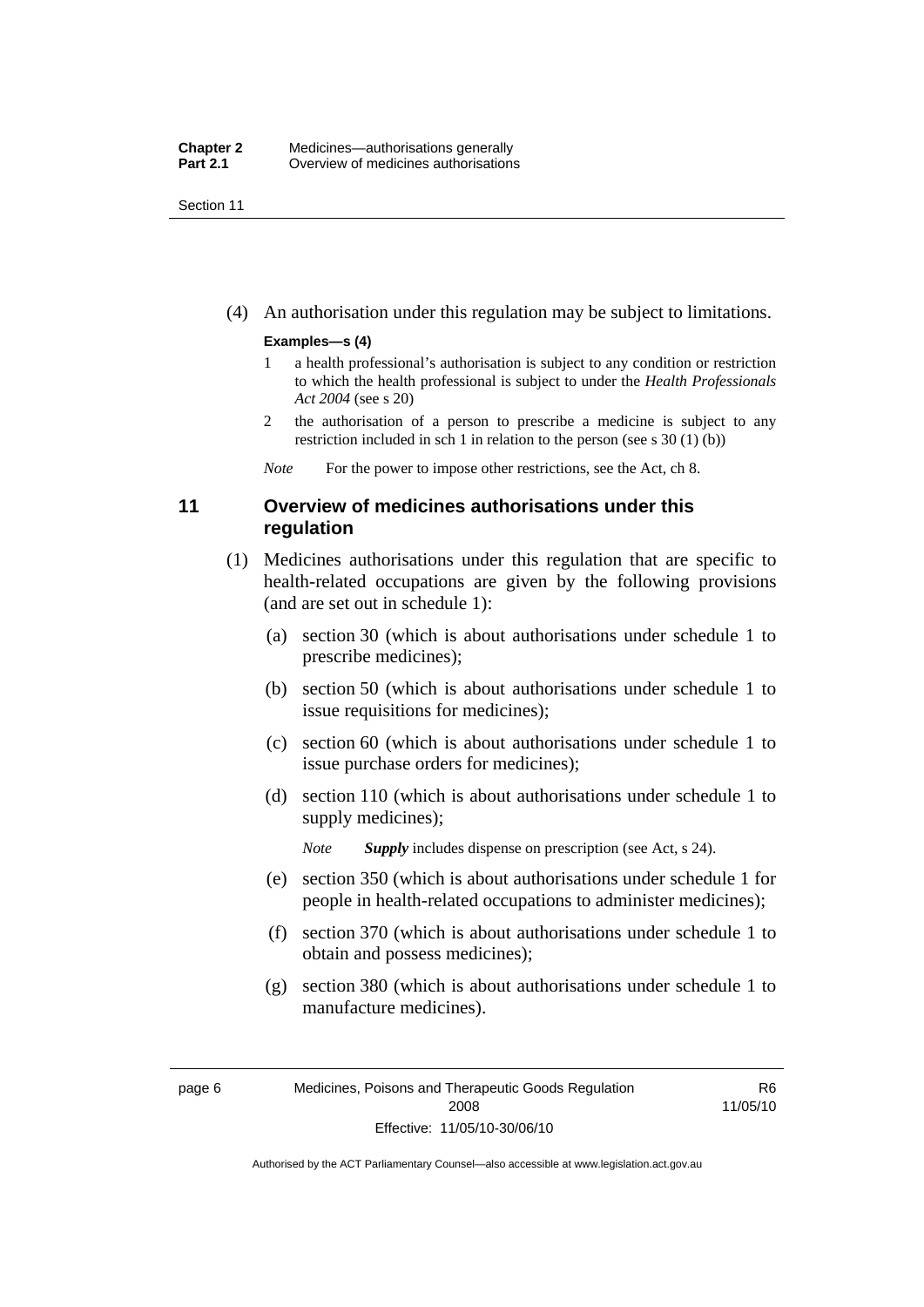(4) An authorisation under this regulation may be subject to limitations.

**Examples—s (4)**

1 a health professional's authorisation is subject to any condition or restriction to which the health professional is subject to under the *Health Professionals Act 2004* (see s 20)

2 the authorisation of a person to prescribe a medicine is subject to any restriction included in sch 1 in relation to the person (see s 30 (1) (b))

*Note* For the power to impose other restrictions, see the Act, ch 8.

## 11 Overview of medicines authorisations under this regulation

(1) Medicines authorisations under this regulation that are specific to health-related occupations are given by the following provisions (and are set out in schedule 1):

(a) section 30 (which is about authorisations under schedule 1 to prescribe medicines);

(b) section 50 (which is about authorisations under schedule 1 to issue requisitions for medicines);

(c) section 60 (which is about authorisations under schedule 1 to issue purchase orders for medicines);

(d) section 110 (which is about authorisations under schedule 1 to supply medicines);

*Note* ***Supply*** includes dispense on prescription (see Act, s 24).

(e) section 350 (which is about authorisations under schedule 1 for people in health-related occupations to administer medicines);

(f) section 370 (which is about authorisations under schedule 1 to obtain and possess medicines);

(g) section 380 (which is about authorisations under schedule 1 to manufacture medicines).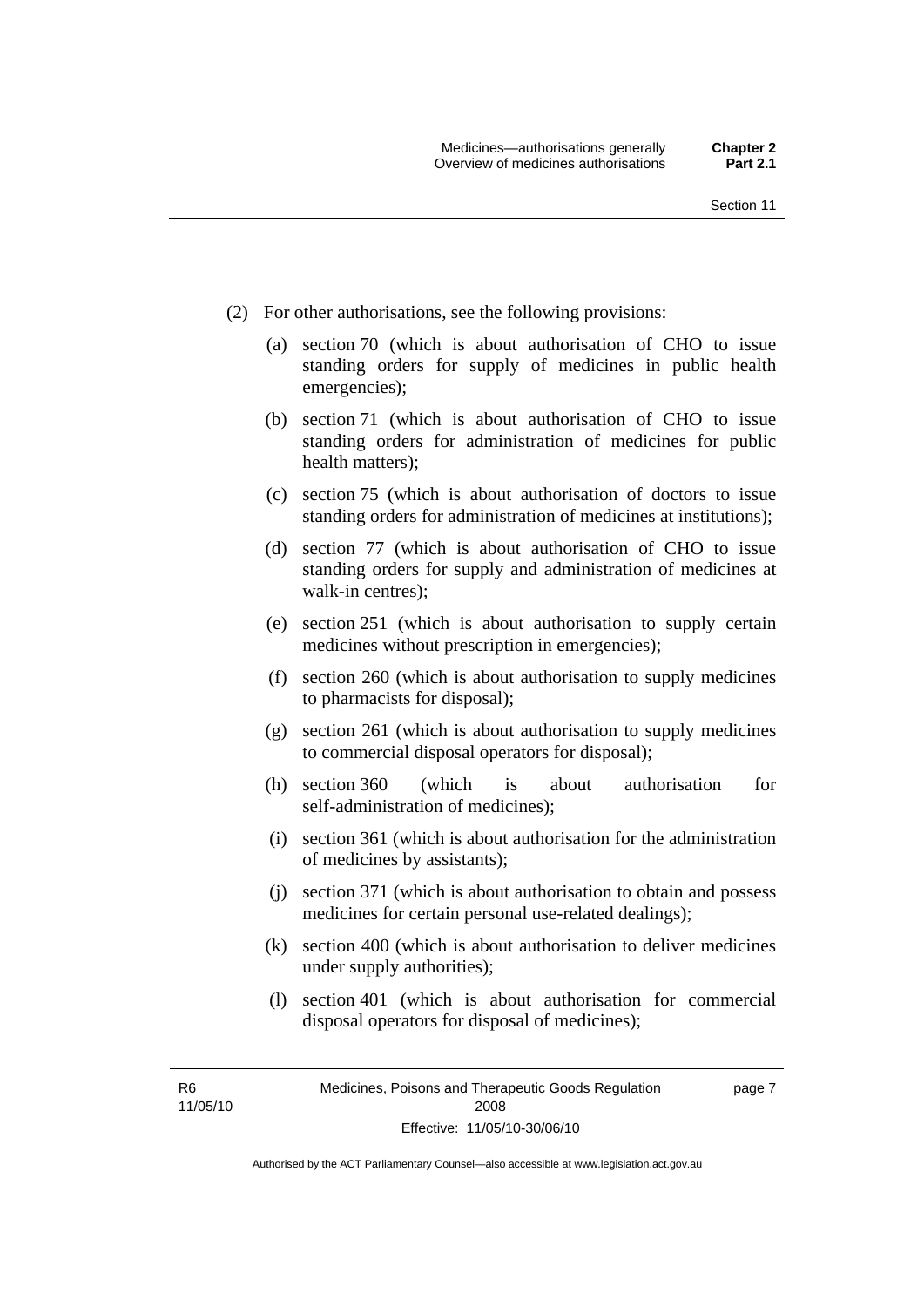(2) For other authorisations, see the following provisions:

(a) section 70 (which is about authorisation of CHO to issue standing orders for supply of medicines in public health emergencies);

(b) section 71 (which is about authorisation of CHO to issue standing orders for administration of medicines for public health matters);

(c) section 75 (which is about authorisation of doctors to issue standing orders for administration of medicines at institutions);

(d) section 77 (which is about authorisation of CHO to issue standing orders for supply and administration of medicines at walk-in centres);

(e) section 251 (which is about authorisation to supply certain medicines without prescription in emergencies);

(f) section 260 (which is about authorisation to supply medicines to pharmacists for disposal);

(g) section 261 (which is about authorisation to supply medicines to commercial disposal operators for disposal);

(h) section 360 (which is about authorisation for self-administration of medicines);

(i) section 361 (which is about authorisation for the administration of medicines by assistants);

(j) section 371 (which is about authorisation to obtain and possess medicines for certain personal use-related dealings);

(k) section 400 (which is about authorisation to deliver medicines under supply authorities);

(l) section 401 (which is about authorisation for commercial disposal operators for disposal of medicines);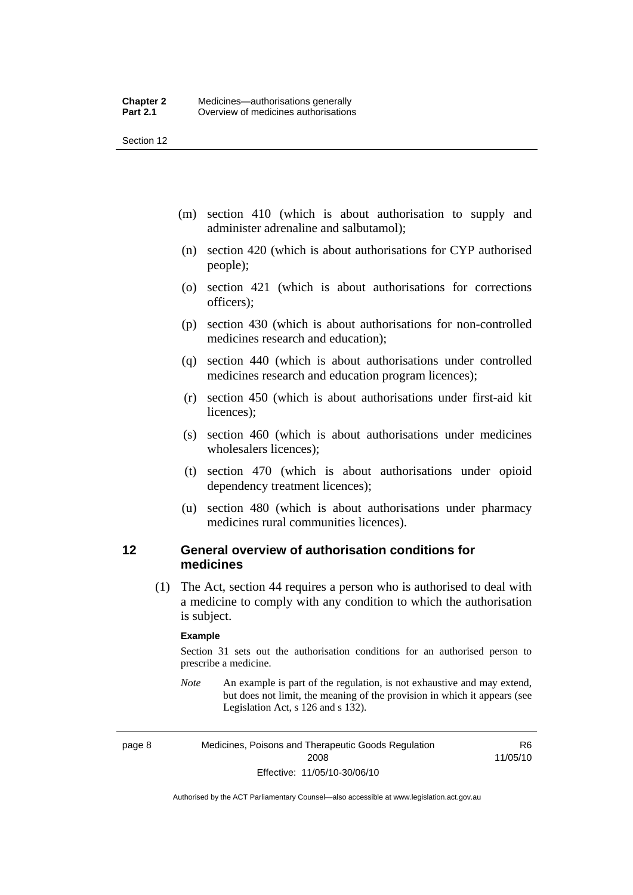(m) section 410 (which is about authorisation to supply and administer adrenaline and salbutamol);

(n) section 420 (which is about authorisations for CYP authorised people);

(o) section 421 (which is about authorisations for corrections officers);

(p) section 430 (which is about authorisations for non-controlled medicines research and education);

(q) section 440 (which is about authorisations under controlled medicines research and education program licences);

(r) section 450 (which is about authorisations under first-aid kit licences);

(s) section 460 (which is about authorisations under medicines wholesalers licences);

(t) section 470 (which is about authorisations under opioid dependency treatment licences);

(u) section 480 (which is about authorisations under pharmacy medicines rural communities licences).

## 12 General overview of authorisation conditions for medicines

(1) The Act, section 44 requires a person who is authorised to deal with a medicine to comply with any condition to which the authorisation is subject.

**Example**

Section 31 sets out the authorisation conditions for an authorised person to prescribe a medicine.

*Note* An example is part of the regulation, is not exhaustive and may extend, but does not limit, the meaning of the provision in which it appears (see Legislation Act, s 126 and s 132).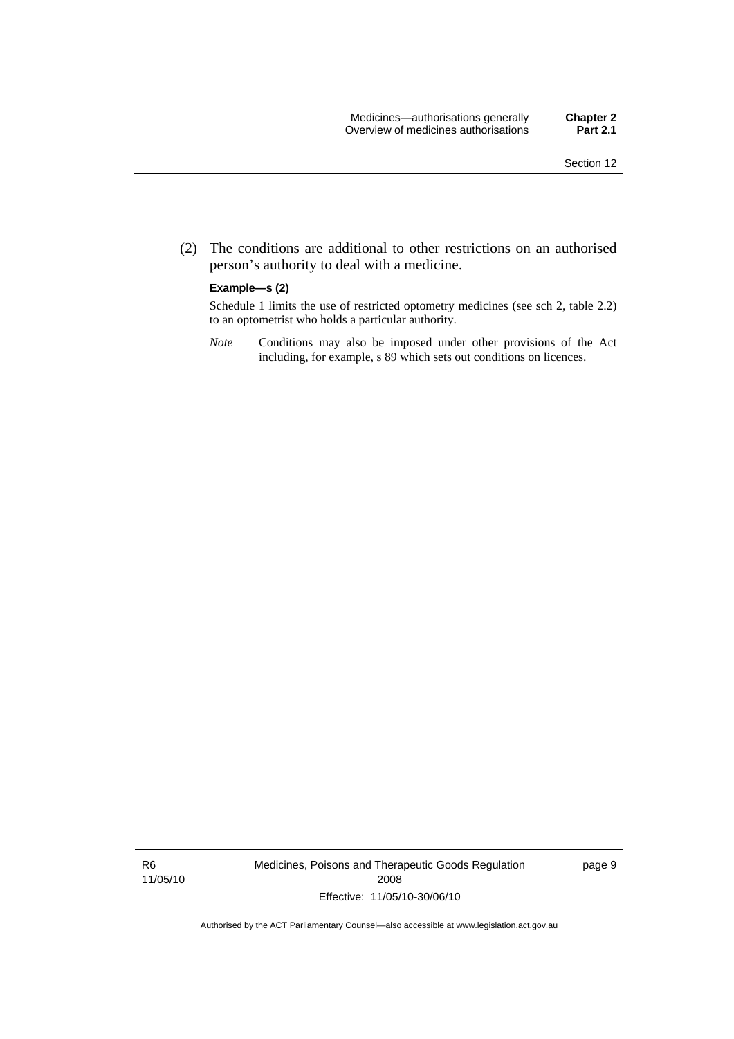(2) The conditions are additional to other restrictions on an authorised person's authority to deal with a medicine.

**Example—s (2)**

Schedule 1 limits the use of restricted optometry medicines (see sch 2, table 2.2) to an optometrist who holds a particular authority.

*Note* Conditions may also be imposed under other provisions of the Act including, for example, s 89 which sets out conditions on licences.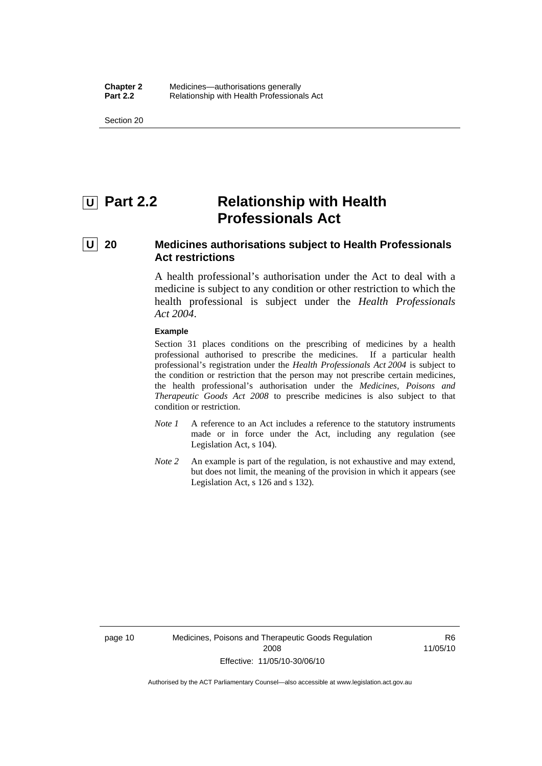# U Part 2.2 Relationship with Health Professionals Act

## U 20 Medicines authorisations subject to Health Professionals Act restrictions

A health professional's authorisation under the Act to deal with a medicine is subject to any condition or other restriction to which the health professional is subject under the *Health Professionals Act 2004*.

**Example**

Section 31 places conditions on the prescribing of medicines by a health professional authorised to prescribe the medicines. If a particular health professional's registration under the *Health Professionals Act 2004* is subject to the condition or restriction that the person may not prescribe certain medicines, the health professional's authorisation under the *Medicines, Poisons and Therapeutic Goods Act 2008* to prescribe medicines is also subject to that condition or restriction.

*Note 1* A reference to an Act includes a reference to the statutory instruments made or in force under the Act, including any regulation (see Legislation Act, s 104).

*Note 2* An example is part of the regulation, is not exhaustive and may extend, but does not limit, the meaning of the provision in which it appears (see Legislation Act, s 126 and s 132).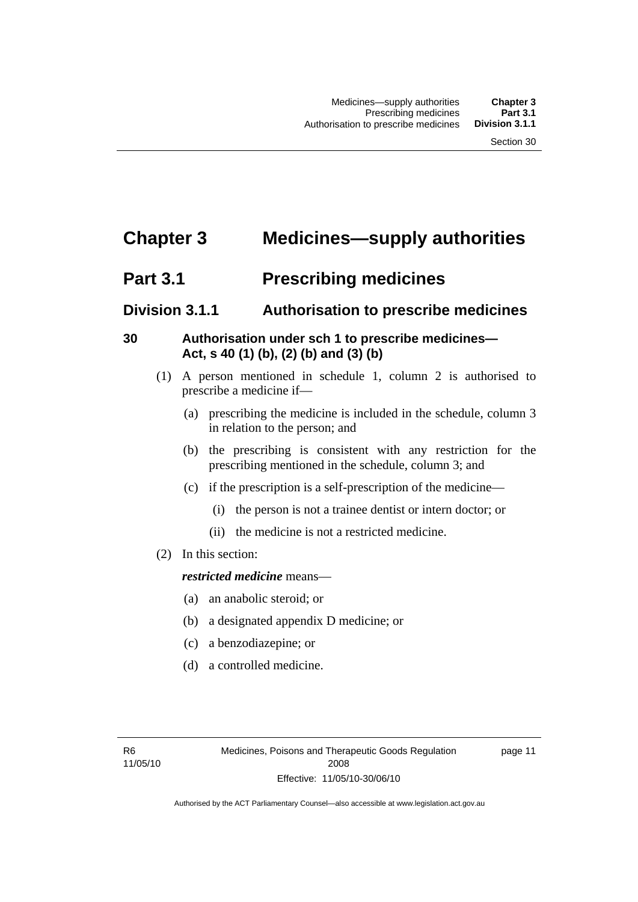# Chapter 3 Medicines—supply authorities

## Part 3.1 Prescribing medicines

### Division 3.1.1 Authorisation to prescribe medicines

#### 30 Authorisation under sch 1 to prescribe medicines—Act, s 40 (1) (b), (2) (b) and (3) (b)

(1) A person mentioned in schedule 1, column 2 is authorised to prescribe a medicine if—

(a) prescribing the medicine is included in the schedule, column 3 in relation to the person; and

(b) the prescribing is consistent with any restriction for the prescribing mentioned in the schedule, column 3; and

(c) if the prescription is a self-prescription of the medicine—

(i) the person is not a trainee dentist or intern doctor; or

(ii) the medicine is not a restricted medicine.

(2) In this section:

***restricted medicine*** means—

(a) an anabolic steroid; or

(b) a designated appendix D medicine; or

(c) a benzodiazepine; or

(d) a controlled medicine.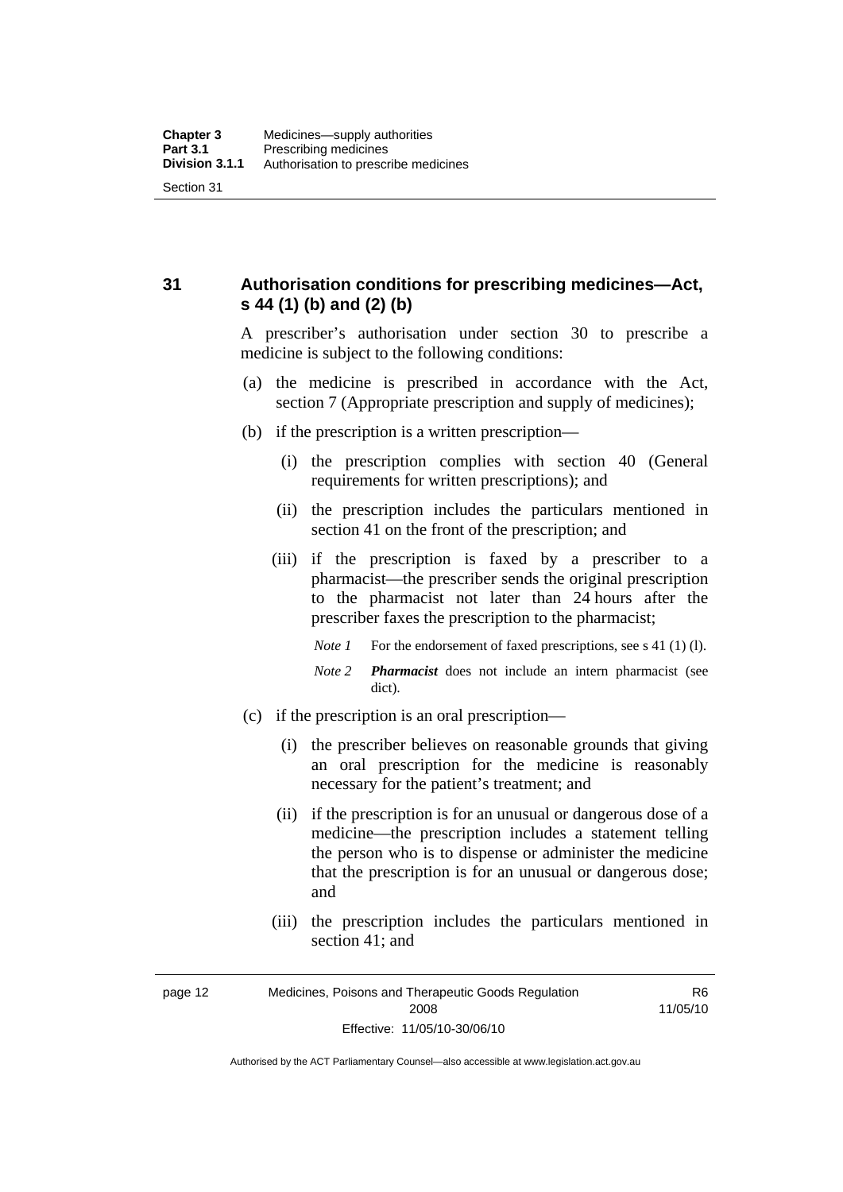## 31 Authorisation conditions for prescribing medicines—Act, s 44 (1) (b) and (2) (b)

A prescriber's authorisation under section 30 to prescribe a medicine is subject to the following conditions:

(a) the medicine is prescribed in accordance with the Act, section 7 (Appropriate prescription and supply of medicines);

(b) if the prescription is a written prescription—

(i) the prescription complies with section 40 (General requirements for written prescriptions); and

(ii) the prescription includes the particulars mentioned in section 41 on the front of the prescription; and

(iii) if the prescription is faxed by a prescriber to a pharmacist—the prescriber sends the original prescription to the pharmacist not later than 24 hours after the prescriber faxes the prescription to the pharmacist;

*Note 1* For the endorsement of faxed prescriptions, see s 41 (1) (l).

*Note 2* ***Pharmacist*** does not include an intern pharmacist (see dict).

(c) if the prescription is an oral prescription—

(i) the prescriber believes on reasonable grounds that giving an oral prescription for the medicine is reasonably necessary for the patient's treatment; and

(ii) if the prescription is for an unusual or dangerous dose of a medicine—the prescription includes a statement telling the person who is to dispense or administer the medicine that the prescription is for an unusual or dangerous dose; and

(iii) the prescription includes the particulars mentioned in section 41; and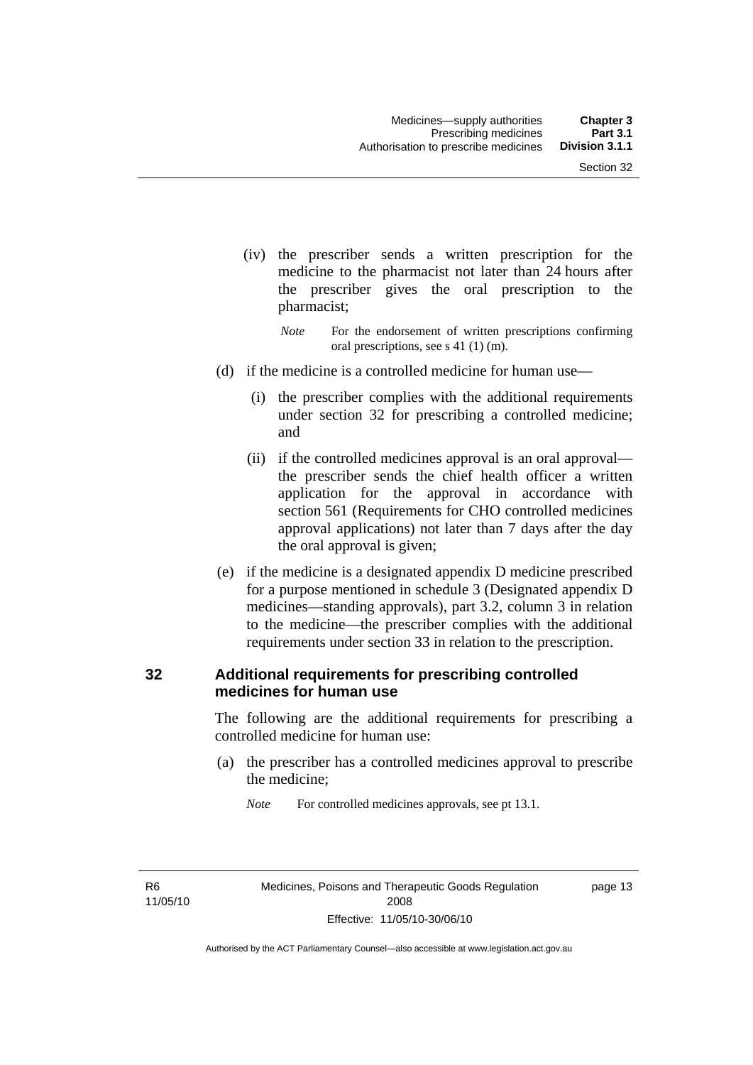(iv) the prescriber sends a written prescription for the medicine to the pharmacist not later than 24 hours after the prescriber gives the oral prescription to the pharmacist;

*Note* For the endorsement of written prescriptions confirming oral prescriptions, see s 41 (1) (m).

(d) if the medicine is a controlled medicine for human use—

(i) the prescriber complies with the additional requirements under section 32 for prescribing a controlled medicine; and

(ii) if the controlled medicines approval is an oral approval—the prescriber sends the chief health officer a written application for the approval in accordance with section 561 (Requirements for CHO controlled medicines approval applications) not later than 7 days after the day the oral approval is given;

(e) if the medicine is a designated appendix D medicine prescribed for a purpose mentioned in schedule 3 (Designated appendix D medicines—standing approvals), part 3.2, column 3 in relation to the medicine—the prescriber complies with the additional requirements under section 33 in relation to the prescription.

## 32 Additional requirements for prescribing controlled medicines for human use

The following are the additional requirements for prescribing a controlled medicine for human use:

(a) the prescriber has a controlled medicines approval to prescribe the medicine;

*Note* For controlled medicines approvals, see pt 13.1.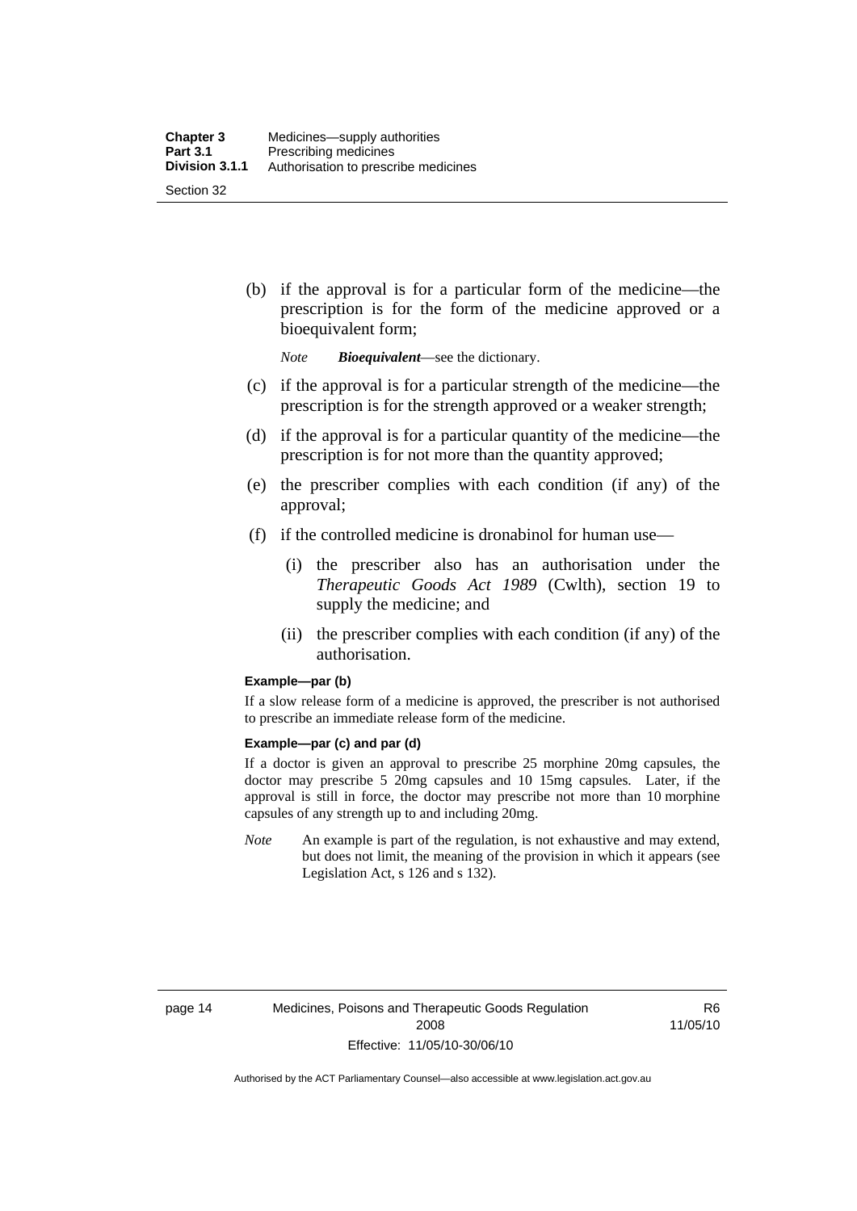(b) if the approval is for a particular form of the medicine—the prescription is for the form of the medicine approved or a bioequivalent form;

*Note* ***Bioequivalent***—see the dictionary.

(c) if the approval is for a particular strength of the medicine—the prescription is for the strength approved or a weaker strength;

(d) if the approval is for a particular quantity of the medicine—the prescription is for not more than the quantity approved;

(e) the prescriber complies with each condition (if any) of the approval;

(f) if the controlled medicine is dronabinol for human use—

(i) the prescriber also has an authorisation under the *Therapeutic Goods Act 1989* (Cwlth), section 19 to supply the medicine; and

(ii) the prescriber complies with each condition (if any) of the authorisation.

**Example—par (b)**

If a slow release form of a medicine is approved, the prescriber is not authorised to prescribe an immediate release form of the medicine.

**Example—par (c) and par (d)**

If a doctor is given an approval to prescribe 25 morphine 20mg capsules, the doctor may prescribe 5 20mg capsules and 10 15mg capsules. Later, if the approval is still in force, the doctor may prescribe not more than 10 morphine capsules of any strength up to and including 20mg.

*Note* An example is part of the regulation, is not exhaustive and may extend, but does not limit, the meaning of the provision in which it appears (see Legislation Act, s 126 and s 132).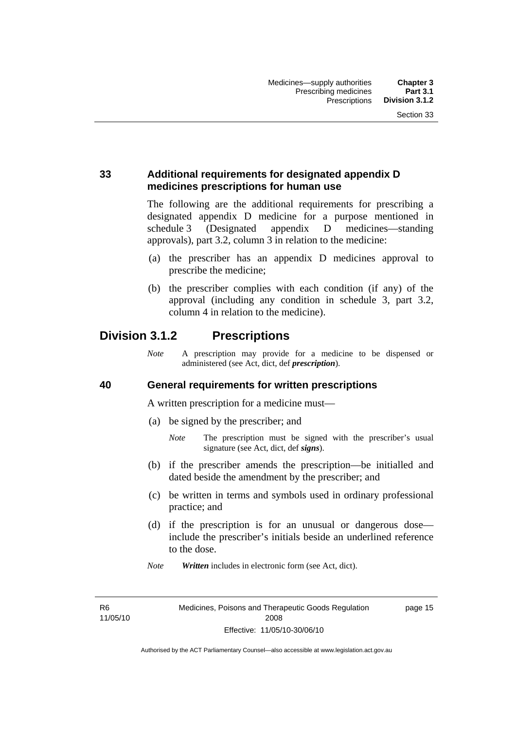### 33 Additional requirements for designated appendix D medicines prescriptions for human use

The following are the additional requirements for prescribing a designated appendix D medicine for a purpose mentioned in schedule 3 (Designated appendix D medicines—standing approvals), part 3.2, column 3 in relation to the medicine:

(a) the prescriber has an appendix D medicines approval to prescribe the medicine;

(b) the prescriber complies with each condition (if any) of the approval (including any condition in schedule 3, part 3.2, column 4 in relation to the medicine).

## Division 3.1.2 Prescriptions

*Note* A prescription may provide for a medicine to be dispensed or administered (see Act, dict, def ***prescription***).

### 40 General requirements for written prescriptions

A written prescription for a medicine must—

(a) be signed by the prescriber; and

*Note* The prescription must be signed with the prescriber's usual signature (see Act, dict, def ***signs***).

(b) if the prescriber amends the prescription—be initialled and dated beside the amendment by the prescriber; and

(c) be written in terms and symbols used in ordinary professional practice; and

(d) if the prescription is for an unusual or dangerous dose—include the prescriber's initials beside an underlined reference to the dose.

*Note* ***Written*** includes in electronic form (see Act, dict).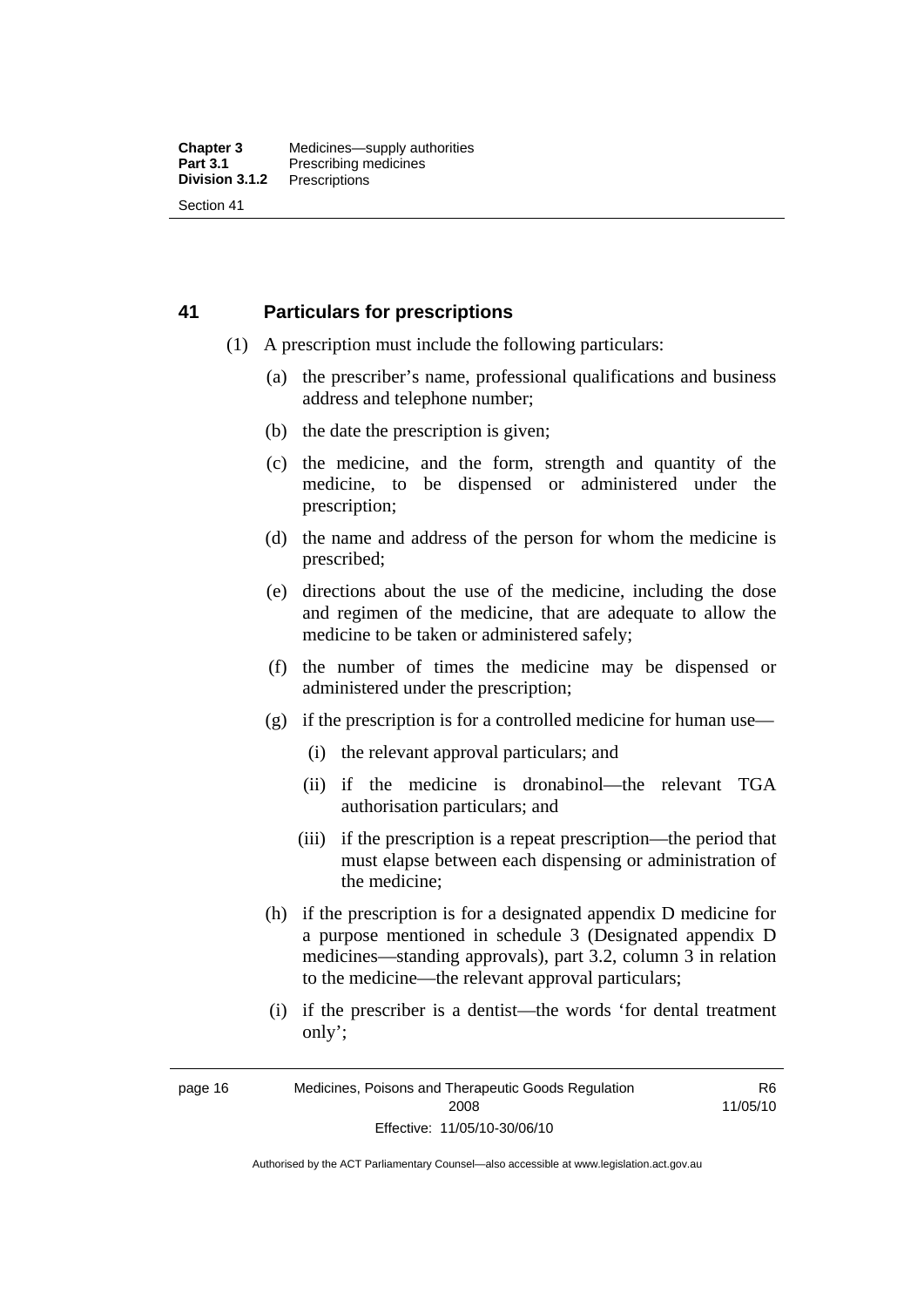## 41 Particulars for prescriptions

(1) A prescription must include the following particulars:

(a) the prescriber's name, professional qualifications and business address and telephone number;

(b) the date the prescription is given;

(c) the medicine, and the form, strength and quantity of the medicine, to be dispensed or administered under the prescription;

(d) the name and address of the person for whom the medicine is prescribed;

(e) directions about the use of the medicine, including the dose and regimen of the medicine, that are adequate to allow the medicine to be taken or administered safely;

(f) the number of times the medicine may be dispensed or administered under the prescription;

(g) if the prescription is for a controlled medicine for human use—

(i) the relevant approval particulars; and

(ii) if the medicine is dronabinol—the relevant TGA authorisation particulars; and

(iii) if the prescription is a repeat prescription—the period that must elapse between each dispensing or administration of the medicine;

(h) if the prescription is for a designated appendix D medicine for a purpose mentioned in schedule 3 (Designated appendix D medicines—standing approvals), part 3.2, column 3 in relation to the medicine—the relevant approval particulars;

(i) if the prescriber is a dentist—the words 'for dental treatment only';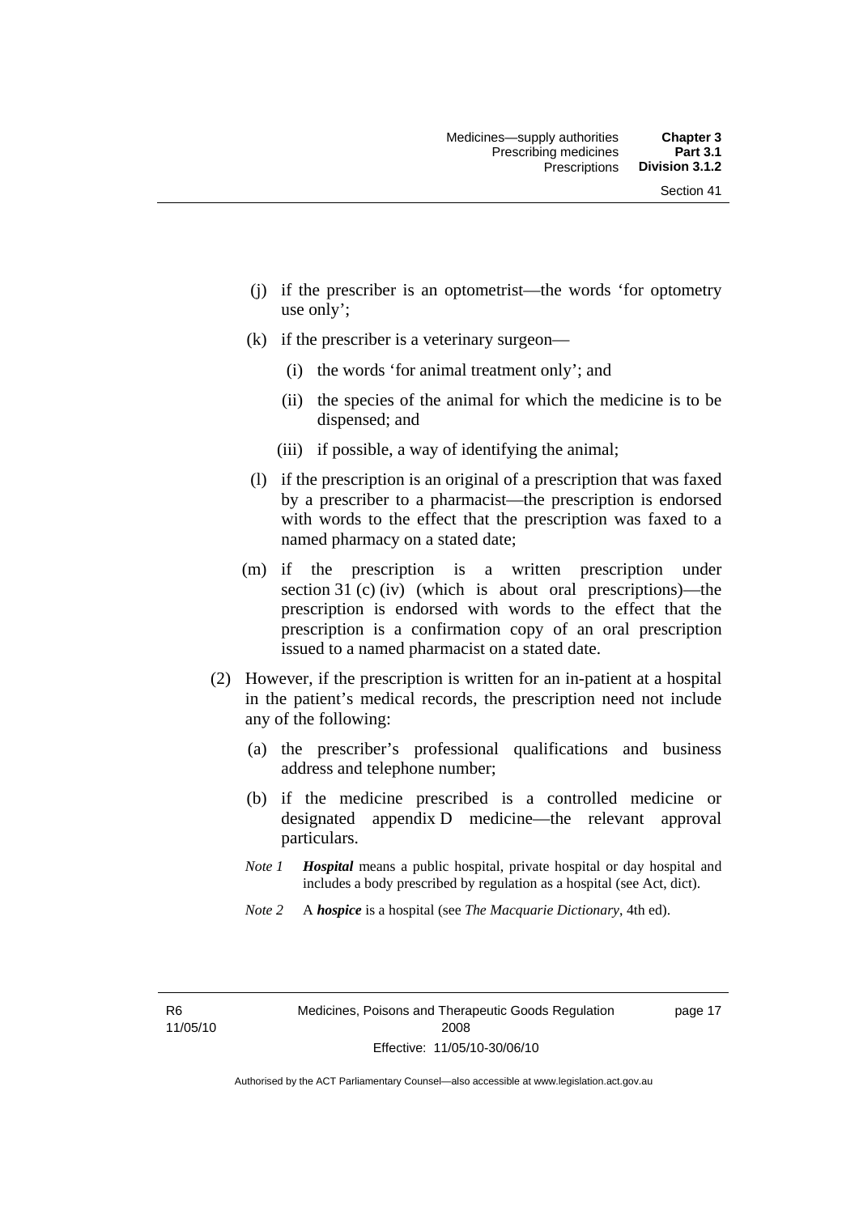(j) if the prescriber is an optometrist—the words 'for optometry use only';

(k) if the prescriber is a veterinary surgeon—

  (i) the words 'for animal treatment only'; and

  (ii) the species of the animal for which the medicine is to be dispensed; and

  (iii) if possible, a way of identifying the animal;

(l) if the prescription is an original of a prescription that was faxed by a prescriber to a pharmacist—the prescription is endorsed with words to the effect that the prescription was faxed to a named pharmacy on a stated date;

(m) if the prescription is a written prescription under section 31 (c) (iv) (which is about oral prescriptions)—the prescription is endorsed with words to the effect that the prescription is a confirmation copy of an oral prescription issued to a named pharmacist on a stated date.

(2) However, if the prescription is written for an in-patient at a hospital in the patient's medical records, the prescription need not include any of the following:

  (a) the prescriber's professional qualifications and business address and telephone number;

  (b) if the medicine prescribed is a controlled medicine or designated appendix D medicine—the relevant approval particulars.

*Note 1* ***Hospital*** means a public hospital, private hospital or day hospital and includes a body prescribed by regulation as a hospital (see Act, dict).

*Note 2* A ***hospice*** is a hospital (see *The Macquarie Dictionary*, 4th ed).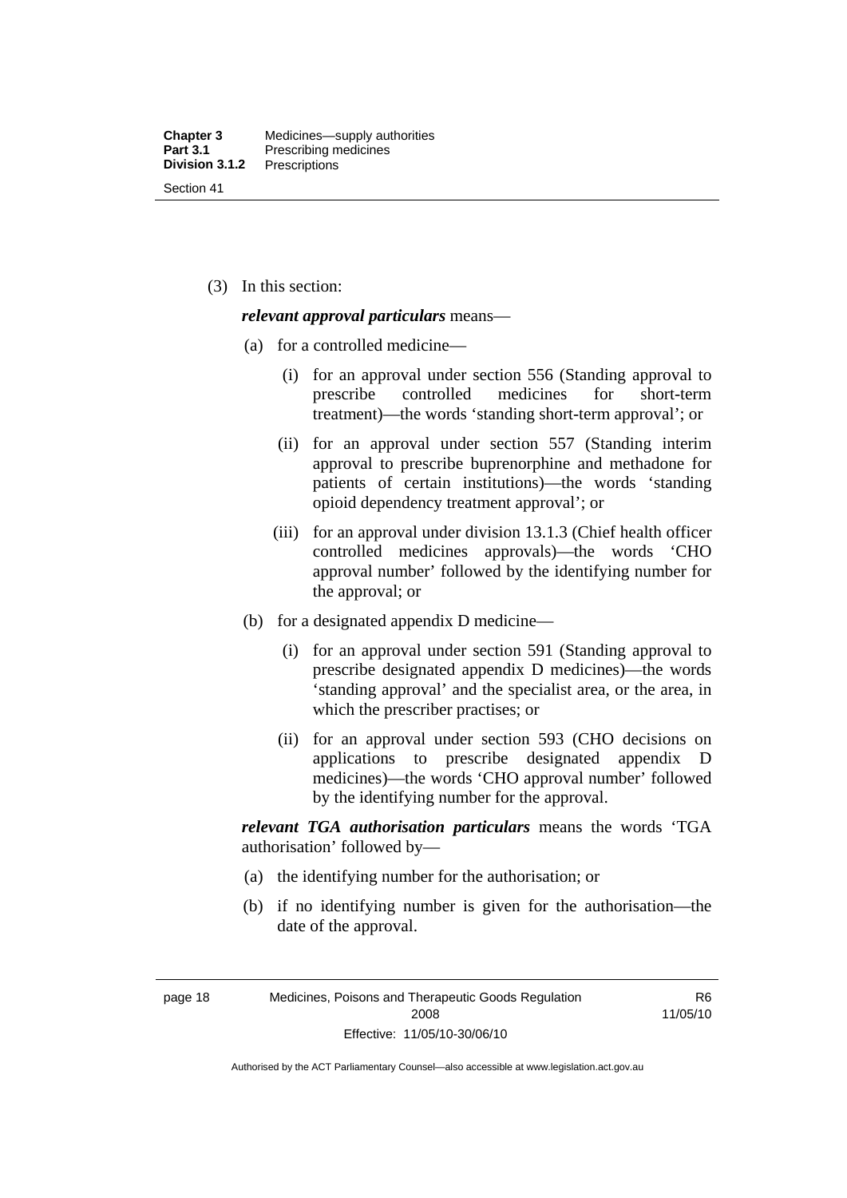(3) In this section:

***relevant approval particulars*** means—

(a) for a controlled medicine—

(i) for an approval under section 556 (Standing approval to prescribe controlled medicines for short-term treatment)—the words 'standing short-term approval'; or

(ii) for an approval under section 557 (Standing interim approval to prescribe buprenorphine and methadone for patients of certain institutions)—the words 'standing opioid dependency treatment approval'; or

(iii) for an approval under division 13.1.3 (Chief health officer controlled medicines approvals)—the words 'CHO approval number' followed by the identifying number for the approval; or

(b) for a designated appendix D medicine—

(i) for an approval under section 591 (Standing approval to prescribe designated appendix D medicines)—the words 'standing approval' and the specialist area, or the area, in which the prescriber practises; or

(ii) for an approval under section 593 (CHO decisions on applications to prescribe designated appendix D medicines)—the words 'CHO approval number' followed by the identifying number for the approval.

***relevant TGA authorisation particulars*** means the words 'TGA authorisation' followed by—

(a) the identifying number for the authorisation; or

(b) if no identifying number is given for the authorisation—the date of the approval.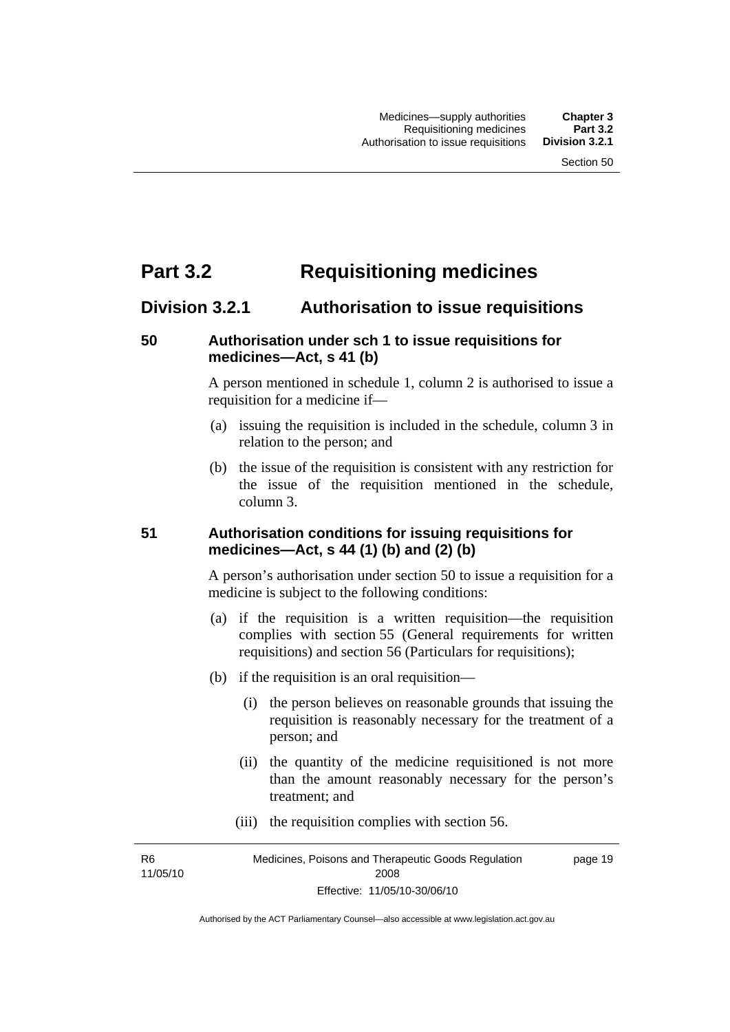# Part 3.2 Requisitioning medicines

## Division 3.2.1 Authorisation to issue requisitions

### 50 Authorisation under sch 1 to issue requisitions for medicines—Act, s 41 (b)

A person mentioned in schedule 1, column 2 is authorised to issue a requisition for a medicine if—

(a) issuing the requisition is included in the schedule, column 3 in relation to the person; and

(b) the issue of the requisition is consistent with any restriction for the issue of the requisition mentioned in the schedule, column 3.

### 51 Authorisation conditions for issuing requisitions for medicines—Act, s 44 (1) (b) and (2) (b)

A person's authorisation under section 50 to issue a requisition for a medicine is subject to the following conditions:

(a) if the requisition is a written requisition—the requisition complies with section 55 (General requirements for written requisitions) and section 56 (Particulars for requisitions);

(b) if the requisition is an oral requisition—

(i) the person believes on reasonable grounds that issuing the requisition is reasonably necessary for the treatment of a person; and

(ii) the quantity of the medicine requisitioned is not more than the amount reasonably necessary for the person's treatment; and

(iii) the requisition complies with section 56.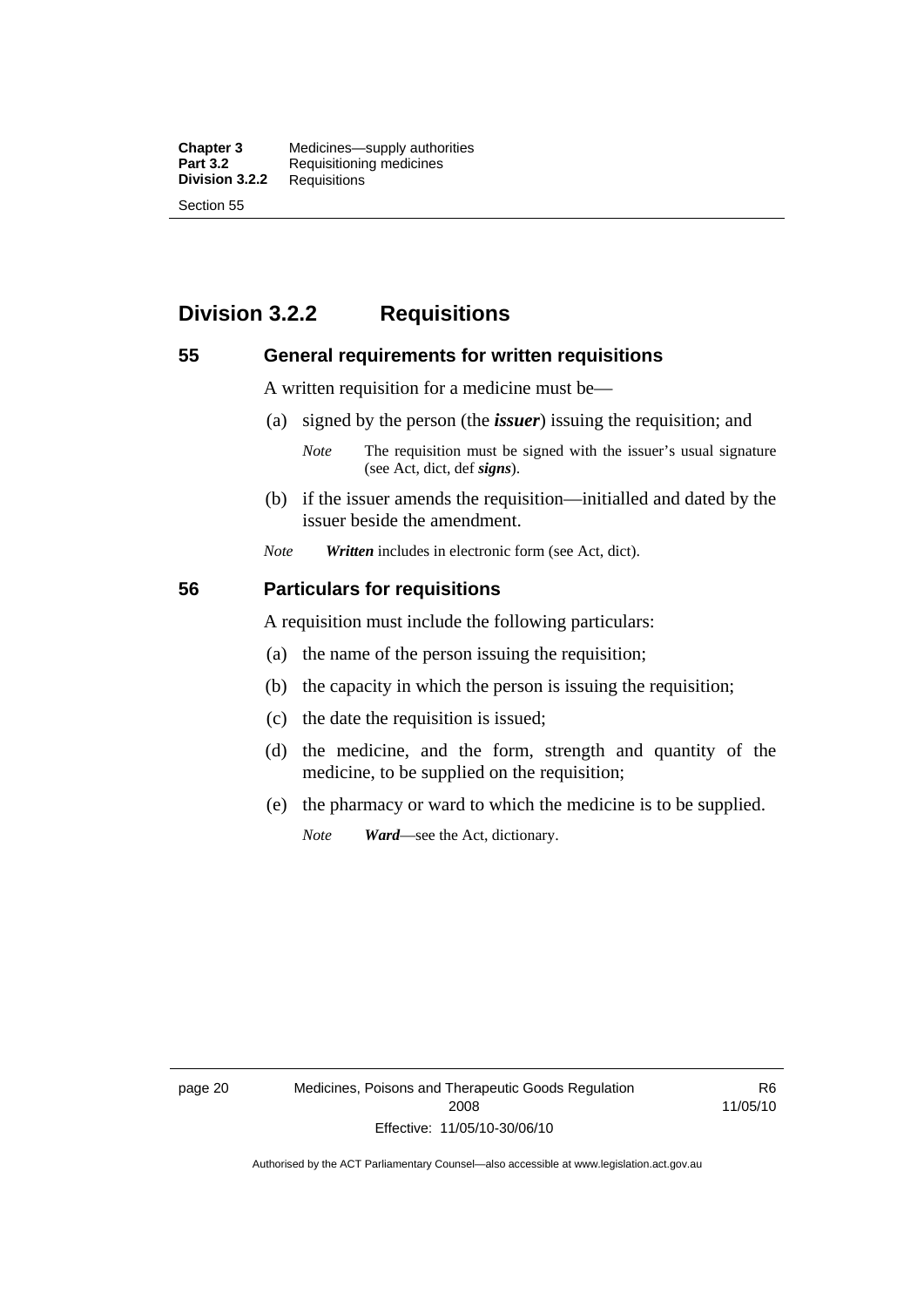## Division 3.2.2 Requisitions

### 55 General requirements for written requisitions

A written requisition for a medicine must be—

(a) signed by the person (the ***issuer***) issuing the requisition; and

*Note* The requisition must be signed with the issuer's usual signature (see Act, dict, def ***signs***).

(b) if the issuer amends the requisition—initialled and dated by the issuer beside the amendment.

*Note* ***Written*** includes in electronic form (see Act, dict).

### 56 Particulars for requisitions

A requisition must include the following particulars:

(a) the name of the person issuing the requisition;

(b) the capacity in which the person is issuing the requisition;

(c) the date the requisition is issued;

(d) the medicine, and the form, strength and quantity of the medicine, to be supplied on the requisition;

(e) the pharmacy or ward to which the medicine is to be supplied.

*Note* ***Ward***—see the Act, dictionary.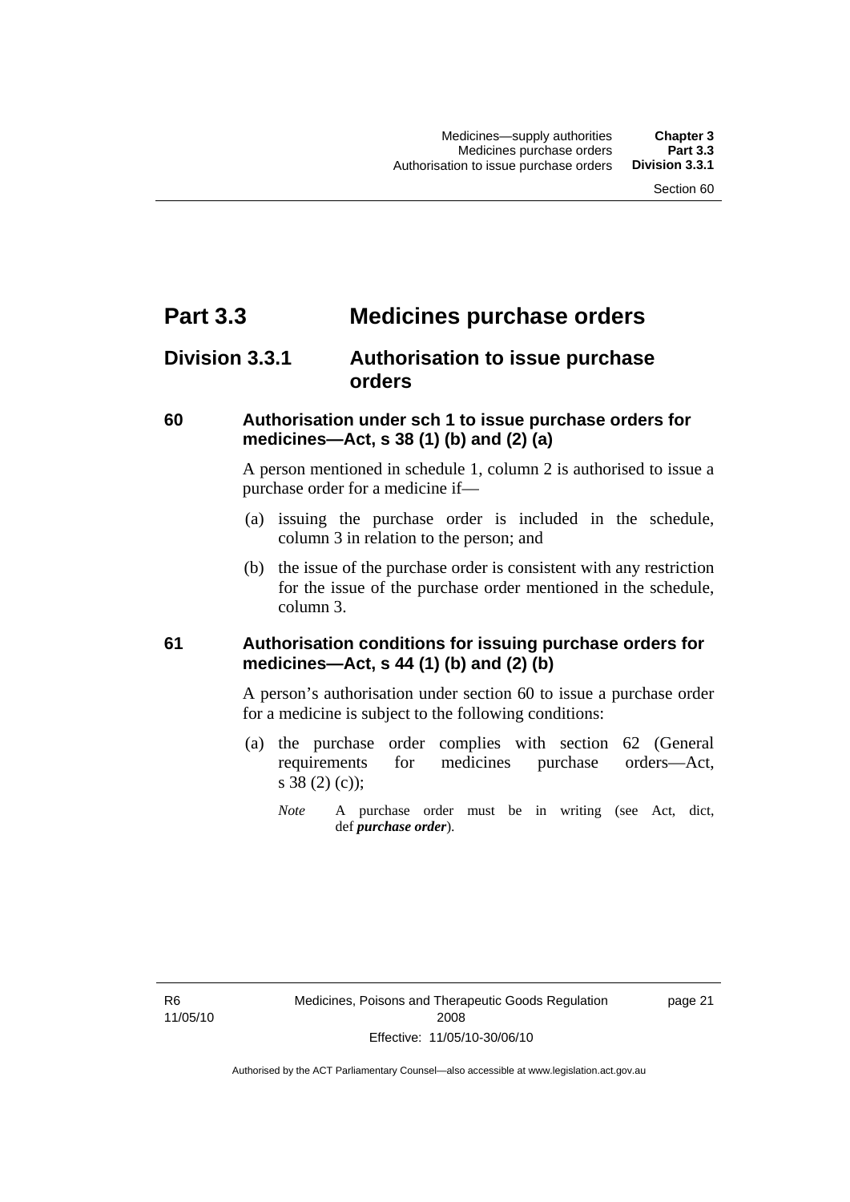# Part 3.3 Medicines purchase orders

## Division 3.3.1 Authorisation to issue purchase orders

### 60 Authorisation under sch 1 to issue purchase orders for medicines—Act, s 38 (1) (b) and (2) (a)

A person mentioned in schedule 1, column 2 is authorised to issue a purchase order for a medicine if—

(a) issuing the purchase order is included in the schedule, column 3 in relation to the person; and

(b) the issue of the purchase order is consistent with any restriction for the issue of the purchase order mentioned in the schedule, column 3.

### 61 Authorisation conditions for issuing purchase orders for medicines—Act, s 44 (1) (b) and (2) (b)

A person's authorisation under section 60 to issue a purchase order for a medicine is subject to the following conditions:

(a) the purchase order complies with section 62 (General requirements for medicines purchase orders—Act, s 38 (2) (c));

*Note* A purchase order must be in writing (see Act, dict, def ***purchase order***).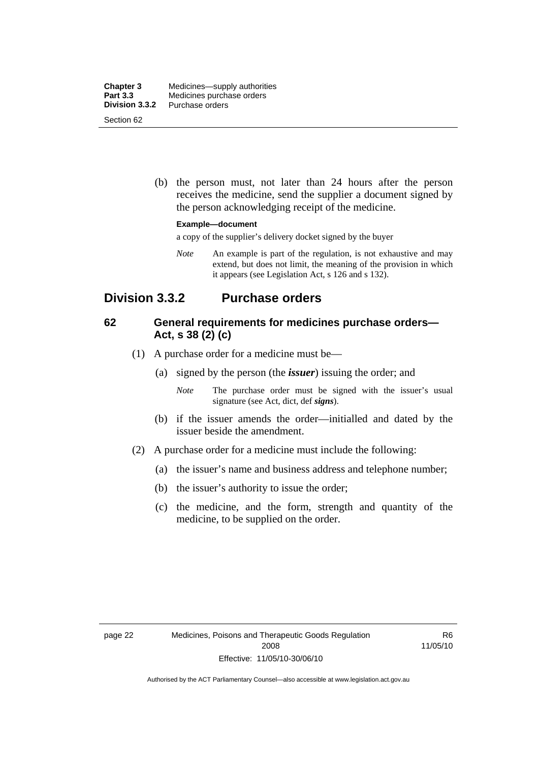(b) the person must, not later than 24 hours after the person receives the medicine, send the supplier a document signed by the person acknowledging receipt of the medicine.

**Example—document**

a copy of the supplier's delivery docket signed by the buyer

*Note* An example is part of the regulation, is not exhaustive and may extend, but does not limit, the meaning of the provision in which it appears (see Legislation Act, s 126 and s 132).

## Division 3.3.2 Purchase orders

### 62 General requirements for medicines purchase orders—Act, s 38 (2) (c)

(1) A purchase order for a medicine must be—

(a) signed by the person (the ***issuer***) issuing the order; and

*Note* The purchase order must be signed with the issuer's usual signature (see Act, dict, def ***signs***).

(b) if the issuer amends the order—initialled and dated by the issuer beside the amendment.

(2) A purchase order for a medicine must include the following:

(a) the issuer's name and business address and telephone number;

(b) the issuer's authority to issue the order;

(c) the medicine, and the form, strength and quantity of the medicine, to be supplied on the order.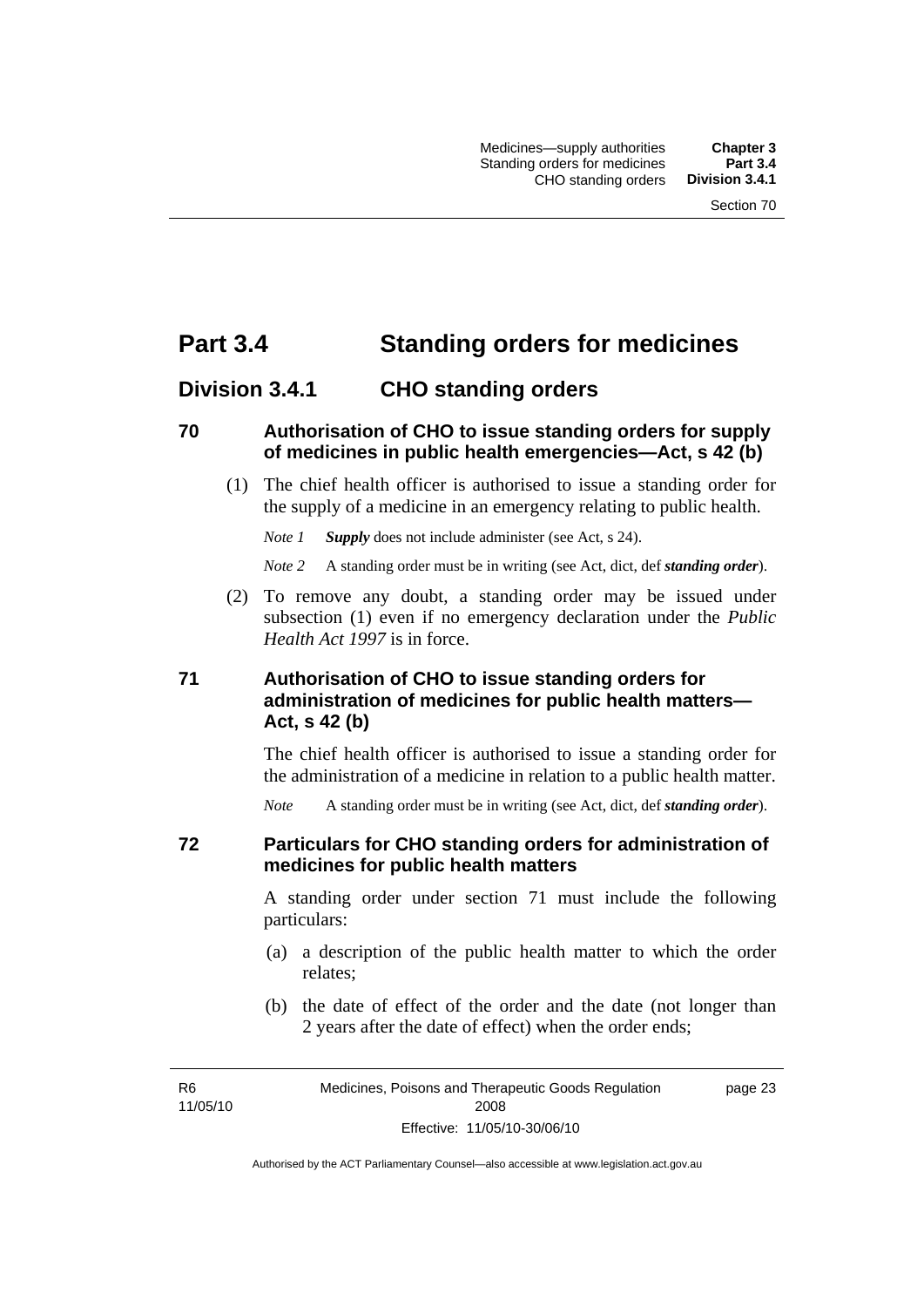# Part 3.4 Standing orders for medicines

## Division 3.4.1 CHO standing orders

### 70 Authorisation of CHO to issue standing orders for supply of medicines in public health emergencies—Act, s 42 (b)

(1) The chief health officer is authorised to issue a standing order for the supply of a medicine in an emergency relating to public health.

*Note 1* ***Supply*** does not include administer (see Act, s 24).

*Note 2* A standing order must be in writing (see Act, dict, def ***standing order***).

(2) To remove any doubt, a standing order may be issued under subsection (1) even if no emergency declaration under the *Public Health Act 1997* is in force.

### 71 Authorisation of CHO to issue standing orders for administration of medicines for public health matters—Act, s 42 (b)

The chief health officer is authorised to issue a standing order for the administration of a medicine in relation to a public health matter.

*Note* A standing order must be in writing (see Act, dict, def ***standing order***).

### 72 Particulars for CHO standing orders for administration of medicines for public health matters

A standing order under section 71 must include the following particulars:

(a) a description of the public health matter to which the order relates;

(b) the date of effect of the order and the date (not longer than 2 years after the date of effect) when the order ends;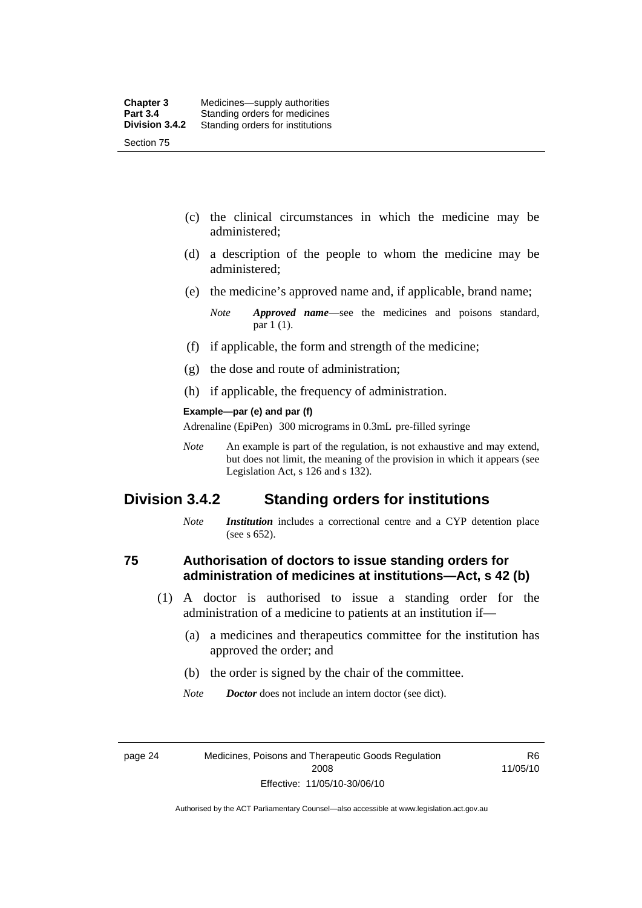(c) the clinical circumstances in which the medicine may be administered;

(d) a description of the people to whom the medicine may be administered;

(e) the medicine's approved name and, if applicable, brand name;

*Note* ***Approved name***—see the medicines and poisons standard, par 1 (1).

(f) if applicable, the form and strength of the medicine;

(g) the dose and route of administration;

(h) if applicable, the frequency of administration.

**Example—par (e) and par (f)**

Adrenaline (EpiPen) 300 micrograms in 0.3mL pre-filled syringe

*Note* An example is part of the regulation, is not exhaustive and may extend, but does not limit, the meaning of the provision in which it appears (see Legislation Act, s 126 and s 132).

## Division 3.4.2 Standing orders for institutions

*Note* ***Institution*** includes a correctional centre and a CYP detention place (see s 652).

### 75 Authorisation of doctors to issue standing orders for administration of medicines at institutions—Act, s 42 (b)

(1) A doctor is authorised to issue a standing order for the administration of a medicine to patients at an institution if—

(a) a medicines and therapeutics committee for the institution has approved the order; and

(b) the order is signed by the chair of the committee.

*Note* ***Doctor*** does not include an intern doctor (see dict).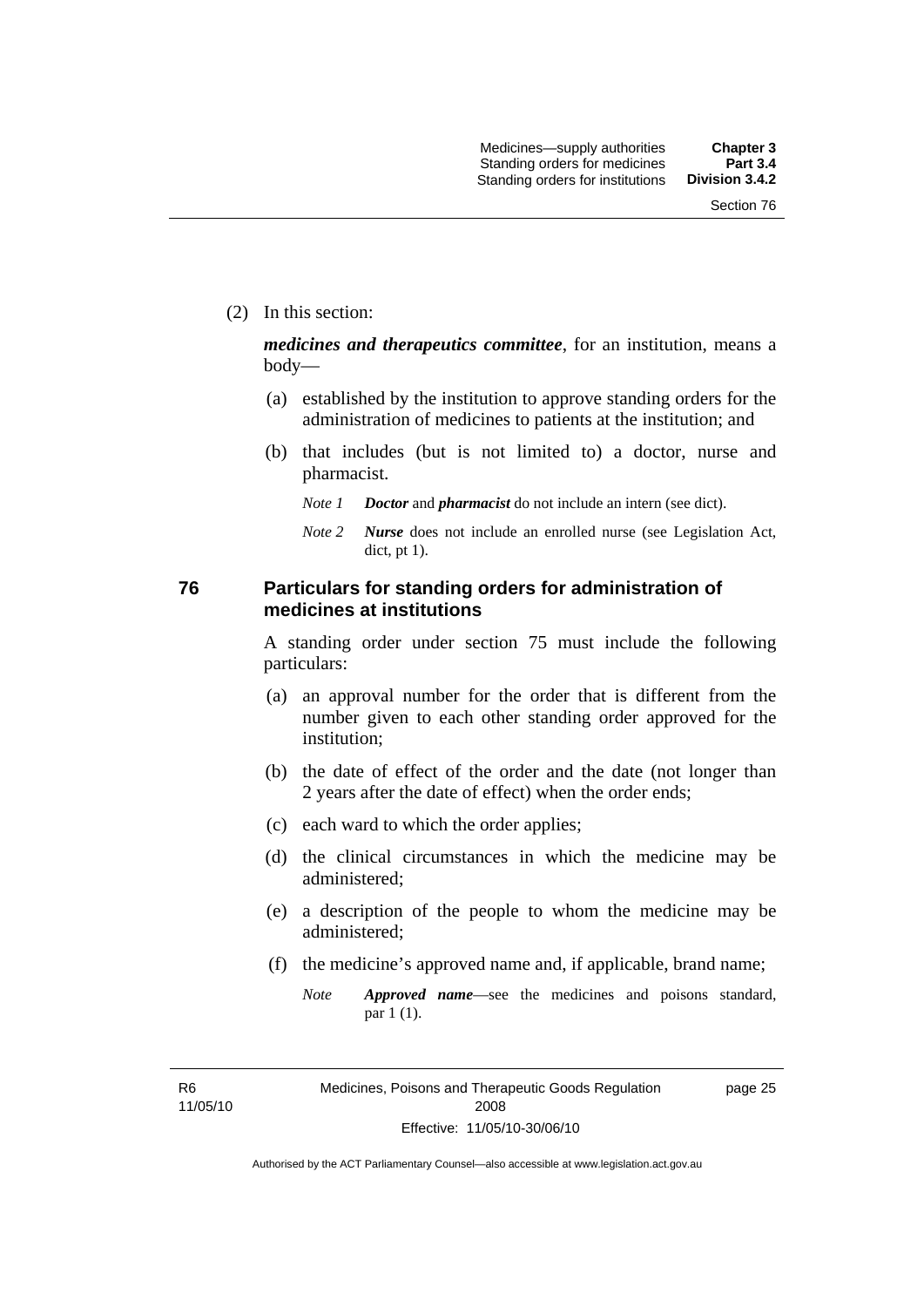(2) In this section:

***medicines and therapeutics committee***, for an institution, means a body—

(a) established by the institution to approve standing orders for the administration of medicines to patients at the institution; and

(b) that includes (but is not limited to) a doctor, nurse and pharmacist.

*Note 1* ***Doctor*** and ***pharmacist*** do not include an intern (see dict).

*Note 2* ***Nurse*** does not include an enrolled nurse (see Legislation Act, dict, pt 1).

## 76 Particulars for standing orders for administration of medicines at institutions

A standing order under section 75 must include the following particulars:

(a) an approval number for the order that is different from the number given to each other standing order approved for the institution;

(b) the date of effect of the order and the date (not longer than 2 years after the date of effect) when the order ends;

(c) each ward to which the order applies;

(d) the clinical circumstances in which the medicine may be administered;

(e) a description of the people to whom the medicine may be administered;

(f) the medicine's approved name and, if applicable, brand name;

*Note* ***Approved name***—see the medicines and poisons standard, par 1 (1).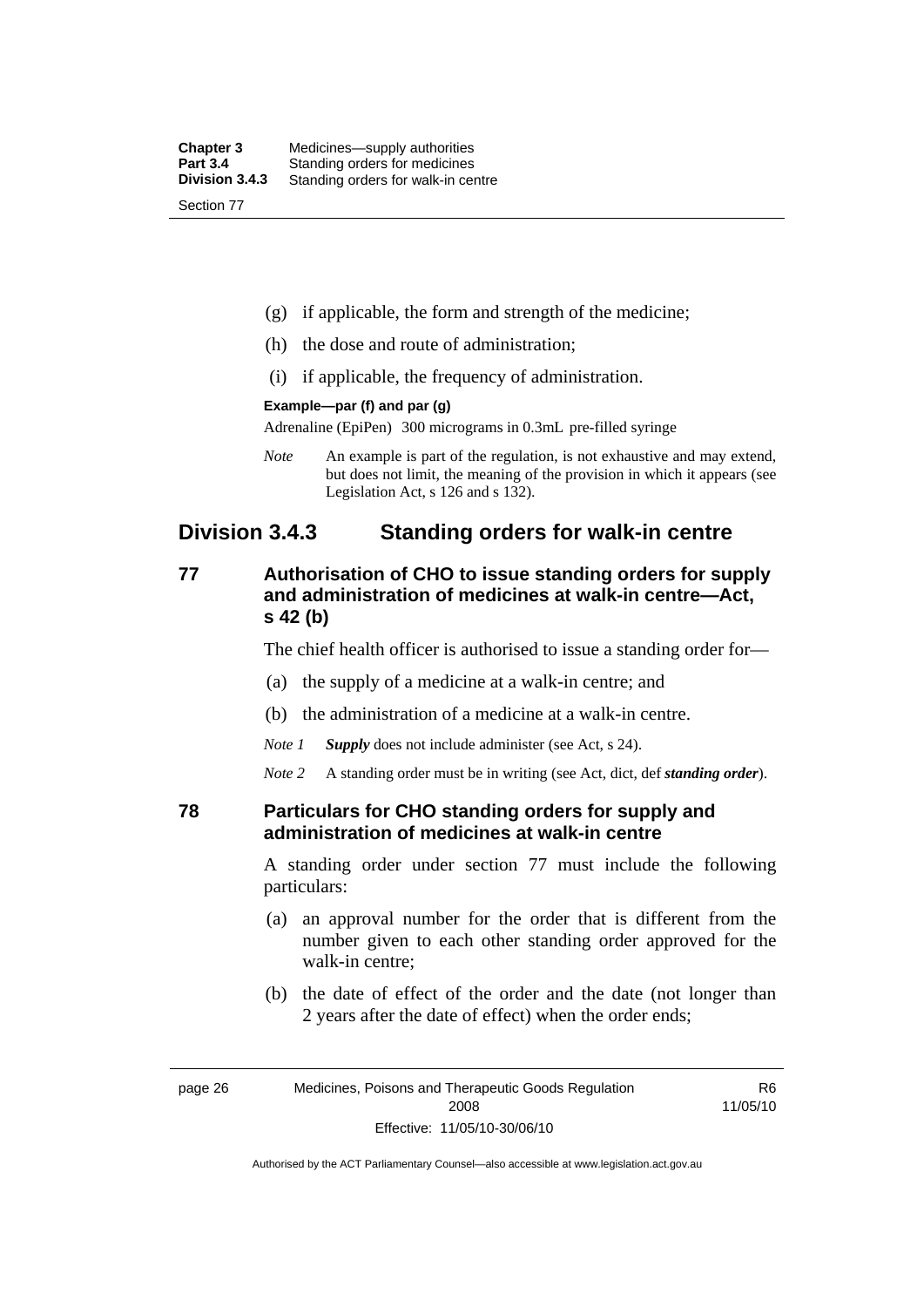(g) if applicable, the form and strength of the medicine;

(h) the dose and route of administration;

(i) if applicable, the frequency of administration.

**Example—par (f) and par (g)**

Adrenaline (EpiPen) 300 micrograms in 0.3mL pre-filled syringe

*Note* An example is part of the regulation, is not exhaustive and may extend, but does not limit, the meaning of the provision in which it appears (see Legislation Act, s 126 and s 132).

## Division 3.4.3 Standing orders for walk-in centre

### 77 Authorisation of CHO to issue standing orders for supply and administration of medicines at walk-in centre—Act, s 42 (b)

The chief health officer is authorised to issue a standing order for—

(a) the supply of a medicine at a walk-in centre; and

(b) the administration of a medicine at a walk-in centre.

*Note 1* ***Supply*** does not include administer (see Act, s 24).

*Note 2* A standing order must be in writing (see Act, dict, def ***standing order***).

### 78 Particulars for CHO standing orders for supply and administration of medicines at walk-in centre

A standing order under section 77 must include the following particulars:

(a) an approval number for the order that is different from the number given to each other standing order approved for the walk-in centre;

(b) the date of effect of the order and the date (not longer than 2 years after the date of effect) when the order ends;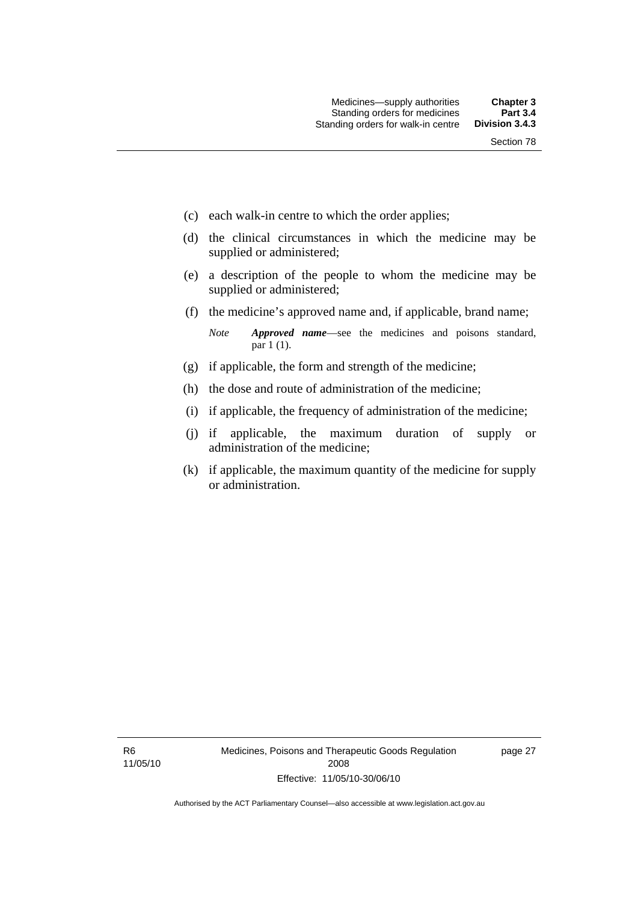(c) each walk-in centre to which the order applies;

(d) the clinical circumstances in which the medicine may be supplied or administered;

(e) a description of the people to whom the medicine may be supplied or administered;

(f) the medicine's approved name and, if applicable, brand name;

*Note* ***Approved name***—see the medicines and poisons standard, par 1 (1).

(g) if applicable, the form and strength of the medicine;

(h) the dose and route of administration of the medicine;

(i) if applicable, the frequency of administration of the medicine;

(j) if applicable, the maximum duration of supply or administration of the medicine;

(k) if applicable, the maximum quantity of the medicine for supply or administration.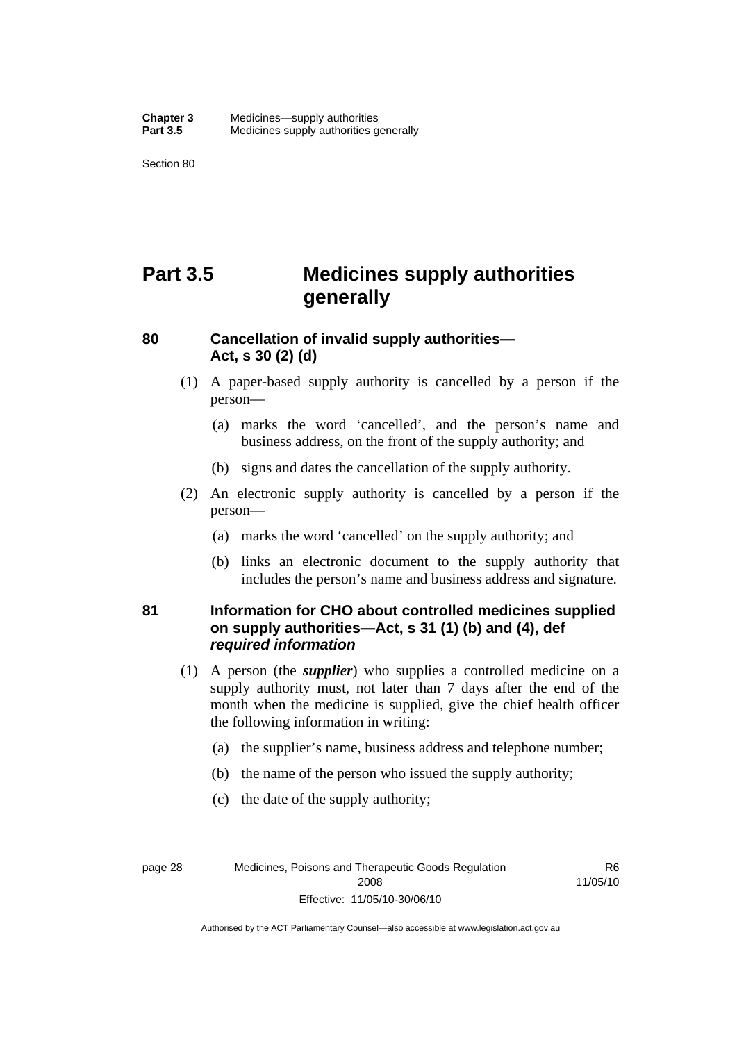# Part 3.5 Medicines supply authorities generally

## 80 Cancellation of invalid supply authorities—Act, s 30 (2) (d)

(1) A paper-based supply authority is cancelled by a person if the person—

(a) marks the word 'cancelled', and the person's name and business address, on the front of the supply authority; and

(b) signs and dates the cancellation of the supply authority.

(2) An electronic supply authority is cancelled by a person if the person—

(a) marks the word 'cancelled' on the supply authority; and

(b) links an electronic document to the supply authority that includes the person's name and business address and signature.

## 81 Information for CHO about controlled medicines supplied on supply authorities—Act, s 31 (1) (b) and (4), def *required information*

(1) A person (the ***supplier***) who supplies a controlled medicine on a supply authority must, not later than 7 days after the end of the month when the medicine is supplied, give the chief health officer the following information in writing:

(a) the supplier's name, business address and telephone number;

(b) the name of the person who issued the supply authority;

(c) the date of the supply authority;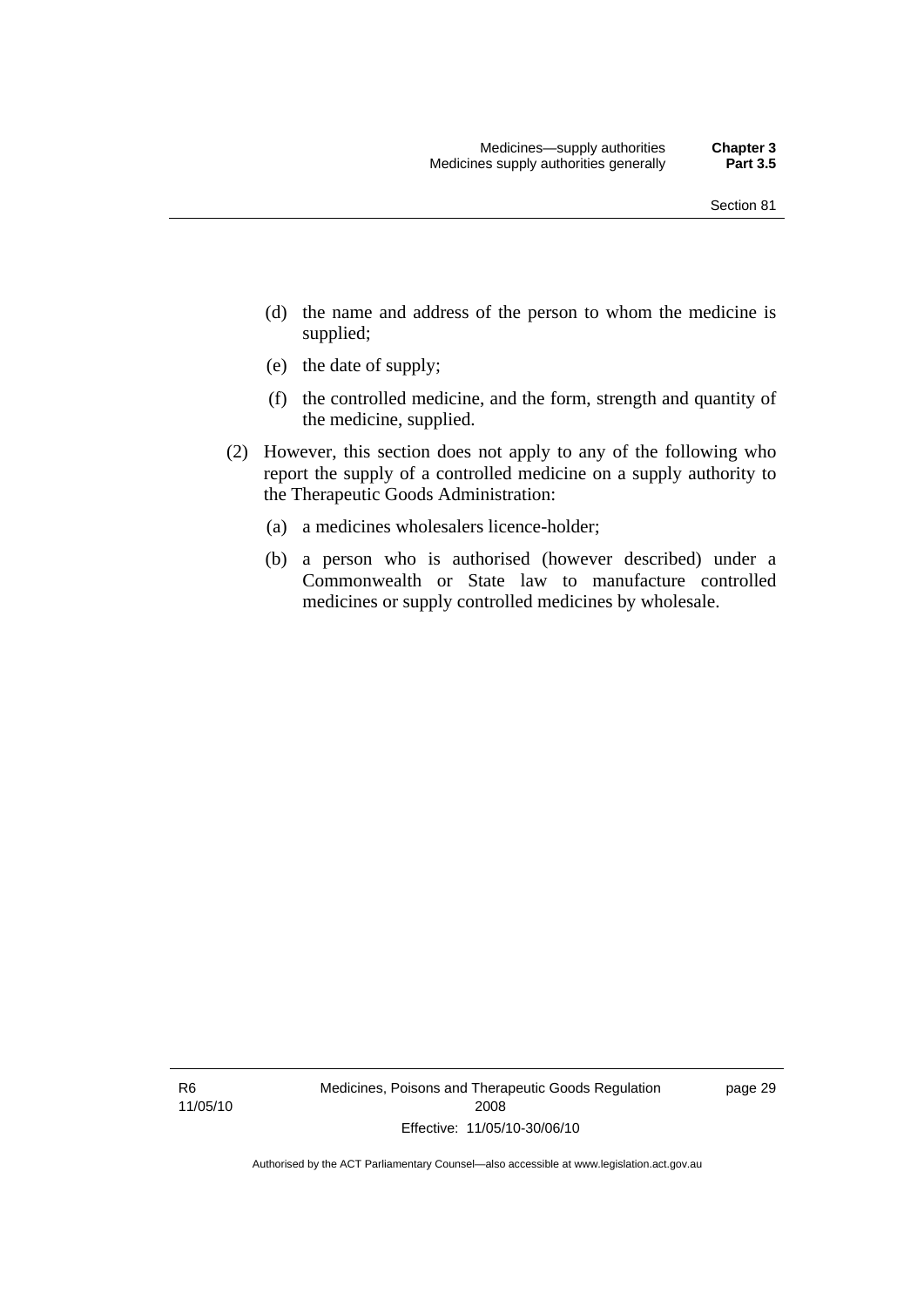(d) the name and address of the person to whom the medicine is supplied;

(e) the date of supply;

(f) the controlled medicine, and the form, strength and quantity of the medicine, supplied.

(2) However, this section does not apply to any of the following who report the supply of a controlled medicine on a supply authority to the Therapeutic Goods Administration:

(a) a medicines wholesalers licence-holder;

(b) a person who is authorised (however described) under a Commonwealth or State law to manufacture controlled medicines or supply controlled medicines by wholesale.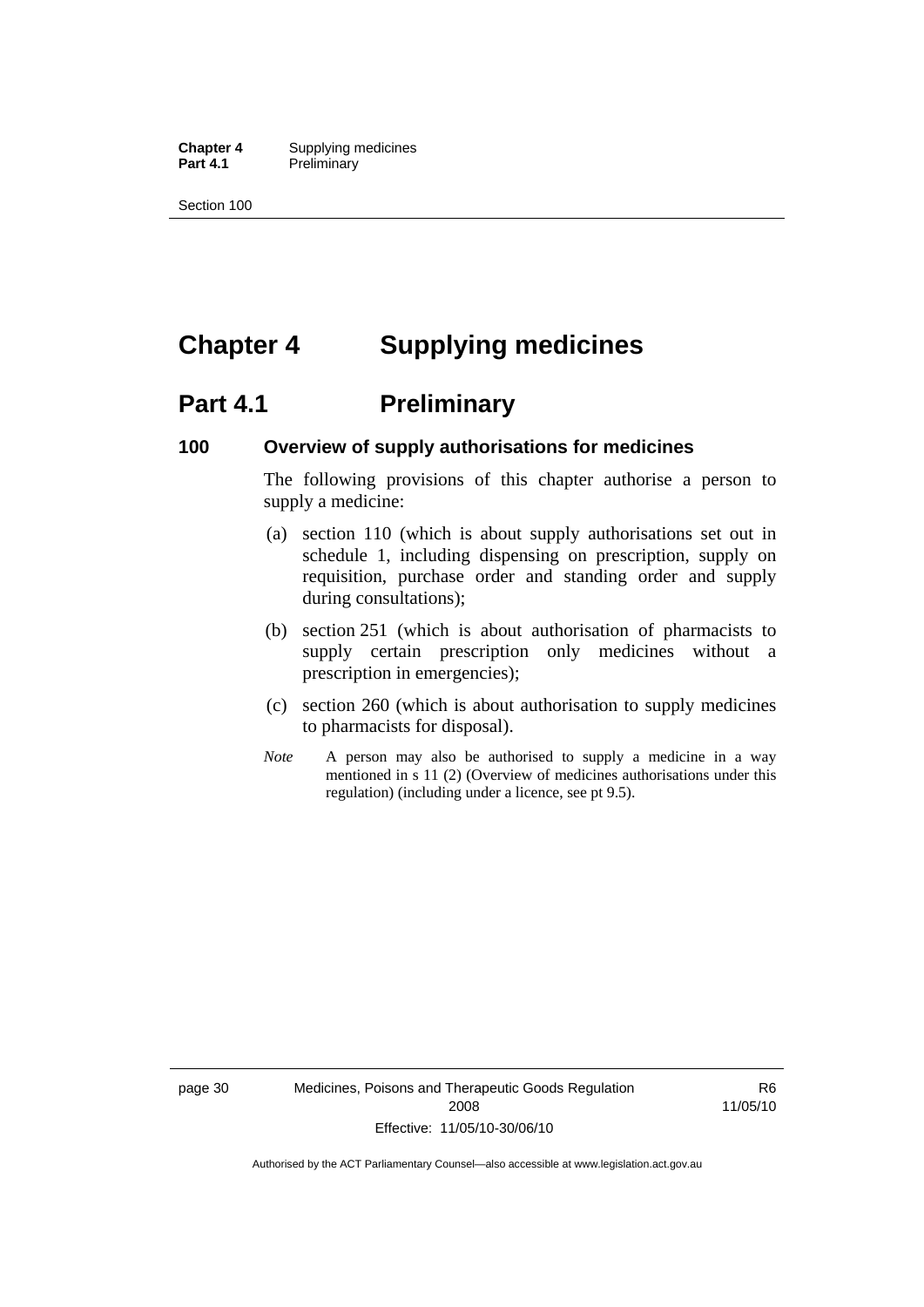# Chapter 4 Supplying medicines

## Part 4.1 Preliminary

### 100 Overview of supply authorisations for medicines

The following provisions of this chapter authorise a person to supply a medicine:

(a) section 110 (which is about supply authorisations set out in schedule 1, including dispensing on prescription, supply on requisition, purchase order and standing order and supply during consultations);

(b) section 251 (which is about authorisation of pharmacists to supply certain prescription only medicines without a prescription in emergencies);

(c) section 260 (which is about authorisation to supply medicines to pharmacists for disposal).

*Note* A person may also be authorised to supply a medicine in a way mentioned in s 11 (2) (Overview of medicines authorisations under this regulation) (including under a licence, see pt 9.5).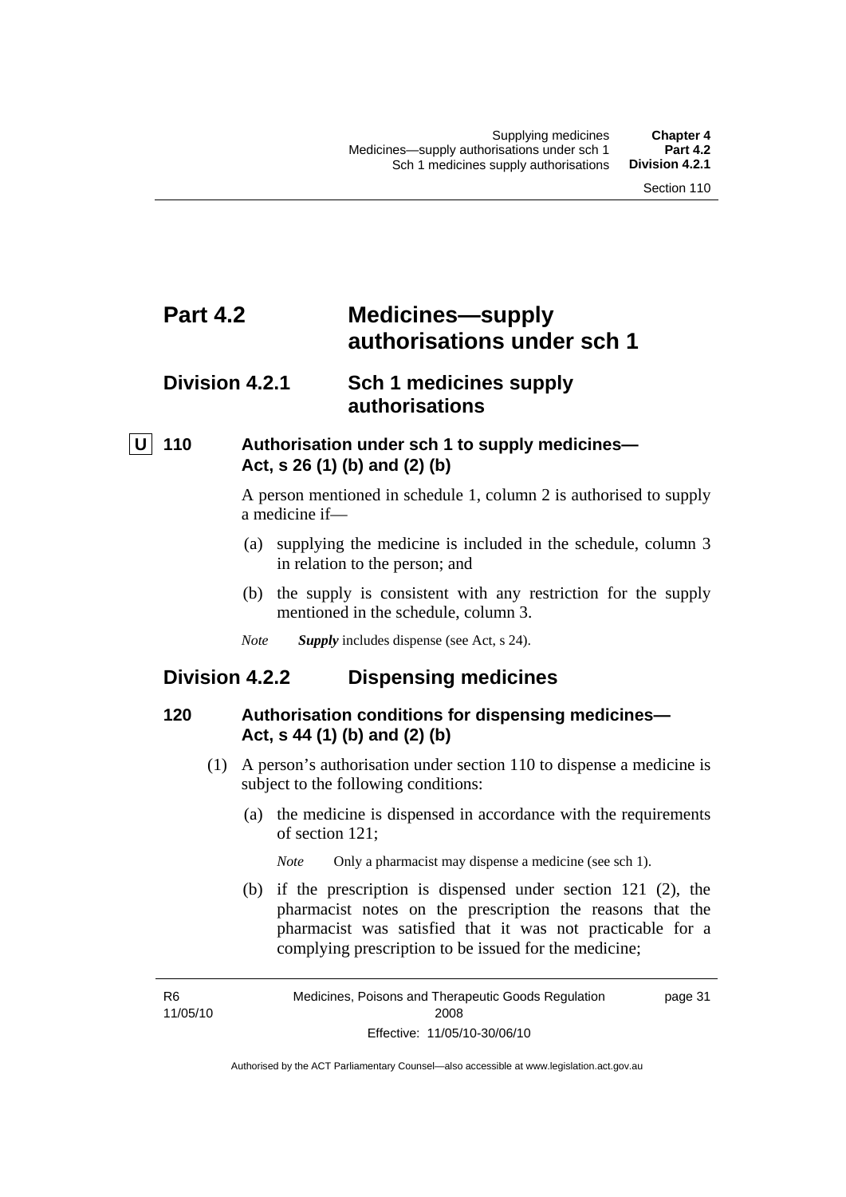# Part 4.2 Medicines—supply authorisations under sch 1

## Division 4.2.1 Sch 1 medicines supply authorisations

### U 110 Authorisation under sch 1 to supply medicines—Act, s 26 (1) (b) and (2) (b)

A person mentioned in schedule 1, column 2 is authorised to supply a medicine if—

(a) supplying the medicine is included in the schedule, column 3 in relation to the person; and

(b) the supply is consistent with any restriction for the supply mentioned in the schedule, column 3.

*Note* ***Supply*** includes dispense (see Act, s 24).

## Division 4.2.2 Dispensing medicines

### 120 Authorisation conditions for dispensing medicines—Act, s 44 (1) (b) and (2) (b)

(1) A person's authorisation under section 110 to dispense a medicine is subject to the following conditions:

(a) the medicine is dispensed in accordance with the requirements of section 121;

*Note* Only a pharmacist may dispense a medicine (see sch 1).

(b) if the prescription is dispensed under section 121 (2), the pharmacist notes on the prescription the reasons that the pharmacist was satisfied that it was not practicable for a complying prescription to be issued for the medicine;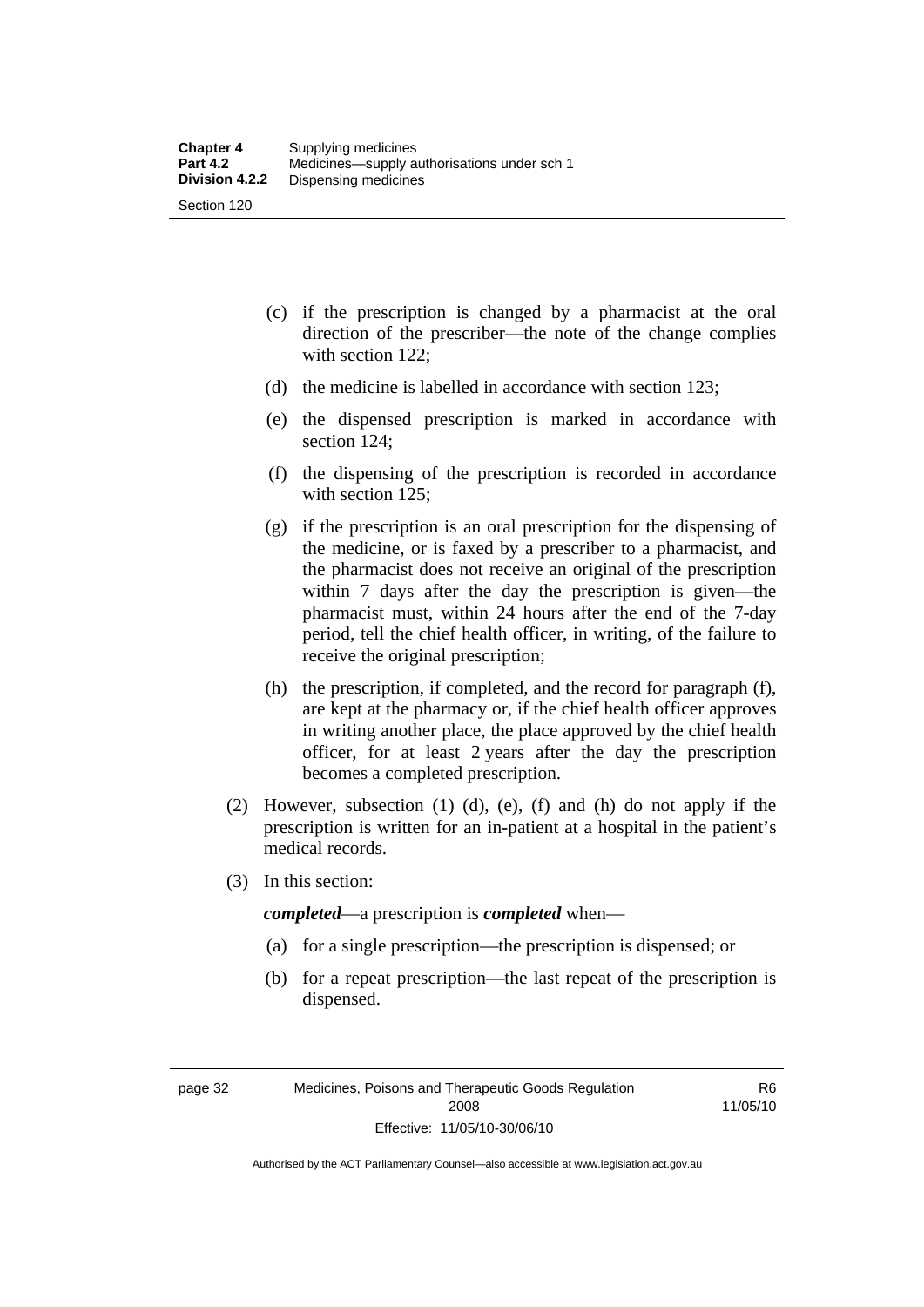(c) if the prescription is changed by a pharmacist at the oral direction of the prescriber—the note of the change complies with section 122;

(d) the medicine is labelled in accordance with section 123;

(e) the dispensed prescription is marked in accordance with section 124;

(f) the dispensing of the prescription is recorded in accordance with section 125;

(g) if the prescription is an oral prescription for the dispensing of the medicine, or is faxed by a prescriber to a pharmacist, and the pharmacist does not receive an original of the prescription within 7 days after the day the prescription is given—the pharmacist must, within 24 hours after the end of the 7-day period, tell the chief health officer, in writing, of the failure to receive the original prescription;

(h) the prescription, if completed, and the record for paragraph (f), are kept at the pharmacy or, if the chief health officer approves in writing another place, the place approved by the chief health officer, for at least 2 years after the day the prescription becomes a completed prescription.

(2) However, subsection (1) (d), (e), (f) and (h) do not apply if the prescription is written for an in-patient at a hospital in the patient's medical records.

(3) In this section:

***completed***—a prescription is ***completed*** when—

(a) for a single prescription—the prescription is dispensed; or

(b) for a repeat prescription—the last repeat of the prescription is dispensed.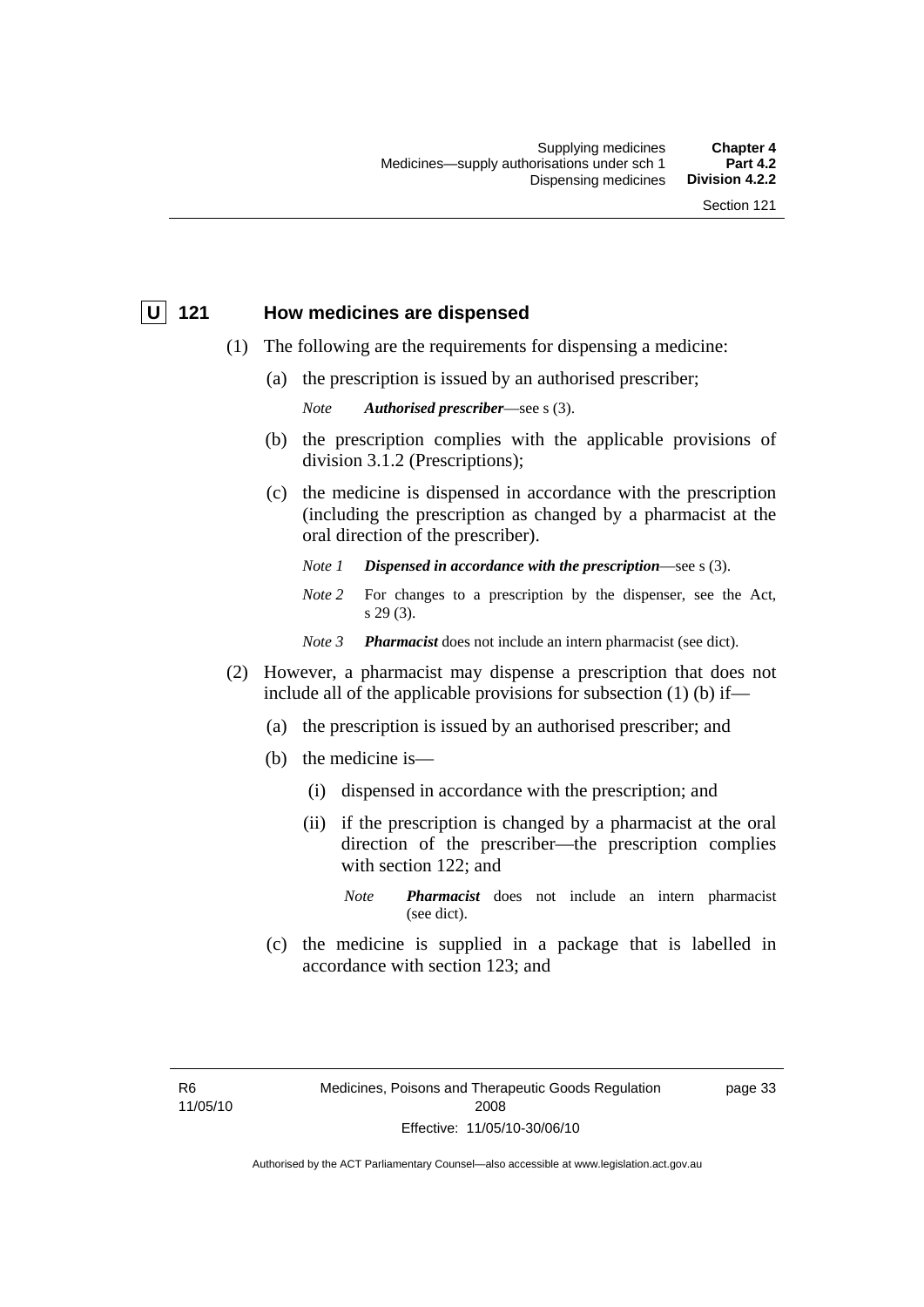## U 121 How medicines are dispensed

(1) The following are the requirements for dispensing a medicine:

(a) the prescription is issued by an authorised prescriber;

*Note* ***Authorised prescriber***—see s (3).

(b) the prescription complies with the applicable provisions of division 3.1.2 (Prescriptions);

(c) the medicine is dispensed in accordance with the prescription (including the prescription as changed by a pharmacist at the oral direction of the prescriber).

*Note 1* ***Dispensed in accordance with the prescription***—see s (3).

*Note 2* For changes to a prescription by the dispenser, see the Act, s 29 (3).

*Note 3* ***Pharmacist*** does not include an intern pharmacist (see dict).

(2) However, a pharmacist may dispense a prescription that does not include all of the applicable provisions for subsection (1) (b) if—

(a) the prescription is issued by an authorised prescriber; and

(b) the medicine is—

(i) dispensed in accordance with the prescription; and

(ii) if the prescription is changed by a pharmacist at the oral direction of the prescriber—the prescription complies with section 122; and

*Note* ***Pharmacist*** does not include an intern pharmacist (see dict).

(c) the medicine is supplied in a package that is labelled in accordance with section 123; and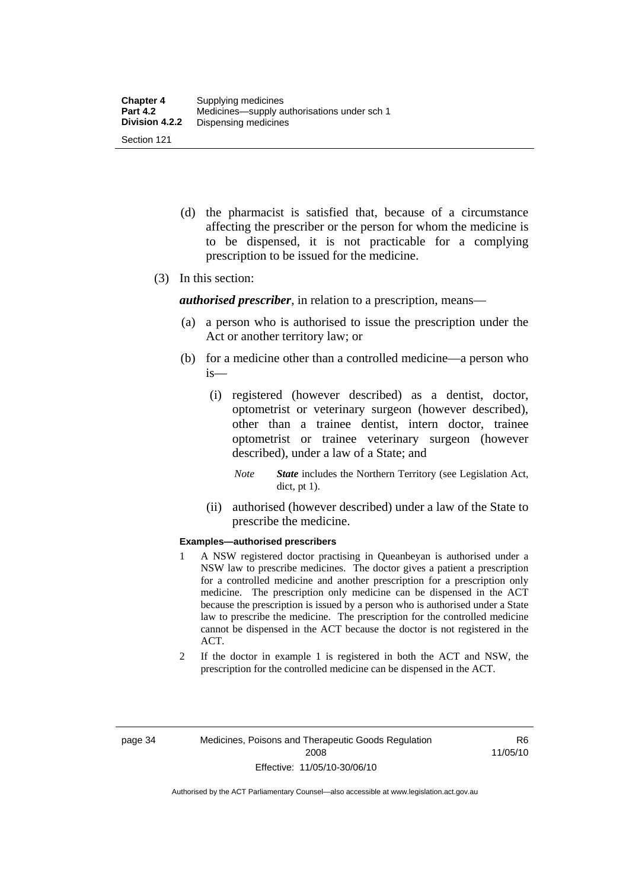(d) the pharmacist is satisfied that, because of a circumstance affecting the prescriber or the person for whom the medicine is to be dispensed, it is not practicable for a complying prescription to be issued for the medicine.

(3) In this section:

***authorised prescriber***, in relation to a prescription, means—

(a) a person who is authorised to issue the prescription under the Act or another territory law; or

(b) for a medicine other than a controlled medicine—a person who is—

(i) registered (however described) as a dentist, doctor, optometrist or veterinary surgeon (however described), other than a trainee dentist, intern doctor, trainee optometrist or trainee veterinary surgeon (however described), under a law of a State; and

*Note* ***State*** includes the Northern Territory (see Legislation Act, dict, pt 1).

(ii) authorised (however described) under a law of the State to prescribe the medicine.

**Examples—authorised prescribers**

1 A NSW registered doctor practising in Queanbeyan is authorised under a NSW law to prescribe medicines. The doctor gives a patient a prescription for a controlled medicine and another prescription for a prescription only medicine. The prescription only medicine can be dispensed in the ACT because the prescription is issued by a person who is authorised under a State law to prescribe the medicine. The prescription for the controlled medicine cannot be dispensed in the ACT because the doctor is not registered in the ACT.

2 If the doctor in example 1 is registered in both the ACT and NSW, the prescription for the controlled medicine can be dispensed in the ACT.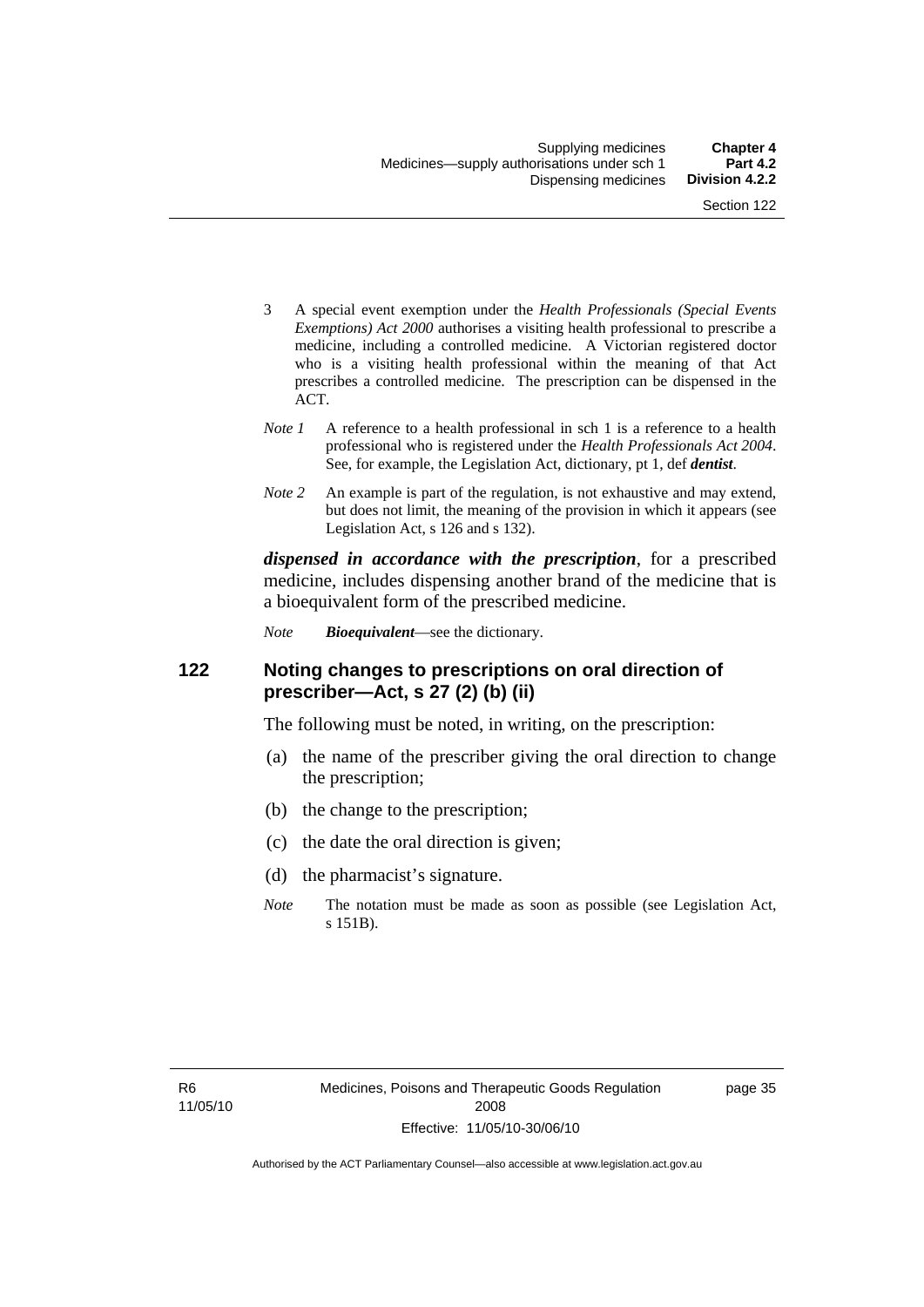3 A special event exemption under the *Health Professionals (Special Events Exemptions) Act 2000* authorises a visiting health professional to prescribe a medicine, including a controlled medicine. A Victorian registered doctor who is a visiting health professional within the meaning of that Act prescribes a controlled medicine. The prescription can be dispensed in the ACT.

*Note 1* A reference to a health professional in sch 1 is a reference to a health professional who is registered under the *Health Professionals Act 2004*. See, for example, the Legislation Act, dictionary, pt 1, def ***dentist***.

*Note 2* An example is part of the regulation, is not exhaustive and may extend, but does not limit, the meaning of the provision in which it appears (see Legislation Act, s 126 and s 132).

***dispensed in accordance with the prescription***, for a prescribed medicine, includes dispensing another brand of the medicine that is a bioequivalent form of the prescribed medicine.

*Note* ***Bioequivalent***—see the dictionary.

## 122 Noting changes to prescriptions on oral direction of prescriber—Act, s 27 (2) (b) (ii)

The following must be noted, in writing, on the prescription:

(a) the name of the prescriber giving the oral direction to change the prescription;

(b) the change to the prescription;

(c) the date the oral direction is given;

(d) the pharmacist's signature.

*Note* The notation must be made as soon as possible (see Legislation Act, s 151B).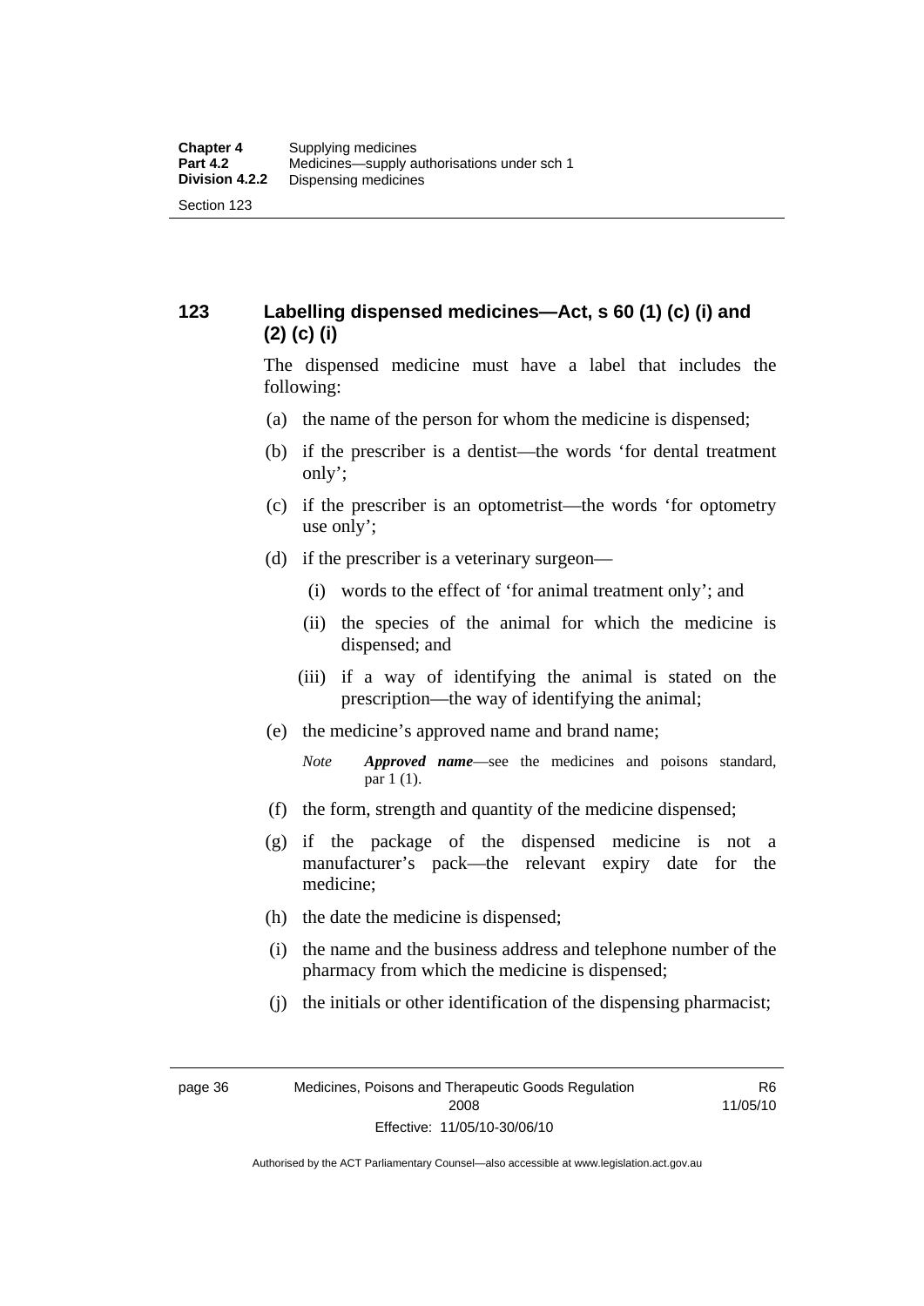## 123 Labelling dispensed medicines—Act, s 60 (1) (c) (i) and (2) (c) (i)

The dispensed medicine must have a label that includes the following:

(a) the name of the person for whom the medicine is dispensed;

(b) if the prescriber is a dentist—the words 'for dental treatment only';

(c) if the prescriber is an optometrist—the words 'for optometry use only';

(d) if the prescriber is a veterinary surgeon—

  (i) words to the effect of 'for animal treatment only'; and

  (ii) the species of the animal for which the medicine is dispensed; and

  (iii) if a way of identifying the animal is stated on the prescription—the way of identifying the animal;

(e) the medicine's approved name and brand name;

*Note* ***Approved name***—see the medicines and poisons standard, par 1 (1).

(f) the form, strength and quantity of the medicine dispensed;

(g) if the package of the dispensed medicine is not a manufacturer's pack—the relevant expiry date for the medicine;

(h) the date the medicine is dispensed;

(i) the name and the business address and telephone number of the pharmacy from which the medicine is dispensed;

(j) the initials or other identification of the dispensing pharmacist;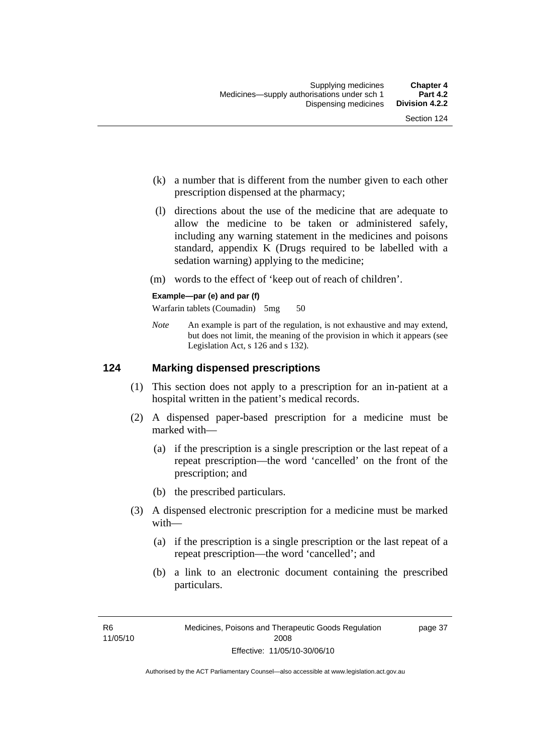(k) a number that is different from the number given to each other prescription dispensed at the pharmacy;

(l) directions about the use of the medicine that are adequate to allow the medicine to be taken or administered safely, including any warning statement in the medicines and poisons standard, appendix K (Drugs required to be labelled with a sedation warning) applying to the medicine;

(m) words to the effect of 'keep out of reach of children'.

**Example—par (e) and par (f)**

Warfarin tablets (Coumadin) 5mg 50

*Note* An example is part of the regulation, is not exhaustive and may extend, but does not limit, the meaning of the provision in which it appears (see Legislation Act, s 126 and s 132).

## 124 Marking dispensed prescriptions

(1) This section does not apply to a prescription for an in-patient at a hospital written in the patient's medical records.

(2) A dispensed paper-based prescription for a medicine must be marked with—

(a) if the prescription is a single prescription or the last repeat of a repeat prescription—the word 'cancelled' on the front of the prescription; and

(b) the prescribed particulars.

(3) A dispensed electronic prescription for a medicine must be marked with—

(a) if the prescription is a single prescription or the last repeat of a repeat prescription—the word 'cancelled'; and

(b) a link to an electronic document containing the prescribed particulars.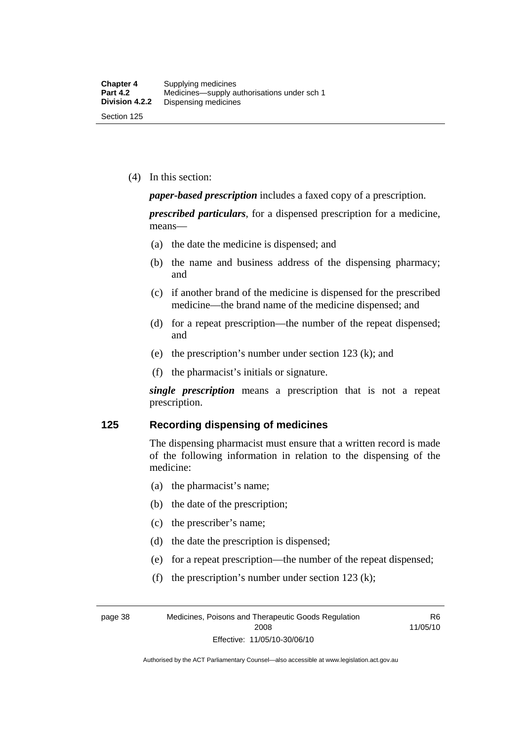(4) In this section:

***paper-based prescription*** includes a faxed copy of a prescription.

***prescribed particulars***, for a dispensed prescription for a medicine, means—

(a) the date the medicine is dispensed; and

(b) the name and business address of the dispensing pharmacy; and

(c) if another brand of the medicine is dispensed for the prescribed medicine—the brand name of the medicine dispensed; and

(d) for a repeat prescription—the number of the repeat dispensed; and

(e) the prescription's number under section 123 (k); and

(f) the pharmacist's initials or signature.

***single prescription*** means a prescription that is not a repeat prescription.

## 125 Recording dispensing of medicines

The dispensing pharmacist must ensure that a written record is made of the following information in relation to the dispensing of the medicine:

(a) the pharmacist's name;

(b) the date of the prescription;

(c) the prescriber's name;

(d) the date the prescription is dispensed;

(e) for a repeat prescription—the number of the repeat dispensed;

(f) the prescription's number under section 123 (k);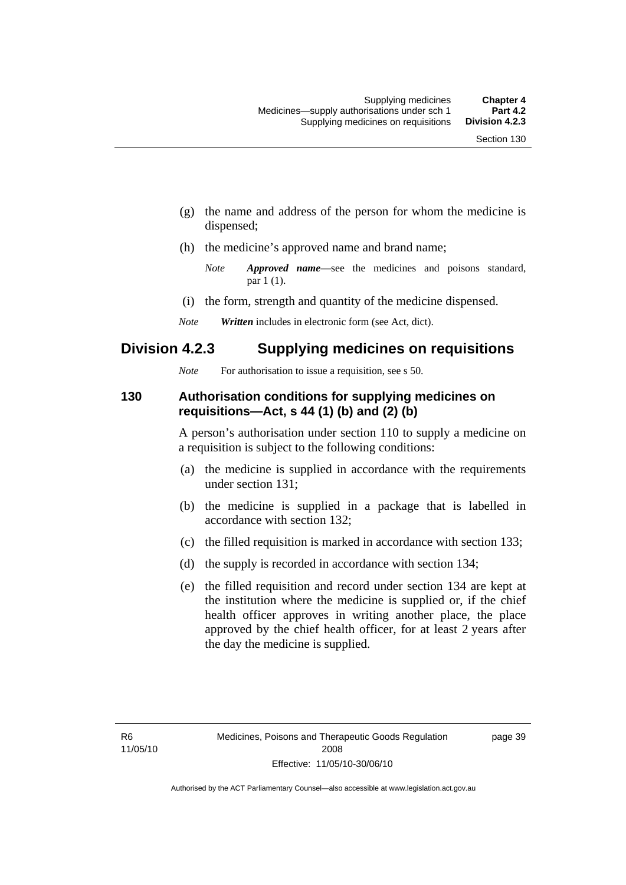(g) the name and address of the person for whom the medicine is dispensed;

(h) the medicine's approved name and brand name;

*Note* ***Approved name***—see the medicines and poisons standard, par 1 (1).

(i) the form, strength and quantity of the medicine dispensed.

*Note* ***Written*** includes in electronic form (see Act, dict).

## Division 4.2.3 Supplying medicines on requisitions

*Note* For authorisation to issue a requisition, see s 50.

### 130 Authorisation conditions for supplying medicines on requisitions—Act, s 44 (1) (b) and (2) (b)

A person's authorisation under section 110 to supply a medicine on a requisition is subject to the following conditions:

(a) the medicine is supplied in accordance with the requirements under section 131;

(b) the medicine is supplied in a package that is labelled in accordance with section 132;

(c) the filled requisition is marked in accordance with section 133;

(d) the supply is recorded in accordance with section 134;

(e) the filled requisition and record under section 134 are kept at the institution where the medicine is supplied or, if the chief health officer approves in writing another place, the place approved by the chief health officer, for at least 2 years after the day the medicine is supplied.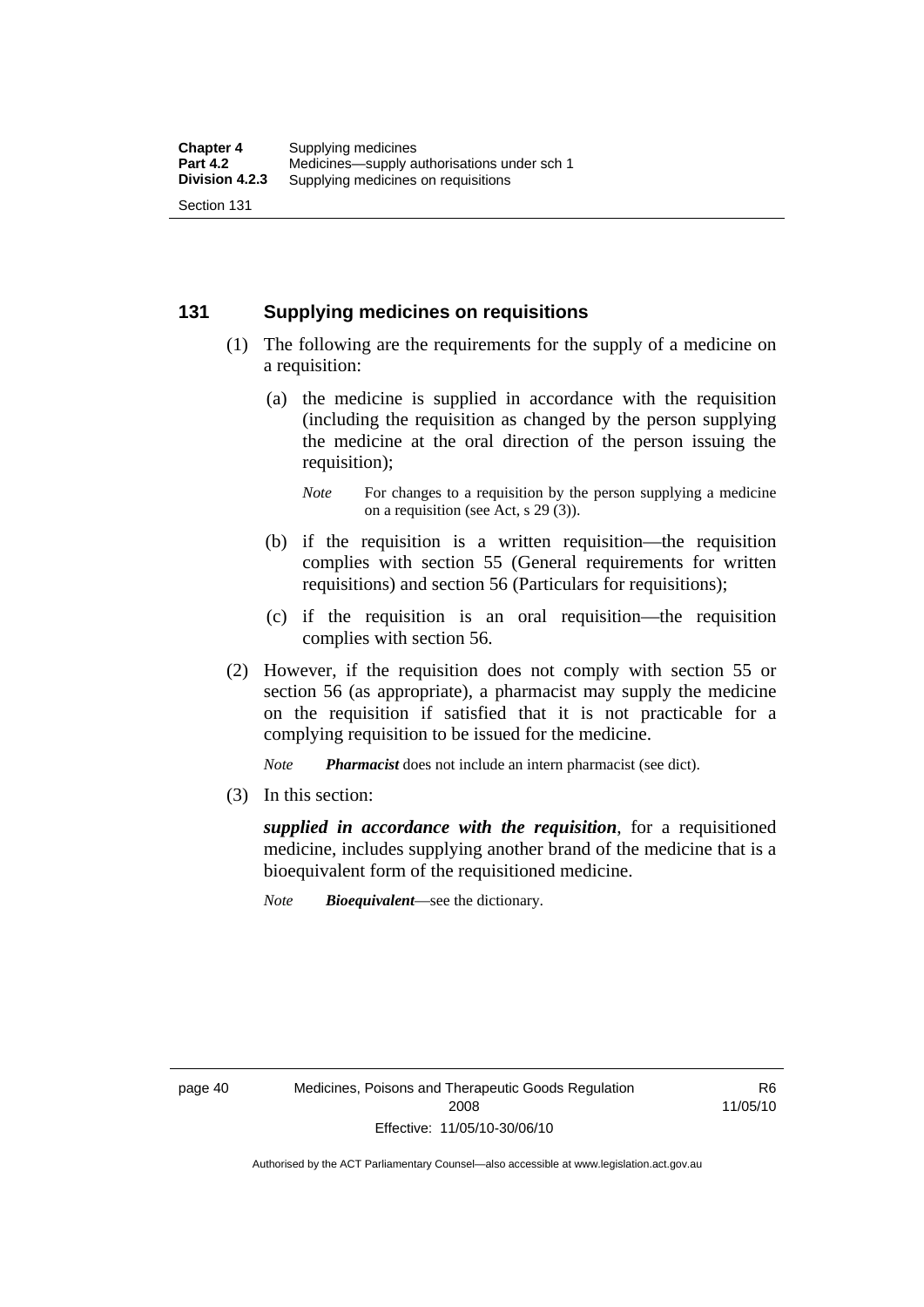## 131 Supplying medicines on requisitions

(1) The following are the requirements for the supply of a medicine on a requisition:

(a) the medicine is supplied in accordance with the requisition (including the requisition as changed by the person supplying the medicine at the oral direction of the person issuing the requisition);

*Note* For changes to a requisition by the person supplying a medicine on a requisition (see Act, s 29 (3)).

(b) if the requisition is a written requisition—the requisition complies with section 55 (General requirements for written requisitions) and section 56 (Particulars for requisitions);

(c) if the requisition is an oral requisition—the requisition complies with section 56.

(2) However, if the requisition does not comply with section 55 or section 56 (as appropriate), a pharmacist may supply the medicine on the requisition if satisfied that it is not practicable for a complying requisition to be issued for the medicine.

*Note* ***Pharmacist*** does not include an intern pharmacist (see dict).

(3) In this section:

***supplied in accordance with the requisition***, for a requisitioned medicine, includes supplying another brand of the medicine that is a bioequivalent form of the requisitioned medicine.

*Note* ***Bioequivalent***—see the dictionary.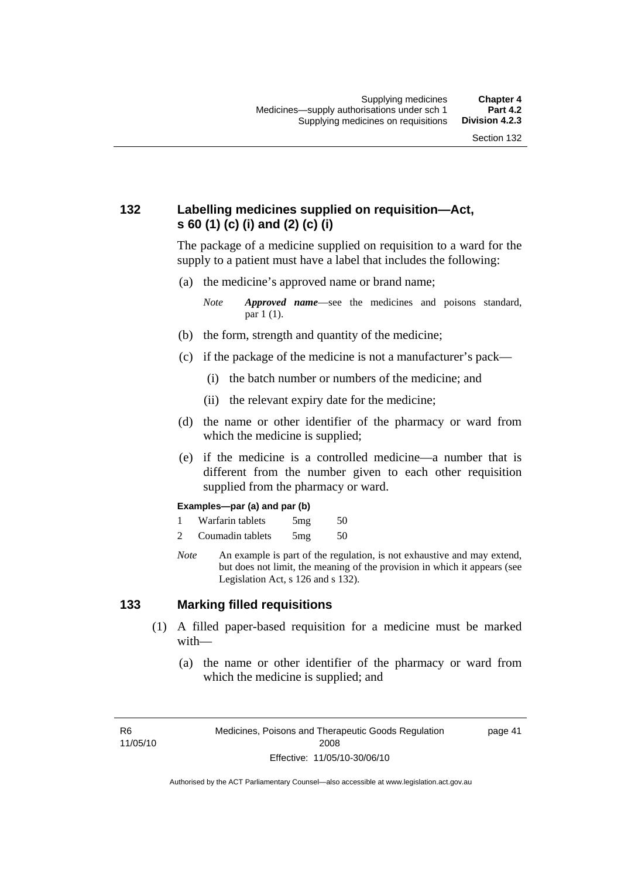## 132 Labelling medicines supplied on requisition—Act, s 60 (1) (c) (i) and (2) (c) (i)

The package of a medicine supplied on requisition to a ward for the supply to a patient must have a label that includes the following:

(a) the medicine's approved name or brand name;

*Note* ***Approved name***—see the medicines and poisons standard, par 1 (1).

(b) the form, strength and quantity of the medicine;

(c) if the package of the medicine is not a manufacturer's pack—

(i) the batch number or numbers of the medicine; and

(ii) the relevant expiry date for the medicine;

(d) the name or other identifier of the pharmacy or ward from which the medicine is supplied;

(e) if the medicine is a controlled medicine—a number that is different from the number given to each other requisition supplied from the pharmacy or ward.

**Examples—par (a) and par (b)**

| | | | |
|---|---|---|---|
| 1 | Warfarin tablets | 5mg | 50 |
| 2 | Coumadin tablets | 5mg | 50 |

*Note* An example is part of the regulation, is not exhaustive and may extend, but does not limit, the meaning of the provision in which it appears (see Legislation Act, s 126 and s 132).

## 133 Marking filled requisitions

(1) A filled paper-based requisition for a medicine must be marked with—

(a) the name or other identifier of the pharmacy or ward from which the medicine is supplied; and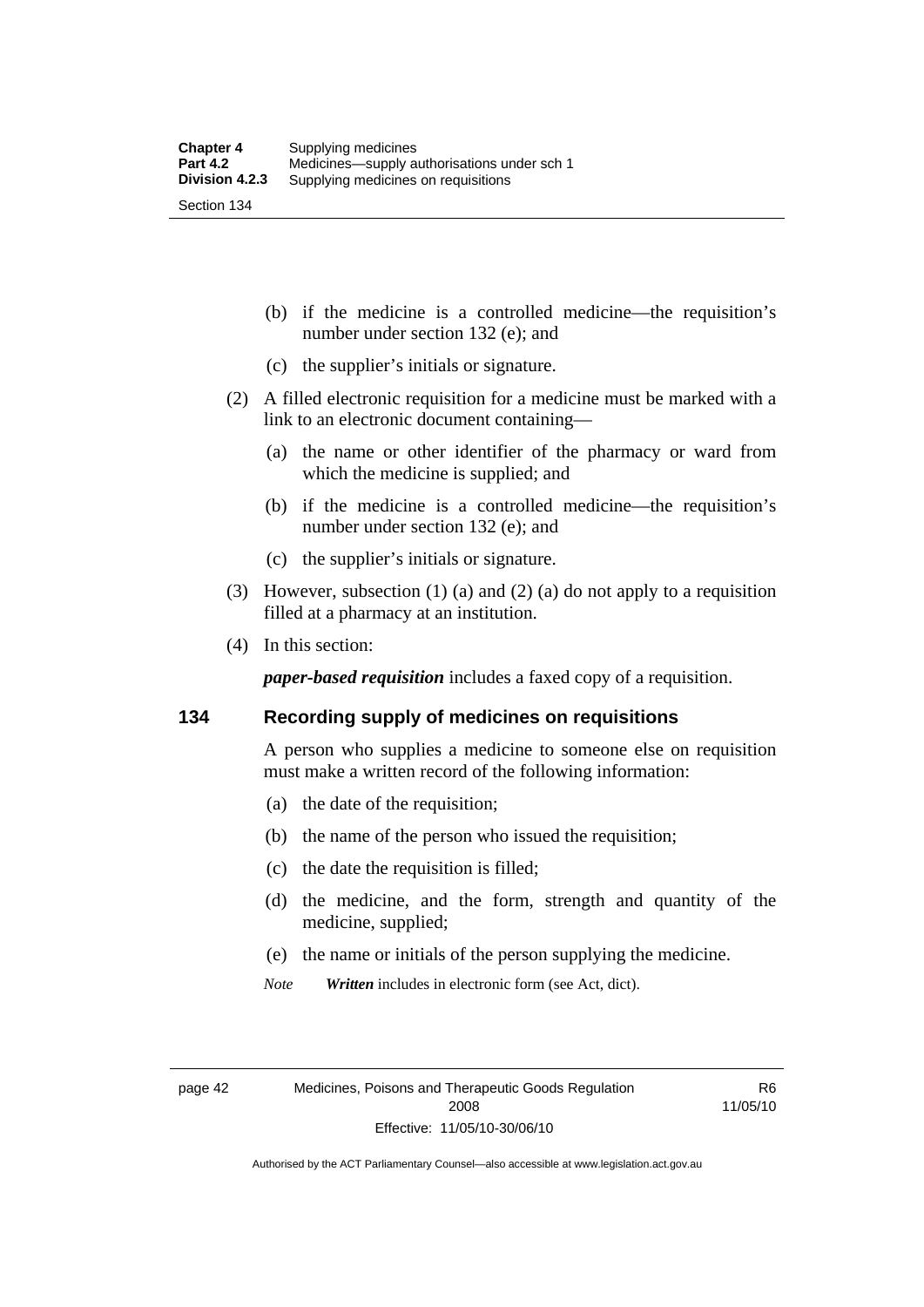(b) if the medicine is a controlled medicine—the requisition's number under section 132 (e); and

(c) the supplier's initials or signature.

(2) A filled electronic requisition for a medicine must be marked with a link to an electronic document containing—

(a) the name or other identifier of the pharmacy or ward from which the medicine is supplied; and

(b) if the medicine is a controlled medicine—the requisition's number under section 132 (e); and

(c) the supplier's initials or signature.

(3) However, subsection (1) (a) and (2) (a) do not apply to a requisition filled at a pharmacy at an institution.

(4) In this section:

***paper-based requisition*** includes a faxed copy of a requisition.

## 134 Recording supply of medicines on requisitions

A person who supplies a medicine to someone else on requisition must make a written record of the following information:

(a) the date of the requisition;

(b) the name of the person who issued the requisition;

(c) the date the requisition is filled;

(d) the medicine, and the form, strength and quantity of the medicine, supplied;

(e) the name or initials of the person supplying the medicine.

*Note* ***Written*** includes in electronic form (see Act, dict).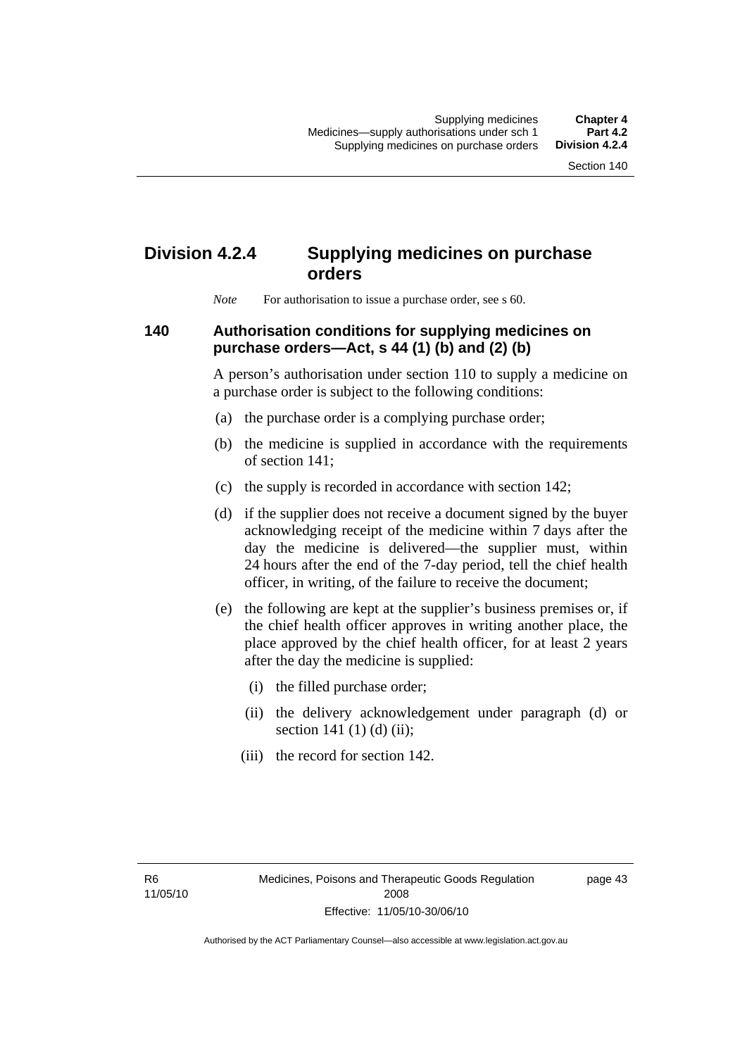## Division 4.2.4 Supplying medicines on purchase orders

*Note* For authorisation to issue a purchase order, see s 60.

### 140 Authorisation conditions for supplying medicines on purchase orders—Act, s 44 (1) (b) and (2) (b)

A person's authorisation under section 110 to supply a medicine on a purchase order is subject to the following conditions:

(a) the purchase order is a complying purchase order;

(b) the medicine is supplied in accordance with the requirements of section 141;

(c) the supply is recorded in accordance with section 142;

(d) if the supplier does not receive a document signed by the buyer acknowledging receipt of the medicine within 7 days after the day the medicine is delivered—the supplier must, within 24 hours after the end of the 7-day period, tell the chief health officer, in writing, of the failure to receive the document;

(e) the following are kept at the supplier's business premises or, if the chief health officer approves in writing another place, the place approved by the chief health officer, for at least 2 years after the day the medicine is supplied:

(i) the filled purchase order;

(ii) the delivery acknowledgement under paragraph (d) or section 141 (1) (d) (ii);

(iii) the record for section 142.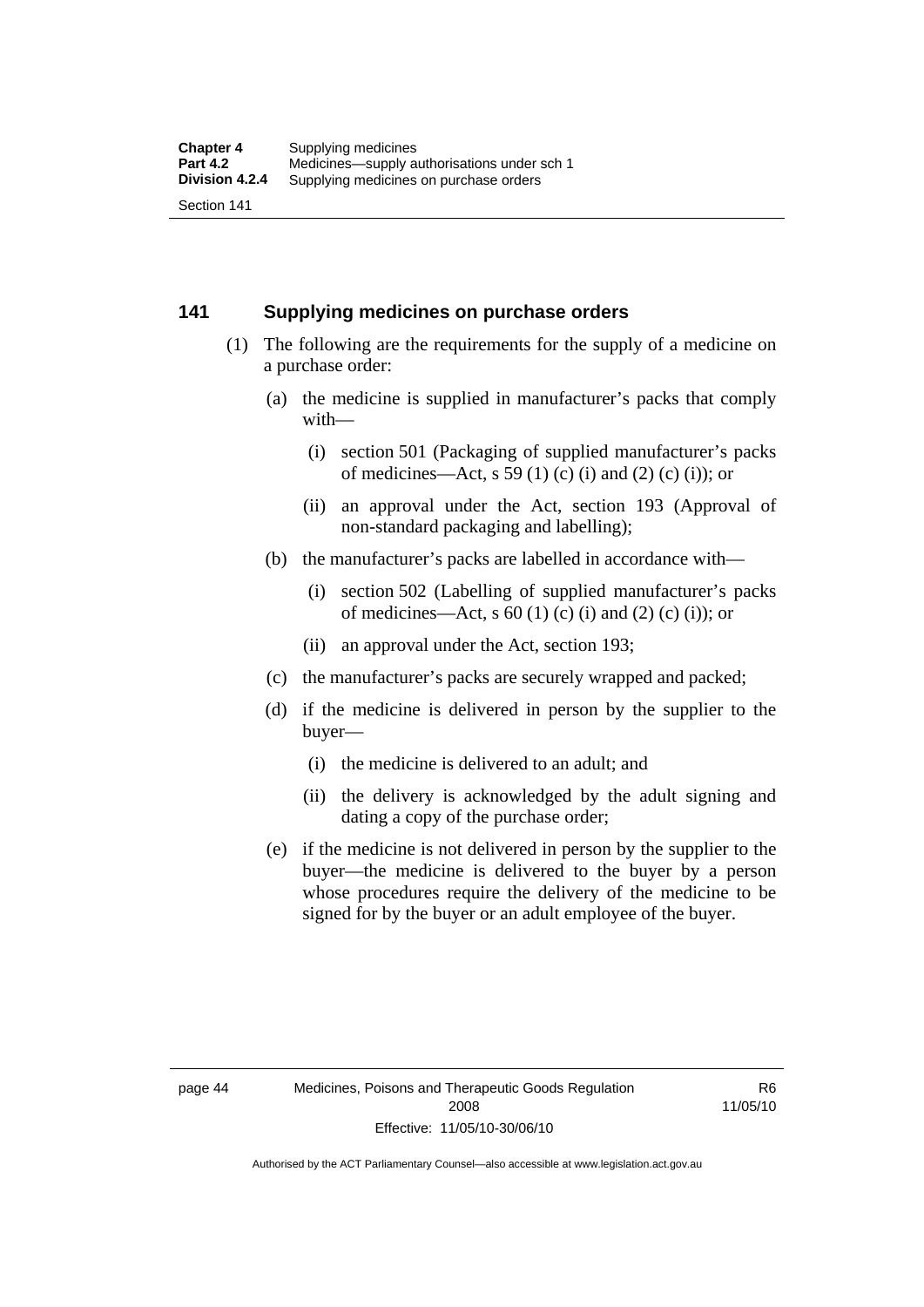## 141 Supplying medicines on purchase orders

(1) The following are the requirements for the supply of a medicine on a purchase order:

(a) the medicine is supplied in manufacturer's packs that comply with—

(i) section 501 (Packaging of supplied manufacturer's packs of medicines—Act, s 59 (1) (c) (i) and (2) (c) (i)); or

(ii) an approval under the Act, section 193 (Approval of non-standard packaging and labelling);

(b) the manufacturer's packs are labelled in accordance with—

(i) section 502 (Labelling of supplied manufacturer's packs of medicines—Act, s 60 (1) (c) (i) and (2) (c) (i)); or

(ii) an approval under the Act, section 193;

(c) the manufacturer's packs are securely wrapped and packed;

(d) if the medicine is delivered in person by the supplier to the buyer—

(i) the medicine is delivered to an adult; and

(ii) the delivery is acknowledged by the adult signing and dating a copy of the purchase order;

(e) if the medicine is not delivered in person by the supplier to the buyer—the medicine is delivered to the buyer by a person whose procedures require the delivery of the medicine to be signed for by the buyer or an adult employee of the buyer.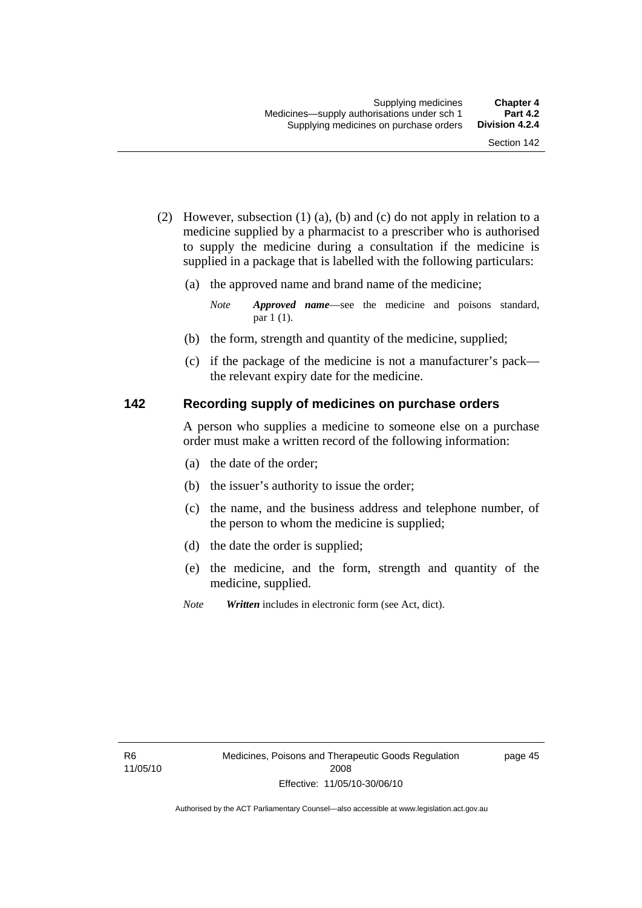(2) However, subsection (1) (a), (b) and (c) do not apply in relation to a medicine supplied by a pharmacist to a prescriber who is authorised to supply the medicine during a consultation if the medicine is supplied in a package that is labelled with the following particulars:

(a) the approved name and brand name of the medicine;

*Note* ***Approved name***—see the medicine and poisons standard, par 1 (1).

(b) the form, strength and quantity of the medicine, supplied;

(c) if the package of the medicine is not a manufacturer's pack—the relevant expiry date for the medicine.

## 142 Recording supply of medicines on purchase orders

A person who supplies a medicine to someone else on a purchase order must make a written record of the following information:

(a) the date of the order;

(b) the issuer's authority to issue the order;

(c) the name, and the business address and telephone number, of the person to whom the medicine is supplied;

(d) the date the order is supplied;

(e) the medicine, and the form, strength and quantity of the medicine, supplied.

*Note* ***Written*** includes in electronic form (see Act, dict).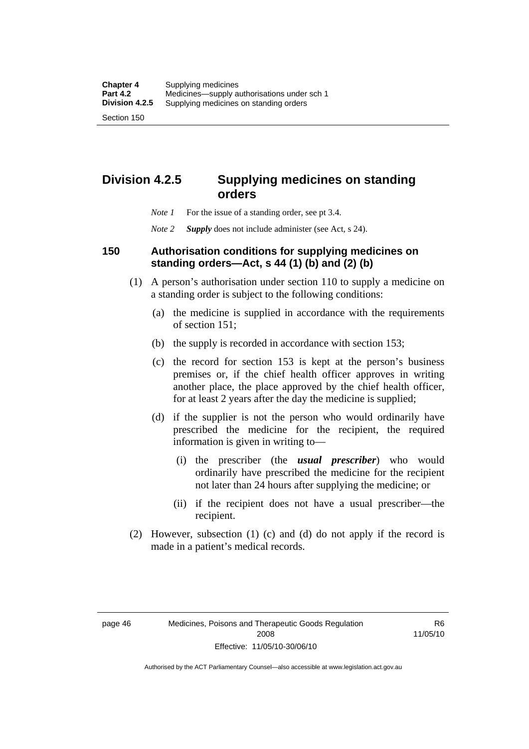## Division 4.2.5 Supplying medicines on standing orders

*Note 1* For the issue of a standing order, see pt 3.4.

*Note 2* ***Supply*** does not include administer (see Act, s 24).

### 150 Authorisation conditions for supplying medicines on standing orders—Act, s 44 (1) (b) and (2) (b)

(1) A person's authorisation under section 110 to supply a medicine on a standing order is subject to the following conditions:

(a) the medicine is supplied in accordance with the requirements of section 151;

(b) the supply is recorded in accordance with section 153;

(c) the record for section 153 is kept at the person's business premises or, if the chief health officer approves in writing another place, the place approved by the chief health officer, for at least 2 years after the day the medicine is supplied;

(d) if the supplier is not the person who would ordinarily have prescribed the medicine for the recipient, the required information is given in writing to—

(i) the prescriber (the ***usual prescriber***) who would ordinarily have prescribed the medicine for the recipient not later than 24 hours after supplying the medicine; or

(ii) if the recipient does not have a usual prescriber—the recipient.

(2) However, subsection (1) (c) and (d) do not apply if the record is made in a patient's medical records.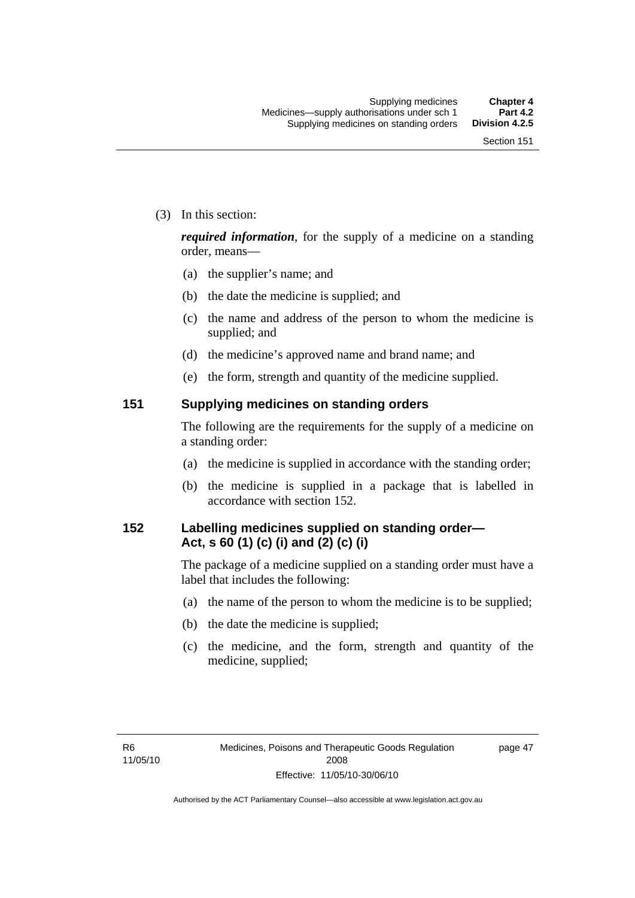(3) In this section:

***required information***, for the supply of a medicine on a standing order, means—

- (a) the supplier's name; and
- (b) the date the medicine is supplied; and
- (c) the name and address of the person to whom the medicine is supplied; and
- (d) the medicine's approved name and brand name; and
- (e) the form, strength and quantity of the medicine supplied.

## 151 Supplying medicines on standing orders

The following are the requirements for the supply of a medicine on a standing order:

- (a) the medicine is supplied in accordance with the standing order;
- (b) the medicine is supplied in a package that is labelled in accordance with section 152.

## 152 Labelling medicines supplied on standing order— Act, s 60 (1) (c) (i) and (2) (c) (i)

The package of a medicine supplied on a standing order must have a label that includes the following:

- (a) the name of the person to whom the medicine is to be supplied;
- (b) the date the medicine is supplied;
- (c) the medicine, and the form, strength and quantity of the medicine, supplied;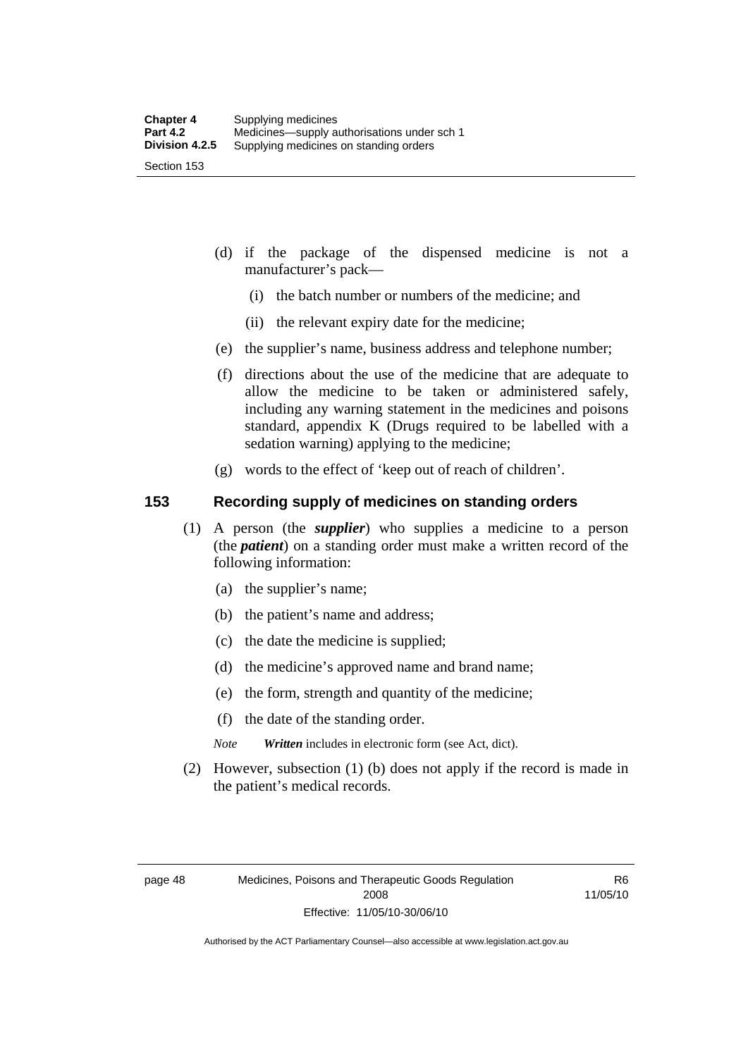(d) if the package of the dispensed medicine is not a manufacturer's pack—

 (i) the batch number or numbers of the medicine; and

 (ii) the relevant expiry date for the medicine;

(e) the supplier's name, business address and telephone number;

(f) directions about the use of the medicine that are adequate to allow the medicine to be taken or administered safely, including any warning statement in the medicines and poisons standard, appendix K (Drugs required to be labelled with a sedation warning) applying to the medicine;

(g) words to the effect of 'keep out of reach of children'.

## 153 Recording supply of medicines on standing orders

(1) A person (the ***supplier***) who supplies a medicine to a person (the ***patient***) on a standing order must make a written record of the following information:

 (a) the supplier's name;

 (b) the patient's name and address;

 (c) the date the medicine is supplied;

 (d) the medicine's approved name and brand name;

 (e) the form, strength and quantity of the medicine;

 (f) the date of the standing order.

*Note* ***Written*** includes in electronic form (see Act, dict).

(2) However, subsection (1) (b) does not apply if the record is made in the patient's medical records.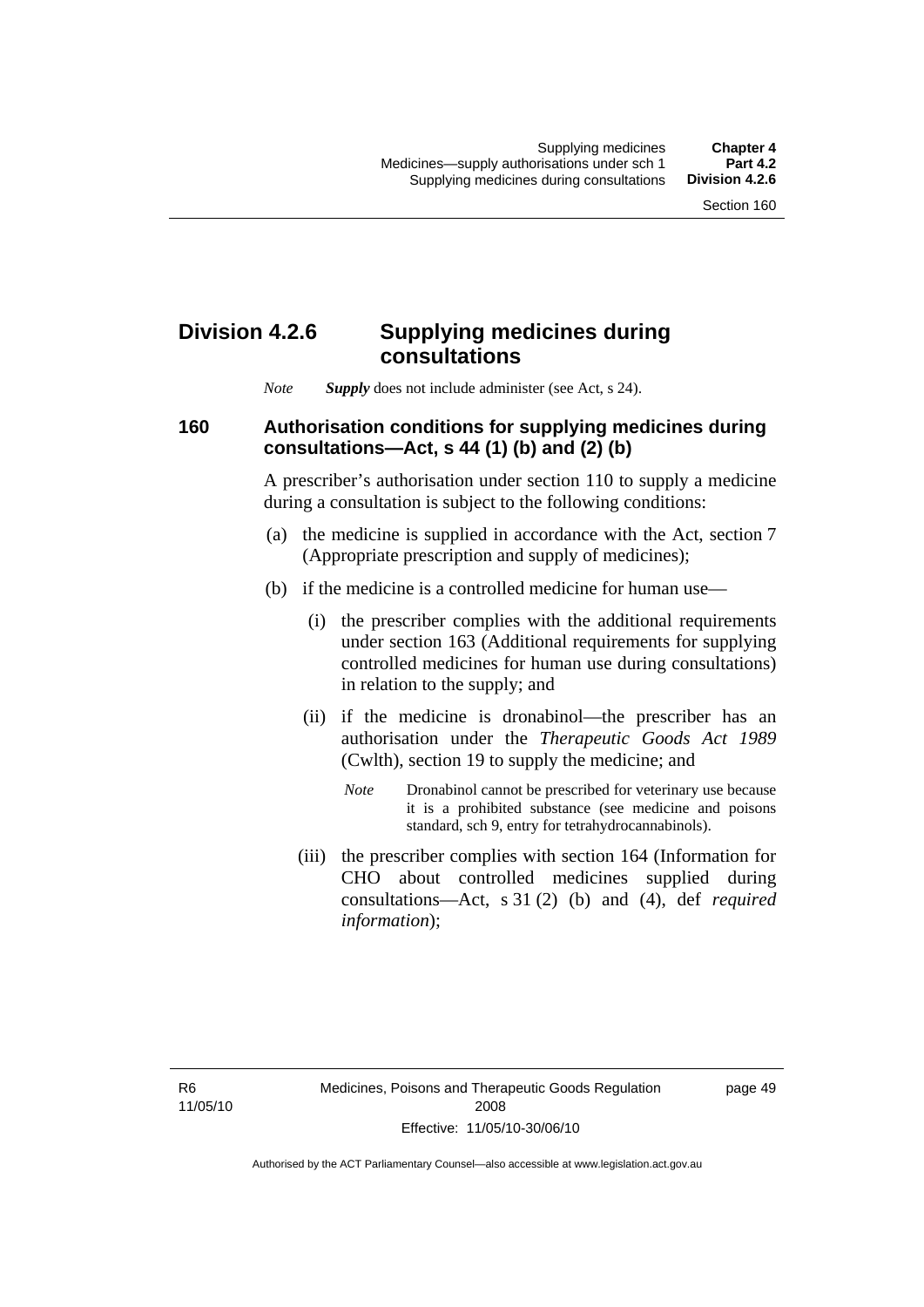## Division 4.2.6 Supplying medicines during consultations

*Note* ***Supply*** does not include administer (see Act, s 24).

### 160 Authorisation conditions for supplying medicines during consultations—Act, s 44 (1) (b) and (2) (b)

A prescriber's authorisation under section 110 to supply a medicine during a consultation is subject to the following conditions:

(a) the medicine is supplied in accordance with the Act, section 7 (Appropriate prescription and supply of medicines);

(b) if the medicine is a controlled medicine for human use—

(i) the prescriber complies with the additional requirements under section 163 (Additional requirements for supplying controlled medicines for human use during consultations) in relation to the supply; and

(ii) if the medicine is dronabinol—the prescriber has an authorisation under the *Therapeutic Goods Act 1989* (Cwlth), section 19 to supply the medicine; and

*Note* Dronabinol cannot be prescribed for veterinary use because it is a prohibited substance (see medicine and poisons standard, sch 9, entry for tetrahydrocannabinols).

(iii) the prescriber complies with section 164 (Information for CHO about controlled medicines supplied during consultations—Act, s 31 (2) (b) and (4), def *required information*);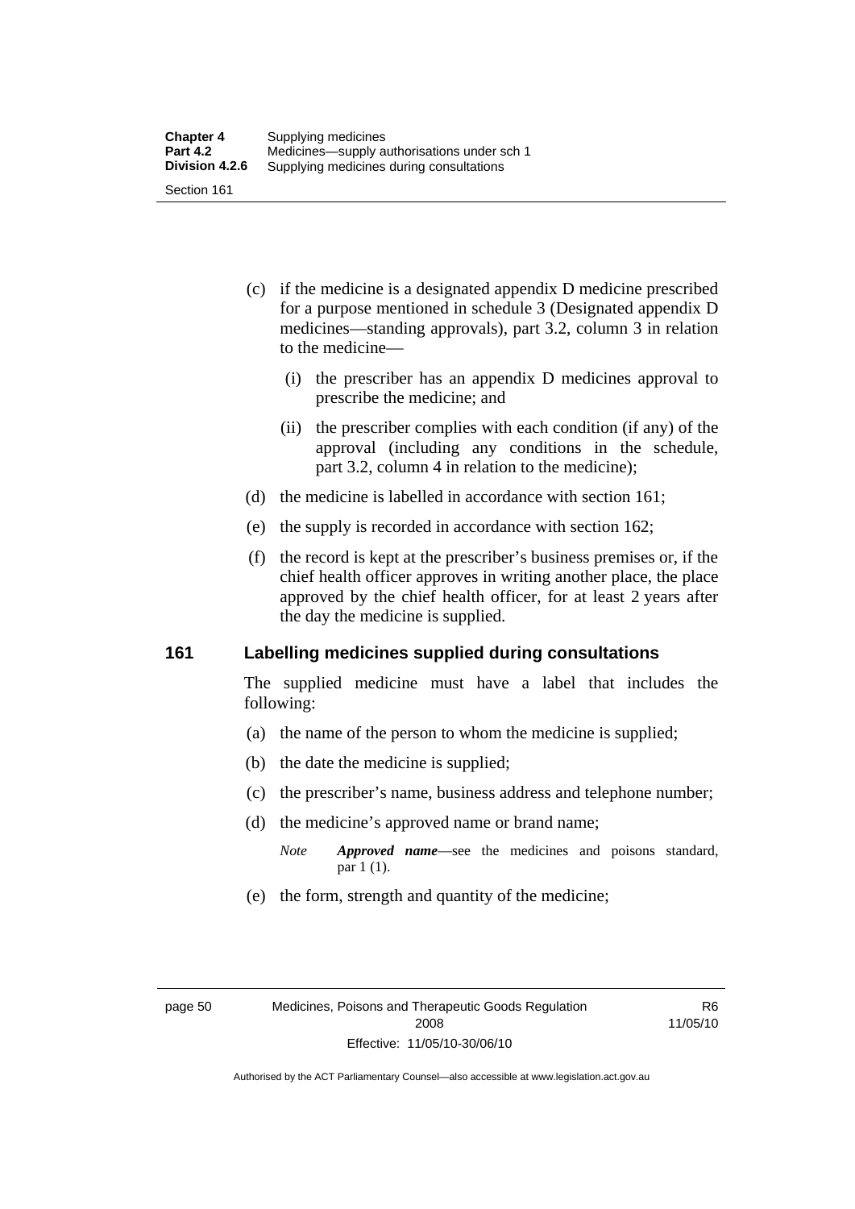(c) if the medicine is a designated appendix D medicine prescribed for a purpose mentioned in schedule 3 (Designated appendix D medicines—standing approvals), part 3.2, column 3 in relation to the medicine—

  (i) the prescriber has an appendix D medicines approval to prescribe the medicine; and

  (ii) the prescriber complies with each condition (if any) of the approval (including any conditions in the schedule, part 3.2, column 4 in relation to the medicine);

(d) the medicine is labelled in accordance with section 161;

(e) the supply is recorded in accordance with section 162;

(f) the record is kept at the prescriber's business premises or, if the chief health officer approves in writing another place, the place approved by the chief health officer, for at least 2 years after the day the medicine is supplied.

## 161 Labelling medicines supplied during consultations

The supplied medicine must have a label that includes the following:

(a) the name of the person to whom the medicine is supplied;

(b) the date the medicine is supplied;

(c) the prescriber's name, business address and telephone number;

(d) the medicine's approved name or brand name;

*Note* ***Approved name***—see the medicines and poisons standard, par 1 (1).

(e) the form, strength and quantity of the medicine;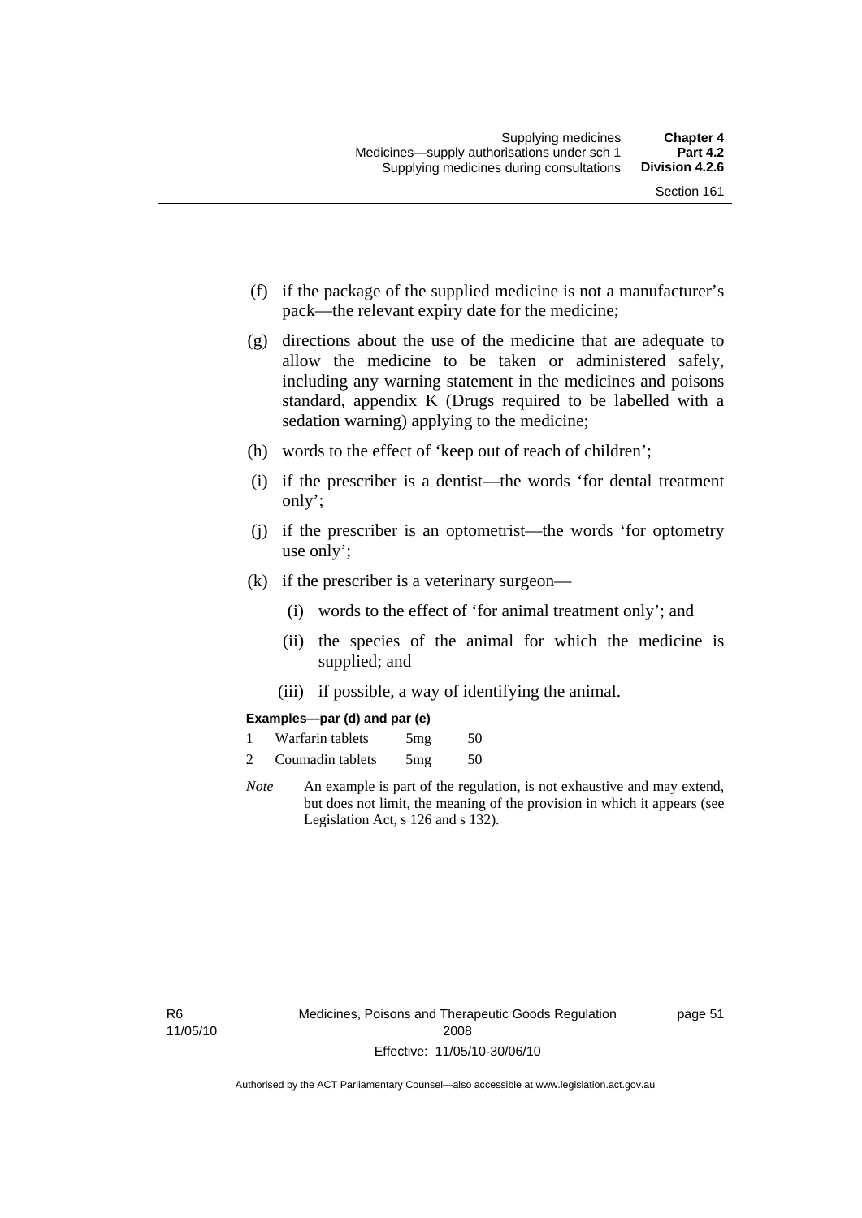(f) if the package of the supplied medicine is not a manufacturer's pack—the relevant expiry date for the medicine;

(g) directions about the use of the medicine that are adequate to allow the medicine to be taken or administered safely, including any warning statement in the medicines and poisons standard, appendix K (Drugs required to be labelled with a sedation warning) applying to the medicine;

(h) words to the effect of 'keep out of reach of children';

(i) if the prescriber is a dentist—the words 'for dental treatment only';

(j) if the prescriber is an optometrist—the words 'for optometry use only';

(k) if the prescriber is a veterinary surgeon—

  (i) words to the effect of 'for animal treatment only'; and

  (ii) the species of the animal for which the medicine is supplied; and

  (iii) if possible, a way of identifying the animal.

**Examples—par (d) and par (e)**

| | | | |
|---|---|---|---|
| 1 | Warfarin tablets | 5mg | 50 |
| 2 | Coumadin tablets | 5mg | 50 |

*Note* An example is part of the regulation, is not exhaustive and may extend, but does not limit, the meaning of the provision in which it appears (see Legislation Act, s 126 and s 132).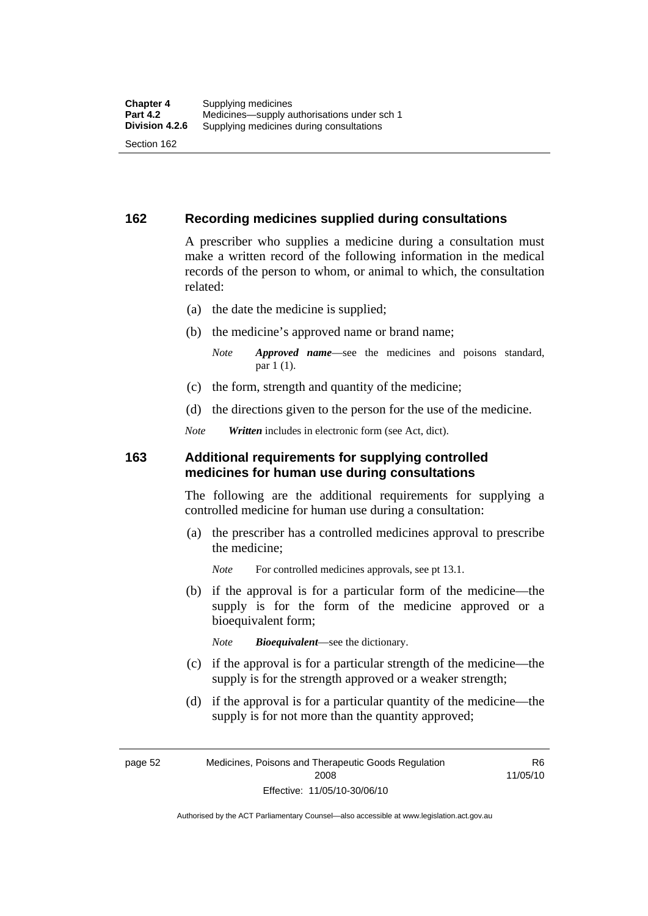## 162 Recording medicines supplied during consultations

A prescriber who supplies a medicine during a consultation must make a written record of the following information in the medical records of the person to whom, or animal to which, the consultation related:

(a) the date the medicine is supplied;

(b) the medicine's approved name or brand name;

*Note* ***Approved name***—see the medicines and poisons standard, par 1 (1).

(c) the form, strength and quantity of the medicine;

(d) the directions given to the person for the use of the medicine.

*Note* ***Written*** includes in electronic form (see Act, dict).

## 163 Additional requirements for supplying controlled medicines for human use during consultations

The following are the additional requirements for supplying a controlled medicine for human use during a consultation:

(a) the prescriber has a controlled medicines approval to prescribe the medicine;

*Note* For controlled medicines approvals, see pt 13.1.

(b) if the approval is for a particular form of the medicine—the supply is for the form of the medicine approved or a bioequivalent form;

*Note* ***Bioequivalent***—see the dictionary.

(c) if the approval is for a particular strength of the medicine—the supply is for the strength approved or a weaker strength;

(d) if the approval is for a particular quantity of the medicine—the supply is for not more than the quantity approved;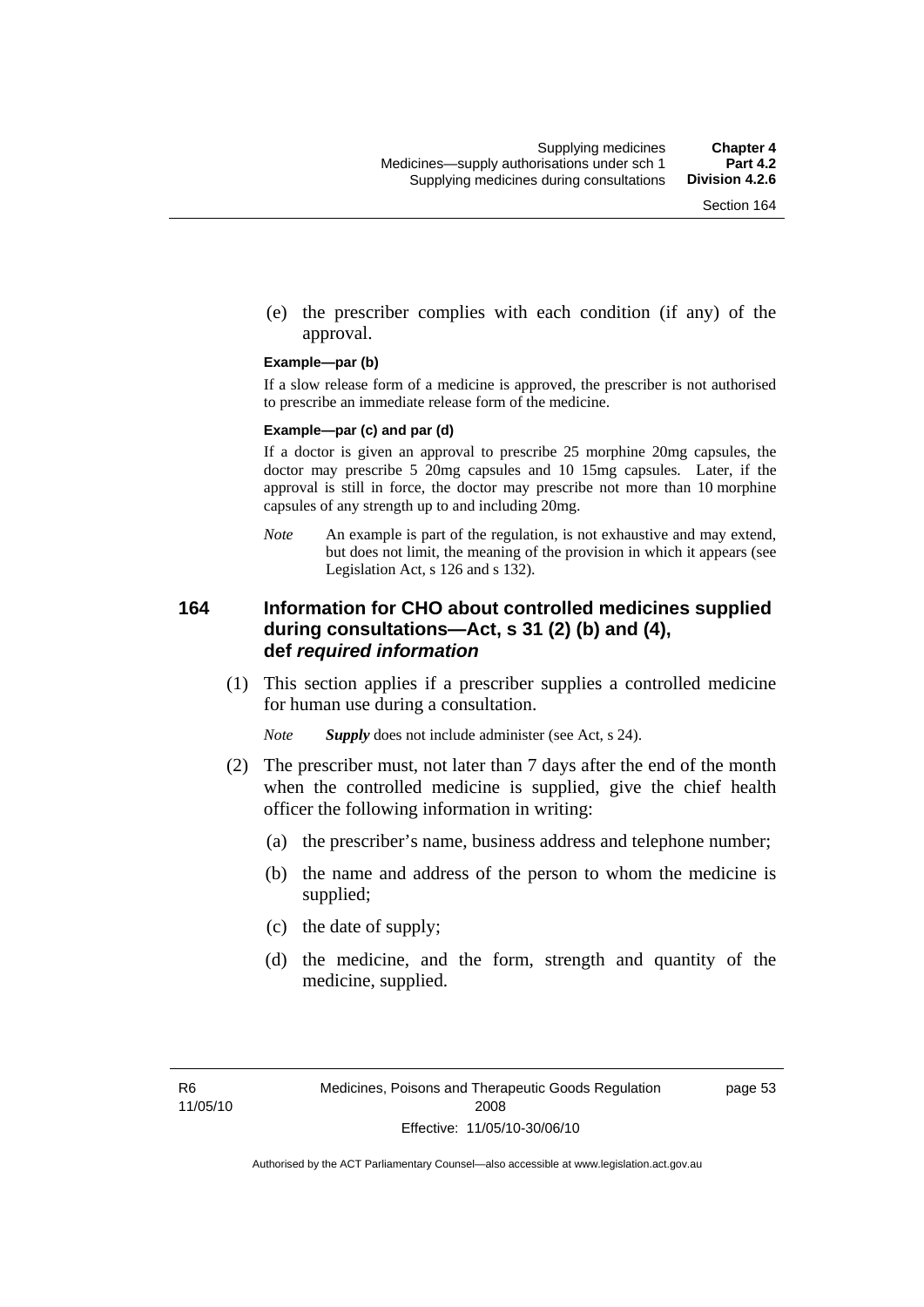(e) the prescriber complies with each condition (if any) of the approval.

**Example—par (b)**

If a slow release form of a medicine is approved, the prescriber is not authorised to prescribe an immediate release form of the medicine.

**Example—par (c) and par (d)**

If a doctor is given an approval to prescribe 25 morphine 20mg capsules, the doctor may prescribe 5 20mg capsules and 10 15mg capsules. Later, if the approval is still in force, the doctor may prescribe not more than 10 morphine capsules of any strength up to and including 20mg.

*Note* An example is part of the regulation, is not exhaustive and may extend, but does not limit, the meaning of the provision in which it appears (see Legislation Act, s 126 and s 132).

## 164 Information for CHO about controlled medicines supplied during consultations—Act, s 31 (2) (b) and (4), def *required information*

(1) This section applies if a prescriber supplies a controlled medicine for human use during a consultation.

*Note* ***Supply*** does not include administer (see Act, s 24).

(2) The prescriber must, not later than 7 days after the end of the month when the controlled medicine is supplied, give the chief health officer the following information in writing:

(a) the prescriber's name, business address and telephone number;

(b) the name and address of the person to whom the medicine is supplied;

(c) the date of supply;

(d) the medicine, and the form, strength and quantity of the medicine, supplied.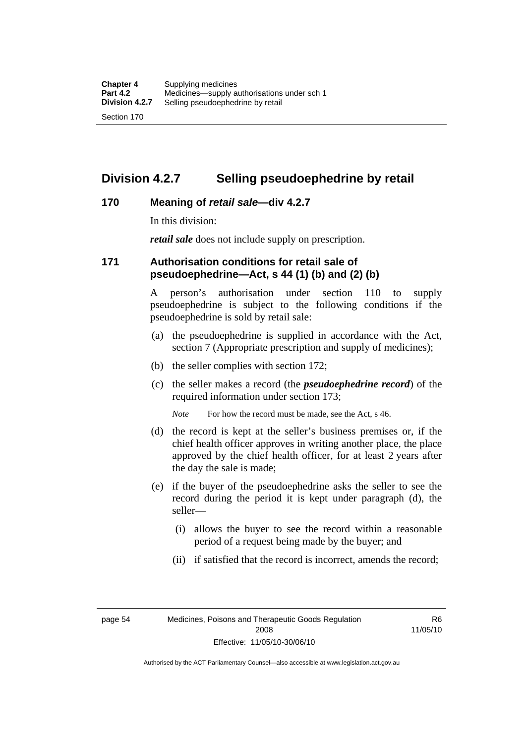## Division 4.2.7 Selling pseudoephedrine by retail

### 170 Meaning of *retail sale*—div 4.2.7

In this division:

***retail sale*** does not include supply on prescription.

### 171 Authorisation conditions for retail sale of pseudoephedrine—Act, s 44 (1) (b) and (2) (b)

A person's authorisation under section 110 to supply pseudoephedrine is subject to the following conditions if the pseudoephedrine is sold by retail sale:

(a) the pseudoephedrine is supplied in accordance with the Act, section 7 (Appropriate prescription and supply of medicines);

(b) the seller complies with section 172;

(c) the seller makes a record (the ***pseudoephedrine record***) of the required information under section 173;

*Note* For how the record must be made, see the Act, s 46.

(d) the record is kept at the seller's business premises or, if the chief health officer approves in writing another place, the place approved by the chief health officer, for at least 2 years after the day the sale is made;

(e) if the buyer of the pseudoephedrine asks the seller to see the record during the period it is kept under paragraph (d), the seller—

(i) allows the buyer to see the record within a reasonable period of a request being made by the buyer; and

(ii) if satisfied that the record is incorrect, amends the record;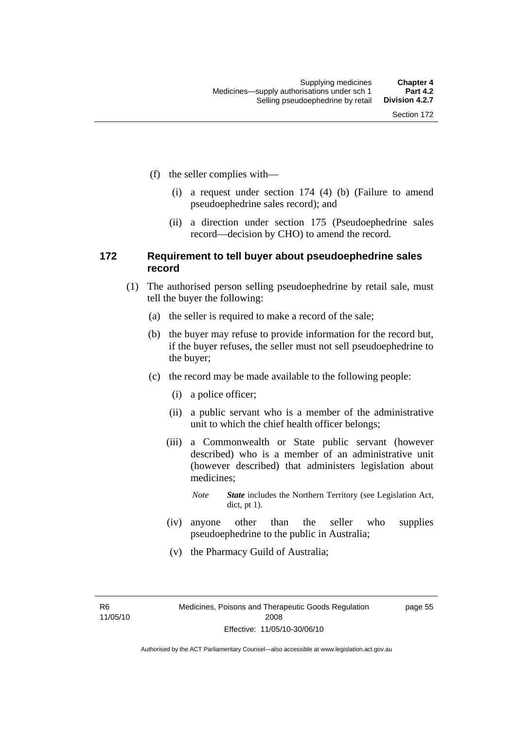(f) the seller complies with—

(i) a request under section 174 (4) (b) (Failure to amend pseudoephedrine sales record); and

(ii) a direction under section 175 (Pseudoephedrine sales record—decision by CHO) to amend the record.

### 172 Requirement to tell buyer about pseudoephedrine sales record

(1) The authorised person selling pseudoephedrine by retail sale, must tell the buyer the following:

(a) the seller is required to make a record of the sale;

(b) the buyer may refuse to provide information for the record but, if the buyer refuses, the seller must not sell pseudoephedrine to the buyer;

(c) the record may be made available to the following people:

(i) a police officer;

(ii) a public servant who is a member of the administrative unit to which the chief health officer belongs;

(iii) a Commonwealth or State public servant (however described) who is a member of an administrative unit (however described) that administers legislation about medicines;

*Note* ***State*** includes the Northern Territory (see Legislation Act, dict, pt 1).

(iv) anyone other than the seller who supplies pseudoephedrine to the public in Australia;

(v) the Pharmacy Guild of Australia;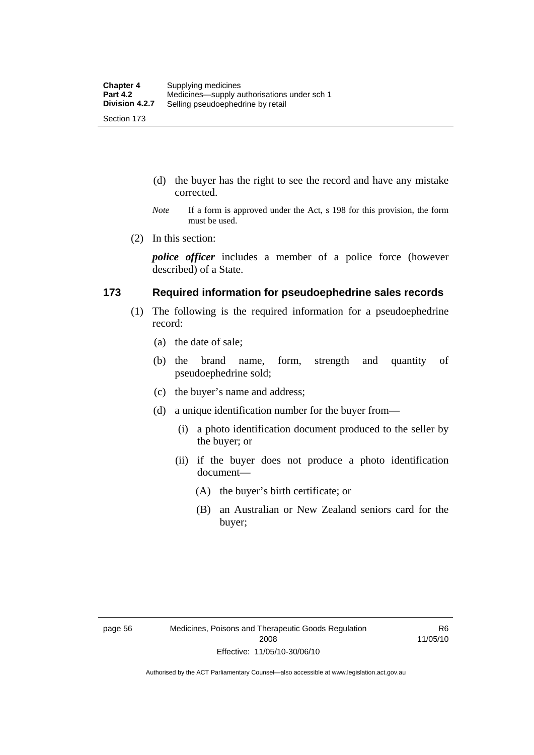(d) the buyer has the right to see the record and have any mistake corrected.

*Note* If a form is approved under the Act, s 198 for this provision, the form must be used.

(2) In this section:

***police officer*** includes a member of a police force (however described) of a State.

## 173 Required information for pseudoephedrine sales records

(1) The following is the required information for a pseudoephedrine record:

(a) the date of sale;

(b) the brand name, form, strength and quantity of pseudoephedrine sold;

(c) the buyer's name and address;

(d) a unique identification number for the buyer from—

(i) a photo identification document produced to the seller by the buyer; or

(ii) if the buyer does not produce a photo identification document—

(A) the buyer's birth certificate; or

(B) an Australian or New Zealand seniors card for the buyer;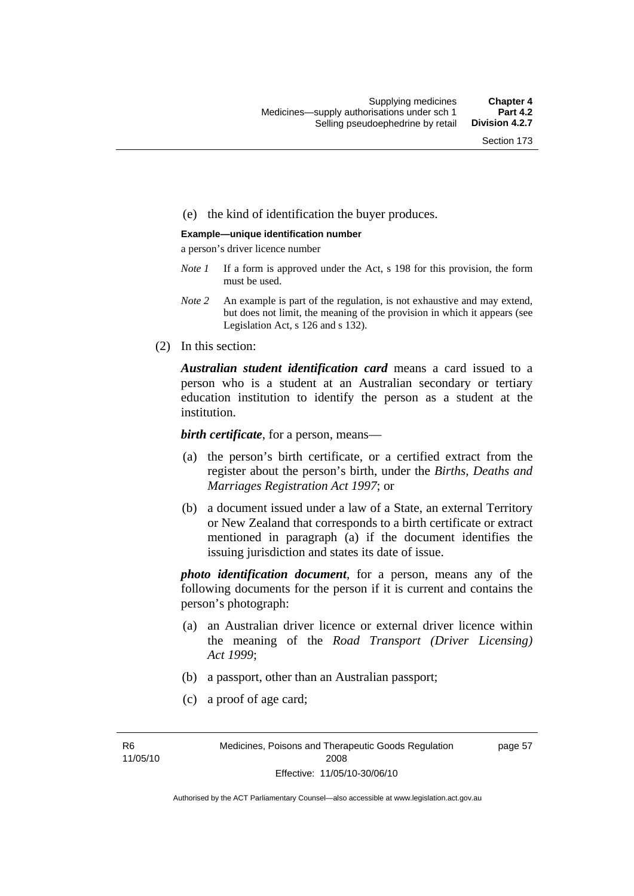(e) the kind of identification the buyer produces.

**Example—unique identification number**

a person's driver licence number

*Note 1* If a form is approved under the Act, s 198 for this provision, the form must be used.

*Note 2* An example is part of the regulation, is not exhaustive and may extend, but does not limit, the meaning of the provision in which it appears (see Legislation Act, s 126 and s 132).

(2) In this section:

***Australian student identification card*** means a card issued to a person who is a student at an Australian secondary or tertiary education institution to identify the person as a student at the institution.

***birth certificate***, for a person, means—

(a) the person's birth certificate, or a certified extract from the register about the person's birth, under the *Births, Deaths and Marriages Registration Act 1997*; or

(b) a document issued under a law of a State, an external Territory or New Zealand that corresponds to a birth certificate or extract mentioned in paragraph (a) if the document identifies the issuing jurisdiction and states its date of issue.

***photo identification document***, for a person, means any of the following documents for the person if it is current and contains the person's photograph:

(a) an Australian driver licence or external driver licence within the meaning of the *Road Transport (Driver Licensing) Act 1999*;

(b) a passport, other than an Australian passport;

(c) a proof of age card;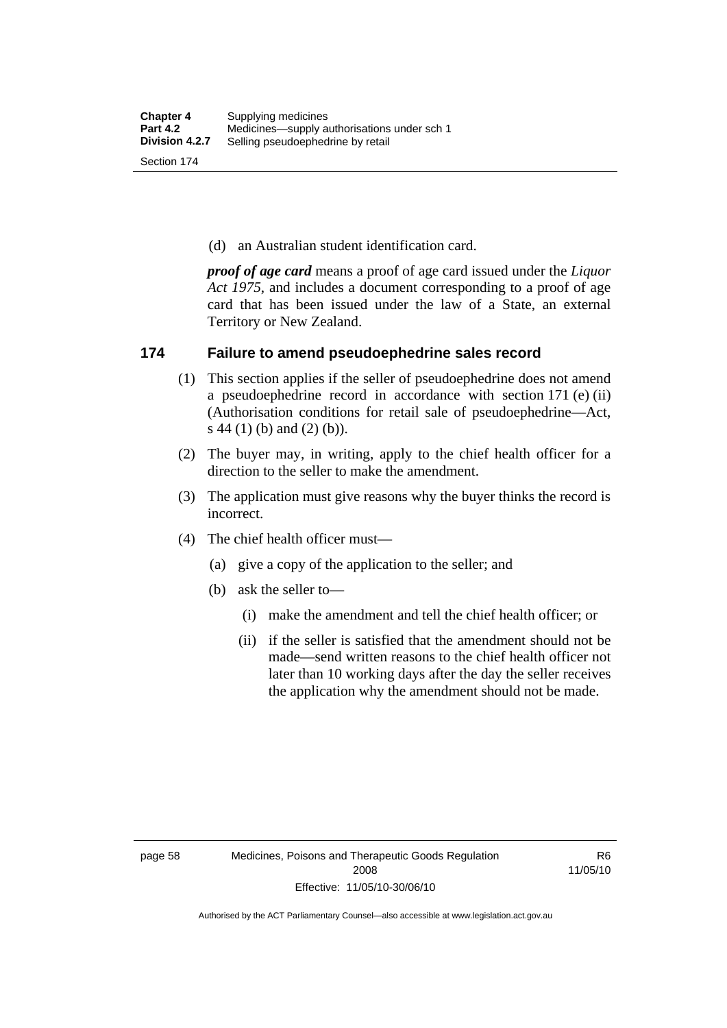(d) an Australian student identification card.

***proof of age card*** means a proof of age card issued under the *Liquor Act 1975*, and includes a document corresponding to a proof of age card that has been issued under the law of a State, an external Territory or New Zealand.

## 174 Failure to amend pseudoephedrine sales record

(1) This section applies if the seller of pseudoephedrine does not amend a pseudoephedrine record in accordance with section 171 (e) (ii) (Authorisation conditions for retail sale of pseudoephedrine—Act, s 44 (1) (b) and (2) (b)).

(2) The buyer may, in writing, apply to the chief health officer for a direction to the seller to make the amendment.

(3) The application must give reasons why the buyer thinks the record is incorrect.

(4) The chief health officer must—

(a) give a copy of the application to the seller; and

(b) ask the seller to—

(i) make the amendment and tell the chief health officer; or

(ii) if the seller is satisfied that the amendment should not be made—send written reasons to the chief health officer not later than 10 working days after the day the seller receives the application why the amendment should not be made.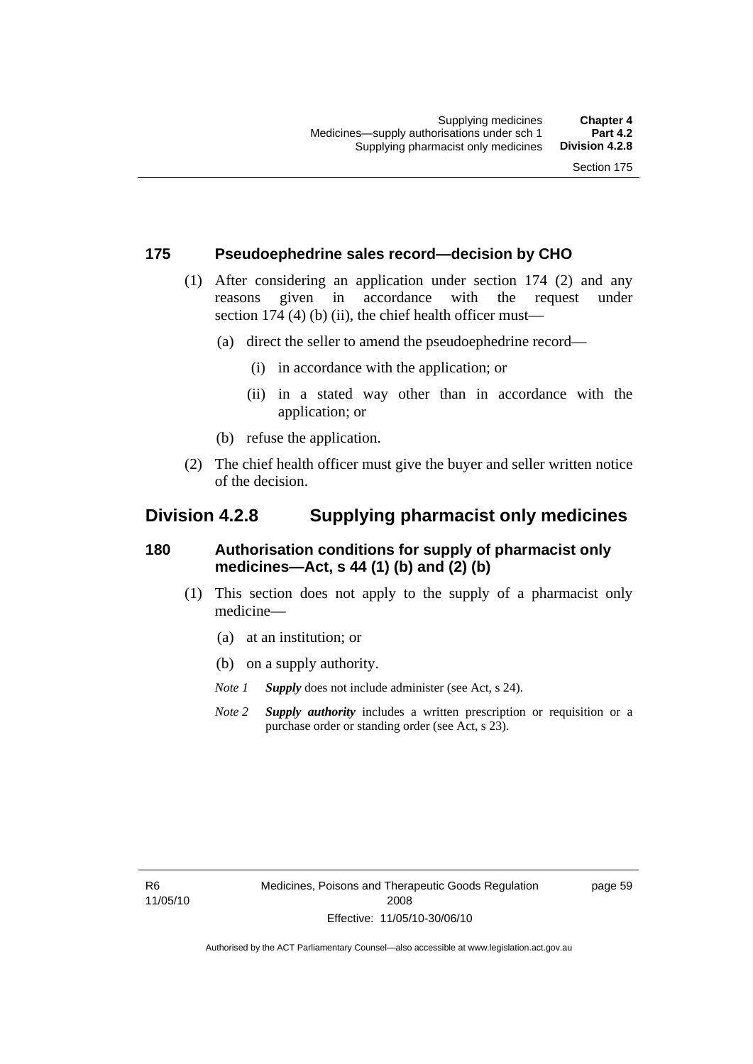### 175 Pseudoephedrine sales record—decision by CHO

(1) After considering an application under section 174 (2) and any reasons given in accordance with the request under section 174 (4) (b) (ii), the chief health officer must—

(a) direct the seller to amend the pseudoephedrine record—

(i) in accordance with the application; or

(ii) in a stated way other than in accordance with the application; or

(b) refuse the application.

(2) The chief health officer must give the buyer and seller written notice of the decision.

## Division 4.2.8 Supplying pharmacist only medicines

### 180 Authorisation conditions for supply of pharmacist only medicines—Act, s 44 (1) (b) and (2) (b)

(1) This section does not apply to the supply of a pharmacist only medicine—

(a) at an institution; or

(b) on a supply authority.

*Note 1* ***Supply*** does not include administer (see Act, s 24).

*Note 2* ***Supply authority*** includes a written prescription or requisition or a purchase order or standing order (see Act, s 23).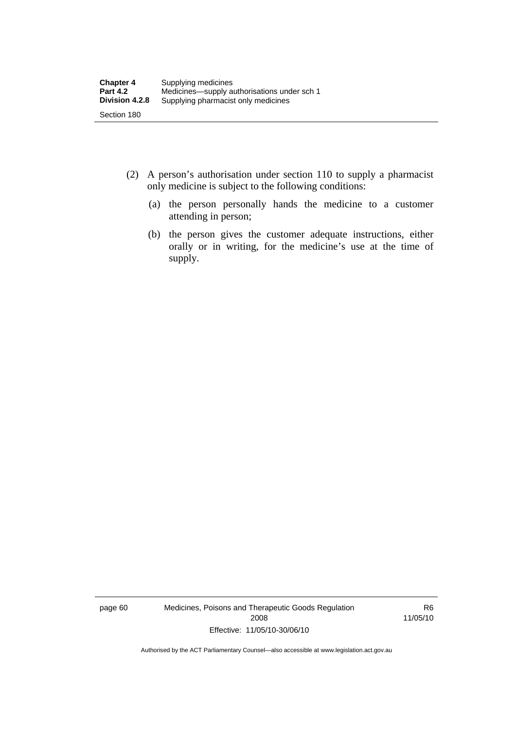(2) A person's authorisation under section 110 to supply a pharmacist only medicine is subject to the following conditions:

(a) the person personally hands the medicine to a customer attending in person;

(b) the person gives the customer adequate instructions, either orally or in writing, for the medicine's use at the time of supply.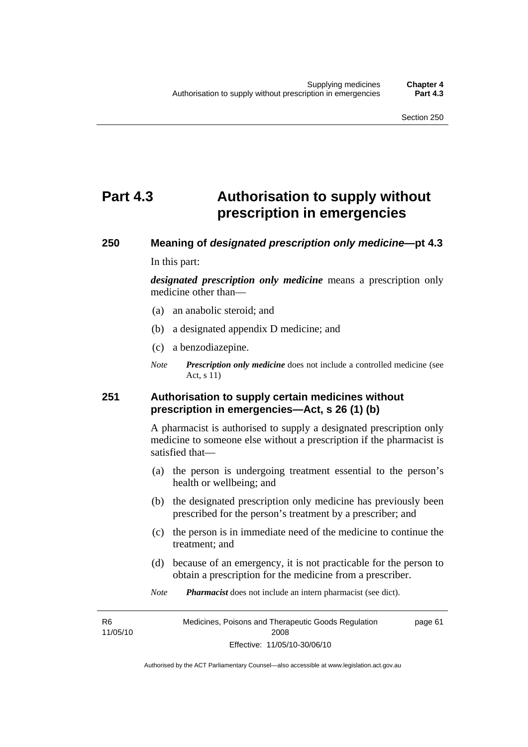# Part 4.3 Authorisation to supply without prescription in emergencies

## 250 Meaning of *designated prescription only medicine*—pt 4.3

In this part:

***designated prescription only medicine*** means a prescription only medicine other than—

(a) an anabolic steroid; and

(b) a designated appendix D medicine; and

(c) a benzodiazepine.

*Note* ***Prescription only medicine*** does not include a controlled medicine (see Act, s 11)

## 251 Authorisation to supply certain medicines without prescription in emergencies—Act, s 26 (1) (b)

A pharmacist is authorised to supply a designated prescription only medicine to someone else without a prescription if the pharmacist is satisfied that—

(a) the person is undergoing treatment essential to the person's health or wellbeing; and

(b) the designated prescription only medicine has previously been prescribed for the person's treatment by a prescriber; and

(c) the person is in immediate need of the medicine to continue the treatment; and

(d) because of an emergency, it is not practicable for the person to obtain a prescription for the medicine from a prescriber.

*Note* ***Pharmacist*** does not include an intern pharmacist (see dict).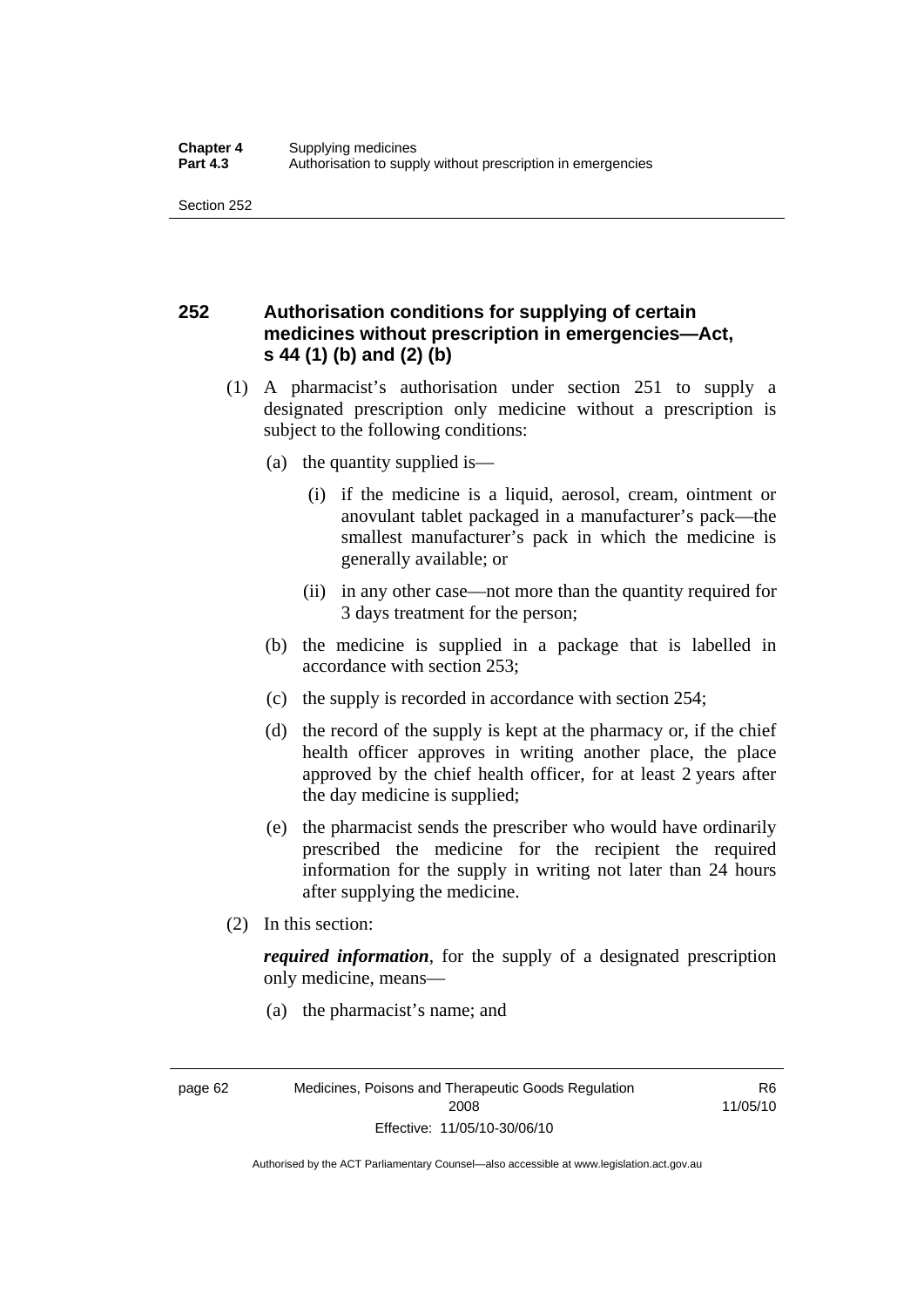## 252 Authorisation conditions for supplying of certain medicines without prescription in emergencies—Act, s 44 (1) (b) and (2) (b)

(1) A pharmacist's authorisation under section 251 to supply a designated prescription only medicine without a prescription is subject to the following conditions:

(a) the quantity supplied is—

(i) if the medicine is a liquid, aerosol, cream, ointment or anovulant tablet packaged in a manufacturer's pack—the smallest manufacturer's pack in which the medicine is generally available; or

(ii) in any other case—not more than the quantity required for 3 days treatment for the person;

(b) the medicine is supplied in a package that is labelled in accordance with section 253;

(c) the supply is recorded in accordance with section 254;

(d) the record of the supply is kept at the pharmacy or, if the chief health officer approves in writing another place, the place approved by the chief health officer, for at least 2 years after the day medicine is supplied;

(e) the pharmacist sends the prescriber who would have ordinarily prescribed the medicine for the recipient the required information for the supply in writing not later than 24 hours after supplying the medicine.

(2) In this section:

***required information***, for the supply of a designated prescription only medicine, means—

(a) the pharmacist's name; and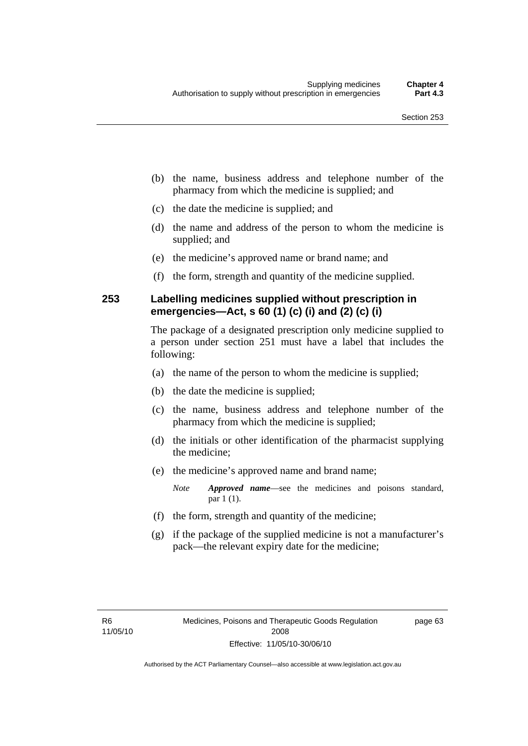(b) the name, business address and telephone number of the pharmacy from which the medicine is supplied; and

(c) the date the medicine is supplied; and

(d) the name and address of the person to whom the medicine is supplied; and

(e) the medicine's approved name or brand name; and

(f) the form, strength and quantity of the medicine supplied.

## 253 Labelling medicines supplied without prescription in emergencies—Act, s 60 (1) (c) (i) and (2) (c) (i)

The package of a designated prescription only medicine supplied to a person under section 251 must have a label that includes the following:

(a) the name of the person to whom the medicine is supplied;

(b) the date the medicine is supplied;

(c) the name, business address and telephone number of the pharmacy from which the medicine is supplied;

(d) the initials or other identification of the pharmacist supplying the medicine;

(e) the medicine's approved name and brand name;

*Note* ***Approved name***—see the medicines and poisons standard, par 1 (1).

(f) the form, strength and quantity of the medicine;

(g) if the package of the supplied medicine is not a manufacturer's pack—the relevant expiry date for the medicine;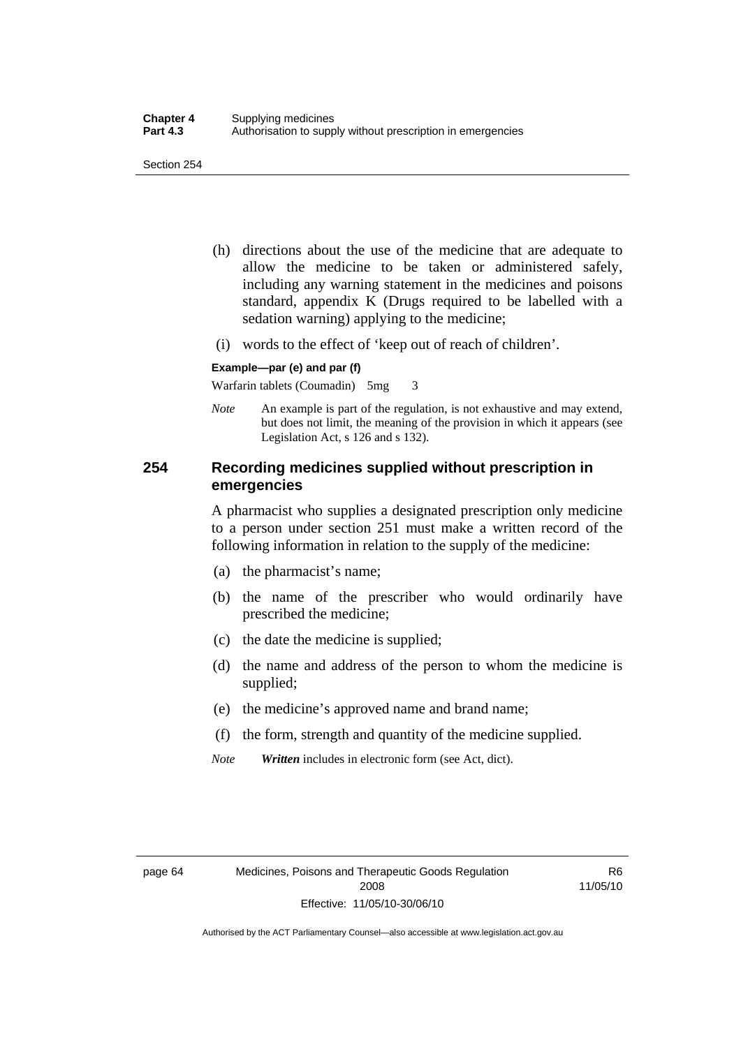(h) directions about the use of the medicine that are adequate to allow the medicine to be taken or administered safely, including any warning statement in the medicines and poisons standard, appendix K (Drugs required to be labelled with a sedation warning) applying to the medicine;

(i) words to the effect of 'keep out of reach of children'.

**Example—par (e) and par (f)**

Warfarin tablets (Coumadin) 5mg 3

*Note* An example is part of the regulation, is not exhaustive and may extend, but does not limit, the meaning of the provision in which it appears (see Legislation Act, s 126 and s 132).

## 254 Recording medicines supplied without prescription in emergencies

A pharmacist who supplies a designated prescription only medicine to a person under section 251 must make a written record of the following information in relation to the supply of the medicine:

(a) the pharmacist's name;

(b) the name of the prescriber who would ordinarily have prescribed the medicine;

(c) the date the medicine is supplied;

(d) the name and address of the person to whom the medicine is supplied;

(e) the medicine's approved name and brand name;

(f) the form, strength and quantity of the medicine supplied.

*Note* ***Written*** includes in electronic form (see Act, dict).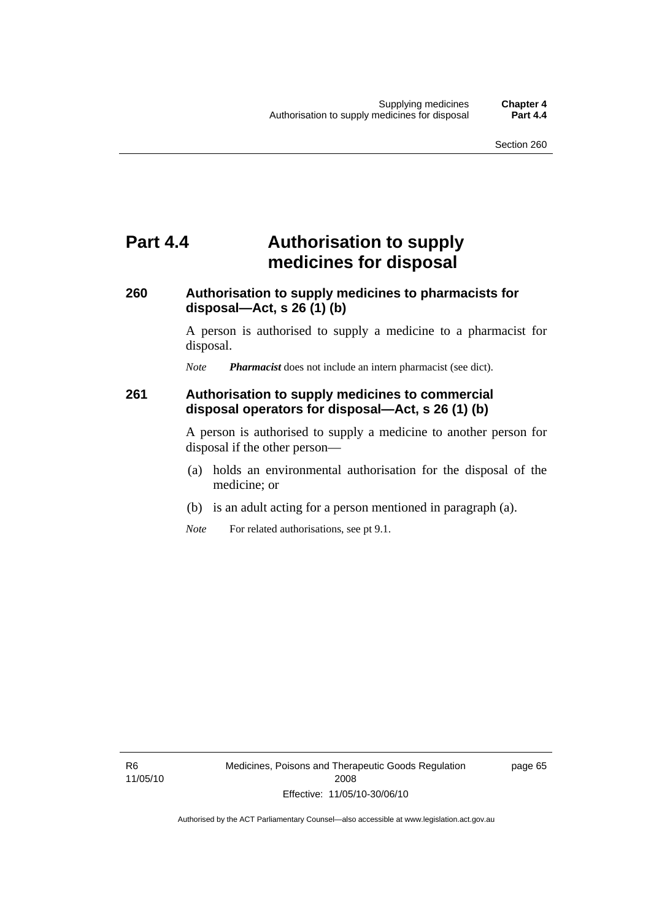# Part 4.4 Authorisation to supply medicines for disposal

## 260 Authorisation to supply medicines to pharmacists for disposal—Act, s 26 (1) (b)

A person is authorised to supply a medicine to a pharmacist for disposal.

*Note* ***Pharmacist*** does not include an intern pharmacist (see dict).

## 261 Authorisation to supply medicines to commercial disposal operators for disposal—Act, s 26 (1) (b)

A person is authorised to supply a medicine to another person for disposal if the other person—

(a) holds an environmental authorisation for the disposal of the medicine; or

(b) is an adult acting for a person mentioned in paragraph (a).

*Note* For related authorisations, see pt 9.1.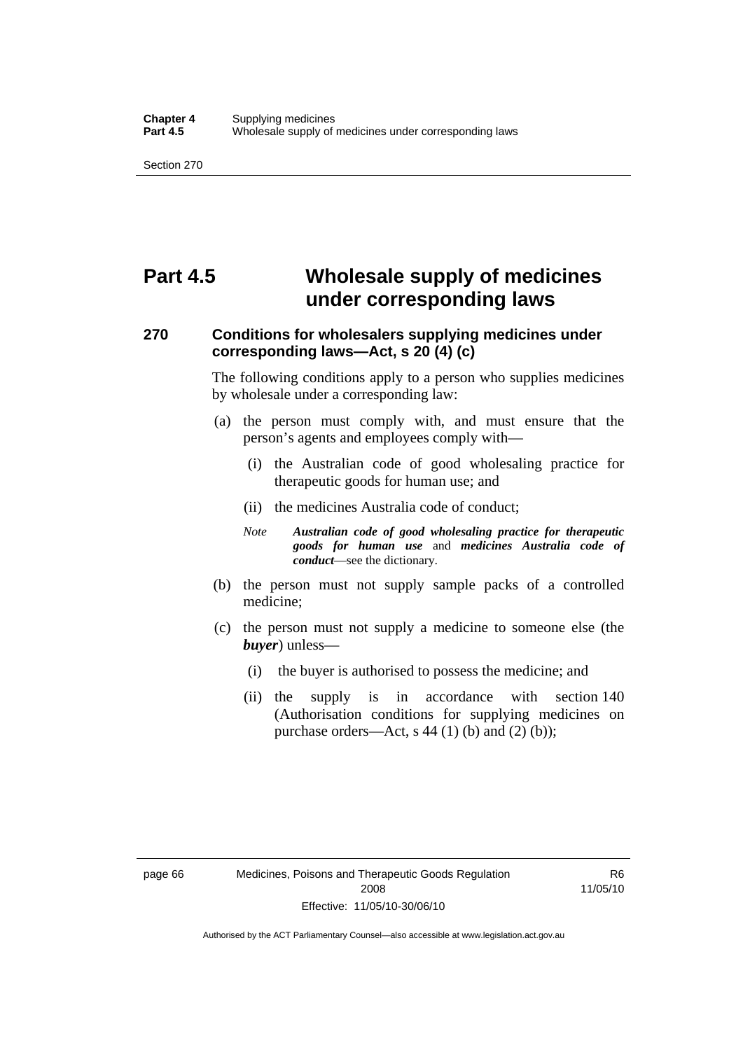# Part 4.5 Wholesale supply of medicines under corresponding laws

## 270 Conditions for wholesalers supplying medicines under corresponding laws—Act, s 20 (4) (c)

The following conditions apply to a person who supplies medicines by wholesale under a corresponding law:

(a) the person must comply with, and must ensure that the person's agents and employees comply with—

(i) the Australian code of good wholesaling practice for therapeutic goods for human use; and

(ii) the medicines Australia code of conduct;

*Note* ***Australian code of good wholesaling practice for therapeutic goods for human use*** and ***medicines Australia code of conduct***—see the dictionary.

(b) the person must not supply sample packs of a controlled medicine;

(c) the person must not supply a medicine to someone else (the ***buyer***) unless—

(i) the buyer is authorised to possess the medicine; and

(ii) the supply is in accordance with section 140 (Authorisation conditions for supplying medicines on purchase orders—Act, s 44 (1) (b) and (2) (b));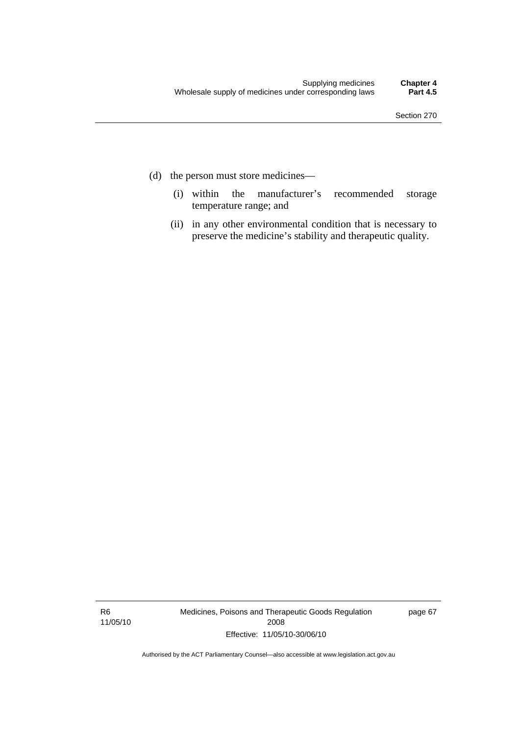(d) the person must store medicines—

  (i) within the manufacturer's recommended storage temperature range; and

  (ii) in any other environmental condition that is necessary to preserve the medicine's stability and therapeutic quality.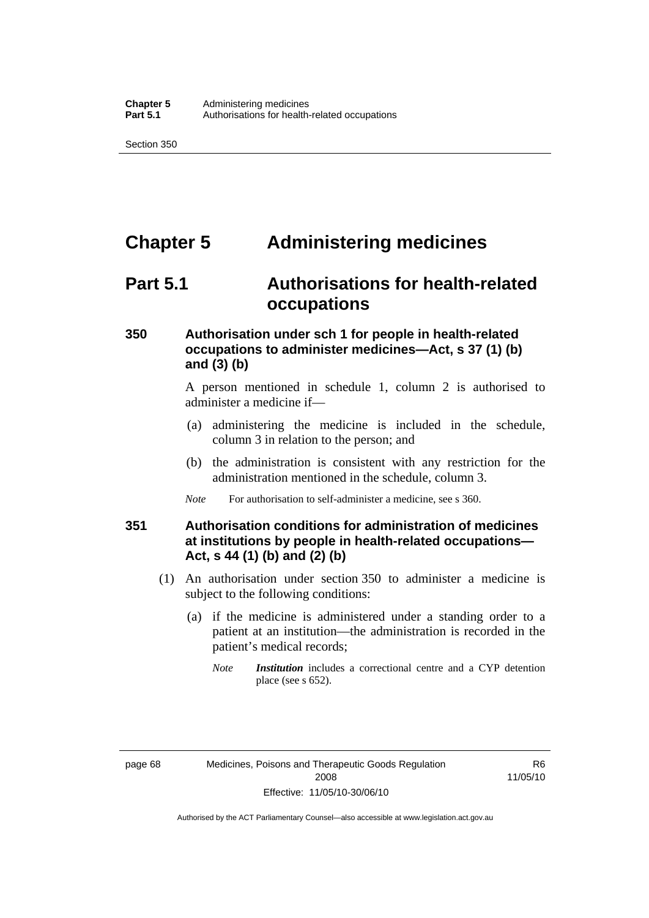# Chapter 5 Administering medicines

## Part 5.1 Authorisations for health-related occupations

### 350 Authorisation under sch 1 for people in health-related occupations to administer medicines—Act, s 37 (1) (b) and (3) (b)

A person mentioned in schedule 1, column 2 is authorised to administer a medicine if—

(a) administering the medicine is included in the schedule, column 3 in relation to the person; and

(b) the administration is consistent with any restriction for the administration mentioned in the schedule, column 3.

*Note* For authorisation to self-administer a medicine, see s 360.

### 351 Authorisation conditions for administration of medicines at institutions by people in health-related occupations—Act, s 44 (1) (b) and (2) (b)

(1) An authorisation under section 350 to administer a medicine is subject to the following conditions:

(a) if the medicine is administered under a standing order to a patient at an institution—the administration is recorded in the patient's medical records;

*Note* ***Institution*** includes a correctional centre and a CYP detention place (see s 652).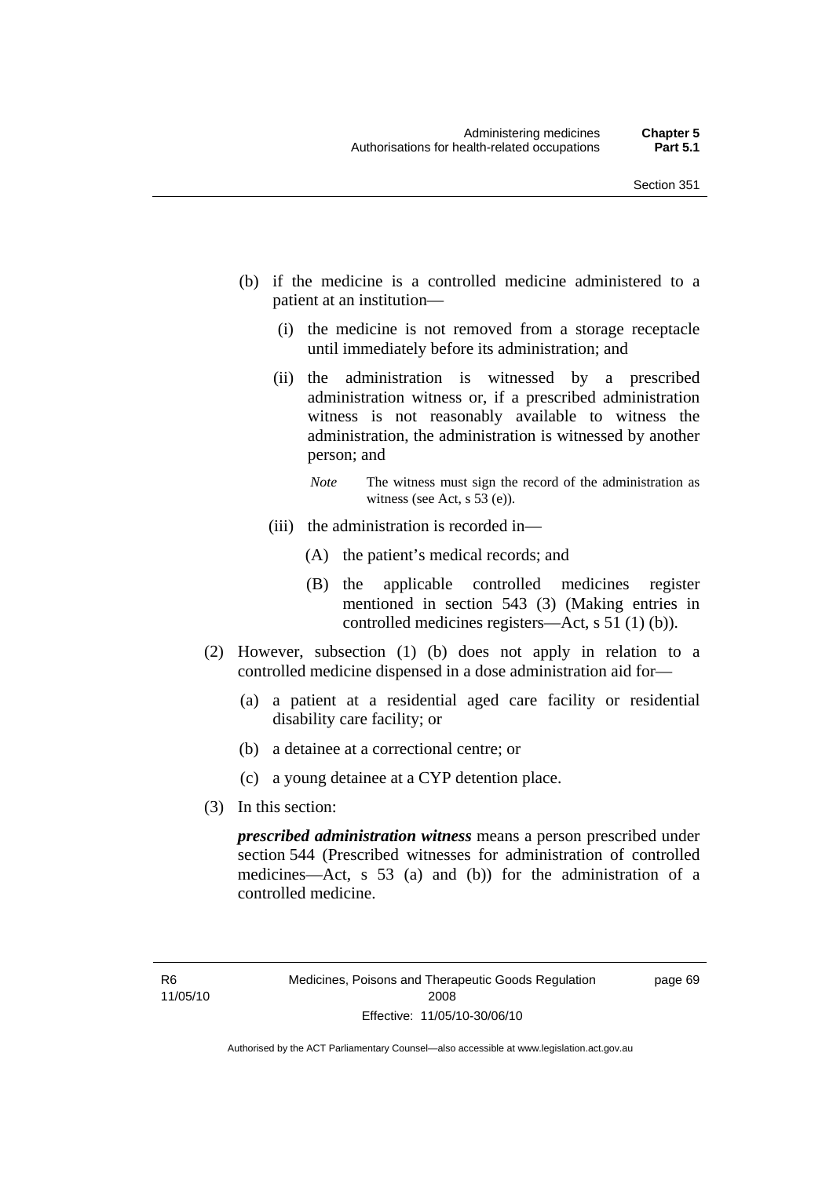(b) if the medicine is a controlled medicine administered to a patient at an institution—

   (i) the medicine is not removed from a storage receptacle until immediately before its administration; and

   (ii) the administration is witnessed by a prescribed administration witness or, if a prescribed administration witness is not reasonably available to witness the administration, the administration is witnessed by another person; and

   *Note* The witness must sign the record of the administration as witness (see Act, s 53 (e)).

   (iii) the administration is recorded in—

      (A) the patient's medical records; and

      (B) the applicable controlled medicines register mentioned in section 543 (3) (Making entries in controlled medicines registers—Act, s 51 (1) (b)).

(2) However, subsection (1) (b) does not apply in relation to a controlled medicine dispensed in a dose administration aid for—

   (a) a patient at a residential aged care facility or residential disability care facility; or

   (b) a detainee at a correctional centre; or

   (c) a young detainee at a CYP detention place.

(3) In this section:

***prescribed administration witness*** means a person prescribed under section 544 (Prescribed witnesses for administration of controlled medicines—Act, s 53 (a) and (b)) for the administration of a controlled medicine.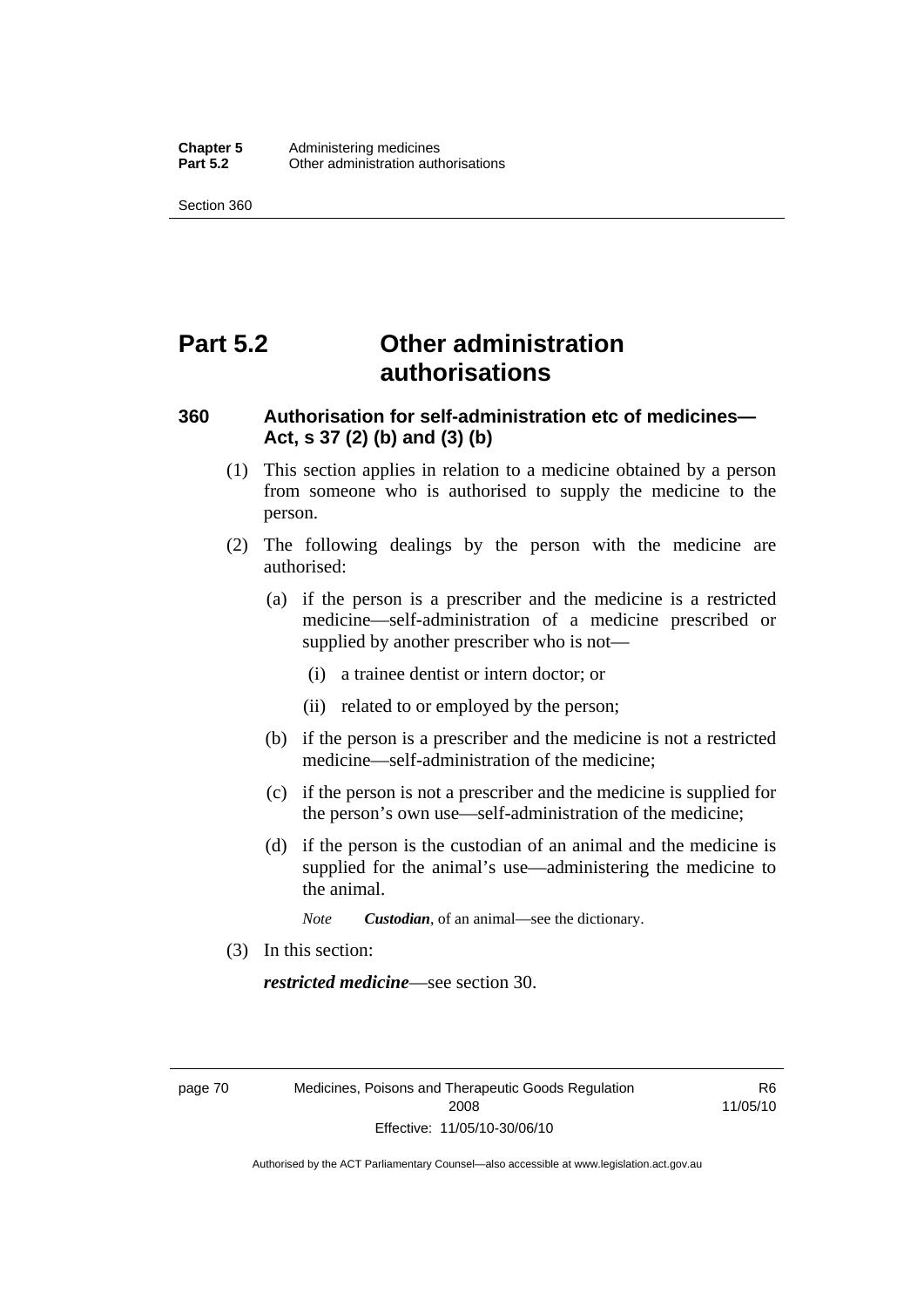# Part 5.2 Other administration authorisations

## 360 Authorisation for self-administration etc of medicines—Act, s 37 (2) (b) and (3) (b)

(1) This section applies in relation to a medicine obtained by a person from someone who is authorised to supply the medicine to the person.

(2) The following dealings by the person with the medicine are authorised:

(a) if the person is a prescriber and the medicine is a restricted medicine—self-administration of a medicine prescribed or supplied by another prescriber who is not—

(i) a trainee dentist or intern doctor; or

(ii) related to or employed by the person;

(b) if the person is a prescriber and the medicine is not a restricted medicine—self-administration of the medicine;

(c) if the person is not a prescriber and the medicine is supplied for the person's own use—self-administration of the medicine;

(d) if the person is the custodian of an animal and the medicine is supplied for the animal's use—administering the medicine to the animal.

*Note* ***Custodian***, of an animal—see the dictionary.

(3) In this section:

***restricted medicine***—see section 30.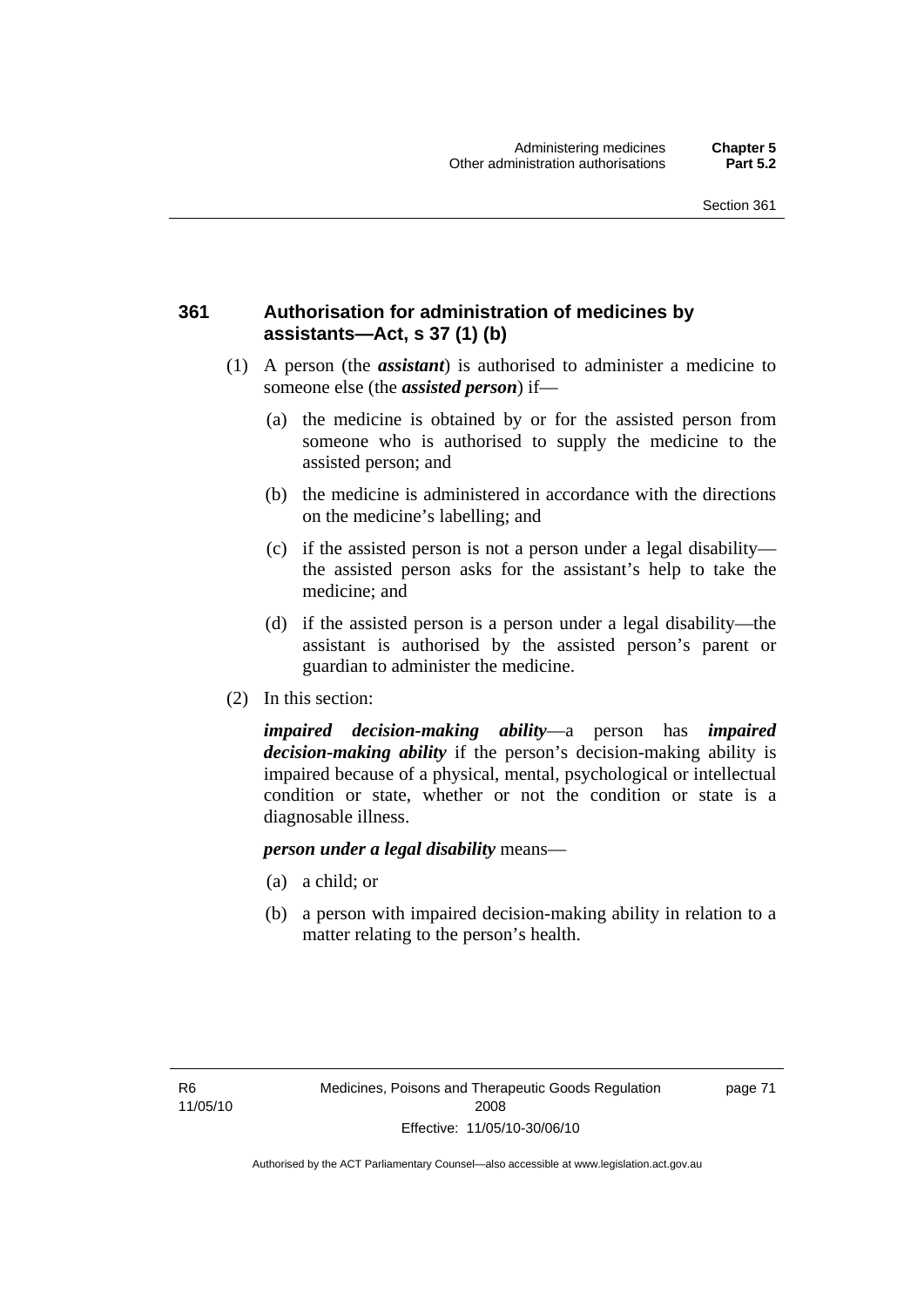### 361 Authorisation for administration of medicines by assistants—Act, s 37 (1) (b)

(1) A person (the ***assistant***) is authorised to administer a medicine to someone else (the ***assisted person***) if—

(a) the medicine is obtained by or for the assisted person from someone who is authorised to supply the medicine to the assisted person; and

(b) the medicine is administered in accordance with the directions on the medicine's labelling; and

(c) if the assisted person is not a person under a legal disability—the assisted person asks for the assistant's help to take the medicine; and

(d) if the assisted person is a person under a legal disability—the assistant is authorised by the assisted person's parent or guardian to administer the medicine.

(2) In this section:

***impaired decision-making ability***—a person has ***impaired decision-making ability*** if the person's decision-making ability is impaired because of a physical, mental, psychological or intellectual condition or state, whether or not the condition or state is a diagnosable illness.

***person under a legal disability*** means—

(a) a child; or

(b) a person with impaired decision-making ability in relation to a matter relating to the person's health.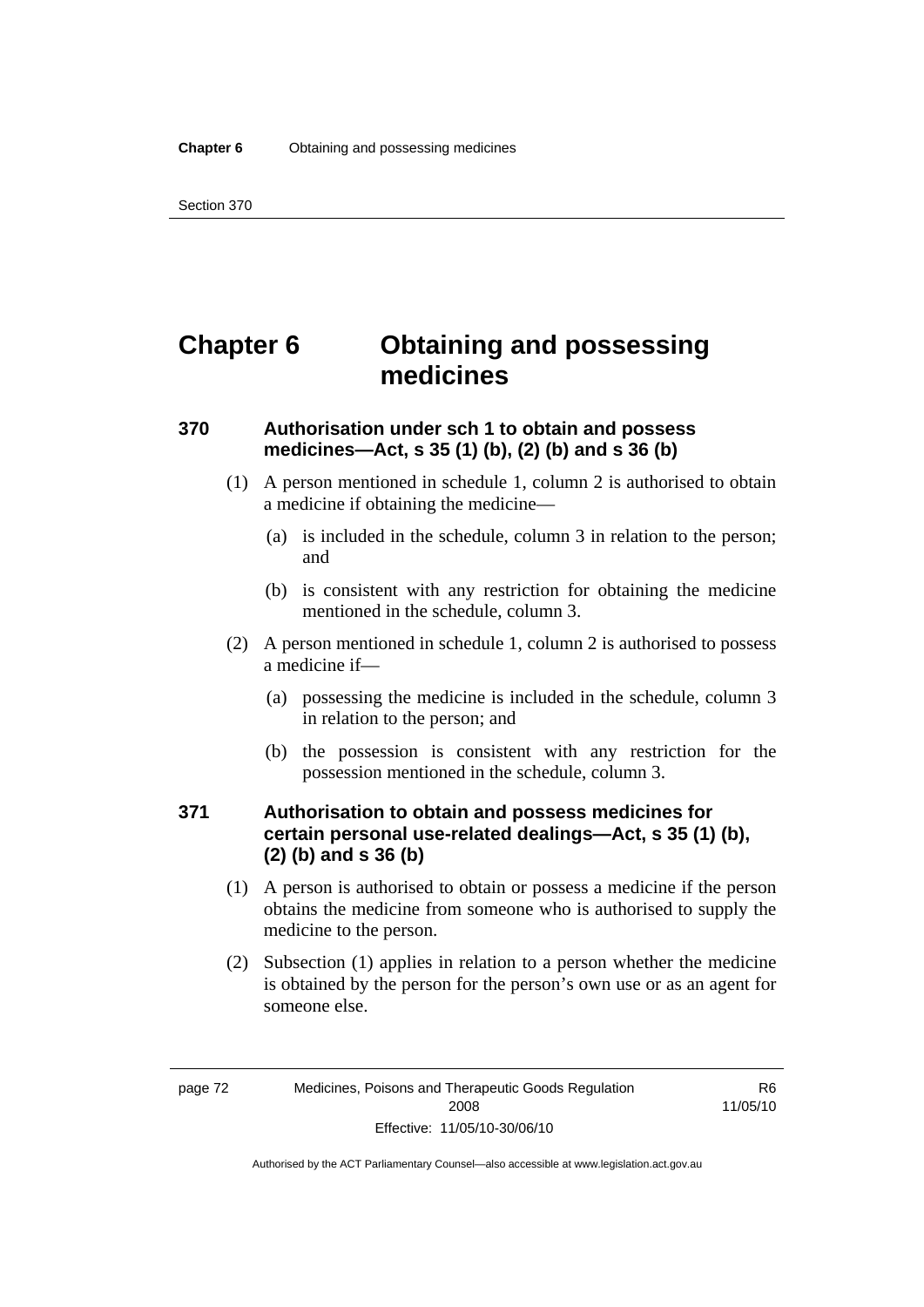# Chapter 6 Obtaining and possessing medicines

## 370 Authorisation under sch 1 to obtain and possess medicines—Act, s 35 (1) (b), (2) (b) and s 36 (b)

(1) A person mentioned in schedule 1, column 2 is authorised to obtain a medicine if obtaining the medicine—

- (a) is included in the schedule, column 3 in relation to the person; and
- (b) is consistent with any restriction for obtaining the medicine mentioned in the schedule, column 3.

(2) A person mentioned in schedule 1, column 2 is authorised to possess a medicine if—

- (a) possessing the medicine is included in the schedule, column 3 in relation to the person; and
- (b) the possession is consistent with any restriction for the possession mentioned in the schedule, column 3.

## 371 Authorisation to obtain and possess medicines for certain personal use-related dealings—Act, s 35 (1) (b), (2) (b) and s 36 (b)

(1) A person is authorised to obtain or possess a medicine if the person obtains the medicine from someone who is authorised to supply the medicine to the person.

(2) Subsection (1) applies in relation to a person whether the medicine is obtained by the person for the person's own use or as an agent for someone else.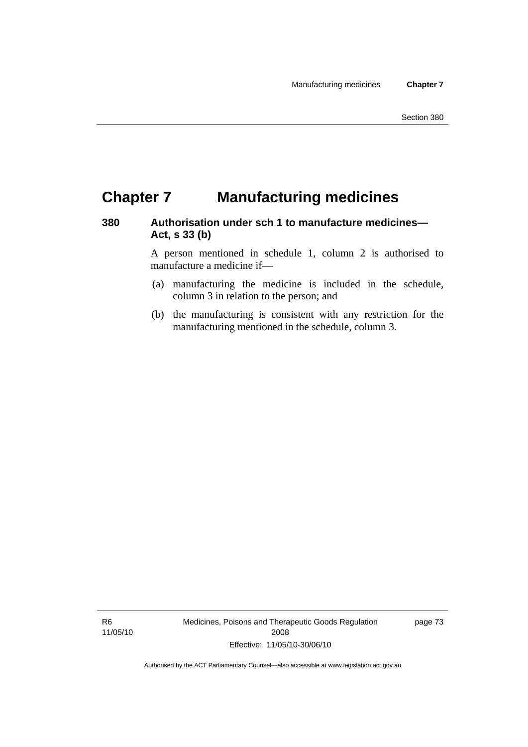# Chapter 7 Manufacturing medicines

## 380 Authorisation under sch 1 to manufacture medicines—Act, s 33 (b)

A person mentioned in schedule 1, column 2 is authorised to manufacture a medicine if—

(a) manufacturing the medicine is included in the schedule, column 3 in relation to the person; and

(b) the manufacturing is consistent with any restriction for the manufacturing mentioned in the schedule, column 3.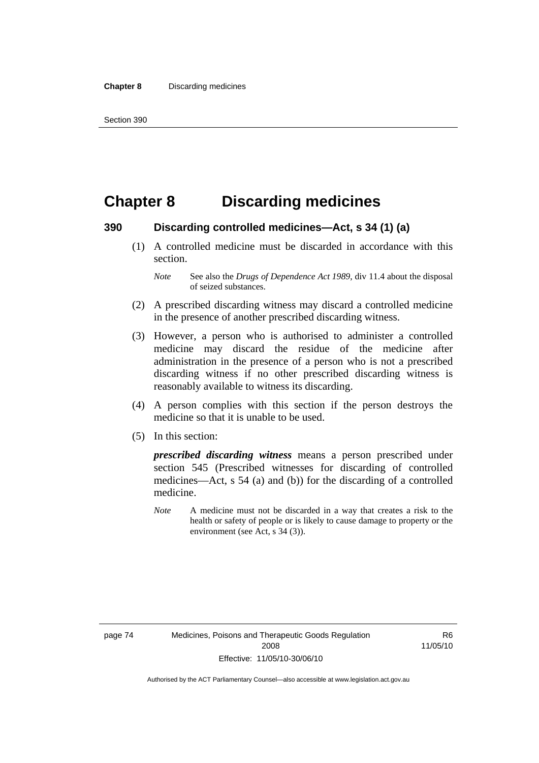# Chapter 8 Discarding medicines

## 390 Discarding controlled medicines—Act, s 34 (1) (a)

(1) A controlled medicine must be discarded in accordance with this section.

*Note* See also the *Drugs of Dependence Act 1989*, div 11.4 about the disposal of seized substances.

(2) A prescribed discarding witness may discard a controlled medicine in the presence of another prescribed discarding witness.

(3) However, a person who is authorised to administer a controlled medicine may discard the residue of the medicine after administration in the presence of a person who is not a prescribed discarding witness if no other prescribed discarding witness is reasonably available to witness its discarding.

(4) A person complies with this section if the person destroys the medicine so that it is unable to be used.

(5) In this section:

***prescribed discarding witness*** means a person prescribed under section 545 (Prescribed witnesses for discarding of controlled medicines—Act, s 54 (a) and (b)) for the discarding of a controlled medicine.

*Note* A medicine must not be discarded in a way that creates a risk to the health or safety of people or is likely to cause damage to property or the environment (see Act, s 34 (3)).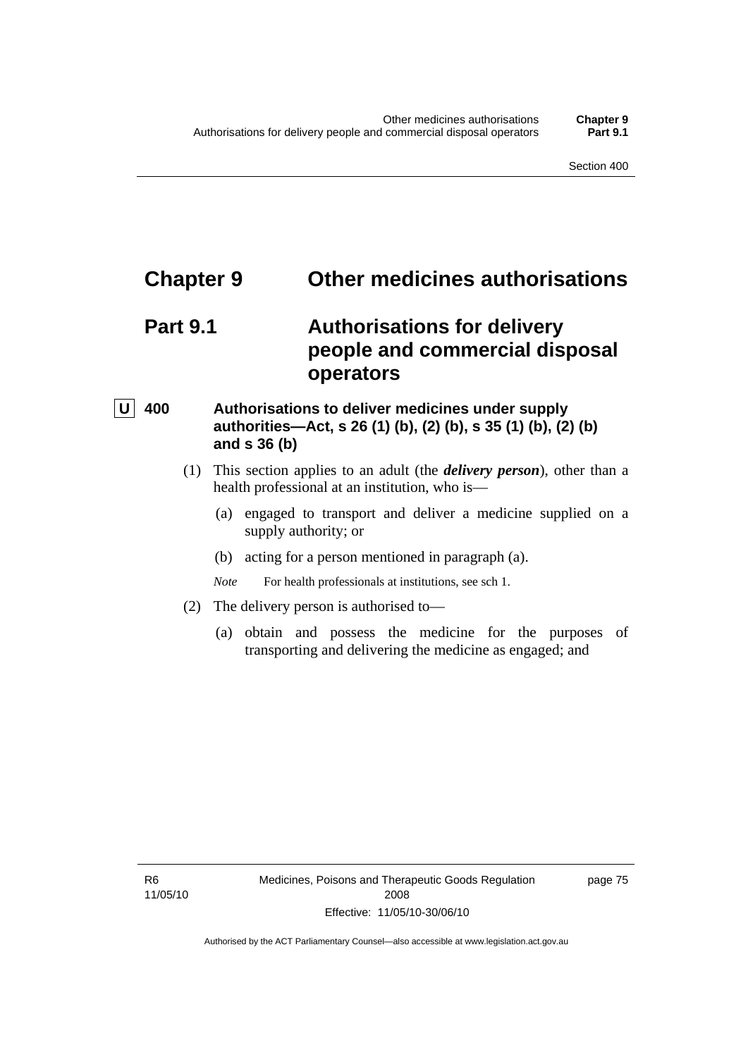# Chapter 9 Other medicines authorisations

## Part 9.1 Authorisations for delivery people and commercial disposal operators

### U 400 Authorisations to deliver medicines under supply authorities—Act, s 26 (1) (b), (2) (b), s 35 (1) (b), (2) (b) and s 36 (b)

(1) This section applies to an adult (the ***delivery person***), other than a health professional at an institution, who is—

(a) engaged to transport and deliver a medicine supplied on a supply authority; or

(b) acting for a person mentioned in paragraph (a).

*Note* For health professionals at institutions, see sch 1.

(2) The delivery person is authorised to—

(a) obtain and possess the medicine for the purposes of transporting and delivering the medicine as engaged; and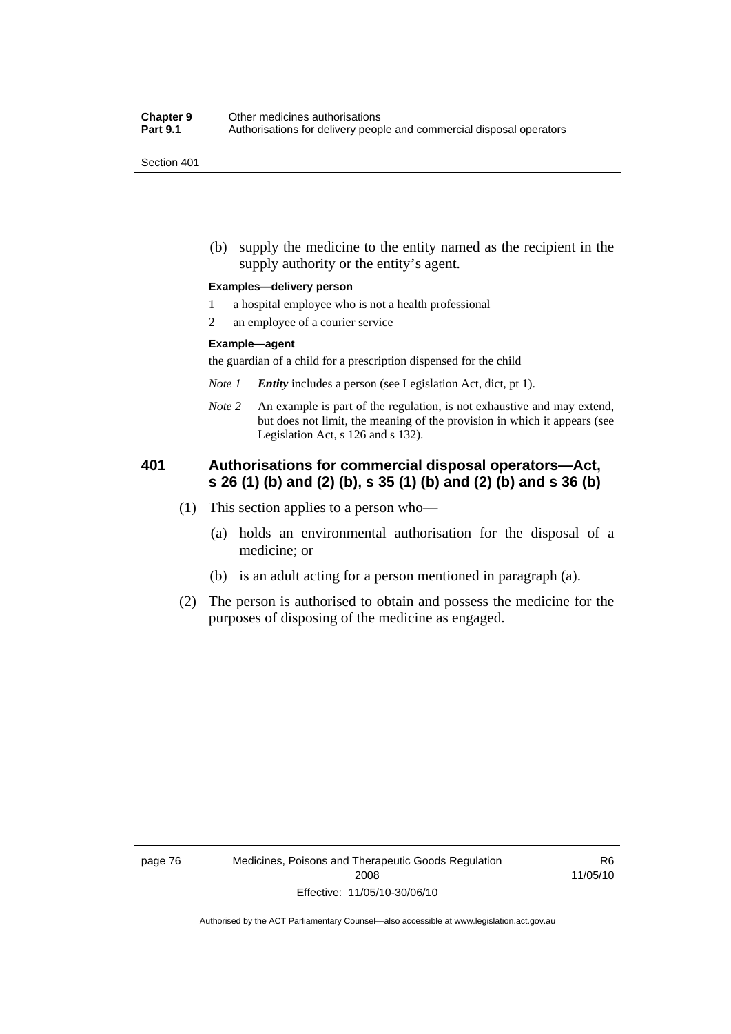(b) supply the medicine to the entity named as the recipient in the supply authority or the entity's agent.

**Examples—delivery person**

1 a hospital employee who is not a health professional

2 an employee of a courier service

**Example—agent**

the guardian of a child for a prescription dispensed for the child

*Note 1* ***Entity*** includes a person (see Legislation Act, dict, pt 1).

*Note 2* An example is part of the regulation, is not exhaustive and may extend, but does not limit, the meaning of the provision in which it appears (see Legislation Act, s 126 and s 132).

### 401 Authorisations for commercial disposal operators—Act, s 26 (1) (b) and (2) (b), s 35 (1) (b) and (2) (b) and s 36 (b)

(1) This section applies to a person who—

(a) holds an environmental authorisation for the disposal of a medicine; or

(b) is an adult acting for a person mentioned in paragraph (a).

(2) The person is authorised to obtain and possess the medicine for the purposes of disposing of the medicine as engaged.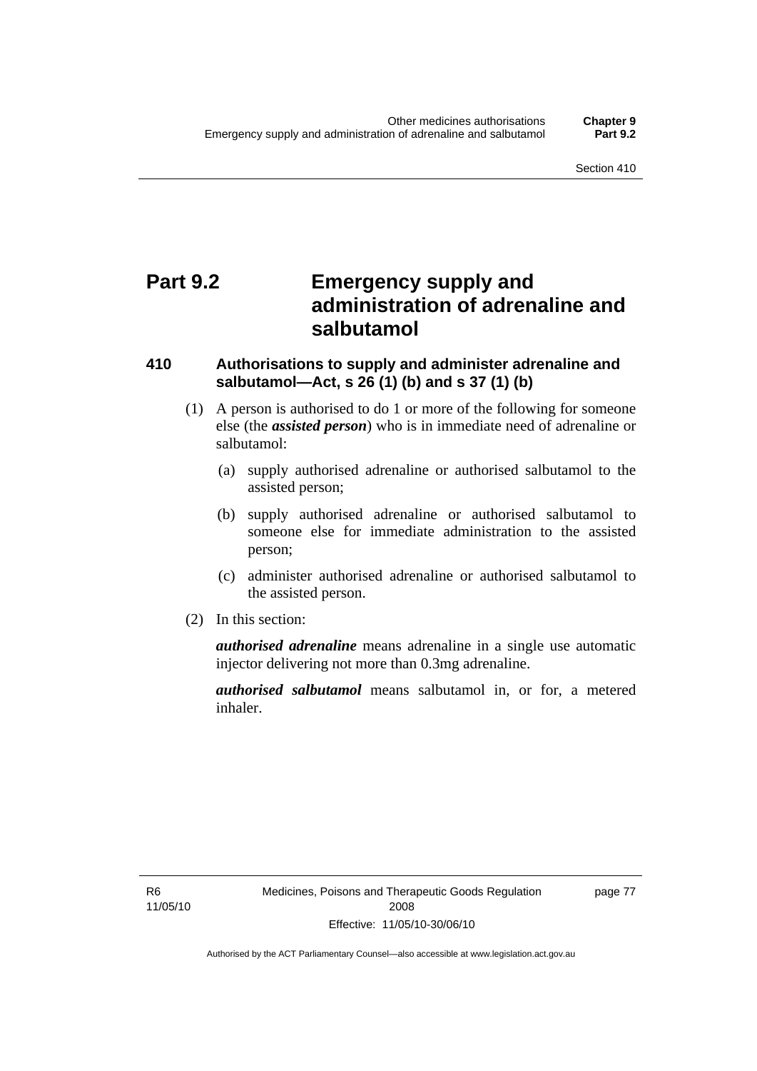# Part 9.2 Emergency supply and administration of adrenaline and salbutamol

## 410 Authorisations to supply and administer adrenaline and salbutamol—Act, s 26 (1) (b) and s 37 (1) (b)

(1) A person is authorised to do 1 or more of the following for someone else (the ***assisted person***) who is in immediate need of adrenaline or salbutamol:

(a) supply authorised adrenaline or authorised salbutamol to the assisted person;

(b) supply authorised adrenaline or authorised salbutamol to someone else for immediate administration to the assisted person;

(c) administer authorised adrenaline or authorised salbutamol to the assisted person.

(2) In this section:

***authorised adrenaline*** means adrenaline in a single use automatic injector delivering not more than 0.3mg adrenaline.

***authorised salbutamol*** means salbutamol in, or for, a metered inhaler.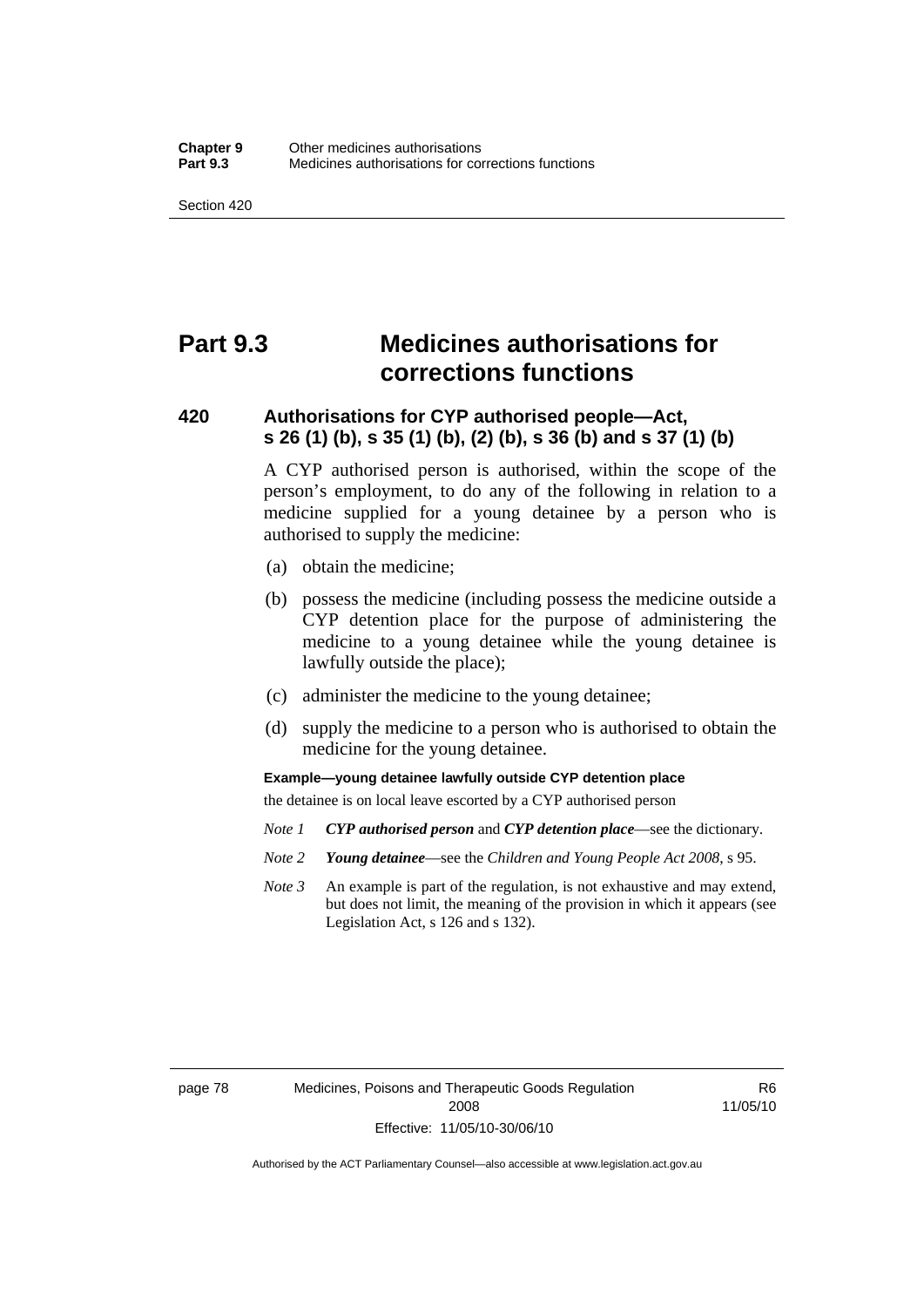# Part 9.3 Medicines authorisations for corrections functions

## 420 Authorisations for CYP authorised people—Act, s 26 (1) (b), s 35 (1) (b), (2) (b), s 36 (b) and s 37 (1) (b)

A CYP authorised person is authorised, within the scope of the person's employment, to do any of the following in relation to a medicine supplied for a young detainee by a person who is authorised to supply the medicine:

(a) obtain the medicine;

(b) possess the medicine (including possess the medicine outside a CYP detention place for the purpose of administering the medicine to a young detainee while the young detainee is lawfully outside the place);

(c) administer the medicine to the young detainee;

(d) supply the medicine to a person who is authorised to obtain the medicine for the young detainee.

**Example—young detainee lawfully outside CYP detention place**

the detainee is on local leave escorted by a CYP authorised person

*Note 1* ***CYP authorised person*** and ***CYP detention place***—see the dictionary.

*Note 2* ***Young detainee***—see the *Children and Young People Act 2008*, s 95.

*Note 3* An example is part of the regulation, is not exhaustive and may extend, but does not limit, the meaning of the provision in which it appears (see Legislation Act, s 126 and s 132).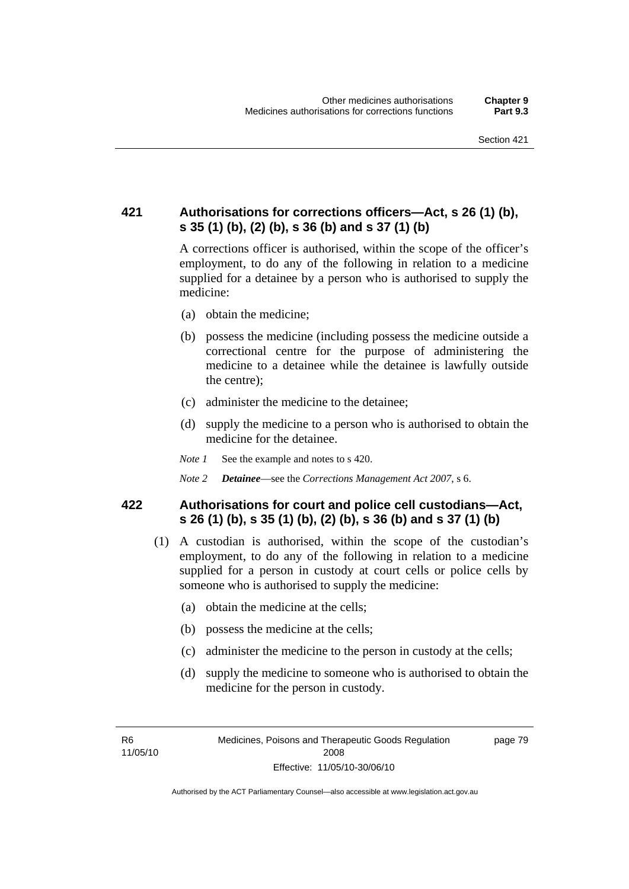## 421 Authorisations for corrections officers—Act, s 26 (1) (b), s 35 (1) (b), (2) (b), s 36 (b) and s 37 (1) (b)

A corrections officer is authorised, within the scope of the officer's employment, to do any of the following in relation to a medicine supplied for a detainee by a person who is authorised to supply the medicine:

(a) obtain the medicine;

(b) possess the medicine (including possess the medicine outside a correctional centre for the purpose of administering the medicine to a detainee while the detainee is lawfully outside the centre);

(c) administer the medicine to the detainee;

(d) supply the medicine to a person who is authorised to obtain the medicine for the detainee.

*Note 1* See the example and notes to s 420.

*Note 2* ***Detainee***—see the *Corrections Management Act 2007*, s 6.

## 422 Authorisations for court and police cell custodians—Act, s 26 (1) (b), s 35 (1) (b), (2) (b), s 36 (b) and s 37 (1) (b)

(1) A custodian is authorised, within the scope of the custodian's employment, to do any of the following in relation to a medicine supplied for a person in custody at court cells or police cells by someone who is authorised to supply the medicine:

(a) obtain the medicine at the cells;

(b) possess the medicine at the cells;

(c) administer the medicine to the person in custody at the cells;

(d) supply the medicine to someone who is authorised to obtain the medicine for the person in custody.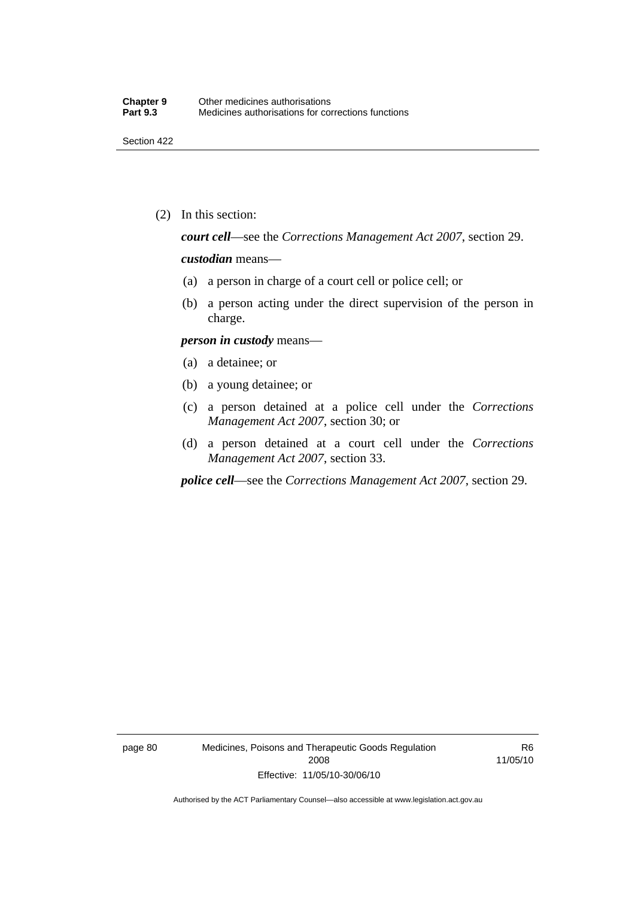(2) In this section:

***court cell***—see the *Corrections Management Act 2007*, section 29.

***custodian*** means—

(a) a person in charge of a court cell or police cell; or

(b) a person acting under the direct supervision of the person in charge.

***person in custody*** means—

(a) a detainee; or

(b) a young detainee; or

(c) a person detained at a police cell under the *Corrections Management Act 2007*, section 30; or

(d) a person detained at a court cell under the *Corrections Management Act 2007*, section 33.

***police cell***—see the *Corrections Management Act 2007*, section 29.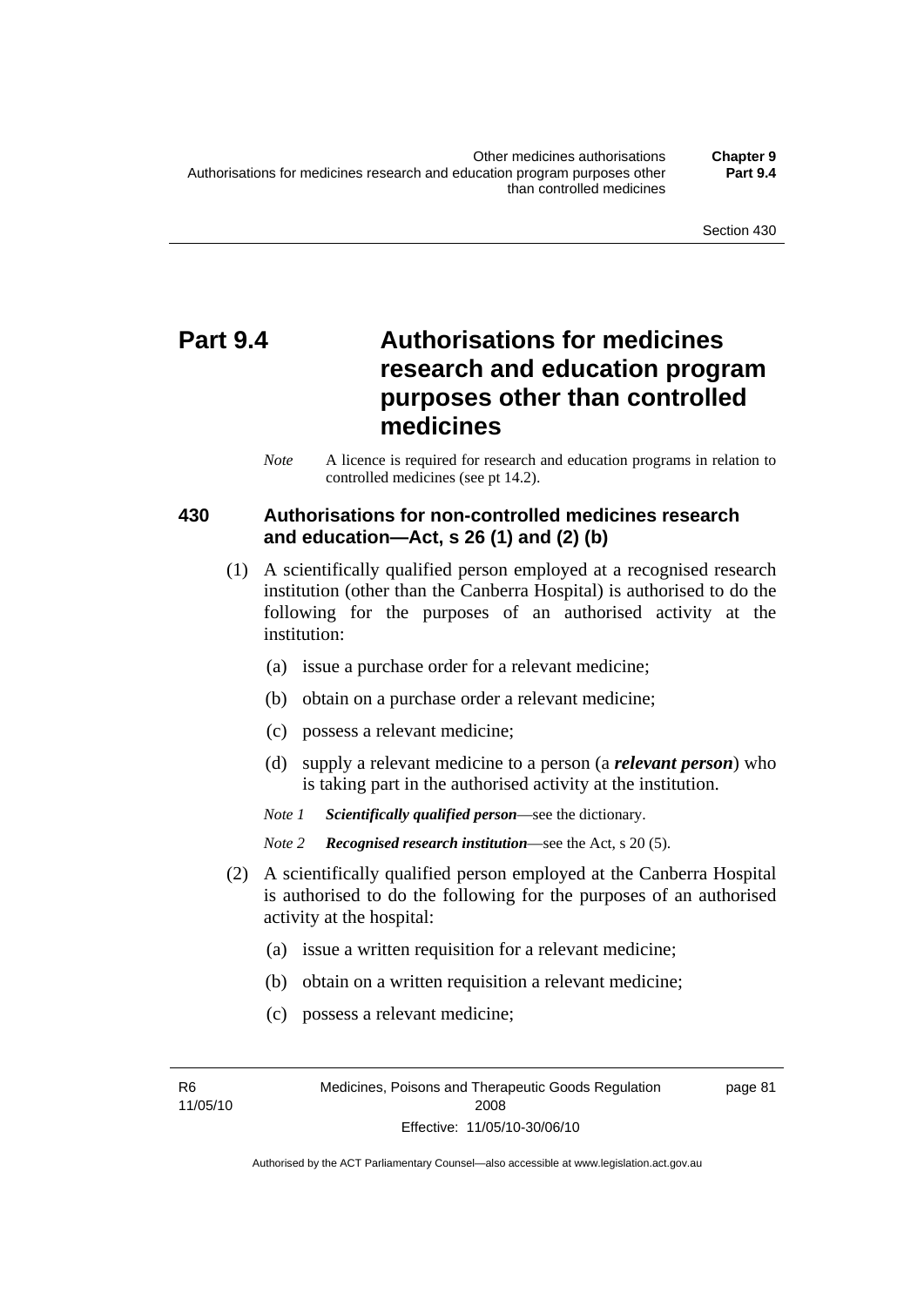# Part 9.4 Authorisations for medicines research and education program purposes other than controlled medicines

*Note* A licence is required for research and education programs in relation to controlled medicines (see pt 14.2).

## 430 Authorisations for non-controlled medicines research and education—Act, s 26 (1) and (2) (b)

(1) A scientifically qualified person employed at a recognised research institution (other than the Canberra Hospital) is authorised to do the following for the purposes of an authorised activity at the institution:

(a) issue a purchase order for a relevant medicine;

(b) obtain on a purchase order a relevant medicine;

(c) possess a relevant medicine;

(d) supply a relevant medicine to a person (a ***relevant person***) who is taking part in the authorised activity at the institution.

*Note 1* ***Scientifically qualified person***—see the dictionary.

*Note 2* ***Recognised research institution***—see the Act, s 20 (5).

(2) A scientifically qualified person employed at the Canberra Hospital is authorised to do the following for the purposes of an authorised activity at the hospital:

(a) issue a written requisition for a relevant medicine;

(b) obtain on a written requisition a relevant medicine;

(c) possess a relevant medicine;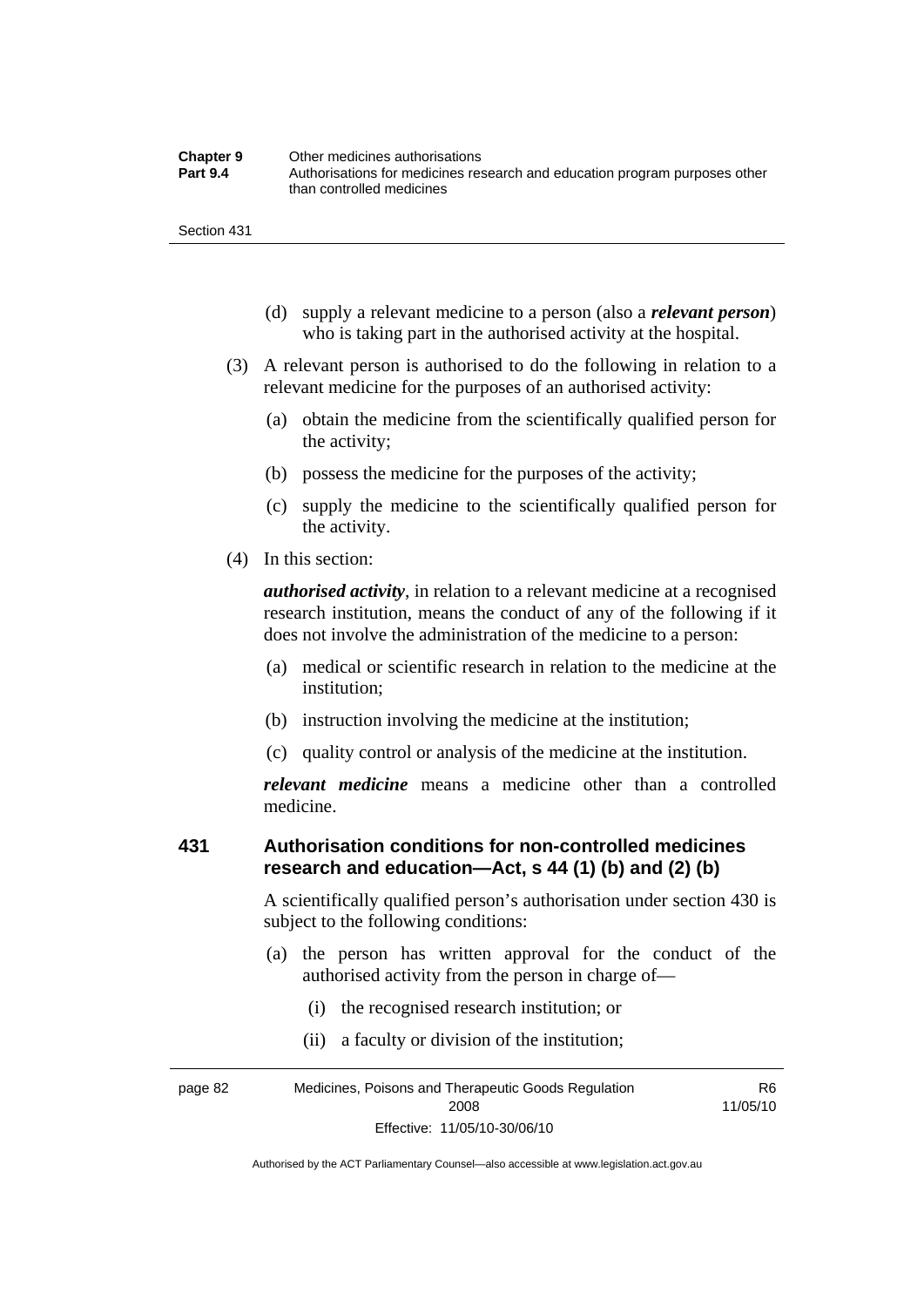(d) supply a relevant medicine to a person (also a ***relevant person***) who is taking part in the authorised activity at the hospital.

(3) A relevant person is authorised to do the following in relation to a relevant medicine for the purposes of an authorised activity:

(a) obtain the medicine from the scientifically qualified person for the activity;

(b) possess the medicine for the purposes of the activity;

(c) supply the medicine to the scientifically qualified person for the activity.

(4) In this section:

***authorised activity***, in relation to a relevant medicine at a recognised research institution, means the conduct of any of the following if it does not involve the administration of the medicine to a person:

(a) medical or scientific research in relation to the medicine at the institution;

(b) instruction involving the medicine at the institution;

(c) quality control or analysis of the medicine at the institution.

***relevant medicine*** means a medicine other than a controlled medicine.

## 431 Authorisation conditions for non-controlled medicines research and education—Act, s 44 (1) (b) and (2) (b)

A scientifically qualified person's authorisation under section 430 is subject to the following conditions:

(a) the person has written approval for the conduct of the authorised activity from the person in charge of—

(i) the recognised research institution; or

(ii) a faculty or division of the institution;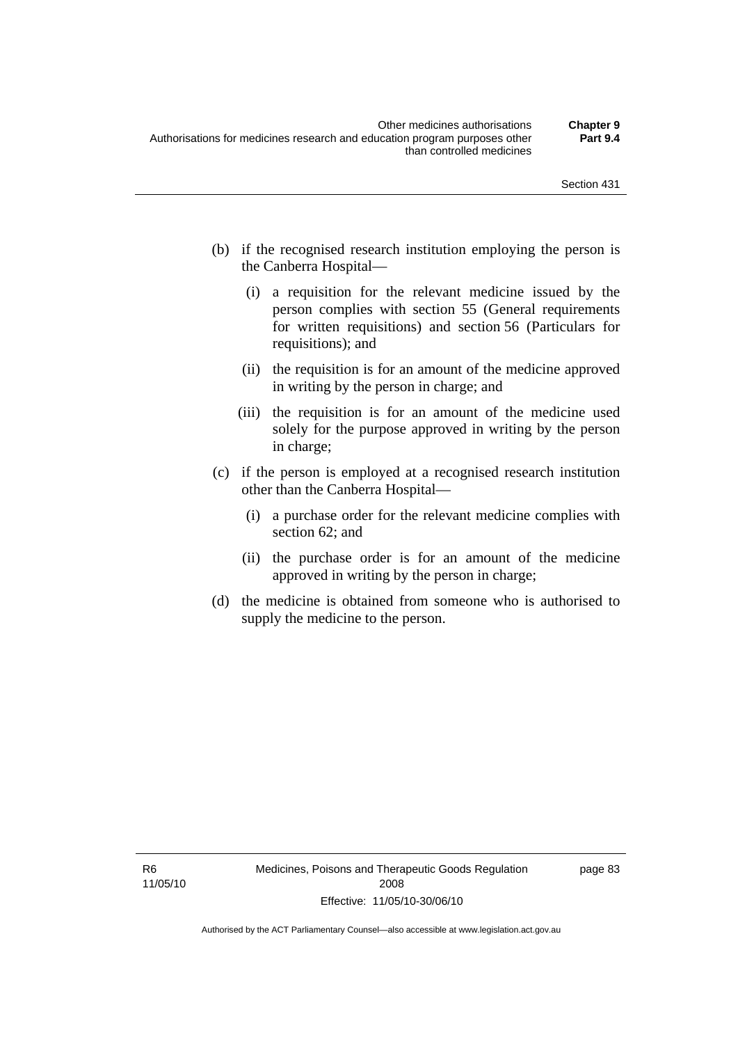(b) if the recognised research institution employing the person is the Canberra Hospital—

  (i) a requisition for the relevant medicine issued by the person complies with section 55 (General requirements for written requisitions) and section 56 (Particulars for requisitions); and

  (ii) the requisition is for an amount of the medicine approved in writing by the person in charge; and

  (iii) the requisition is for an amount of the medicine used solely for the purpose approved in writing by the person in charge;

(c) if the person is employed at a recognised research institution other than the Canberra Hospital—

  (i) a purchase order for the relevant medicine complies with section 62; and

  (ii) the purchase order is for an amount of the medicine approved in writing by the person in charge;

(d) the medicine is obtained from someone who is authorised to supply the medicine to the person.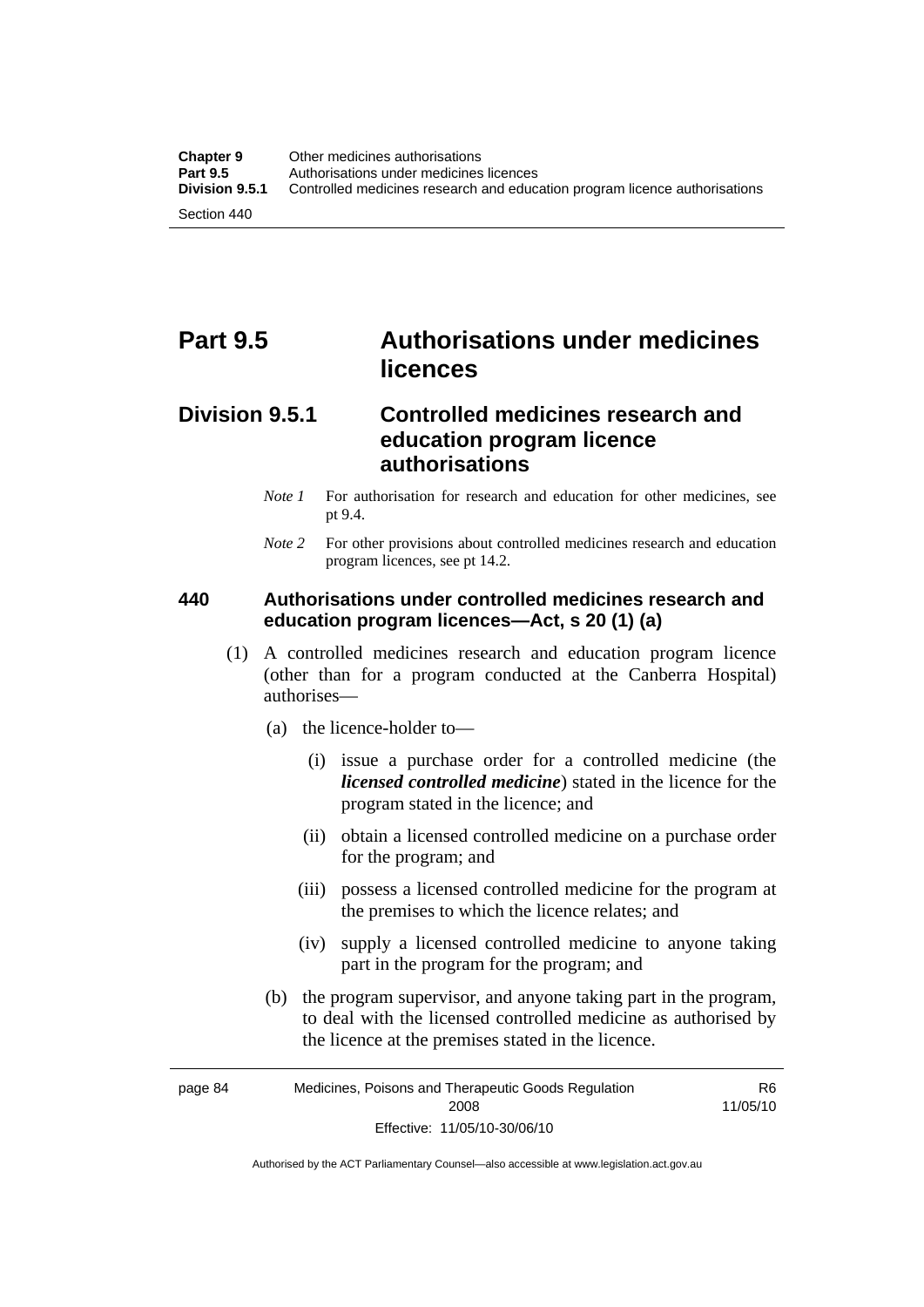# Part 9.5 Authorisations under medicines licences

## Division 9.5.1 Controlled medicines research and education program licence authorisations

*Note 1* For authorisation for research and education for other medicines, see pt 9.4.

*Note 2* For other provisions about controlled medicines research and education program licences, see pt 14.2.

### 440 Authorisations under controlled medicines research and education program licences—Act, s 20 (1) (a)

(1) A controlled medicines research and education program licence (other than for a program conducted at the Canberra Hospital) authorises—

(a) the licence-holder to—

(i) issue a purchase order for a controlled medicine (the ***licensed controlled medicine***) stated in the licence for the program stated in the licence; and

(ii) obtain a licensed controlled medicine on a purchase order for the program; and

(iii) possess a licensed controlled medicine for the program at the premises to which the licence relates; and

(iv) supply a licensed controlled medicine to anyone taking part in the program for the program; and

(b) the program supervisor, and anyone taking part in the program, to deal with the licensed controlled medicine as authorised by the licence at the premises stated in the licence.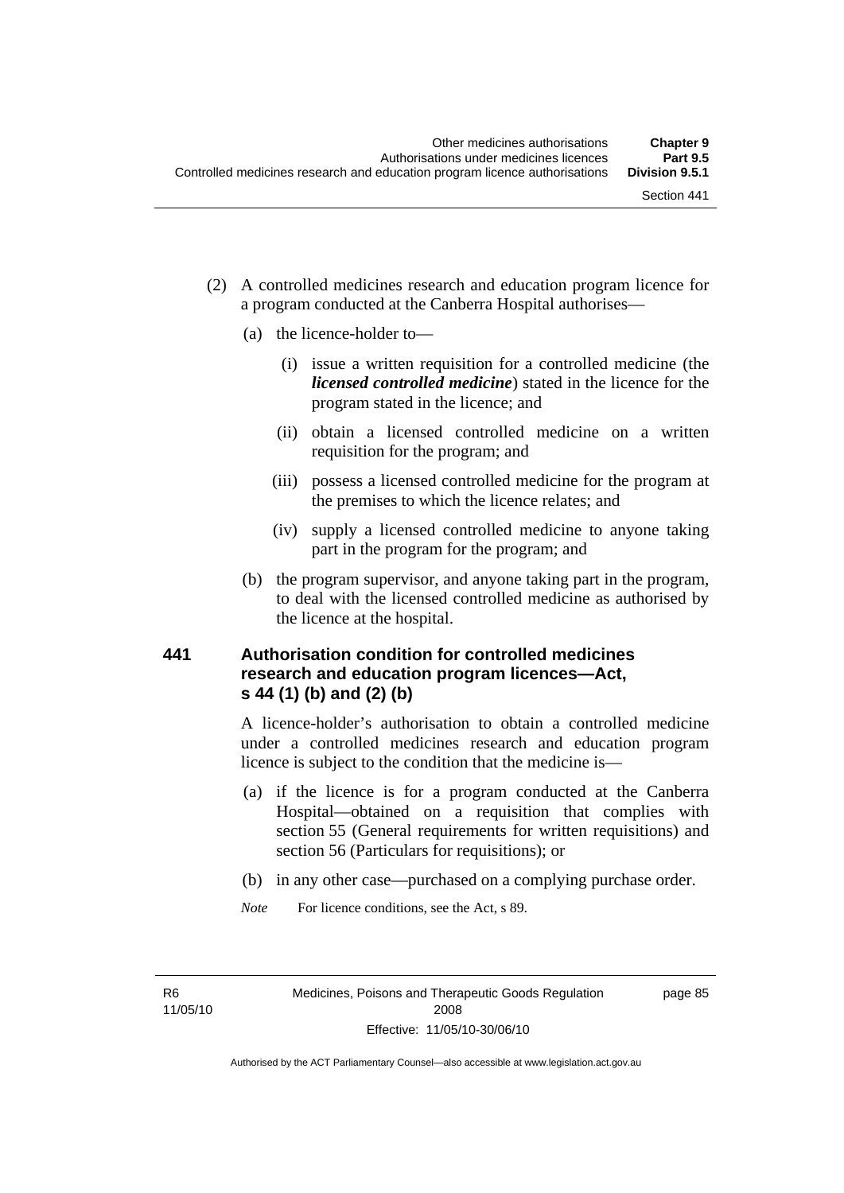(2) A controlled medicines research and education program licence for a program conducted at the Canberra Hospital authorises—

(a) the licence-holder to—

(i) issue a written requisition for a controlled medicine (the ***licensed controlled medicine***) stated in the licence for the program stated in the licence; and

(ii) obtain a licensed controlled medicine on a written requisition for the program; and

(iii) possess a licensed controlled medicine for the program at the premises to which the licence relates; and

(iv) supply a licensed controlled medicine to anyone taking part in the program for the program; and

(b) the program supervisor, and anyone taking part in the program, to deal with the licensed controlled medicine as authorised by the licence at the hospital.

### 441 Authorisation condition for controlled medicines research and education program licences—Act, s 44 (1) (b) and (2) (b)

A licence-holder's authorisation to obtain a controlled medicine under a controlled medicines research and education program licence is subject to the condition that the medicine is—

(a) if the licence is for a program conducted at the Canberra Hospital—obtained on a requisition that complies with section 55 (General requirements for written requisitions) and section 56 (Particulars for requisitions); or

(b) in any other case—purchased on a complying purchase order.

*Note* For licence conditions, see the Act, s 89.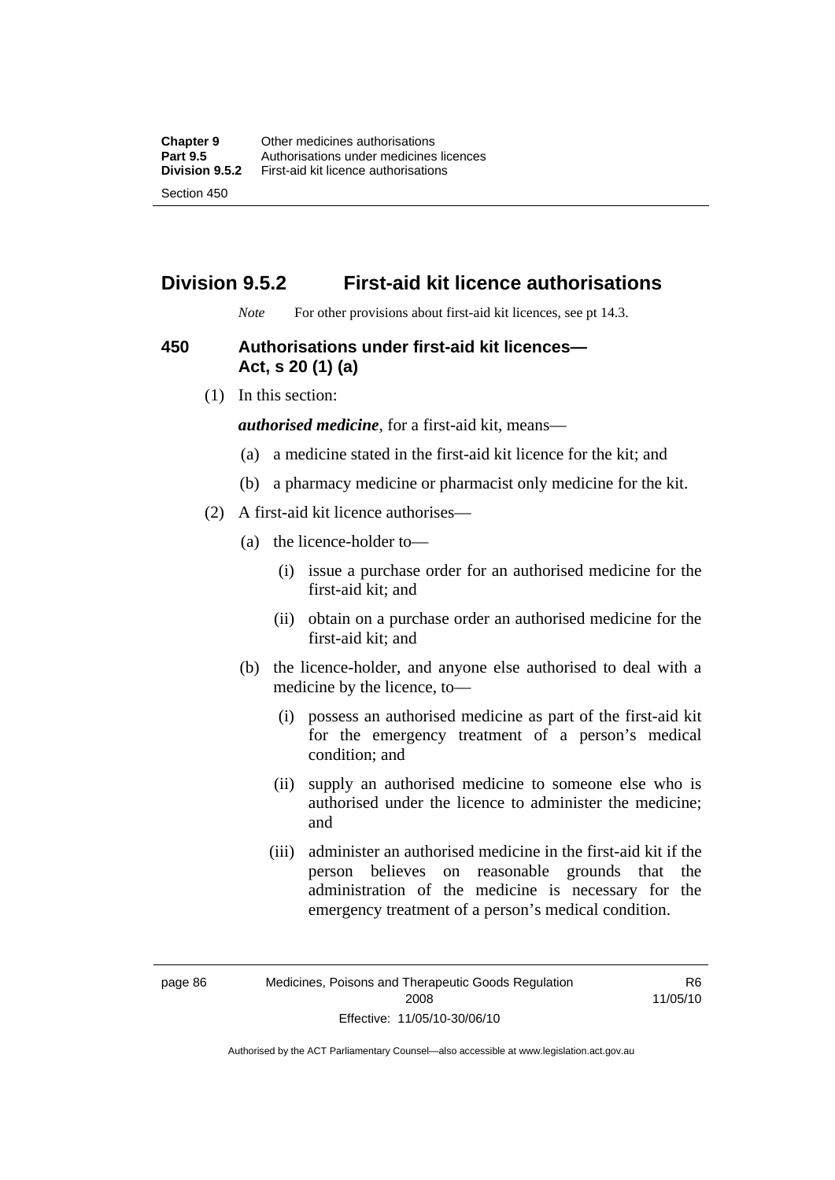## Division 9.5.2 First-aid kit licence authorisations

*Note* For other provisions about first-aid kit licences, see pt 14.3.

### 450 Authorisations under first-aid kit licences—Act, s 20 (1) (a)

(1) In this section:

***authorised medicine***, for a first-aid kit, means—

(a) a medicine stated in the first-aid kit licence for the kit; and

(b) a pharmacy medicine or pharmacist only medicine for the kit.

(2) A first-aid kit licence authorises—

(a) the licence-holder to—

(i) issue a purchase order for an authorised medicine for the first-aid kit; and

(ii) obtain on a purchase order an authorised medicine for the first-aid kit; and

(b) the licence-holder, and anyone else authorised to deal with a medicine by the licence, to—

(i) possess an authorised medicine as part of the first-aid kit for the emergency treatment of a person's medical condition; and

(ii) supply an authorised medicine to someone else who is authorised under the licence to administer the medicine; and

(iii) administer an authorised medicine in the first-aid kit if the person believes on reasonable grounds that the administration of the medicine is necessary for the emergency treatment of a person's medical condition.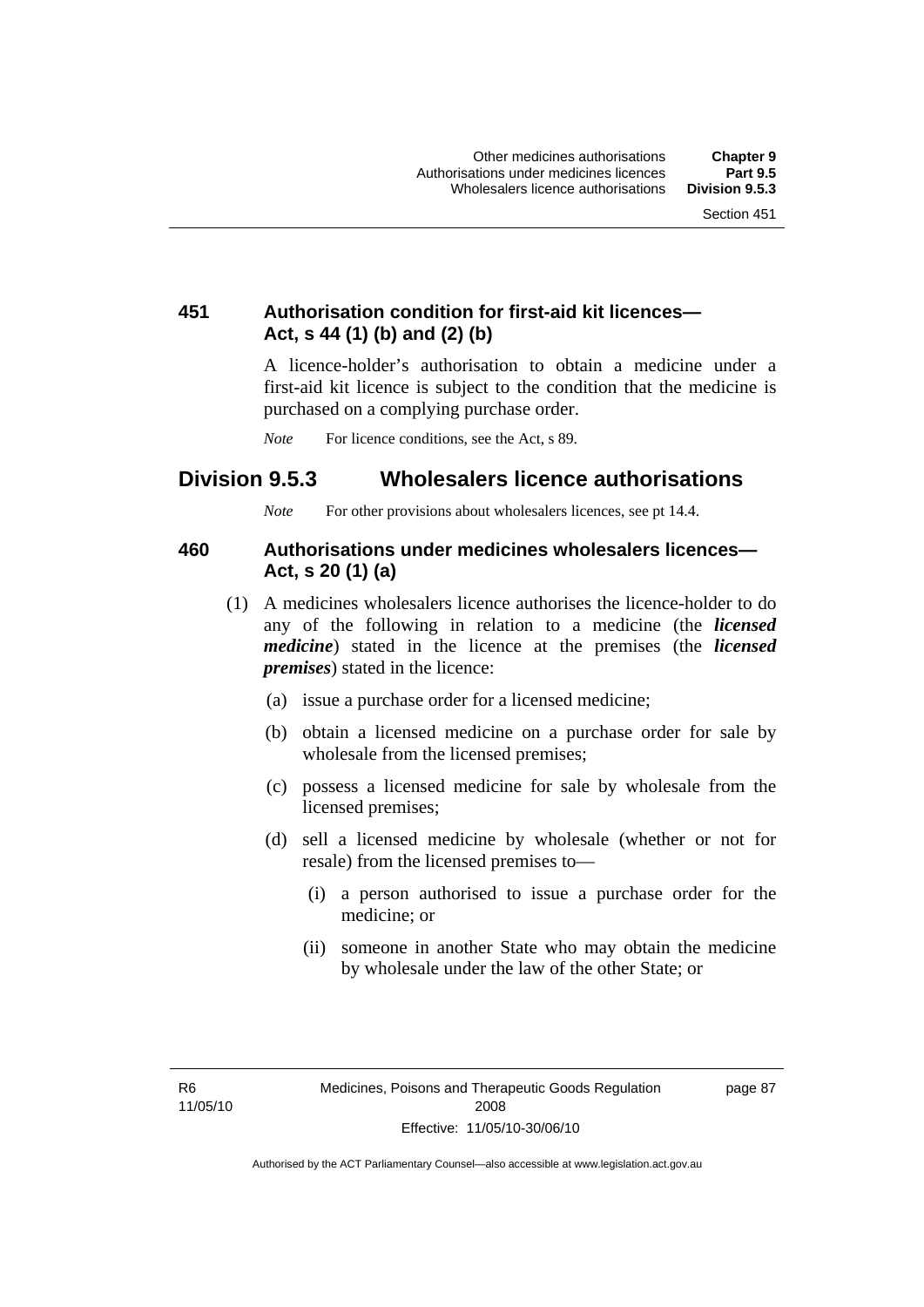### 451 Authorisation condition for first-aid kit licences—Act, s 44 (1) (b) and (2) (b)

A licence-holder's authorisation to obtain a medicine under a first-aid kit licence is subject to the condition that the medicine is purchased on a complying purchase order.

*Note* For licence conditions, see the Act, s 89.

## Division 9.5.3 Wholesalers licence authorisations

*Note* For other provisions about wholesalers licences, see pt 14.4.

### 460 Authorisations under medicines wholesalers licences—Act, s 20 (1) (a)

(1) A medicines wholesalers licence authorises the licence-holder to do any of the following in relation to a medicine (the ***licensed medicine***) stated in the licence at the premises (the ***licensed premises***) stated in the licence:

(a) issue a purchase order for a licensed medicine;

(b) obtain a licensed medicine on a purchase order for sale by wholesale from the licensed premises;

(c) possess a licensed medicine for sale by wholesale from the licensed premises;

(d) sell a licensed medicine by wholesale (whether or not for resale) from the licensed premises to—

(i) a person authorised to issue a purchase order for the medicine; or

(ii) someone in another State who may obtain the medicine by wholesale under the law of the other State; or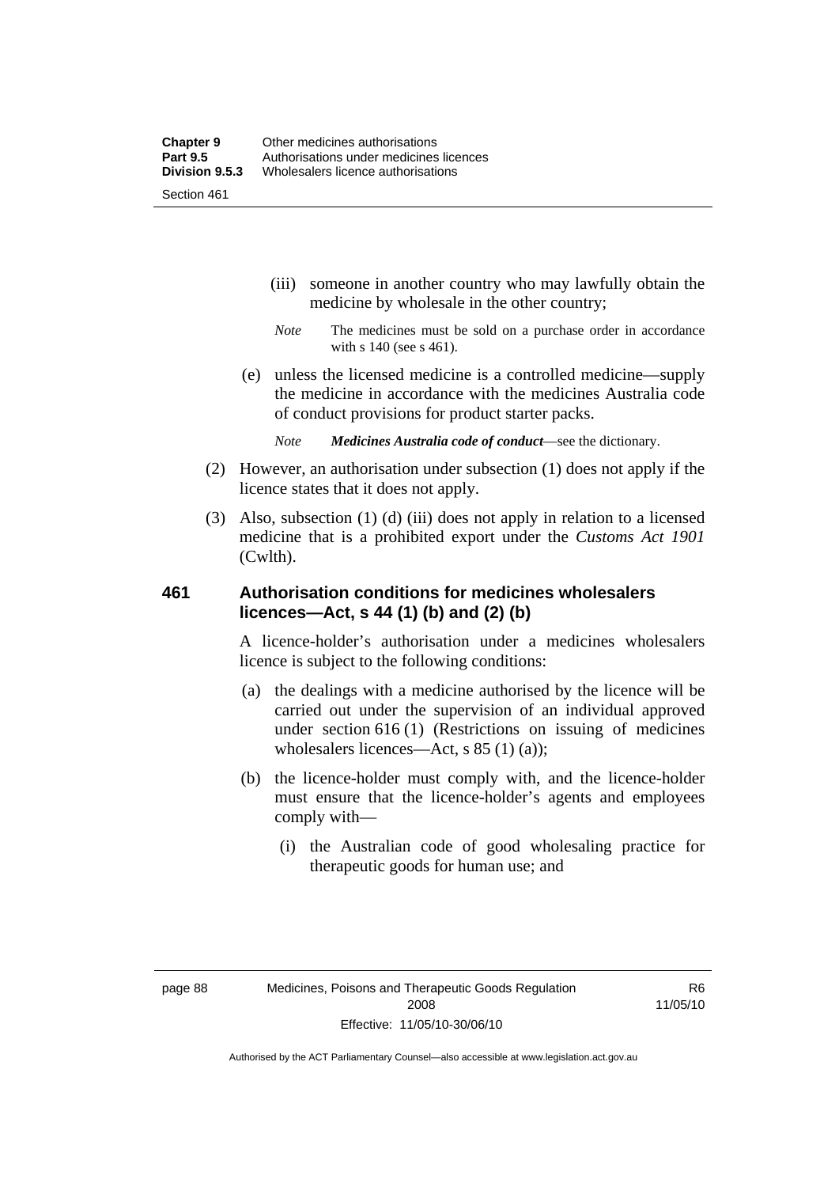(iii) someone in another country who may lawfully obtain the medicine by wholesale in the other country;

*Note* The medicines must be sold on a purchase order in accordance with s 140 (see s 461).

(e) unless the licensed medicine is a controlled medicine—supply the medicine in accordance with the medicines Australia code of conduct provisions for product starter packs.

*Note* ***Medicines Australia code of conduct***—see the dictionary.

(2) However, an authorisation under subsection (1) does not apply if the licence states that it does not apply.

(3) Also, subsection (1) (d) (iii) does not apply in relation to a licensed medicine that is a prohibited export under the *Customs Act 1901* (Cwlth).

## 461 Authorisation conditions for medicines wholesalers licences—Act, s 44 (1) (b) and (2) (b)

A licence-holder's authorisation under a medicines wholesalers licence is subject to the following conditions:

(a) the dealings with a medicine authorised by the licence will be carried out under the supervision of an individual approved under section 616 (1) (Restrictions on issuing of medicines wholesalers licences—Act, s 85 (1) (a));

(b) the licence-holder must comply with, and the licence-holder must ensure that the licence-holder's agents and employees comply with—

(i) the Australian code of good wholesaling practice for therapeutic goods for human use; and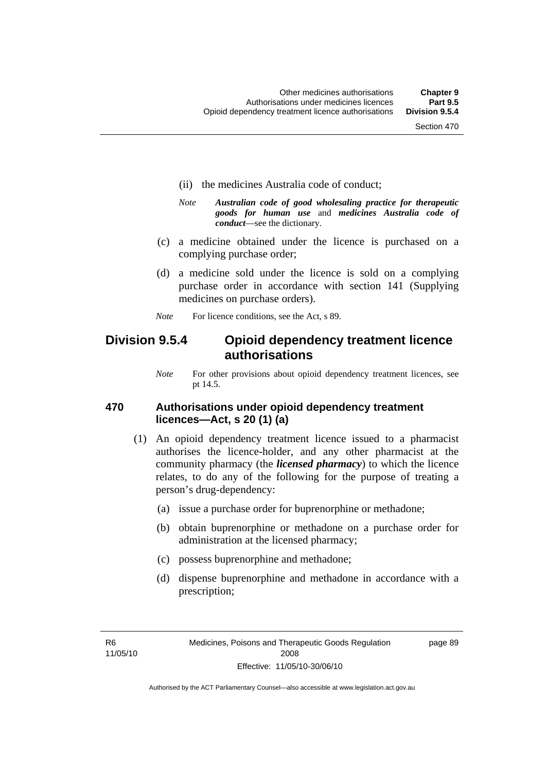(ii) the medicines Australia code of conduct;

*Note* ***Australian code of good wholesaling practice for therapeutic goods for human use*** and ***medicines Australia code of conduct***—see the dictionary.

(c) a medicine obtained under the licence is purchased on a complying purchase order;

(d) a medicine sold under the licence is sold on a complying purchase order in accordance with section 141 (Supplying medicines on purchase orders).

*Note* For licence conditions, see the Act, s 89.

## Division 9.5.4 Opioid dependency treatment licence authorisations

*Note* For other provisions about opioid dependency treatment licences, see pt 14.5.

### 470 Authorisations under opioid dependency treatment licences—Act, s 20 (1) (a)

(1) An opioid dependency treatment licence issued to a pharmacist authorises the licence-holder, and any other pharmacist at the community pharmacy (the ***licensed pharmacy***) to which the licence relates, to do any of the following for the purpose of treating a person's drug-dependency:

(a) issue a purchase order for buprenorphine or methadone;

(b) obtain buprenorphine or methadone on a purchase order for administration at the licensed pharmacy;

(c) possess buprenorphine and methadone;

(d) dispense buprenorphine and methadone in accordance with a prescription;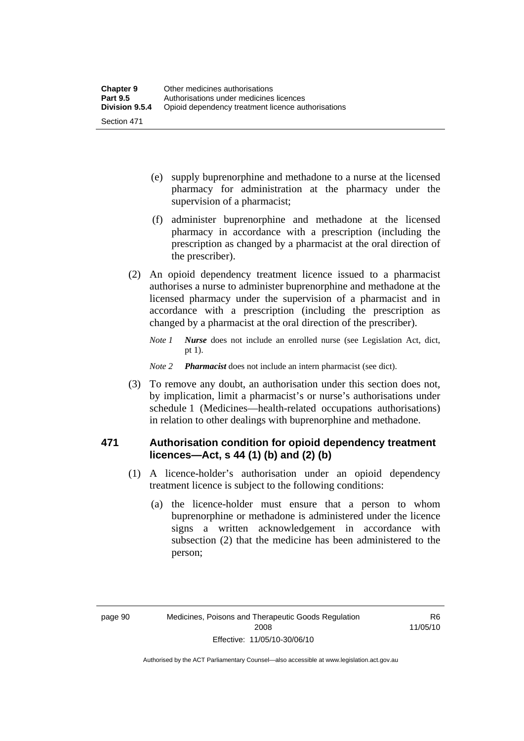- (e) supply buprenorphine and methadone to a nurse at the licensed pharmacy for administration at the pharmacy under the supervision of a pharmacist;
- (f) administer buprenorphine and methadone at the licensed pharmacy in accordance with a prescription (including the prescription as changed by a pharmacist at the oral direction of the prescriber).

(2) An opioid dependency treatment licence issued to a pharmacist authorises a nurse to administer buprenorphine and methadone at the licensed pharmacy under the supervision of a pharmacist and in accordance with a prescription (including the prescription as changed by a pharmacist at the oral direction of the prescriber).

*Note 1* ***Nurse*** does not include an enrolled nurse (see Legislation Act, dict, pt 1).

*Note 2* ***Pharmacist*** does not include an intern pharmacist (see dict).

(3) To remove any doubt, an authorisation under this section does not, by implication, limit a pharmacist's or nurse's authorisations under schedule 1 (Medicines—health-related occupations authorisations) in relation to other dealings with buprenorphine and methadone.

### 471 Authorisation condition for opioid dependency treatment licences—Act, s 44 (1) (b) and (2) (b)

(1) A licence-holder's authorisation under an opioid dependency treatment licence is subject to the following conditions:

- (a) the licence-holder must ensure that a person to whom buprenorphine or methadone is administered under the licence signs a written acknowledgement in accordance with subsection (2) that the medicine has been administered to the person;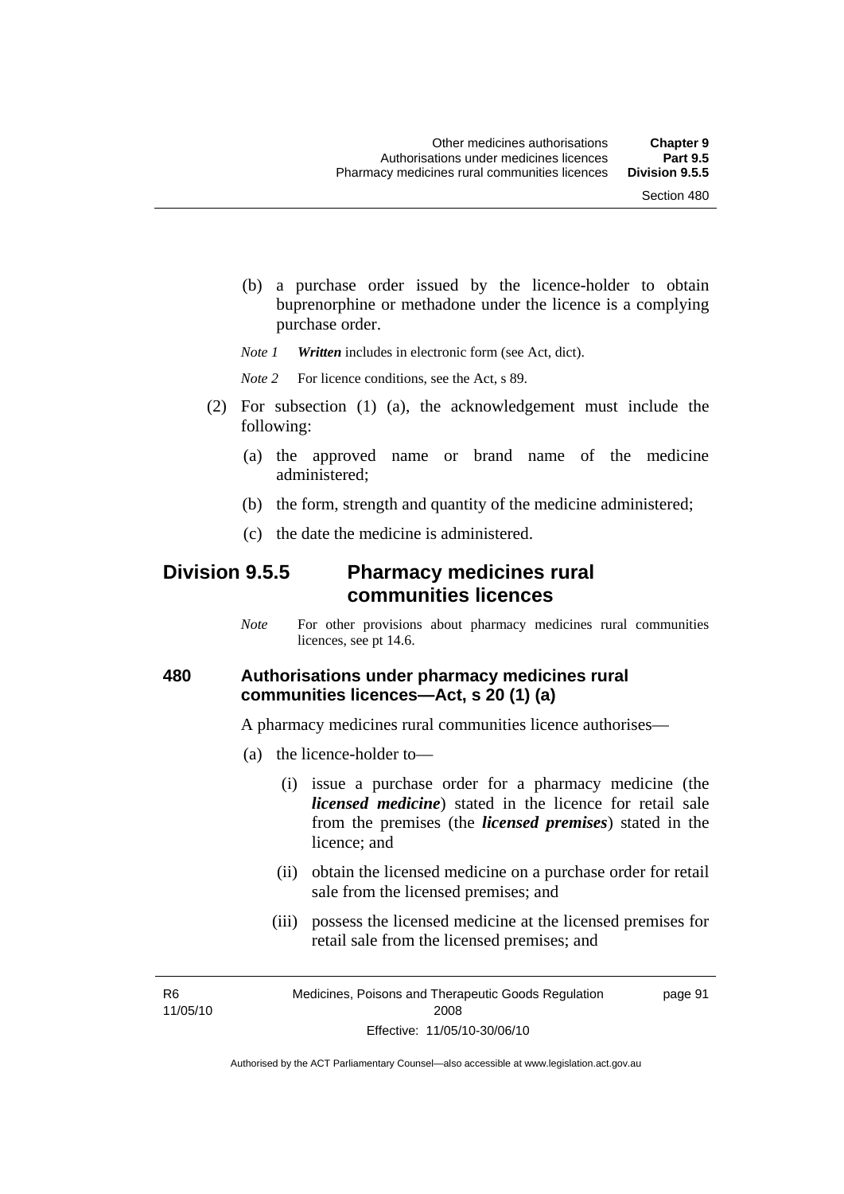(b) a purchase order issued by the licence-holder to obtain buprenorphine or methadone under the licence is a complying purchase order.

*Note 1* ***Written*** includes in electronic form (see Act, dict).

*Note 2* For licence conditions, see the Act, s 89.

(2) For subsection (1) (a), the acknowledgement must include the following:

(a) the approved name or brand name of the medicine administered;

(b) the form, strength and quantity of the medicine administered;

(c) the date the medicine is administered.

## Division 9.5.5 Pharmacy medicines rural communities licences

*Note* For other provisions about pharmacy medicines rural communities licences, see pt 14.6.

### 480 Authorisations under pharmacy medicines rural communities licences—Act, s 20 (1) (a)

A pharmacy medicines rural communities licence authorises—

(a) the licence-holder to—

(i) issue a purchase order for a pharmacy medicine (the ***licensed medicine***) stated in the licence for retail sale from the premises (the ***licensed premises***) stated in the licence; and

(ii) obtain the licensed medicine on a purchase order for retail sale from the licensed premises; and

(iii) possess the licensed medicine at the licensed premises for retail sale from the licensed premises; and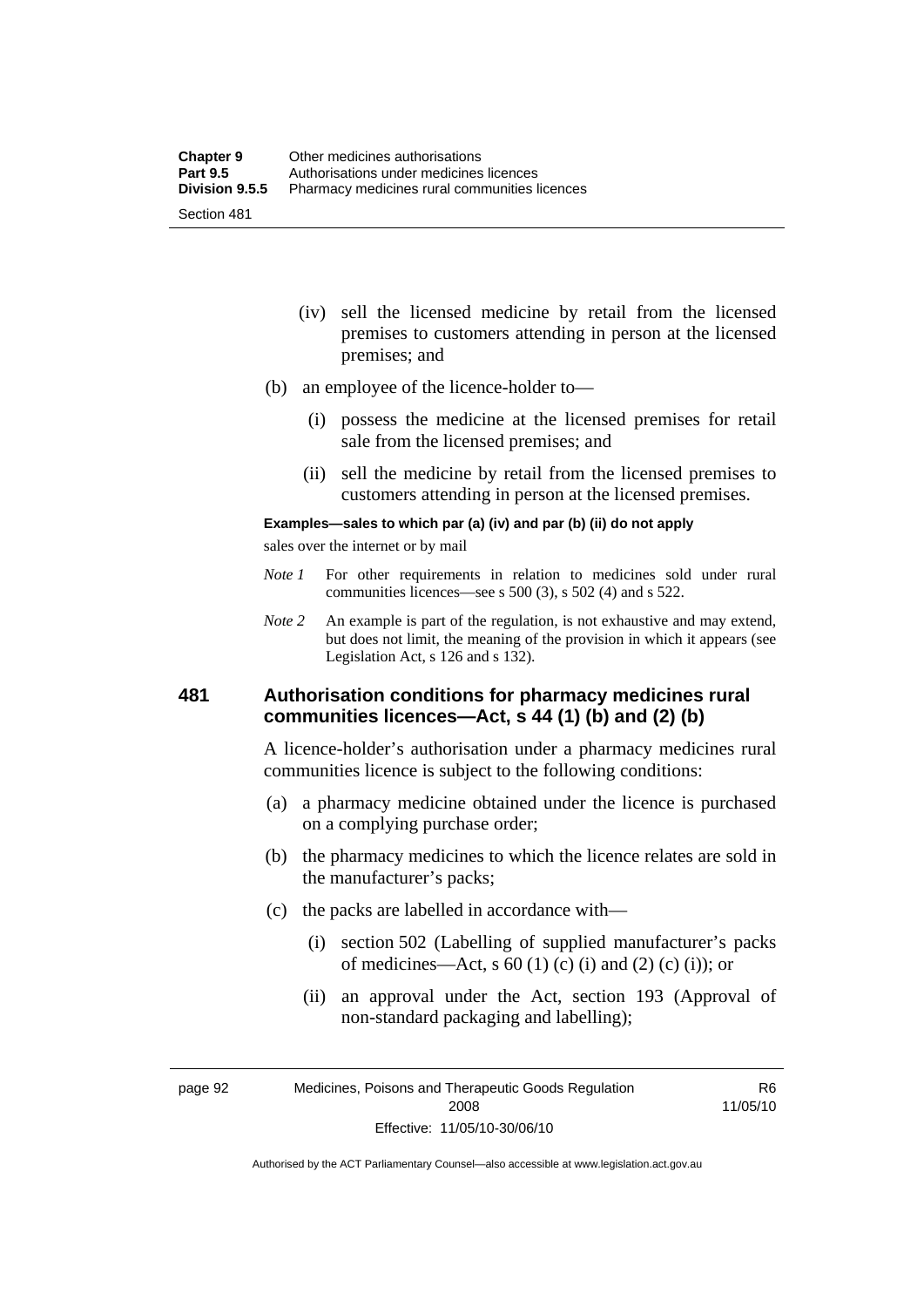(iv) sell the licensed medicine by retail from the licensed premises to customers attending in person at the licensed premises; and

(b) an employee of the licence-holder to—

(i) possess the medicine at the licensed premises for retail sale from the licensed premises; and

(ii) sell the medicine by retail from the licensed premises to customers attending in person at the licensed premises.

**Examples—sales to which par (a) (iv) and par (b) (ii) do not apply**

sales over the internet or by mail

*Note 1* For other requirements in relation to medicines sold under rural communities licences—see s 500 (3), s 502 (4) and s 522.

*Note 2* An example is part of the regulation, is not exhaustive and may extend, but does not limit, the meaning of the provision in which it appears (see Legislation Act, s 126 and s 132).

### 481 Authorisation conditions for pharmacy medicines rural communities licences—Act, s 44 (1) (b) and (2) (b)

A licence-holder's authorisation under a pharmacy medicines rural communities licence is subject to the following conditions:

(a) a pharmacy medicine obtained under the licence is purchased on a complying purchase order;

(b) the pharmacy medicines to which the licence relates are sold in the manufacturer's packs;

(c) the packs are labelled in accordance with—

(i) section 502 (Labelling of supplied manufacturer's packs of medicines—Act, s 60 (1) (c) (i) and (2) (c) (i)); or

(ii) an approval under the Act, section 193 (Approval of non-standard packaging and labelling);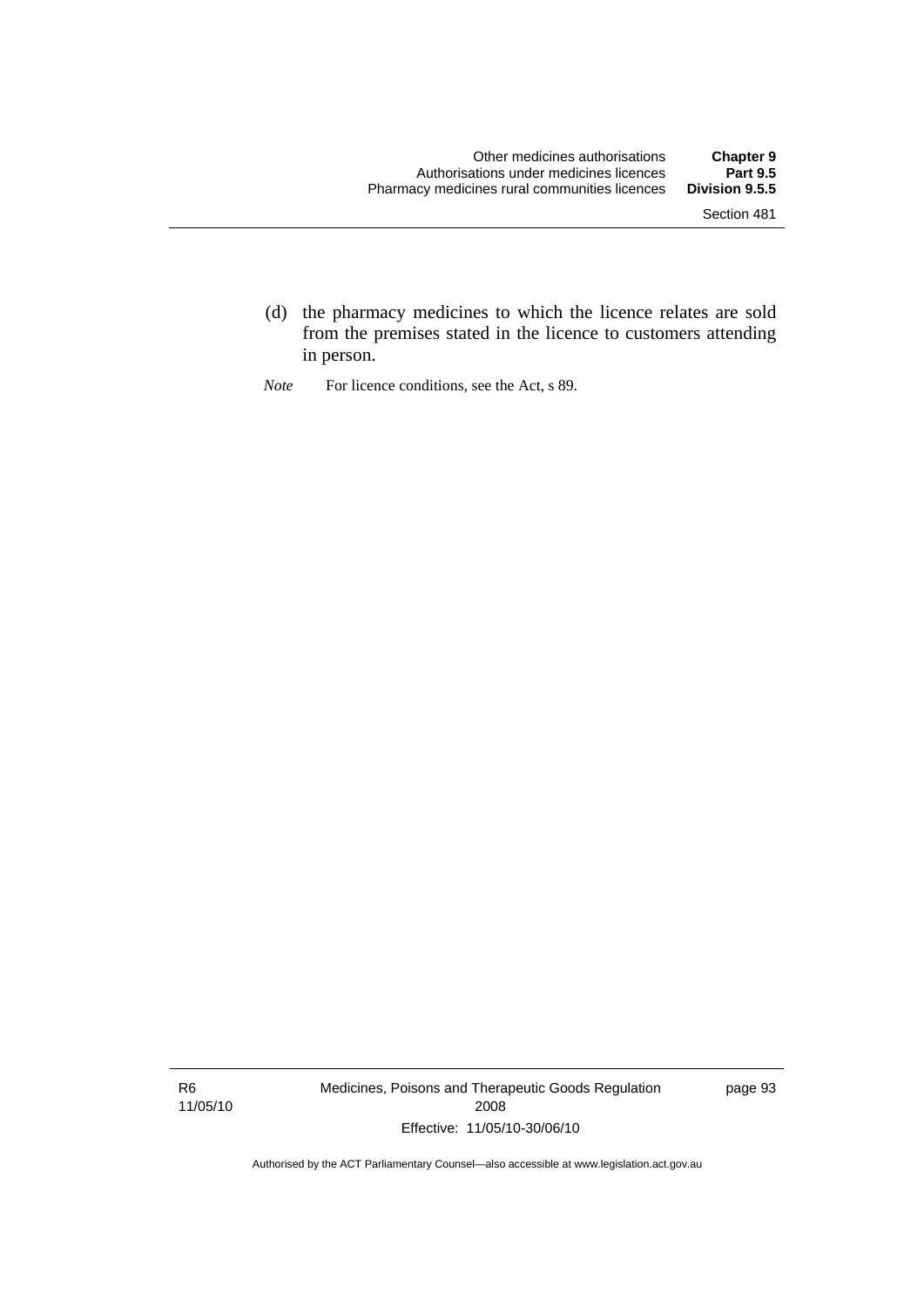(d) the pharmacy medicines to which the licence relates are sold from the premises stated in the licence to customers attending in person.

*Note* For licence conditions, see the Act, s 89.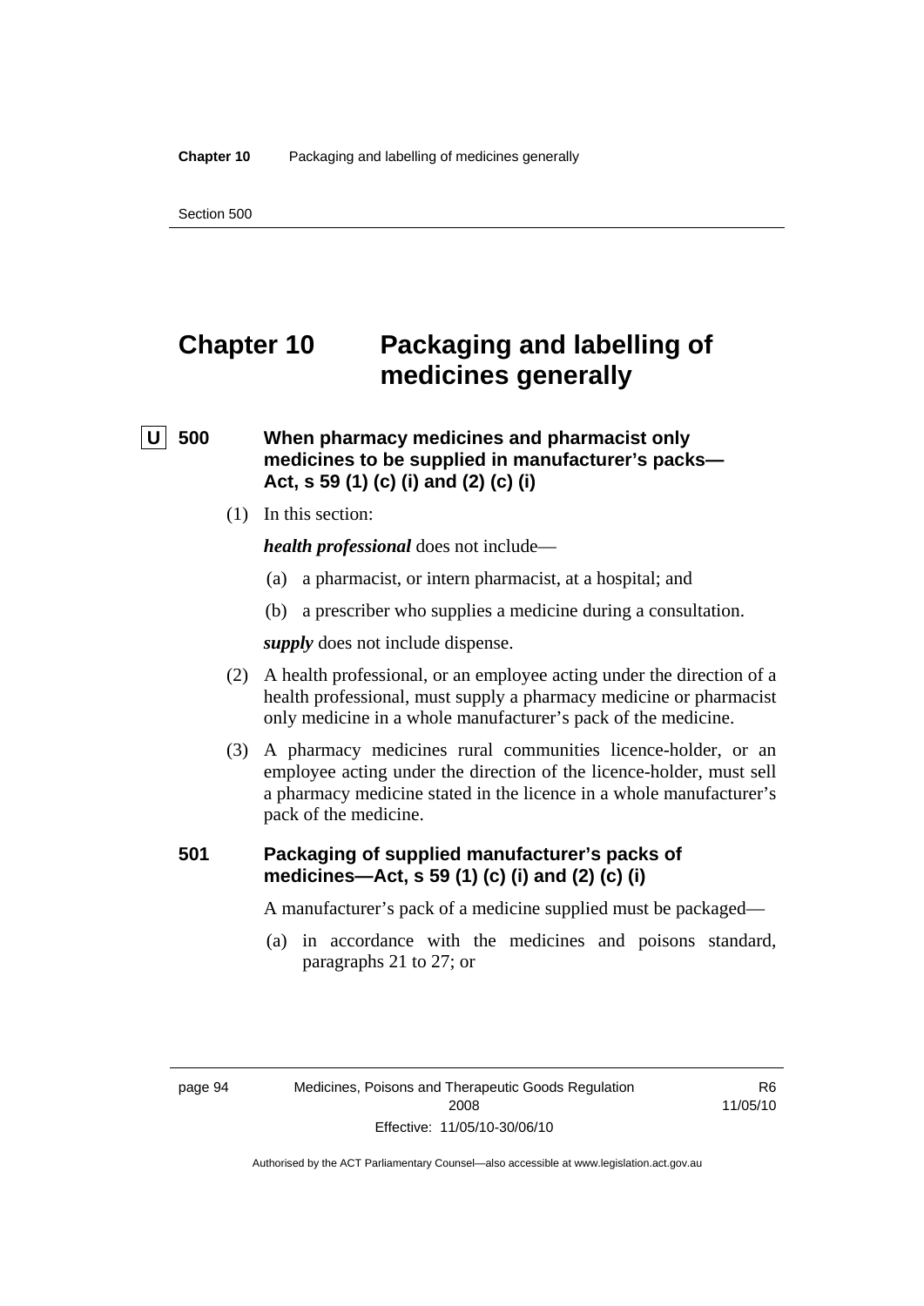# Chapter 10 Packaging and labelling of medicines generally

## U 500 When pharmacy medicines and pharmacist only medicines to be supplied in manufacturer's packs—Act, s 59 (1) (c) (i) and (2) (c) (i)

(1) In this section:

***health professional*** does not include—

(a) a pharmacist, or intern pharmacist, at a hospital; and

(b) a prescriber who supplies a medicine during a consultation.

***supply*** does not include dispense.

(2) A health professional, or an employee acting under the direction of a health professional, must supply a pharmacy medicine or pharmacist only medicine in a whole manufacturer's pack of the medicine.

(3) A pharmacy medicines rural communities licence-holder, or an employee acting under the direction of the licence-holder, must sell a pharmacy medicine stated in the licence in a whole manufacturer's pack of the medicine.

## 501 Packaging of supplied manufacturer's packs of medicines—Act, s 59 (1) (c) (i) and (2) (c) (i)

A manufacturer's pack of a medicine supplied must be packaged—

(a) in accordance with the medicines and poisons standard, paragraphs 21 to 27; or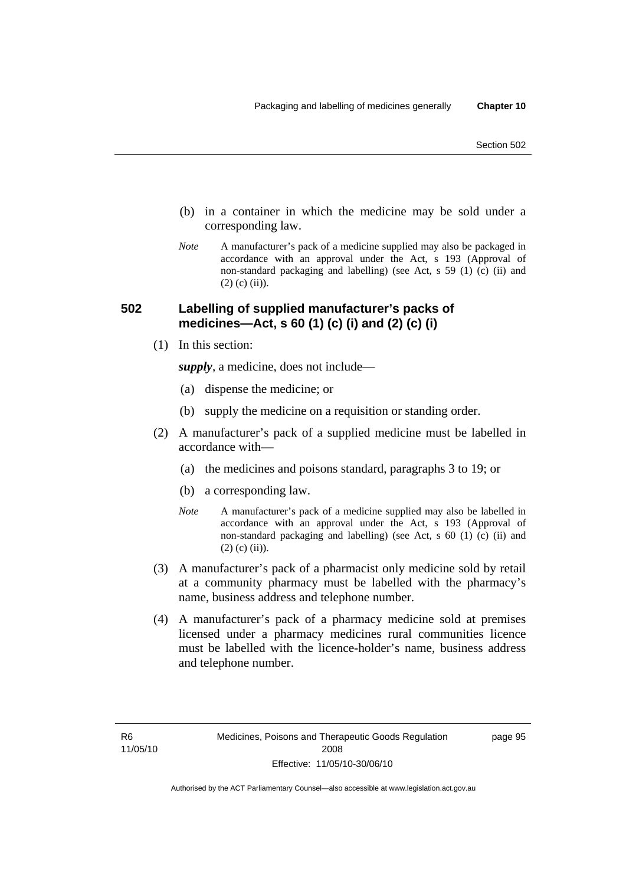(b) in a container in which the medicine may be sold under a corresponding law.

*Note* A manufacturer's pack of a medicine supplied may also be packaged in accordance with an approval under the Act, s 193 (Approval of non-standard packaging and labelling) (see Act, s 59 (1) (c) (ii) and (2) (c) (ii)).

### 502 Labelling of supplied manufacturer's packs of medicines—Act, s 60 (1) (c) (i) and (2) (c) (i)

(1) In this section:

***supply***, a medicine, does not include—

(a) dispense the medicine; or

(b) supply the medicine on a requisition or standing order.

(2) A manufacturer's pack of a supplied medicine must be labelled in accordance with—

(a) the medicines and poisons standard, paragraphs 3 to 19; or

(b) a corresponding law.

*Note* A manufacturer's pack of a medicine supplied may also be labelled in accordance with an approval under the Act, s 193 (Approval of non-standard packaging and labelling) (see Act, s 60 (1) (c) (ii) and (2) (c) (ii)).

(3) A manufacturer's pack of a pharmacist only medicine sold by retail at a community pharmacy must be labelled with the pharmacy's name, business address and telephone number.

(4) A manufacturer's pack of a pharmacy medicine sold at premises licensed under a pharmacy medicines rural communities licence must be labelled with the licence-holder's name, business address and telephone number.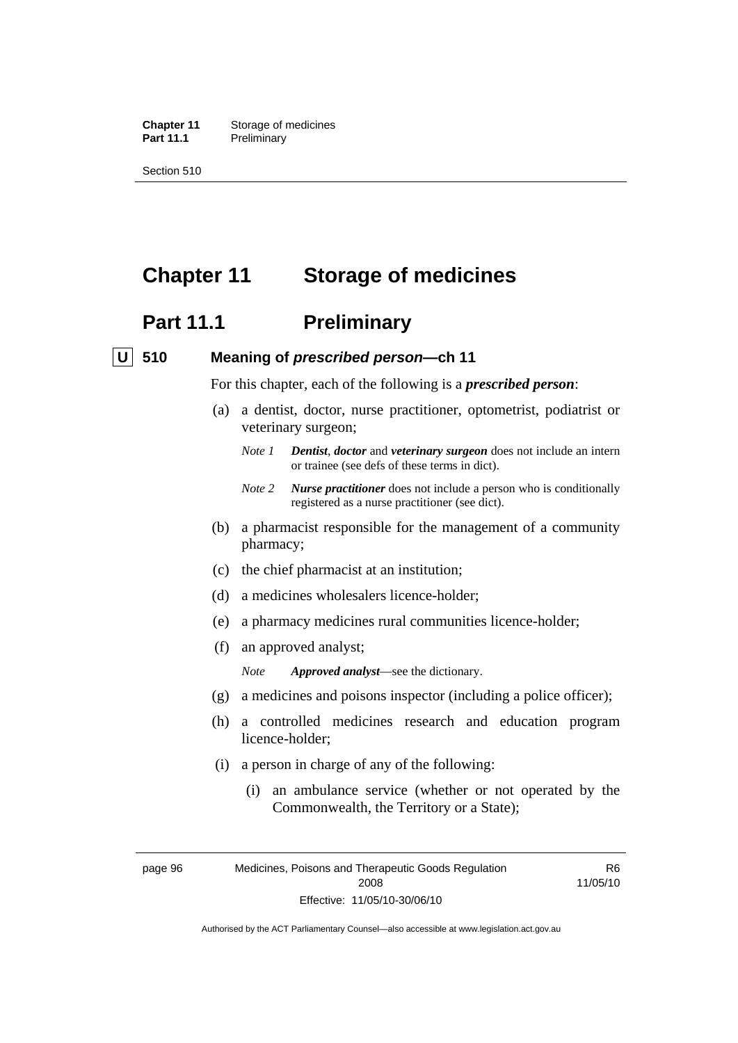# Chapter 11 Storage of medicines

## Part 11.1 Preliminary

### U 510 Meaning of *prescribed person*—ch 11

For this chapter, each of the following is a ***prescribed person***:

(a) a dentist, doctor, nurse practitioner, optometrist, podiatrist or veterinary surgeon;

*Note 1* ***Dentist***, ***doctor*** and ***veterinary surgeon*** does not include an intern or trainee (see defs of these terms in dict).

*Note 2* ***Nurse practitioner*** does not include a person who is conditionally registered as a nurse practitioner (see dict).

(b) a pharmacist responsible for the management of a community pharmacy;

(c) the chief pharmacist at an institution;

(d) a medicines wholesalers licence-holder;

(e) a pharmacy medicines rural communities licence-holder;

(f) an approved analyst;

*Note* ***Approved analyst***—see the dictionary.

(g) a medicines and poisons inspector (including a police officer);

(h) a controlled medicines research and education program licence-holder;

(i) a person in charge of any of the following:

(i) an ambulance service (whether or not operated by the Commonwealth, the Territory or a State);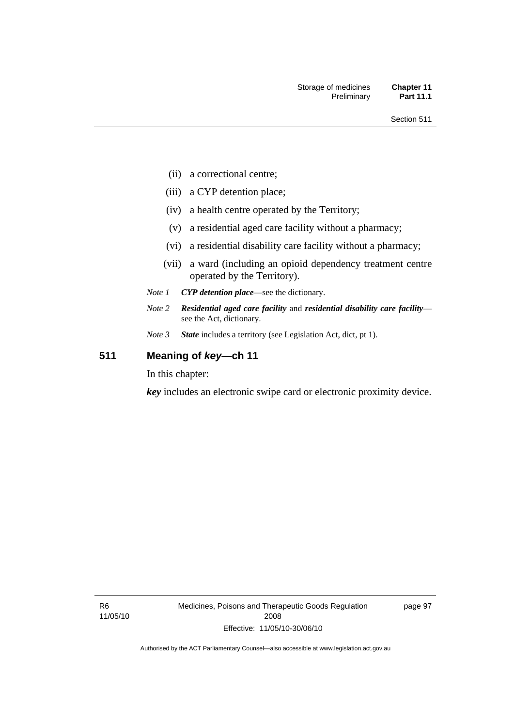(ii) a correctional centre;

(iii) a CYP detention place;

(iv) a health centre operated by the Territory;

(v) a residential aged care facility without a pharmacy;

(vi) a residential disability care facility without a pharmacy;

(vii) a ward (including an opioid dependency treatment centre operated by the Territory).

*Note 1* ***CYP detention place***—see the dictionary.

*Note 2* ***Residential aged care facility*** and ***residential disability care facility***—see the Act, dictionary.

*Note 3* ***State*** includes a territory (see Legislation Act, dict, pt 1).

## 511 Meaning of *key*—ch 11

In this chapter:

***key*** includes an electronic swipe card or electronic proximity device.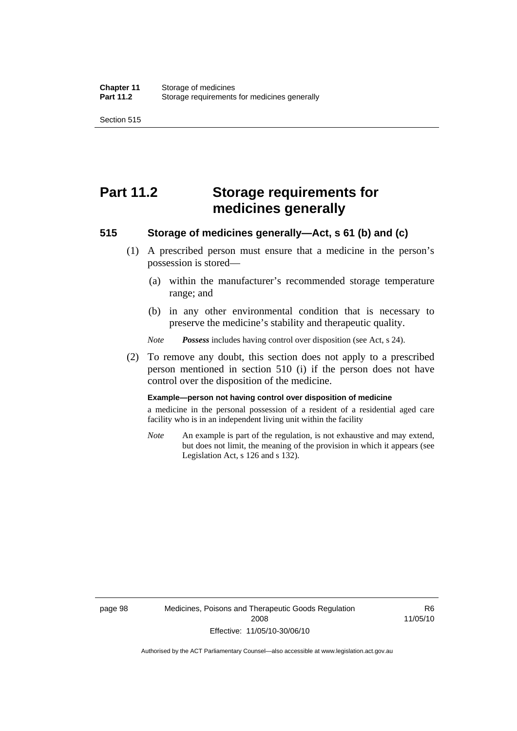# Part 11.2 Storage requirements for medicines generally

## 515 Storage of medicines generally—Act, s 61 (b) and (c)

(1) A prescribed person must ensure that a medicine in the person's possession is stored—

(a) within the manufacturer's recommended storage temperature range; and

(b) in any other environmental condition that is necessary to preserve the medicine's stability and therapeutic quality.

*Note* ***Possess*** includes having control over disposition (see Act, s 24).

(2) To remove any doubt, this section does not apply to a prescribed person mentioned in section 510 (i) if the person does not have control over the disposition of the medicine.

**Example—person not having control over disposition of medicine**

a medicine in the personal possession of a resident of a residential aged care facility who is in an independent living unit within the facility

*Note* An example is part of the regulation, is not exhaustive and may extend, but does not limit, the meaning of the provision in which it appears (see Legislation Act, s 126 and s 132).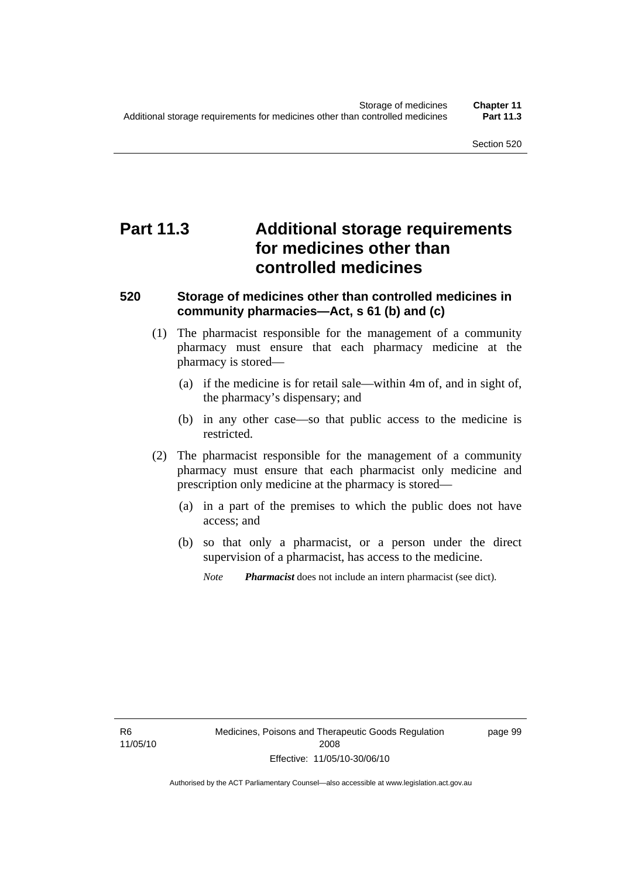# Part 11.3 Additional storage requirements for medicines other than controlled medicines

## 520 Storage of medicines other than controlled medicines in community pharmacies—Act, s 61 (b) and (c)

(1) The pharmacist responsible for the management of a community pharmacy must ensure that each pharmacy medicine at the pharmacy is stored—

(a) if the medicine is for retail sale—within 4m of, and in sight of, the pharmacy's dispensary; and

(b) in any other case—so that public access to the medicine is restricted.

(2) The pharmacist responsible for the management of a community pharmacy must ensure that each pharmacist only medicine and prescription only medicine at the pharmacy is stored—

(a) in a part of the premises to which the public does not have access; and

(b) so that only a pharmacist, or a person under the direct supervision of a pharmacist, has access to the medicine.

*Note* ***Pharmacist*** does not include an intern pharmacist (see dict).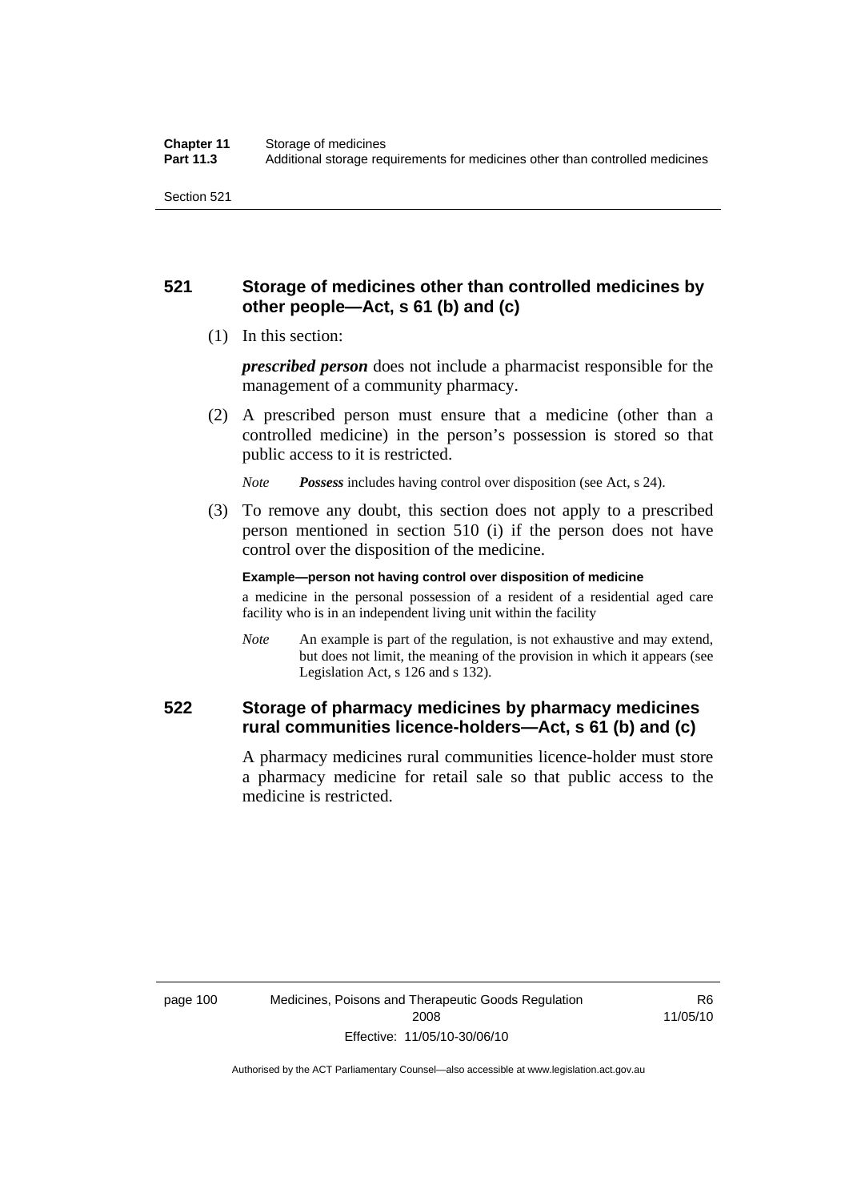## 521 Storage of medicines other than controlled medicines by other people—Act, s 61 (b) and (c)

(1) In this section:

***prescribed person*** does not include a pharmacist responsible for the management of a community pharmacy.

(2) A prescribed person must ensure that a medicine (other than a controlled medicine) in the person's possession is stored so that public access to it is restricted.

*Note* ***Possess*** includes having control over disposition (see Act, s 24).

(3) To remove any doubt, this section does not apply to a prescribed person mentioned in section 510 (i) if the person does not have control over the disposition of the medicine.

**Example—person not having control over disposition of medicine**

a medicine in the personal possession of a resident of a residential aged care facility who is in an independent living unit within the facility

*Note* An example is part of the regulation, is not exhaustive and may extend, but does not limit, the meaning of the provision in which it appears (see Legislation Act, s 126 and s 132).

## 522 Storage of pharmacy medicines by pharmacy medicines rural communities licence-holders—Act, s 61 (b) and (c)

A pharmacy medicines rural communities licence-holder must store a pharmacy medicine for retail sale so that public access to the medicine is restricted.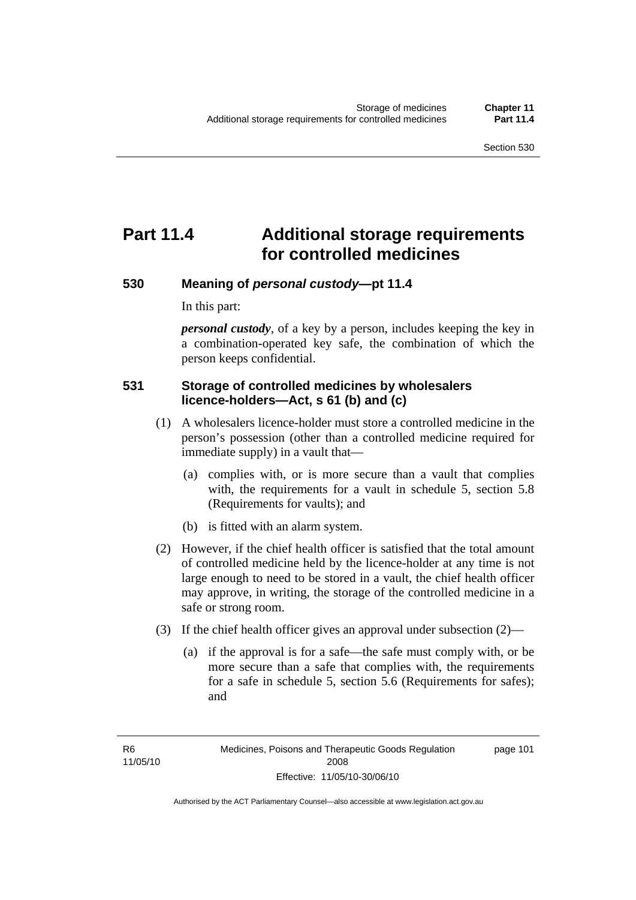# Part 11.4 Additional storage requirements for controlled medicines

### 530 Meaning of *personal custody*—pt 11.4

In this part:

***personal custody***, of a key by a person, includes keeping the key in a combination-operated key safe, the combination of which the person keeps confidential.

### 531 Storage of controlled medicines by wholesalers licence-holders—Act, s 61 (b) and (c)

(1) A wholesalers licence-holder must store a controlled medicine in the person's possession (other than a controlled medicine required for immediate supply) in a vault that—

  (a) complies with, or is more secure than a vault that complies with, the requirements for a vault in schedule 5, section 5.8 (Requirements for vaults); and

  (b) is fitted with an alarm system.

(2) However, if the chief health officer is satisfied that the total amount of controlled medicine held by the licence-holder at any time is not large enough to need to be stored in a vault, the chief health officer may approve, in writing, the storage of the controlled medicine in a safe or strong room.

(3) If the chief health officer gives an approval under subsection (2)—

  (a) if the approval is for a safe—the safe must comply with, or be more secure than a safe that complies with, the requirements for a safe in schedule 5, section 5.6 (Requirements for safes); and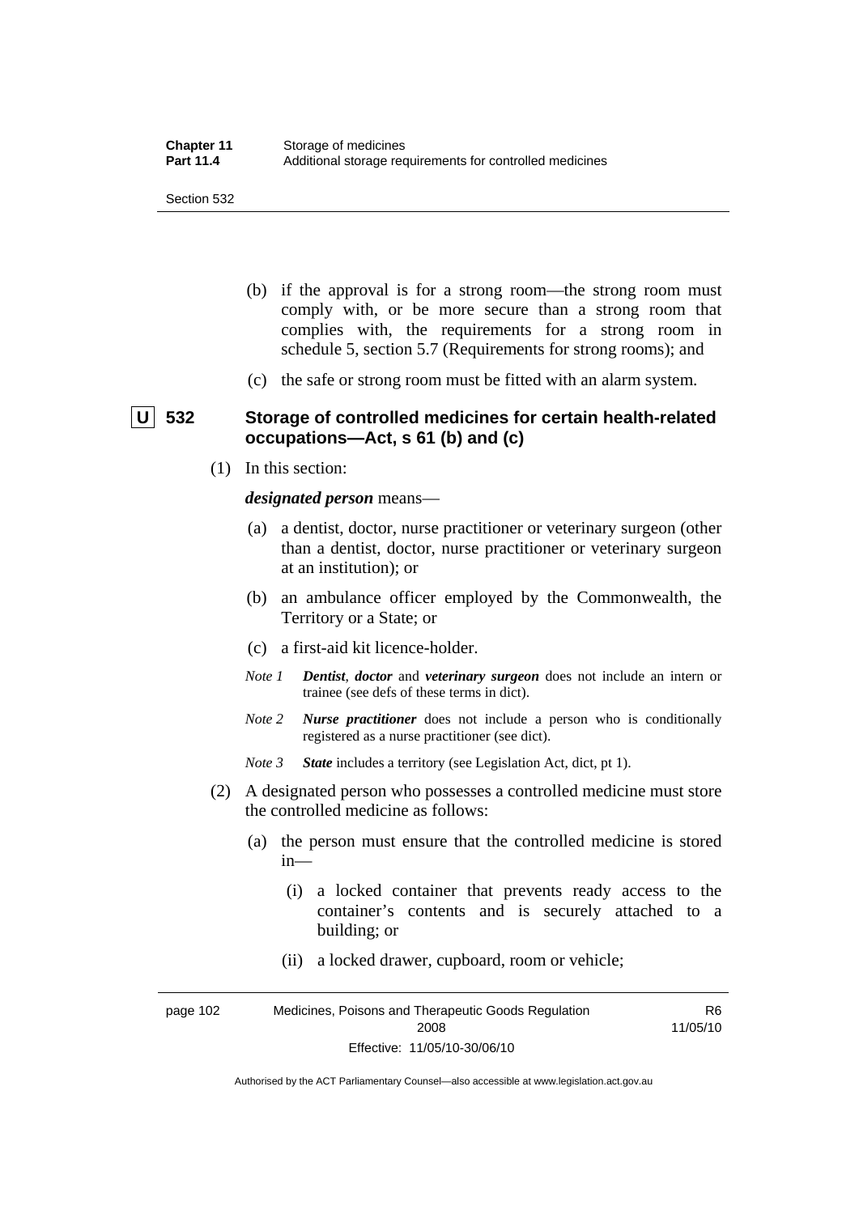(b) if the approval is for a strong room—the strong room must comply with, or be more secure than a strong room that complies with, the requirements for a strong room in schedule 5, section 5.7 (Requirements for strong rooms); and

(c) the safe or strong room must be fitted with an alarm system.

### U 532 Storage of controlled medicines for certain health-related occupations—Act, s 61 (b) and (c)

(1) In this section:

***designated person*** means—

(a) a dentist, doctor, nurse practitioner or veterinary surgeon (other than a dentist, doctor, nurse practitioner or veterinary surgeon at an institution); or

(b) an ambulance officer employed by the Commonwealth, the Territory or a State; or

(c) a first-aid kit licence-holder.

*Note 1* ***Dentist***, ***doctor*** and ***veterinary surgeon*** does not include an intern or trainee (see defs of these terms in dict).

*Note 2* ***Nurse practitioner*** does not include a person who is conditionally registered as a nurse practitioner (see dict).

*Note 3* ***State*** includes a territory (see Legislation Act, dict, pt 1).

(2) A designated person who possesses a controlled medicine must store the controlled medicine as follows:

(a) the person must ensure that the controlled medicine is stored in—

(i) a locked container that prevents ready access to the container's contents and is securely attached to a building; or

(ii) a locked drawer, cupboard, room or vehicle;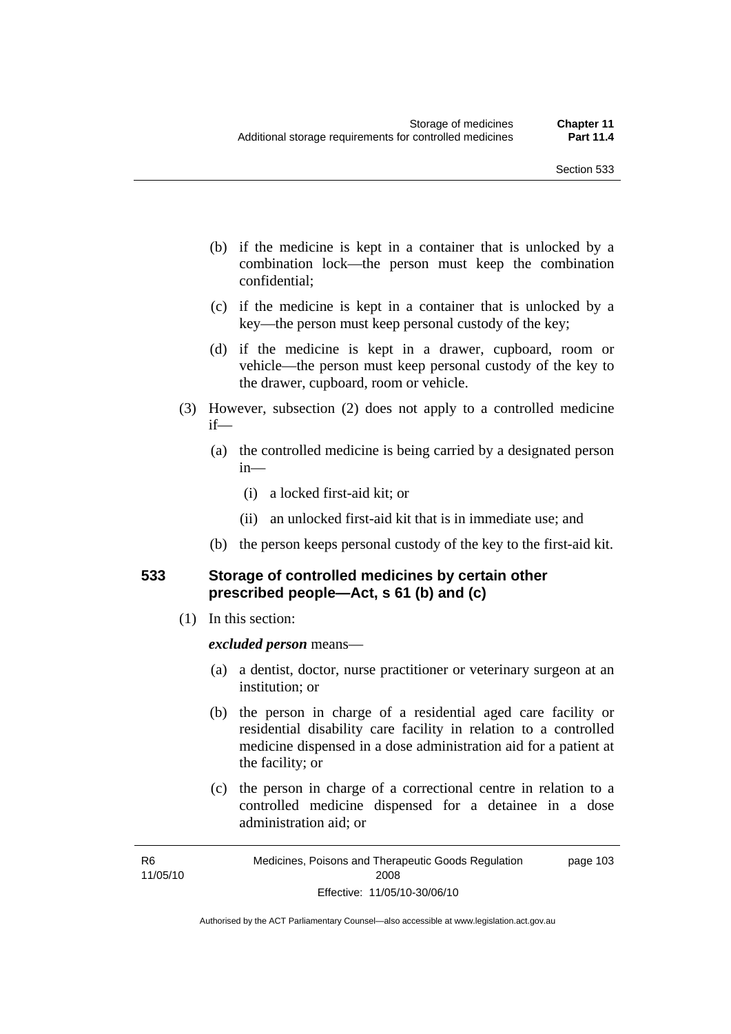(b) if the medicine is kept in a container that is unlocked by a combination lock—the person must keep the combination confidential;

(c) if the medicine is kept in a container that is unlocked by a key—the person must keep personal custody of the key;

(d) if the medicine is kept in a drawer, cupboard, room or vehicle—the person must keep personal custody of the key to the drawer, cupboard, room or vehicle.

(3) However, subsection (2) does not apply to a controlled medicine if—

(a) the controlled medicine is being carried by a designated person in—

(i) a locked first-aid kit; or

(ii) an unlocked first-aid kit that is in immediate use; and

(b) the person keeps personal custody of the key to the first-aid kit.

## 533 Storage of controlled medicines by certain other prescribed people—Act, s 61 (b) and (c)

(1) In this section:

***excluded person*** means—

(a) a dentist, doctor, nurse practitioner or veterinary surgeon at an institution; or

(b) the person in charge of a residential aged care facility or residential disability care facility in relation to a controlled medicine dispensed in a dose administration aid for a patient at the facility; or

(c) the person in charge of a correctional centre in relation to a controlled medicine dispensed for a detainee in a dose administration aid; or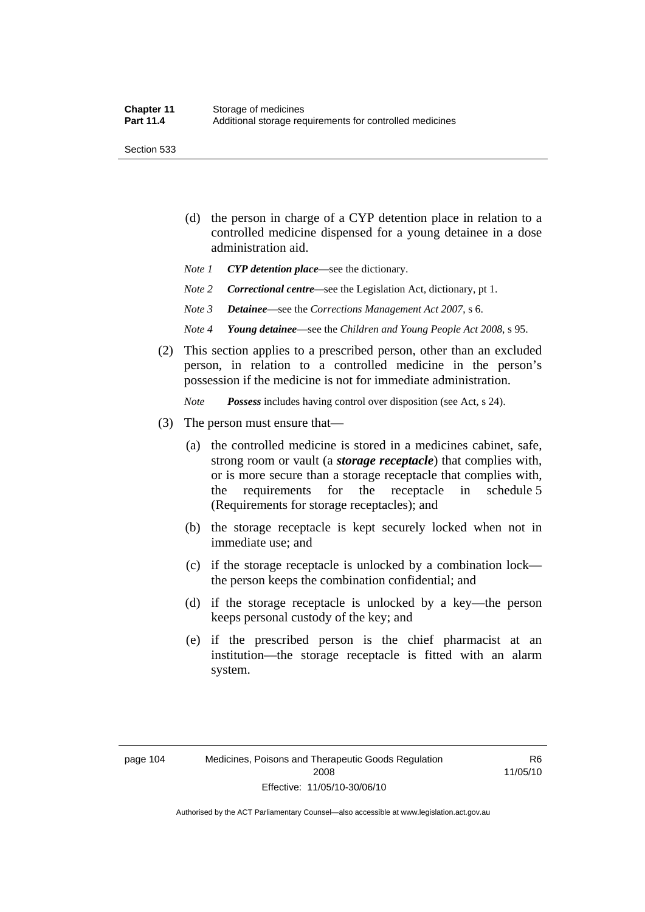(d) the person in charge of a CYP detention place in relation to a controlled medicine dispensed for a young detainee in a dose administration aid.

*Note 1* ***CYP detention place***—see the dictionary.

*Note 2* ***Correctional centre***—see the Legislation Act, dictionary, pt 1.

*Note 3* ***Detainee***—see the *Corrections Management Act 2007*, s 6.

*Note 4* ***Young detainee***—see the *Children and Young People Act 2008*, s 95.

(2) This section applies to a prescribed person, other than an excluded person, in relation to a controlled medicine in the person's possession if the medicine is not for immediate administration.

*Note* ***Possess*** includes having control over disposition (see Act, s 24).

(3) The person must ensure that—

(a) the controlled medicine is stored in a medicines cabinet, safe, strong room or vault (a ***storage receptacle***) that complies with, or is more secure than a storage receptacle that complies with, the requirements for the receptacle in schedule 5 (Requirements for storage receptacles); and

(b) the storage receptacle is kept securely locked when not in immediate use; and

(c) if the storage receptacle is unlocked by a combination lock—the person keeps the combination confidential; and

(d) if the storage receptacle is unlocked by a key—the person keeps personal custody of the key; and

(e) if the prescribed person is the chief pharmacist at an institution—the storage receptacle is fitted with an alarm system.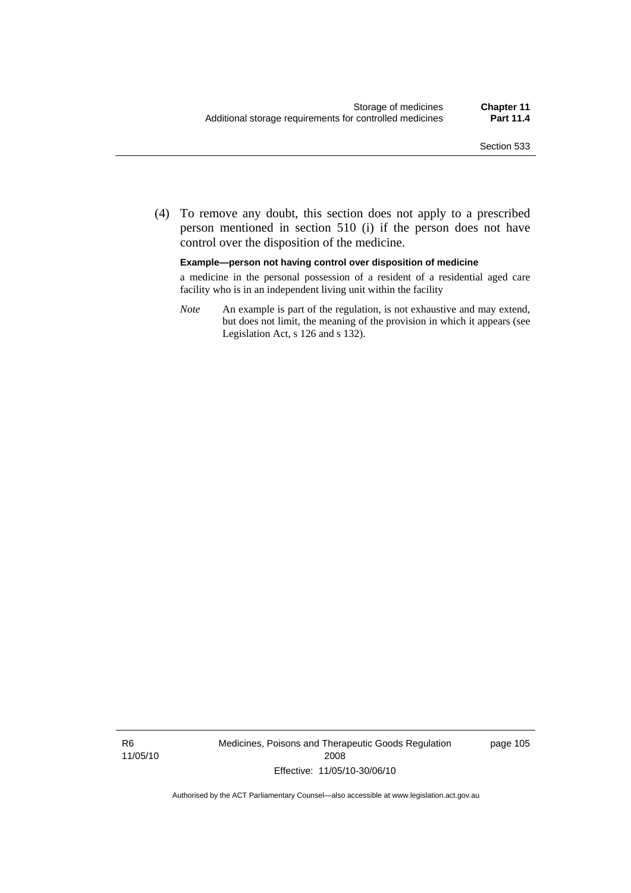(4) To remove any doubt, this section does not apply to a prescribed person mentioned in section 510 (i) if the person does not have control over the disposition of the medicine.

**Example—person not having control over disposition of medicine**

a medicine in the personal possession of a resident of a residential aged care facility who is in an independent living unit within the facility

*Note* An example is part of the regulation, is not exhaustive and may extend, but does not limit, the meaning of the provision in which it appears (see Legislation Act, s 126 and s 132).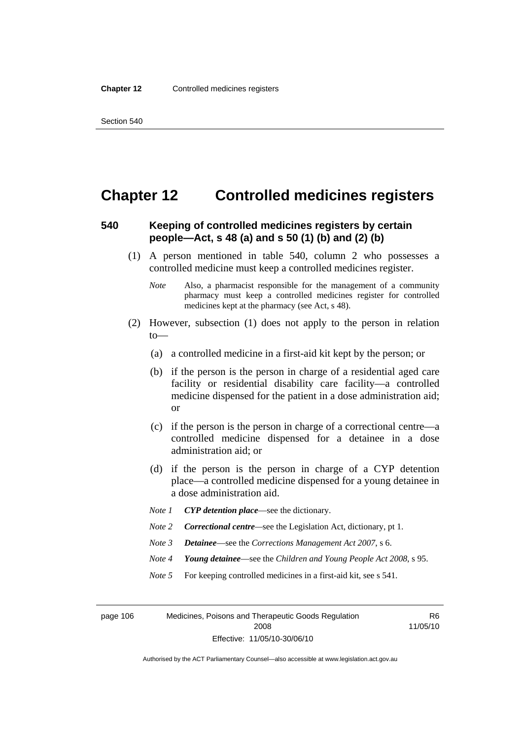# Chapter 12 Controlled medicines registers

## 540 Keeping of controlled medicines registers by certain people—Act, s 48 (a) and s 50 (1) (b) and (2) (b)

(1) A person mentioned in table 540, column 2 who possesses a controlled medicine must keep a controlled medicines register.

*Note* Also, a pharmacist responsible for the management of a community pharmacy must keep a controlled medicines register for controlled medicines kept at the pharmacy (see Act, s 48).

(2) However, subsection (1) does not apply to the person in relation to—

(a) a controlled medicine in a first-aid kit kept by the person; or

(b) if the person is the person in charge of a residential aged care facility or residential disability care facility—a controlled medicine dispensed for the patient in a dose administration aid; or

(c) if the person is the person in charge of a correctional centre—a controlled medicine dispensed for a detainee in a dose administration aid; or

(d) if the person is the person in charge of a CYP detention place—a controlled medicine dispensed for a young detainee in a dose administration aid.

*Note 1* ***CYP detention place***—see the dictionary.

*Note 2* ***Correctional centre***—see the Legislation Act, dictionary, pt 1.

*Note 3* ***Detainee***—see the *Corrections Management Act 2007*, s 6.

*Note 4* ***Young detainee***—see the *Children and Young People Act 2008*, s 95.

*Note 5* For keeping controlled medicines in a first-aid kit, see s 541.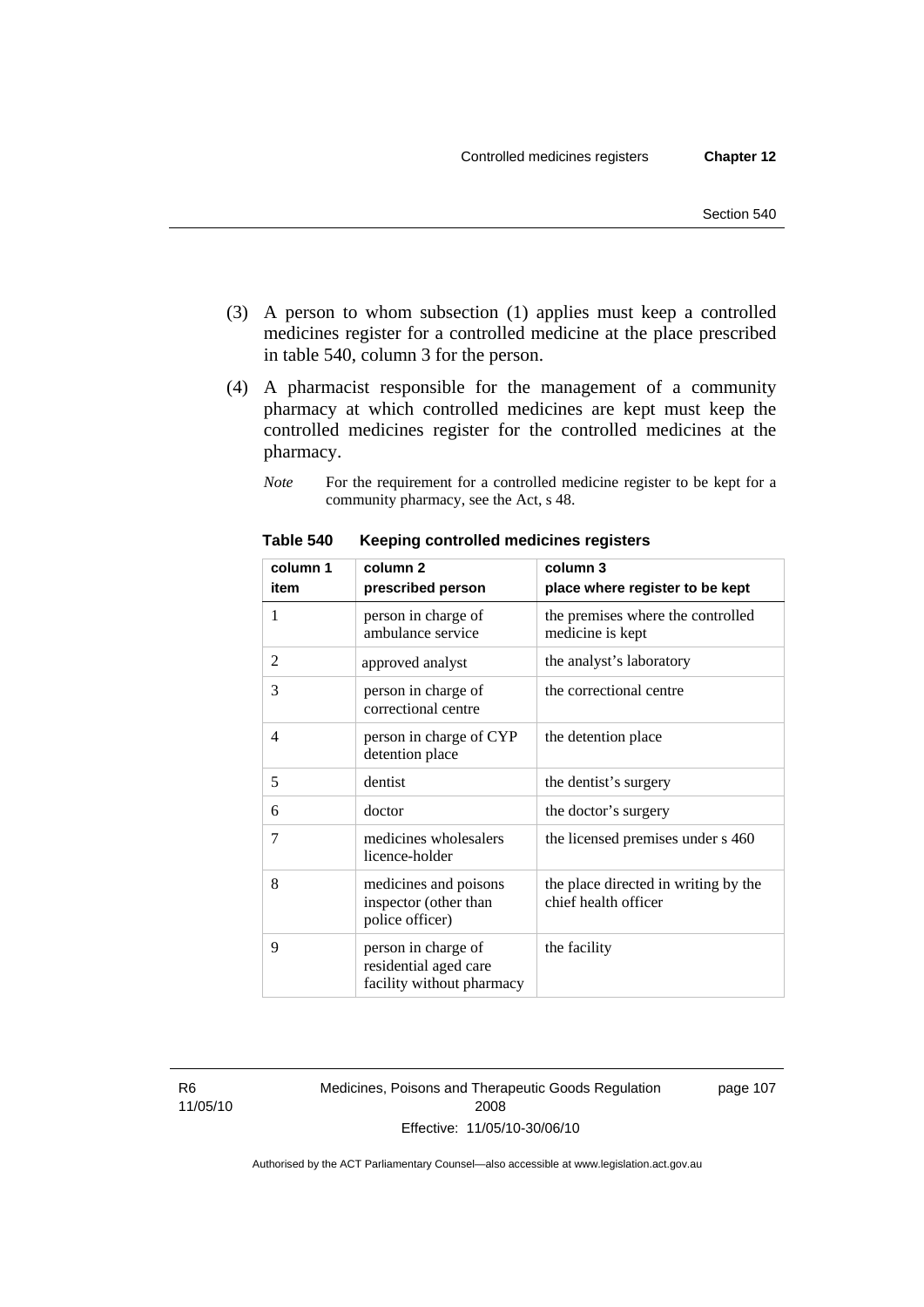(3) A person to whom subsection (1) applies must keep a controlled medicines register for a controlled medicine at the place prescribed in table 540, column 3 for the person.

(4) A pharmacist responsible for the management of a community pharmacy at which controlled medicines are kept must keep the controlled medicines register for the controlled medicines at the pharmacy.

*Note* For the requirement for a controlled medicine register to be kept for a community pharmacy, see the Act, s 48.

**Table 540 Keeping controlled medicines registers**

| column 1 item | column 2 prescribed person | column 3 place where register to be kept |
|---|---|---|
| 1 | person in charge of ambulance service | the premises where the controlled medicine is kept |
| 2 | approved analyst | the analyst's laboratory |
| 3 | person in charge of correctional centre | the correctional centre |
| 4 | person in charge of CYP detention place | the detention place |
| 5 | dentist | the dentist's surgery |
| 6 | doctor | the doctor's surgery |
| 7 | medicines wholesalers licence-holder | the licensed premises under s 460 |
| 8 | medicines and poisons inspector (other than police officer) | the place directed in writing by the chief health officer |
| 9 | person in charge of residential aged care facility without pharmacy | the facility |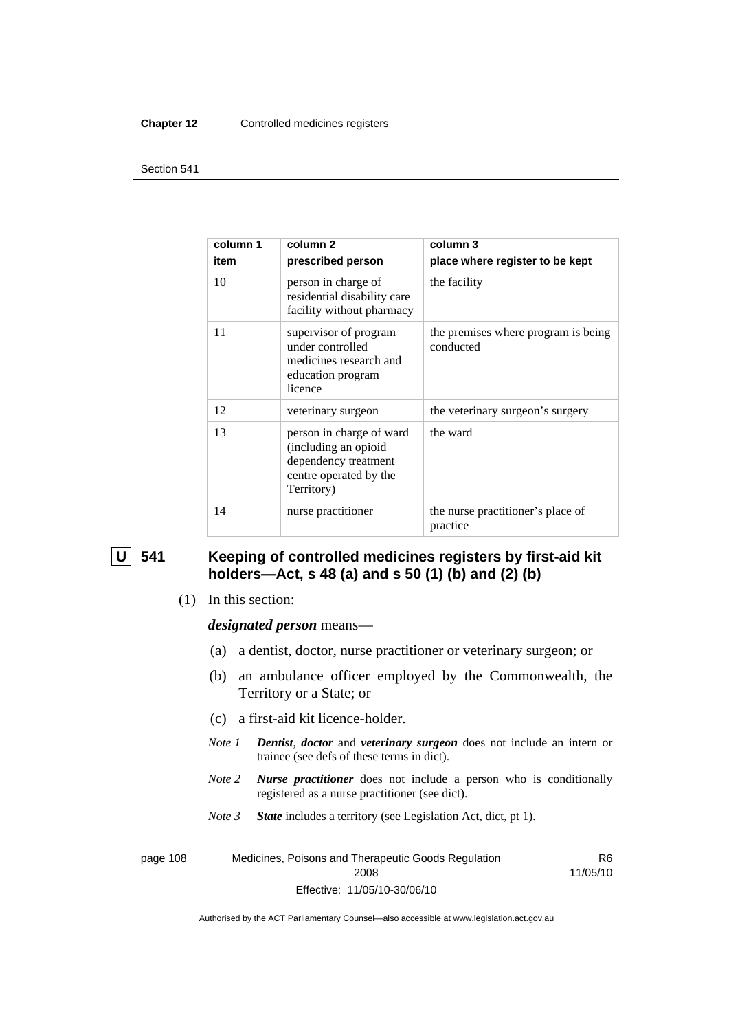| column 1 item | column 2 prescribed person | column 3 place where register to be kept |
|---|---|---|
| 10 | person in charge of residential disability care facility without pharmacy | the facility |
| 11 | supervisor of program under controlled medicines research and education program licence | the premises where program is being conducted |
| 12 | veterinary surgeon | the veterinary surgeon's surgery |
| 13 | person in charge of ward (including an opioid dependency treatment centre operated by the Territory) | the ward |
| 14 | nurse practitioner | the nurse practitioner's place of practice |

## U 541 Keeping of controlled medicines registers by first-aid kit holders—Act, s 48 (a) and s 50 (1) (b) and (2) (b)

(1) In this section:

***designated person*** means—

(a) a dentist, doctor, nurse practitioner or veterinary surgeon; or

(b) an ambulance officer employed by the Commonwealth, the Territory or a State; or

(c) a first-aid kit licence-holder.

*Note 1* ***Dentist***, ***doctor*** and ***veterinary surgeon*** does not include an intern or trainee (see defs of these terms in dict).

*Note 2* ***Nurse practitioner*** does not include a person who is conditionally registered as a nurse practitioner (see dict).

*Note 3* ***State*** includes a territory (see Legislation Act, dict, pt 1).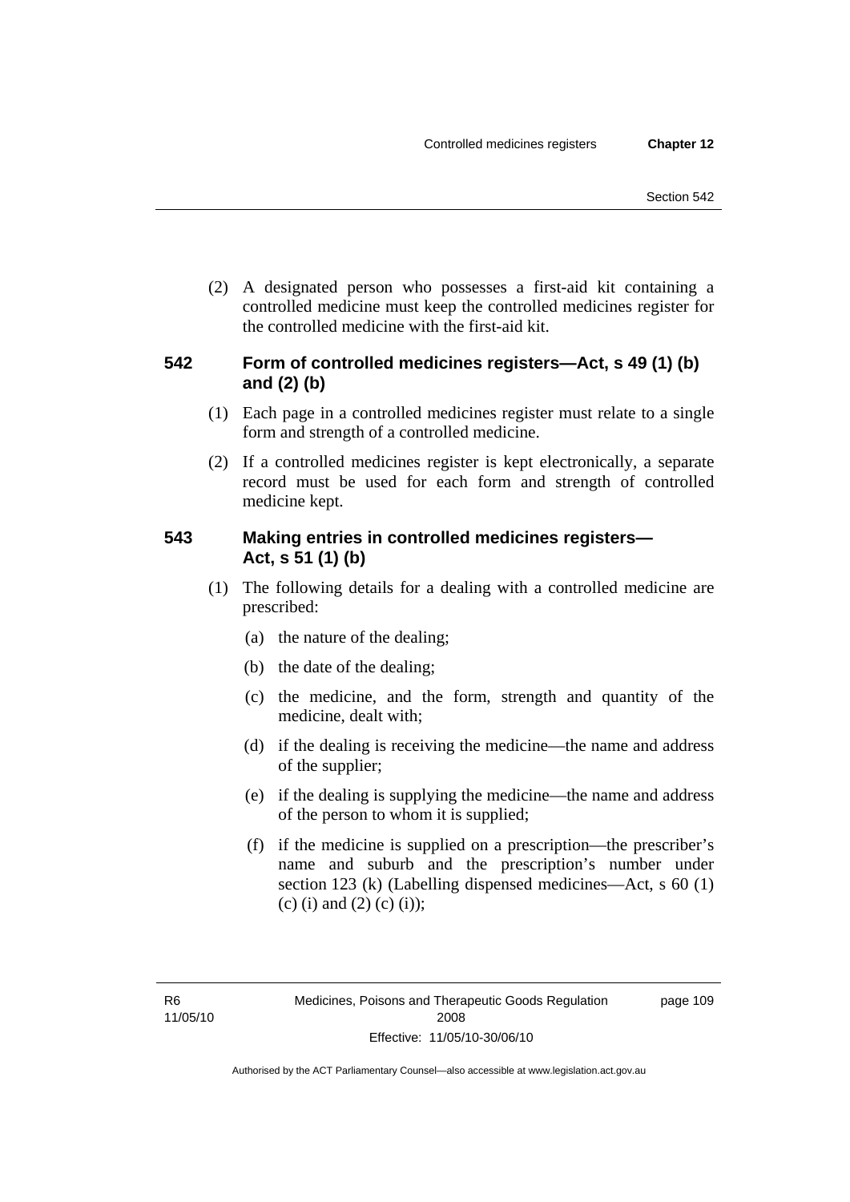(2) A designated person who possesses a first-aid kit containing a controlled medicine must keep the controlled medicines register for the controlled medicine with the first-aid kit.

### 542 Form of controlled medicines registers—Act, s 49 (1) (b) and (2) (b)

(1) Each page in a controlled medicines register must relate to a single form and strength of a controlled medicine.

(2) If a controlled medicines register is kept electronically, a separate record must be used for each form and strength of controlled medicine kept.

### 543 Making entries in controlled medicines registers—Act, s 51 (1) (b)

(1) The following details for a dealing with a controlled medicine are prescribed:

(a) the nature of the dealing;

(b) the date of the dealing;

(c) the medicine, and the form, strength and quantity of the medicine, dealt with;

(d) if the dealing is receiving the medicine—the name and address of the supplier;

(e) if the dealing is supplying the medicine—the name and address of the person to whom it is supplied;

(f) if the medicine is supplied on a prescription—the prescriber's name and suburb and the prescription's number under section 123 (k) (Labelling dispensed medicines—Act, s 60 (1) (c) (i) and (2) (c) (i));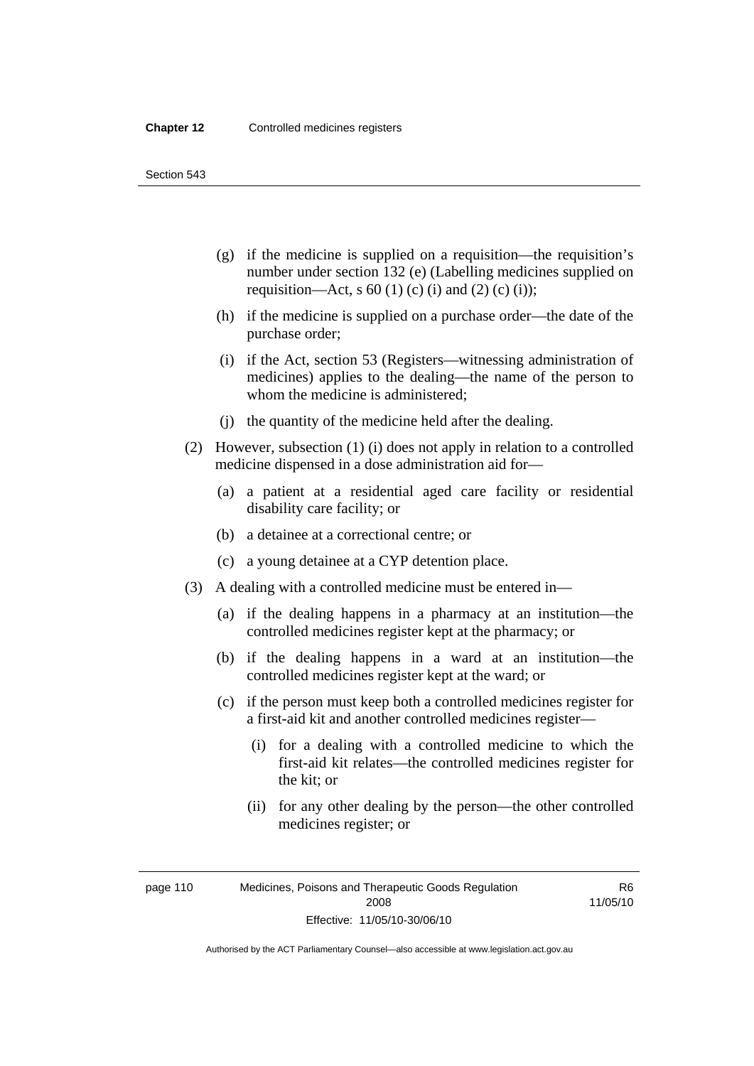(g) if the medicine is supplied on a requisition—the requisition's number under section 132 (e) (Labelling medicines supplied on requisition—Act, s 60 (1) (c) (i) and (2) (c) (i));

(h) if the medicine is supplied on a purchase order—the date of the purchase order;

(i) if the Act, section 53 (Registers—witnessing administration of medicines) applies to the dealing—the name of the person to whom the medicine is administered;

(j) the quantity of the medicine held after the dealing.

(2) However, subsection (1) (i) does not apply in relation to a controlled medicine dispensed in a dose administration aid for—

(a) a patient at a residential aged care facility or residential disability care facility; or

(b) a detainee at a correctional centre; or

(c) a young detainee at a CYP detention place.

(3) A dealing with a controlled medicine must be entered in—

(a) if the dealing happens in a pharmacy at an institution—the controlled medicines register kept at the pharmacy; or

(b) if the dealing happens in a ward at an institution—the controlled medicines register kept at the ward; or

(c) if the person must keep both a controlled medicines register for a first-aid kit and another controlled medicines register—

(i) for a dealing with a controlled medicine to which the first-aid kit relates—the controlled medicines register for the kit; or

(ii) for any other dealing by the person—the other controlled medicines register; or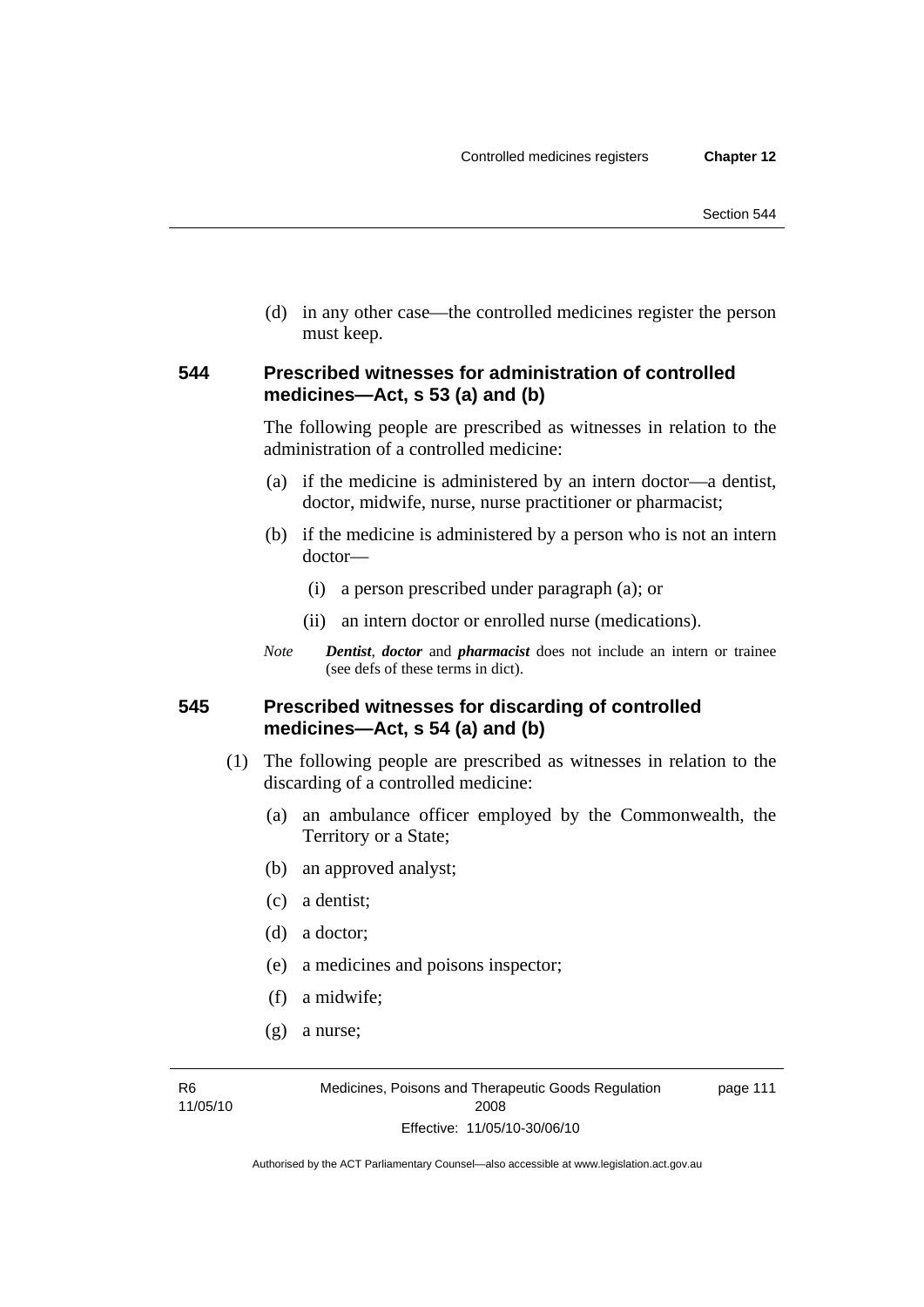(d) in any other case—the controlled medicines register the person must keep.

### 544 Prescribed witnesses for administration of controlled medicines—Act, s 53 (a) and (b)

The following people are prescribed as witnesses in relation to the administration of a controlled medicine:

(a) if the medicine is administered by an intern doctor—a dentist, doctor, midwife, nurse, nurse practitioner or pharmacist;

(b) if the medicine is administered by a person who is not an intern doctor—

(i) a person prescribed under paragraph (a); or

(ii) an intern doctor or enrolled nurse (medications).

*Note* ***Dentist***, ***doctor*** and ***pharmacist*** does not include an intern or trainee (see defs of these terms in dict).

### 545 Prescribed witnesses for discarding of controlled medicines—Act, s 54 (a) and (b)

(1) The following people are prescribed as witnesses in relation to the discarding of a controlled medicine:

(a) an ambulance officer employed by the Commonwealth, the Territory or a State;

(b) an approved analyst;

(c) a dentist;

(d) a doctor;

(e) a medicines and poisons inspector;

(f) a midwife;

(g) a nurse;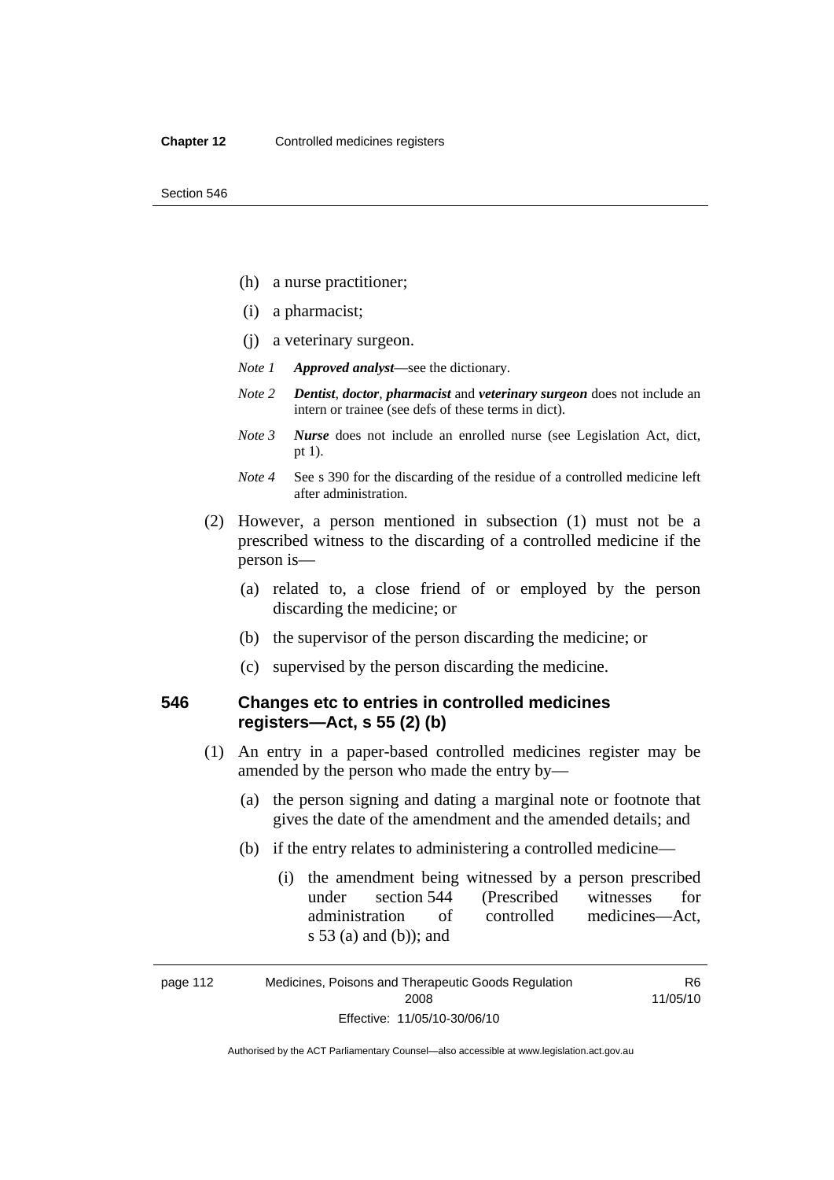(h) a nurse practitioner;

(i) a pharmacist;

(j) a veterinary surgeon.

*Note 1* ***Approved analyst***—see the dictionary.

*Note 2* ***Dentist***, ***doctor***, ***pharmacist*** and ***veterinary surgeon*** does not include an intern or trainee (see defs of these terms in dict).

*Note 3* ***Nurse*** does not include an enrolled nurse (see Legislation Act, dict, pt 1).

*Note 4* See s 390 for the discarding of the residue of a controlled medicine left after administration.

(2) However, a person mentioned in subsection (1) must not be a prescribed witness to the discarding of a controlled medicine if the person is—

(a) related to, a close friend of or employed by the person discarding the medicine; or

(b) the supervisor of the person discarding the medicine; or

(c) supervised by the person discarding the medicine.

### 546 Changes etc to entries in controlled medicines registers—Act, s 55 (2) (b)

(1) An entry in a paper-based controlled medicines register may be amended by the person who made the entry by—

(a) the person signing and dating a marginal note or footnote that gives the date of the amendment and the amended details; and

(b) if the entry relates to administering a controlled medicine—

(i) the amendment being witnessed by a person prescribed under section 544 (Prescribed witnesses for administration of controlled medicines—Act, s 53 (a) and (b)); and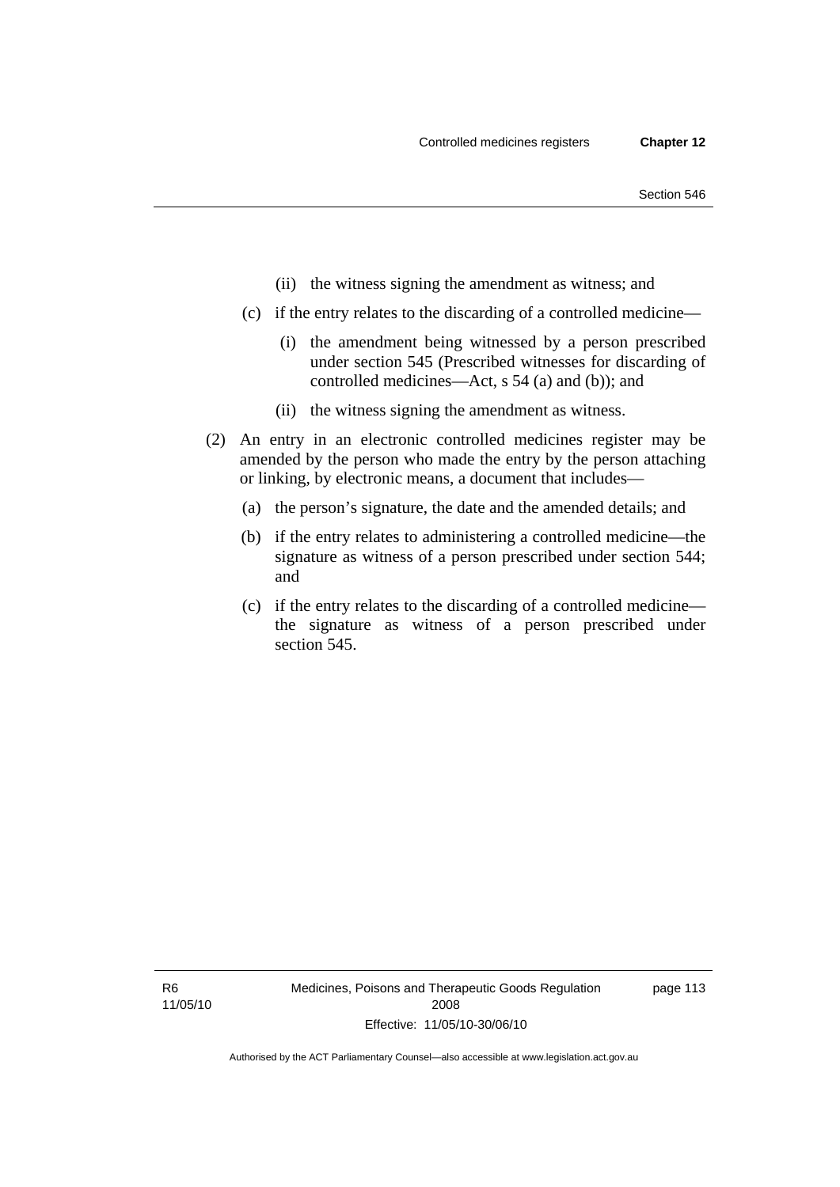(ii) the witness signing the amendment as witness; and

(c) if the entry relates to the discarding of a controlled medicine—

(i) the amendment being witnessed by a person prescribed under section 545 (Prescribed witnesses for discarding of controlled medicines—Act, s 54 (a) and (b)); and

(ii) the witness signing the amendment as witness.

(2) An entry in an electronic controlled medicines register may be amended by the person who made the entry by the person attaching or linking, by electronic means, a document that includes—

(a) the person's signature, the date and the amended details; and

(b) if the entry relates to administering a controlled medicine—the signature as witness of a person prescribed under section 544; and

(c) if the entry relates to the discarding of a controlled medicine—the signature as witness of a person prescribed under section 545.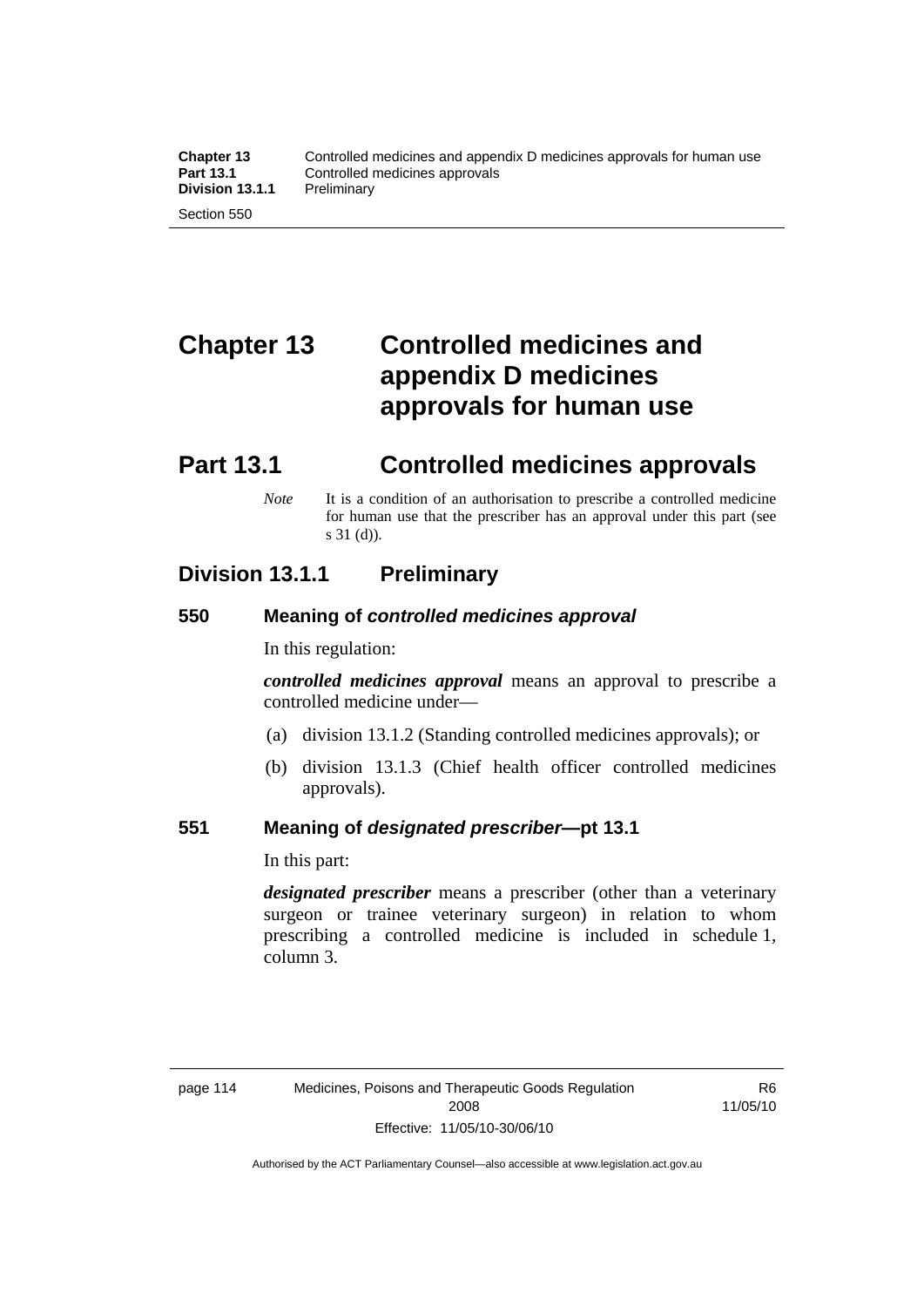# Chapter 13 Controlled medicines and appendix D medicines approvals for human use

## Part 13.1 Controlled medicines approvals

*Note* It is a condition of an authorisation to prescribe a controlled medicine for human use that the prescriber has an approval under this part (see s 31 (d)).

### Division 13.1.1 Preliminary

#### 550 Meaning of *controlled medicines approval*

In this regulation:

***controlled medicines approval*** means an approval to prescribe a controlled medicine under—

(a) division 13.1.2 (Standing controlled medicines approvals); or

(b) division 13.1.3 (Chief health officer controlled medicines approvals).

#### 551 Meaning of *designated prescriber*—pt 13.1

In this part:

***designated prescriber*** means a prescriber (other than a veterinary surgeon or trainee veterinary surgeon) in relation to whom prescribing a controlled medicine is included in schedule 1, column 3.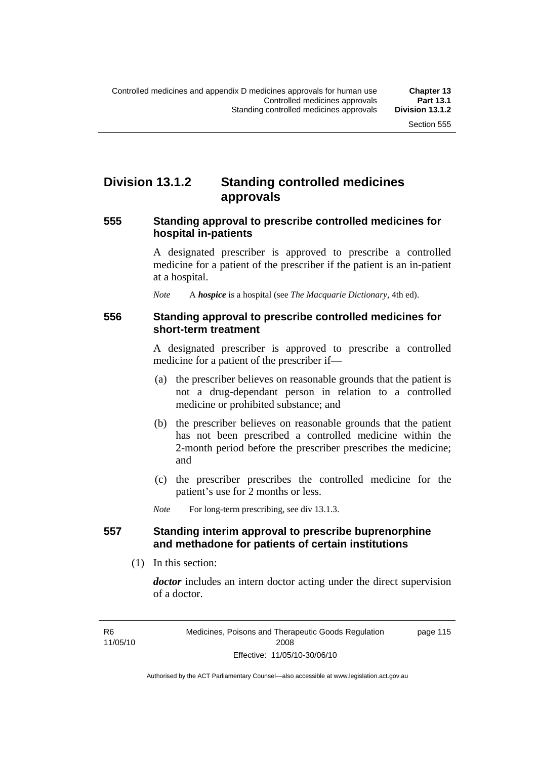## Division 13.1.2 Standing controlled medicines approvals

### 555 Standing approval to prescribe controlled medicines for hospital in-patients

A designated prescriber is approved to prescribe a controlled medicine for a patient of the prescriber if the patient is an in-patient at a hospital.

*Note* A ***hospice*** is a hospital (see *The Macquarie Dictionary*, 4th ed).

### 556 Standing approval to prescribe controlled medicines for short-term treatment

A designated prescriber is approved to prescribe a controlled medicine for a patient of the prescriber if—

(a) the prescriber believes on reasonable grounds that the patient is not a drug-dependant person in relation to a controlled medicine or prohibited substance; and

(b) the prescriber believes on reasonable grounds that the patient has not been prescribed a controlled medicine within the 2-month period before the prescriber prescribes the medicine; and

(c) the prescriber prescribes the controlled medicine for the patient's use for 2 months or less.

*Note* For long-term prescribing, see div 13.1.3.

### 557 Standing interim approval to prescribe buprenorphine and methadone for patients of certain institutions

(1) In this section:

***doctor*** includes an intern doctor acting under the direct supervision of a doctor.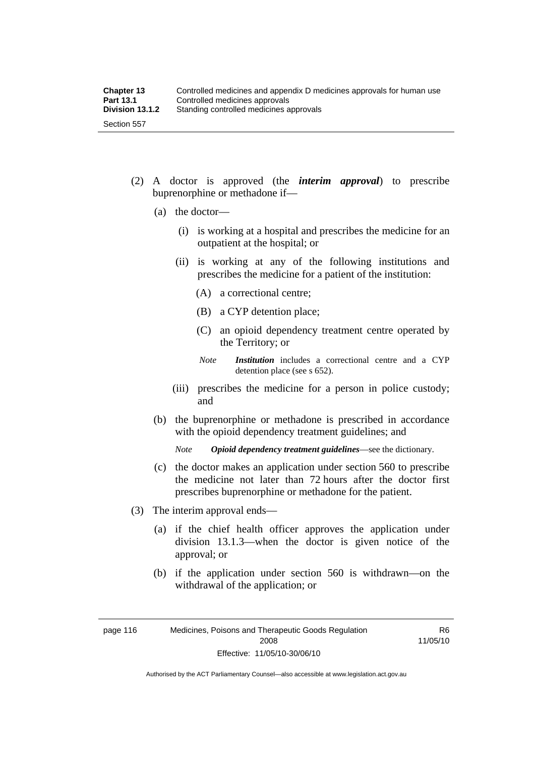(2) A doctor is approved (the ***interim approval***) to prescribe buprenorphine or methadone if—

(a) the doctor—

(i) is working at a hospital and prescribes the medicine for an outpatient at the hospital; or

(ii) is working at any of the following institutions and prescribes the medicine for a patient of the institution:

(A) a correctional centre;

(B) a CYP detention place;

(C) an opioid dependency treatment centre operated by the Territory; or

*Note* ***Institution*** includes a correctional centre and a CYP detention place (see s 652).

(iii) prescribes the medicine for a person in police custody; and

(b) the buprenorphine or methadone is prescribed in accordance with the opioid dependency treatment guidelines; and

*Note* ***Opioid dependency treatment guidelines***—see the dictionary.

(c) the doctor makes an application under section 560 to prescribe the medicine not later than 72 hours after the doctor first prescribes buprenorphine or methadone for the patient.

(3) The interim approval ends—

(a) if the chief health officer approves the application under division 13.1.3—when the doctor is given notice of the approval; or

(b) if the application under section 560 is withdrawn—on the withdrawal of the application; or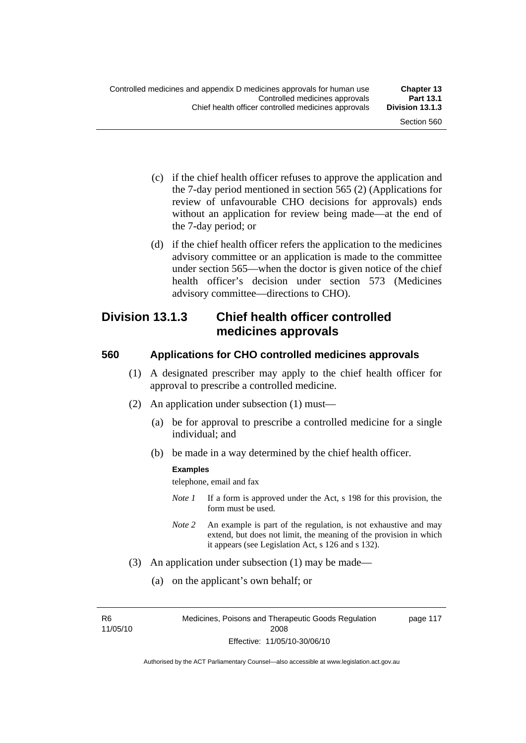(c) if the chief health officer refuses to approve the application and the 7-day period mentioned in section 565 (2) (Applications for review of unfavourable CHO decisions for approvals) ends without an application for review being made—at the end of the 7-day period; or

(d) if the chief health officer refers the application to the medicines advisory committee or an application is made to the committee under section 565—when the doctor is given notice of the chief health officer's decision under section 573 (Medicines advisory committee—directions to CHO).

## Division 13.1.3 Chief health officer controlled medicines approvals

### 560 Applications for CHO controlled medicines approvals

(1) A designated prescriber may apply to the chief health officer for approval to prescribe a controlled medicine.

(2) An application under subsection (1) must—

(a) be for approval to prescribe a controlled medicine for a single individual; and

(b) be made in a way determined by the chief health officer.

**Examples**

telephone, email and fax

*Note 1* If a form is approved under the Act, s 198 for this provision, the form must be used.

*Note 2* An example is part of the regulation, is not exhaustive and may extend, but does not limit, the meaning of the provision in which it appears (see Legislation Act, s 126 and s 132).

(3) An application under subsection (1) may be made—

(a) on the applicant's own behalf; or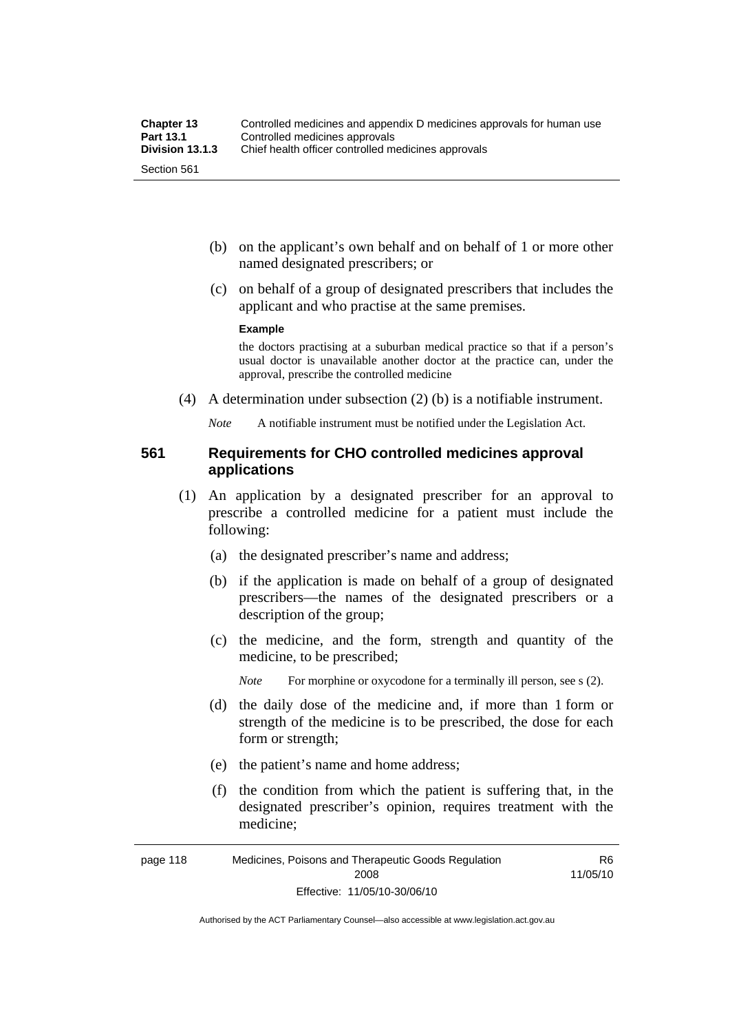(b) on the applicant's own behalf and on behalf of 1 or more other named designated prescribers; or

(c) on behalf of a group of designated prescribers that includes the applicant and who practise at the same premises.

**Example**

the doctors practising at a suburban medical practice so that if a person's usual doctor is unavailable another doctor at the practice can, under the approval, prescribe the controlled medicine

(4) A determination under subsection (2) (b) is a notifiable instrument.

*Note* A notifiable instrument must be notified under the Legislation Act.

### 561 Requirements for CHO controlled medicines approval applications

(1) An application by a designated prescriber for an approval to prescribe a controlled medicine for a patient must include the following:

(a) the designated prescriber's name and address;

(b) if the application is made on behalf of a group of designated prescribers—the names of the designated prescribers or a description of the group;

(c) the medicine, and the form, strength and quantity of the medicine, to be prescribed;

*Note* For morphine or oxycodone for a terminally ill person, see s (2).

(d) the daily dose of the medicine and, if more than 1 form or strength of the medicine is to be prescribed, the dose for each form or strength;

(e) the patient's name and home address;

(f) the condition from which the patient is suffering that, in the designated prescriber's opinion, requires treatment with the medicine;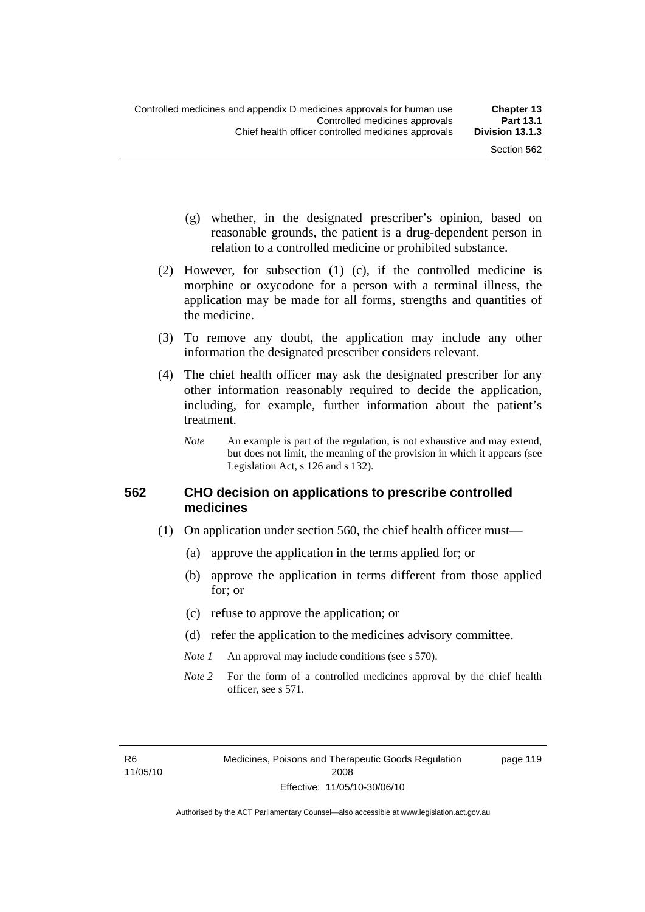(g) whether, in the designated prescriber's opinion, based on reasonable grounds, the patient is a drug-dependent person in relation to a controlled medicine or prohibited substance.

(2) However, for subsection (1) (c), if the controlled medicine is morphine or oxycodone for a person with a terminal illness, the application may be made for all forms, strengths and quantities of the medicine.

(3) To remove any doubt, the application may include any other information the designated prescriber considers relevant.

(4) The chief health officer may ask the designated prescriber for any other information reasonably required to decide the application, including, for example, further information about the patient's treatment.

*Note* An example is part of the regulation, is not exhaustive and may extend, but does not limit, the meaning of the provision in which it appears (see Legislation Act, s 126 and s 132).

### 562 CHO decision on applications to prescribe controlled medicines

(1) On application under section 560, the chief health officer must—

(a) approve the application in the terms applied for; or

(b) approve the application in terms different from those applied for; or

(c) refuse to approve the application; or

(d) refer the application to the medicines advisory committee.

*Note 1* An approval may include conditions (see s 570).

*Note 2* For the form of a controlled medicines approval by the chief health officer, see s 571.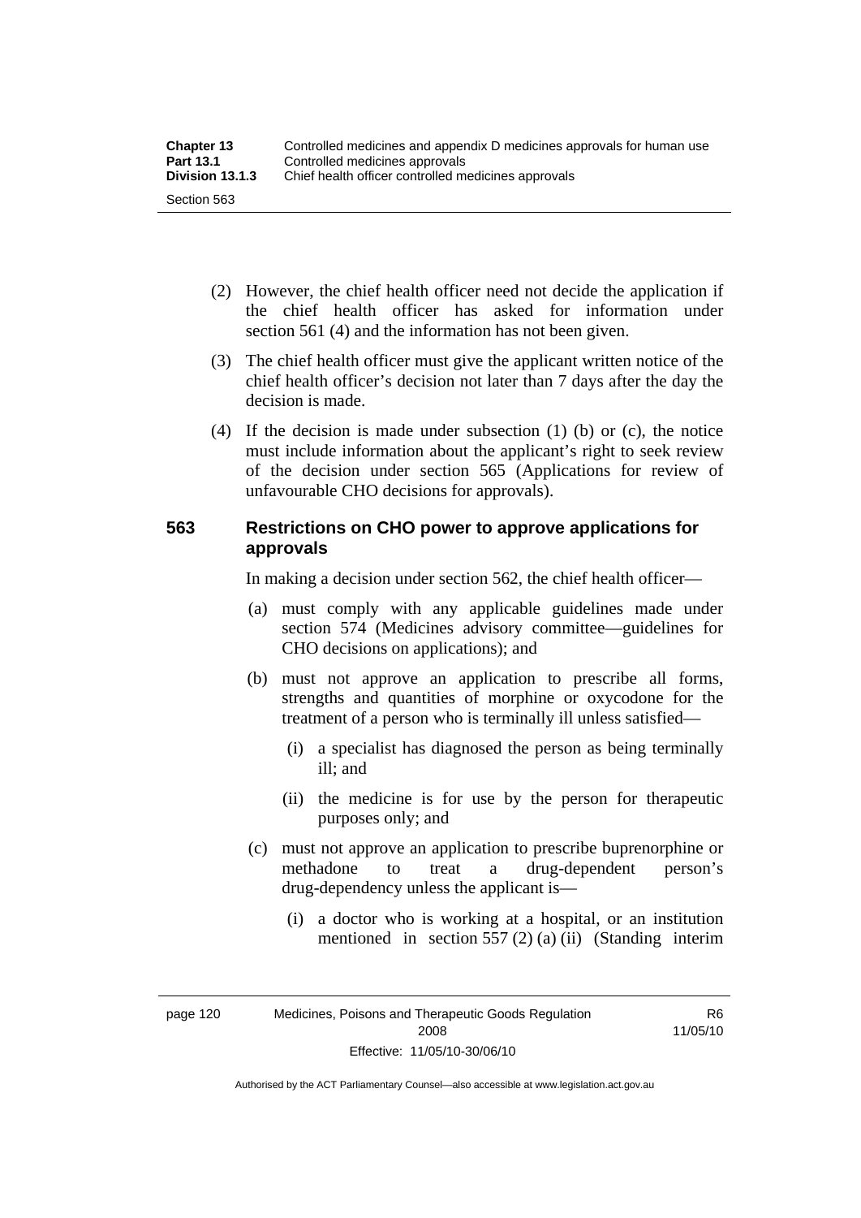(2) However, the chief health officer need not decide the application if the chief health officer has asked for information under section 561 (4) and the information has not been given.

(3) The chief health officer must give the applicant written notice of the chief health officer's decision not later than 7 days after the day the decision is made.

(4) If the decision is made under subsection (1) (b) or (c), the notice must include information about the applicant's right to seek review of the decision under section 565 (Applications for review of unfavourable CHO decisions for approvals).

### 563 Restrictions on CHO power to approve applications for approvals

In making a decision under section 562, the chief health officer—

(a) must comply with any applicable guidelines made under section 574 (Medicines advisory committee—guidelines for CHO decisions on applications); and

(b) must not approve an application to prescribe all forms, strengths and quantities of morphine or oxycodone for the treatment of a person who is terminally ill unless satisfied—

  (i) a specialist has diagnosed the person as being terminally ill; and

  (ii) the medicine is for use by the person for therapeutic purposes only; and

(c) must not approve an application to prescribe buprenorphine or methadone to treat a drug-dependent person's drug-dependency unless the applicant is—

  (i) a doctor who is working at a hospital, or an institution mentioned in section 557 (2) (a) (ii) (Standing interim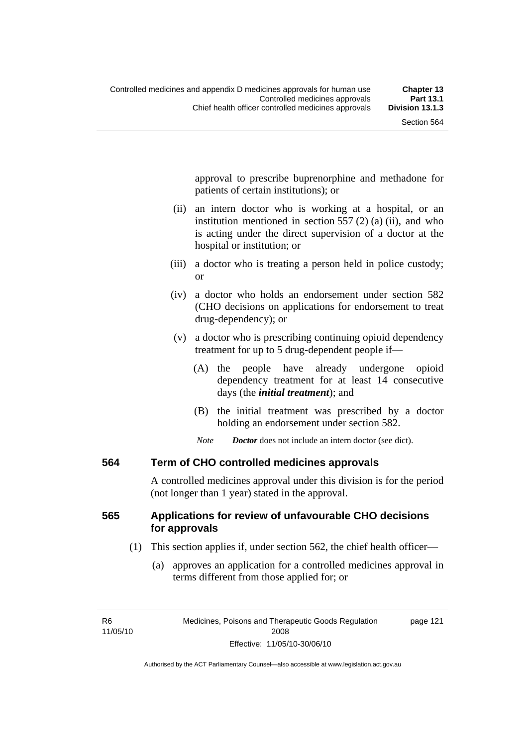approval to prescribe buprenorphine and methadone for patients of certain institutions); or

(ii) an intern doctor who is working at a hospital, or an institution mentioned in section 557 (2) (a) (ii), and who is acting under the direct supervision of a doctor at the hospital or institution; or

(iii) a doctor who is treating a person held in police custody; or

(iv) a doctor who holds an endorsement under section 582 (CHO decisions on applications for endorsement to treat drug-dependency); or

(v) a doctor who is prescribing continuing opioid dependency treatment for up to 5 drug-dependent people if—

(A) the people have already undergone opioid dependency treatment for at least 14 consecutive days (the ***initial treatment***); and

(B) the initial treatment was prescribed by a doctor holding an endorsement under section 582.

*Note* ***Doctor*** does not include an intern doctor (see dict).

### 564 Term of CHO controlled medicines approvals

A controlled medicines approval under this division is for the period (not longer than 1 year) stated in the approval.

### 565 Applications for review of unfavourable CHO decisions for approvals

(1) This section applies if, under section 562, the chief health officer—

(a) approves an application for a controlled medicines approval in terms different from those applied for; or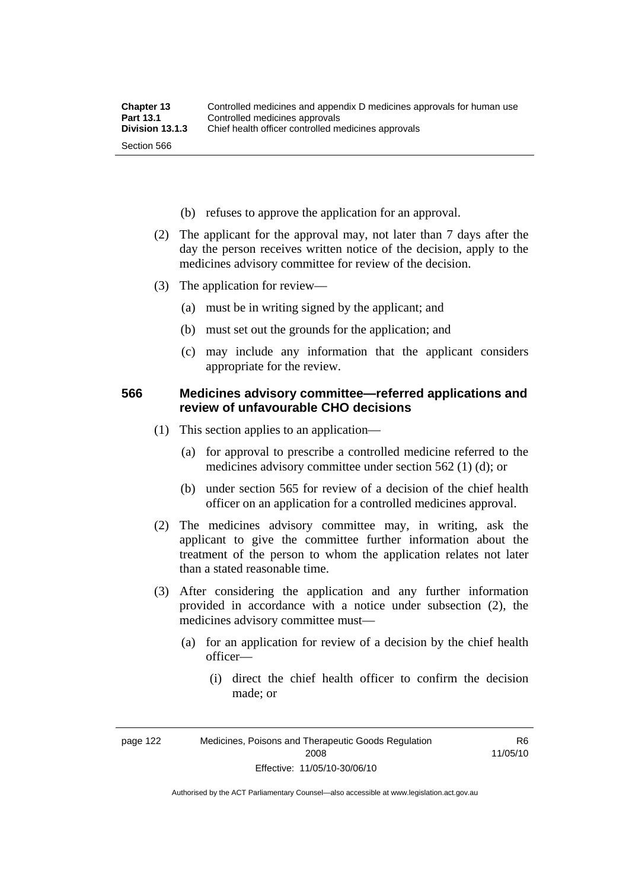(b) refuses to approve the application for an approval.

(2) The applicant for the approval may, not later than 7 days after the day the person receives written notice of the decision, apply to the medicines advisory committee for review of the decision.

(3) The application for review—

(a) must be in writing signed by the applicant; and

(b) must set out the grounds for the application; and

(c) may include any information that the applicant considers appropriate for the review.

### 566 Medicines advisory committee—referred applications and review of unfavourable CHO decisions

(1) This section applies to an application—

(a) for approval to prescribe a controlled medicine referred to the medicines advisory committee under section 562 (1) (d); or

(b) under section 565 for review of a decision of the chief health officer on an application for a controlled medicines approval.

(2) The medicines advisory committee may, in writing, ask the applicant to give the committee further information about the treatment of the person to whom the application relates not later than a stated reasonable time.

(3) After considering the application and any further information provided in accordance with a notice under subsection (2), the medicines advisory committee must—

(a) for an application for review of a decision by the chief health officer—

(i) direct the chief health officer to confirm the decision made; or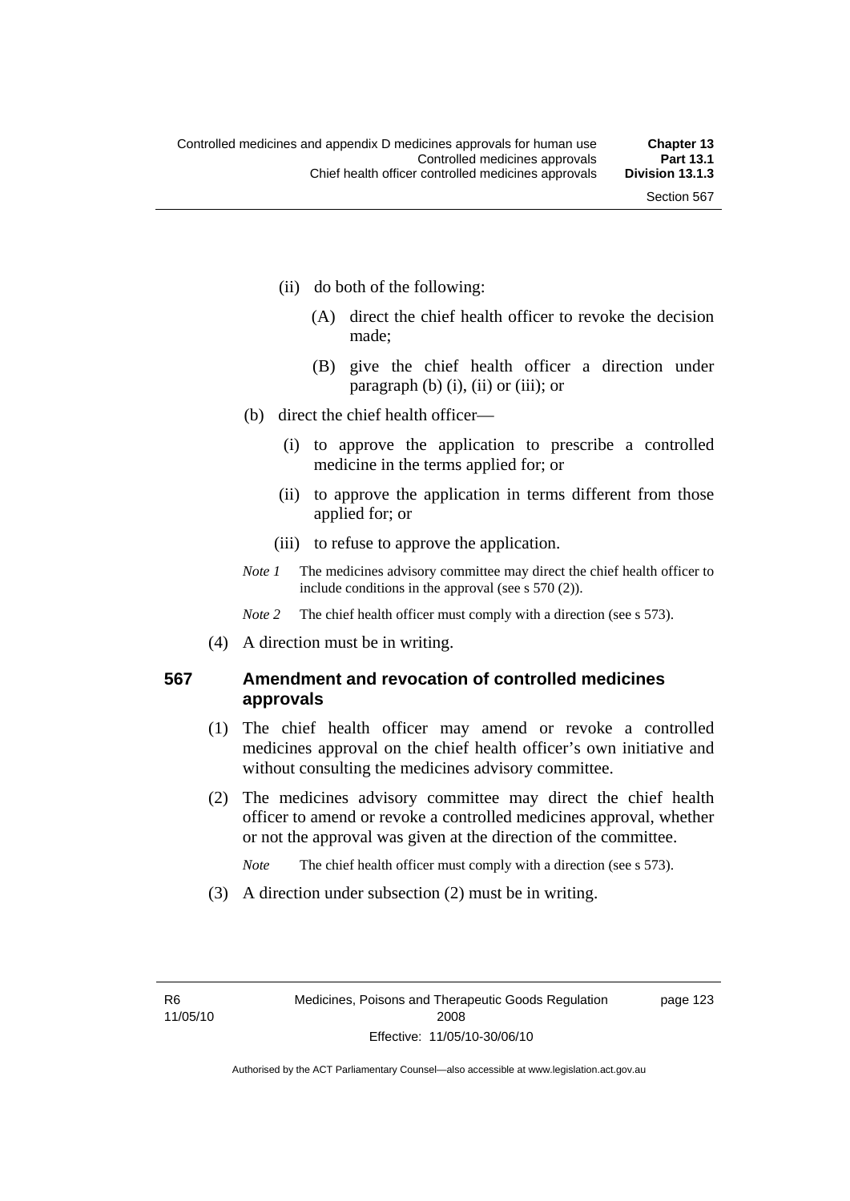(ii) do both of the following:

(A) direct the chief health officer to revoke the decision made;

(B) give the chief health officer a direction under paragraph (b) (i), (ii) or (iii); or

(b) direct the chief health officer—

(i) to approve the application to prescribe a controlled medicine in the terms applied for; or

(ii) to approve the application in terms different from those applied for; or

(iii) to refuse to approve the application.

*Note 1* The medicines advisory committee may direct the chief health officer to include conditions in the approval (see s 570 (2)).

*Note 2* The chief health officer must comply with a direction (see s 573).

(4) A direction must be in writing.

## 567 Amendment and revocation of controlled medicines approvals

(1) The chief health officer may amend or revoke a controlled medicines approval on the chief health officer's own initiative and without consulting the medicines advisory committee.

(2) The medicines advisory committee may direct the chief health officer to amend or revoke a controlled medicines approval, whether or not the approval was given at the direction of the committee.

*Note* The chief health officer must comply with a direction (see s 573).

(3) A direction under subsection (2) must be in writing.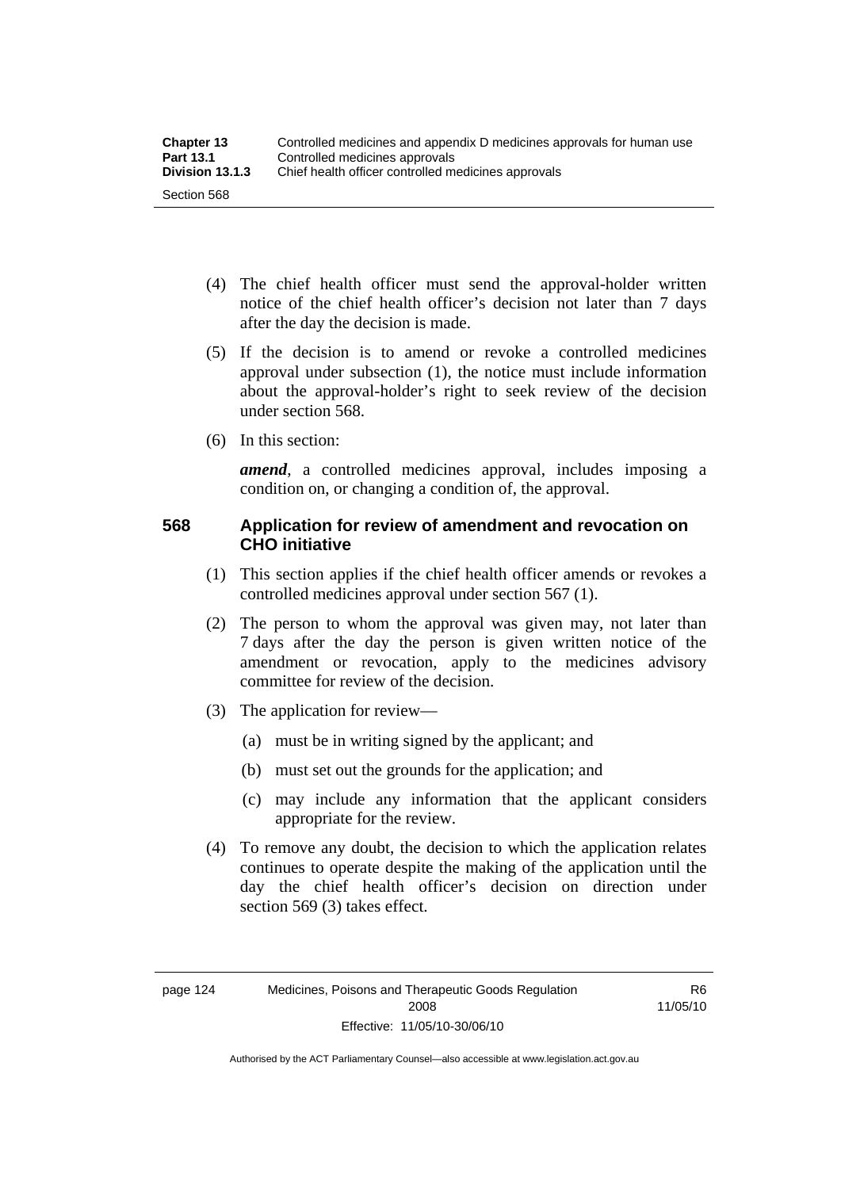(4) The chief health officer must send the approval-holder written notice of the chief health officer's decision not later than 7 days after the day the decision is made.

(5) If the decision is to amend or revoke a controlled medicines approval under subsection (1), the notice must include information about the approval-holder's right to seek review of the decision under section 568.

(6) In this section:

***amend***, a controlled medicines approval, includes imposing a condition on, or changing a condition of, the approval.

## 568 Application for review of amendment and revocation on CHO initiative

(1) This section applies if the chief health officer amends or revokes a controlled medicines approval under section 567 (1).

(2) The person to whom the approval was given may, not later than 7 days after the day the person is given written notice of the amendment or revocation, apply to the medicines advisory committee for review of the decision.

(3) The application for review—

(a) must be in writing signed by the applicant; and

(b) must set out the grounds for the application; and

(c) may include any information that the applicant considers appropriate for the review.

(4) To remove any doubt, the decision to which the application relates continues to operate despite the making of the application until the day the chief health officer's decision on direction under section 569 (3) takes effect.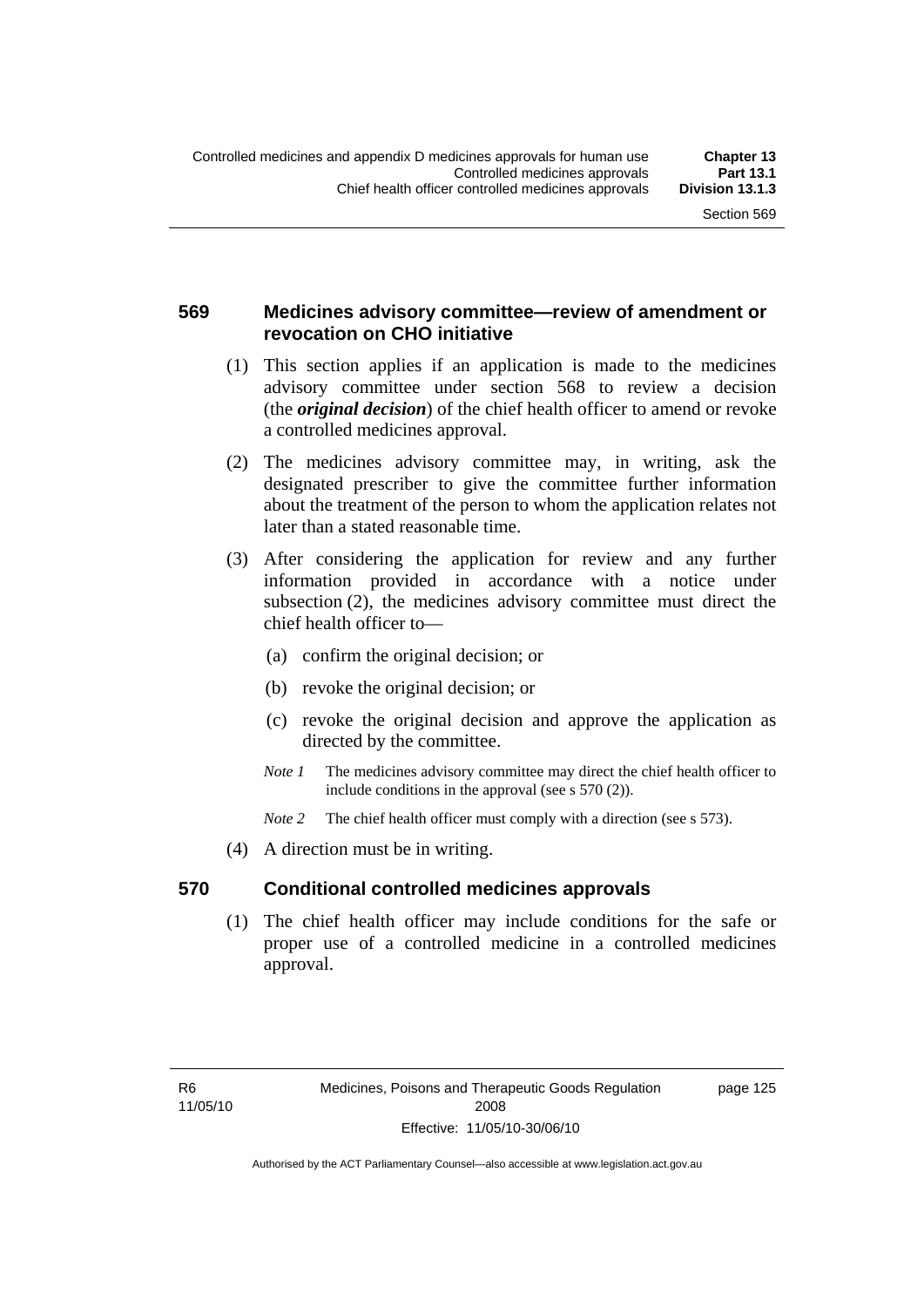### 569 Medicines advisory committee—review of amendment or revocation on CHO initiative

(1) This section applies if an application is made to the medicines advisory committee under section 568 to review a decision (the ***original decision***) of the chief health officer to amend or revoke a controlled medicines approval.

(2) The medicines advisory committee may, in writing, ask the designated prescriber to give the committee further information about the treatment of the person to whom the application relates not later than a stated reasonable time.

(3) After considering the application for review and any further information provided in accordance with a notice under subsection (2), the medicines advisory committee must direct the chief health officer to—

(a) confirm the original decision; or

(b) revoke the original decision; or

(c) revoke the original decision and approve the application as directed by the committee.

*Note 1* The medicines advisory committee may direct the chief health officer to include conditions in the approval (see s 570 (2)).

*Note 2* The chief health officer must comply with a direction (see s 573).

(4) A direction must be in writing.

### 570 Conditional controlled medicines approvals

(1) The chief health officer may include conditions for the safe or proper use of a controlled medicine in a controlled medicines approval.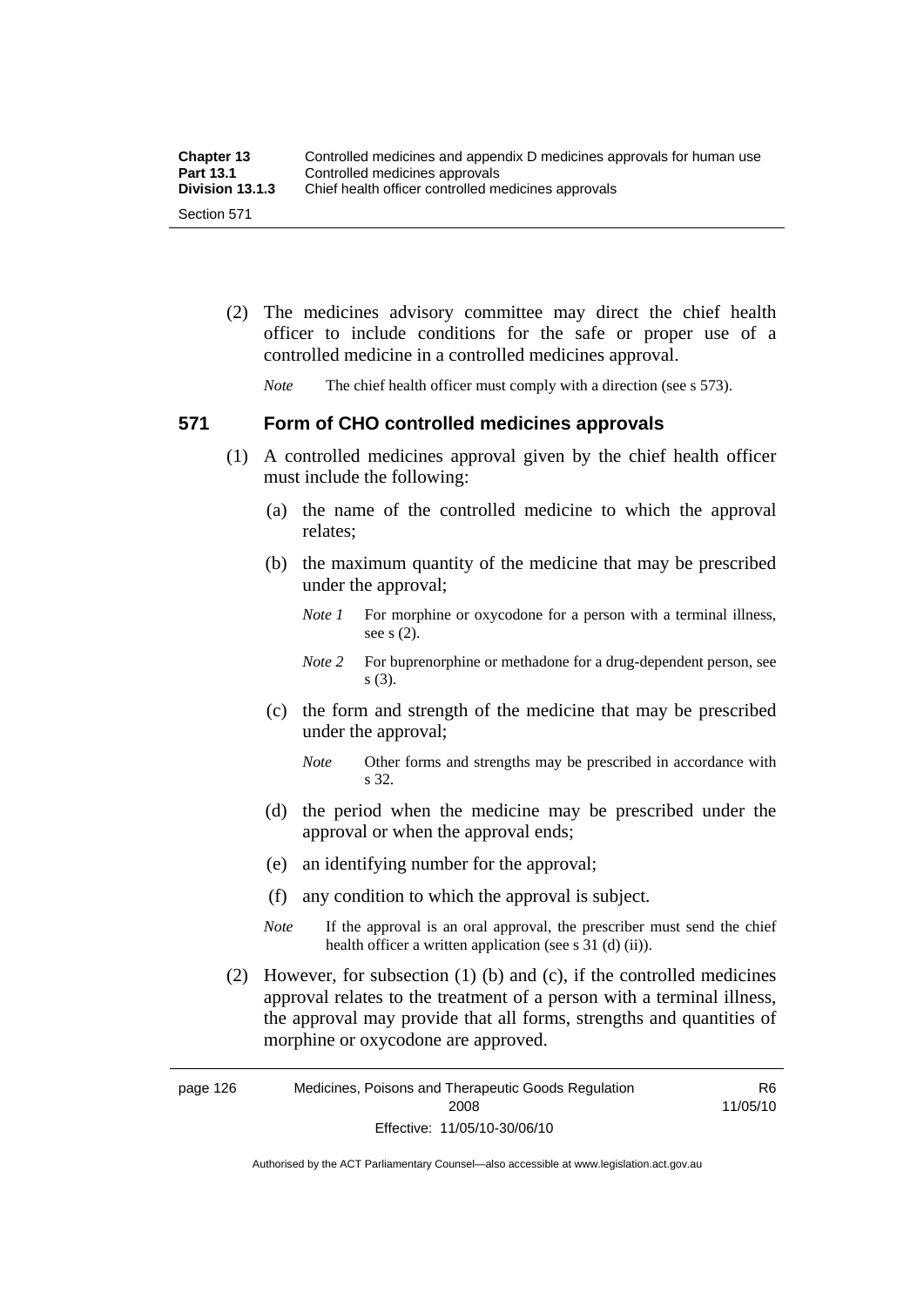(2) The medicines advisory committee may direct the chief health officer to include conditions for the safe or proper use of a controlled medicine in a controlled medicines approval.

*Note* The chief health officer must comply with a direction (see s 573).

## 571 Form of CHO controlled medicines approvals

(1) A controlled medicines approval given by the chief health officer must include the following:

(a) the name of the controlled medicine to which the approval relates;

(b) the maximum quantity of the medicine that may be prescribed under the approval;

*Note 1* For morphine or oxycodone for a person with a terminal illness, see s (2).

*Note 2* For buprenorphine or methadone for a drug-dependent person, see s (3).

(c) the form and strength of the medicine that may be prescribed under the approval;

*Note* Other forms and strengths may be prescribed in accordance with s 32.

(d) the period when the medicine may be prescribed under the approval or when the approval ends;

(e) an identifying number for the approval;

(f) any condition to which the approval is subject.

*Note* If the approval is an oral approval, the prescriber must send the chief health officer a written application (see s 31 (d) (ii)).

(2) However, for subsection (1) (b) and (c), if the controlled medicines approval relates to the treatment of a person with a terminal illness, the approval may provide that all forms, strengths and quantities of morphine or oxycodone are approved.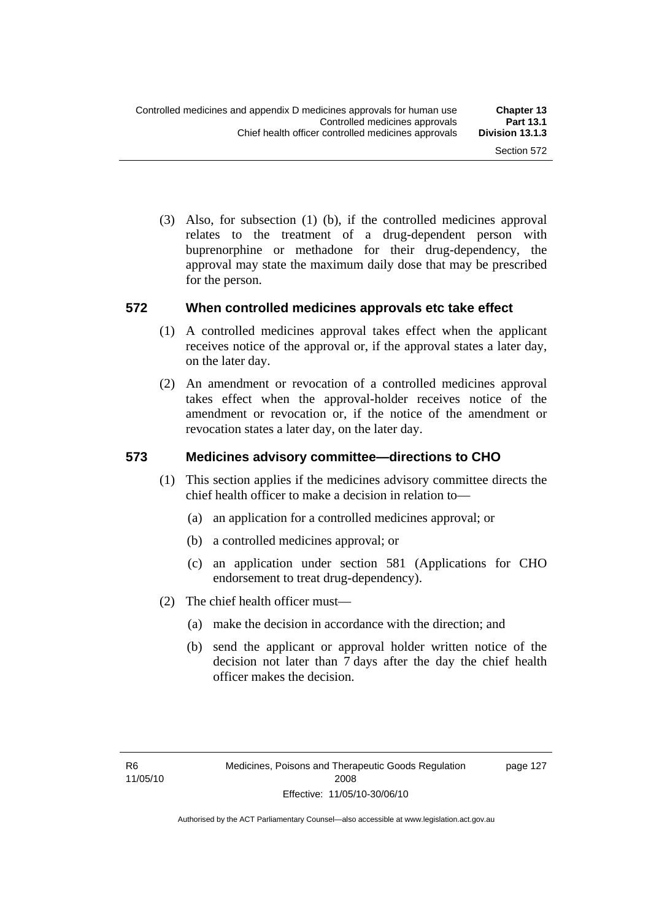(3) Also, for subsection (1) (b), if the controlled medicines approval relates to the treatment of a drug-dependent person with buprenorphine or methadone for their drug-dependency, the approval may state the maximum daily dose that may be prescribed for the person.

## 572 When controlled medicines approvals etc take effect

(1) A controlled medicines approval takes effect when the applicant receives notice of the approval or, if the approval states a later day, on the later day.

(2) An amendment or revocation of a controlled medicines approval takes effect when the approval-holder receives notice of the amendment or revocation or, if the notice of the amendment or revocation states a later day, on the later day.

## 573 Medicines advisory committee—directions to CHO

(1) This section applies if the medicines advisory committee directs the chief health officer to make a decision in relation to—

(a) an application for a controlled medicines approval; or

(b) a controlled medicines approval; or

(c) an application under section 581 (Applications for CHO endorsement to treat drug-dependency).

(2) The chief health officer must—

(a) make the decision in accordance with the direction; and

(b) send the applicant or approval holder written notice of the decision not later than 7 days after the day the chief health officer makes the decision.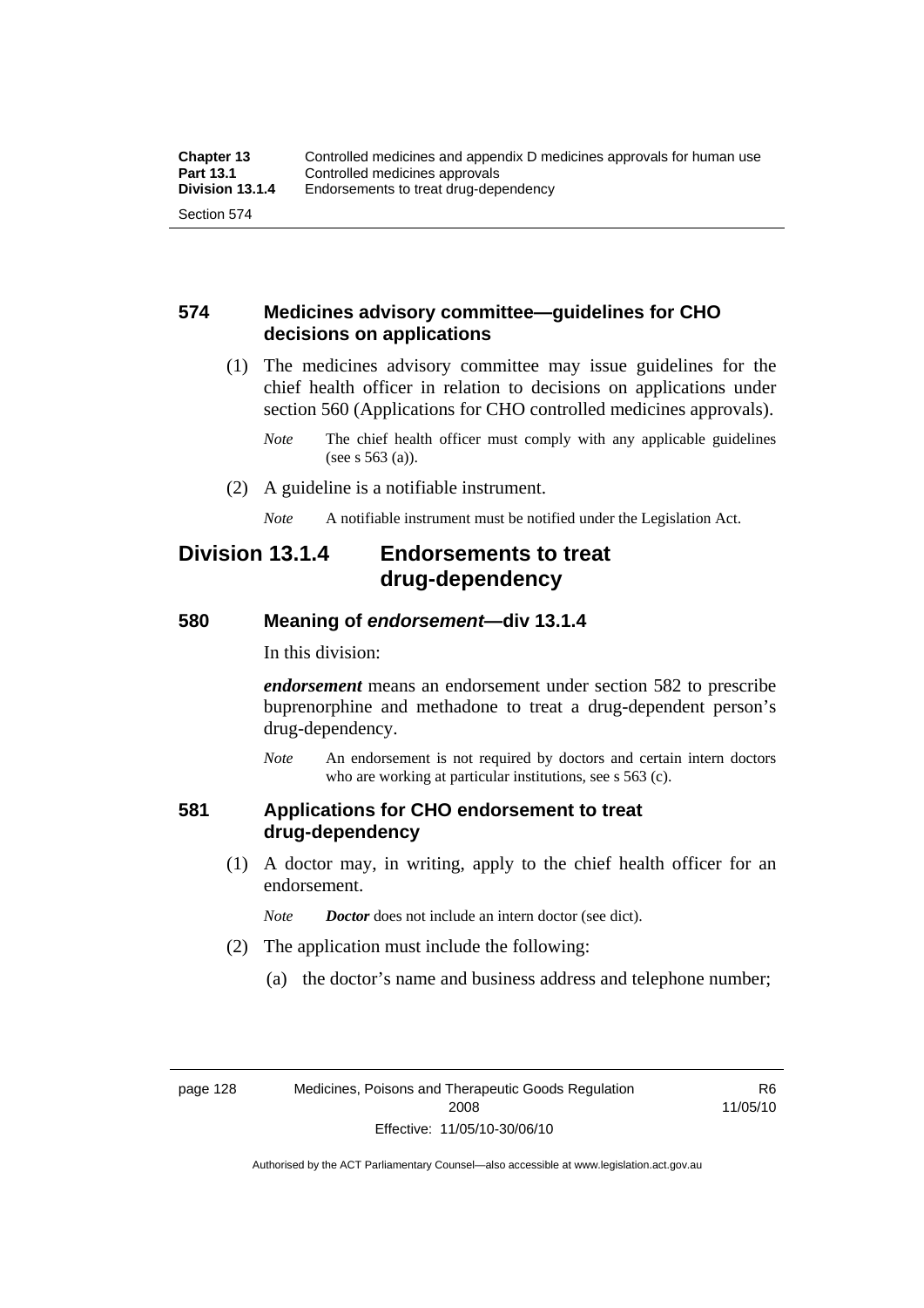## 574 Medicines advisory committee—guidelines for CHO decisions on applications

(1) The medicines advisory committee may issue guidelines for the chief health officer in relation to decisions on applications under section 560 (Applications for CHO controlled medicines approvals).

*Note* The chief health officer must comply with any applicable guidelines (see s 563 (a)).

(2) A guideline is a notifiable instrument.

*Note* A notifiable instrument must be notified under the Legislation Act.

# Division 13.1.4 Endorsements to treat drug-dependency

## 580 Meaning of *endorsement*—div 13.1.4

In this division:

***endorsement*** means an endorsement under section 582 to prescribe buprenorphine and methadone to treat a drug-dependent person's drug-dependency.

*Note* An endorsement is not required by doctors and certain intern doctors who are working at particular institutions, see s 563 (c).

## 581 Applications for CHO endorsement to treat drug-dependency

(1) A doctor may, in writing, apply to the chief health officer for an endorsement.

*Note* ***Doctor*** does not include an intern doctor (see dict).

(2) The application must include the following:

(a) the doctor's name and business address and telephone number;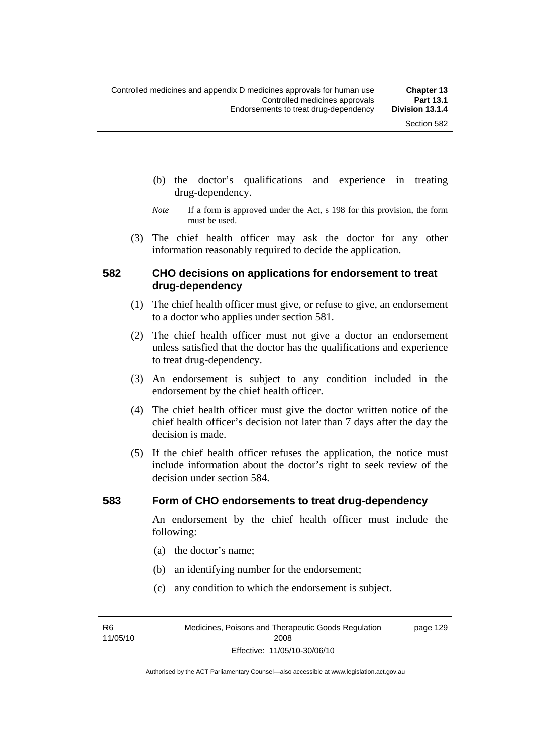(b) the doctor's qualifications and experience in treating drug-dependency.

*Note* If a form is approved under the Act, s 198 for this provision, the form must be used.

(3) The chief health officer may ask the doctor for any other information reasonably required to decide the application.

### 582 CHO decisions on applications for endorsement to treat drug-dependency

(1) The chief health officer must give, or refuse to give, an endorsement to a doctor who applies under section 581.

(2) The chief health officer must not give a doctor an endorsement unless satisfied that the doctor has the qualifications and experience to treat drug-dependency.

(3) An endorsement is subject to any condition included in the endorsement by the chief health officer.

(4) The chief health officer must give the doctor written notice of the chief health officer's decision not later than 7 days after the day the decision is made.

(5) If the chief health officer refuses the application, the notice must include information about the doctor's right to seek review of the decision under section 584.

### 583 Form of CHO endorsements to treat drug-dependency

An endorsement by the chief health officer must include the following:

(a) the doctor's name;

(b) an identifying number for the endorsement;

(c) any condition to which the endorsement is subject.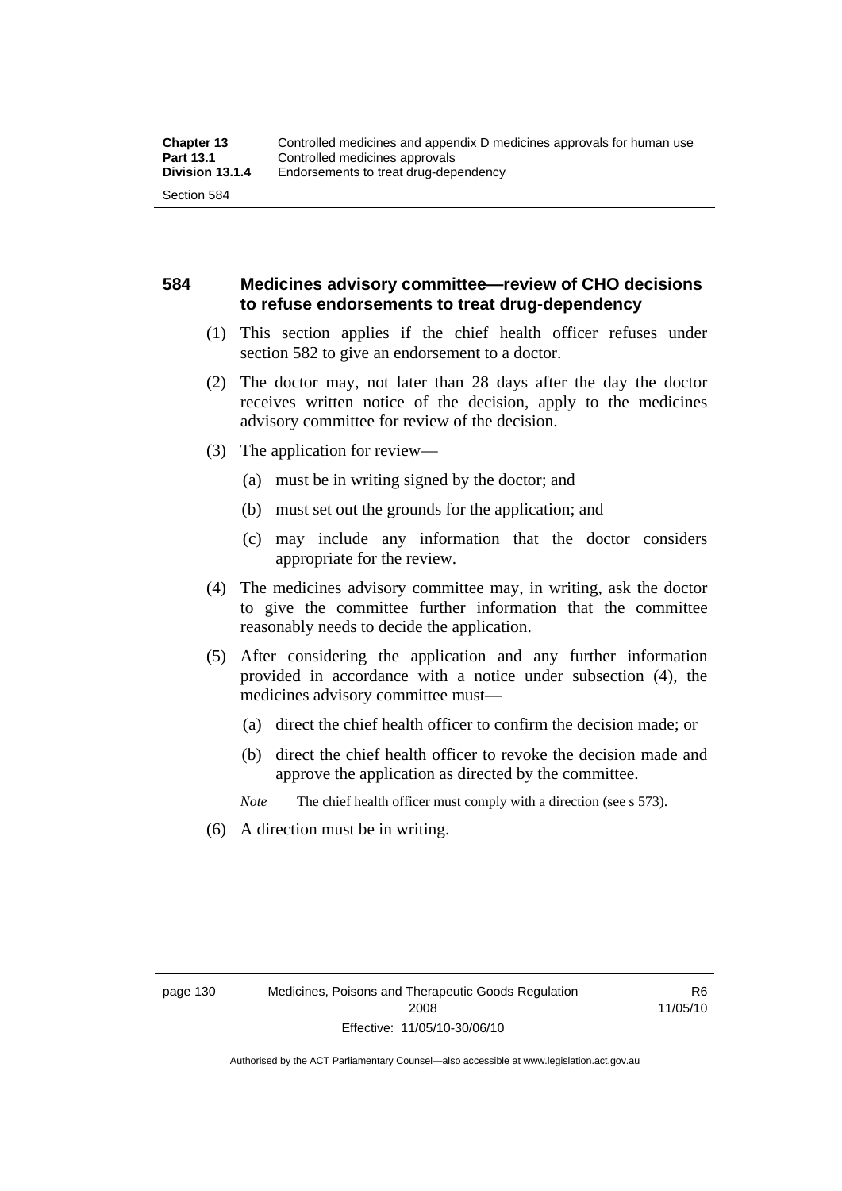## 584 Medicines advisory committee—review of CHO decisions to refuse endorsements to treat drug-dependency

(1) This section applies if the chief health officer refuses under section 582 to give an endorsement to a doctor.

(2) The doctor may, not later than 28 days after the day the doctor receives written notice of the decision, apply to the medicines advisory committee for review of the decision.

(3) The application for review—

(a) must be in writing signed by the doctor; and

(b) must set out the grounds for the application; and

(c) may include any information that the doctor considers appropriate for the review.

(4) The medicines advisory committee may, in writing, ask the doctor to give the committee further information that the committee reasonably needs to decide the application.

(5) After considering the application and any further information provided in accordance with a notice under subsection (4), the medicines advisory committee must—

(a) direct the chief health officer to confirm the decision made; or

(b) direct the chief health officer to revoke the decision made and approve the application as directed by the committee.

*Note* The chief health officer must comply with a direction (see s 573).

(6) A direction must be in writing.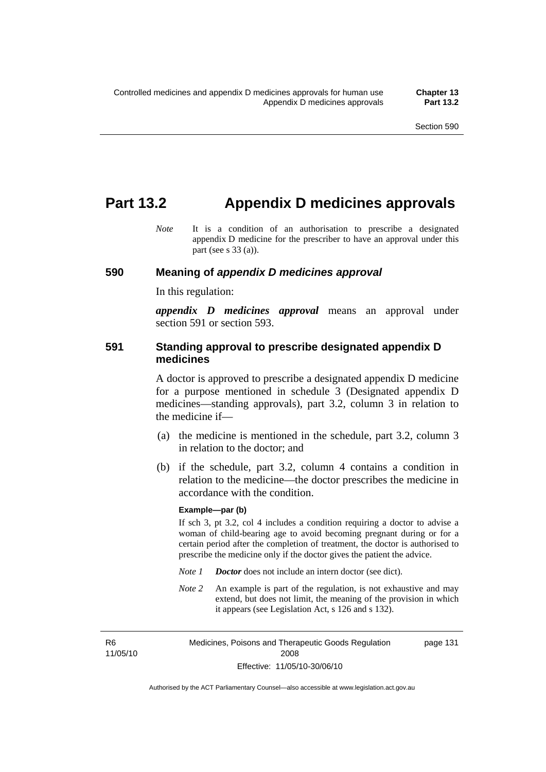# Part 13.2 Appendix D medicines approvals

*Note* It is a condition of an authorisation to prescribe a designated appendix D medicine for the prescriber to have an approval under this part (see s 33 (a)).

### 590 Meaning of *appendix D medicines approval*

In this regulation:

***appendix D medicines approval*** means an approval under section 591 or section 593.

### 591 Standing approval to prescribe designated appendix D medicines

A doctor is approved to prescribe a designated appendix D medicine for a purpose mentioned in schedule 3 (Designated appendix D medicines—standing approvals), part 3.2, column 3 in relation to the medicine if—

(a) the medicine is mentioned in the schedule, part 3.2, column 3 in relation to the doctor; and

(b) if the schedule, part 3.2, column 4 contains a condition in relation to the medicine—the doctor prescribes the medicine in accordance with the condition.

**Example—par (b)**

If sch 3, pt 3.2, col 4 includes a condition requiring a doctor to advise a woman of child-bearing age to avoid becoming pregnant during or for a certain period after the completion of treatment, the doctor is authorised to prescribe the medicine only if the doctor gives the patient the advice.

*Note 1* ***Doctor*** does not include an intern doctor (see dict).

*Note 2* An example is part of the regulation, is not exhaustive and may extend, but does not limit, the meaning of the provision in which it appears (see Legislation Act, s 126 and s 132).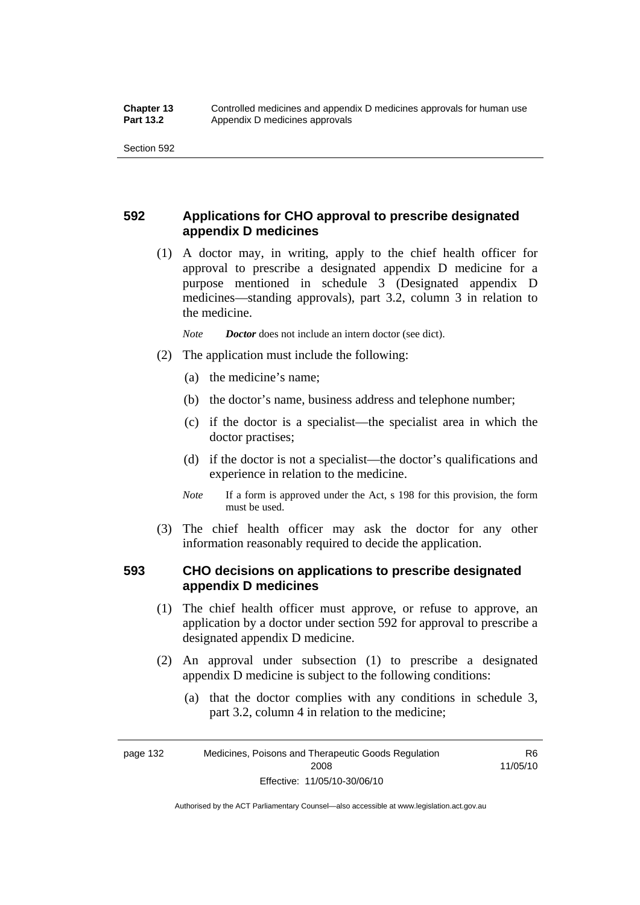## 592 Applications for CHO approval to prescribe designated appendix D medicines

(1) A doctor may, in writing, apply to the chief health officer for approval to prescribe a designated appendix D medicine for a purpose mentioned in schedule 3 (Designated appendix D medicines—standing approvals), part 3.2, column 3 in relation to the medicine.

*Note* ***Doctor*** does not include an intern doctor (see dict).

(2) The application must include the following:

(a) the medicine's name;

(b) the doctor's name, business address and telephone number;

(c) if the doctor is a specialist—the specialist area in which the doctor practises;

(d) if the doctor is not a specialist—the doctor's qualifications and experience in relation to the medicine.

*Note* If a form is approved under the Act, s 198 for this provision, the form must be used.

(3) The chief health officer may ask the doctor for any other information reasonably required to decide the application.

## 593 CHO decisions on applications to prescribe designated appendix D medicines

(1) The chief health officer must approve, or refuse to approve, an application by a doctor under section 592 for approval to prescribe a designated appendix D medicine.

(2) An approval under subsection (1) to prescribe a designated appendix D medicine is subject to the following conditions:

(a) that the doctor complies with any conditions in schedule 3, part 3.2, column 4 in relation to the medicine;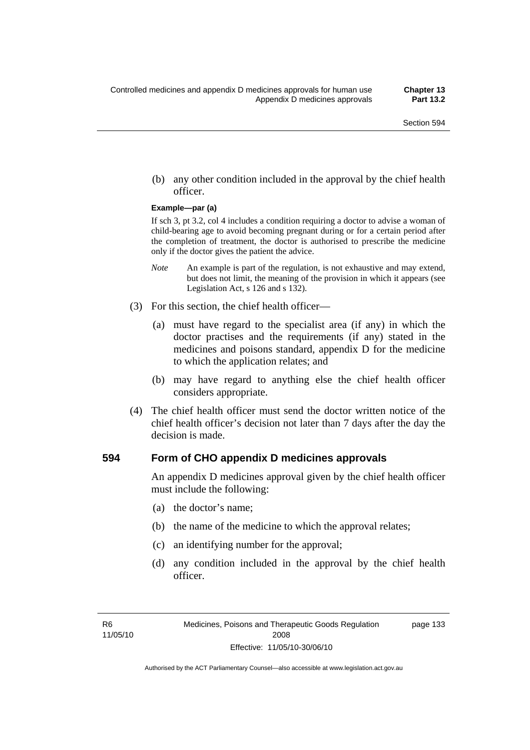(b) any other condition included in the approval by the chief health officer.

**Example—par (a)**

If sch 3, pt 3.2, col 4 includes a condition requiring a doctor to advise a woman of child-bearing age to avoid becoming pregnant during or for a certain period after the completion of treatment, the doctor is authorised to prescribe the medicine only if the doctor gives the patient the advice.

*Note* An example is part of the regulation, is not exhaustive and may extend, but does not limit, the meaning of the provision in which it appears (see Legislation Act, s 126 and s 132).

(3) For this section, the chief health officer—

(a) must have regard to the specialist area (if any) in which the doctor practises and the requirements (if any) stated in the medicines and poisons standard, appendix D for the medicine to which the application relates; and

(b) may have regard to anything else the chief health officer considers appropriate.

(4) The chief health officer must send the doctor written notice of the chief health officer's decision not later than 7 days after the day the decision is made.

### 594 Form of CHO appendix D medicines approvals

An appendix D medicines approval given by the chief health officer must include the following:

(a) the doctor's name;

(b) the name of the medicine to which the approval relates;

(c) an identifying number for the approval;

(d) any condition included in the approval by the chief health officer.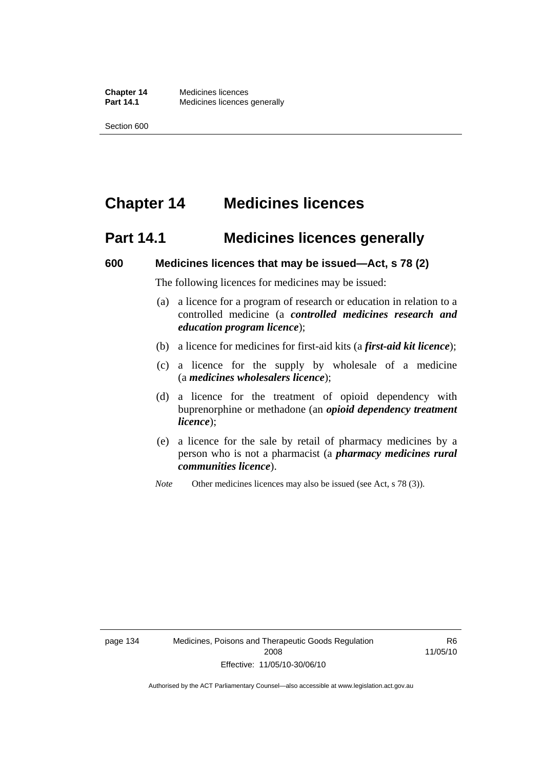# Chapter 14 Medicines licences

## Part 14.1 Medicines licences generally

### 600 Medicines licences that may be issued—Act, s 78 (2)

The following licences for medicines may be issued:

(a) a licence for a program of research or education in relation to a controlled medicine (a ***controlled medicines research and education program licence***);

(b) a licence for medicines for first-aid kits (a ***first-aid kit licence***);

(c) a licence for the supply by wholesale of a medicine (a ***medicines wholesalers licence***);

(d) a licence for the treatment of opioid dependency with buprenorphine or methadone (an ***opioid dependency treatment licence***);

(e) a licence for the sale by retail of pharmacy medicines by a person who is not a pharmacist (a ***pharmacy medicines rural communities licence***).

*Note* Other medicines licences may also be issued (see Act, s 78 (3)).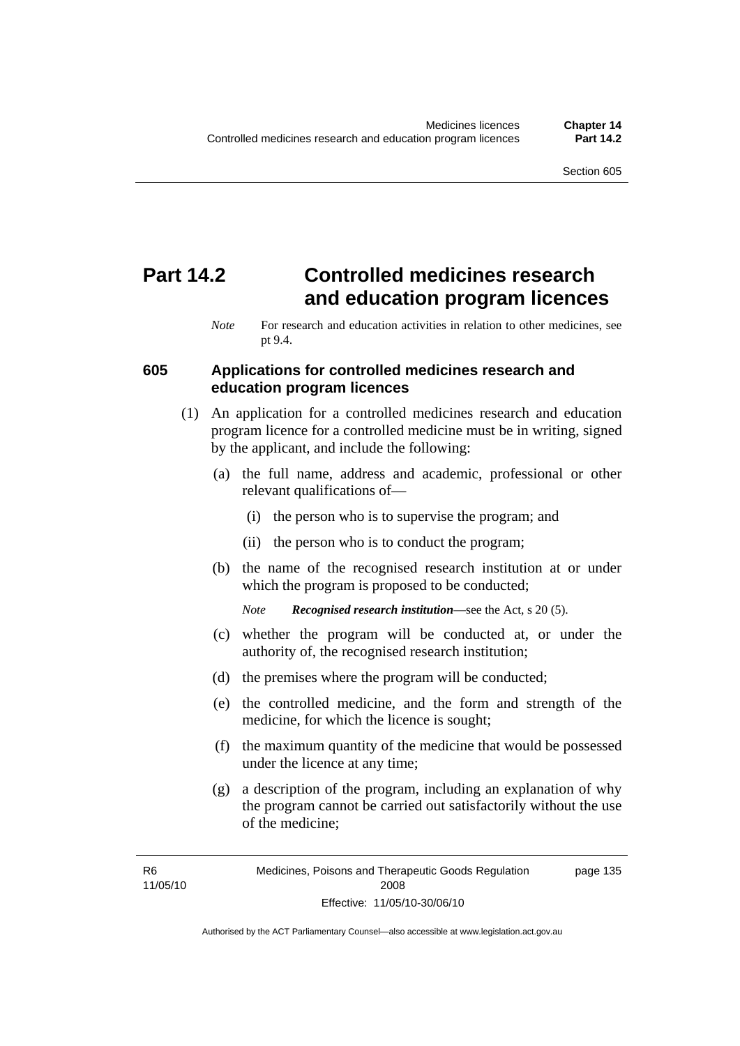# Part 14.2 Controlled medicines research and education program licences

*Note* For research and education activities in relation to other medicines, see pt 9.4.

## 605 Applications for controlled medicines research and education program licences

(1) An application for a controlled medicines research and education program licence for a controlled medicine must be in writing, signed by the applicant, and include the following:

(a) the full name, address and academic, professional or other relevant qualifications of—

(i) the person who is to supervise the program; and

(ii) the person who is to conduct the program;

(b) the name of the recognised research institution at or under which the program is proposed to be conducted;

*Note* ***Recognised research institution***—see the Act, s 20 (5).

(c) whether the program will be conducted at, or under the authority of, the recognised research institution;

(d) the premises where the program will be conducted;

(e) the controlled medicine, and the form and strength of the medicine, for which the licence is sought;

(f) the maximum quantity of the medicine that would be possessed under the licence at any time;

(g) a description of the program, including an explanation of why the program cannot be carried out satisfactorily without the use of the medicine;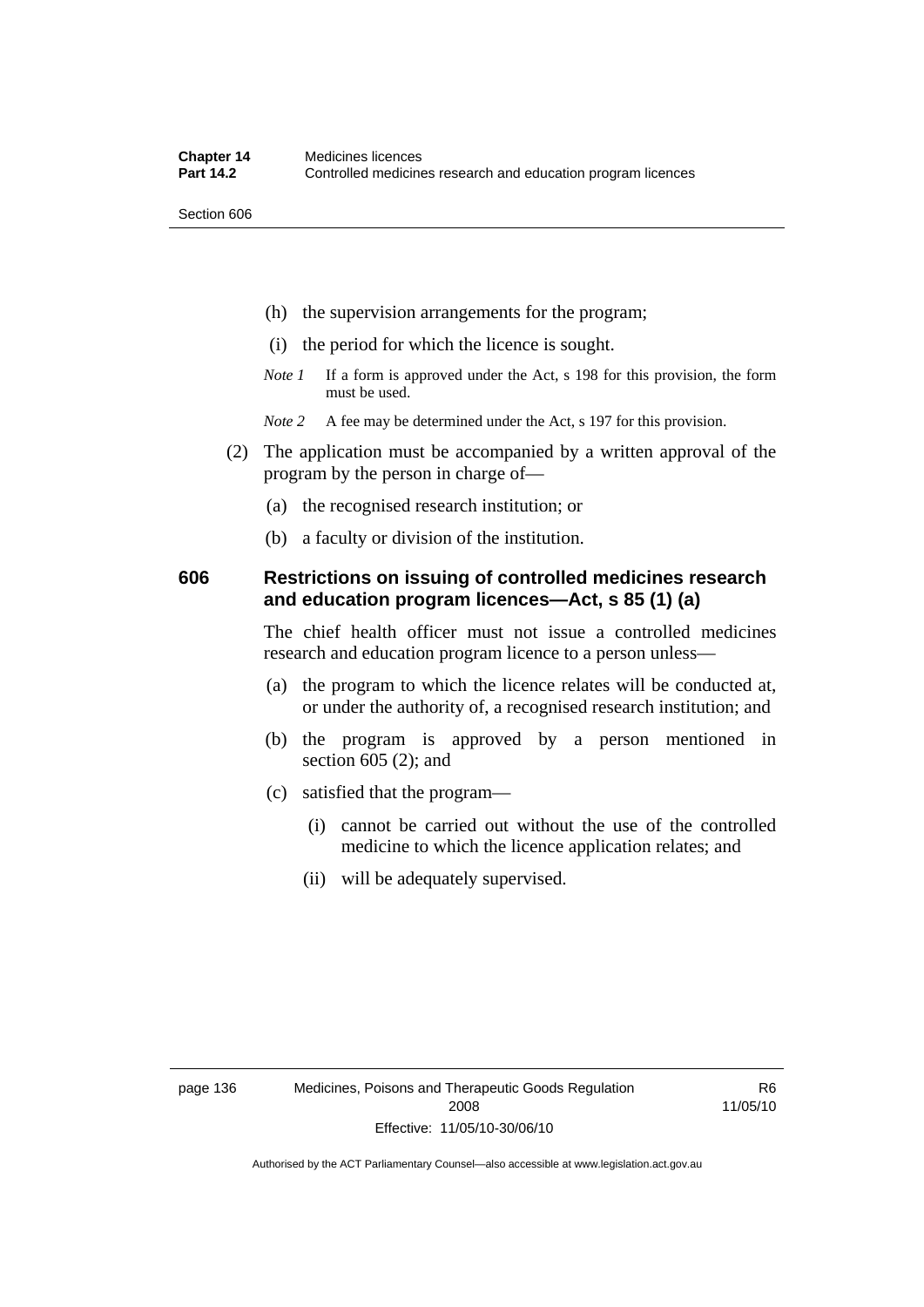(h) the supervision arrangements for the program;

(i) the period for which the licence is sought.

*Note 1* If a form is approved under the Act, s 198 for this provision, the form must be used.

*Note 2* A fee may be determined under the Act, s 197 for this provision.

(2) The application must be accompanied by a written approval of the program by the person in charge of—

(a) the recognised research institution; or

(b) a faculty or division of the institution.

## 606 Restrictions on issuing of controlled medicines research and education program licences—Act, s 85 (1) (a)

The chief health officer must not issue a controlled medicines research and education program licence to a person unless—

(a) the program to which the licence relates will be conducted at, or under the authority of, a recognised research institution; and

(b) the program is approved by a person mentioned in section 605 (2); and

(c) satisfied that the program—

(i) cannot be carried out without the use of the controlled medicine to which the licence application relates; and

(ii) will be adequately supervised.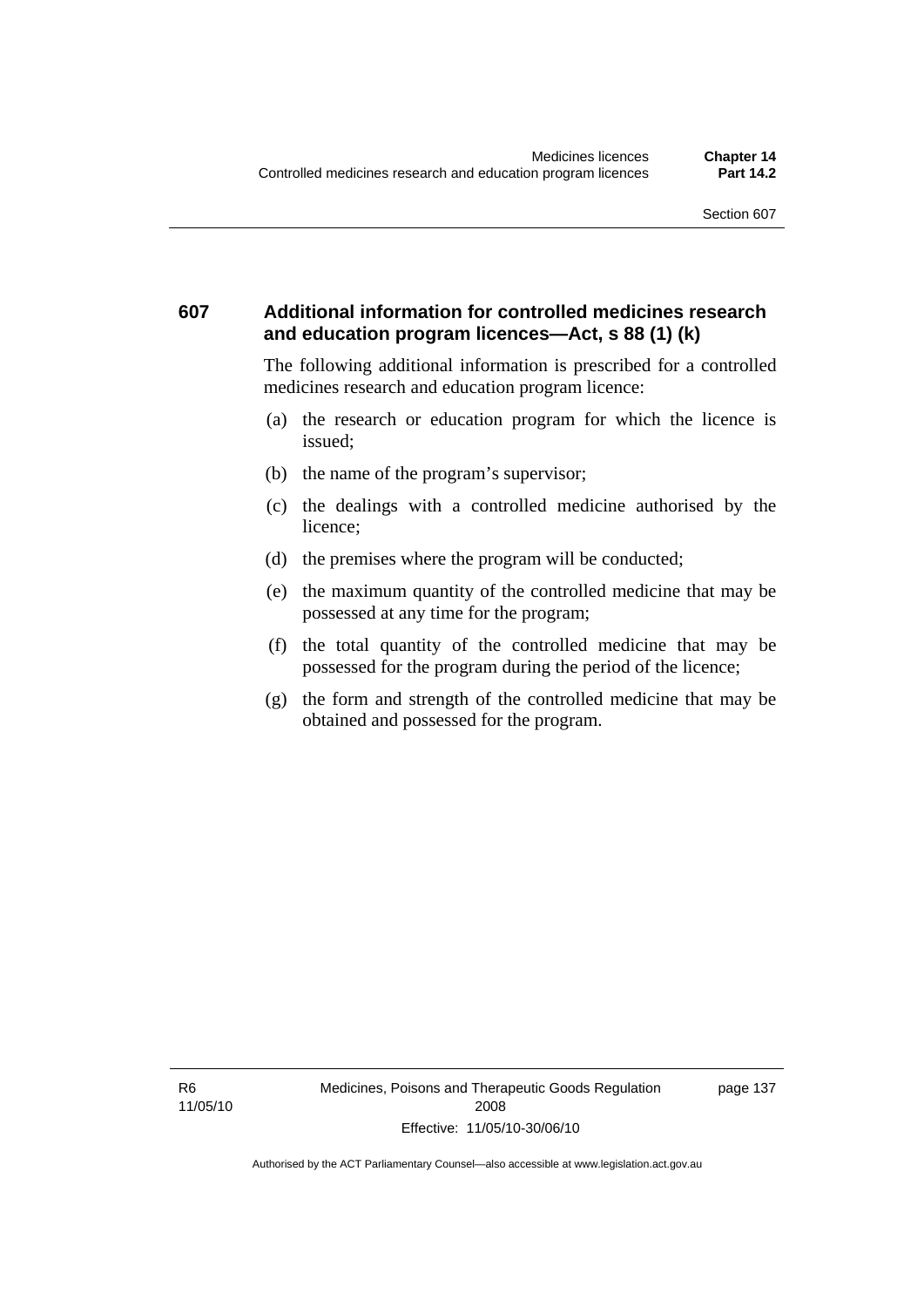## 607 Additional information for controlled medicines research and education program licences—Act, s 88 (1) (k)

The following additional information is prescribed for a controlled medicines research and education program licence:

(a) the research or education program for which the licence is issued;

(b) the name of the program's supervisor;

(c) the dealings with a controlled medicine authorised by the licence;

(d) the premises where the program will be conducted;

(e) the maximum quantity of the controlled medicine that may be possessed at any time for the program;

(f) the total quantity of the controlled medicine that may be possessed for the program during the period of the licence;

(g) the form and strength of the controlled medicine that may be obtained and possessed for the program.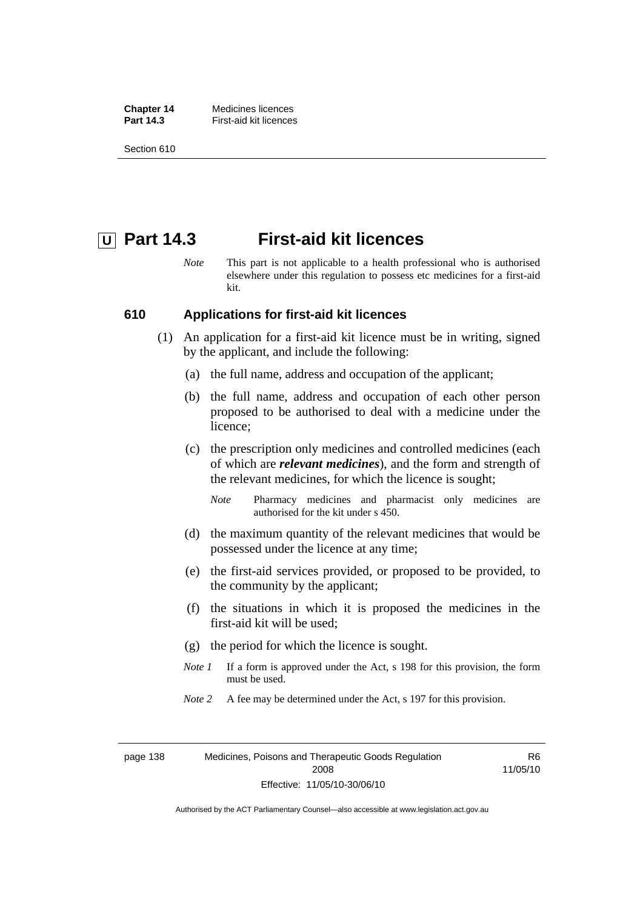# U Part 14.3 First-aid kit licences

*Note* This part is not applicable to a health professional who is authorised elsewhere under this regulation to possess etc medicines for a first-aid kit.

## 610 Applications for first-aid kit licences

(1) An application for a first-aid kit licence must be in writing, signed by the applicant, and include the following:

(a) the full name, address and occupation of the applicant;

(b) the full name, address and occupation of each other person proposed to be authorised to deal with a medicine under the licence;

(c) the prescription only medicines and controlled medicines (each of which are ***relevant medicines***), and the form and strength of the relevant medicines, for which the licence is sought;

*Note* Pharmacy medicines and pharmacist only medicines are authorised for the kit under s 450.

(d) the maximum quantity of the relevant medicines that would be possessed under the licence at any time;

(e) the first-aid services provided, or proposed to be provided, to the community by the applicant;

(f) the situations in which it is proposed the medicines in the first-aid kit will be used;

(g) the period for which the licence is sought.

*Note 1* If a form is approved under the Act, s 198 for this provision, the form must be used.

*Note 2* A fee may be determined under the Act, s 197 for this provision.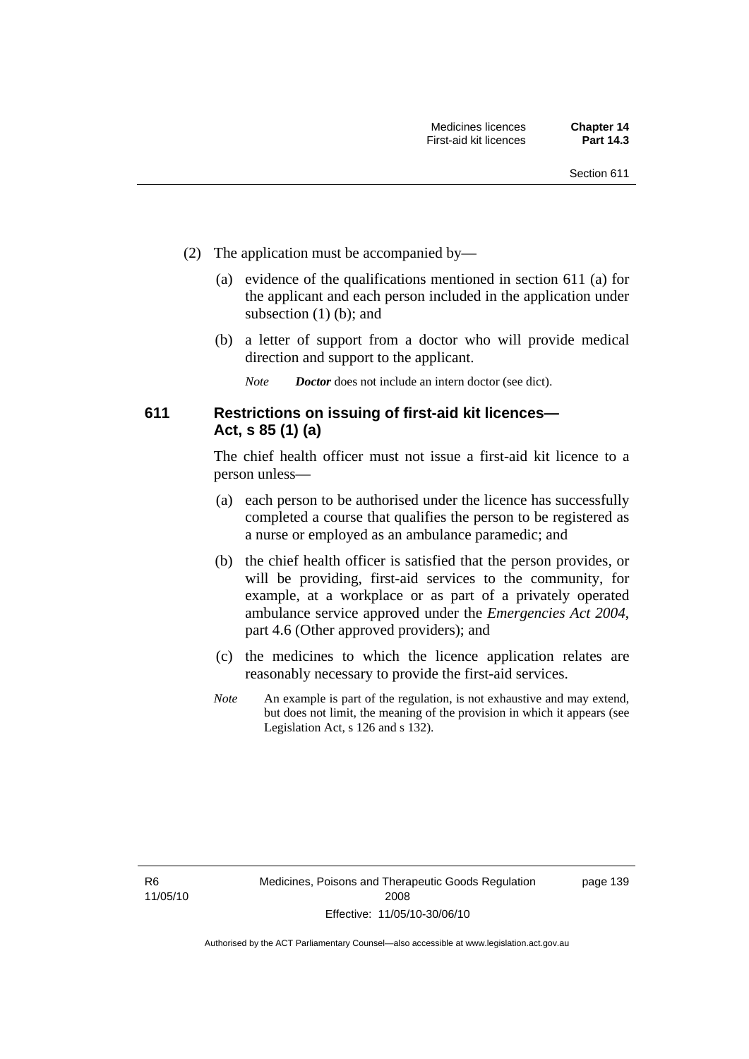(2) The application must be accompanied by—

(a) evidence of the qualifications mentioned in section 611 (a) for the applicant and each person included in the application under subsection (1) (b); and

(b) a letter of support from a doctor who will provide medical direction and support to the applicant.

*Note* ***Doctor*** does not include an intern doctor (see dict).

### 611 Restrictions on issuing of first-aid kit licences—Act, s 85 (1) (a)

The chief health officer must not issue a first-aid kit licence to a person unless—

(a) each person to be authorised under the licence has successfully completed a course that qualifies the person to be registered as a nurse or employed as an ambulance paramedic; and

(b) the chief health officer is satisfied that the person provides, or will be providing, first-aid services to the community, for example, at a workplace or as part of a privately operated ambulance service approved under the *Emergencies Act 2004*, part 4.6 (Other approved providers); and

(c) the medicines to which the licence application relates are reasonably necessary to provide the first-aid services.

*Note* An example is part of the regulation, is not exhaustive and may extend, but does not limit, the meaning of the provision in which it appears (see Legislation Act, s 126 and s 132).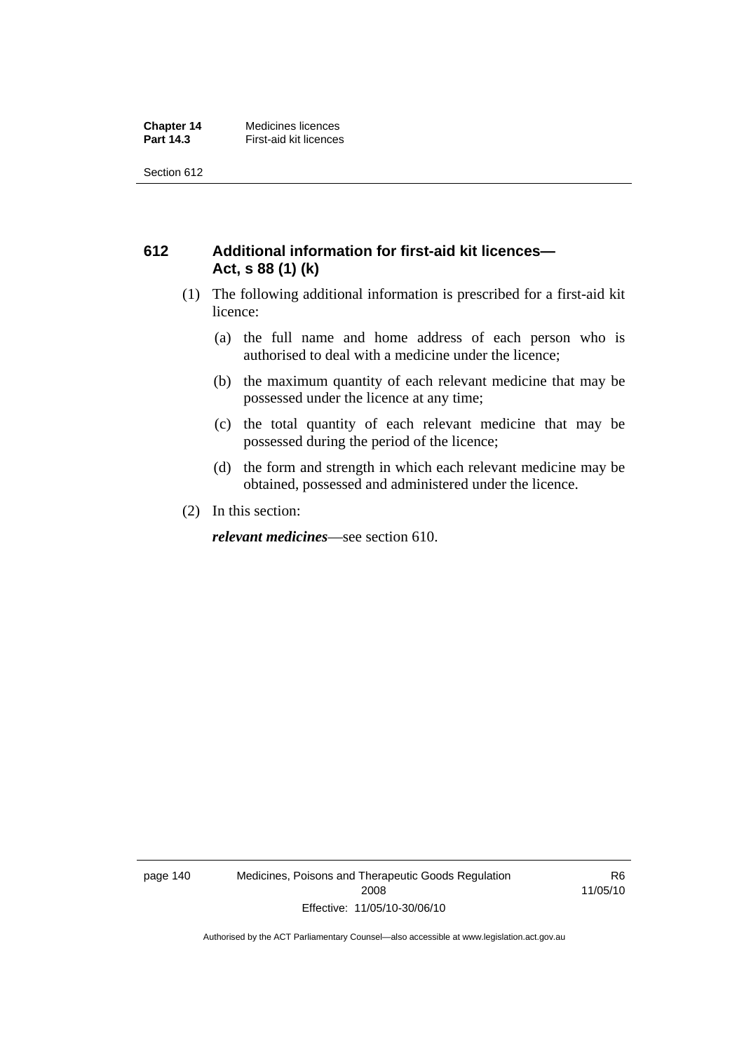## 612 Additional information for first-aid kit licences—Act, s 88 (1) (k)

(1) The following additional information is prescribed for a first-aid kit licence:

(a) the full name and home address of each person who is authorised to deal with a medicine under the licence;

(b) the maximum quantity of each relevant medicine that may be possessed under the licence at any time;

(c) the total quantity of each relevant medicine that may be possessed during the period of the licence;

(d) the form and strength in which each relevant medicine may be obtained, possessed and administered under the licence.

(2) In this section:

***relevant medicines***—see section 610.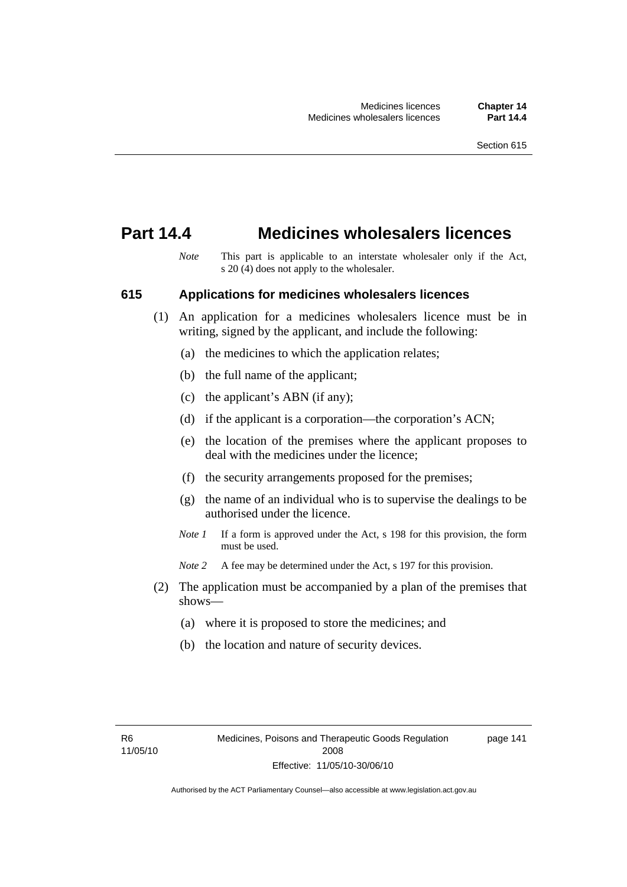# Part 14.4 Medicines wholesalers licences

*Note* This part is applicable to an interstate wholesaler only if the Act, s 20 (4) does not apply to the wholesaler.

## 615 Applications for medicines wholesalers licences

(1) An application for a medicines wholesalers licence must be in writing, signed by the applicant, and include the following:

(a) the medicines to which the application relates;

(b) the full name of the applicant;

(c) the applicant's ABN (if any);

(d) if the applicant is a corporation—the corporation's ACN;

(e) the location of the premises where the applicant proposes to deal with the medicines under the licence;

(f) the security arrangements proposed for the premises;

(g) the name of an individual who is to supervise the dealings to be authorised under the licence.

*Note 1* If a form is approved under the Act, s 198 for this provision, the form must be used.

*Note 2* A fee may be determined under the Act, s 197 for this provision.

(2) The application must be accompanied by a plan of the premises that shows—

(a) where it is proposed to store the medicines; and

(b) the location and nature of security devices.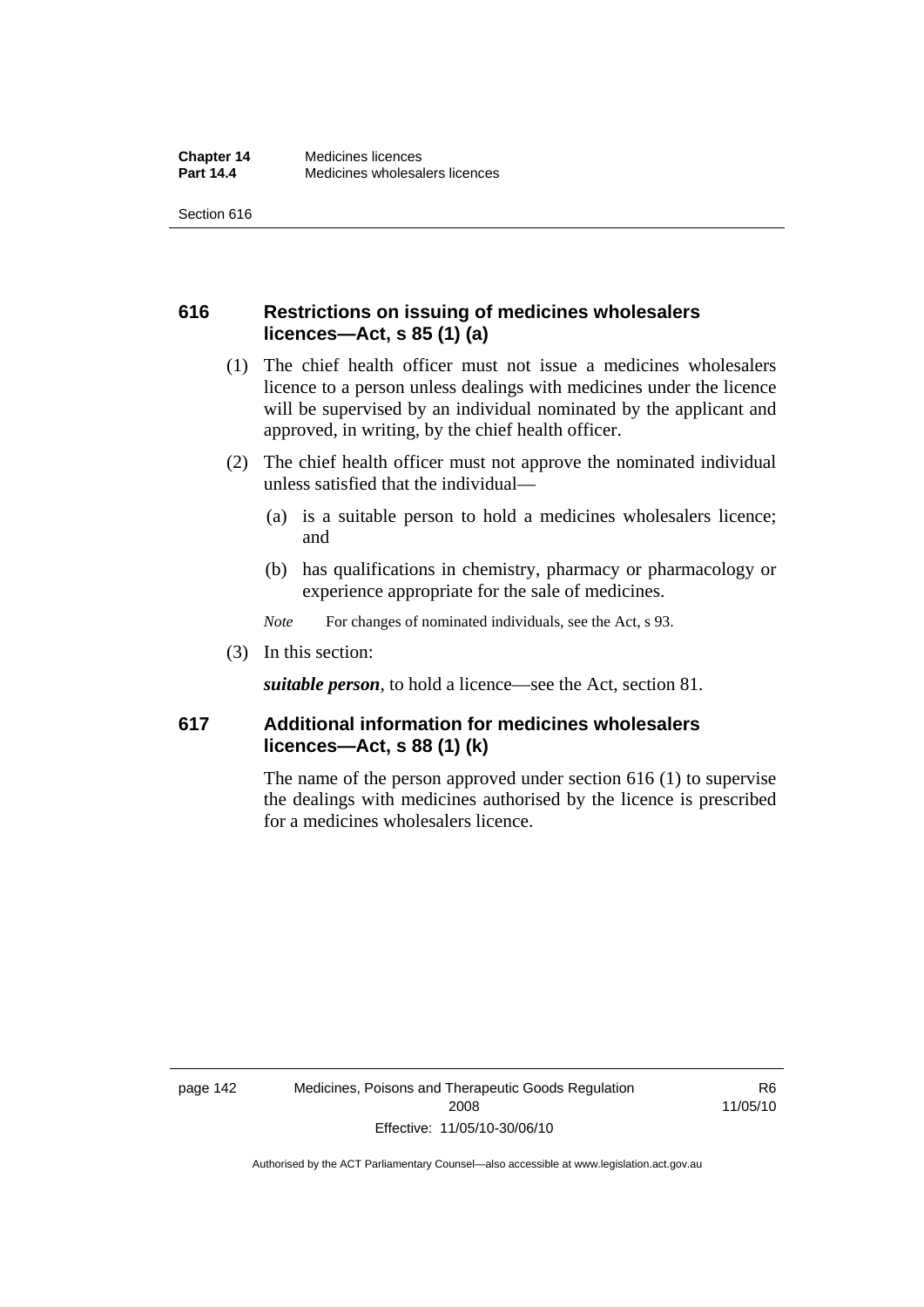## 616 Restrictions on issuing of medicines wholesalers licences—Act, s 85 (1) (a)

(1) The chief health officer must not issue a medicines wholesalers licence to a person unless dealings with medicines under the licence will be supervised by an individual nominated by the applicant and approved, in writing, by the chief health officer.

(2) The chief health officer must not approve the nominated individual unless satisfied that the individual—

(a) is a suitable person to hold a medicines wholesalers licence; and

(b) has qualifications in chemistry, pharmacy or pharmacology or experience appropriate for the sale of medicines.

*Note* For changes of nominated individuals, see the Act, s 93.

(3) In this section:

***suitable person***, to hold a licence—see the Act, section 81.

## 617 Additional information for medicines wholesalers licences—Act, s 88 (1) (k)

The name of the person approved under section 616 (1) to supervise the dealings with medicines authorised by the licence is prescribed for a medicines wholesalers licence.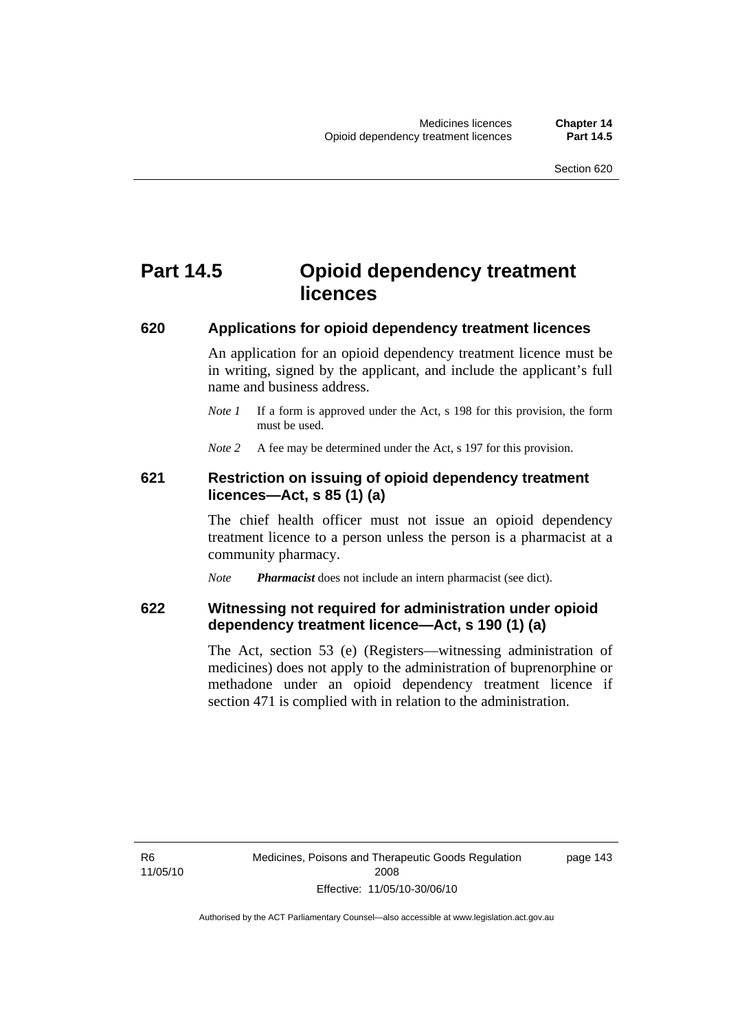# Part 14.5 Opioid dependency treatment licences

## 620 Applications for opioid dependency treatment licences

An application for an opioid dependency treatment licence must be in writing, signed by the applicant, and include the applicant's full name and business address.

*Note 1* If a form is approved under the Act, s 198 for this provision, the form must be used.

*Note 2* A fee may be determined under the Act, s 197 for this provision.

## 621 Restriction on issuing of opioid dependency treatment licences—Act, s 85 (1) (a)

The chief health officer must not issue an opioid dependency treatment licence to a person unless the person is a pharmacist at a community pharmacy.

*Note* ***Pharmacist*** does not include an intern pharmacist (see dict).

## 622 Witnessing not required for administration under opioid dependency treatment licence—Act, s 190 (1) (a)

The Act, section 53 (e) (Registers—witnessing administration of medicines) does not apply to the administration of buprenorphine or methadone under an opioid dependency treatment licence if section 471 is complied with in relation to the administration.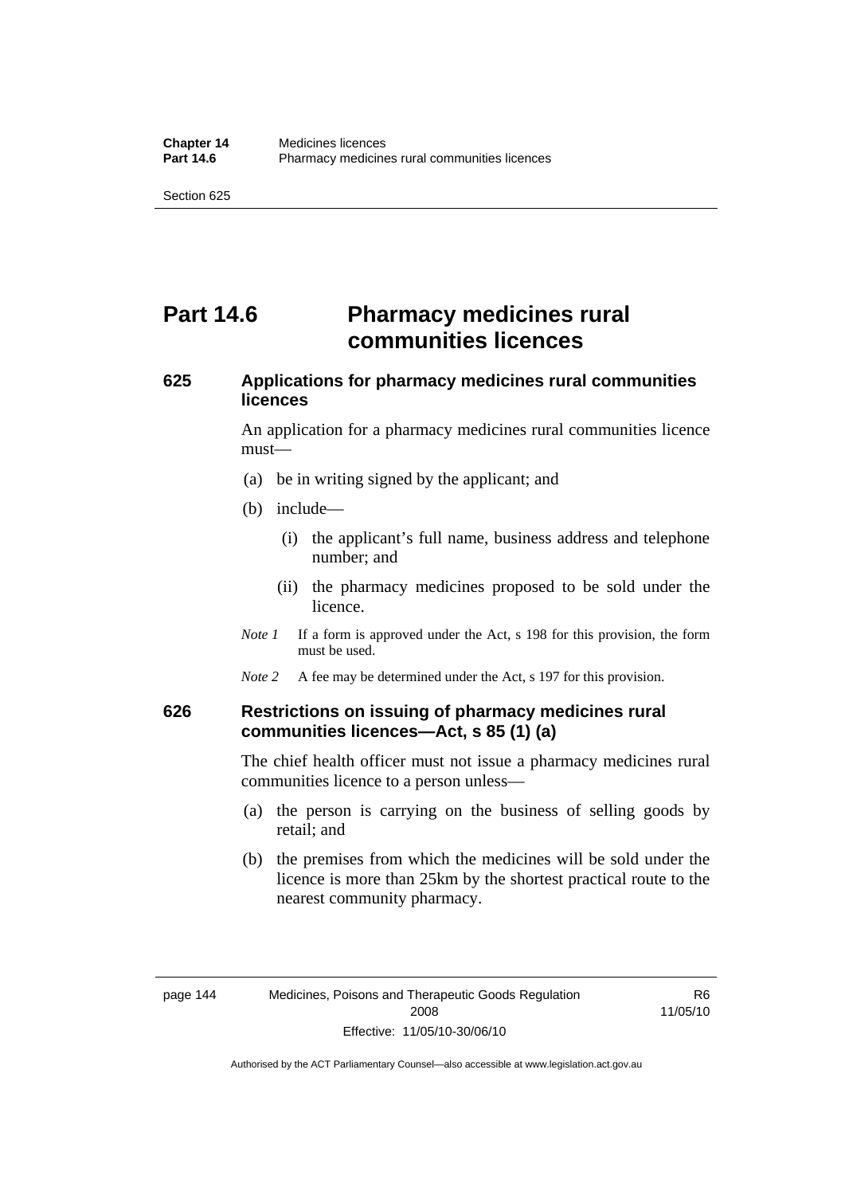# Part 14.6 Pharmacy medicines rural communities licences

## 625 Applications for pharmacy medicines rural communities licences

An application for a pharmacy medicines rural communities licence must—

(a) be in writing signed by the applicant; and

(b) include—

(i) the applicant's full name, business address and telephone number; and

(ii) the pharmacy medicines proposed to be sold under the licence.

*Note 1* If a form is approved under the Act, s 198 for this provision, the form must be used.

*Note 2* A fee may be determined under the Act, s 197 for this provision.

## 626 Restrictions on issuing of pharmacy medicines rural communities licences—Act, s 85 (1) (a)

The chief health officer must not issue a pharmacy medicines rural communities licence to a person unless—

(a) the person is carrying on the business of selling goods by retail; and

(b) the premises from which the medicines will be sold under the licence is more than 25km by the shortest practical route to the nearest community pharmacy.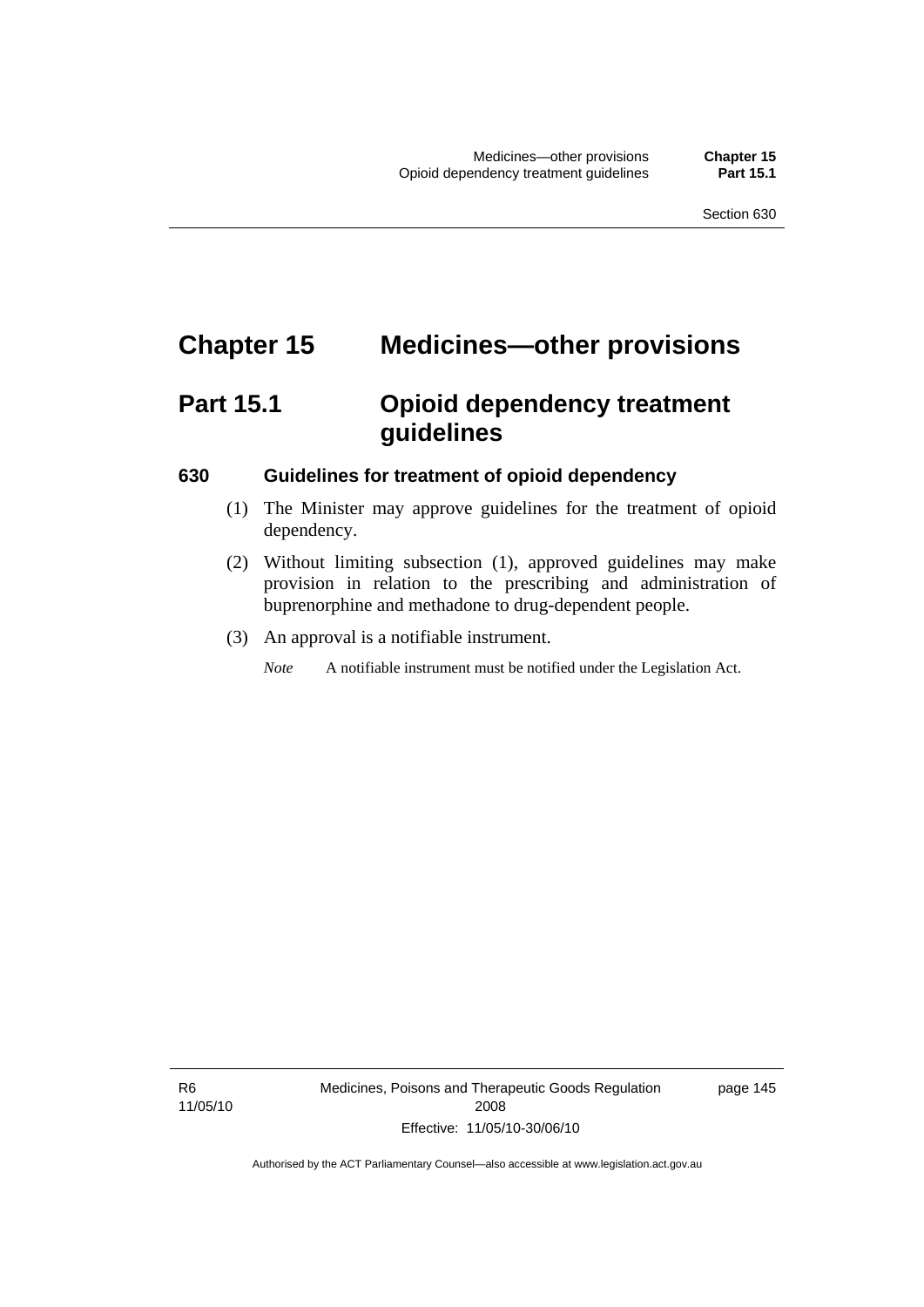# Chapter 15 Medicines—other provisions

## Part 15.1 Opioid dependency treatment guidelines

### 630 Guidelines for treatment of opioid dependency

(1) The Minister may approve guidelines for the treatment of opioid dependency.

(2) Without limiting subsection (1), approved guidelines may make provision in relation to the prescribing and administration of buprenorphine and methadone to drug-dependent people.

(3) An approval is a notifiable instrument.

*Note* A notifiable instrument must be notified under the Legislation Act.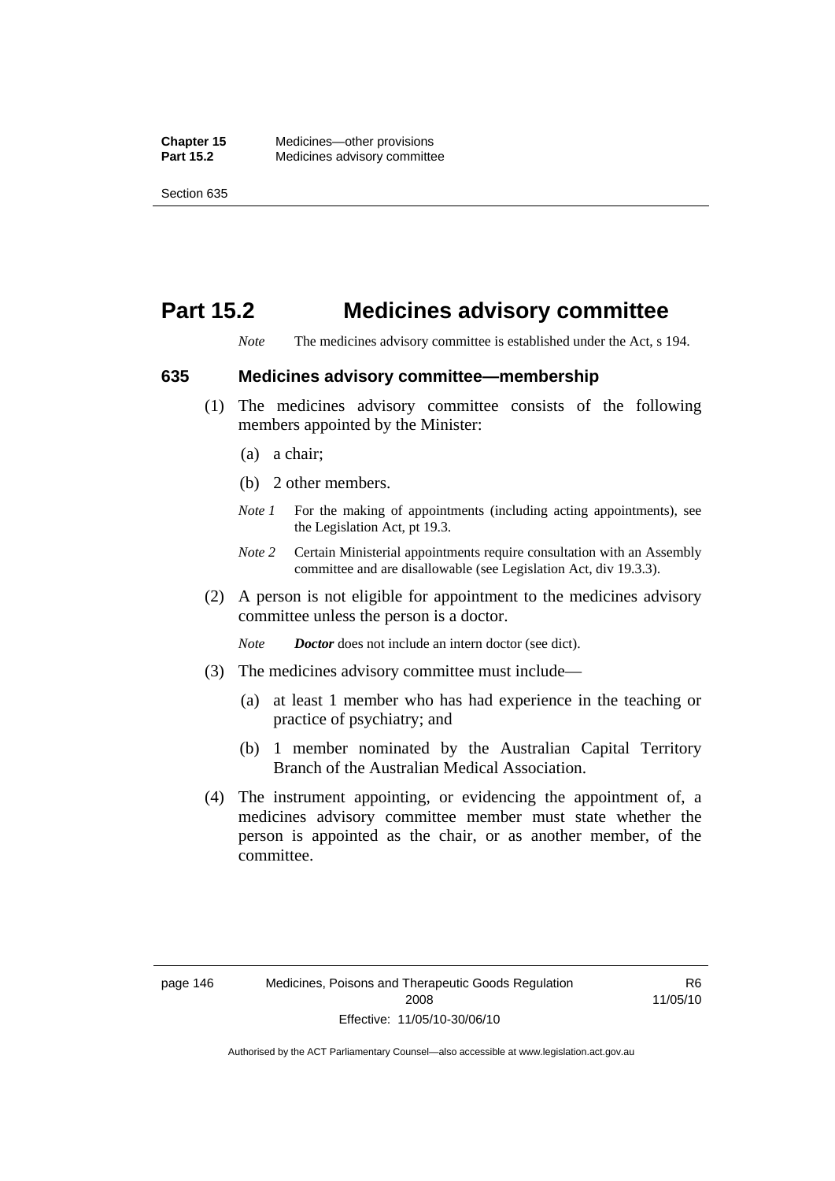# Part 15.2 Medicines advisory committee

*Note* The medicines advisory committee is established under the Act, s 194.

### 635 Medicines advisory committee—membership

(1) The medicines advisory committee consists of the following members appointed by the Minister:

(a) a chair;

(b) 2 other members.

*Note 1* For the making of appointments (including acting appointments), see the Legislation Act, pt 19.3.

*Note 2* Certain Ministerial appointments require consultation with an Assembly committee and are disallowable (see Legislation Act, div 19.3.3).

(2) A person is not eligible for appointment to the medicines advisory committee unless the person is a doctor.

*Note* ***Doctor*** does not include an intern doctor (see dict).

(3) The medicines advisory committee must include—

(a) at least 1 member who has had experience in the teaching or practice of psychiatry; and

(b) 1 member nominated by the Australian Capital Territory Branch of the Australian Medical Association.

(4) The instrument appointing, or evidencing the appointment of, a medicines advisory committee member must state whether the person is appointed as the chair, or as another member, of the committee.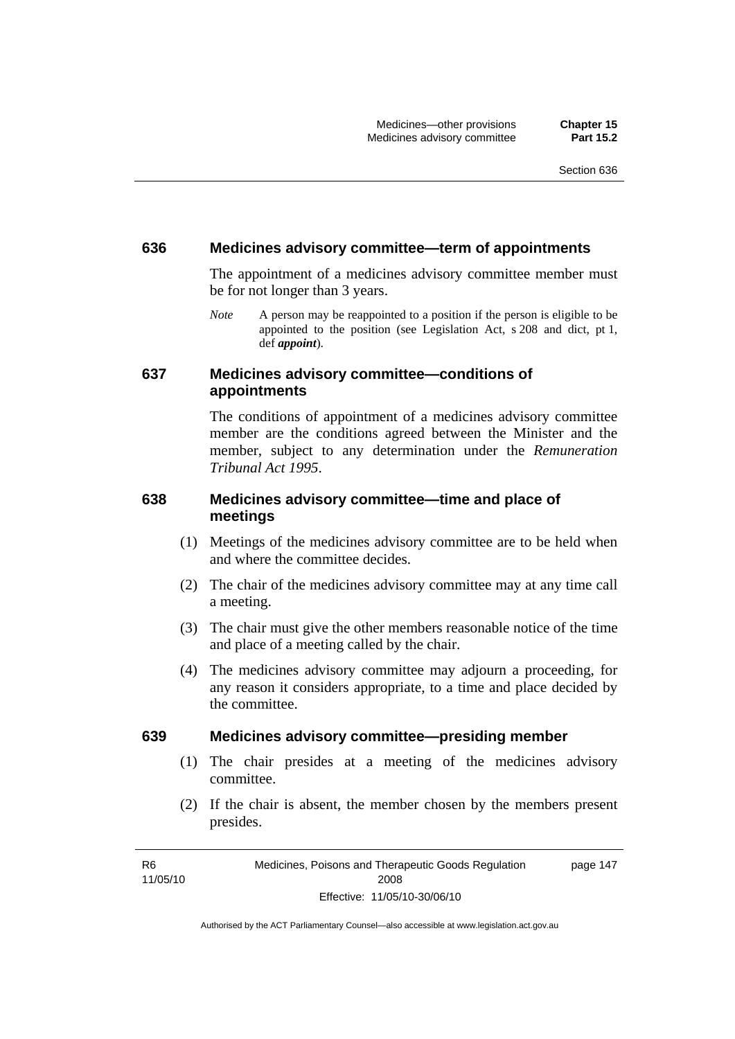### 636 Medicines advisory committee—term of appointments

The appointment of a medicines advisory committee member must be for not longer than 3 years.

*Note* A person may be reappointed to a position if the person is eligible to be appointed to the position (see Legislation Act, s 208 and dict, pt 1, def ***appoint***).

### 637 Medicines advisory committee—conditions of appointments

The conditions of appointment of a medicines advisory committee member are the conditions agreed between the Minister and the member, subject to any determination under the *Remuneration Tribunal Act 1995*.

### 638 Medicines advisory committee—time and place of meetings

(1) Meetings of the medicines advisory committee are to be held when and where the committee decides.

(2) The chair of the medicines advisory committee may at any time call a meeting.

(3) The chair must give the other members reasonable notice of the time and place of a meeting called by the chair.

(4) The medicines advisory committee may adjourn a proceeding, for any reason it considers appropriate, to a time and place decided by the committee.

### 639 Medicines advisory committee—presiding member

(1) The chair presides at a meeting of the medicines advisory committee.

(2) If the chair is absent, the member chosen by the members present presides.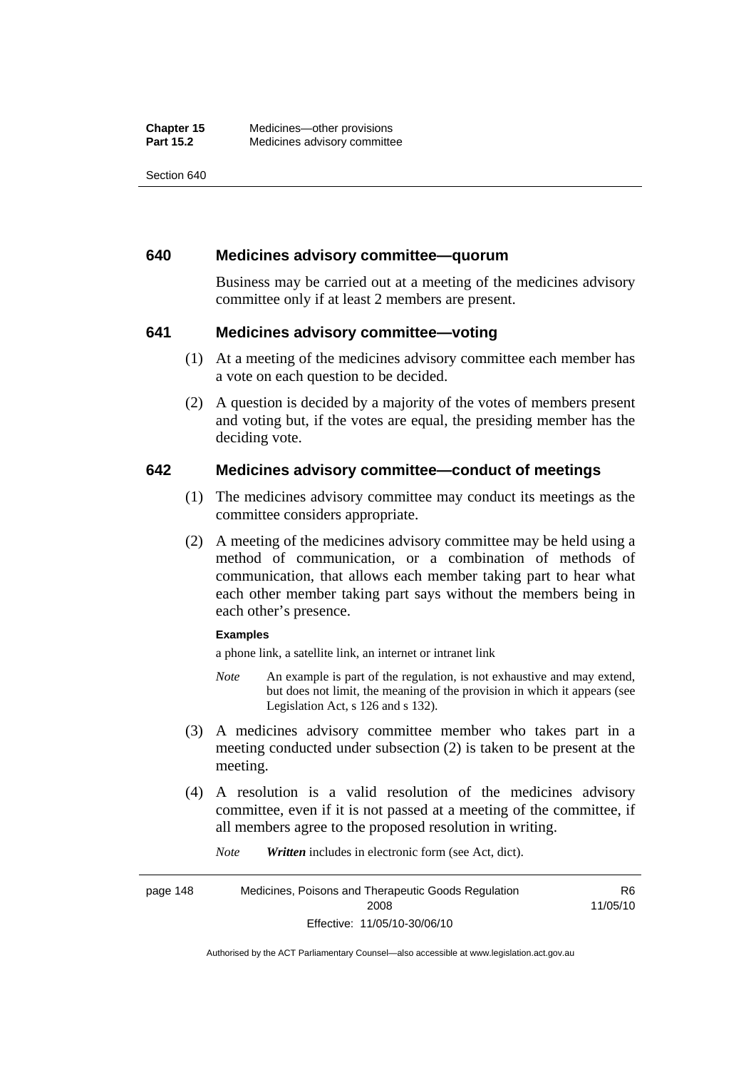## 640 Medicines advisory committee—quorum

Business may be carried out at a meeting of the medicines advisory committee only if at least 2 members are present.

## 641 Medicines advisory committee—voting

(1) At a meeting of the medicines advisory committee each member has a vote on each question to be decided.

(2) A question is decided by a majority of the votes of members present and voting but, if the votes are equal, the presiding member has the deciding vote.

## 642 Medicines advisory committee—conduct of meetings

(1) The medicines advisory committee may conduct its meetings as the committee considers appropriate.

(2) A meeting of the medicines advisory committee may be held using a method of communication, or a combination of methods of communication, that allows each member taking part to hear what each other member taking part says without the members being in each other's presence.

**Examples**

a phone link, a satellite link, an internet or intranet link

*Note* An example is part of the regulation, is not exhaustive and may extend, but does not limit, the meaning of the provision in which it appears (see Legislation Act, s 126 and s 132).

(3) A medicines advisory committee member who takes part in a meeting conducted under subsection (2) is taken to be present at the meeting.

(4) A resolution is a valid resolution of the medicines advisory committee, even if it is not passed at a meeting of the committee, if all members agree to the proposed resolution in writing.

*Note* ***Written*** includes in electronic form (see Act, dict).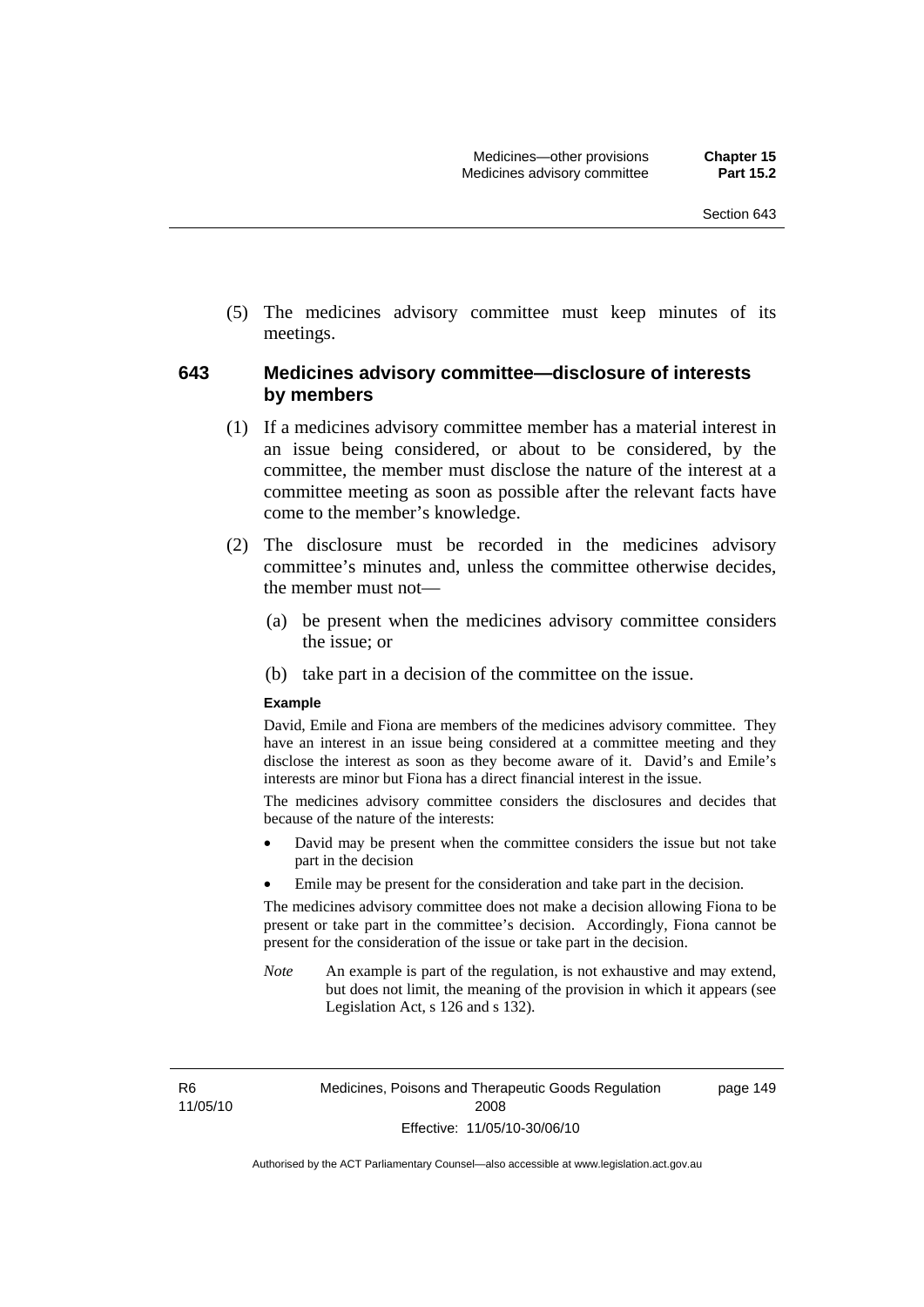(5) The medicines advisory committee must keep minutes of its meetings.

### 643 Medicines advisory committee—disclosure of interests by members

(1) If a medicines advisory committee member has a material interest in an issue being considered, or about to be considered, by the committee, the member must disclose the nature of the interest at a committee meeting as soon as possible after the relevant facts have come to the member's knowledge.

(2) The disclosure must be recorded in the medicines advisory committee's minutes and, unless the committee otherwise decides, the member must not—

(a) be present when the medicines advisory committee considers the issue; or

(b) take part in a decision of the committee on the issue.

**Example**

David, Emile and Fiona are members of the medicines advisory committee. They have an interest in an issue being considered at a committee meeting and they disclose the interest as soon as they become aware of it. David's and Emile's interests are minor but Fiona has a direct financial interest in the issue.

The medicines advisory committee considers the disclosures and decides that because of the nature of the interests:

- David may be present when the committee considers the issue but not take part in the decision
- Emile may be present for the consideration and take part in the decision.

The medicines advisory committee does not make a decision allowing Fiona to be present or take part in the committee's decision. Accordingly, Fiona cannot be present for the consideration of the issue or take part in the decision.

*Note* An example is part of the regulation, is not exhaustive and may extend, but does not limit, the meaning of the provision in which it appears (see Legislation Act, s 126 and s 132).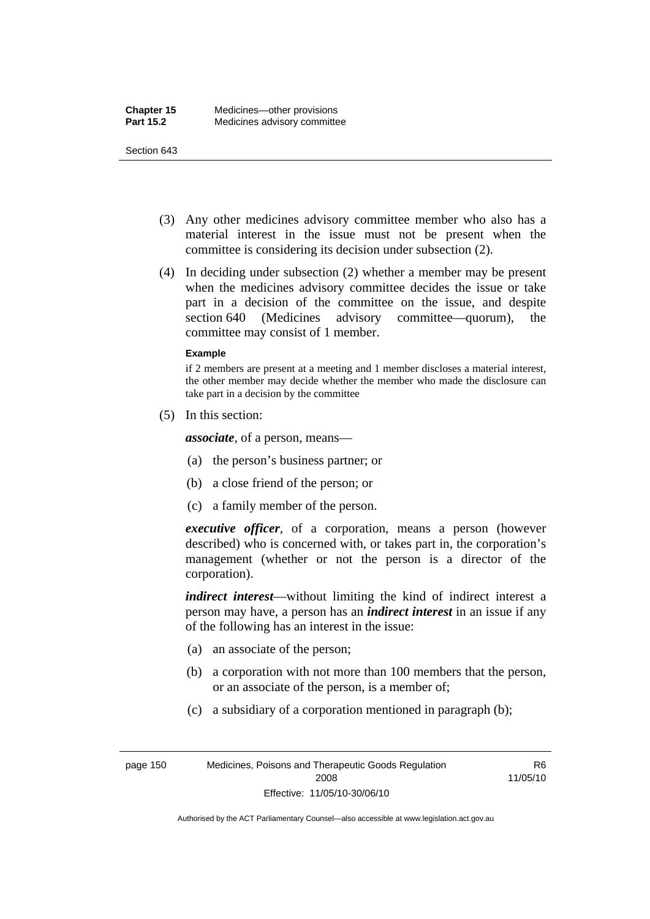(3) Any other medicines advisory committee member who also has a material interest in the issue must not be present when the committee is considering its decision under subsection (2).

(4) In deciding under subsection (2) whether a member may be present when the medicines advisory committee decides the issue or take part in a decision of the committee on the issue, and despite section 640 (Medicines advisory committee—quorum), the committee may consist of 1 member.

**Example**

if 2 members are present at a meeting and 1 member discloses a material interest, the other member may decide whether the member who made the disclosure can take part in a decision by the committee

(5) In this section:

***associate***, of a person, means—

(a) the person's business partner; or

(b) a close friend of the person; or

(c) a family member of the person.

***executive officer***, of a corporation, means a person (however described) who is concerned with, or takes part in, the corporation's management (whether or not the person is a director of the corporation).

***indirect interest***—without limiting the kind of indirect interest a person may have, a person has an ***indirect interest*** in an issue if any of the following has an interest in the issue:

(a) an associate of the person;

(b) a corporation with not more than 100 members that the person, or an associate of the person, is a member of;

(c) a subsidiary of a corporation mentioned in paragraph (b);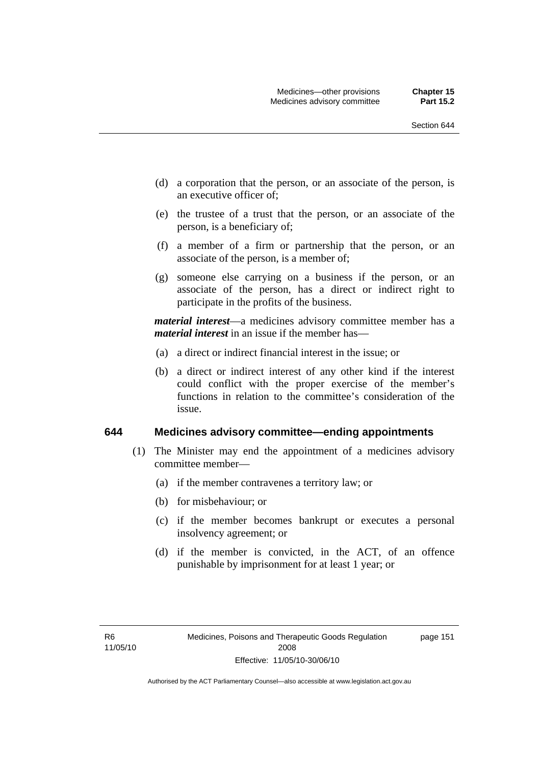- (d) a corporation that the person, or an associate of the person, is an executive officer of;
- (e) the trustee of a trust that the person, or an associate of the person, is a beneficiary of;
- (f) a member of a firm or partnership that the person, or an associate of the person, is a member of;
- (g) someone else carrying on a business if the person, or an associate of the person, has a direct or indirect right to participate in the profits of the business.

***material interest***—a medicines advisory committee member has a ***material interest*** in an issue if the member has—

- (a) a direct or indirect financial interest in the issue; or
- (b) a direct or indirect interest of any other kind if the interest could conflict with the proper exercise of the member's functions in relation to the committee's consideration of the issue.

## 644 Medicines advisory committee—ending appointments

(1) The Minister may end the appointment of a medicines advisory committee member—

- (a) if the member contravenes a territory law; or
- (b) for misbehaviour; or
- (c) if the member becomes bankrupt or executes a personal insolvency agreement; or
- (d) if the member is convicted, in the ACT, of an offence punishable by imprisonment for at least 1 year; or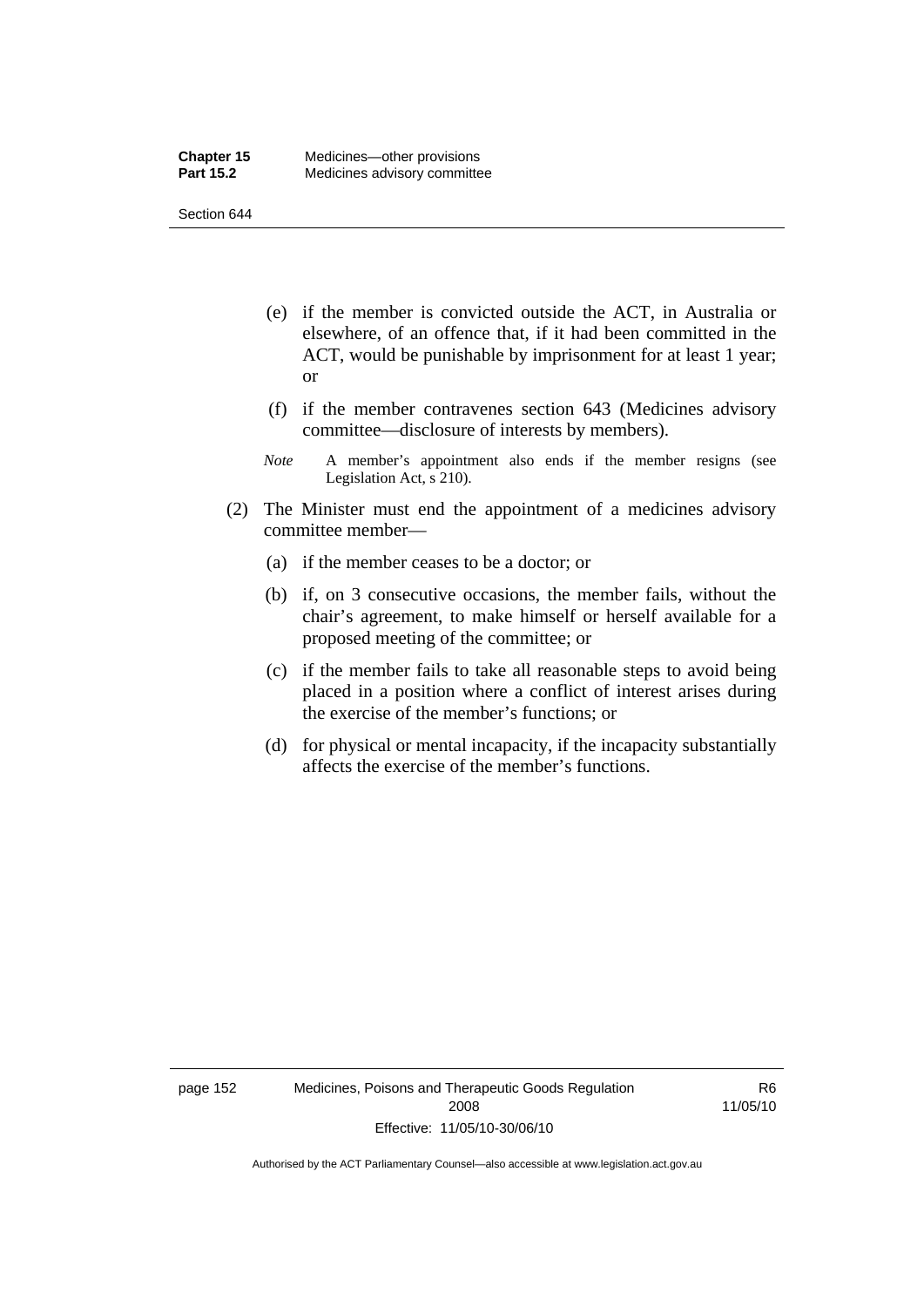(e) if the member is convicted outside the ACT, in Australia or elsewhere, of an offence that, if it had been committed in the ACT, would be punishable by imprisonment for at least 1 year; or

(f) if the member contravenes section 643 (Medicines advisory committee—disclosure of interests by members).

*Note* A member's appointment also ends if the member resigns (see Legislation Act, s 210).

(2) The Minister must end the appointment of a medicines advisory committee member—

(a) if the member ceases to be a doctor; or

(b) if, on 3 consecutive occasions, the member fails, without the chair's agreement, to make himself or herself available for a proposed meeting of the committee; or

(c) if the member fails to take all reasonable steps to avoid being placed in a position where a conflict of interest arises during the exercise of the member's functions; or

(d) for physical or mental incapacity, if the incapacity substantially affects the exercise of the member's functions.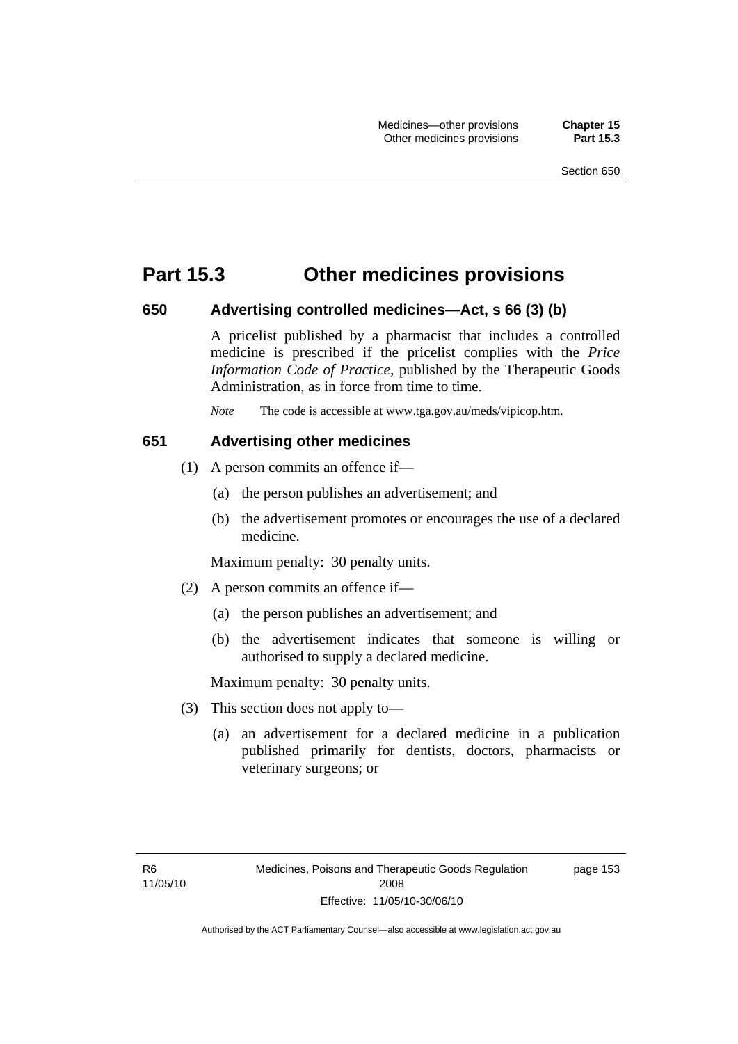# Part 15.3 Other medicines provisions

### 650 Advertising controlled medicines—Act, s 66 (3) (b)

A pricelist published by a pharmacist that includes a controlled medicine is prescribed if the pricelist complies with the *Price Information Code of Practice*, published by the Therapeutic Goods Administration, as in force from time to time.

*Note* The code is accessible at www.tga.gov.au/meds/vipicop.htm.

### 651 Advertising other medicines

(1) A person commits an offence if—

(a) the person publishes an advertisement; and

(b) the advertisement promotes or encourages the use of a declared medicine.

Maximum penalty: 30 penalty units.

(2) A person commits an offence if—

(a) the person publishes an advertisement; and

(b) the advertisement indicates that someone is willing or authorised to supply a declared medicine.

Maximum penalty: 30 penalty units.

(3) This section does not apply to—

(a) an advertisement for a declared medicine in a publication published primarily for dentists, doctors, pharmacists or veterinary surgeons; or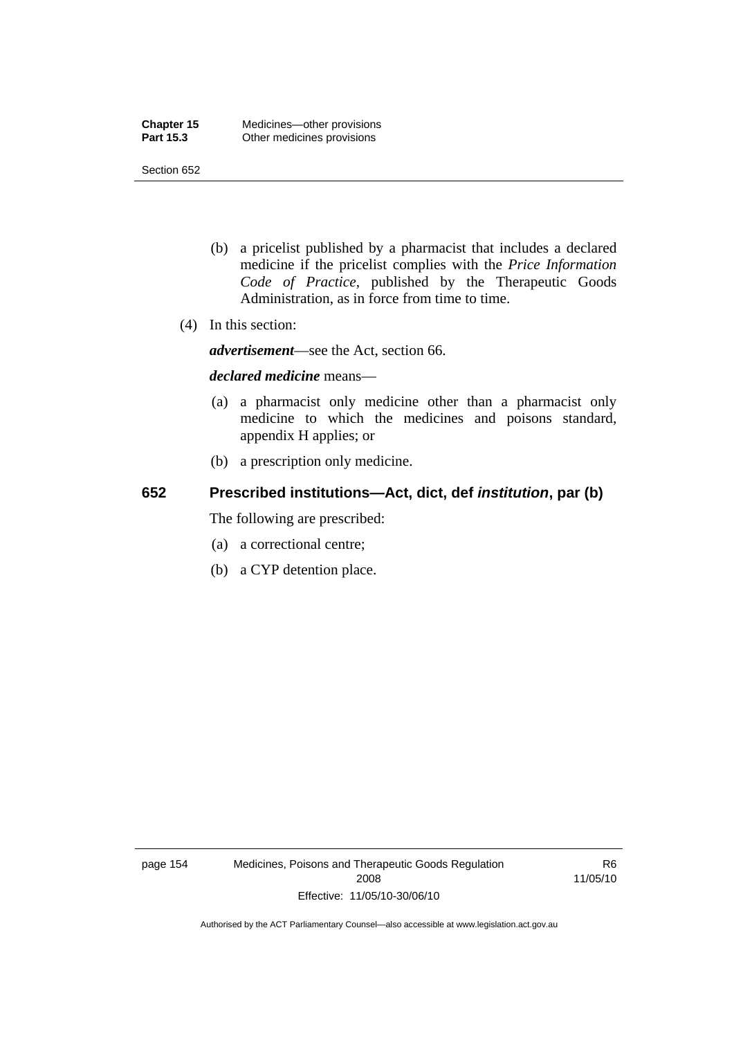(b) a pricelist published by a pharmacist that includes a declared medicine if the pricelist complies with the *Price Information Code of Practice*, published by the Therapeutic Goods Administration, as in force from time to time.

(4) In this section:

***advertisement***—see the Act, section 66.

***declared medicine*** means—

(a) a pharmacist only medicine other than a pharmacist only medicine to which the medicines and poisons standard, appendix H applies; or

(b) a prescription only medicine.

## 652 Prescribed institutions—Act, dict, def *institution*, par (b)

The following are prescribed:

(a) a correctional centre;

(b) a CYP detention place.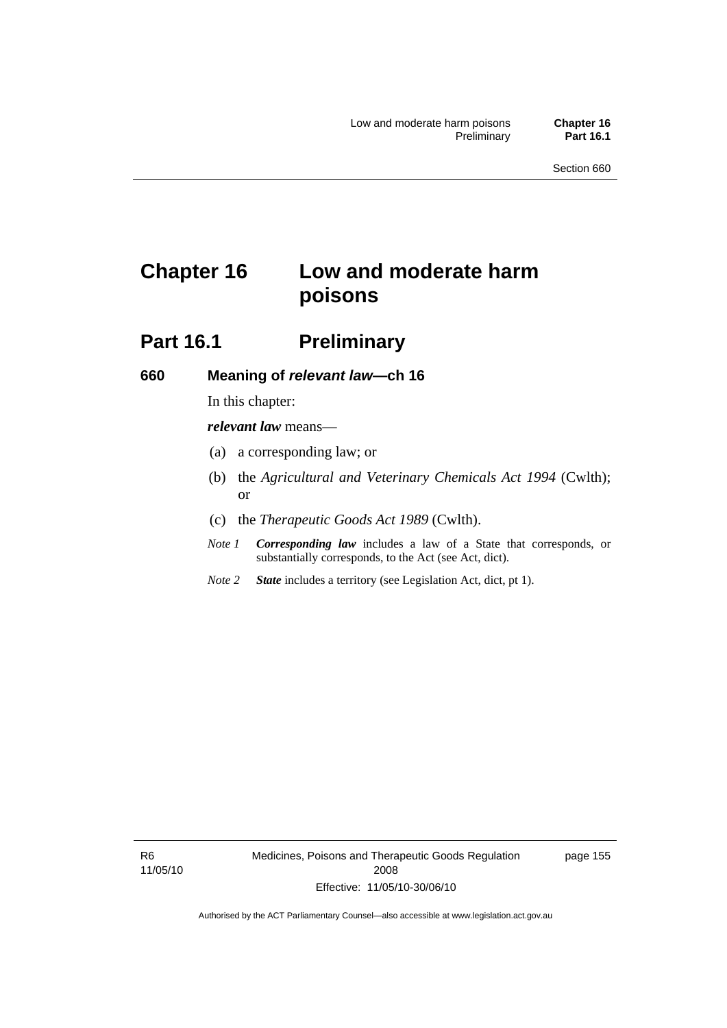# Chapter 16 Low and moderate harm poisons

## Part 16.1 Preliminary

### 660 Meaning of *relevant law*—ch 16

In this chapter:

***relevant law*** means—

(a) a corresponding law; or

(b) the *Agricultural and Veterinary Chemicals Act 1994* (Cwlth); or

(c) the *Therapeutic Goods Act 1989* (Cwlth).

*Note 1* ***Corresponding law*** includes a law of a State that corresponds, or substantially corresponds, to the Act (see Act, dict).

*Note 2* ***State*** includes a territory (see Legislation Act, dict, pt 1).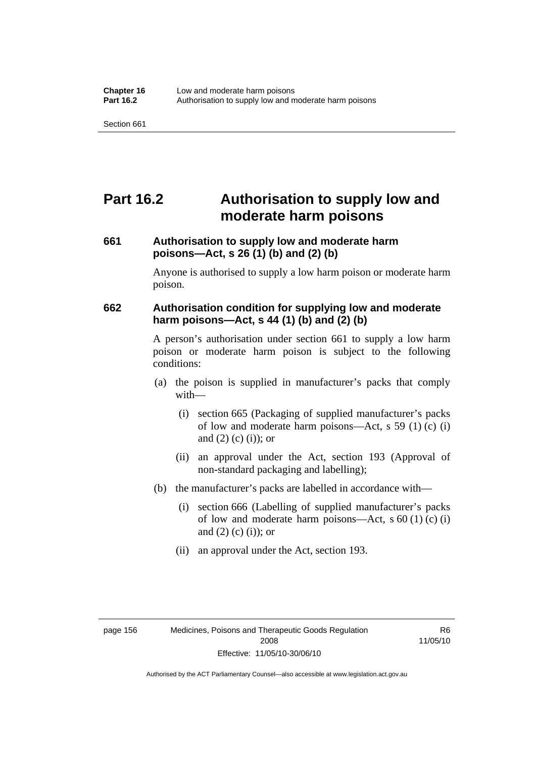# Part 16.2 Authorisation to supply low and moderate harm poisons

### 661 Authorisation to supply low and moderate harm poisons—Act, s 26 (1) (b) and (2) (b)

Anyone is authorised to supply a low harm poison or moderate harm poison.

### 662 Authorisation condition for supplying low and moderate harm poisons—Act, s 44 (1) (b) and (2) (b)

A person's authorisation under section 661 to supply a low harm poison or moderate harm poison is subject to the following conditions:

(a) the poison is supplied in manufacturer's packs that comply with—

(i) section 665 (Packaging of supplied manufacturer's packs of low and moderate harm poisons—Act, s 59 (1) (c) (i) and (2) (c) (i)); or

(ii) an approval under the Act, section 193 (Approval of non-standard packaging and labelling);

(b) the manufacturer's packs are labelled in accordance with—

(i) section 666 (Labelling of supplied manufacturer's packs of low and moderate harm poisons—Act, s 60 (1) (c) (i) and (2) (c) (i)); or

(ii) an approval under the Act, section 193.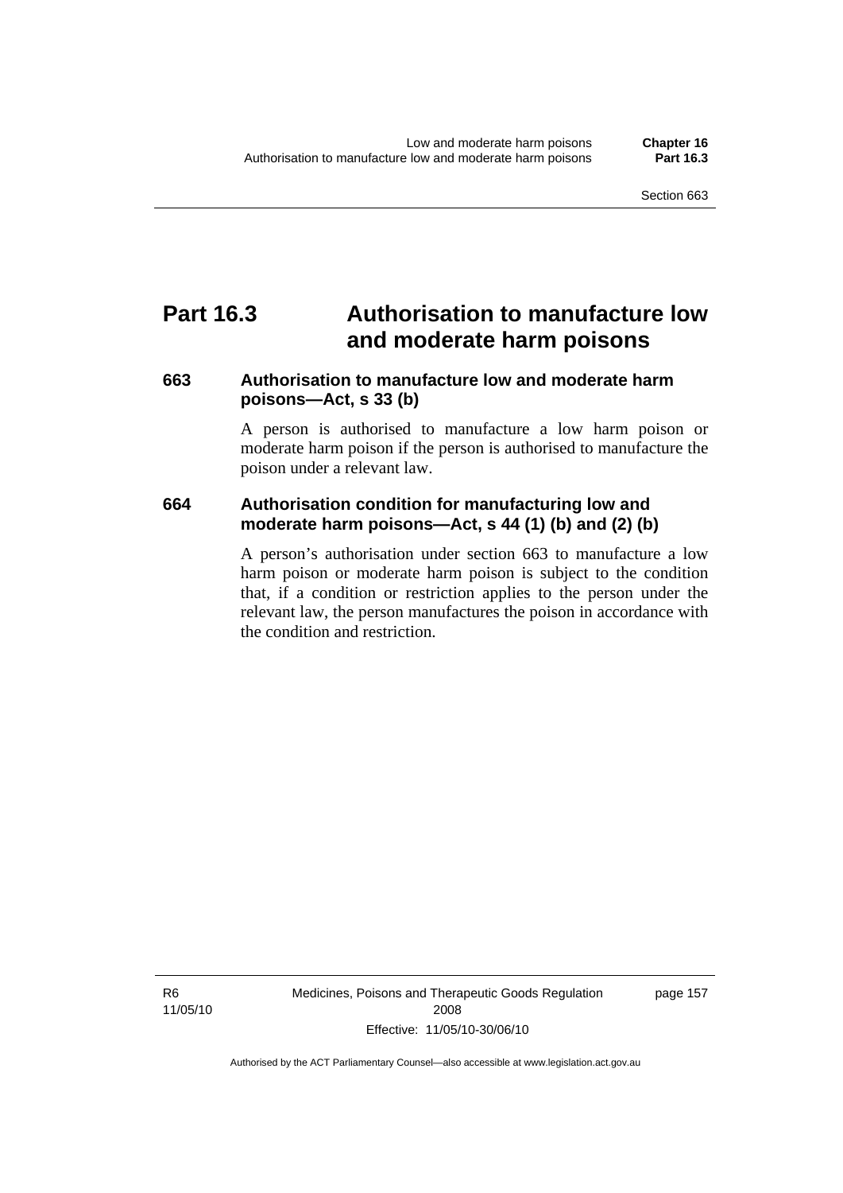# Part 16.3 Authorisation to manufacture low and moderate harm poisons

### 663 Authorisation to manufacture low and moderate harm poisons—Act, s 33 (b)

A person is authorised to manufacture a low harm poison or moderate harm poison if the person is authorised to manufacture the poison under a relevant law.

### 664 Authorisation condition for manufacturing low and moderate harm poisons—Act, s 44 (1) (b) and (2) (b)

A person's authorisation under section 663 to manufacture a low harm poison or moderate harm poison is subject to the condition that, if a condition or restriction applies to the person under the relevant law, the person manufactures the poison in accordance with the condition and restriction.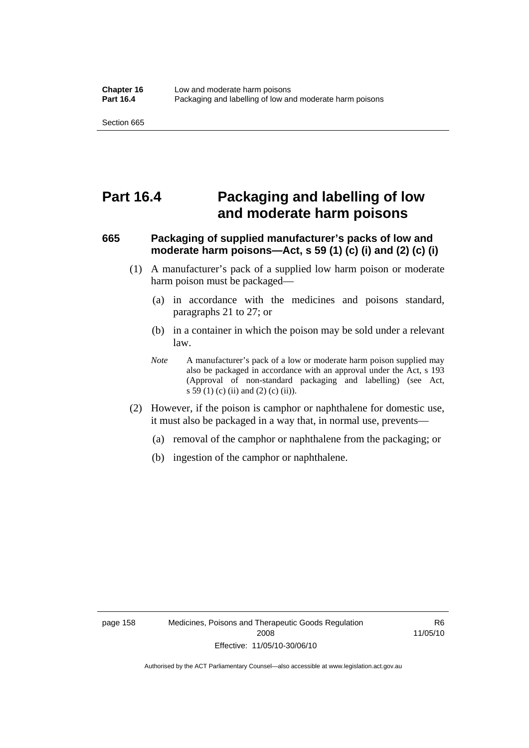# Part 16.4 Packaging and labelling of low and moderate harm poisons

## 665 Packaging of supplied manufacturer's packs of low and moderate harm poisons—Act, s 59 (1) (c) (i) and (2) (c) (i)

(1) A manufacturer's pack of a supplied low harm poison or moderate harm poison must be packaged—

(a) in accordance with the medicines and poisons standard, paragraphs 21 to 27; or

(b) in a container in which the poison may be sold under a relevant law.

*Note* A manufacturer's pack of a low or moderate harm poison supplied may also be packaged in accordance with an approval under the Act, s 193 (Approval of non-standard packaging and labelling) (see Act, s 59 (1) (c) (ii) and (2) (c) (ii)).

(2) However, if the poison is camphor or naphthalene for domestic use, it must also be packaged in a way that, in normal use, prevents—

(a) removal of the camphor or naphthalene from the packaging; or

(b) ingestion of the camphor or naphthalene.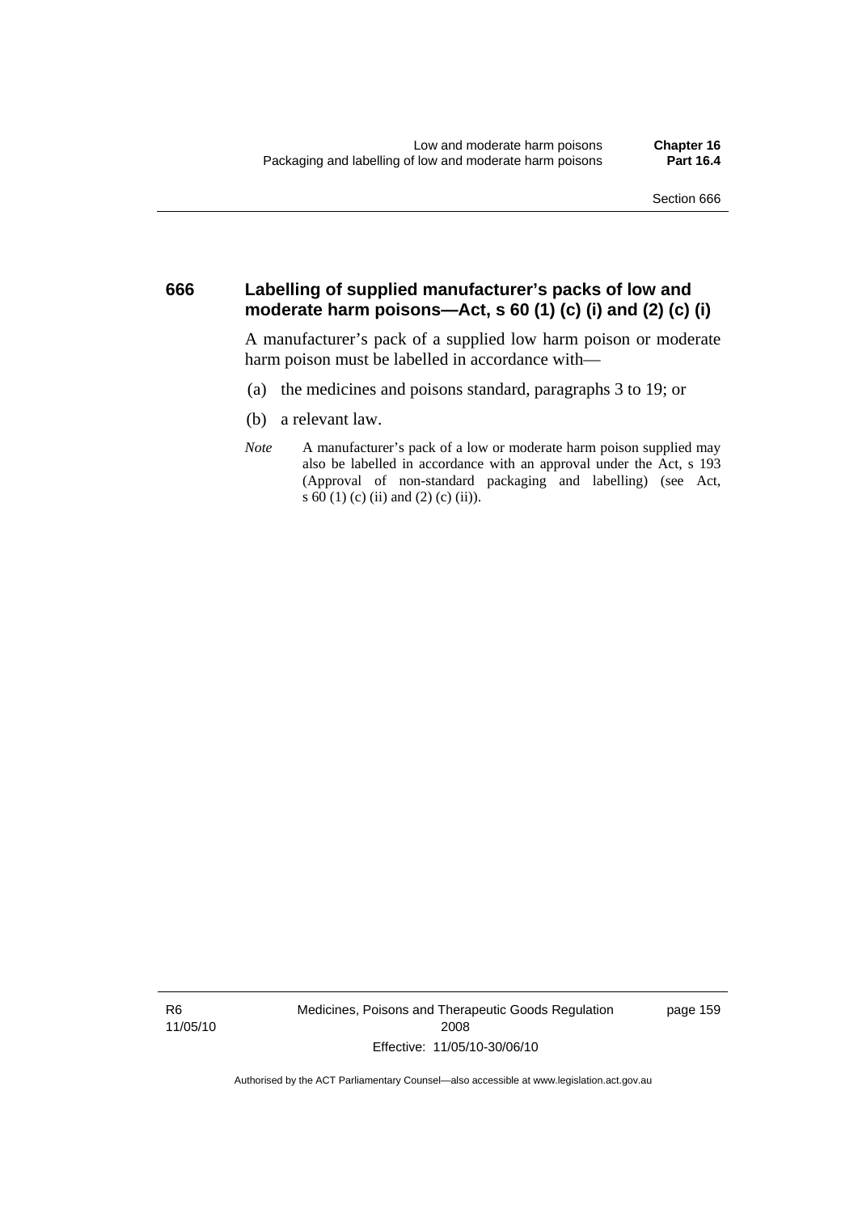## 666 Labelling of supplied manufacturer's packs of low and moderate harm poisons—Act, s 60 (1) (c) (i) and (2) (c) (i)

A manufacturer's pack of a supplied low harm poison or moderate harm poison must be labelled in accordance with—

(a) the medicines and poisons standard, paragraphs 3 to 19; or

(b) a relevant law.

*Note* A manufacturer's pack of a low or moderate harm poison supplied may also be labelled in accordance with an approval under the Act, s 193 (Approval of non-standard packaging and labelling) (see Act, s 60 (1) (c) (ii) and (2) (c) (ii)).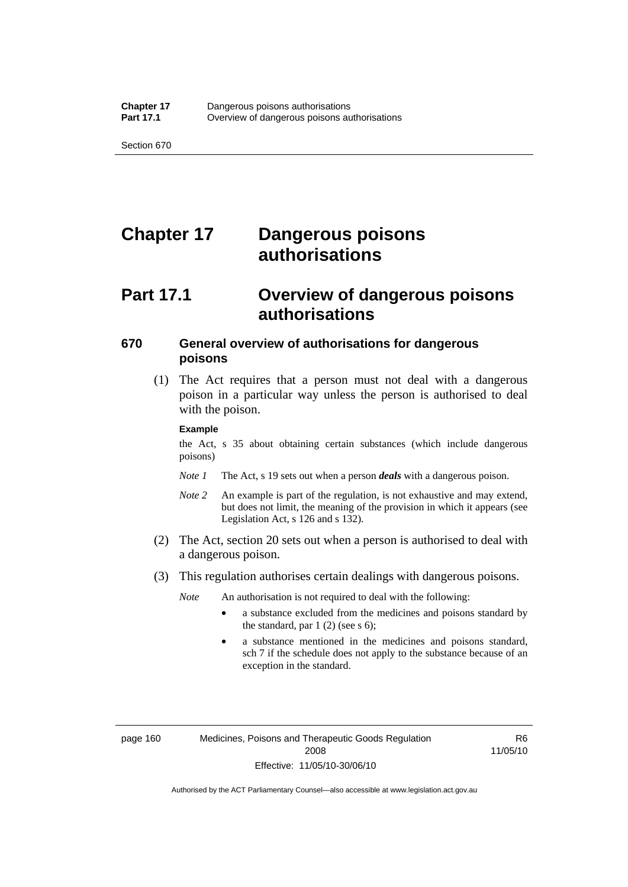# Chapter 17 Dangerous poisons authorisations

## Part 17.1 Overview of dangerous poisons authorisations

### 670 General overview of authorisations for dangerous poisons

(1) The Act requires that a person must not deal with a dangerous poison in a particular way unless the person is authorised to deal with the poison.

**Example**

the Act, s 35 about obtaining certain substances (which include dangerous poisons)

*Note 1* The Act, s 19 sets out when a person ***deals*** with a dangerous poison.

*Note 2* An example is part of the regulation, is not exhaustive and may extend, but does not limit, the meaning of the provision in which it appears (see Legislation Act, s 126 and s 132).

(2) The Act, section 20 sets out when a person is authorised to deal with a dangerous poison.

(3) This regulation authorises certain dealings with dangerous poisons.

*Note* An authorisation is not required to deal with the following:

- a substance excluded from the medicines and poisons standard by the standard, par 1 (2) (see s 6);
- a substance mentioned in the medicines and poisons standard, sch 7 if the schedule does not apply to the substance because of an exception in the standard.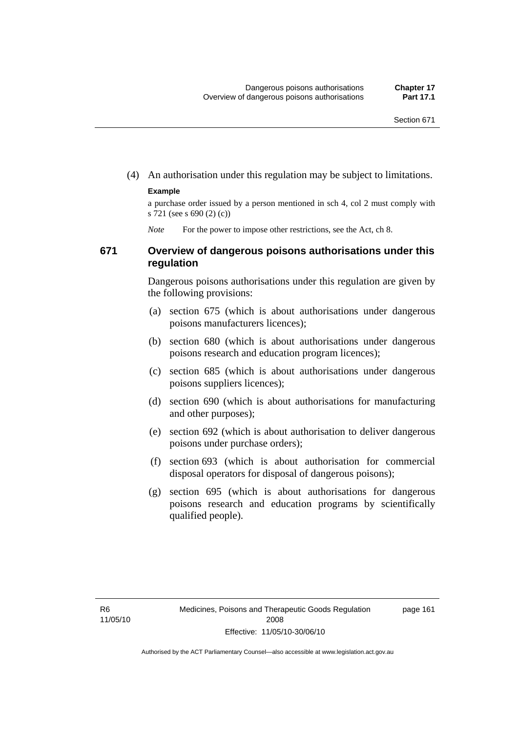(4) An authorisation under this regulation may be subject to limitations.

**Example**

a purchase order issued by a person mentioned in sch 4, col 2 must comply with s 721 (see s 690 (2) (c))

*Note* For the power to impose other restrictions, see the Act, ch 8.

### 671 Overview of dangerous poisons authorisations under this regulation

Dangerous poisons authorisations under this regulation are given by the following provisions:

(a) section 675 (which is about authorisations under dangerous poisons manufacturers licences);

(b) section 680 (which is about authorisations under dangerous poisons research and education program licences);

(c) section 685 (which is about authorisations under dangerous poisons suppliers licences);

(d) section 690 (which is about authorisations for manufacturing and other purposes);

(e) section 692 (which is about authorisation to deliver dangerous poisons under purchase orders);

(f) section 693 (which is about authorisation for commercial disposal operators for disposal of dangerous poisons);

(g) section 695 (which is about authorisations for dangerous poisons research and education programs by scientifically qualified people).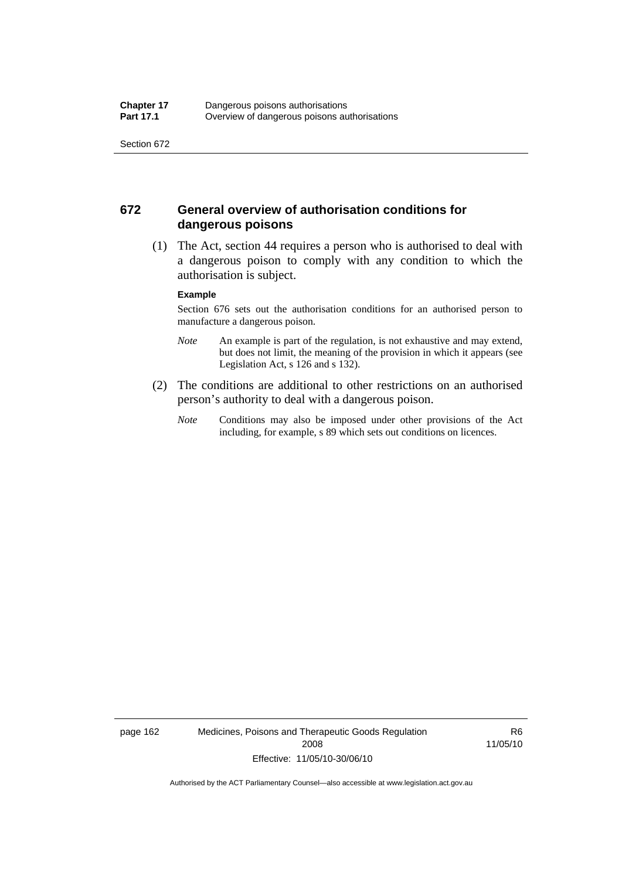## 672 General overview of authorisation conditions for dangerous poisons

(1) The Act, section 44 requires a person who is authorised to deal with a dangerous poison to comply with any condition to which the authorisation is subject.

**Example**

Section 676 sets out the authorisation conditions for an authorised person to manufacture a dangerous poison.

*Note* An example is part of the regulation, is not exhaustive and may extend, but does not limit, the meaning of the provision in which it appears (see Legislation Act, s 126 and s 132).

(2) The conditions are additional to other restrictions on an authorised person's authority to deal with a dangerous poison.

*Note* Conditions may also be imposed under other provisions of the Act including, for example, s 89 which sets out conditions on licences.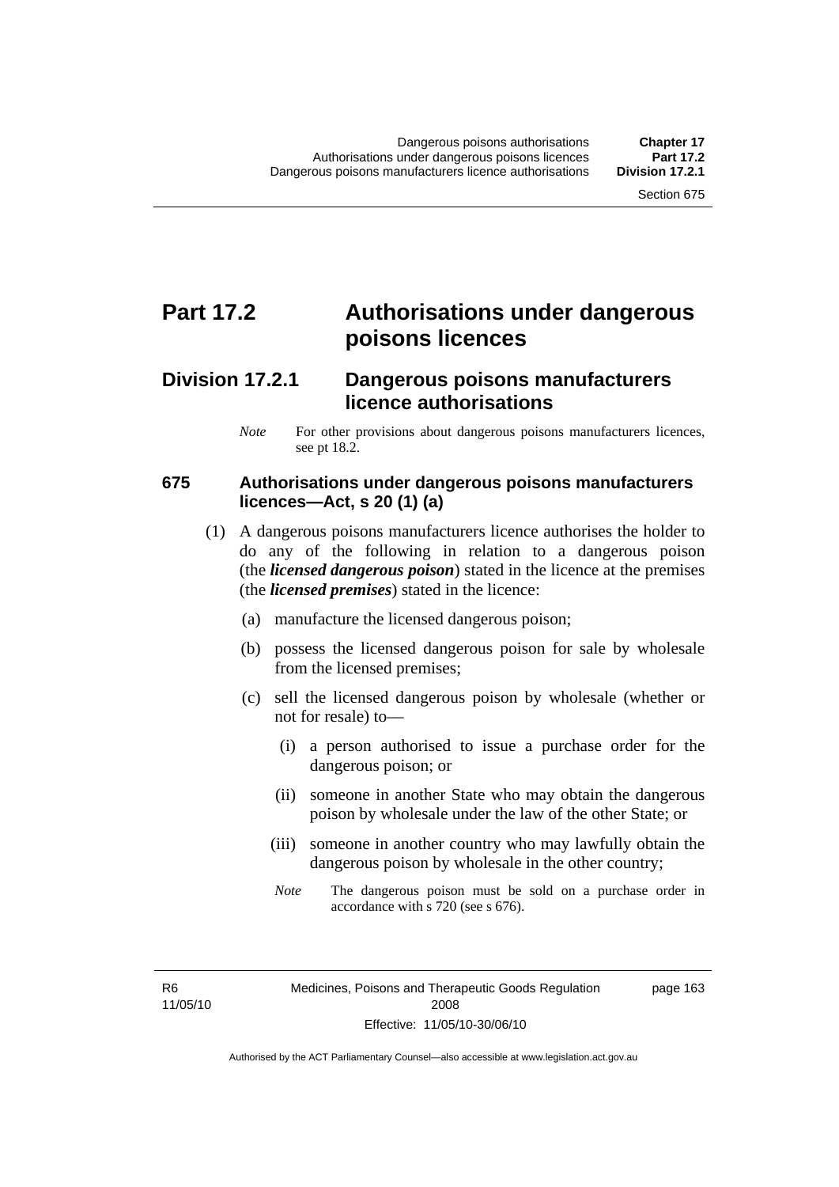# Part 17.2 Authorisations under dangerous poisons licences

## Division 17.2.1 Dangerous poisons manufacturers licence authorisations

*Note* For other provisions about dangerous poisons manufacturers licences, see pt 18.2.

### 675 Authorisations under dangerous poisons manufacturers licences—Act, s 20 (1) (a)

(1) A dangerous poisons manufacturers licence authorises the holder to do any of the following in relation to a dangerous poison (the ***licensed dangerous poison***) stated in the licence at the premises (the ***licensed premises***) stated in the licence:

(a) manufacture the licensed dangerous poison;

(b) possess the licensed dangerous poison for sale by wholesale from the licensed premises;

(c) sell the licensed dangerous poison by wholesale (whether or not for resale) to—

(i) a person authorised to issue a purchase order for the dangerous poison; or

(ii) someone in another State who may obtain the dangerous poison by wholesale under the law of the other State; or

(iii) someone in another country who may lawfully obtain the dangerous poison by wholesale in the other country;

*Note* The dangerous poison must be sold on a purchase order in accordance with s 720 (see s 676).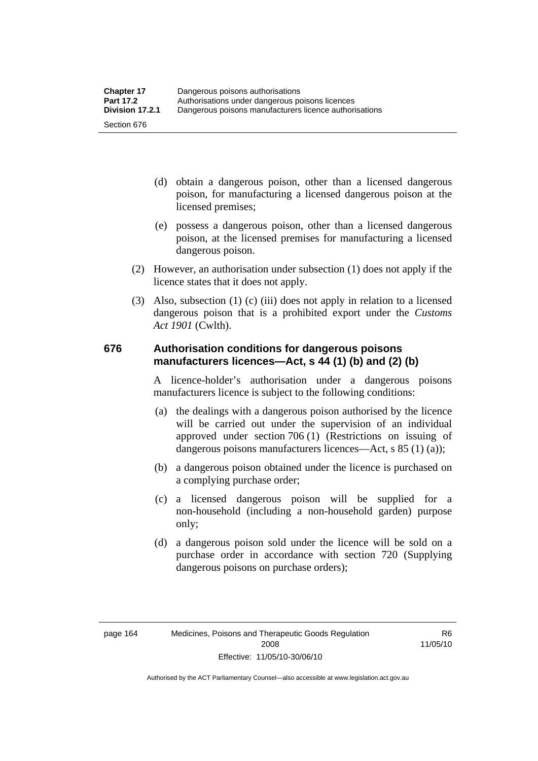(d) obtain a dangerous poison, other than a licensed dangerous poison, for manufacturing a licensed dangerous poison at the licensed premises;

(e) possess a dangerous poison, other than a licensed dangerous poison, at the licensed premises for manufacturing a licensed dangerous poison.

(2) However, an authorisation under subsection (1) does not apply if the licence states that it does not apply.

(3) Also, subsection (1) (c) (iii) does not apply in relation to a licensed dangerous poison that is a prohibited export under the *Customs Act 1901* (Cwlth).

### 676 Authorisation conditions for dangerous poisons manufacturers licences—Act, s 44 (1) (b) and (2) (b)

A licence-holder's authorisation under a dangerous poisons manufacturers licence is subject to the following conditions:

(a) the dealings with a dangerous poison authorised by the licence will be carried out under the supervision of an individual approved under section 706 (1) (Restrictions on issuing of dangerous poisons manufacturers licences—Act, s 85 (1) (a));

(b) a dangerous poison obtained under the licence is purchased on a complying purchase order;

(c) a licensed dangerous poison will be supplied for a non-household (including a non-household garden) purpose only;

(d) a dangerous poison sold under the licence will be sold on a purchase order in accordance with section 720 (Supplying dangerous poisons on purchase orders);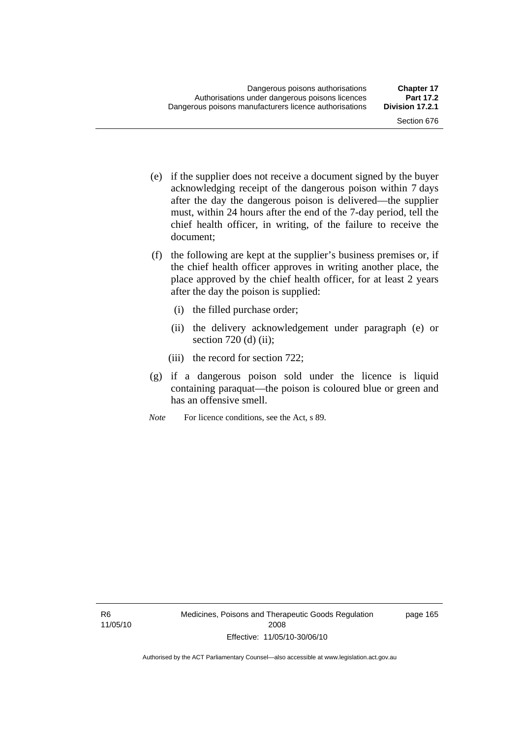(e) if the supplier does not receive a document signed by the buyer acknowledging receipt of the dangerous poison within 7 days after the day the dangerous poison is delivered—the supplier must, within 24 hours after the end of the 7-day period, tell the chief health officer, in writing, of the failure to receive the document;

(f) the following are kept at the supplier's business premises or, if the chief health officer approves in writing another place, the place approved by the chief health officer, for at least 2 years after the day the poison is supplied:

  (i) the filled purchase order;

  (ii) the delivery acknowledgement under paragraph (e) or section 720 (d) (ii);

  (iii) the record for section 722;

(g) if a dangerous poison sold under the licence is liquid containing paraquat—the poison is coloured blue or green and has an offensive smell.

*Note* For licence conditions, see the Act, s 89.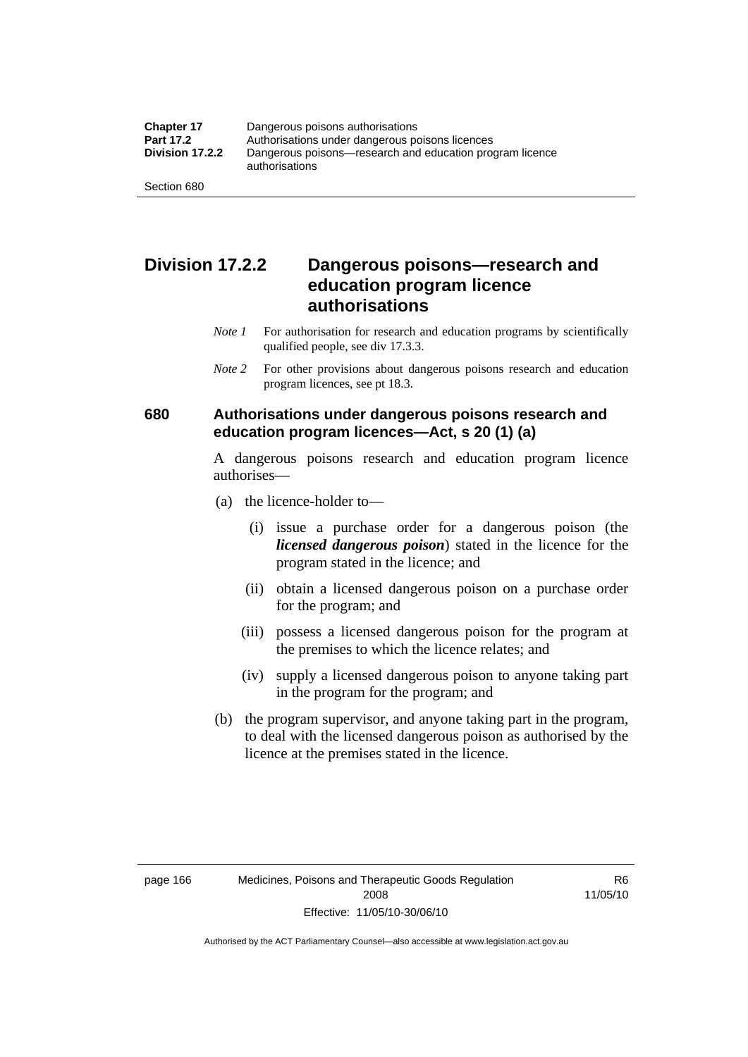# Division 17.2.2 Dangerous poisons—research and education program licence authorisations

*Note 1* For authorisation for research and education programs by scientifically qualified people, see div 17.3.3.

*Note 2* For other provisions about dangerous poisons research and education program licences, see pt 18.3.

## 680 Authorisations under dangerous poisons research and education program licences—Act, s 20 (1) (a)

A dangerous poisons research and education program licence authorises—

(a) the licence-holder to—

(i) issue a purchase order for a dangerous poison (the ***licensed dangerous poison***) stated in the licence for the program stated in the licence; and

(ii) obtain a licensed dangerous poison on a purchase order for the program; and

(iii) possess a licensed dangerous poison for the program at the premises to which the licence relates; and

(iv) supply a licensed dangerous poison to anyone taking part in the program for the program; and

(b) the program supervisor, and anyone taking part in the program, to deal with the licensed dangerous poison as authorised by the licence at the premises stated in the licence.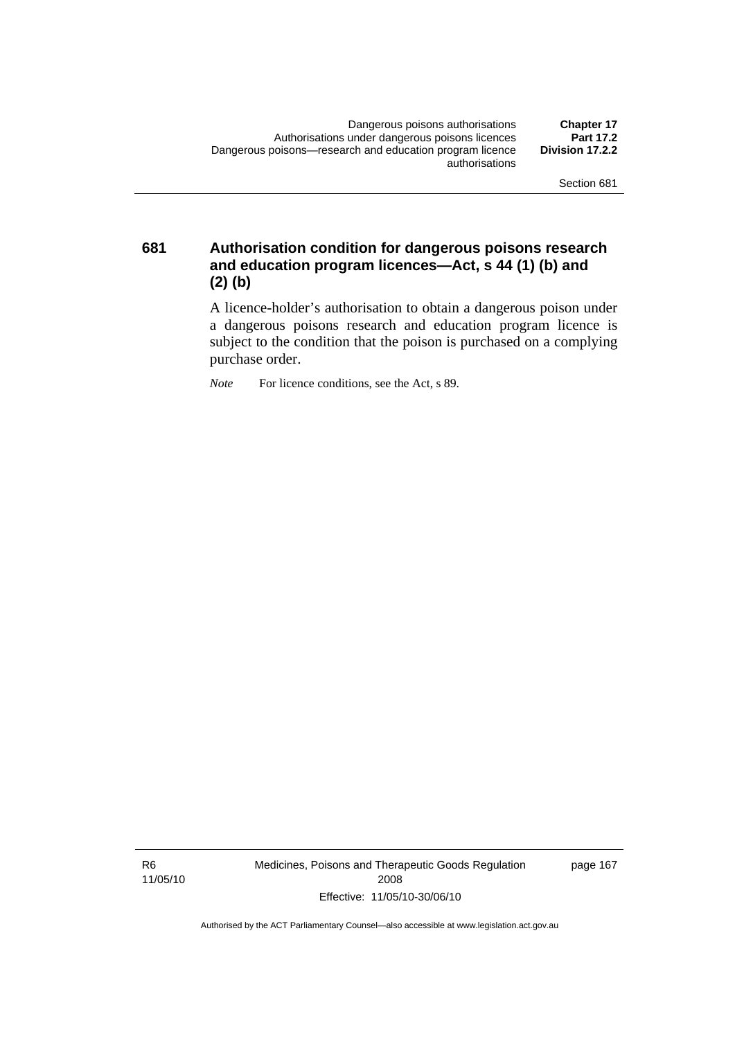## 681 Authorisation condition for dangerous poisons research and education program licences—Act, s 44 (1) (b) and (2) (b)

A licence-holder's authorisation to obtain a dangerous poison under a dangerous poisons research and education program licence is subject to the condition that the poison is purchased on a complying purchase order.

*Note* For licence conditions, see the Act, s 89.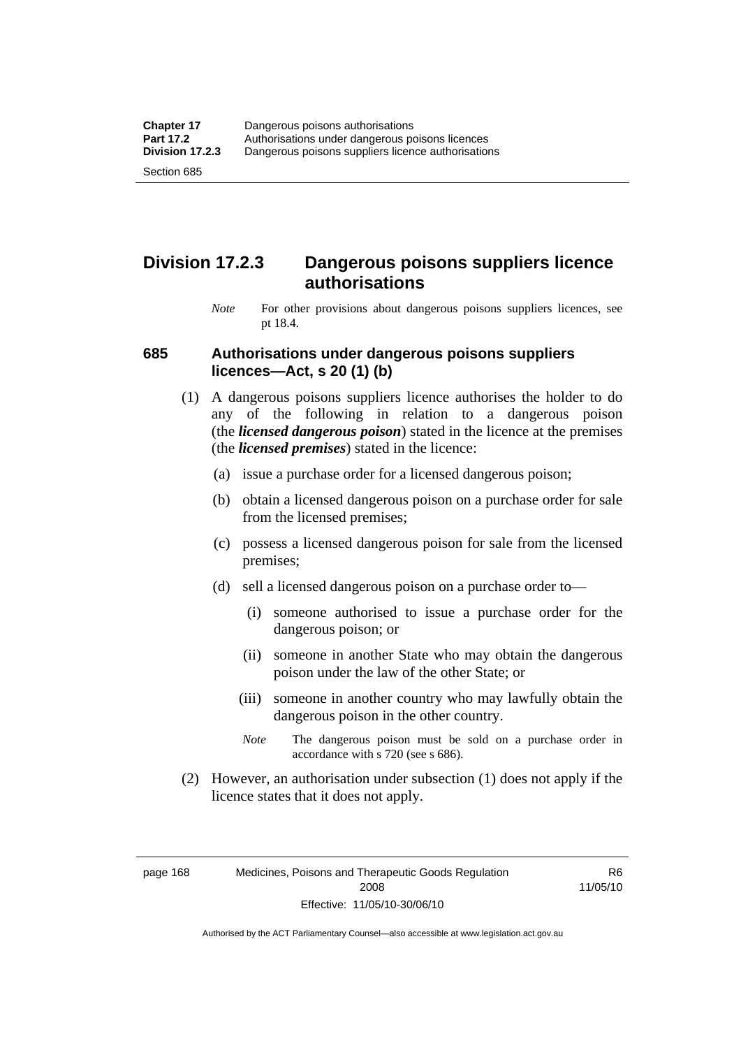## Division 17.2.3 Dangerous poisons suppliers licence authorisations

*Note* For other provisions about dangerous poisons suppliers licences, see pt 18.4.

### 685 Authorisations under dangerous poisons suppliers licences—Act, s 20 (1) (b)

(1) A dangerous poisons suppliers licence authorises the holder to do any of the following in relation to a dangerous poison (the ***licensed dangerous poison***) stated in the licence at the premises (the ***licensed premises***) stated in the licence:

(a) issue a purchase order for a licensed dangerous poison;

(b) obtain a licensed dangerous poison on a purchase order for sale from the licensed premises;

(c) possess a licensed dangerous poison for sale from the licensed premises;

(d) sell a licensed dangerous poison on a purchase order to—

(i) someone authorised to issue a purchase order for the dangerous poison; or

(ii) someone in another State who may obtain the dangerous poison under the law of the other State; or

(iii) someone in another country who may lawfully obtain the dangerous poison in the other country.

*Note* The dangerous poison must be sold on a purchase order in accordance with s 720 (see s 686).

(2) However, an authorisation under subsection (1) does not apply if the licence states that it does not apply.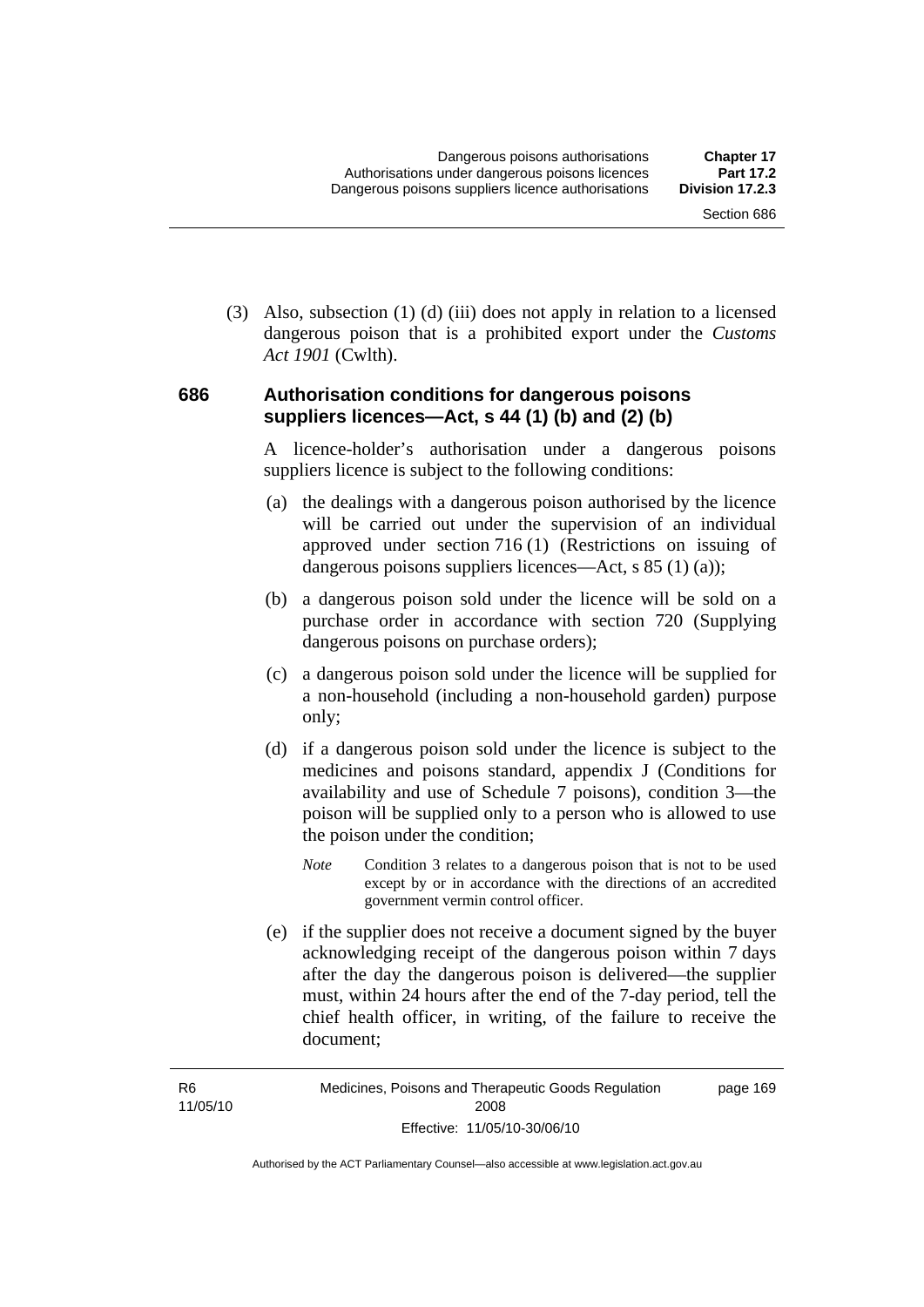(3) Also, subsection (1) (d) (iii) does not apply in relation to a licensed dangerous poison that is a prohibited export under the *Customs Act 1901* (Cwlth).

### 686 Authorisation conditions for dangerous poisons suppliers licences—Act, s 44 (1) (b) and (2) (b)

A licence-holder's authorisation under a dangerous poisons suppliers licence is subject to the following conditions:

(a) the dealings with a dangerous poison authorised by the licence will be carried out under the supervision of an individual approved under section 716 (1) (Restrictions on issuing of dangerous poisons suppliers licences—Act, s 85 (1) (a));

(b) a dangerous poison sold under the licence will be sold on a purchase order in accordance with section 720 (Supplying dangerous poisons on purchase orders);

(c) a dangerous poison sold under the licence will be supplied for a non-household (including a non-household garden) purpose only;

(d) if a dangerous poison sold under the licence is subject to the medicines and poisons standard, appendix J (Conditions for availability and use of Schedule 7 poisons), condition 3—the poison will be supplied only to a person who is allowed to use the poison under the condition;

*Note* Condition 3 relates to a dangerous poison that is not to be used except by or in accordance with the directions of an accredited government vermin control officer.

(e) if the supplier does not receive a document signed by the buyer acknowledging receipt of the dangerous poison within 7 days after the day the dangerous poison is delivered—the supplier must, within 24 hours after the end of the 7-day period, tell the chief health officer, in writing, of the failure to receive the document;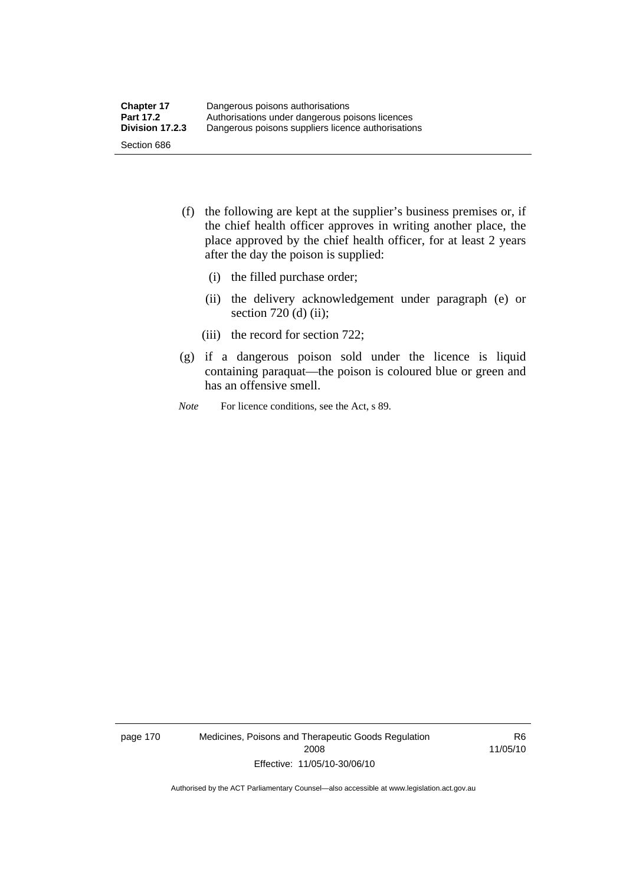(f) the following are kept at the supplier's business premises or, if the chief health officer approves in writing another place, the place approved by the chief health officer, for at least 2 years after the day the poison is supplied:

   (i) the filled purchase order;

   (ii) the delivery acknowledgement under paragraph (e) or section 720 (d) (ii);

   (iii) the record for section 722;

(g) if a dangerous poison sold under the licence is liquid containing paraquat—the poison is coloured blue or green and has an offensive smell.

*Note* For licence conditions, see the Act, s 89.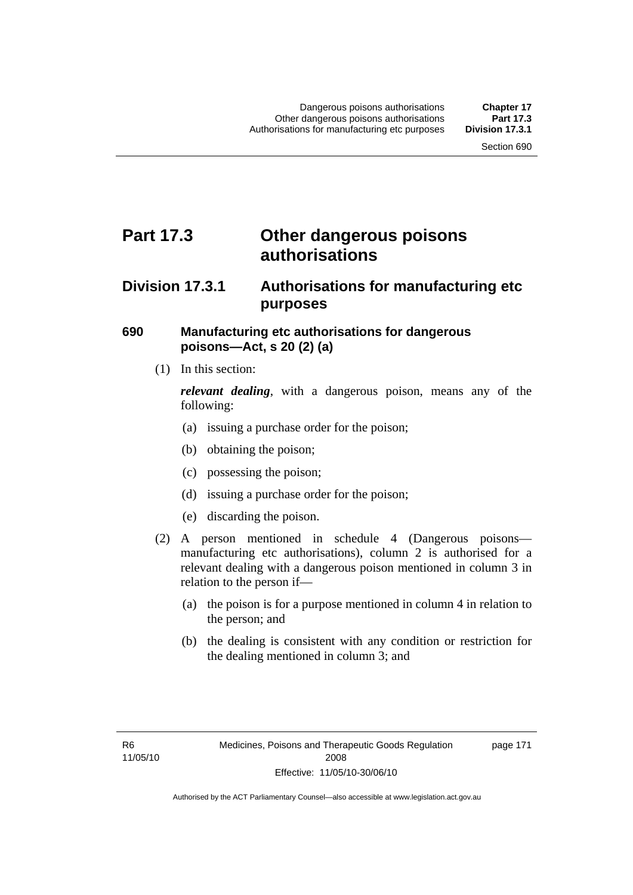# Part 17.3 Other dangerous poisons authorisations

## Division 17.3.1 Authorisations for manufacturing etc purposes

### 690 Manufacturing etc authorisations for dangerous poisons—Act, s 20 (2) (a)

(1) In this section:

***relevant dealing***, with a dangerous poison, means any of the following:

- (a) issuing a purchase order for the poison;
- (b) obtaining the poison;
- (c) possessing the poison;
- (d) issuing a purchase order for the poison;
- (e) discarding the poison.

(2) A person mentioned in schedule 4 (Dangerous poisons—manufacturing etc authorisations), column 2 is authorised for a relevant dealing with a dangerous poison mentioned in column 3 in relation to the person if—

- (a) the poison is for a purpose mentioned in column 4 in relation to the person; and
- (b) the dealing is consistent with any condition or restriction for the dealing mentioned in column 3; and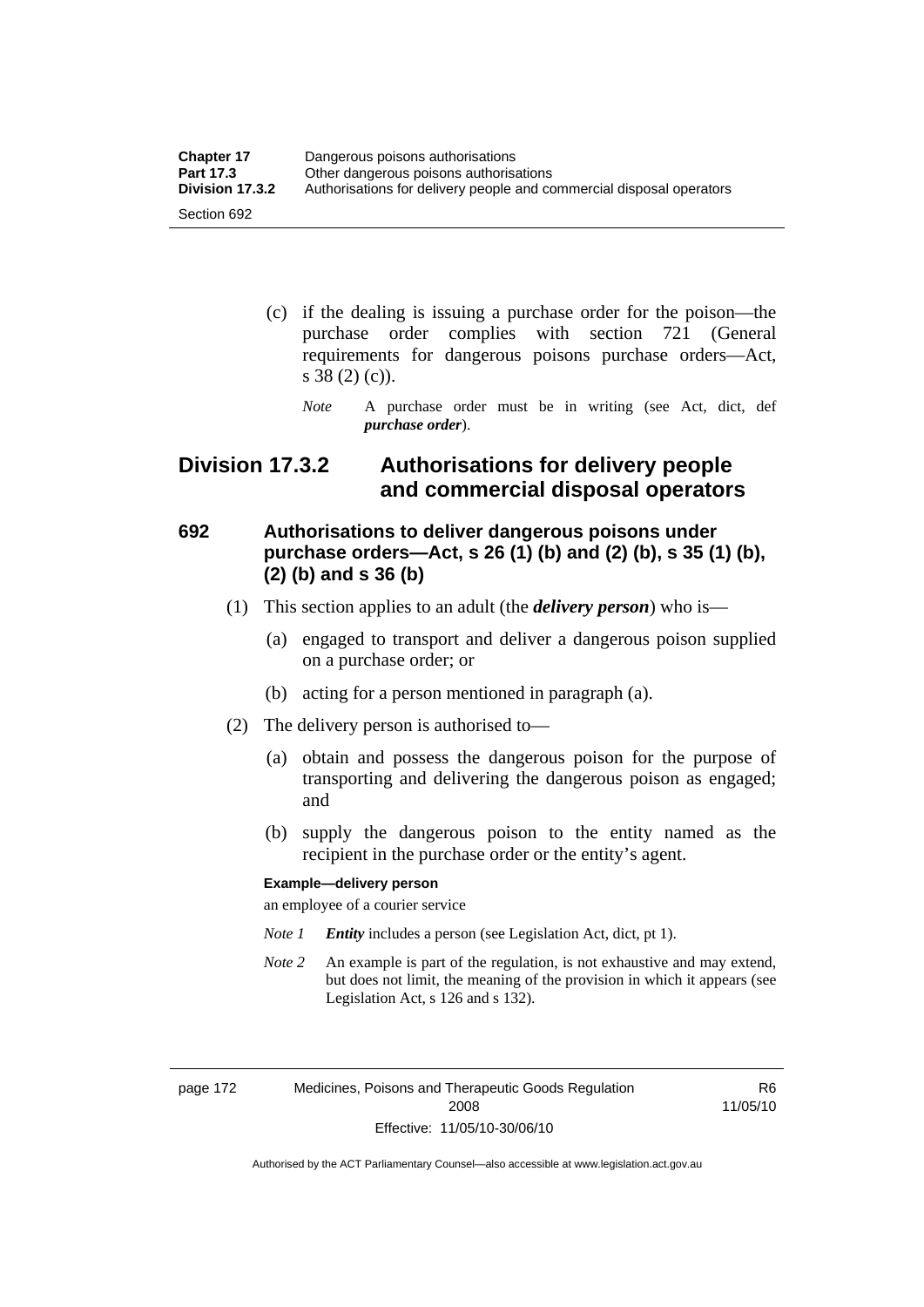(c) if the dealing is issuing a purchase order for the poison—the purchase order complies with section 721 (General requirements for dangerous poisons purchase orders—Act, s 38 (2) (c)).

*Note* A purchase order must be in writing (see Act, dict, def ***purchase order***).

## Division 17.3.2 Authorisations for delivery people and commercial disposal operators

### 692 Authorisations to deliver dangerous poisons under purchase orders—Act, s 26 (1) (b) and (2) (b), s 35 (1) (b), (2) (b) and s 36 (b)

(1) This section applies to an adult (the ***delivery person***) who is—

(a) engaged to transport and deliver a dangerous poison supplied on a purchase order; or

(b) acting for a person mentioned in paragraph (a).

(2) The delivery person is authorised to—

(a) obtain and possess the dangerous poison for the purpose of transporting and delivering the dangerous poison as engaged; and

(b) supply the dangerous poison to the entity named as the recipient in the purchase order or the entity's agent.

**Example—delivery person**

an employee of a courier service

*Note 1* ***Entity*** includes a person (see Legislation Act, dict, pt 1).

*Note 2* An example is part of the regulation, is not exhaustive and may extend, but does not limit, the meaning of the provision in which it appears (see Legislation Act, s 126 and s 132).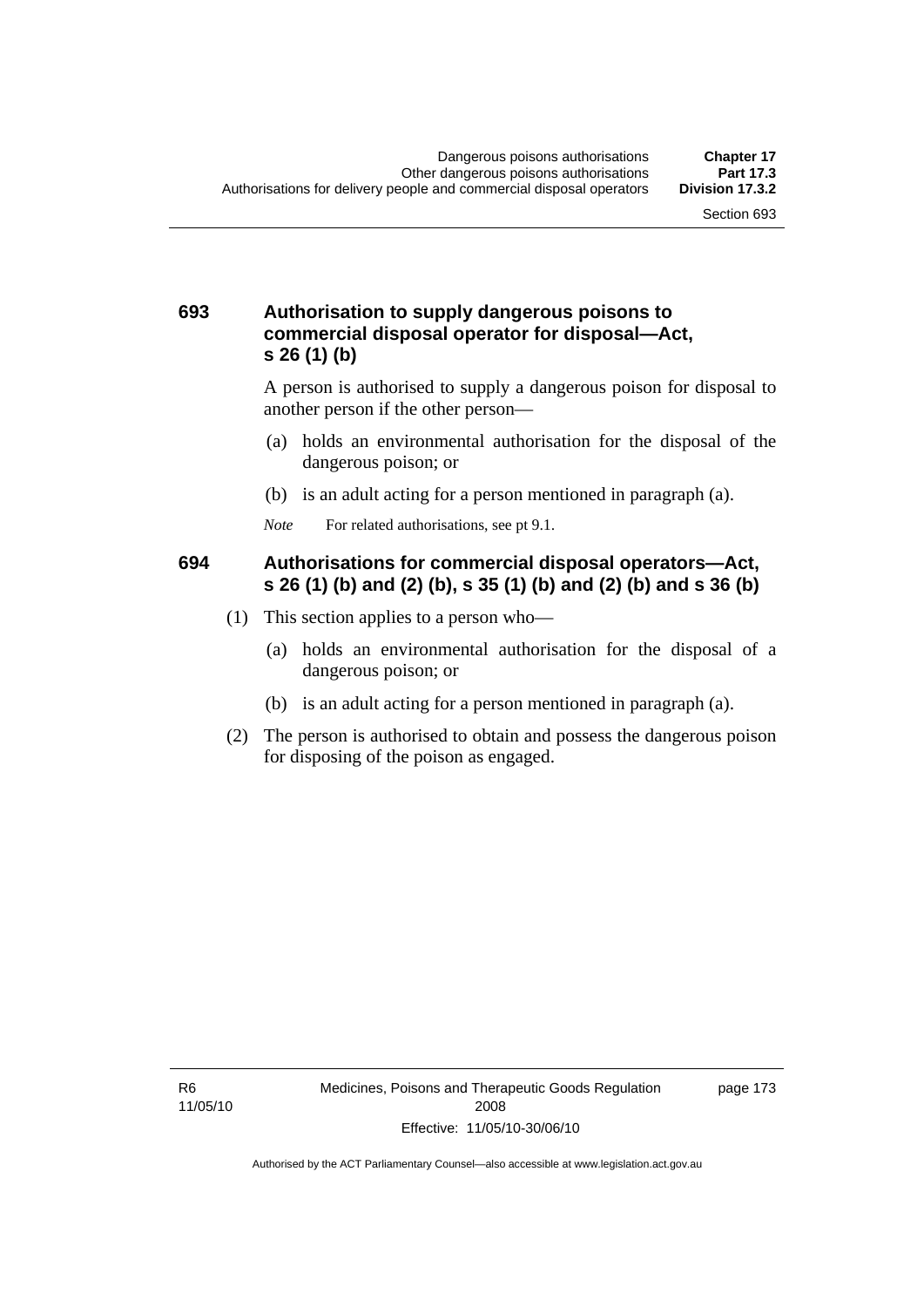### 693 Authorisation to supply dangerous poisons to commercial disposal operator for disposal—Act, s 26 (1) (b)

A person is authorised to supply a dangerous poison for disposal to another person if the other person—

(a) holds an environmental authorisation for the disposal of the dangerous poison; or

(b) is an adult acting for a person mentioned in paragraph (a).

*Note* For related authorisations, see pt 9.1.

### 694 Authorisations for commercial disposal operators—Act, s 26 (1) (b) and (2) (b), s 35 (1) (b) and (2) (b) and s 36 (b)

(1) This section applies to a person who—

(a) holds an environmental authorisation for the disposal of a dangerous poison; or

(b) is an adult acting for a person mentioned in paragraph (a).

(2) The person is authorised to obtain and possess the dangerous poison for disposing of the poison as engaged.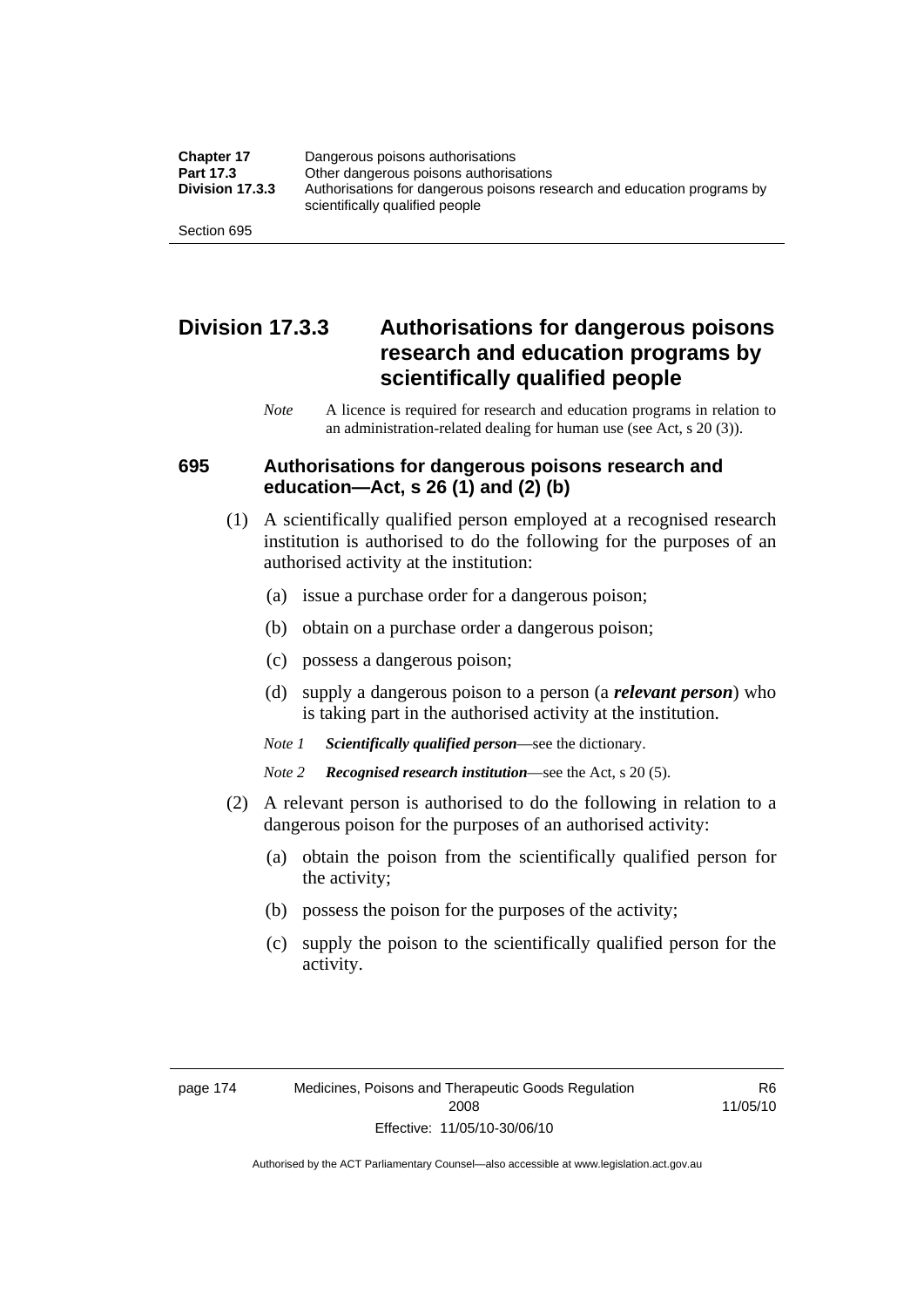# Division 17.3.3 Authorisations for dangerous poisons research and education programs by scientifically qualified people

*Note* A licence is required for research and education programs in relation to an administration-related dealing for human use (see Act, s 20 (3)).

## 695 Authorisations for dangerous poisons research and education—Act, s 26 (1) and (2) (b)

(1) A scientifically qualified person employed at a recognised research institution is authorised to do the following for the purposes of an authorised activity at the institution:

(a) issue a purchase order for a dangerous poison;

(b) obtain on a purchase order a dangerous poison;

(c) possess a dangerous poison;

(d) supply a dangerous poison to a person (a ***relevant person***) who is taking part in the authorised activity at the institution.

*Note 1* ***Scientifically qualified person***—see the dictionary.

*Note 2* ***Recognised research institution***—see the Act, s 20 (5).

(2) A relevant person is authorised to do the following in relation to a dangerous poison for the purposes of an authorised activity:

(a) obtain the poison from the scientifically qualified person for the activity;

(b) possess the poison for the purposes of the activity;

(c) supply the poison to the scientifically qualified person for the activity.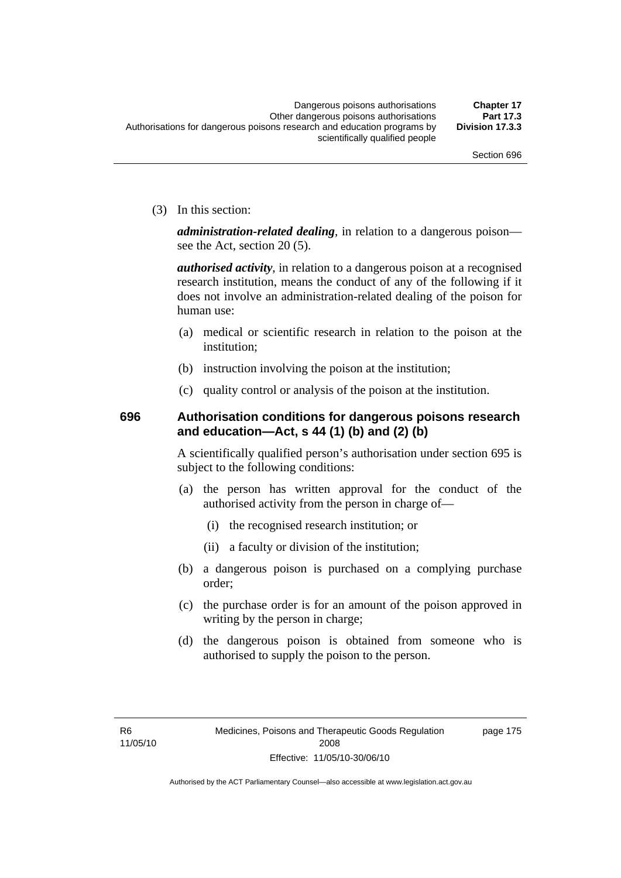(3) In this section:

***administration-related dealing***, in relation to a dangerous poison—see the Act, section 20 (5).

***authorised activity***, in relation to a dangerous poison at a recognised research institution, means the conduct of any of the following if it does not involve an administration-related dealing of the poison for human use:

(a) medical or scientific research in relation to the poison at the institution;

(b) instruction involving the poison at the institution;

(c) quality control or analysis of the poison at the institution.

### 696 Authorisation conditions for dangerous poisons research and education—Act, s 44 (1) (b) and (2) (b)

A scientifically qualified person's authorisation under section 695 is subject to the following conditions:

(a) the person has written approval for the conduct of the authorised activity from the person in charge of—

(i) the recognised research institution; or

(ii) a faculty or division of the institution;

(b) a dangerous poison is purchased on a complying purchase order;

(c) the purchase order is for an amount of the poison approved in writing by the person in charge;

(d) the dangerous poison is obtained from someone who is authorised to supply the poison to the person.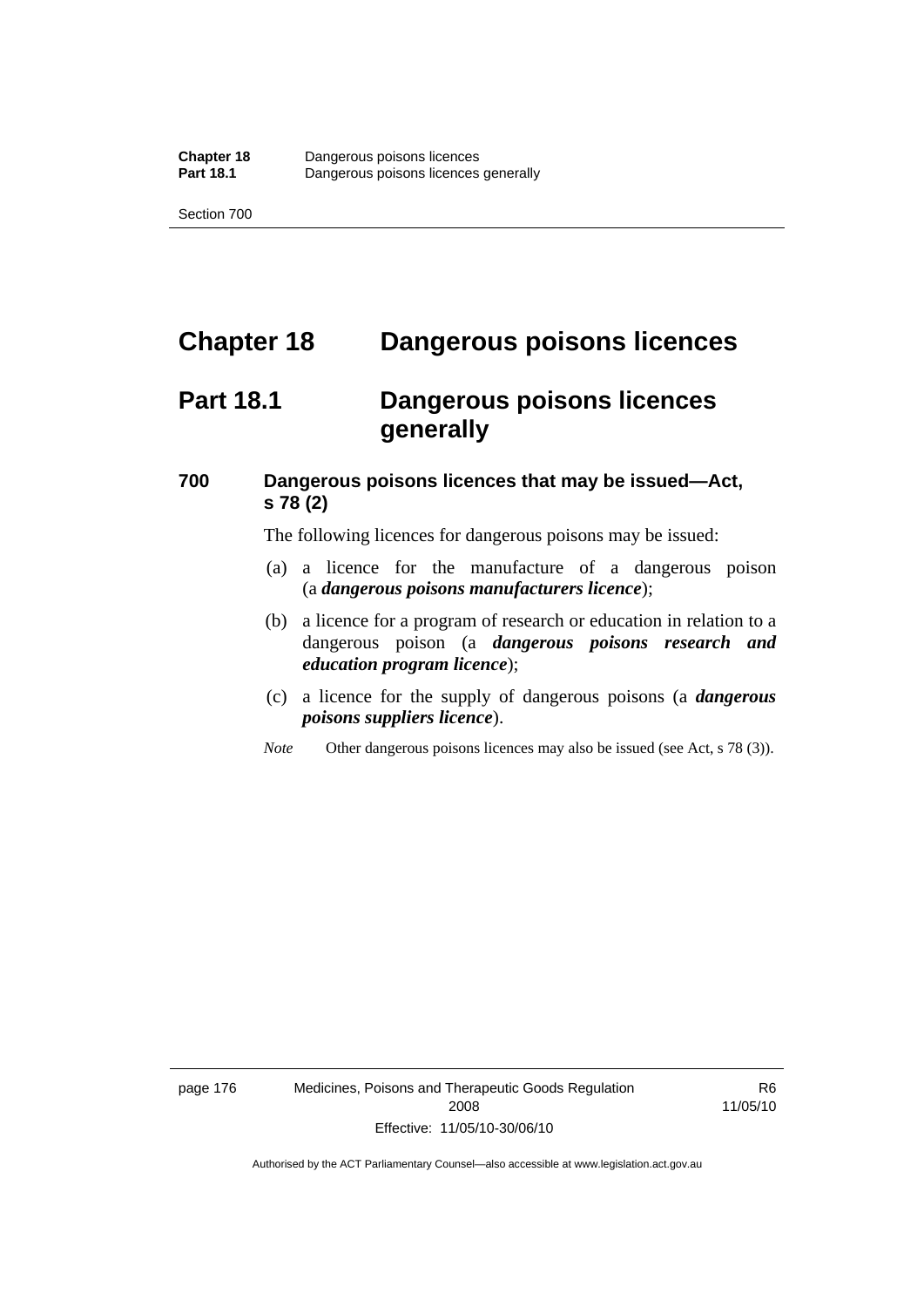# Chapter 18 Dangerous poisons licences

## Part 18.1 Dangerous poisons licences generally

### 700 Dangerous poisons licences that may be issued—Act, s 78 (2)

The following licences for dangerous poisons may be issued:

(a) a licence for the manufacture of a dangerous poison (a ***dangerous poisons manufacturers licence***);

(b) a licence for a program of research or education in relation to a dangerous poison (a ***dangerous poisons research and education program licence***);

(c) a licence for the supply of dangerous poisons (a ***dangerous poisons suppliers licence***).

*Note* Other dangerous poisons licences may also be issued (see Act, s 78 (3)).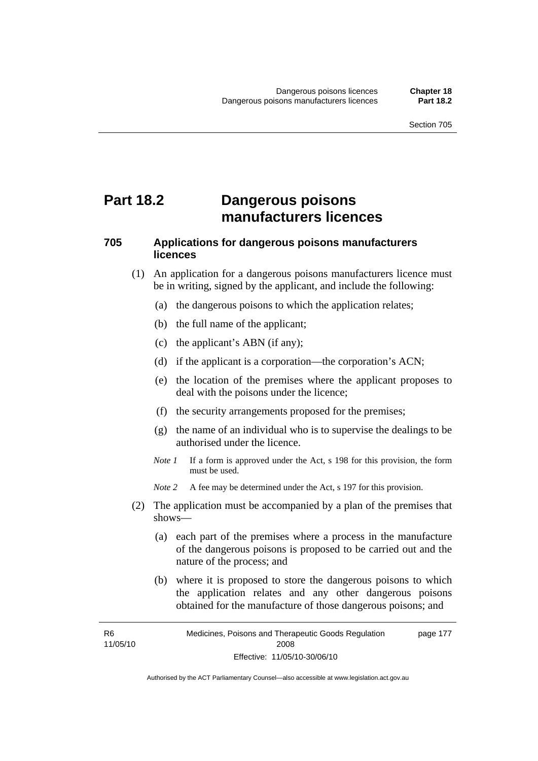# Part 18.2 Dangerous poisons manufacturers licences

## 705 Applications for dangerous poisons manufacturers licences

(1) An application for a dangerous poisons manufacturers licence must be in writing, signed by the applicant, and include the following:

(a) the dangerous poisons to which the application relates;

(b) the full name of the applicant;

(c) the applicant's ABN (if any);

(d) if the applicant is a corporation—the corporation's ACN;

(e) the location of the premises where the applicant proposes to deal with the poisons under the licence;

(f) the security arrangements proposed for the premises;

(g) the name of an individual who is to supervise the dealings to be authorised under the licence.

*Note 1* If a form is approved under the Act, s 198 for this provision, the form must be used.

*Note 2* A fee may be determined under the Act, s 197 for this provision.

(2) The application must be accompanied by a plan of the premises that shows—

(a) each part of the premises where a process in the manufacture of the dangerous poisons is proposed to be carried out and the nature of the process; and

(b) where it is proposed to store the dangerous poisons to which the application relates and any other dangerous poisons obtained for the manufacture of those dangerous poisons; and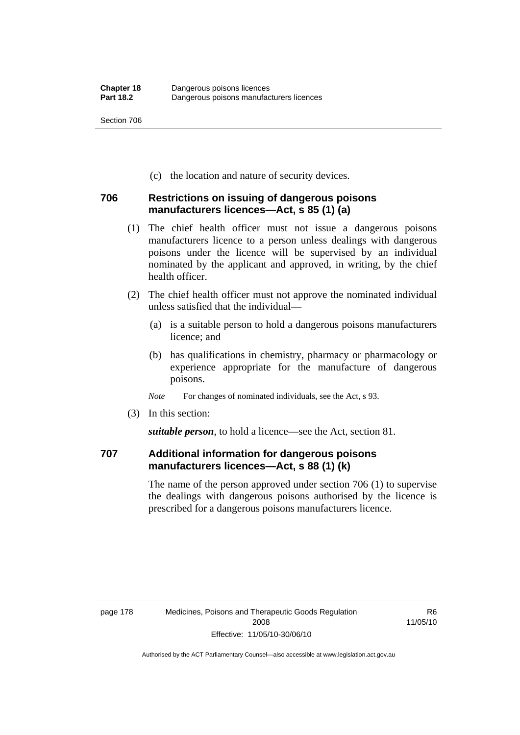(c) the location and nature of security devices.

### 706 Restrictions on issuing of dangerous poisons manufacturers licences—Act, s 85 (1) (a)

(1) The chief health officer must not issue a dangerous poisons manufacturers licence to a person unless dealings with dangerous poisons under the licence will be supervised by an individual nominated by the applicant and approved, in writing, by the chief health officer.

(2) The chief health officer must not approve the nominated individual unless satisfied that the individual—

(a) is a suitable person to hold a dangerous poisons manufacturers licence; and

(b) has qualifications in chemistry, pharmacy or pharmacology or experience appropriate for the manufacture of dangerous poisons.

*Note* For changes of nominated individuals, see the Act, s 93.

(3) In this section:

***suitable person***, to hold a licence—see the Act, section 81.

### 707 Additional information for dangerous poisons manufacturers licences—Act, s 88 (1) (k)

The name of the person approved under section 706 (1) to supervise the dealings with dangerous poisons authorised by the licence is prescribed for a dangerous poisons manufacturers licence.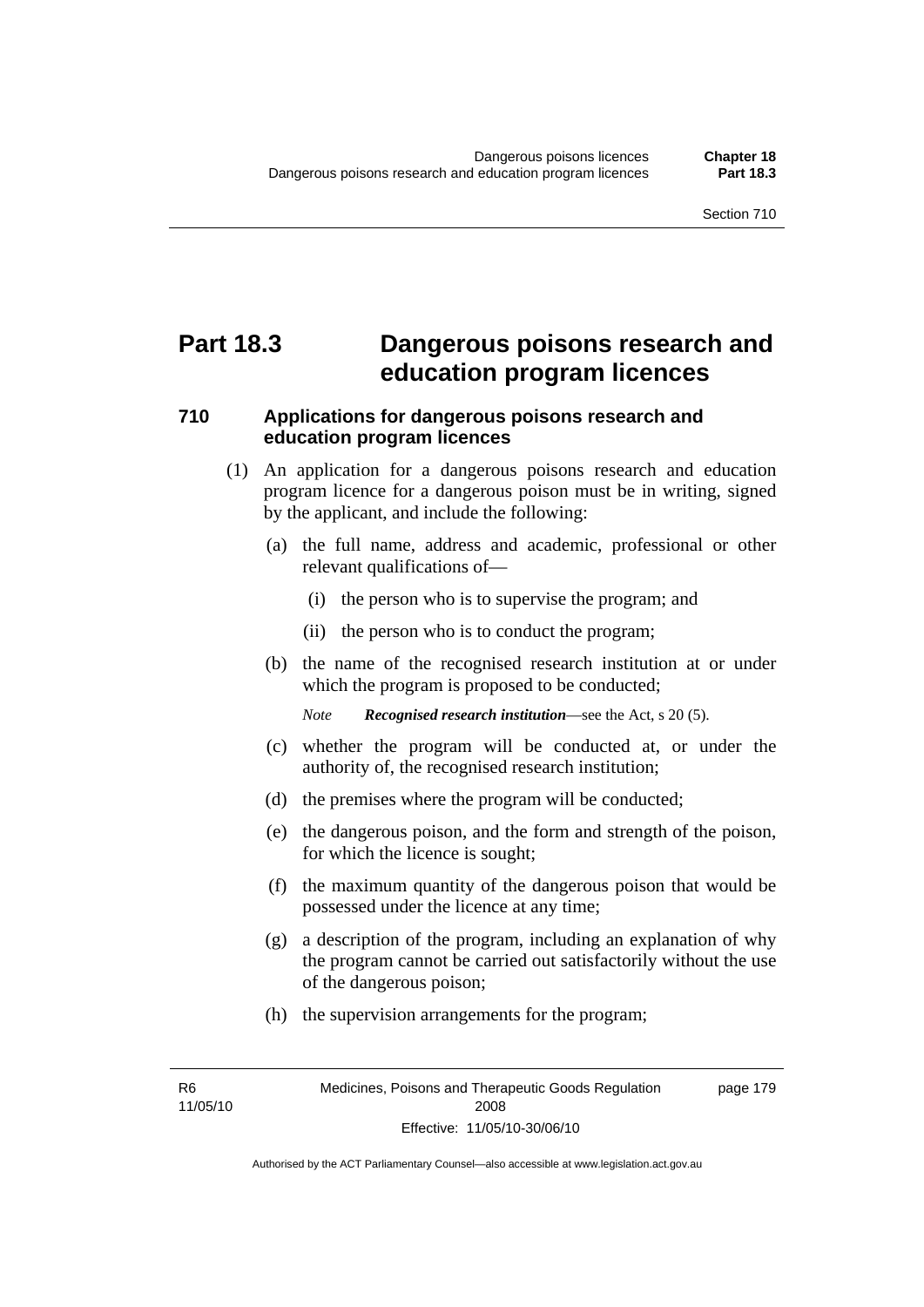# Part 18.3 Dangerous poisons research and education program licences

## 710 Applications for dangerous poisons research and education program licences

(1) An application for a dangerous poisons research and education program licence for a dangerous poison must be in writing, signed by the applicant, and include the following:

(a) the full name, address and academic, professional or other relevant qualifications of—

(i) the person who is to supervise the program; and

(ii) the person who is to conduct the program;

(b) the name of the recognised research institution at or under which the program is proposed to be conducted;

*Note* ***Recognised research institution***—see the Act, s 20 (5).

(c) whether the program will be conducted at, or under the authority of, the recognised research institution;

(d) the premises where the program will be conducted;

(e) the dangerous poison, and the form and strength of the poison, for which the licence is sought;

(f) the maximum quantity of the dangerous poison that would be possessed under the licence at any time;

(g) a description of the program, including an explanation of why the program cannot be carried out satisfactorily without the use of the dangerous poison;

(h) the supervision arrangements for the program;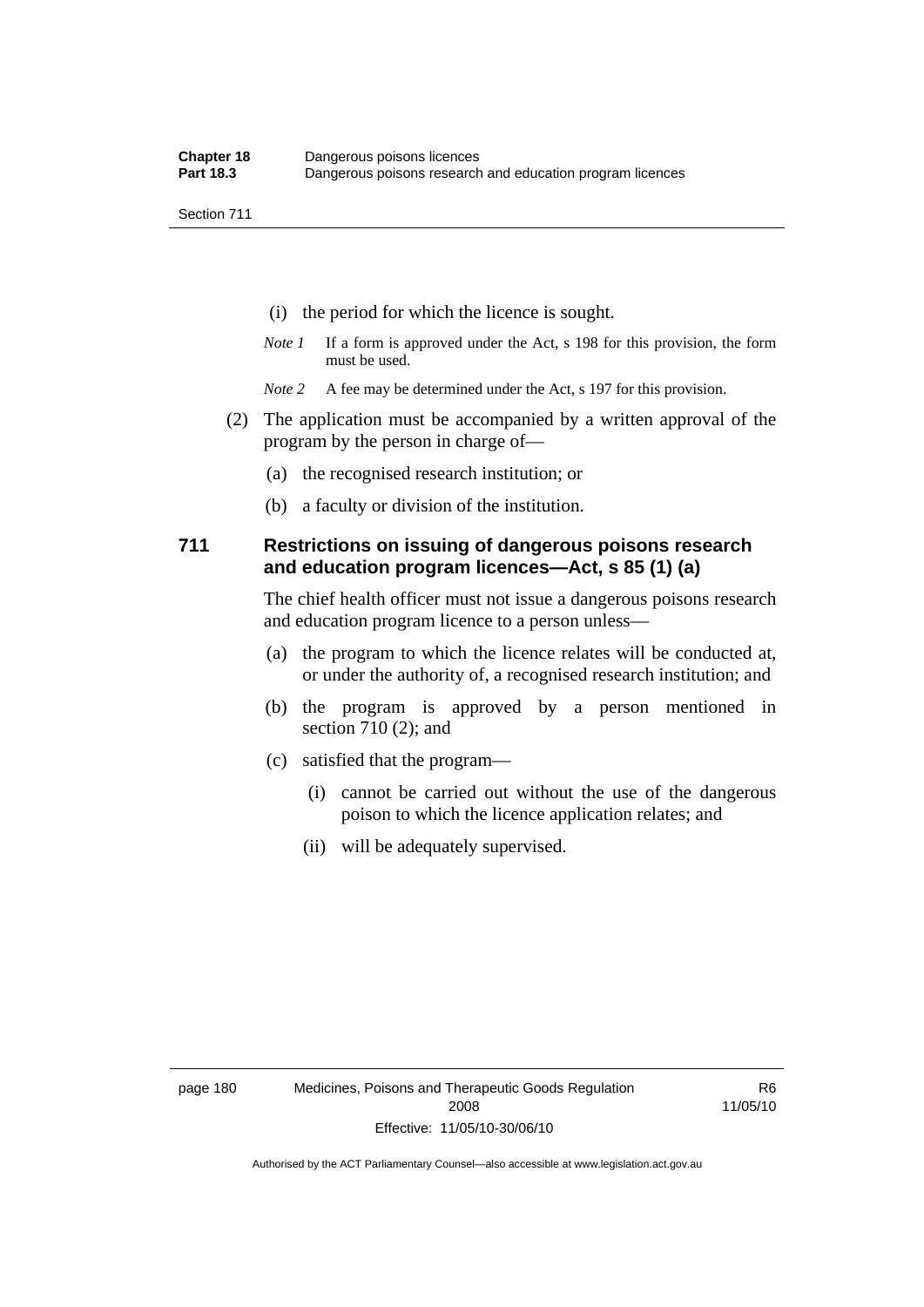(i) the period for which the licence is sought.

*Note 1* If a form is approved under the Act, s 198 for this provision, the form must be used.

*Note 2* A fee may be determined under the Act, s 197 for this provision.

(2) The application must be accompanied by a written approval of the program by the person in charge of—

(a) the recognised research institution; or

(b) a faculty or division of the institution.

## 711 Restrictions on issuing of dangerous poisons research and education program licences—Act, s 85 (1) (a)

The chief health officer must not issue a dangerous poisons research and education program licence to a person unless—

(a) the program to which the licence relates will be conducted at, or under the authority of, a recognised research institution; and

(b) the program is approved by a person mentioned in section 710 (2); and

(c) satisfied that the program—

(i) cannot be carried out without the use of the dangerous poison to which the licence application relates; and

(ii) will be adequately supervised.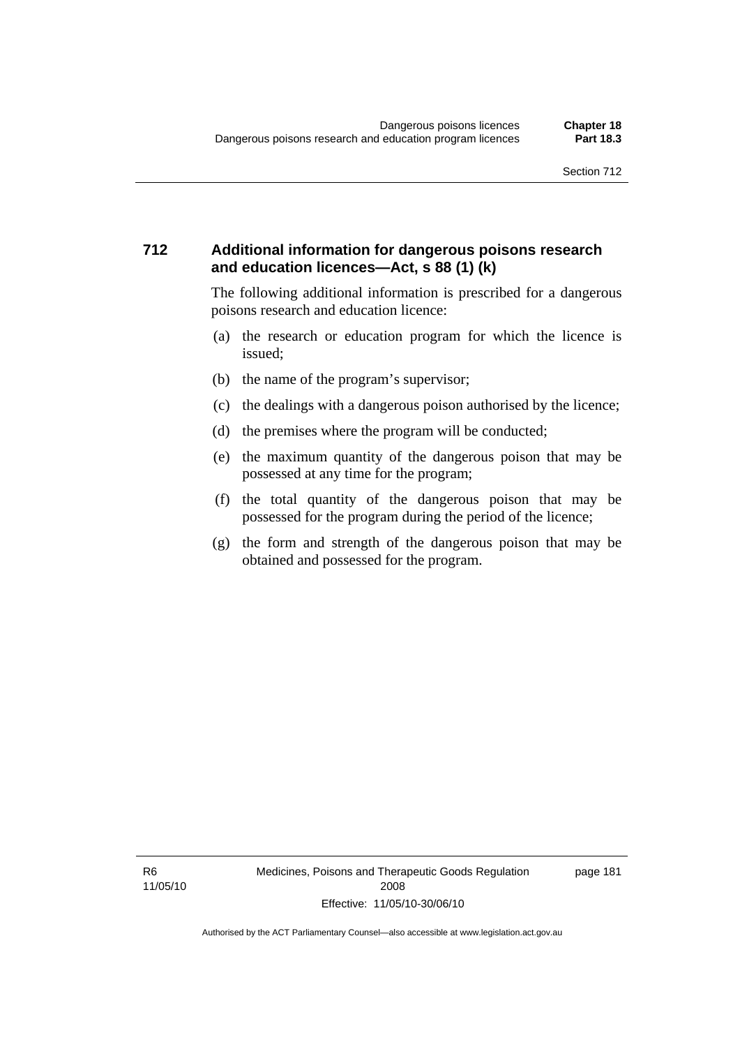### 712 Additional information for dangerous poisons research and education licences—Act, s 88 (1) (k)

The following additional information is prescribed for a dangerous poisons research and education licence:

(a) the research or education program for which the licence is issued;

(b) the name of the program's supervisor;

(c) the dealings with a dangerous poison authorised by the licence;

(d) the premises where the program will be conducted;

(e) the maximum quantity of the dangerous poison that may be possessed at any time for the program;

(f) the total quantity of the dangerous poison that may be possessed for the program during the period of the licence;

(g) the form and strength of the dangerous poison that may be obtained and possessed for the program.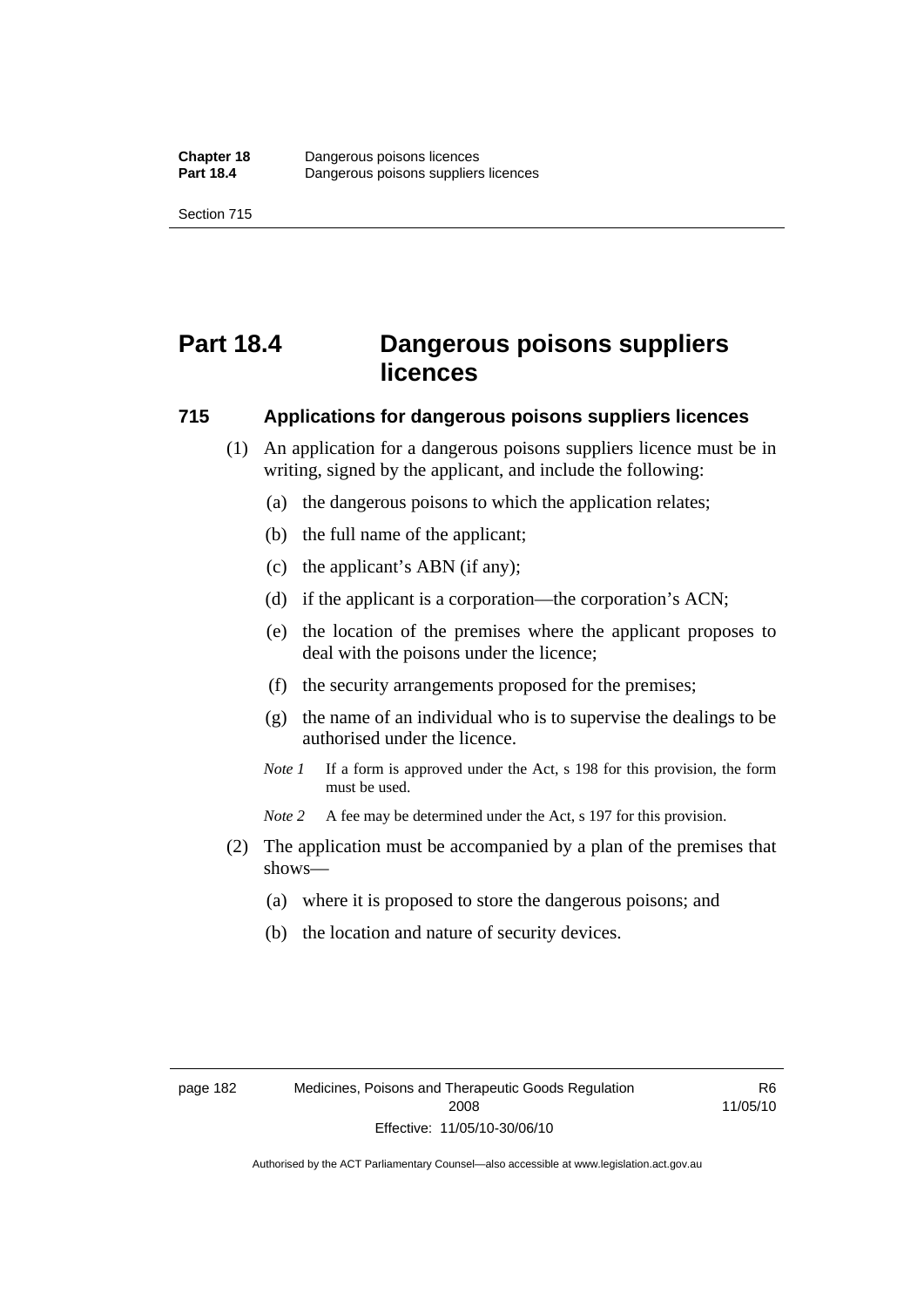# Part 18.4 Dangerous poisons suppliers licences

## 715 Applications for dangerous poisons suppliers licences

(1) An application for a dangerous poisons suppliers licence must be in writing, signed by the applicant, and include the following:

(a) the dangerous poisons to which the application relates;

(b) the full name of the applicant;

(c) the applicant's ABN (if any);

(d) if the applicant is a corporation—the corporation's ACN;

(e) the location of the premises where the applicant proposes to deal with the poisons under the licence;

(f) the security arrangements proposed for the premises;

(g) the name of an individual who is to supervise the dealings to be authorised under the licence.

*Note 1* If a form is approved under the Act, s 198 for this provision, the form must be used.

*Note 2* A fee may be determined under the Act, s 197 for this provision.

(2) The application must be accompanied by a plan of the premises that shows—

(a) where it is proposed to store the dangerous poisons; and

(b) the location and nature of security devices.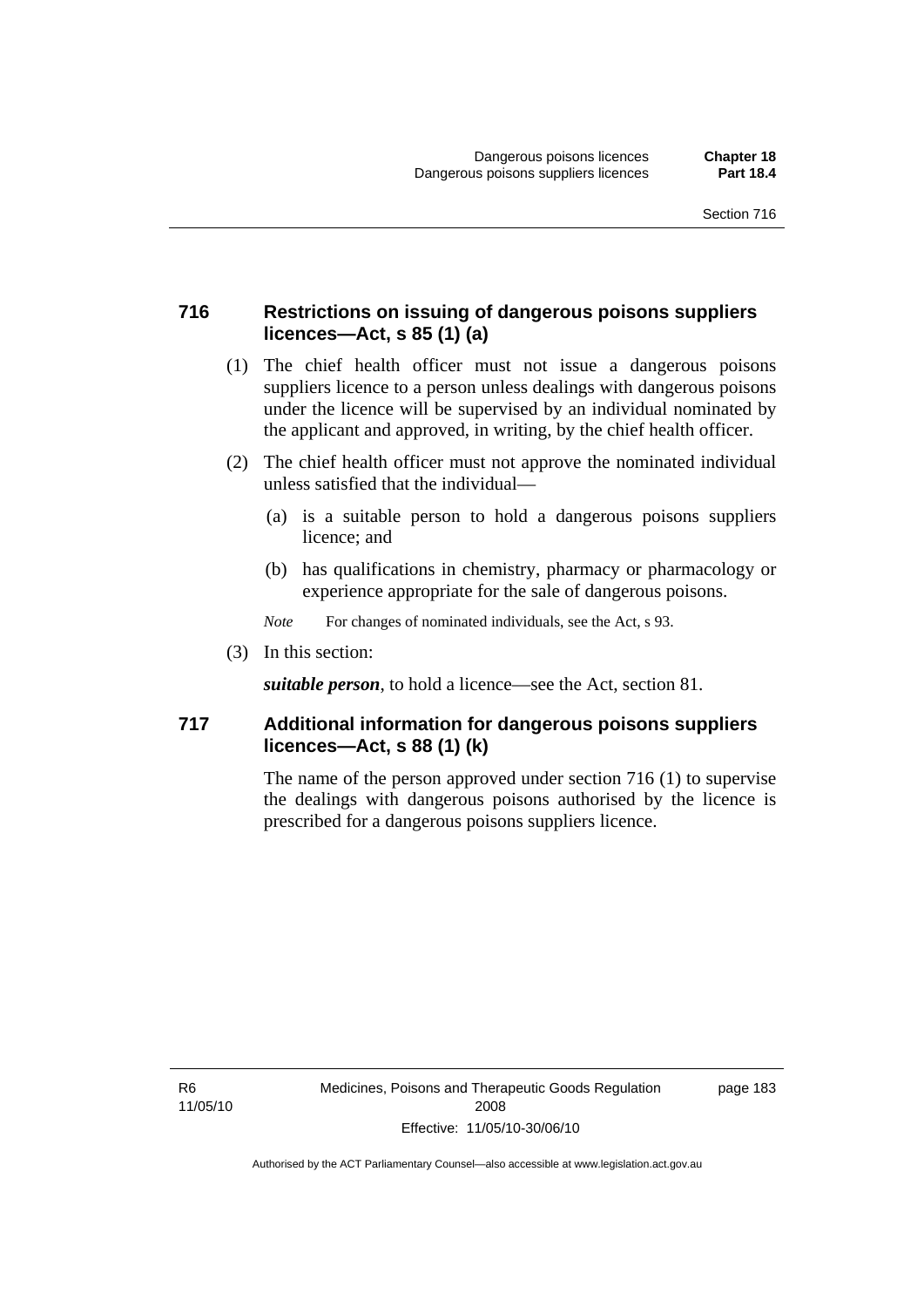## 716 Restrictions on issuing of dangerous poisons suppliers licences—Act, s 85 (1) (a)

(1) The chief health officer must not issue a dangerous poisons suppliers licence to a person unless dealings with dangerous poisons under the licence will be supervised by an individual nominated by the applicant and approved, in writing, by the chief health officer.

(2) The chief health officer must not approve the nominated individual unless satisfied that the individual—

(a) is a suitable person to hold a dangerous poisons suppliers licence; and

(b) has qualifications in chemistry, pharmacy or pharmacology or experience appropriate for the sale of dangerous poisons.

*Note* For changes of nominated individuals, see the Act, s 93.

(3) In this section:

***suitable person***, to hold a licence—see the Act, section 81.

## 717 Additional information for dangerous poisons suppliers licences—Act, s 88 (1) (k)

The name of the person approved under section 716 (1) to supervise the dealings with dangerous poisons authorised by the licence is prescribed for a dangerous poisons suppliers licence.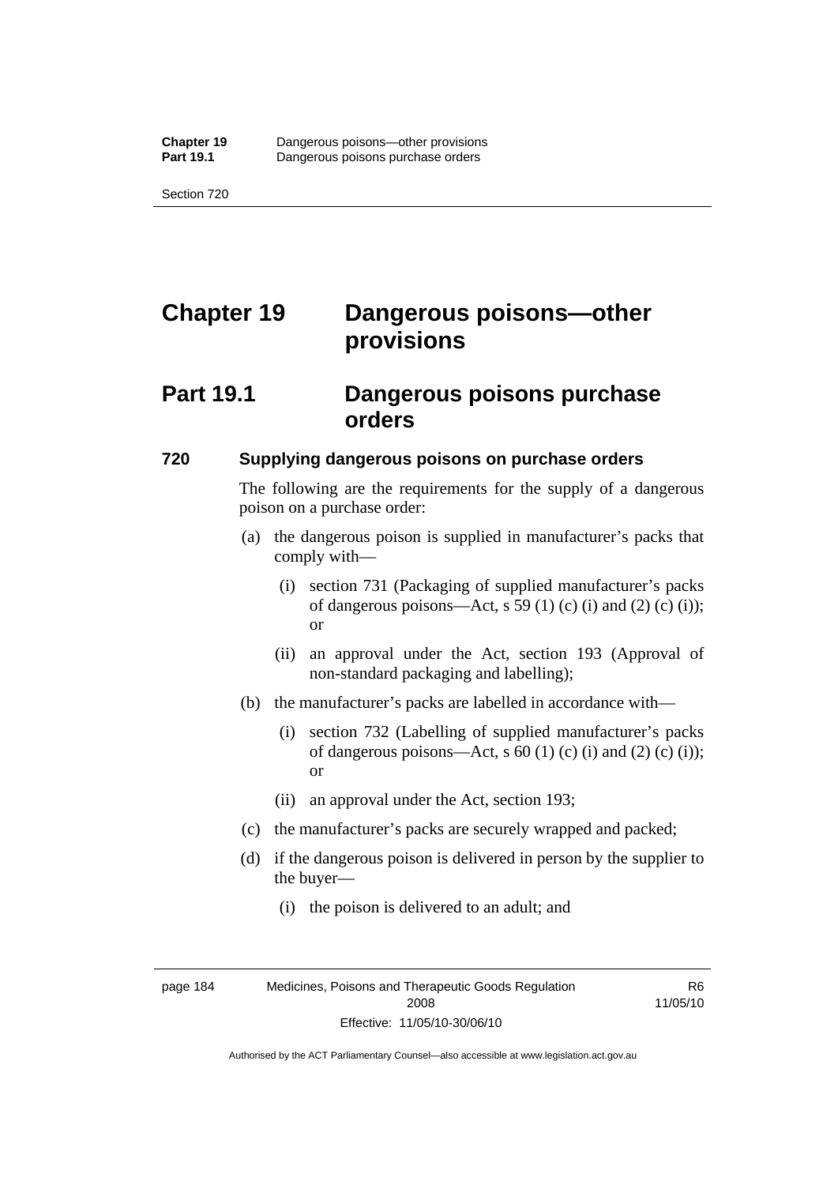# Chapter 19 Dangerous poisons—other provisions

## Part 19.1 Dangerous poisons purchase orders

### 720 Supplying dangerous poisons on purchase orders

The following are the requirements for the supply of a dangerous poison on a purchase order:

(a) the dangerous poison is supplied in manufacturer's packs that comply with—

(i) section 731 (Packaging of supplied manufacturer's packs of dangerous poisons—Act, s 59 (1) (c) (i) and (2) (c) (i)); or

(ii) an approval under the Act, section 193 (Approval of non-standard packaging and labelling);

(b) the manufacturer's packs are labelled in accordance with—

(i) section 732 (Labelling of supplied manufacturer's packs of dangerous poisons—Act, s 60 (1) (c) (i) and (2) (c) (i)); or

(ii) an approval under the Act, section 193;

(c) the manufacturer's packs are securely wrapped and packed;

(d) if the dangerous poison is delivered in person by the supplier to the buyer—

(i) the poison is delivered to an adult; and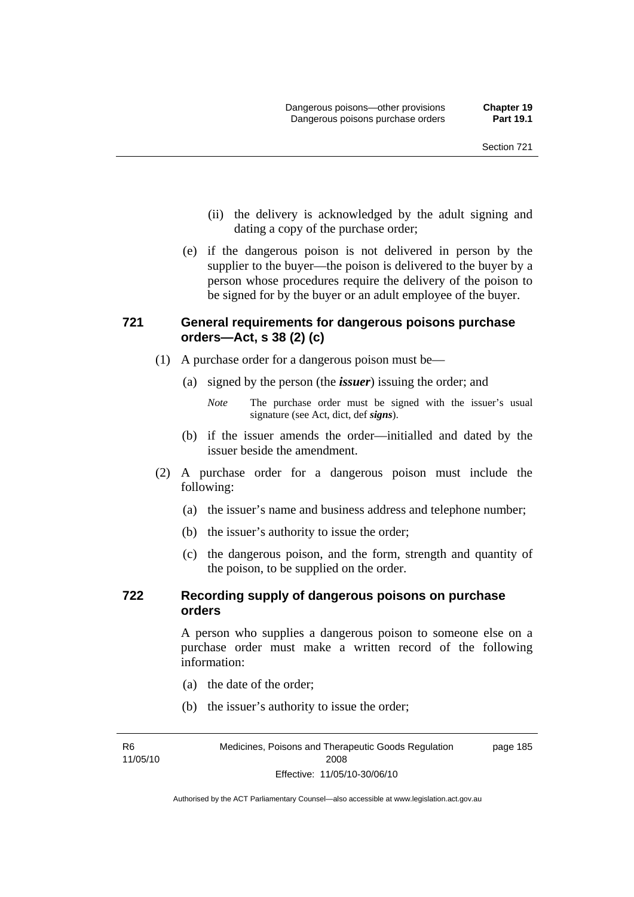(ii) the delivery is acknowledged by the adult signing and dating a copy of the purchase order;

(e) if the dangerous poison is not delivered in person by the supplier to the buyer—the poison is delivered to the buyer by a person whose procedures require the delivery of the poison to be signed for by the buyer or an adult employee of the buyer.

### 721 General requirements for dangerous poisons purchase orders—Act, s 38 (2) (c)

(1) A purchase order for a dangerous poison must be—

(a) signed by the person (the ***issuer***) issuing the order; and

*Note* The purchase order must be signed with the issuer's usual signature (see Act, dict, def ***signs***).

(b) if the issuer amends the order—initialled and dated by the issuer beside the amendment.

(2) A purchase order for a dangerous poison must include the following:

(a) the issuer's name and business address and telephone number;

(b) the issuer's authority to issue the order;

(c) the dangerous poison, and the form, strength and quantity of the poison, to be supplied on the order.

### 722 Recording supply of dangerous poisons on purchase orders

A person who supplies a dangerous poison to someone else on a purchase order must make a written record of the following information:

(a) the date of the order;

(b) the issuer's authority to issue the order;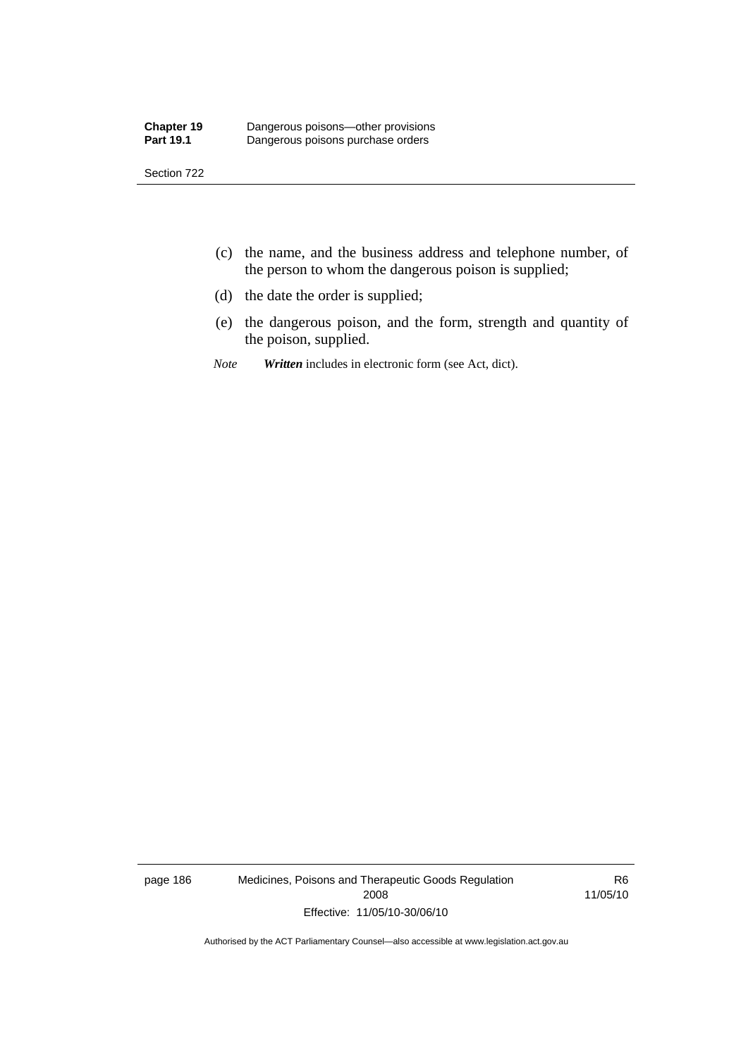(c) the name, and the business address and telephone number, of the person to whom the dangerous poison is supplied;

(d) the date the order is supplied;

(e) the dangerous poison, and the form, strength and quantity of the poison, supplied.

*Note* ***Written*** includes in electronic form (see Act, dict).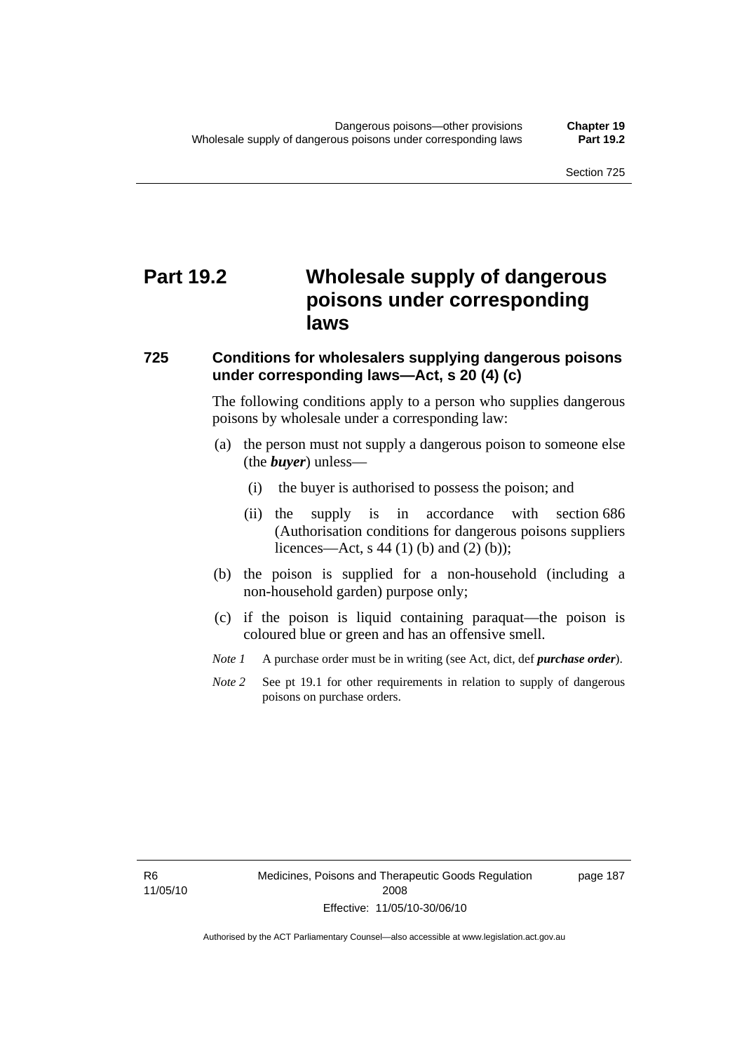# Part 19.2 Wholesale supply of dangerous poisons under corresponding laws

### 725 Conditions for wholesalers supplying dangerous poisons under corresponding laws—Act, s 20 (4) (c)

The following conditions apply to a person who supplies dangerous poisons by wholesale under a corresponding law:

(a) the person must not supply a dangerous poison to someone else (the ***buyer***) unless—

(i) the buyer is authorised to possess the poison; and

(ii) the supply is in accordance with section 686 (Authorisation conditions for dangerous poisons suppliers licences—Act, s 44 (1) (b) and (2) (b));

(b) the poison is supplied for a non-household (including a non-household garden) purpose only;

(c) if the poison is liquid containing paraquat—the poison is coloured blue or green and has an offensive smell.

*Note 1* A purchase order must be in writing (see Act, dict, def ***purchase order***).

*Note 2* See pt 19.1 for other requirements in relation to supply of dangerous poisons on purchase orders.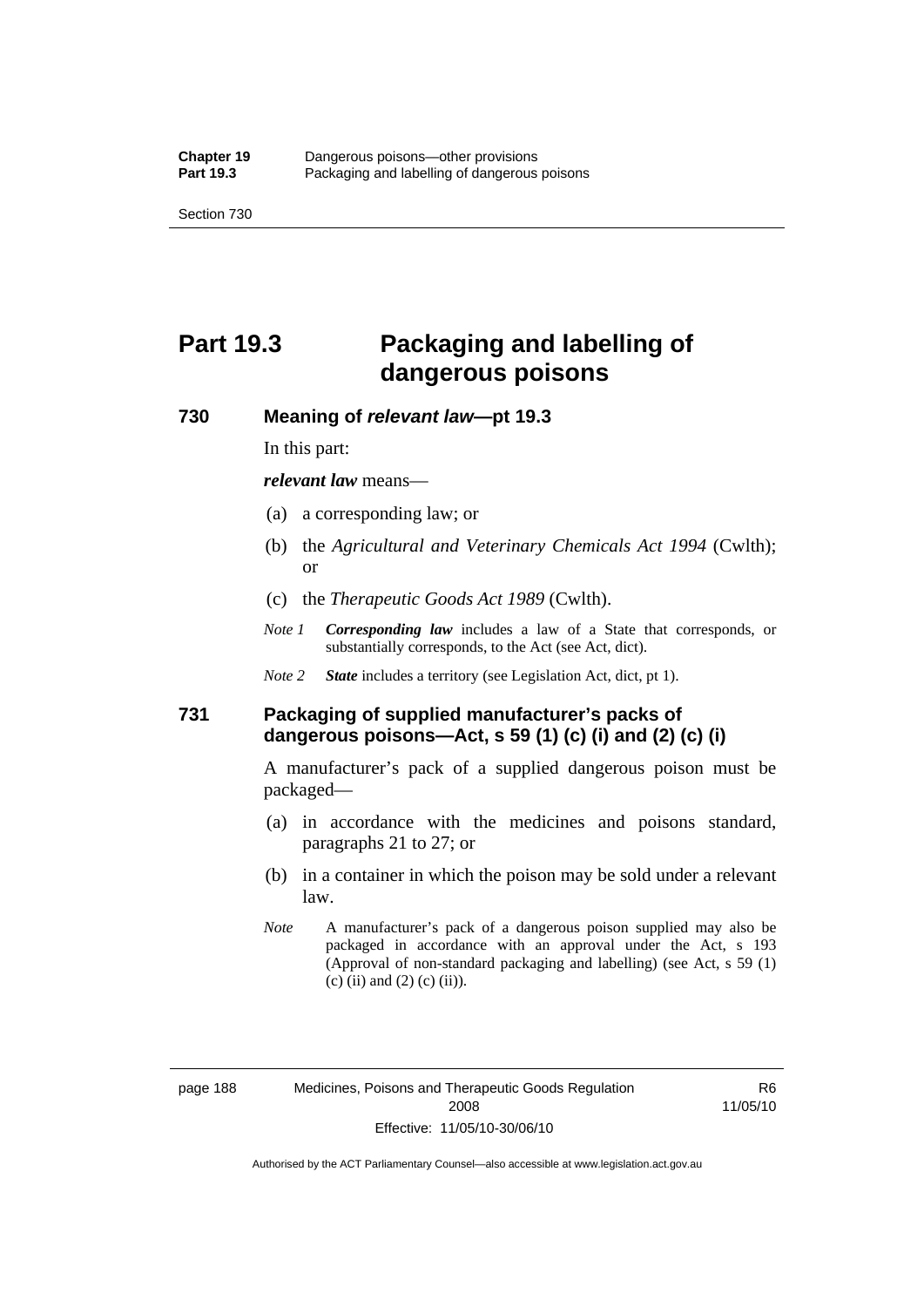# Part 19.3 Packaging and labelling of dangerous poisons

## 730 Meaning of *relevant law*—pt 19.3

In this part:

***relevant law*** means—

(a) a corresponding law; or

(b) the *Agricultural and Veterinary Chemicals Act 1994* (Cwlth); or

(c) the *Therapeutic Goods Act 1989* (Cwlth).

*Note 1* ***Corresponding law*** includes a law of a State that corresponds, or substantially corresponds, to the Act (see Act, dict).

*Note 2* ***State*** includes a territory (see Legislation Act, dict, pt 1).

## 731 Packaging of supplied manufacturer's packs of dangerous poisons—Act, s 59 (1) (c) (i) and (2) (c) (i)

A manufacturer's pack of a supplied dangerous poison must be packaged—

(a) in accordance with the medicines and poisons standard, paragraphs 21 to 27; or

(b) in a container in which the poison may be sold under a relevant law.

*Note* A manufacturer's pack of a dangerous poison supplied may also be packaged in accordance with an approval under the Act, s 193 (Approval of non-standard packaging and labelling) (see Act, s 59 (1) (c) (ii) and (2) (c) (ii)).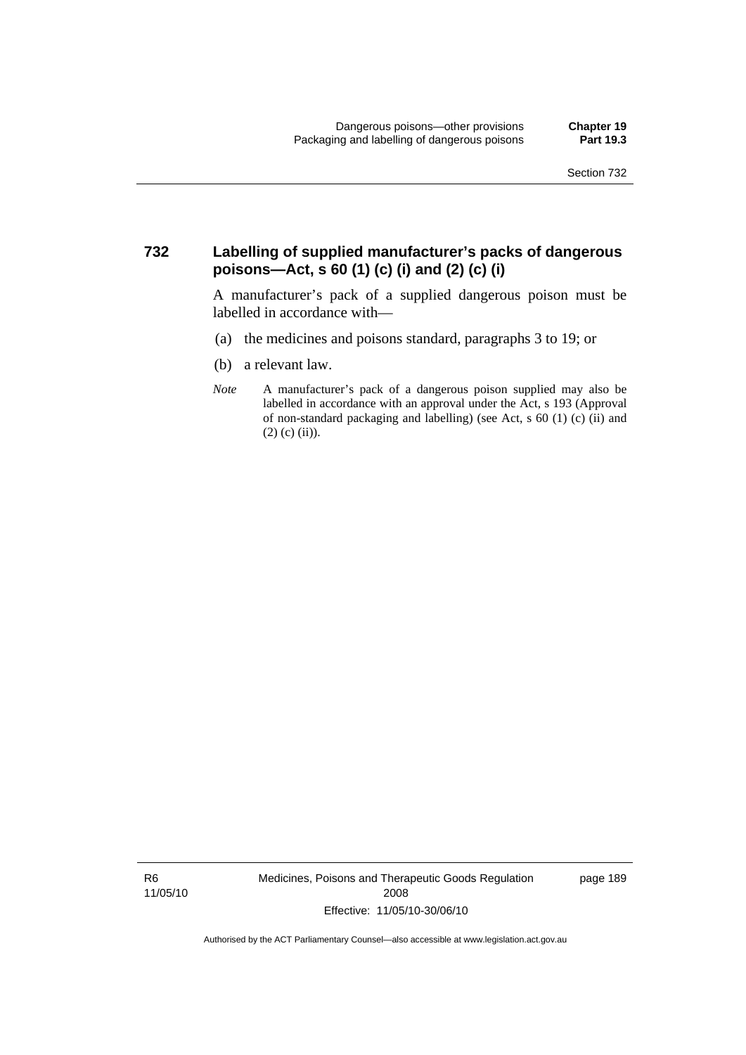## 732 Labelling of supplied manufacturer's packs of dangerous poisons—Act, s 60 (1) (c) (i) and (2) (c) (i)

A manufacturer's pack of a supplied dangerous poison must be labelled in accordance with—

(a) the medicines and poisons standard, paragraphs 3 to 19; or

(b) a relevant law.

*Note* A manufacturer's pack of a dangerous poison supplied may also be labelled in accordance with an approval under the Act, s 193 (Approval of non-standard packaging and labelling) (see Act, s 60 (1) (c) (ii) and (2) (c) (ii)).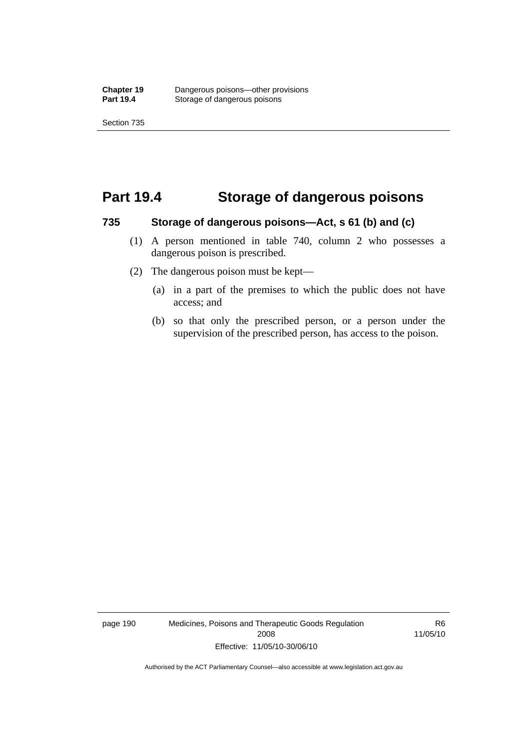# Part 19.4 Storage of dangerous poisons

### 735 Storage of dangerous poisons—Act, s 61 (b) and (c)

(1) A person mentioned in table 740, column 2 who possesses a dangerous poison is prescribed.

(2) The dangerous poison must be kept—

(a) in a part of the premises to which the public does not have access; and

(b) so that only the prescribed person, or a person under the supervision of the prescribed person, has access to the poison.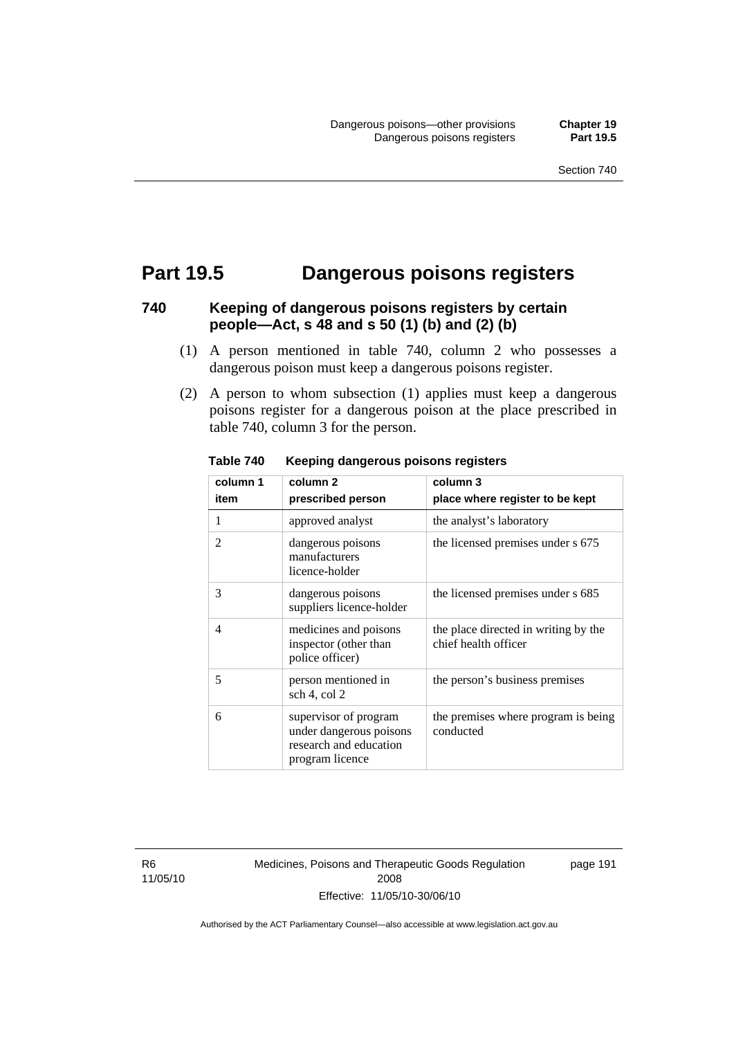# Part 19.5 Dangerous poisons registers

### 740 Keeping of dangerous poisons registers by certain people—Act, s 48 and s 50 (1) (b) and (2) (b)

(1) A person mentioned in table 740, column 2 who possesses a dangerous poison must keep a dangerous poisons register.

(2) A person to whom subsection (1) applies must keep a dangerous poisons register for a dangerous poison at the place prescribed in table 740, column 3 for the person.

**Table 740 Keeping dangerous poisons registers**

| column 1<br>item | column 2<br>prescribed person | column 3<br>place where register to be kept |
|---|---|---|
| 1 | approved analyst | the analyst's laboratory |
| 2 | dangerous poisons manufacturers licence-holder | the licensed premises under s 675 |
| 3 | dangerous poisons suppliers licence-holder | the licensed premises under s 685 |
| 4 | medicines and poisons inspector (other than police officer) | the place directed in writing by the chief health officer |
| 5 | person mentioned in sch 4, col 2 | the person's business premises |
| 6 | supervisor of program under dangerous poisons research and education program licence | the premises where program is being conducted |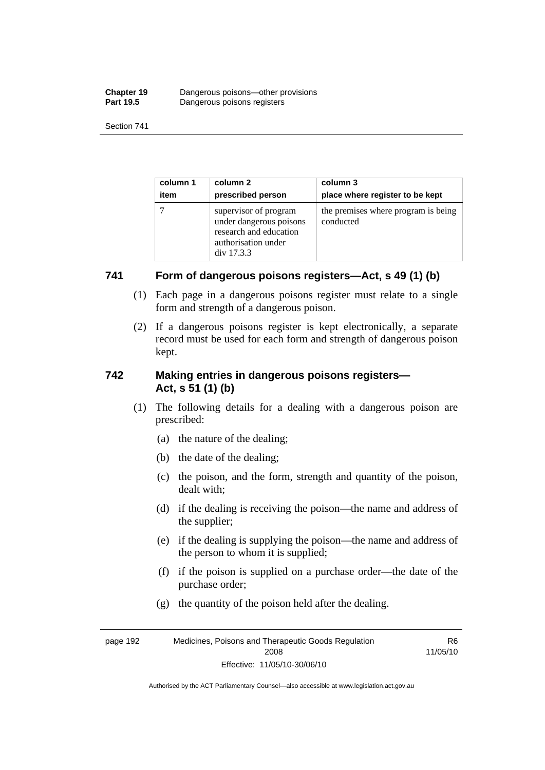| column 1 item | column 2 prescribed person | column 3 place where register to be kept |
|---|---|---|
| 7 | supervisor of program under dangerous poisons research and education authorisation under div 17.3.3 | the premises where program is being conducted |

## 741 Form of dangerous poisons registers—Act, s 49 (1) (b)

(1) Each page in a dangerous poisons register must relate to a single form and strength of a dangerous poison.

(2) If a dangerous poisons register is kept electronically, a separate record must be used for each form and strength of dangerous poison kept.

## 742 Making entries in dangerous poisons registers—Act, s 51 (1) (b)

(1) The following details for a dealing with a dangerous poison are prescribed:

(a) the nature of the dealing;

(b) the date of the dealing;

(c) the poison, and the form, strength and quantity of the poison, dealt with;

(d) if the dealing is receiving the poison—the name and address of the supplier;

(e) if the dealing is supplying the poison—the name and address of the person to whom it is supplied;

(f) if the poison is supplied on a purchase order—the date of the purchase order;

(g) the quantity of the poison held after the dealing.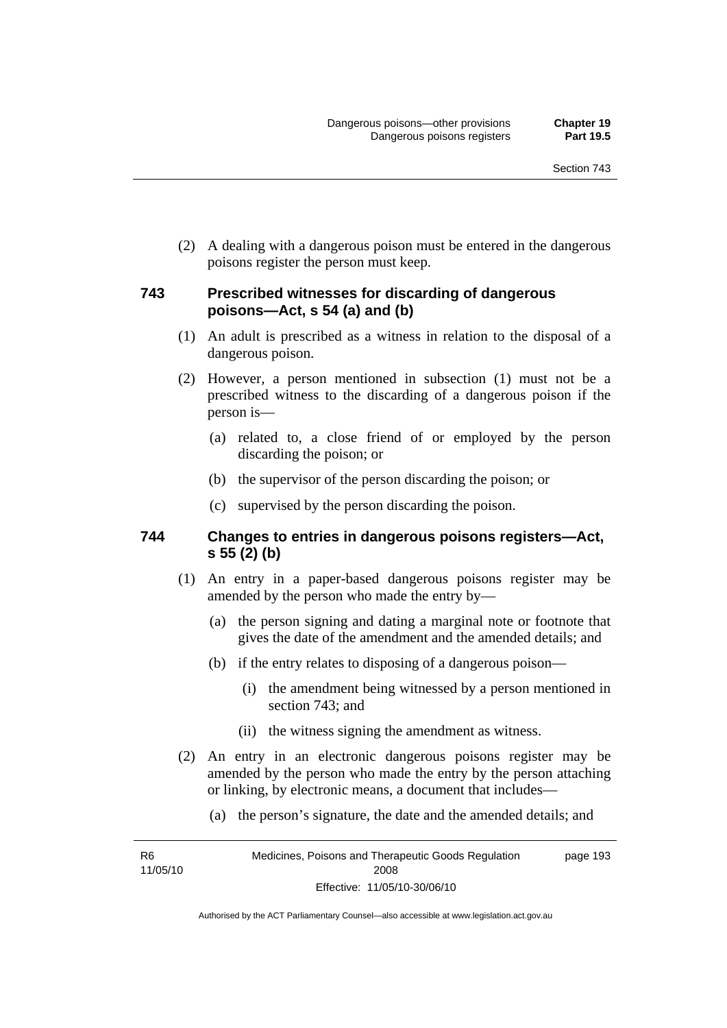(2) A dealing with a dangerous poison must be entered in the dangerous poisons register the person must keep.

### 743 Prescribed witnesses for discarding of dangerous poisons—Act, s 54 (a) and (b)

(1) An adult is prescribed as a witness in relation to the disposal of a dangerous poison.

(2) However, a person mentioned in subsection (1) must not be a prescribed witness to the discarding of a dangerous poison if the person is—

(a) related to, a close friend of or employed by the person discarding the poison; or

(b) the supervisor of the person discarding the poison; or

(c) supervised by the person discarding the poison.

### 744 Changes to entries in dangerous poisons registers—Act, s 55 (2) (b)

(1) An entry in a paper-based dangerous poisons register may be amended by the person who made the entry by—

(a) the person signing and dating a marginal note or footnote that gives the date of the amendment and the amended details; and

(b) if the entry relates to disposing of a dangerous poison—

(i) the amendment being witnessed by a person mentioned in section 743; and

(ii) the witness signing the amendment as witness.

(2) An entry in an electronic dangerous poisons register may be amended by the person who made the entry by the person attaching or linking, by electronic means, a document that includes—

(a) the person's signature, the date and the amended details; and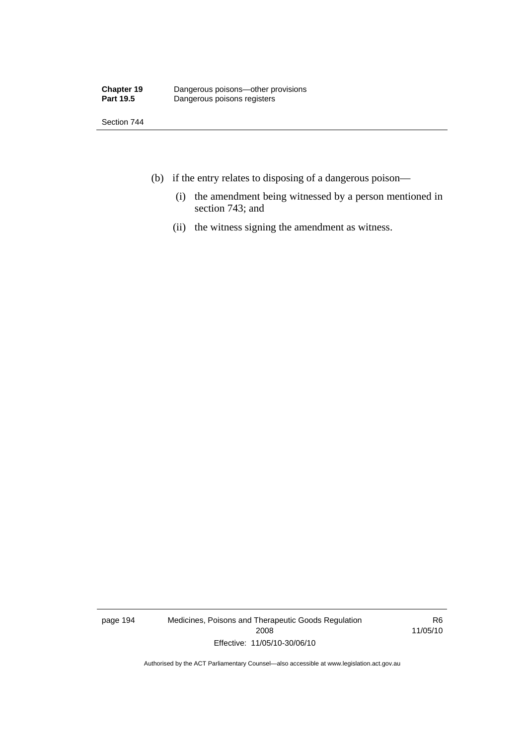(b) if the entry relates to disposing of a dangerous poison—

   (i) the amendment being witnessed by a person mentioned in section 743; and

   (ii) the witness signing the amendment as witness.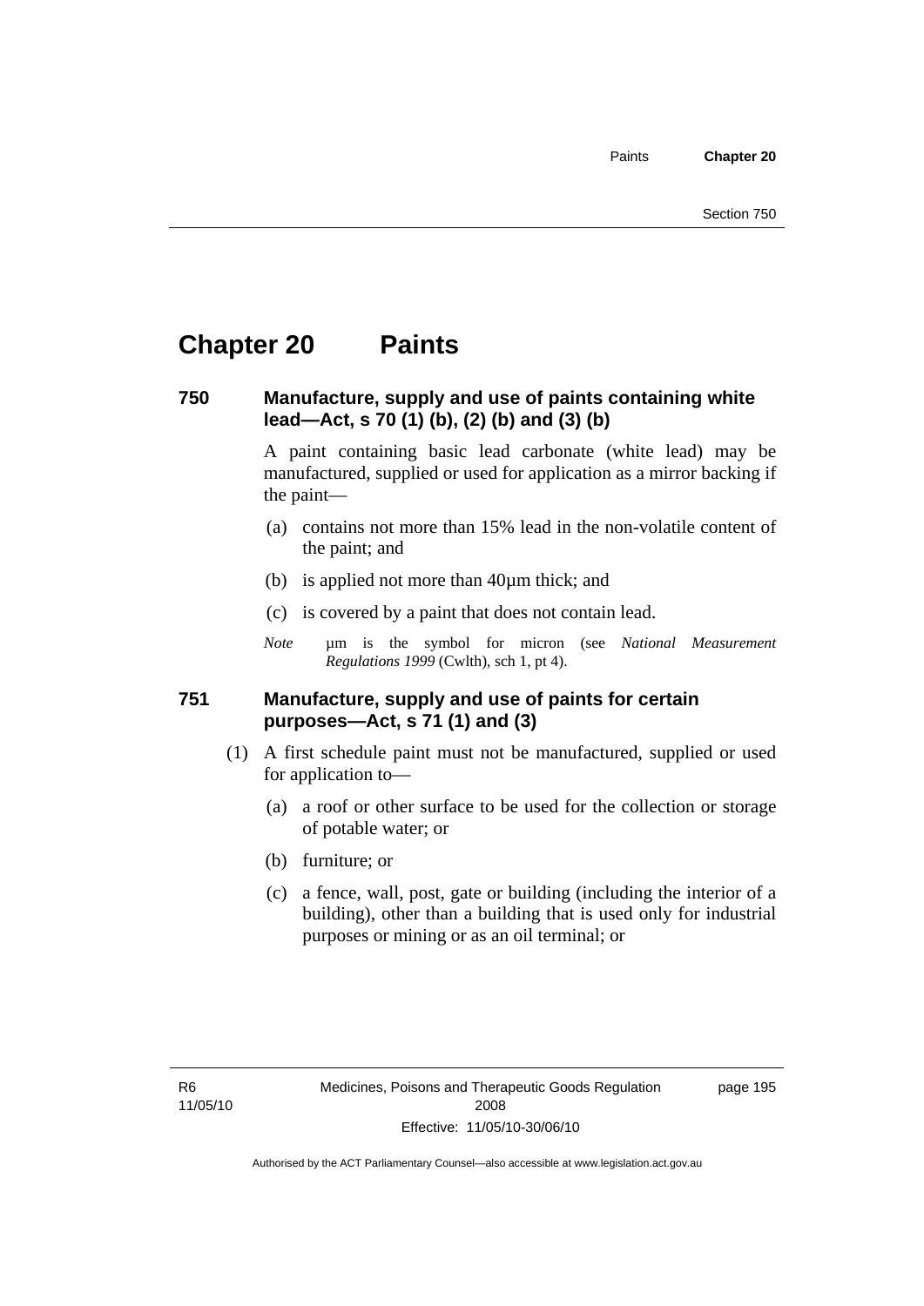# Chapter 20 Paints

## 750 Manufacture, supply and use of paints containing white lead—Act, s 70 (1) (b), (2) (b) and (3) (b)

A paint containing basic lead carbonate (white lead) may be manufactured, supplied or used for application as a mirror backing if the paint—

(a) contains not more than 15% lead in the non-volatile content of the paint; and

(b) is applied not more than 40µm thick; and

(c) is covered by a paint that does not contain lead.

*Note* µm is the symbol for micron (see *National Measurement Regulations 1999* (Cwlth), sch 1, pt 4).

## 751 Manufacture, supply and use of paints for certain purposes—Act, s 71 (1) and (3)

(1) A first schedule paint must not be manufactured, supplied or used for application to—

(a) a roof or other surface to be used for the collection or storage of potable water; or

(b) furniture; or

(c) a fence, wall, post, gate or building (including the interior of a building), other than a building that is used only for industrial purposes or mining or as an oil terminal; or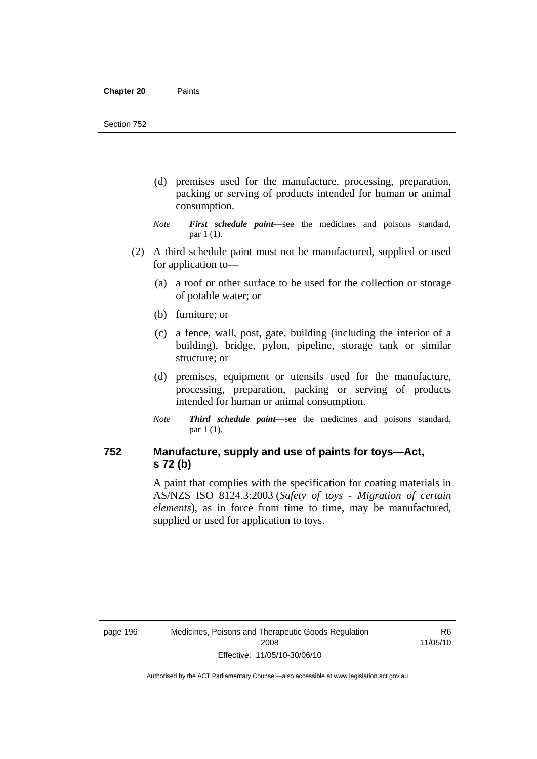(d) premises used for the manufacture, processing, preparation, packing or serving of products intended for human or animal consumption.

*Note* ***First schedule paint***—see the medicines and poisons standard, par 1 (1).

(2) A third schedule paint must not be manufactured, supplied or used for application to—

(a) a roof or other surface to be used for the collection or storage of potable water; or

(b) furniture; or

(c) a fence, wall, post, gate, building (including the interior of a building), bridge, pylon, pipeline, storage tank or similar structure; or

(d) premises, equipment or utensils used for the manufacture, processing, preparation, packing or serving of products intended for human or animal consumption.

*Note* ***Third schedule paint***—see the medicines and poisons standard, par 1 (1).

## 752 Manufacture, supply and use of paints for toys—Act, s 72 (b)

A paint that complies with the specification for coating materials in AS/NZS ISO 8124.3:2003 (*Safety of toys - Migration of certain elements*), as in force from time to time, may be manufactured, supplied or used for application to toys.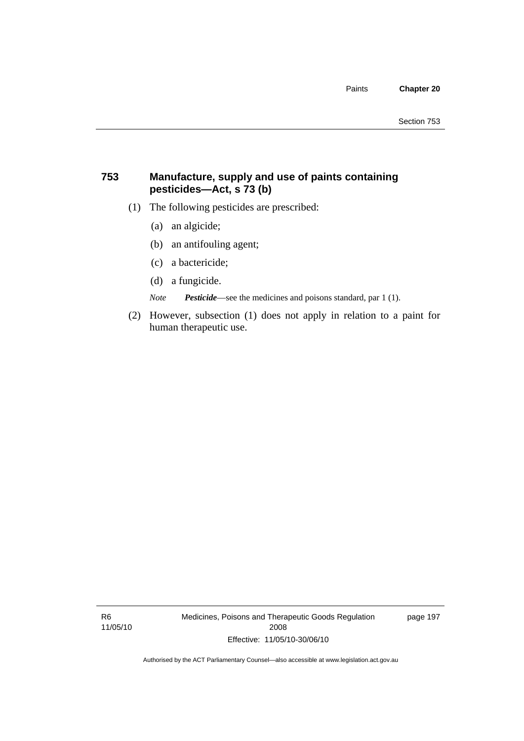## 753 Manufacture, supply and use of paints containing pesticides—Act, s 73 (b)

(1) The following pesticides are prescribed:

(a) an algicide;

(b) an antifouling agent;

(c) a bactericide;

(d) a fungicide.

*Note* ***Pesticide***—see the medicines and poisons standard, par 1 (1).

(2) However, subsection (1) does not apply in relation to a paint for human therapeutic use.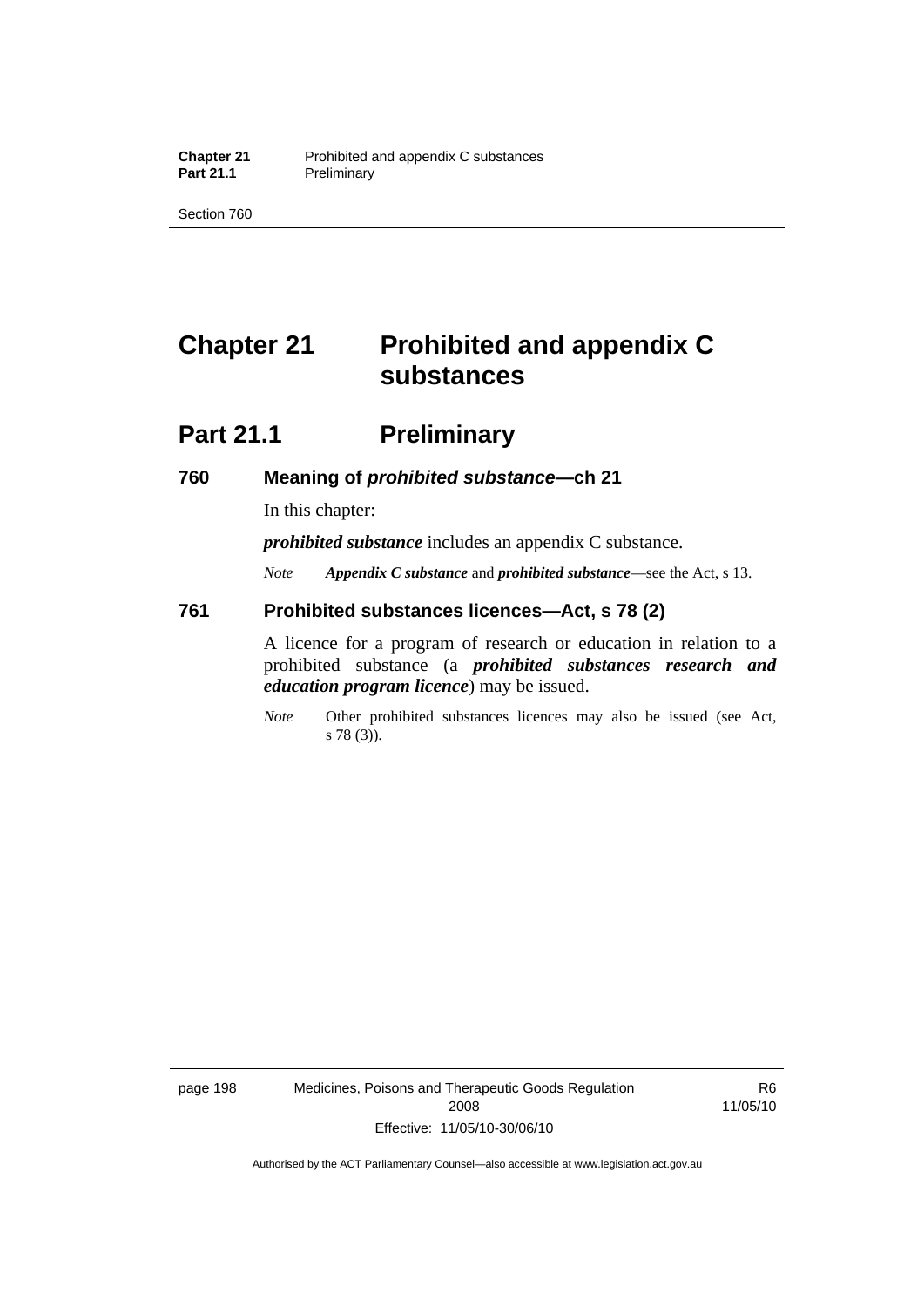# Chapter 21 Prohibited and appendix C substances

## Part 21.1 Preliminary

### 760 Meaning of *prohibited substance*—ch 21

In this chapter:

***prohibited substance*** includes an appendix C substance.

*Note* ***Appendix C substance*** and ***prohibited substance***—see the Act, s 13.

### 761 Prohibited substances licences—Act, s 78 (2)

A licence for a program of research or education in relation to a prohibited substance (a ***prohibited substances research and education program licence***) may be issued.

*Note* Other prohibited substances licences may also be issued (see Act, s 78 (3)).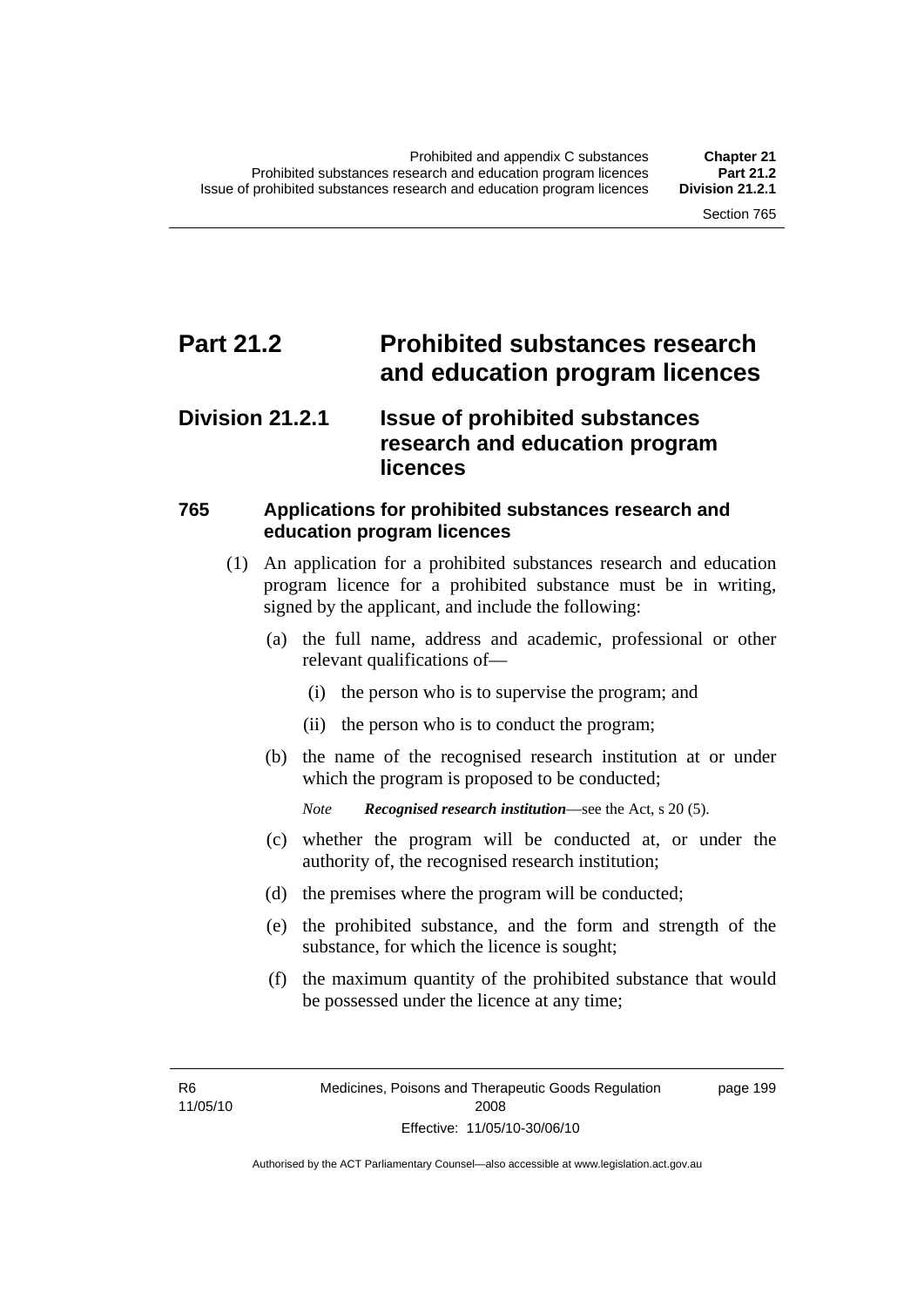# Part 21.2 Prohibited substances research and education program licences

## Division 21.2.1 Issue of prohibited substances research and education program licences

### 765 Applications for prohibited substances research and education program licences

(1) An application for a prohibited substances research and education program licence for a prohibited substance must be in writing, signed by the applicant, and include the following:

(a) the full name, address and academic, professional or other relevant qualifications of—

(i) the person who is to supervise the program; and

(ii) the person who is to conduct the program;

(b) the name of the recognised research institution at or under which the program is proposed to be conducted;

*Note* ***Recognised research institution***—see the Act, s 20 (5).

(c) whether the program will be conducted at, or under the authority of, the recognised research institution;

(d) the premises where the program will be conducted;

(e) the prohibited substance, and the form and strength of the substance, for which the licence is sought;

(f) the maximum quantity of the prohibited substance that would be possessed under the licence at any time;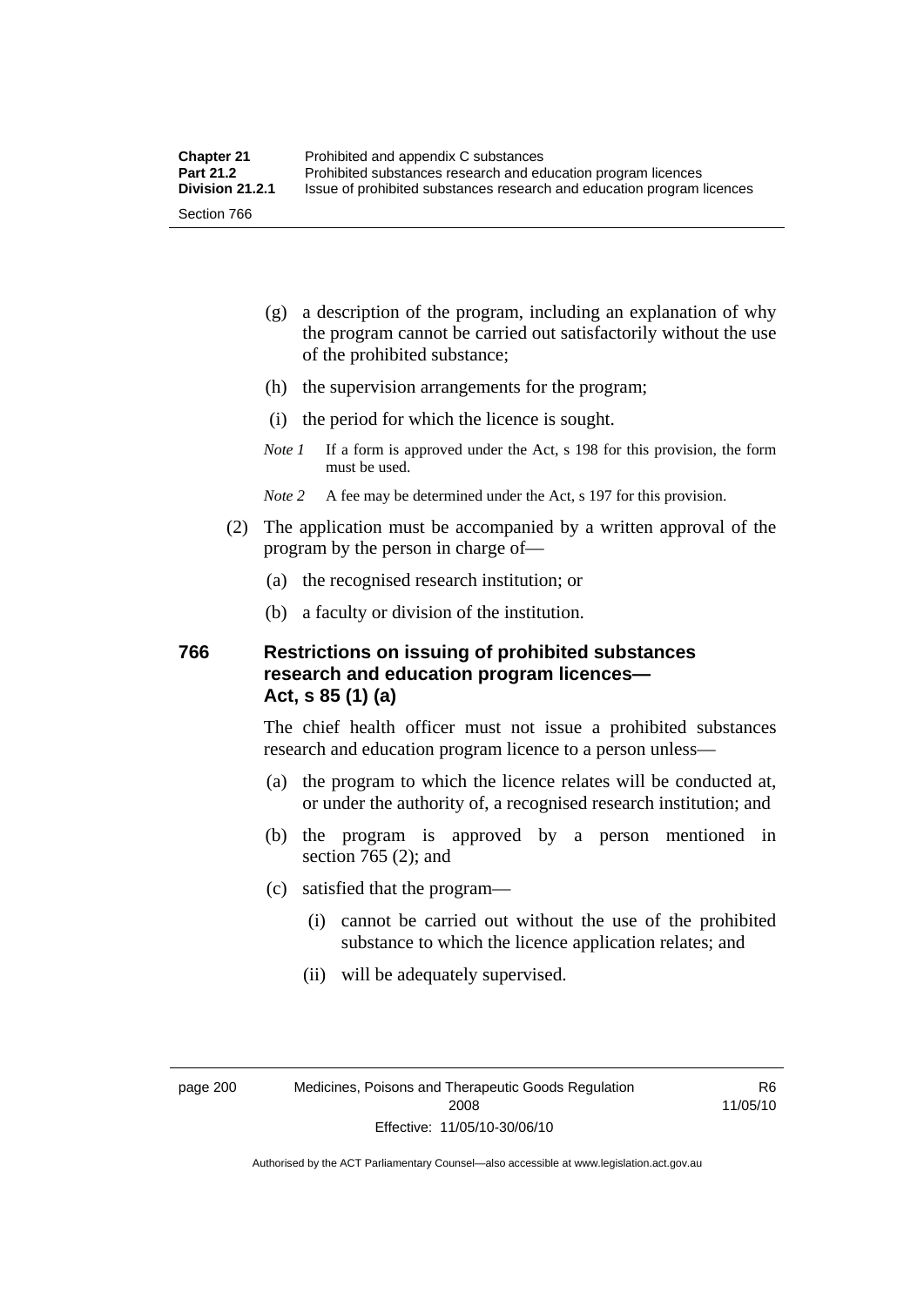(g) a description of the program, including an explanation of why the program cannot be carried out satisfactorily without the use of the prohibited substance;

(h) the supervision arrangements for the program;

(i) the period for which the licence is sought.

*Note 1* If a form is approved under the Act, s 198 for this provision, the form must be used.

*Note 2* A fee may be determined under the Act, s 197 for this provision.

(2) The application must be accompanied by a written approval of the program by the person in charge of—

(a) the recognised research institution; or

(b) a faculty or division of the institution.

## 766 Restrictions on issuing of prohibited substances research and education program licences—Act, s 85 (1) (a)

The chief health officer must not issue a prohibited substances research and education program licence to a person unless—

(a) the program to which the licence relates will be conducted at, or under the authority of, a recognised research institution; and

(b) the program is approved by a person mentioned in section 765 (2); and

(c) satisfied that the program—

(i) cannot be carried out without the use of the prohibited substance to which the licence application relates; and

(ii) will be adequately supervised.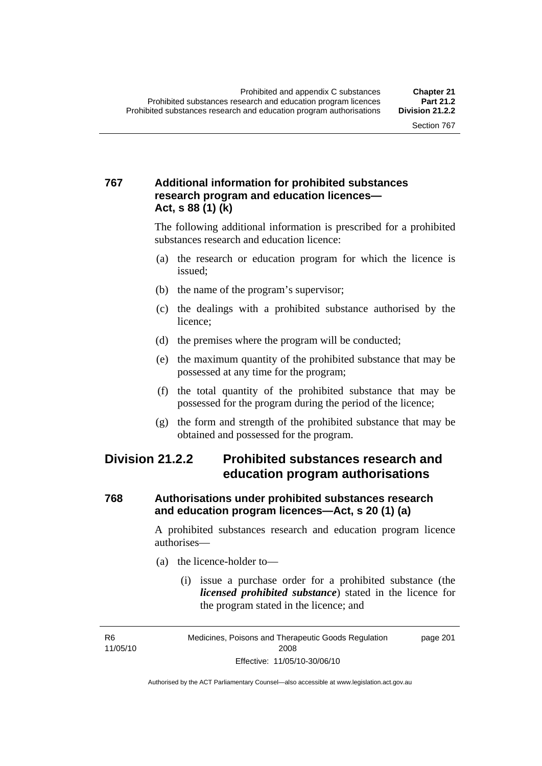### 767 Additional information for prohibited substances research program and education licences—Act, s 88 (1) (k)

The following additional information is prescribed for a prohibited substances research and education licence:

(a) the research or education program for which the licence is issued;

(b) the name of the program's supervisor;

(c) the dealings with a prohibited substance authorised by the licence;

(d) the premises where the program will be conducted;

(e) the maximum quantity of the prohibited substance that may be possessed at any time for the program;

(f) the total quantity of the prohibited substance that may be possessed for the program during the period of the licence;

(g) the form and strength of the prohibited substance that may be obtained and possessed for the program.

## Division 21.2.2 Prohibited substances research and education program authorisations

### 768 Authorisations under prohibited substances research and education program licences—Act, s 20 (1) (a)

A prohibited substances research and education program licence authorises—

(a) the licence-holder to—

(i) issue a purchase order for a prohibited substance (the ***licensed prohibited substance***) stated in the licence for the program stated in the licence; and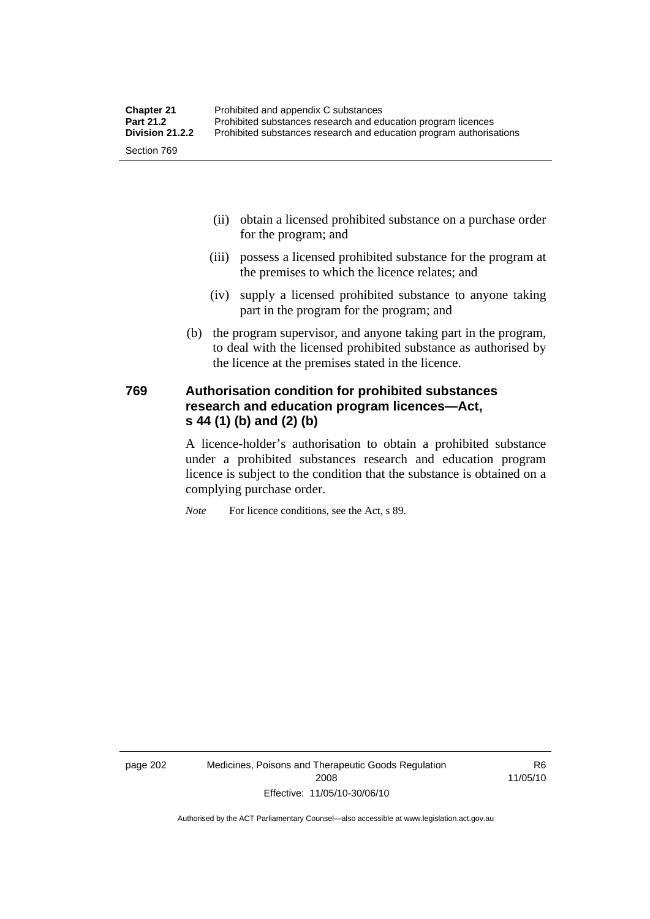(ii) obtain a licensed prohibited substance on a purchase order for the program; and

(iii) possess a licensed prohibited substance for the program at the premises to which the licence relates; and

(iv) supply a licensed prohibited substance to anyone taking part in the program for the program; and

(b) the program supervisor, and anyone taking part in the program, to deal with the licensed prohibited substance as authorised by the licence at the premises stated in the licence.

## 769 Authorisation condition for prohibited substances research and education program licences—Act, s 44 (1) (b) and (2) (b)

A licence-holder's authorisation to obtain a prohibited substance under a prohibited substances research and education program licence is subject to the condition that the substance is obtained on a complying purchase order.

*Note* For licence conditions, see the Act, s 89.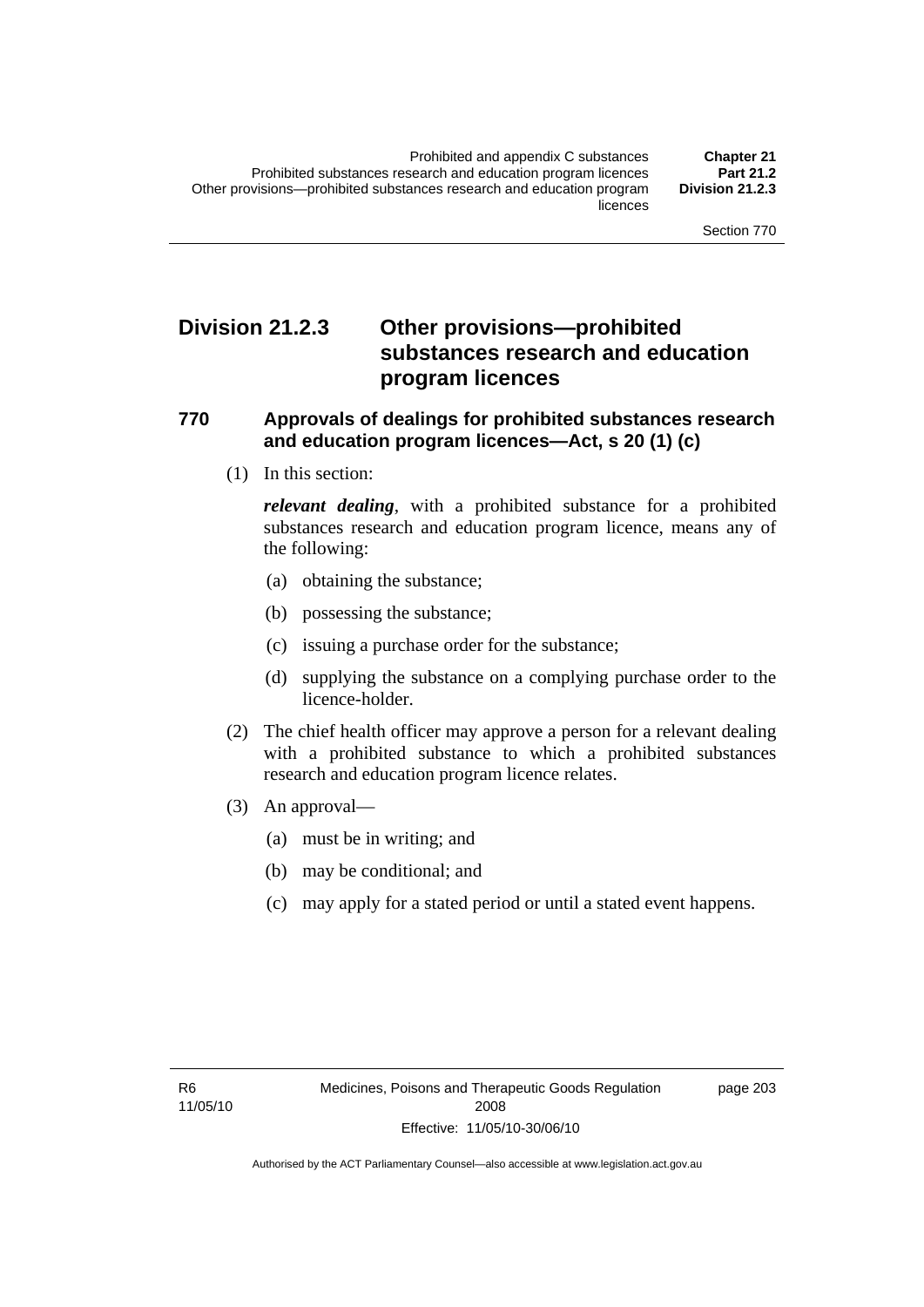## Division 21.2.3 Other provisions—prohibited substances research and education program licences

### 770 Approvals of dealings for prohibited substances research and education program licences—Act, s 20 (1) (c)

(1) In this section:

***relevant dealing***, with a prohibited substance for a prohibited substances research and education program licence, means any of the following:

(a) obtaining the substance;

(b) possessing the substance;

(c) issuing a purchase order for the substance;

(d) supplying the substance on a complying purchase order to the licence-holder.

(2) The chief health officer may approve a person for a relevant dealing with a prohibited substance to which a prohibited substances research and education program licence relates.

(3) An approval—

(a) must be in writing; and

(b) may be conditional; and

(c) may apply for a stated period or until a stated event happens.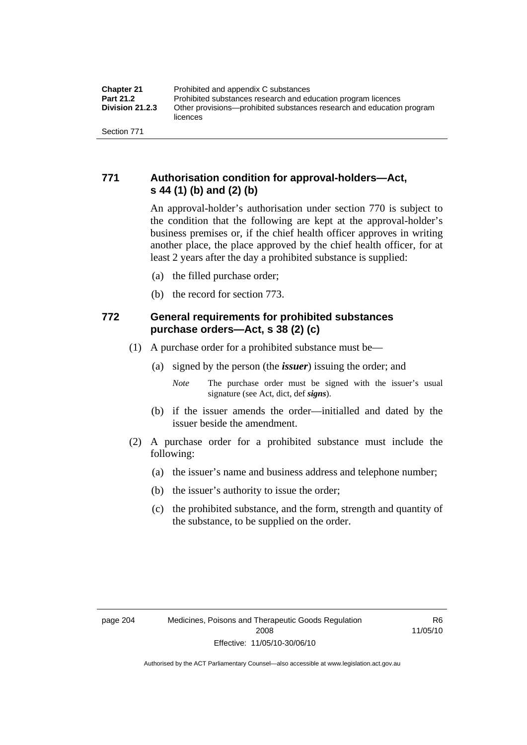### 771 Authorisation condition for approval-holders—Act, s 44 (1) (b) and (2) (b)

An approval-holder's authorisation under section 770 is subject to the condition that the following are kept at the approval-holder's business premises or, if the chief health officer approves in writing another place, the place approved by the chief health officer, for at least 2 years after the day a prohibited substance is supplied:

(a) the filled purchase order;

(b) the record for section 773.

### 772 General requirements for prohibited substances purchase orders—Act, s 38 (2) (c)

(1) A purchase order for a prohibited substance must be—

(a) signed by the person (the ***issuer***) issuing the order; and

*Note* The purchase order must be signed with the issuer's usual signature (see Act, dict, def ***signs***).

(b) if the issuer amends the order—initialled and dated by the issuer beside the amendment.

(2) A purchase order for a prohibited substance must include the following:

(a) the issuer's name and business address and telephone number;

(b) the issuer's authority to issue the order;

(c) the prohibited substance, and the form, strength and quantity of the substance, to be supplied on the order.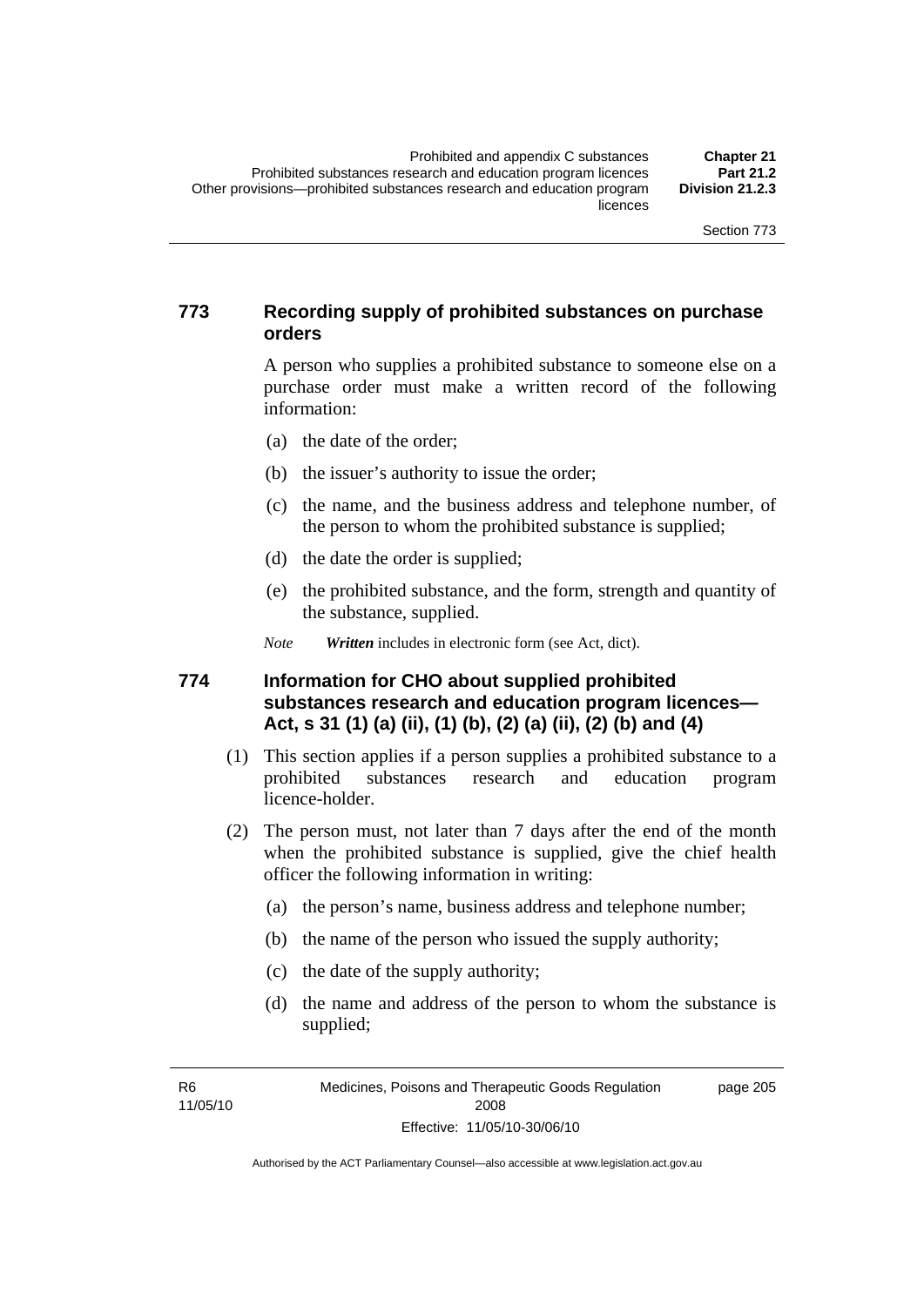## 773 Recording supply of prohibited substances on purchase orders

A person who supplies a prohibited substance to someone else on a purchase order must make a written record of the following information:

(a) the date of the order;

(b) the issuer's authority to issue the order;

(c) the name, and the business address and telephone number, of the person to whom the prohibited substance is supplied;

(d) the date the order is supplied;

(e) the prohibited substance, and the form, strength and quantity of the substance, supplied.

*Note* ***Written*** includes in electronic form (see Act, dict).

## 774 Information for CHO about supplied prohibited substances research and education program licences—Act, s 31 (1) (a) (ii), (1) (b), (2) (a) (ii), (2) (b) and (4)

(1) This section applies if a person supplies a prohibited substance to a prohibited substances research and education program licence-holder.

(2) The person must, not later than 7 days after the end of the month when the prohibited substance is supplied, give the chief health officer the following information in writing:

(a) the person's name, business address and telephone number;

(b) the name of the person who issued the supply authority;

(c) the date of the supply authority;

(d) the name and address of the person to whom the substance is supplied;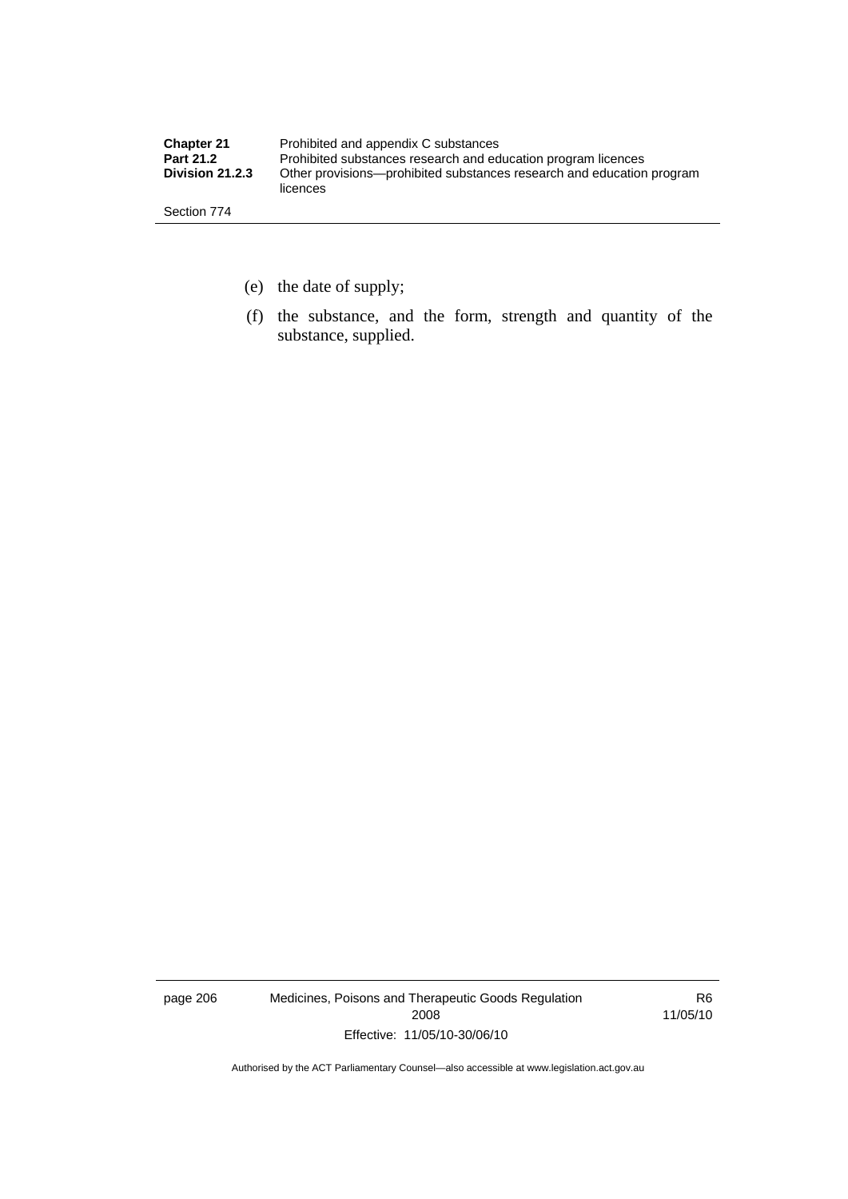(e) the date of supply;

(f) the substance, and the form, strength and quantity of the substance, supplied.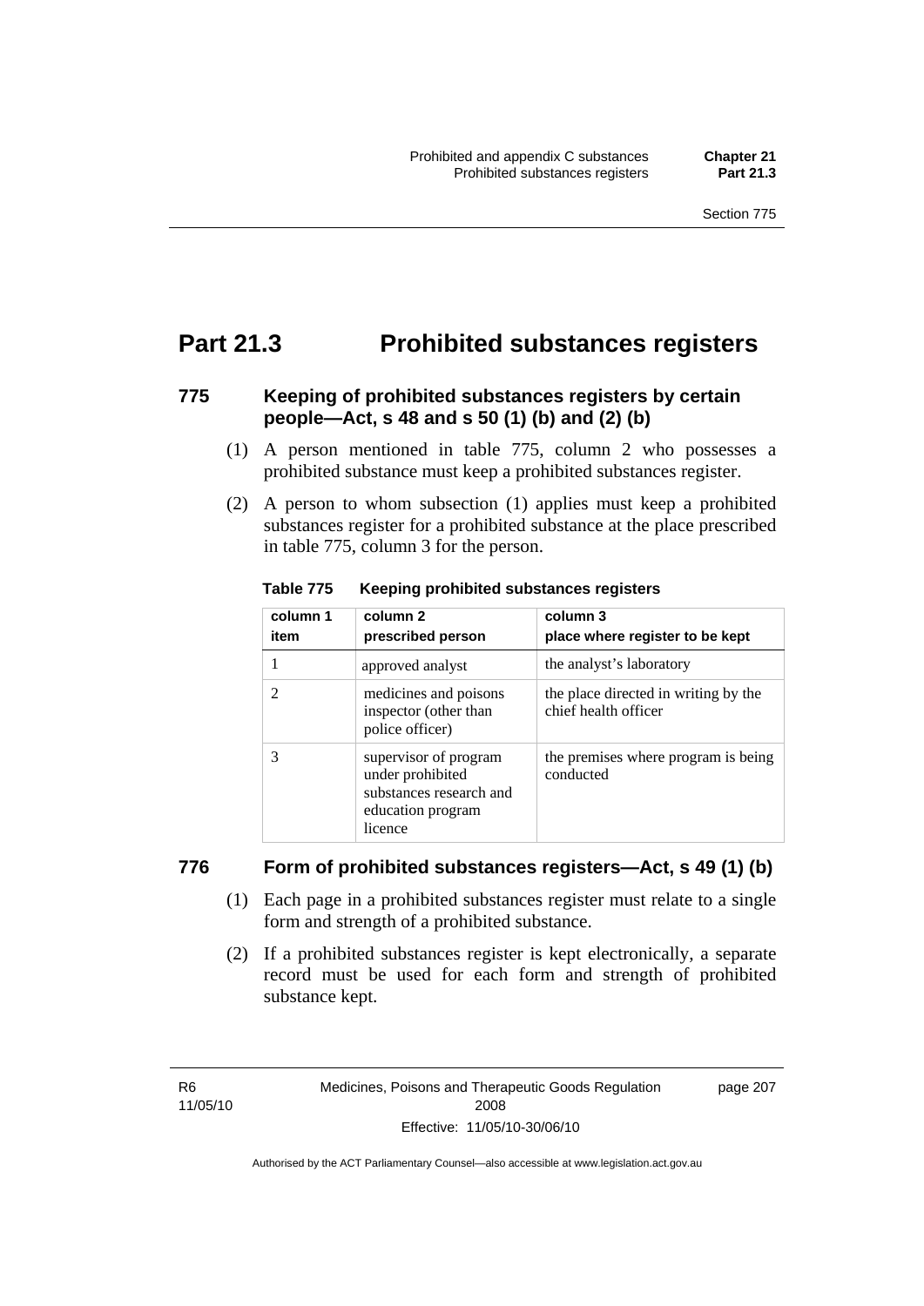# Part 21.3 Prohibited substances registers

## 775 Keeping of prohibited substances registers by certain people—Act, s 48 and s 50 (1) (b) and (2) (b)

(1) A person mentioned in table 775, column 2 who possesses a prohibited substance must keep a prohibited substances register.

(2) A person to whom subsection (1) applies must keep a prohibited substances register for a prohibited substance at the place prescribed in table 775, column 3 for the person.

**Table 775 Keeping prohibited substances registers**

| column 1 item | column 2 prescribed person | column 3 place where register to be kept |
|---|---|---|
| 1 | approved analyst | the analyst's laboratory |
| 2 | medicines and poisons inspector (other than police officer) | the place directed in writing by the chief health officer |
| 3 | supervisor of program under prohibited substances research and education program licence | the premises where program is being conducted |

## 776 Form of prohibited substances registers—Act, s 49 (1) (b)

(1) Each page in a prohibited substances register must relate to a single form and strength of a prohibited substance.

(2) If a prohibited substances register is kept electronically, a separate record must be used for each form and strength of prohibited substance kept.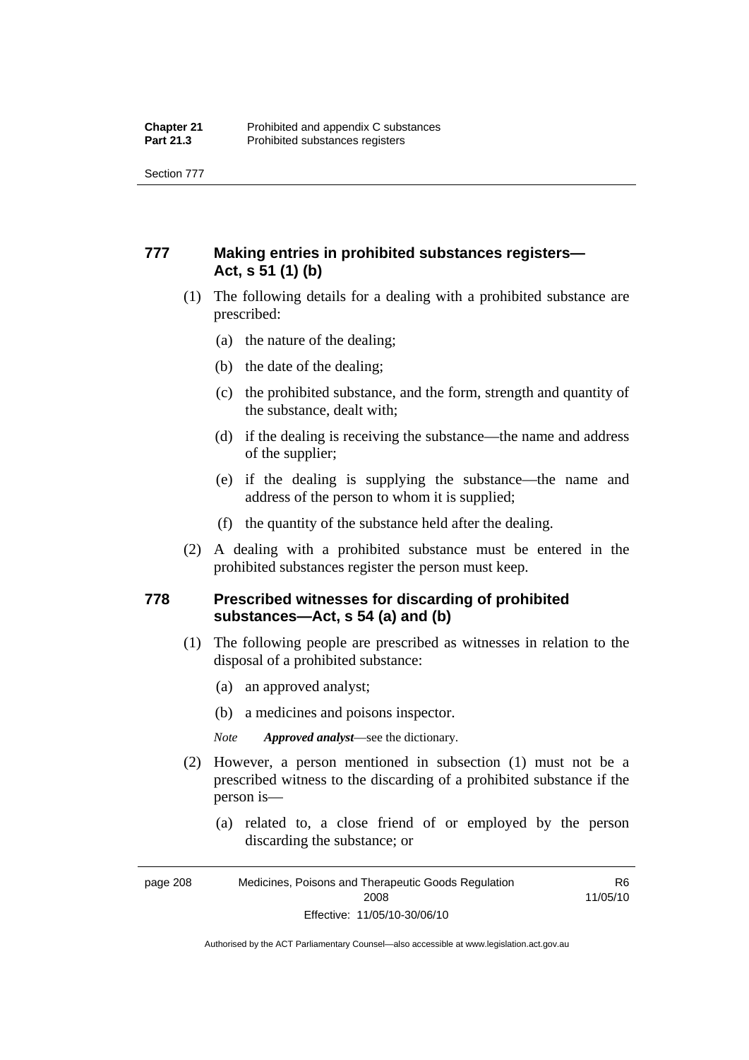## 777 Making entries in prohibited substances registers—Act, s 51 (1) (b)

(1) The following details for a dealing with a prohibited substance are prescribed:

(a) the nature of the dealing;

(b) the date of the dealing;

(c) the prohibited substance, and the form, strength and quantity of the substance, dealt with;

(d) if the dealing is receiving the substance—the name and address of the supplier;

(e) if the dealing is supplying the substance—the name and address of the person to whom it is supplied;

(f) the quantity of the substance held after the dealing.

(2) A dealing with a prohibited substance must be entered in the prohibited substances register the person must keep.

## 778 Prescribed witnesses for discarding of prohibited substances—Act, s 54 (a) and (b)

(1) The following people are prescribed as witnesses in relation to the disposal of a prohibited substance:

(a) an approved analyst;

(b) a medicines and poisons inspector.

*Note* ***Approved analyst***—see the dictionary.

(2) However, a person mentioned in subsection (1) must not be a prescribed witness to the discarding of a prohibited substance if the person is—

(a) related to, a close friend of or employed by the person discarding the substance; or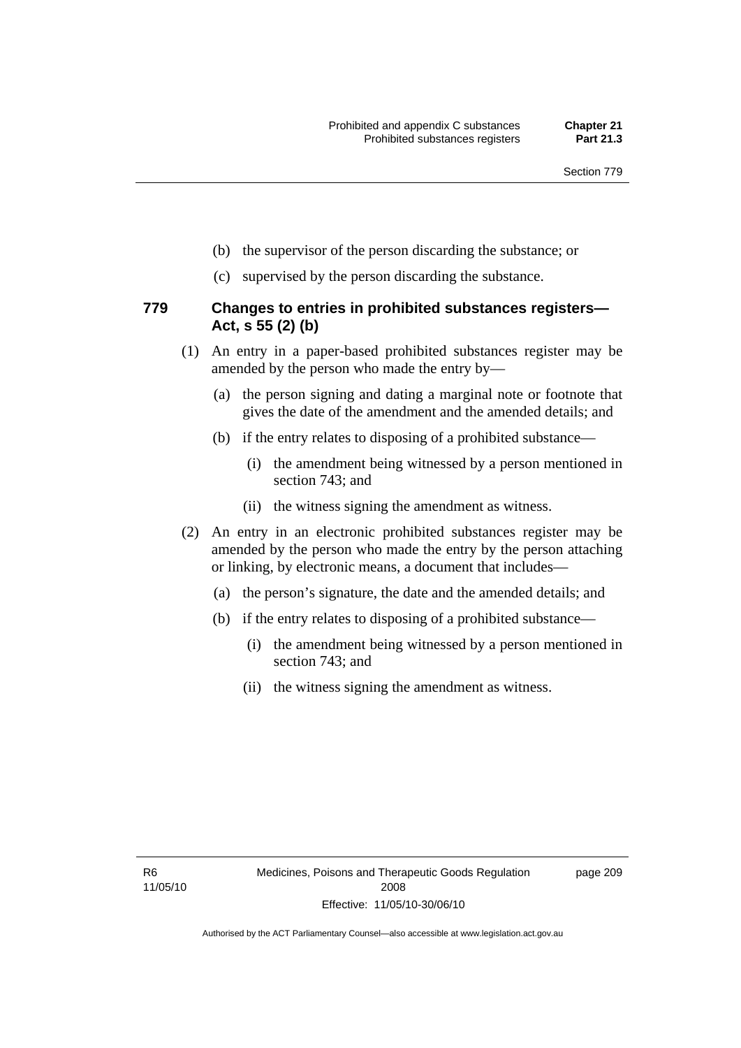(b) the supervisor of the person discarding the substance; or

(c) supervised by the person discarding the substance.

### 779 Changes to entries in prohibited substances registers—Act, s 55 (2) (b)

(1) An entry in a paper-based prohibited substances register may be amended by the person who made the entry by—

(a) the person signing and dating a marginal note or footnote that gives the date of the amendment and the amended details; and

(b) if the entry relates to disposing of a prohibited substance—

(i) the amendment being witnessed by a person mentioned in section 743; and

(ii) the witness signing the amendment as witness.

(2) An entry in an electronic prohibited substances register may be amended by the person who made the entry by the person attaching or linking, by electronic means, a document that includes—

(a) the person's signature, the date and the amended details; and

(b) if the entry relates to disposing of a prohibited substance—

(i) the amendment being witnessed by a person mentioned in section 743; and

(ii) the witness signing the amendment as witness.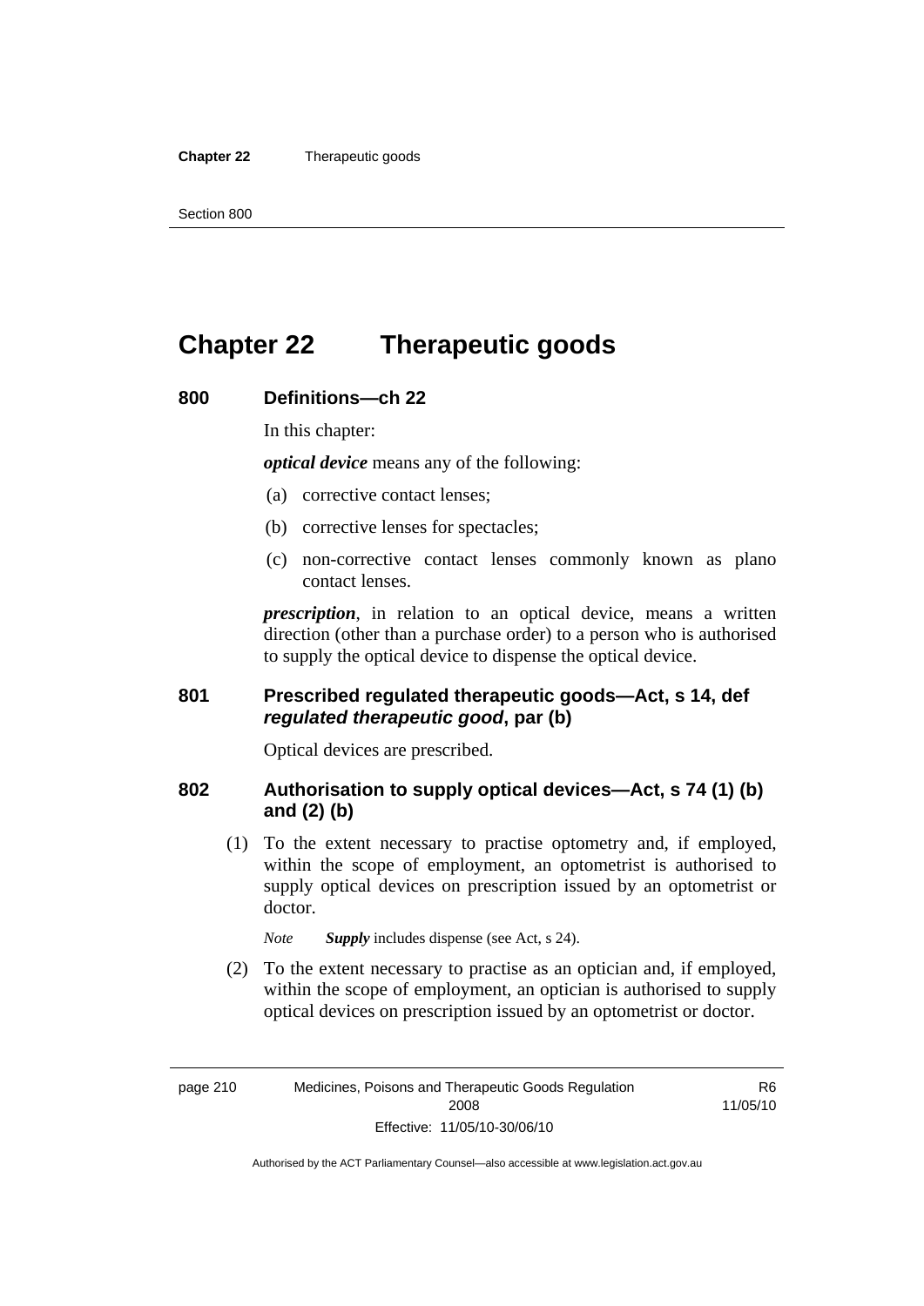# Chapter 22 Therapeutic goods

### 800 Definitions—ch 22

In this chapter:

***optical device*** means any of the following:

(a) corrective contact lenses;

(b) corrective lenses for spectacles;

(c) non-corrective contact lenses commonly known as plano contact lenses.

***prescription***, in relation to an optical device, means a written direction (other than a purchase order) to a person who is authorised to supply the optical device to dispense the optical device.

### 801 Prescribed regulated therapeutic goods—Act, s 14, def *regulated therapeutic good*, par (b)

Optical devices are prescribed.

### 802 Authorisation to supply optical devices—Act, s 74 (1) (b) and (2) (b)

(1) To the extent necessary to practise optometry and, if employed, within the scope of employment, an optometrist is authorised to supply optical devices on prescription issued by an optometrist or doctor.

*Note* ***Supply*** includes dispense (see Act, s 24).

(2) To the extent necessary to practise as an optician and, if employed, within the scope of employment, an optician is authorised to supply optical devices on prescription issued by an optometrist or doctor.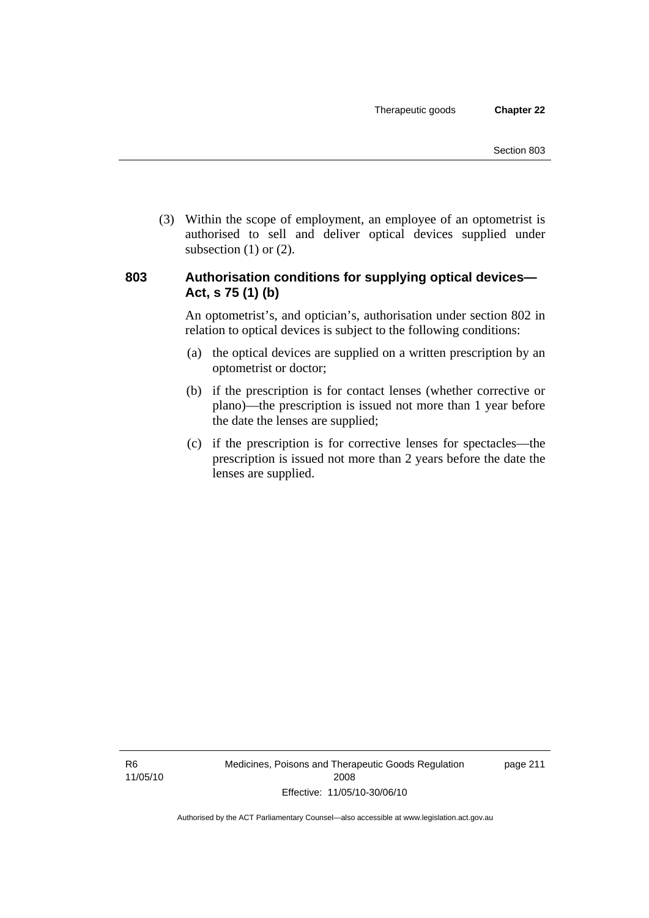(3) Within the scope of employment, an employee of an optometrist is authorised to sell and deliver optical devices supplied under subsection (1) or (2).

### 803 Authorisation conditions for supplying optical devices—Act, s 75 (1) (b)

An optometrist's, and optician's, authorisation under section 802 in relation to optical devices is subject to the following conditions:

(a) the optical devices are supplied on a written prescription by an optometrist or doctor;

(b) if the prescription is for contact lenses (whether corrective or plano)—the prescription is issued not more than 1 year before the date the lenses are supplied;

(c) if the prescription is for corrective lenses for spectacles—the prescription is issued not more than 2 years before the date the lenses are supplied.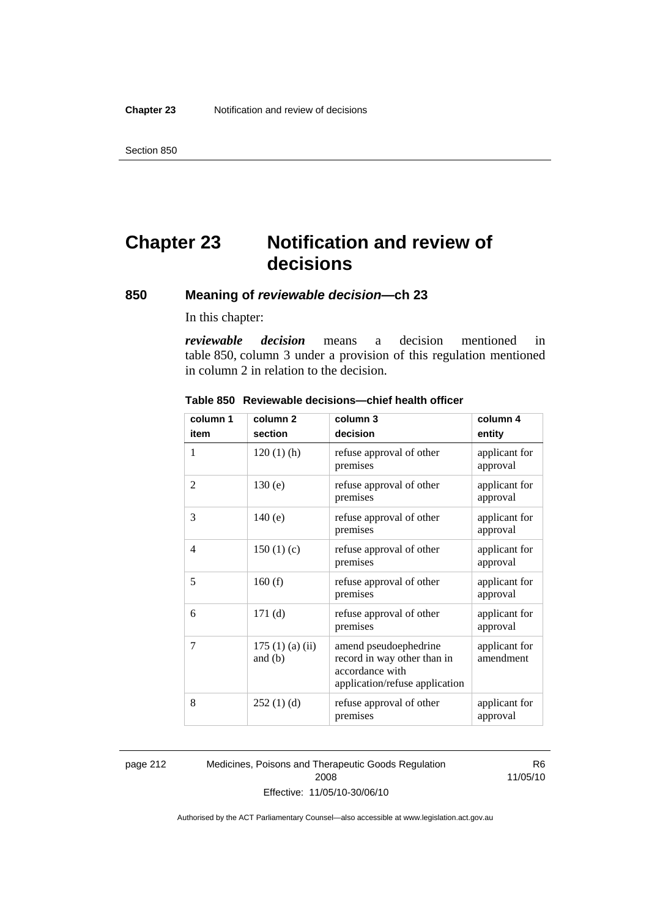# Chapter 23 Notification and review of decisions

## 850 Meaning of *reviewable decision*—ch 23

In this chapter:

***reviewable decision*** means a decision mentioned in table 850, column 3 under a provision of this regulation mentioned in column 2 in relation to the decision.

**Table 850 Reviewable decisions—chief health officer**

| column 1 item | column 2 section | column 3 decision | column 4 entity |
|---|---|---|---|
| 1 | 120 (1) (h) | refuse approval of other premises | applicant for approval |
| 2 | 130 (e) | refuse approval of other premises | applicant for approval |
| 3 | 140 (e) | refuse approval of other premises | applicant for approval |
| 4 | 150 (1) (c) | refuse approval of other premises | applicant for approval |
| 5 | 160 (f) | refuse approval of other premises | applicant for approval |
| 6 | 171 (d) | refuse approval of other premises | applicant for approval |
| 7 | 175 (1) (a) (ii) and (b) | amend pseudoephedrine record in way other than in accordance with application/refuse application | applicant for amendment |
| 8 | 252 (1) (d) | refuse approval of other premises | applicant for approval |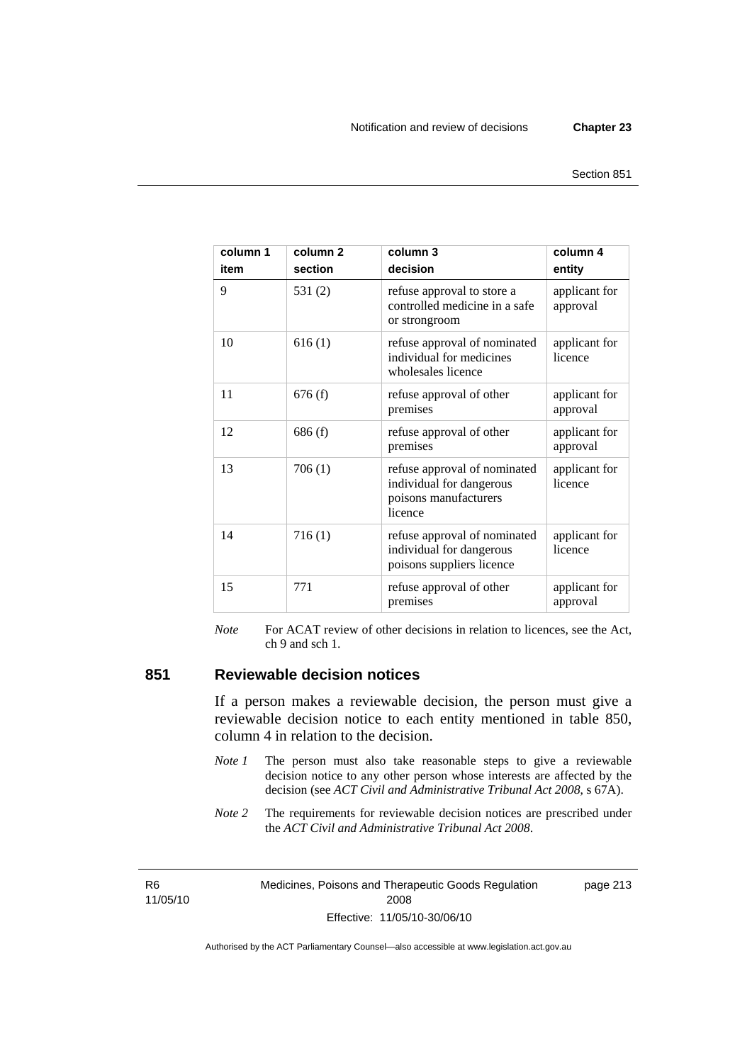| column 1 item | column 2 section | column 3 decision | column 4 entity |
|---|---|---|---|
| 9 | 531 (2) | refuse approval to store a controlled medicine in a safe or strongroom | applicant for approval |
| 10 | 616 (1) | refuse approval of nominated individual for medicines wholesales licence | applicant for licence |
| 11 | 676 (f) | refuse approval of other premises | applicant for approval |
| 12 | 686 (f) | refuse approval of other premises | applicant for approval |
| 13 | 706 (1) | refuse approval of nominated individual for dangerous poisons manufacturers licence | applicant for licence |
| 14 | 716 (1) | refuse approval of nominated individual for dangerous poisons suppliers licence | applicant for licence |
| 15 | 771 | refuse approval of other premises | applicant for approval |

*Note* For ACAT review of other decisions in relation to licences, see the Act, ch 9 and sch 1.

## 851 Reviewable decision notices

If a person makes a reviewable decision, the person must give a reviewable decision notice to each entity mentioned in table 850, column 4 in relation to the decision.

*Note 1* The person must also take reasonable steps to give a reviewable decision notice to any other person whose interests are affected by the decision (see *ACT Civil and Administrative Tribunal Act 2008*, s 67A).

*Note 2* The requirements for reviewable decision notices are prescribed under the *ACT Civil and Administrative Tribunal Act 2008*.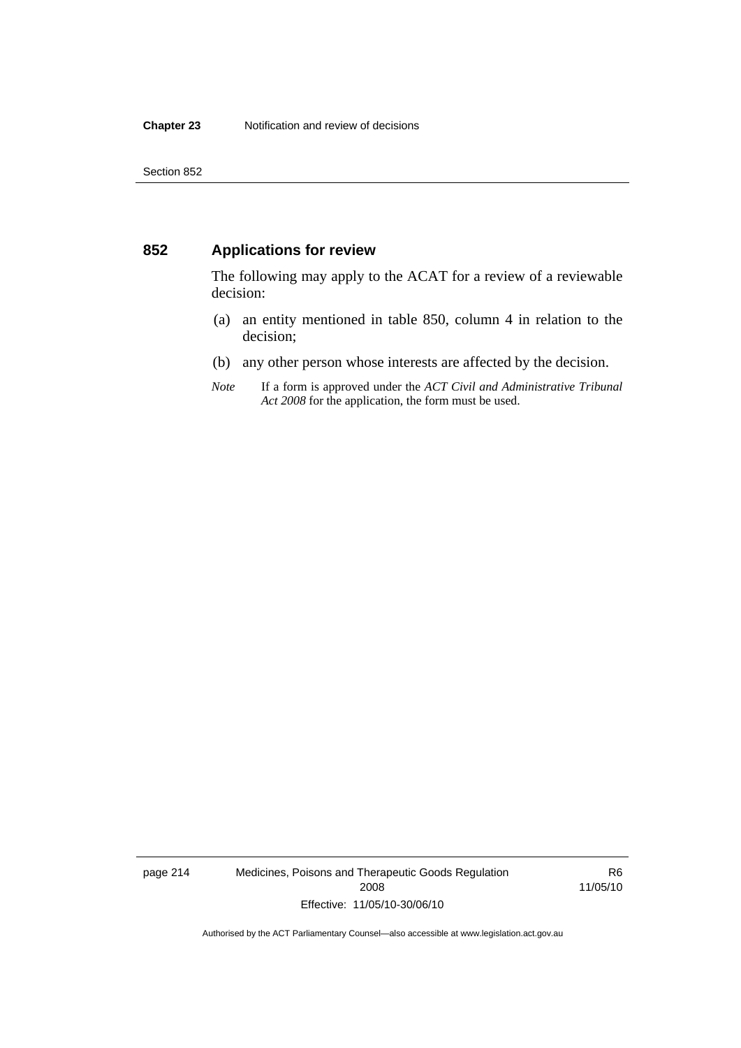## 852 Applications for review

The following may apply to the ACAT for a review of a reviewable decision:

(a) an entity mentioned in table 850, column 4 in relation to the decision;

(b) any other person whose interests are affected by the decision.

*Note* If a form is approved under the *ACT Civil and Administrative Tribunal Act 2008* for the application, the form must be used.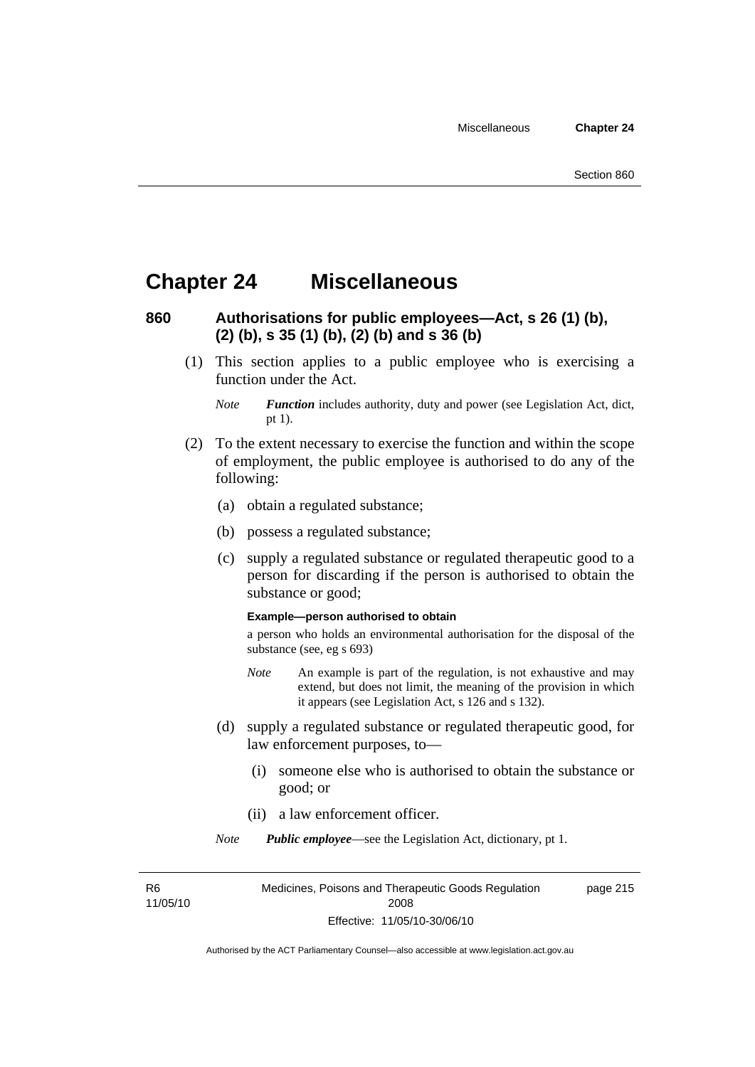# Chapter 24 Miscellaneous

## 860 Authorisations for public employees—Act, s 26 (1) (b), (2) (b), s 35 (1) (b), (2) (b) and s 36 (b)

(1) This section applies to a public employee who is exercising a function under the Act.

*Note* ***Function*** includes authority, duty and power (see Legislation Act, dict, pt 1).

(2) To the extent necessary to exercise the function and within the scope of employment, the public employee is authorised to do any of the following:

(a) obtain a regulated substance;

(b) possess a regulated substance;

(c) supply a regulated substance or regulated therapeutic good to a person for discarding if the person is authorised to obtain the substance or good;

**Example—person authorised to obtain**

a person who holds an environmental authorisation for the disposal of the substance (see, eg s 693)

*Note* An example is part of the regulation, is not exhaustive and may extend, but does not limit, the meaning of the provision in which it appears (see Legislation Act, s 126 and s 132).

(d) supply a regulated substance or regulated therapeutic good, for law enforcement purposes, to—

(i) someone else who is authorised to obtain the substance or good; or

(ii) a law enforcement officer.

*Note* ***Public employee***—see the Legislation Act, dictionary, pt 1.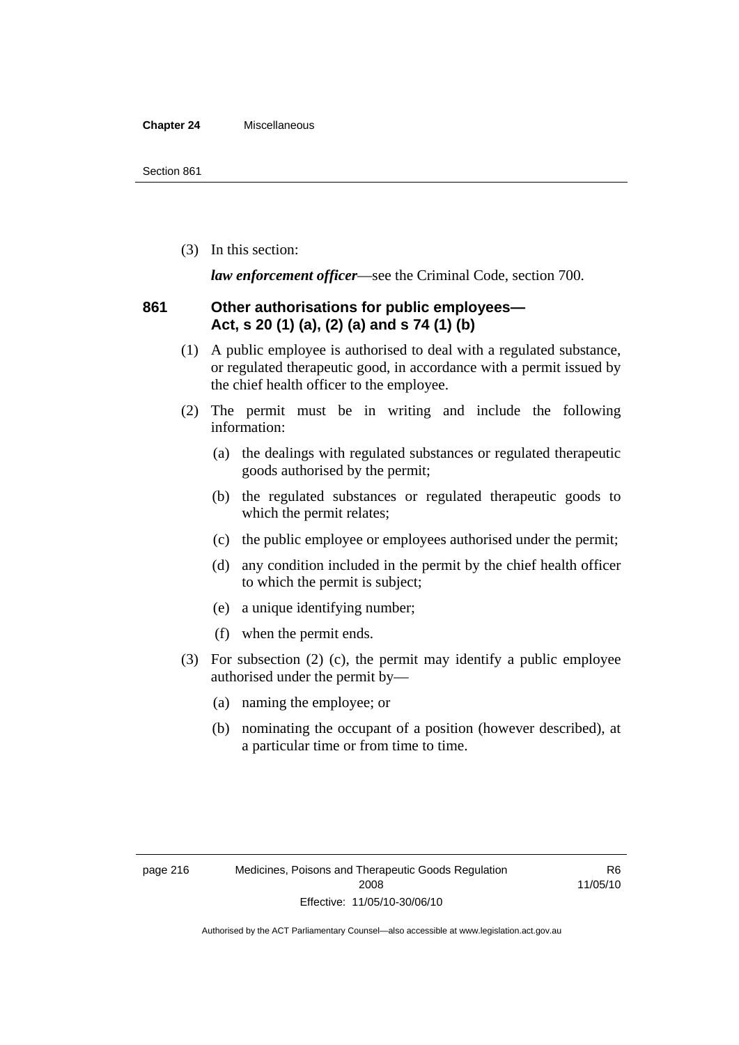(3) In this section:

***law enforcement officer***—see the Criminal Code, section 700.

### 861 Other authorisations for public employees—Act, s 20 (1) (a), (2) (a) and s 74 (1) (b)

(1) A public employee is authorised to deal with a regulated substance, or regulated therapeutic good, in accordance with a permit issued by the chief health officer to the employee.

(2) The permit must be in writing and include the following information:

(a) the dealings with regulated substances or regulated therapeutic goods authorised by the permit;

(b) the regulated substances or regulated therapeutic goods to which the permit relates;

(c) the public employee or employees authorised under the permit;

(d) any condition included in the permit by the chief health officer to which the permit is subject;

(e) a unique identifying number;

(f) when the permit ends.

(3) For subsection (2) (c), the permit may identify a public employee authorised under the permit by—

(a) naming the employee; or

(b) nominating the occupant of a position (however described), at a particular time or from time to time.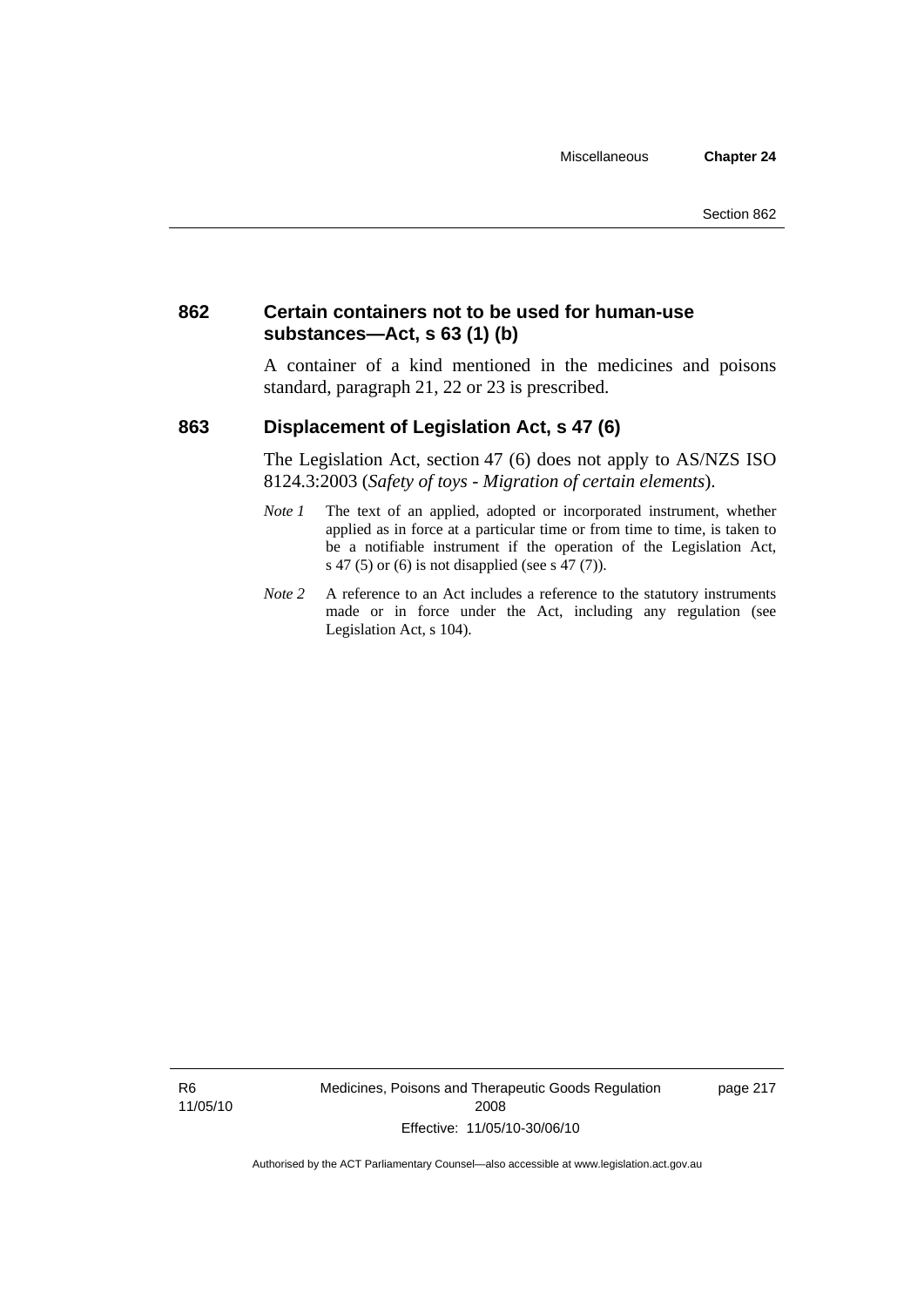## 862 Certain containers not to be used for human-use substances—Act, s 63 (1) (b)

A container of a kind mentioned in the medicines and poisons standard, paragraph 21, 22 or 23 is prescribed.

## 863 Displacement of Legislation Act, s 47 (6)

The Legislation Act, section 47 (6) does not apply to AS/NZS ISO 8124.3:2003 (*Safety of toys - Migration of certain elements*).

*Note 1* The text of an applied, adopted or incorporated instrument, whether applied as in force at a particular time or from time to time, is taken to be a notifiable instrument if the operation of the Legislation Act, s 47 (5) or (6) is not disapplied (see s 47 (7)).

*Note 2* A reference to an Act includes a reference to the statutory instruments made or in force under the Act, including any regulation (see Legislation Act, s 104).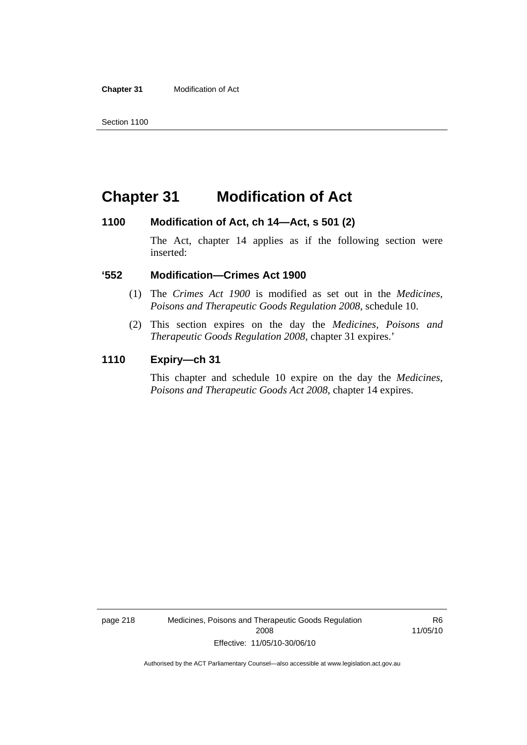# Chapter 31 Modification of Act

### 1100 Modification of Act, ch 14—Act, s 501 (2)

The Act, chapter 14 applies as if the following section were inserted:

### ‘552 Modification—Crimes Act 1900

(1) The *Crimes Act 1900* is modified as set out in the *Medicines, Poisons and Therapeutic Goods Regulation 2008*, schedule 10.

(2) This section expires on the day the *Medicines, Poisons and Therapeutic Goods Regulation 2008*, chapter 31 expires.’

### 1110 Expiry—ch 31

This chapter and schedule 10 expire on the day the *Medicines, Poisons and Therapeutic Goods Act 2008*, chapter 14 expires.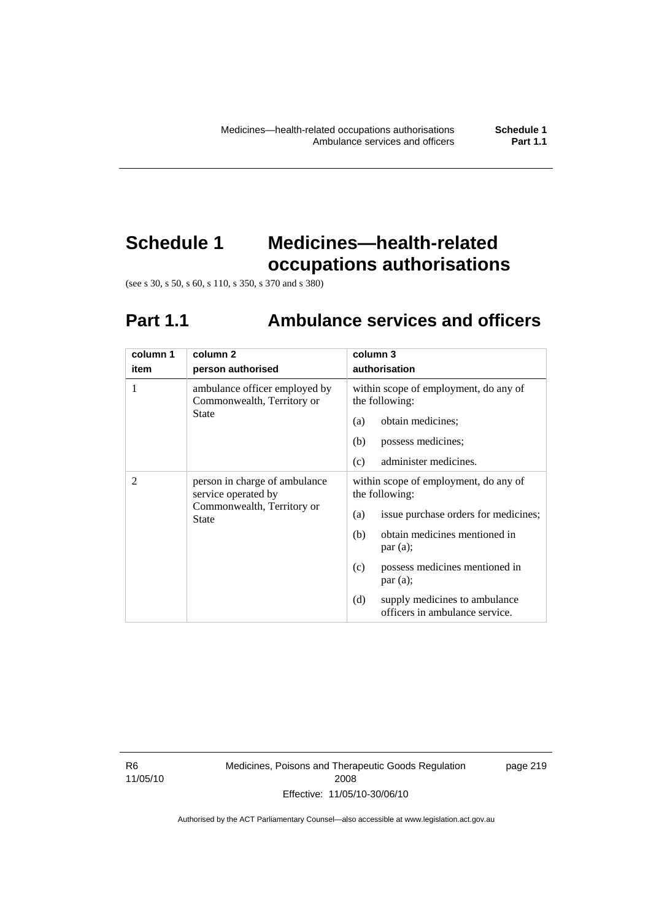# Schedule 1 Medicines—health-related occupations authorisations

(see s 30, s 50, s 60, s 110, s 350, s 370 and s 380)

## Part 1.1 Ambulance services and officers

| column 1<br>item | column 2<br>person authorised | column 3<br>authorisation |
|---|---|---|
| 1 | ambulance officer employed by Commonwealth, Territory or State | within scope of employment, do any of the following:<br>(a) obtain medicines;<br>(b) possess medicines;<br>(c) administer medicines. |
| 2 | person in charge of ambulance service operated by Commonwealth, Territory or State | within scope of employment, do any of the following:<br>(a) issue purchase orders for medicines;<br>(b) obtain medicines mentioned in par (a);<br>(c) possess medicines mentioned in par (a);<br>(d) supply medicines to ambulance officers in ambulance service. |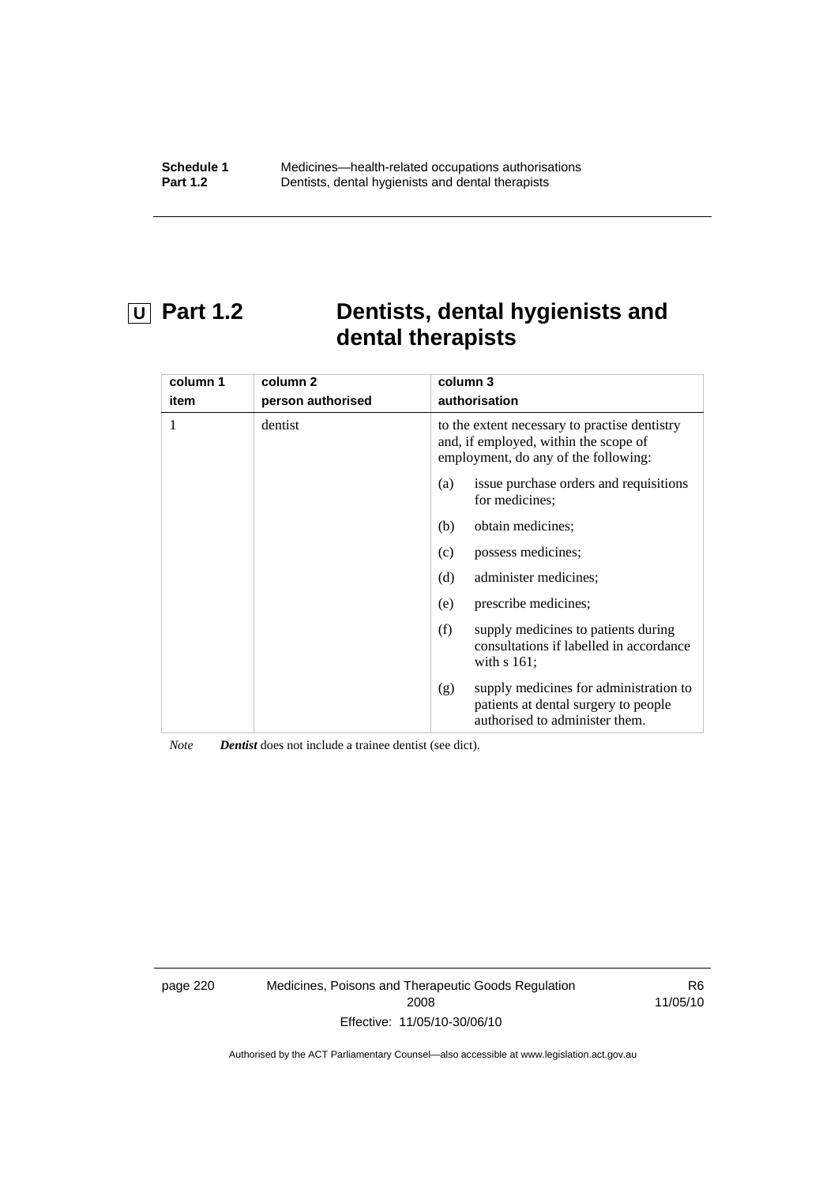# U Part 1.2 Dentists, dental hygienists and dental therapists

| column 1<br>item | column 2<br>person authorised | column 3<br>authorisation |
|---|---|---|
| 1 | dentist | to the extent necessary to practise dentistry and, if employed, within the scope of employment, do any of the following:<br>(a) issue purchase orders and requisitions for medicines;<br>(b) obtain medicines;<br>(c) possess medicines;<br>(d) administer medicines;<br>(e) prescribe medicines;<br>(f) supply medicines to patients during consultations if labelled in accordance with s 161;<br>(g) supply medicines for administration to patients at dental surgery to people authorised to administer them. |

*Note* ***Dentist*** does not include a trainee dentist (see dict).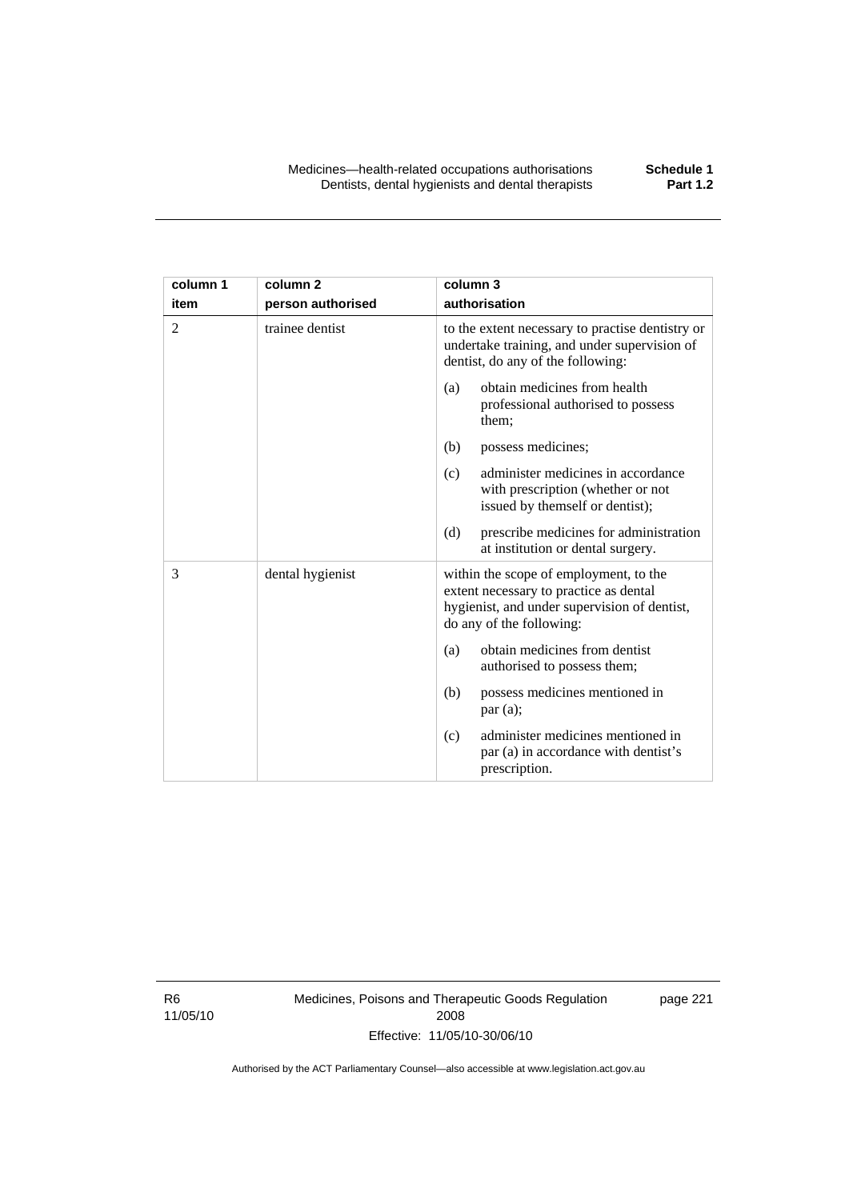| column 1 item | column 2 person authorised | column 3 authorisation |
|---|---|---|
| 2 | trainee dentist | to the extent necessary to practise dentistry or undertake training, and under supervision of dentist, do any of the following:<br>(a) obtain medicines from health professional authorised to possess them;<br>(b) possess medicines;<br>(c) administer medicines in accordance with prescription (whether or not issued by themself or dentist);<br>(d) prescribe medicines for administration at institution or dental surgery. |
| 3 | dental hygienist | within the scope of employment, to the extent necessary to practice as dental hygienist, and under supervision of dentist, do any of the following:<br>(a) obtain medicines from dentist authorised to possess them;<br>(b) possess medicines mentioned in par (a);<br>(c) administer medicines mentioned in par (a) in accordance with dentist's prescription. |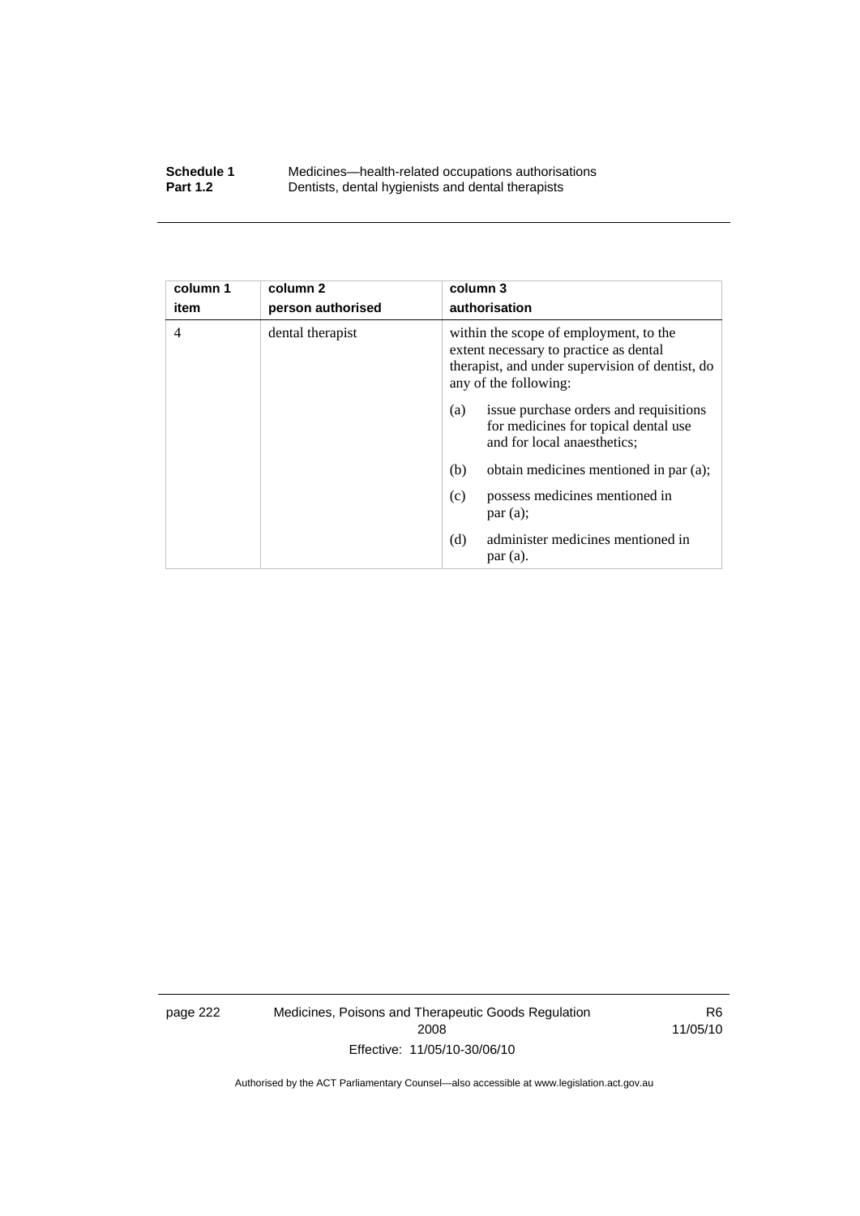| column 1 item | column 2 person authorised | column 3 authorisation |
|---|---|---|
| 4 | dental therapist | within the scope of employment, to the extent necessary to practice as dental therapist, and under supervision of dentist, do any of the following:<br>(a) issue purchase orders and requisitions for medicines for topical dental use and for local anaesthetics;<br>(b) obtain medicines mentioned in par (a);<br>(c) possess medicines mentioned in par (a);<br>(d) administer medicines mentioned in par (a). |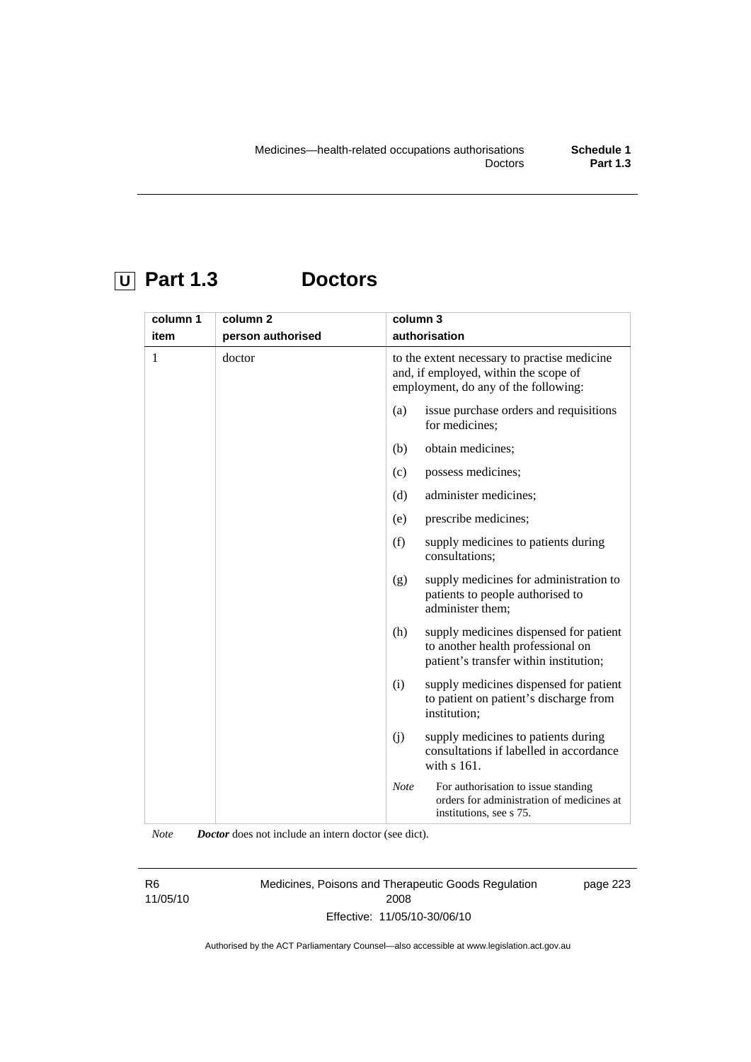## U Part 1.3 Doctors

| column 1<br>item | column 2<br>person authorised | column 3<br>authorisation |
|---|---|---|
| 1 | doctor | to the extent necessary to practise medicine and, if employed, within the scope of employment, do any of the following:<br>(a) issue purchase orders and requisitions for medicines;<br>(b) obtain medicines;<br>(c) possess medicines;<br>(d) administer medicines;<br>(e) prescribe medicines;<br>(f) supply medicines to patients during consultations;<br>(g) supply medicines for administration to patients to people authorised to administer them;<br>(h) supply medicines dispensed for patient to another health professional on patient's transfer within institution;<br>(i) supply medicines dispensed for patient to patient on patient's discharge from institution;<br>(j) supply medicines to patients during consultations if labelled in accordance with s 161.<br>*Note* For authorisation to issue standing orders for administration of medicines at institutions, see s 75. |

*Note* ***Doctor*** does not include an intern doctor (see dict).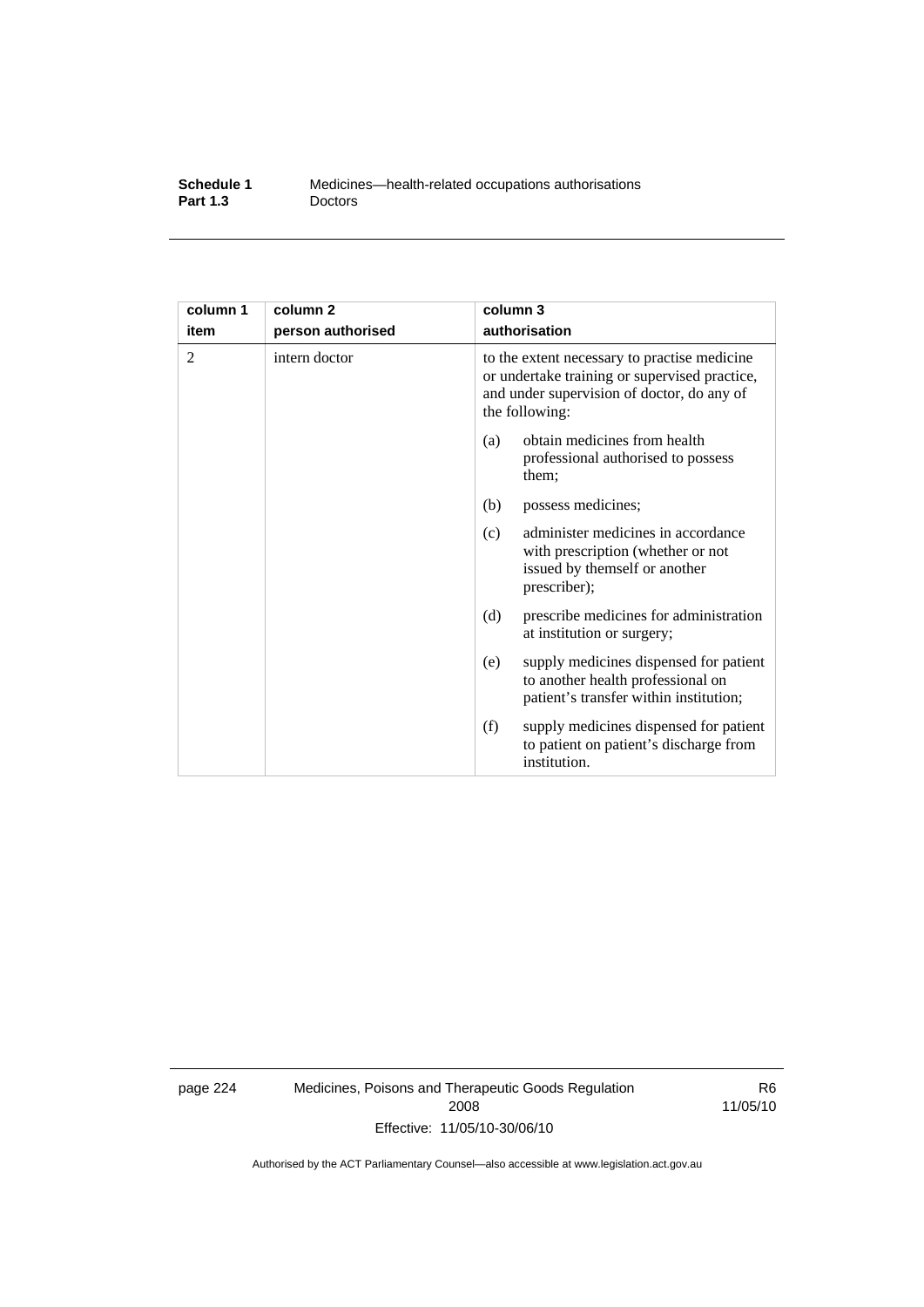| column 1<br>item | column 2<br>person authorised | column 3<br>authorisation |
|---|---|---|
| 2 | intern doctor | to the extent necessary to practise medicine or undertake training or supervised practice, and under supervision of doctor, do any of the following:<br>(a) obtain medicines from health professional authorised to possess them;<br>(b) possess medicines;<br>(c) administer medicines in accordance with prescription (whether or not issued by themself or another prescriber);<br>(d) prescribe medicines for administration at institution or surgery;<br>(e) supply medicines dispensed for patient to another health professional on patient's transfer within institution;<br>(f) supply medicines dispensed for patient to patient on patient's discharge from institution. |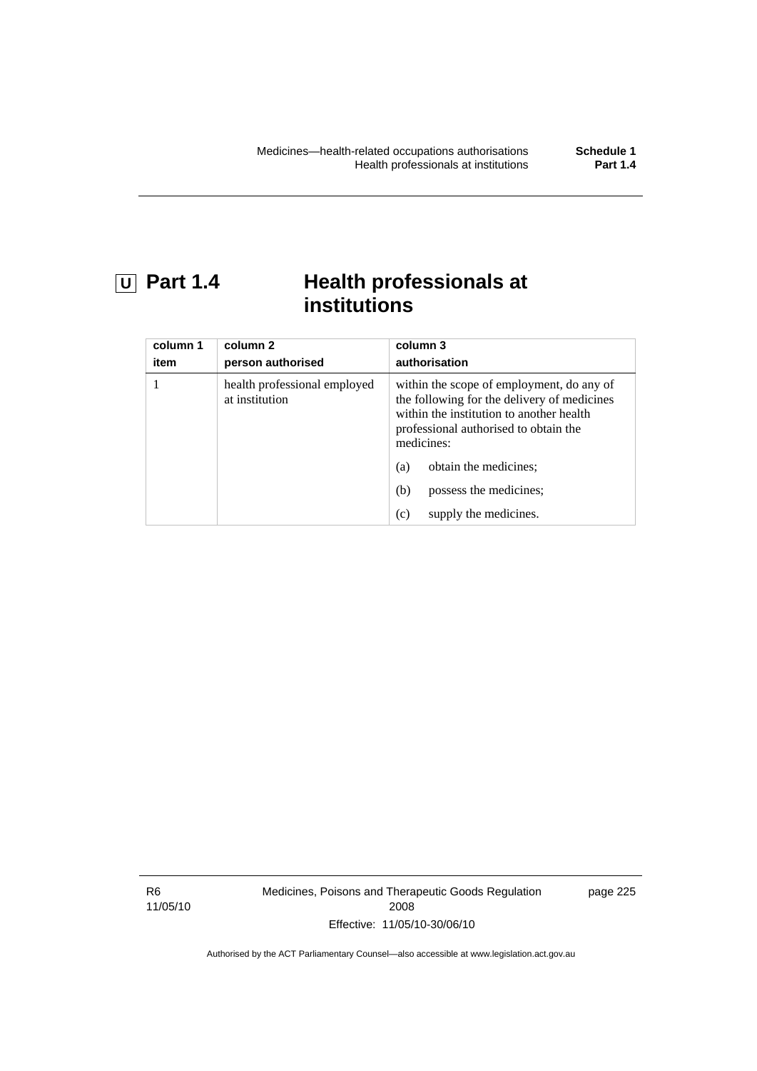# U Part 1.4 Health professionals at institutions

| column 1<br>item | column 2<br>person authorised | column 3<br>authorisation |
|---|---|---|
| 1 | health professional employed at institution | within the scope of employment, do any of the following for the delivery of medicines within the institution to another health professional authorised to obtain the medicines:<br>(a) obtain the medicines;<br>(b) possess the medicines;<br>(c) supply the medicines. |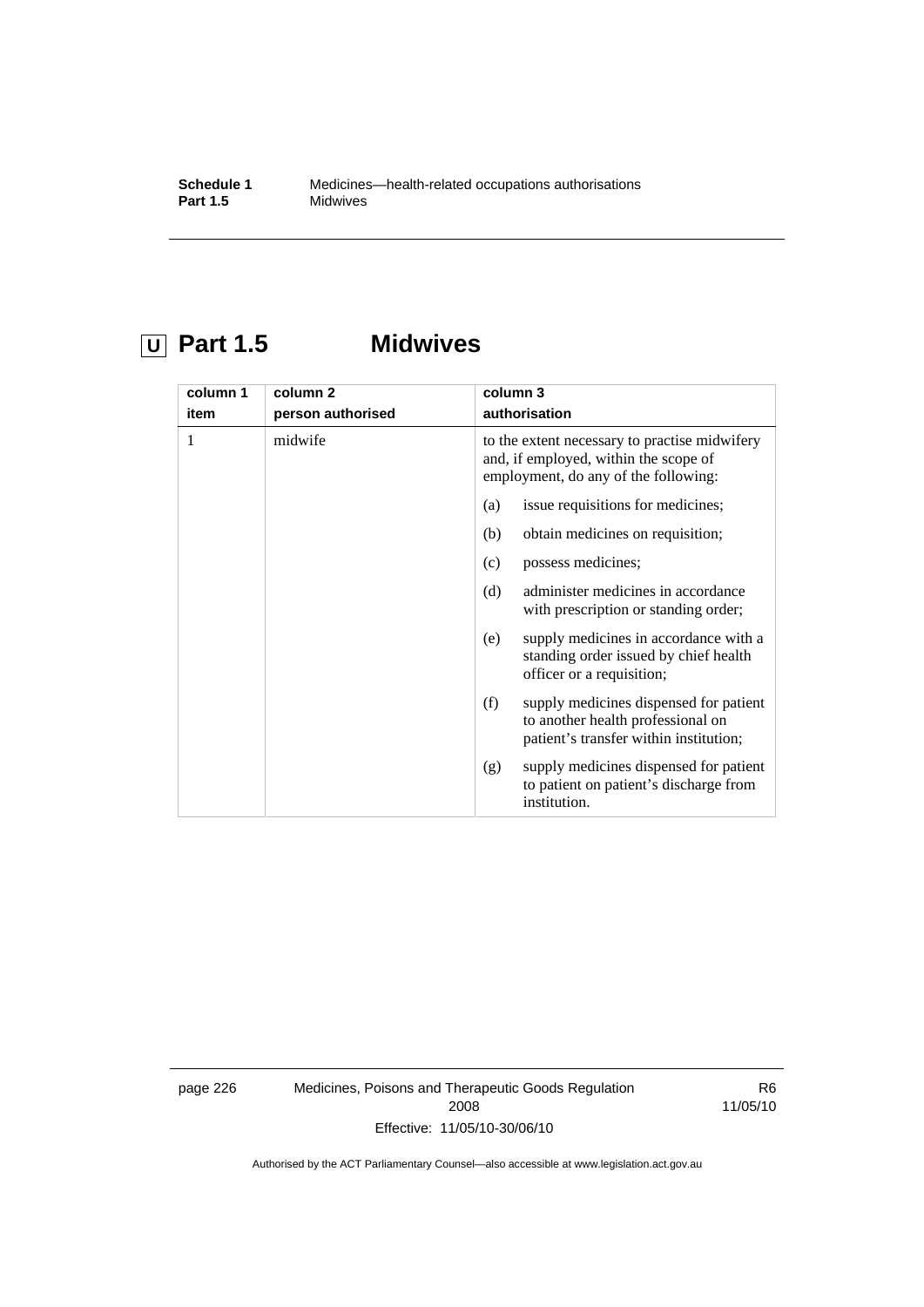## U Part 1.5 Midwives

| column 1 item | column 2 person authorised | column 3 authorisation |
|---|---|---|
| 1 | midwife | to the extent necessary to practise midwifery and, if employed, within the scope of employment, do any of the following: |
| | | (a) issue requisitions for medicines; |
| | | (b) obtain medicines on requisition; |
| | | (c) possess medicines; |
| | | (d) administer medicines in accordance with prescription or standing order; |
| | | (e) supply medicines in accordance with a standing order issued by chief health officer or a requisition; |
| | | (f) supply medicines dispensed for patient to another health professional on patient's transfer within institution; |
| | | (g) supply medicines dispensed for patient to patient on patient's discharge from institution. |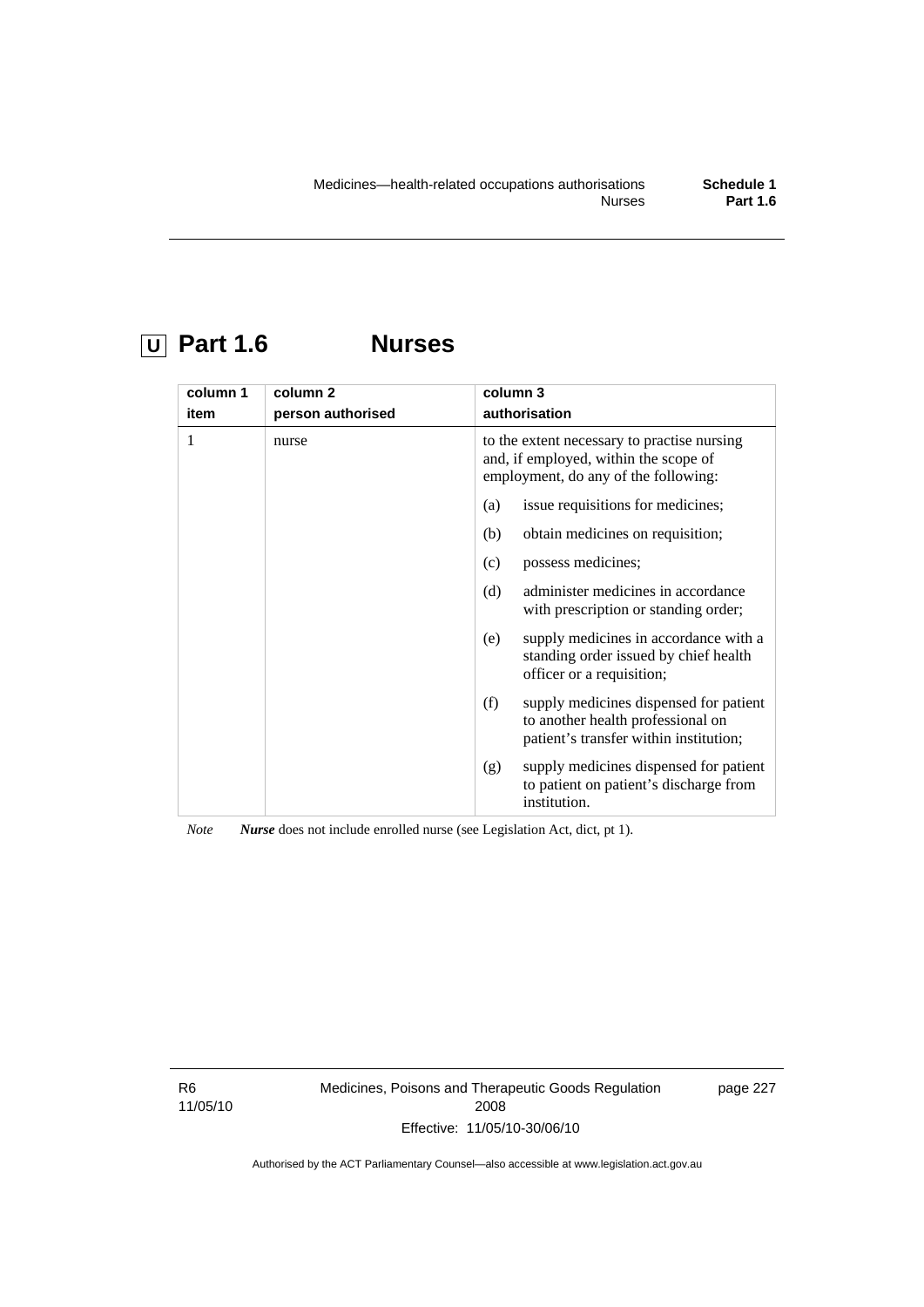# U Part 1.6 Nurses

| column 1<br>item | column 2<br>person authorised | column 3<br>authorisation |
|---|---|---|
| 1 | nurse | to the extent necessary to practise nursing and, if employed, within the scope of employment, do any of the following:<br>(a) issue requisitions for medicines;<br>(b) obtain medicines on requisition;<br>(c) possess medicines;<br>(d) administer medicines in accordance with prescription or standing order;<br>(e) supply medicines in accordance with a standing order issued by chief health officer or a requisition;<br>(f) supply medicines dispensed for patient to another health professional on patient's transfer within institution;<br>(g) supply medicines dispensed for patient to patient on patient's discharge from institution. |

*Note* ***Nurse*** does not include enrolled nurse (see Legislation Act, dict, pt 1).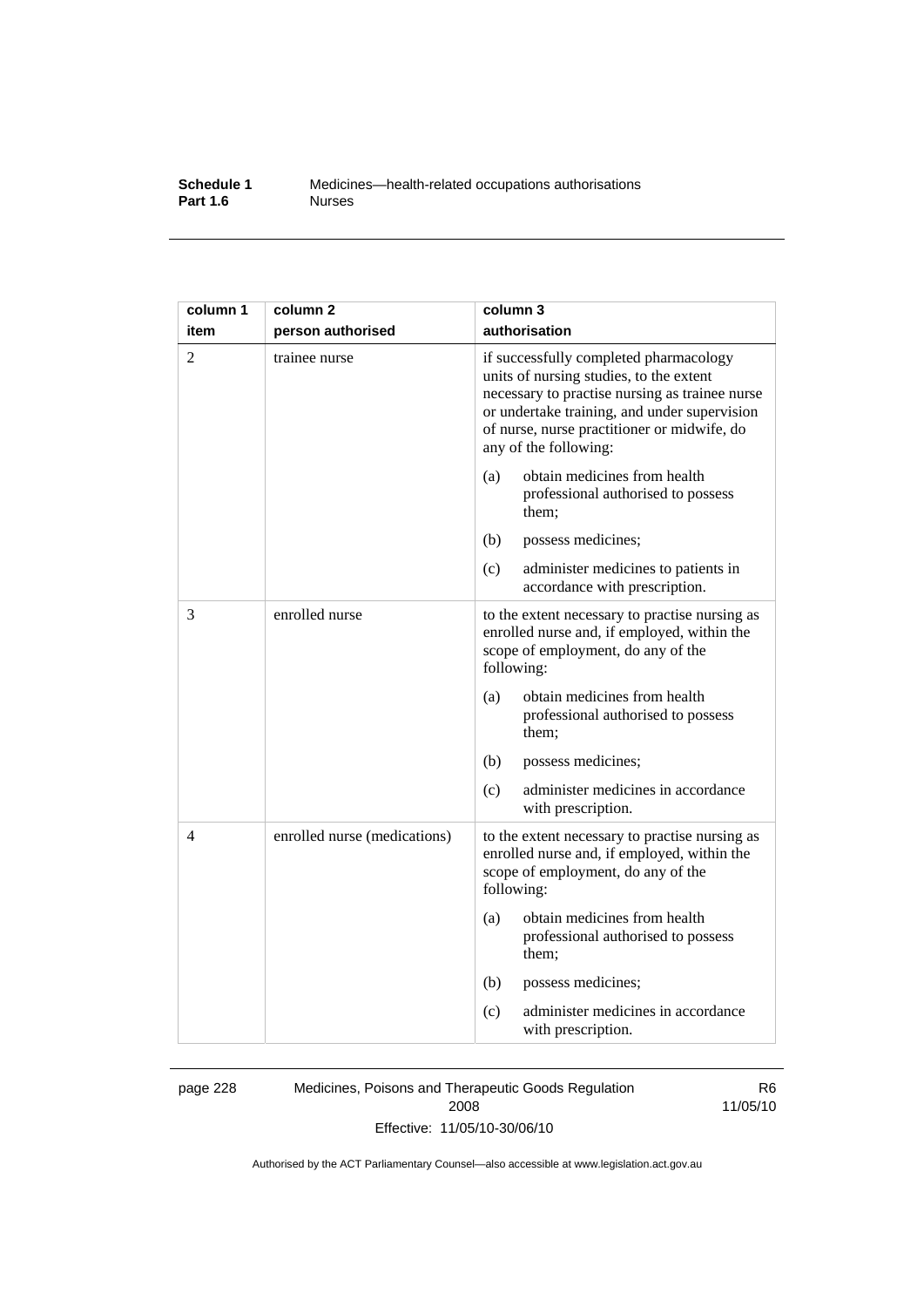| column 1<br>item | column 2<br>person authorised | column 3<br>authorisation |
|---|---|---|
| 2 | trainee nurse | if successfully completed pharmacology units of nursing studies, to the extent necessary to practise nursing as trainee nurse or undertake training, and under supervision of nurse, nurse practitioner or midwife, do any of the following:<br>(a) obtain medicines from health professional authorised to possess them;<br>(b) possess medicines;<br>(c) administer medicines to patients in accordance with prescription. |
| 3 | enrolled nurse | to the extent necessary to practise nursing as enrolled nurse and, if employed, within the scope of employment, do any of the following:<br>(a) obtain medicines from health professional authorised to possess them;<br>(b) possess medicines;<br>(c) administer medicines in accordance with prescription. |
| 4 | enrolled nurse (medications) | to the extent necessary to practise nursing as enrolled nurse and, if employed, within the scope of employment, do any of the following:<br>(a) obtain medicines from health professional authorised to possess them;<br>(b) possess medicines;<br>(c) administer medicines in accordance with prescription. |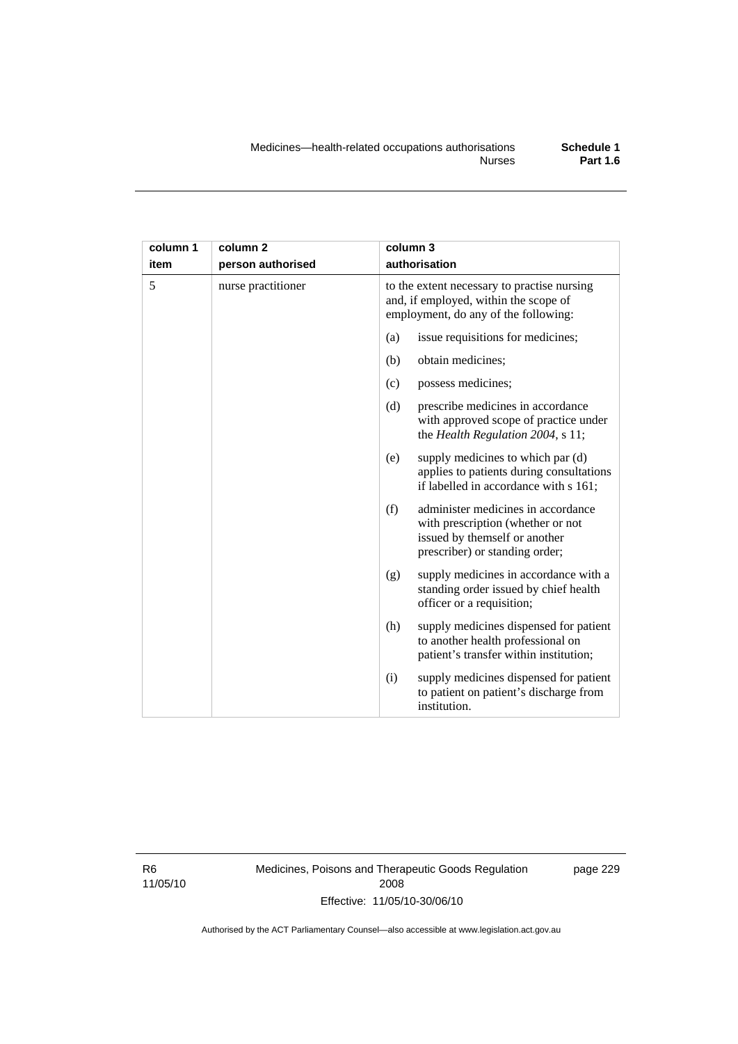| column 1<br>item | column 2<br>person authorised | column 3<br>authorisation |
|---|---|---|
| 5 | nurse practitioner | to the extent necessary to practise nursing and, if employed, within the scope of employment, do any of the following:<br>(a) issue requisitions for medicines;<br>(b) obtain medicines;<br>(c) possess medicines;<br>(d) prescribe medicines in accordance with approved scope of practice under the *Health Regulation 2004*, s 11;<br>(e) supply medicines to which par (d) applies to patients during consultations if labelled in accordance with s 161;<br>(f) administer medicines in accordance with prescription (whether or not issued by themself or another prescriber) or standing order;<br>(g) supply medicines in accordance with a standing order issued by chief health officer or a requisition;<br>(h) supply medicines dispensed for patient to another health professional on patient's transfer within institution;<br>(i) supply medicines dispensed for patient to patient on patient's discharge from institution. |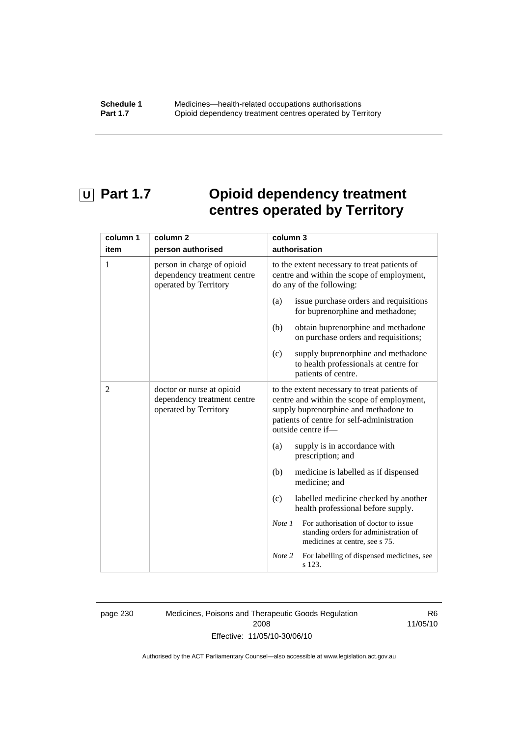# U Part 1.7 Opioid dependency treatment centres operated by Territory

| column 1 item | column 2 person authorised | column 3 authorisation |
|---|---|---|
| 1 | person in charge of opioid dependency treatment centre operated by Territory | to the extent necessary to treat patients of centre and within the scope of employment, do any of the following:<br>(a) issue purchase orders and requisitions for buprenorphine and methadone;<br>(b) obtain buprenorphine and methadone on purchase orders and requisitions;<br>(c) supply buprenorphine and methadone to health professionals at centre for patients of centre. |
| 2 | doctor or nurse at opioid dependency treatment centre operated by Territory | to the extent necessary to treat patients of centre and within the scope of employment, supply buprenorphine and methadone to patients of centre for self-administration outside centre if—<br>(a) supply is in accordance with prescription; and<br>(b) medicine is labelled as if dispensed medicine; and<br>(c) labelled medicine checked by another health professional before supply.<br>*Note 1* For authorisation of doctor to issue standing orders for administration of medicines at centre, see s 75.<br>*Note 2* For labelling of dispensed medicines, see s 123. |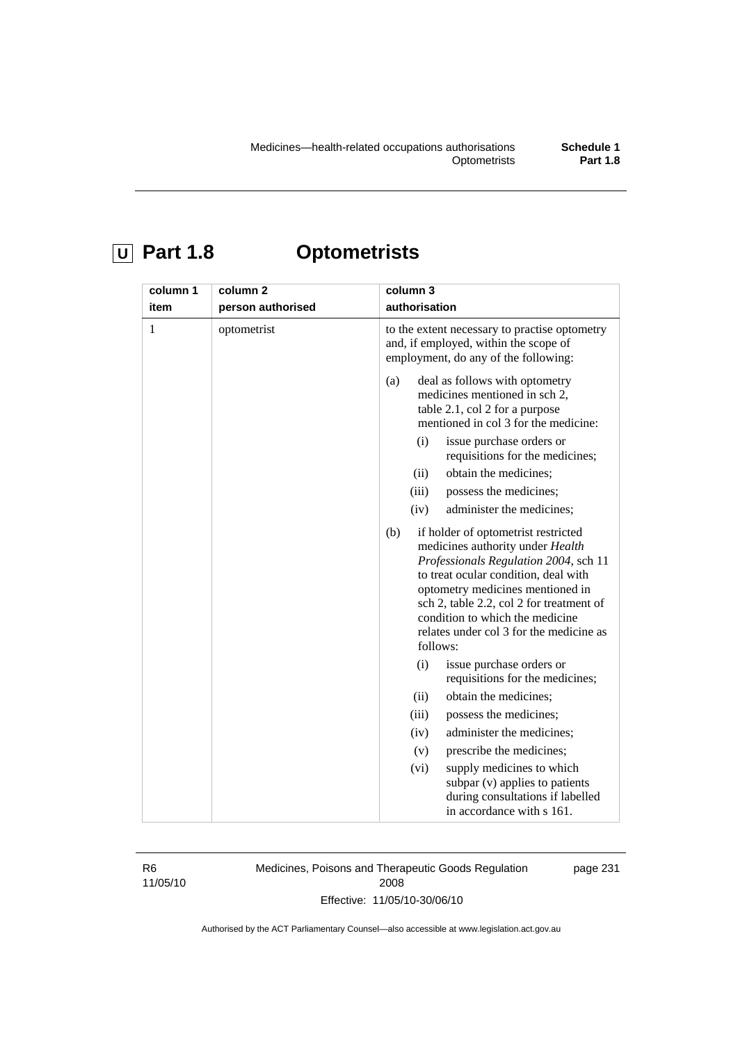# U Part 1.8 Optometrists

| column 1<br>item | column 2<br>person authorised | column 3<br>authorisation |
|---|---|---|
| 1 | optometrist | to the extent necessary to practise optometry and, if employed, within the scope of employment, do any of the following:<br>(a) deal as follows with optometry medicines mentioned in sch 2, table 2.1, col 2 for a purpose mentioned in col 3 for the medicine:<br>(i) issue purchase orders or requisitions for the medicines;<br>(ii) obtain the medicines;<br>(iii) possess the medicines;<br>(iv) administer the medicines;<br>(b) if holder of optometrist restricted medicines authority under *Health Professionals Regulation 2004*, sch 11 to treat ocular condition, deal with optometry medicines mentioned in sch 2, table 2.2, col 2 for treatment of condition to which the medicine relates under col 3 for the medicine as follows:<br>(i) issue purchase orders or requisitions for the medicines;<br>(ii) obtain the medicines;<br>(iii) possess the medicines;<br>(iv) administer the medicines;<br>(v) prescribe the medicines;<br>(vi) supply medicines to which subpar (v) applies to patients during consultations if labelled in accordance with s 161. |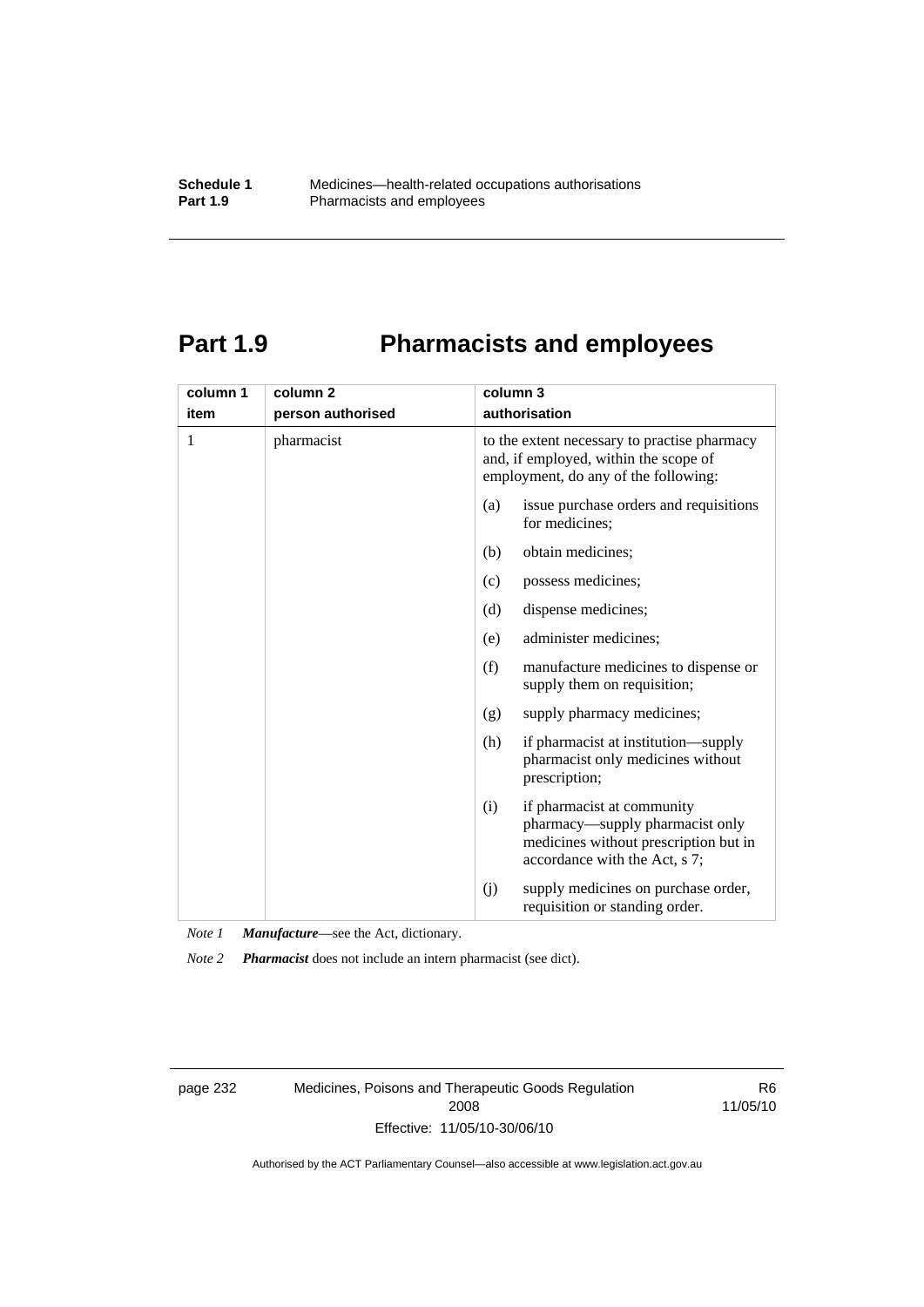# Part 1.9 Pharmacists and employees

| column 1<br>item | column 2<br>person authorised | column 3<br>authorisation |
|---|---|---|
| 1 | pharmacist | to the extent necessary to practise pharmacy and, if employed, within the scope of employment, do any of the following:<br>(a) issue purchase orders and requisitions for medicines;<br>(b) obtain medicines;<br>(c) possess medicines;<br>(d) dispense medicines;<br>(e) administer medicines;<br>(f) manufacture medicines to dispense or supply them on requisition;<br>(g) supply pharmacy medicines;<br>(h) if pharmacist at institution—supply pharmacist only medicines without prescription;<br>(i) if pharmacist at community pharmacy—supply pharmacist only medicines without prescription but in accordance with the Act, s 7;<br>(j) supply medicines on purchase order, requisition or standing order. |

*Note 1* ***Manufacture***—see the Act, dictionary.

*Note 2* ***Pharmacist*** does not include an intern pharmacist (see dict).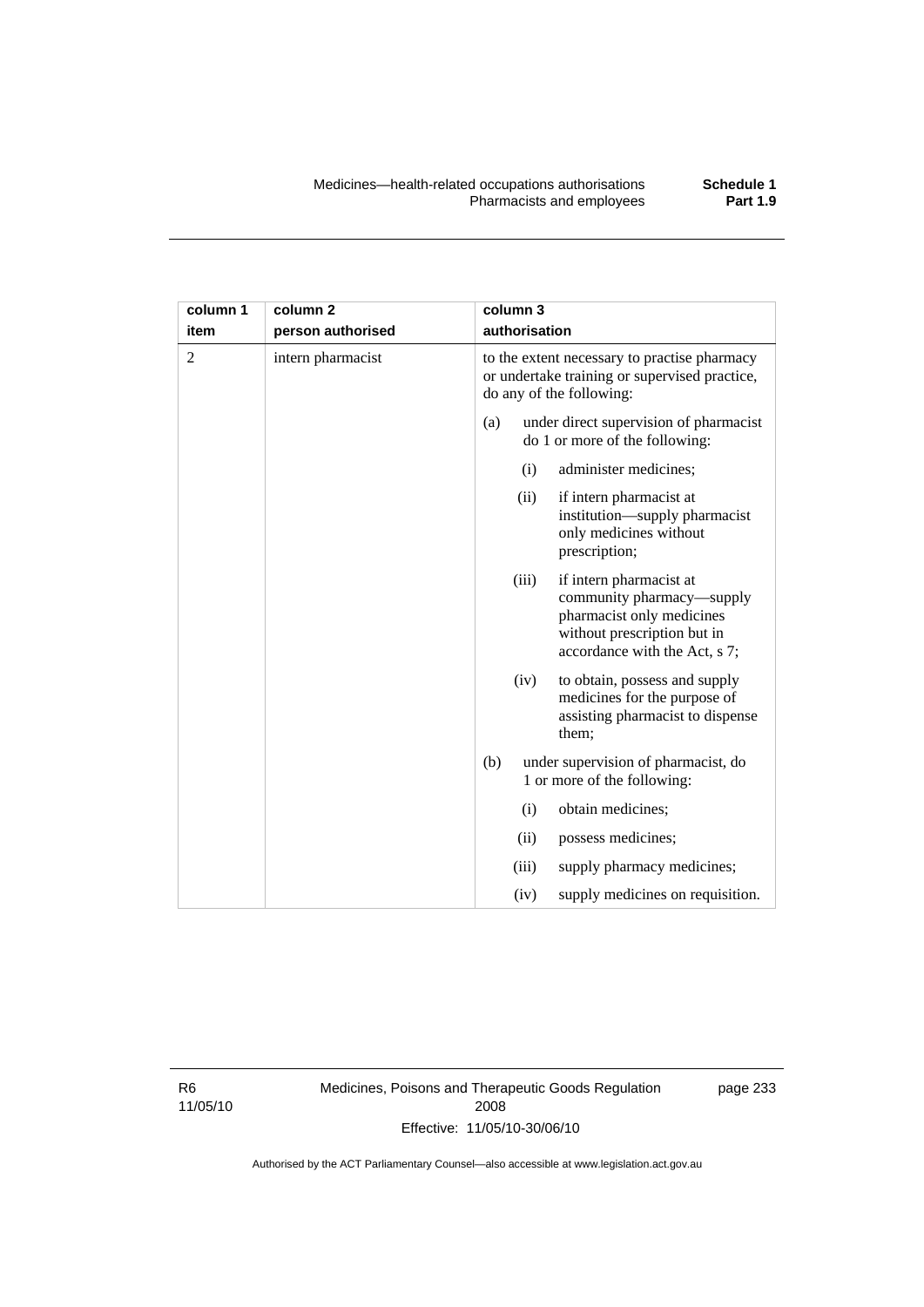| column 1 item | column 2 person authorised | column 3 authorisation |
|---|---|---|
| 2 | intern pharmacist | to the extent necessary to practise pharmacy or undertake training or supervised practice, do any of the following:<br>(a) under direct supervision of pharmacist do 1 or more of the following:<br>(i) administer medicines;<br>(ii) if intern pharmacist at institution—supply pharmacist only medicines without prescription;<br>(iii) if intern pharmacist at community pharmacy—supply pharmacist only medicines without prescription but in accordance with the Act, s 7;<br>(iv) to obtain, possess and supply medicines for the purpose of assisting pharmacist to dispense them;<br>(b) under supervision of pharmacist, do 1 or more of the following:<br>(i) obtain medicines;<br>(ii) possess medicines;<br>(iii) supply pharmacy medicines;<br>(iv) supply medicines on requisition. |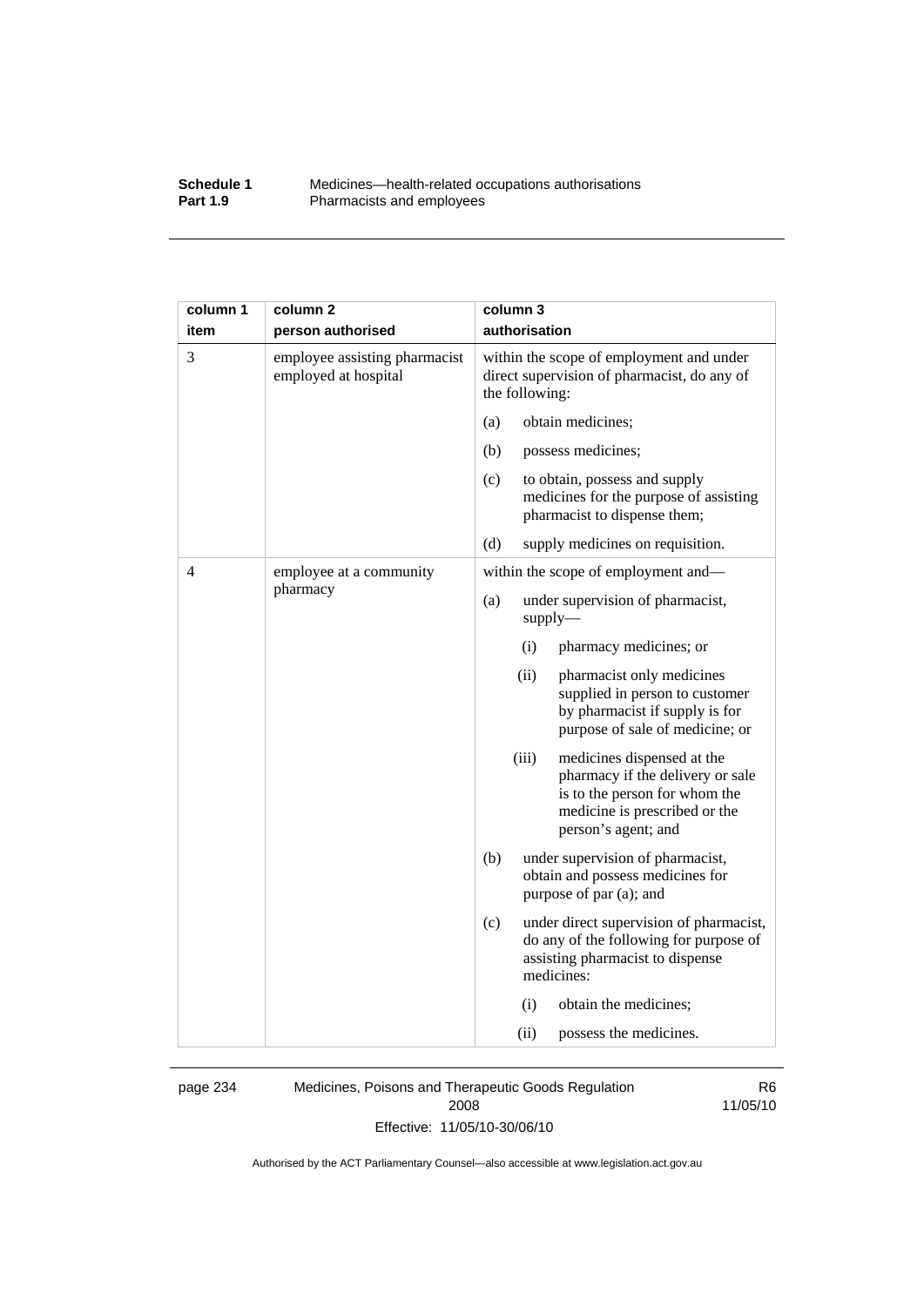| column 1 item | column 2 person authorised | column 3 authorisation |
|---|---|---|
| 3 | employee assisting pharmacist employed at hospital | within the scope of employment and under direct supervision of pharmacist, do any of the following:<br>(a) obtain medicines;<br>(b) possess medicines;<br>(c) to obtain, possess and supply medicines for the purpose of assisting pharmacist to dispense them;<br>(d) supply medicines on requisition. |
| 4 | employee at a community pharmacy | within the scope of employment and—<br>(a) under supervision of pharmacist, supply—<br>(i) pharmacy medicines; or<br>(ii) pharmacist only medicines supplied in person to customer by pharmacist if supply is for purpose of sale of medicine; or<br>(iii) medicines dispensed at the pharmacy if the delivery or sale is to the person for whom the medicine is prescribed or the person's agent; and<br>(b) under supervision of pharmacist, obtain and possess medicines for purpose of par (a); and<br>(c) under direct supervision of pharmacist, do any of the following for purpose of assisting pharmacist to dispense medicines:<br>(i) obtain the medicines;<br>(ii) possess the medicines. |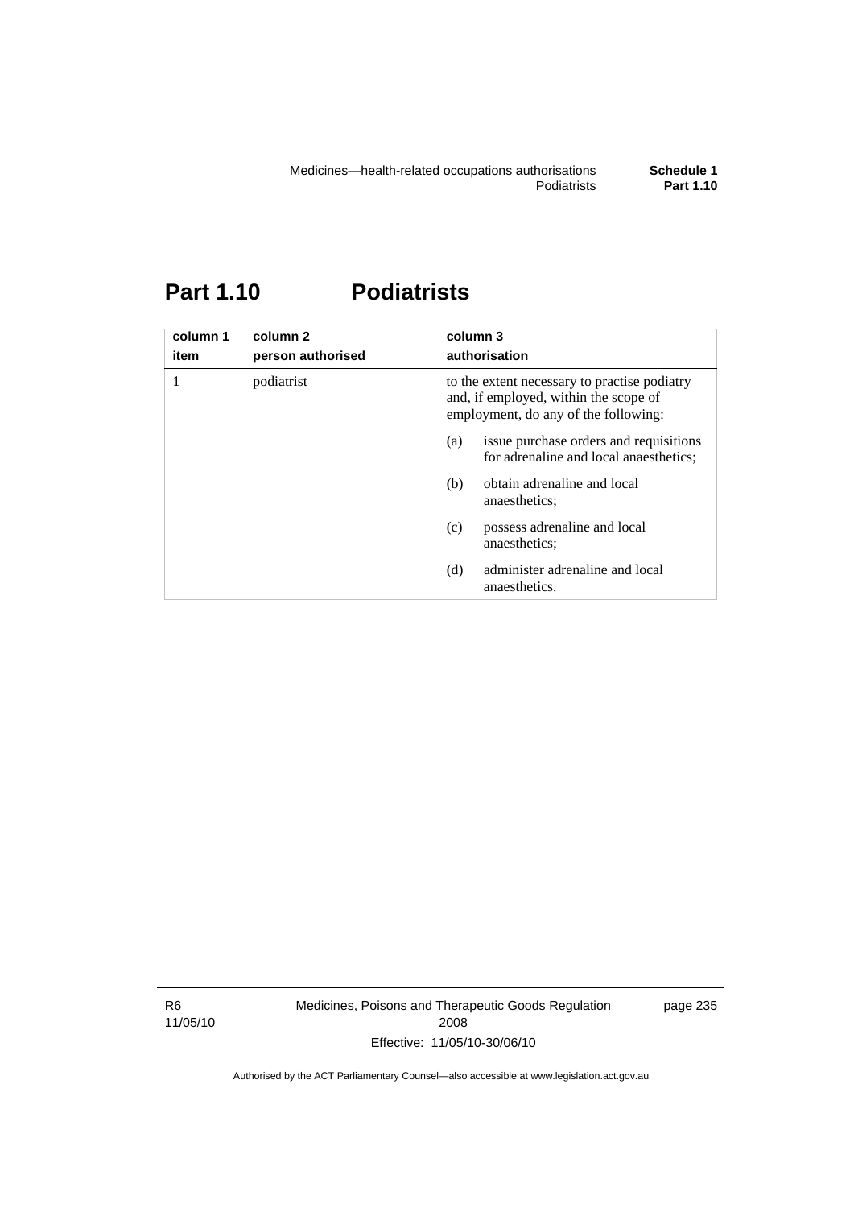# Part 1.10 Podiatrists

| column 1<br>item | column 2<br>person authorised | column 3<br>authorisation |
|---|---|---|
| 1 | podiatrist | to the extent necessary to practise podiatry and, if employed, within the scope of employment, do any of the following:<br>(a) issue purchase orders and requisitions for adrenaline and local anaesthetics;<br>(b) obtain adrenaline and local anaesthetics;<br>(c) possess adrenaline and local anaesthetics;<br>(d) administer adrenaline and local anaesthetics. |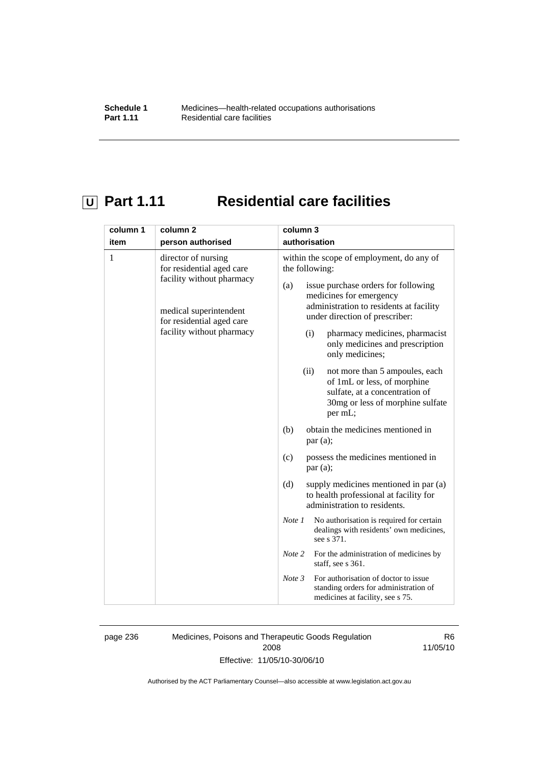# U Part 1.11 Residential care facilities

| column 1 item | column 2 person authorised | column 3 authorisation |
|---|---|---|
| 1 | director of nursing for residential aged care facility without pharmacy<br><br>medical superintendent for residential aged care facility without pharmacy | within the scope of employment, do any of the following:<br><br>(a) issue purchase orders for following medicines for emergency administration to residents at facility under direction of prescriber:<br><br>(i) pharmacy medicines, pharmacist only medicines and prescription only medicines;<br><br>(ii) not more than 5 ampoules, each of 1mL or less, of morphine sulfate, at a concentration of 30mg or less of morphine sulfate per mL;<br><br>(b) obtain the medicines mentioned in par (a);<br><br>(c) possess the medicines mentioned in par (a);<br><br>(d) supply medicines mentioned in par (a) to health professional at facility for administration to residents.<br><br>*Note 1* No authorisation is required for certain dealings with residents' own medicines, see s 371.<br><br>*Note 2* For the administration of medicines by staff, see s 361.<br><br>*Note 3* For authorisation of doctor to issue standing orders for administration of medicines at facility, see s 75. |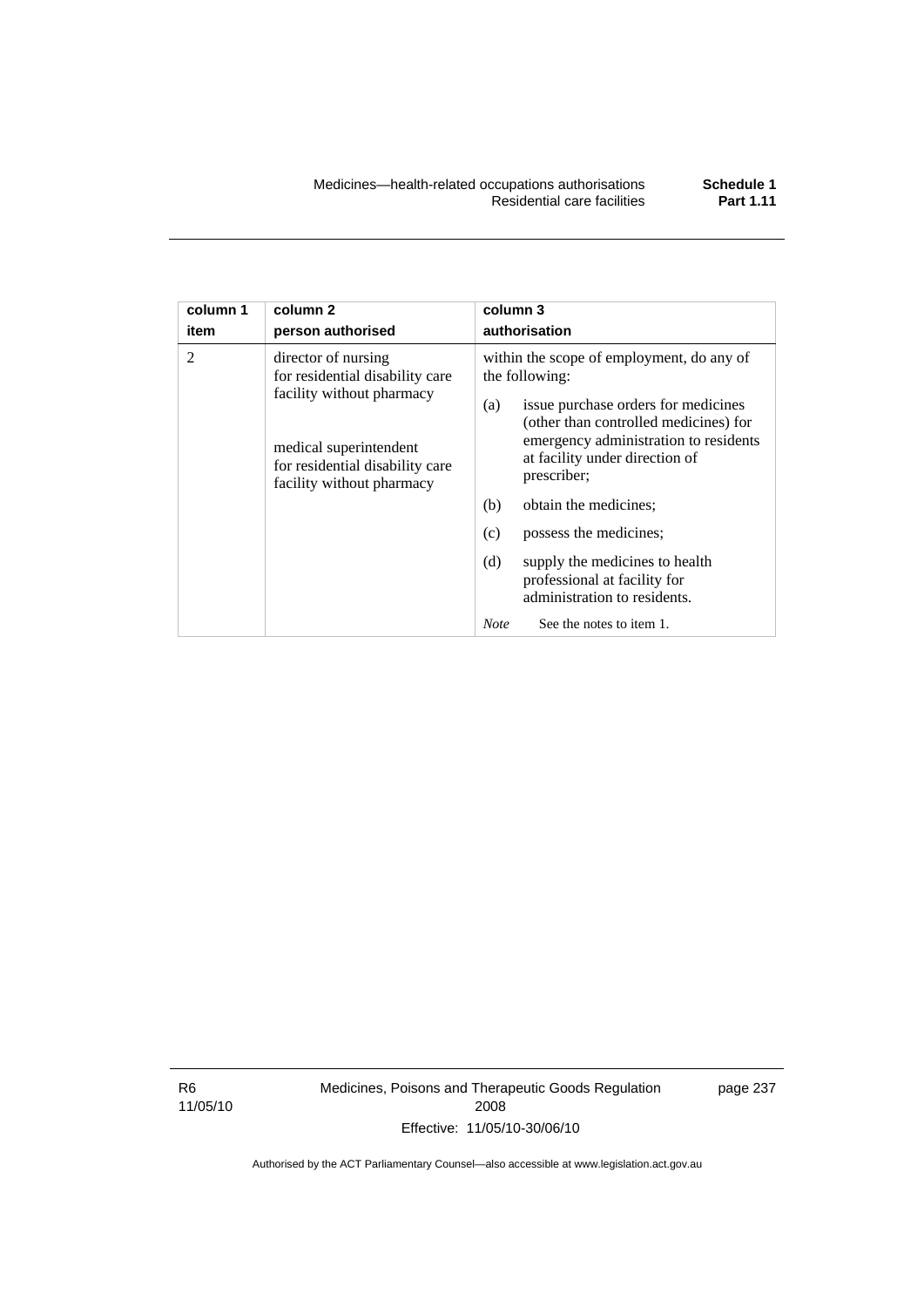| column 1 item | column 2 person authorised | column 3 authorisation |
|---|---|---|
| 2 | director of nursing for residential disability care facility without pharmacy<br><br>medical superintendent for residential disability care facility without pharmacy | within the scope of employment, do any of the following:<br>(a) issue purchase orders for medicines (other than controlled medicines) for emergency administration to residents at facility under direction of prescriber;<br>(b) obtain the medicines;<br>(c) possess the medicines;<br>(d) supply the medicines to health professional at facility for administration to residents.<br>*Note* See the notes to item 1. |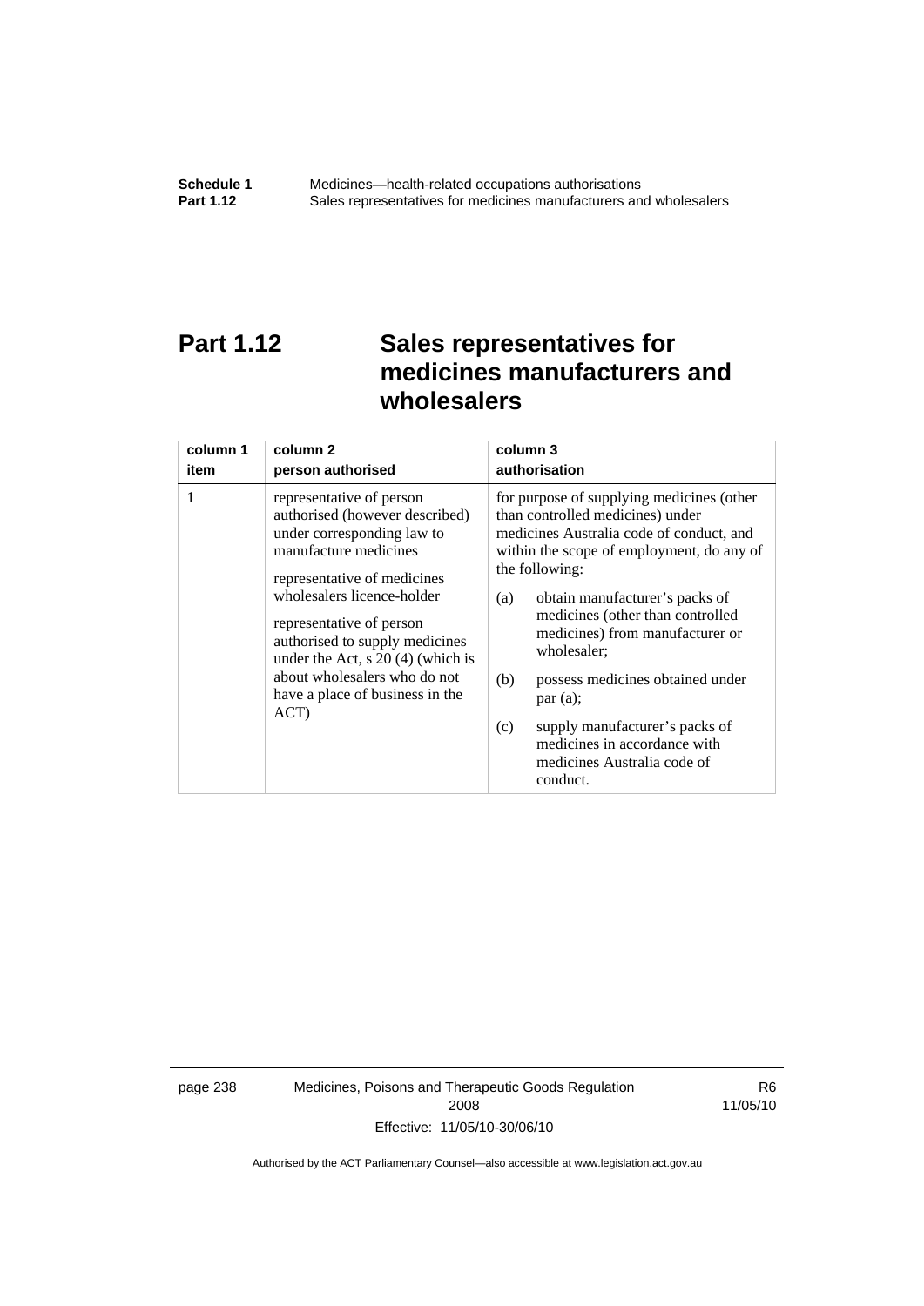# Part 1.12 Sales representatives for medicines manufacturers and wholesalers

| column 1<br>item | column 2<br>person authorised | column 3<br>authorisation |
|---|---|---|
| 1 | representative of person authorised (however described) under corresponding law to manufacture medicines<br><br>representative of medicines wholesalers licence-holder<br><br>representative of person authorised to supply medicines under the Act, s 20 (4) (which is about wholesalers who do not have a place of business in the ACT) | for purpose of supplying medicines (other than controlled medicines) under medicines Australia code of conduct, and within the scope of employment, do any of the following:<br><br>(a) obtain manufacturer's packs of medicines (other than controlled medicines) from manufacturer or wholesaler;<br><br>(b) possess medicines obtained under par (a);<br><br>(c) supply manufacturer's packs of medicines in accordance with medicines Australia code of conduct. |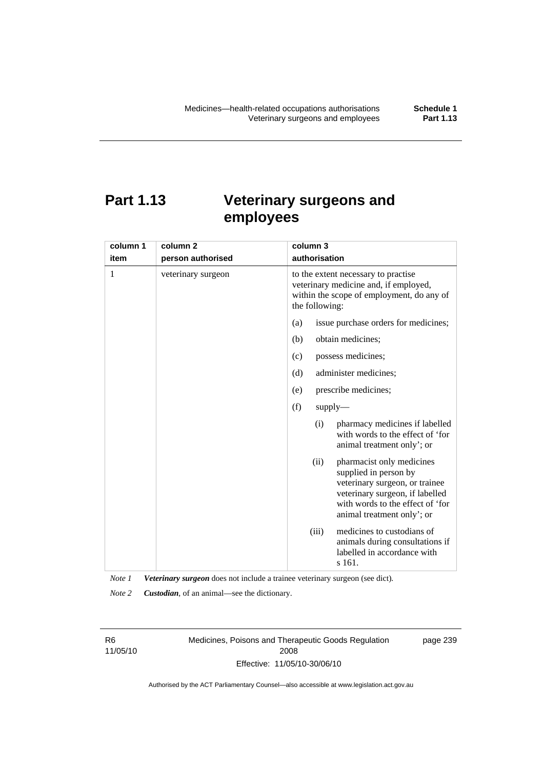# Part 1.13 Veterinary surgeons and employees

| column 1 item | column 2 person authorised | column 3 authorisation |
|---|---|---|
| 1 | veterinary surgeon | to the extent necessary to practise veterinary medicine and, if employed, within the scope of employment, do any of the following:<br>(a) issue purchase orders for medicines;<br>(b) obtain medicines;<br>(c) possess medicines;<br>(d) administer medicines;<br>(e) prescribe medicines;<br>(f) supply—<br>(i) pharmacy medicines if labelled with words to the effect of 'for animal treatment only'; or<br>(ii) pharmacist only medicines supplied in person by veterinary surgeon, or trainee veterinary surgeon, if labelled with words to the effect of 'for animal treatment only'; or<br>(iii) medicines to custodians of animals during consultations if labelled in accordance with s 161. |

*Note 1* ***Veterinary surgeon*** does not include a trainee veterinary surgeon (see dict).

*Note 2* ***Custodian***, of an animal—see the dictionary.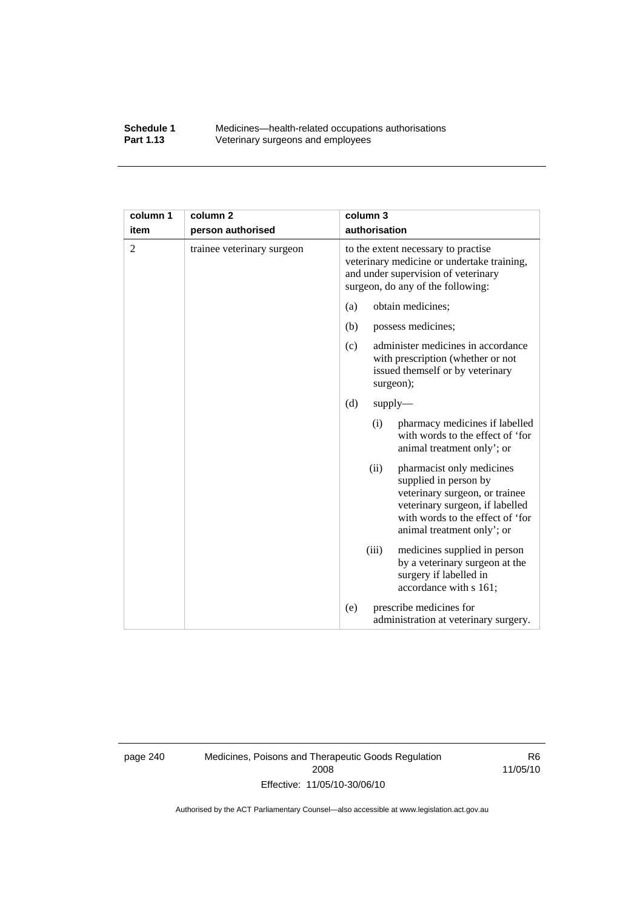| column 1 item | column 2 person authorised | column 3 authorisation |
|---|---|---|
| 2 | trainee veterinary surgeon | to the extent necessary to practise veterinary medicine or undertake training, and under supervision of veterinary surgeon, do any of the following: |
| | | (a) obtain medicines; |
| | | (b) possess medicines; |
| | | (c) administer medicines in accordance with prescription (whether or not issued themself or by veterinary surgeon); |
| | | (d) supply— |
| | | (i) pharmacy medicines if labelled with words to the effect of 'for animal treatment only'; or |
| | | (ii) pharmacist only medicines supplied in person by veterinary surgeon, or trainee veterinary surgeon, if labelled with words to the effect of 'for animal treatment only'; or |
| | | (iii) medicines supplied in person by a veterinary surgeon at the surgery if labelled in accordance with s 161; |
| | | (e) prescribe medicines for administration at veterinary surgery. |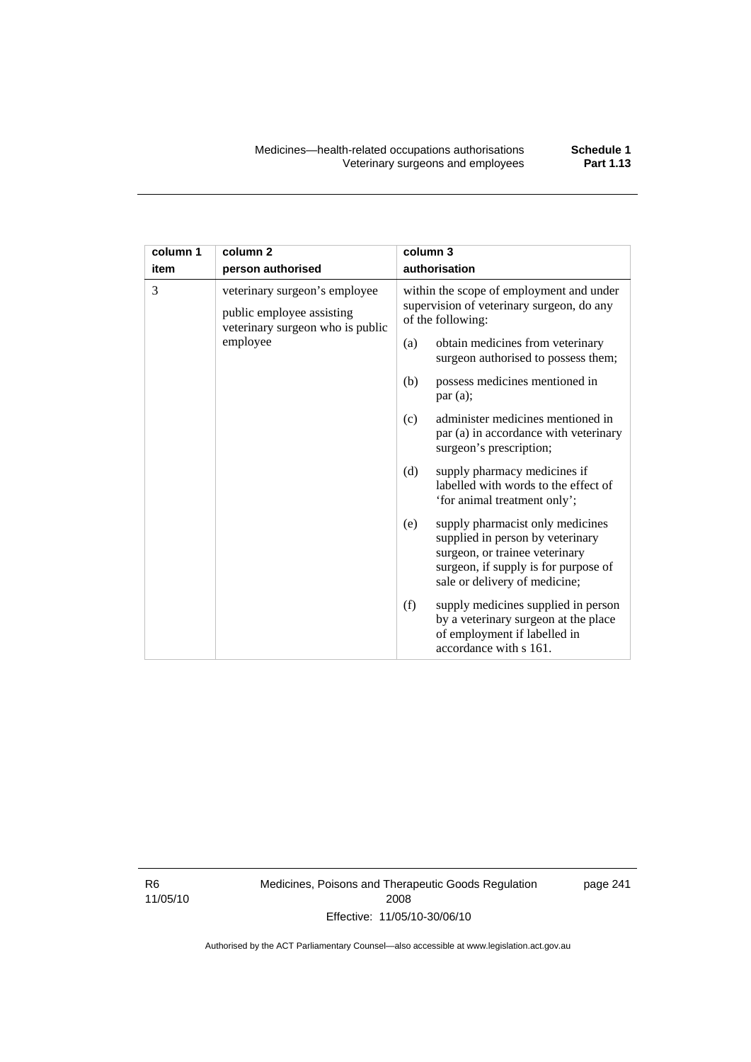| column 1<br>item | column 2<br>person authorised | column 3<br>authorisation |
|---|---|---|
| 3 | veterinary surgeon's employee<br>public employee assisting veterinary surgeon who is public employee | within the scope of employment and under supervision of veterinary surgeon, do any of the following:<br>(a) obtain medicines from veterinary surgeon authorised to possess them;<br>(b) possess medicines mentioned in par (a);<br>(c) administer medicines mentioned in par (a) in accordance with veterinary surgeon's prescription;<br>(d) supply pharmacy medicines if labelled with words to the effect of 'for animal treatment only';<br>(e) supply pharmacist only medicines supplied in person by veterinary surgeon, or trainee veterinary surgeon, if supply is for purpose of sale or delivery of medicine;<br>(f) supply medicines supplied in person by a veterinary surgeon at the place of employment if labelled in accordance with s 161. |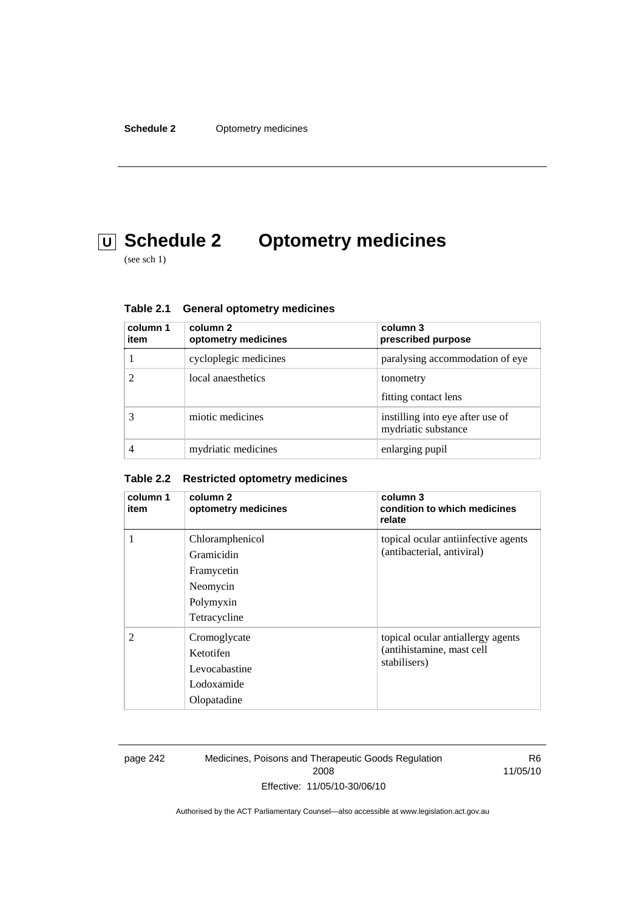# Schedule 2 Optometry medicines

(see sch 1)

**Table 2.1 General optometry medicines**

| column 1 item | column 2 optometry medicines | column 3 prescribed purpose |
|---|---|---|
| 1 | cycloplegic medicines | paralysing accommodation of eye |
| 2 | local anaesthetics | tonometry<br>fitting contact lens |
| 3 | miotic medicines | instilling into eye after use of mydriatic substance |
| 4 | mydriatic medicines | enlarging pupil |

**Table 2.2 Restricted optometry medicines**

| column 1 item | column 2 optometry medicines | column 3 condition to which medicines relate |
|---|---|---|
| 1 | Chloramphenicol<br>Gramicidin<br>Framycetin<br>Neomycin<br>Polymyxin<br>Tetracycline | topical ocular antiinfective agents (antibacterial, antiviral) |
| 2 | Cromoglycate<br>Ketotifen<br>Levocabastine<br>Lodoxamide<br>Olopatadine | topical ocular antiallergy agents (antihistamine, mast cell stabilisers) |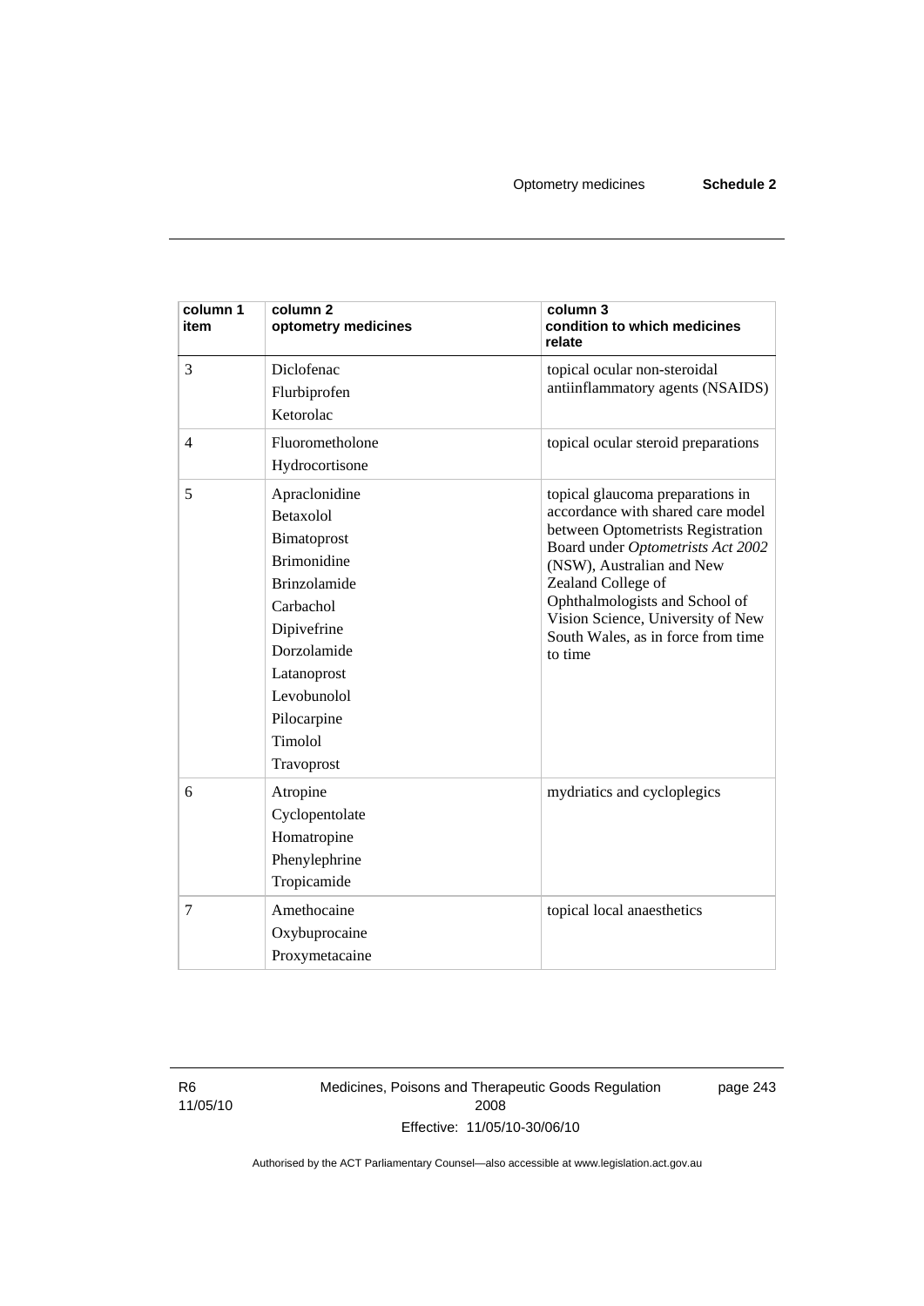| column 1 item | column 2 optometry medicines | column 3 condition to which medicines relate |
|---|---|---|
| 3 | Diclofenac<br>Flurbiprofen<br>Ketorolac | topical ocular non-steroidal antiinflammatory agents (NSAIDS) |
| 4 | Fluorometholone<br>Hydrocortisone | topical ocular steroid preparations |
| 5 | Apraclonidine<br>Betaxolol<br>Bimatoprost<br>Brimonidine<br>Brinzolamide<br>Carbachol<br>Dipivefrine<br>Dorzolamide<br>Latanoprost<br>Levobunolol<br>Pilocarpine<br>Timolol<br>Travoprost | topical glaucoma preparations in accordance with shared care model between Optometrists Registration Board under *Optometrists Act 2002* (NSW), Australian and New Zealand College of Ophthalmologists and School of Vision Science, University of New South Wales, as in force from time to time |
| 6 | Atropine<br>Cyclopentolate<br>Homatropine<br>Phenylephrine<br>Tropicamide | mydriatics and cycloplegics |
| 7 | Amethocaine<br>Oxybuprocaine<br>Proxymetacaine | topical local anaesthetics |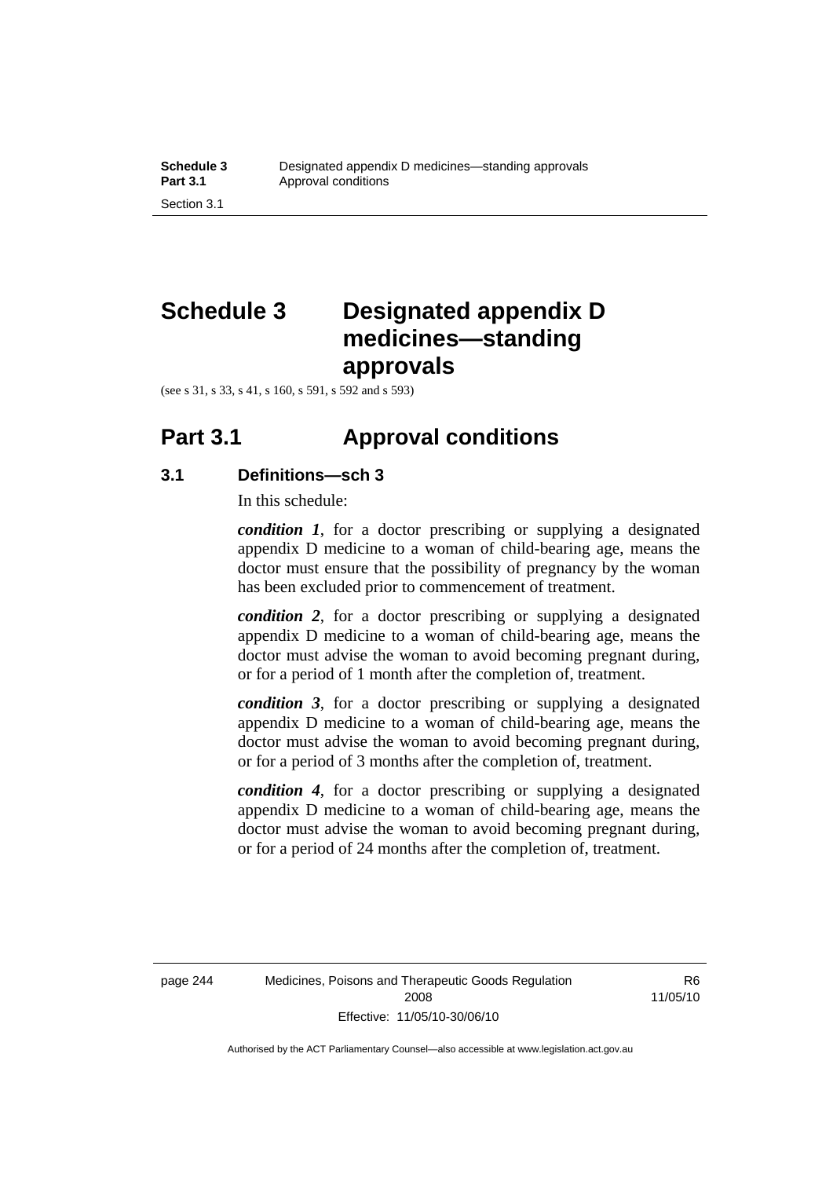# Schedule 3 Designated appendix D medicines—standing approvals

(see s 31, s 33, s 41, s 160, s 591, s 592 and s 593)

## Part 3.1 Approval conditions

### 3.1 Definitions—sch 3

In this schedule:

***condition 1***, for a doctor prescribing or supplying a designated appendix D medicine to a woman of child-bearing age, means the doctor must ensure that the possibility of pregnancy by the woman has been excluded prior to commencement of treatment.

***condition 2***, for a doctor prescribing or supplying a designated appendix D medicine to a woman of child-bearing age, means the doctor must advise the woman to avoid becoming pregnant during, or for a period of 1 month after the completion of, treatment.

***condition 3***, for a doctor prescribing or supplying a designated appendix D medicine to a woman of child-bearing age, means the doctor must advise the woman to avoid becoming pregnant during, or for a period of 3 months after the completion of, treatment.

***condition 4***, for a doctor prescribing or supplying a designated appendix D medicine to a woman of child-bearing age, means the doctor must advise the woman to avoid becoming pregnant during, or for a period of 24 months after the completion of, treatment.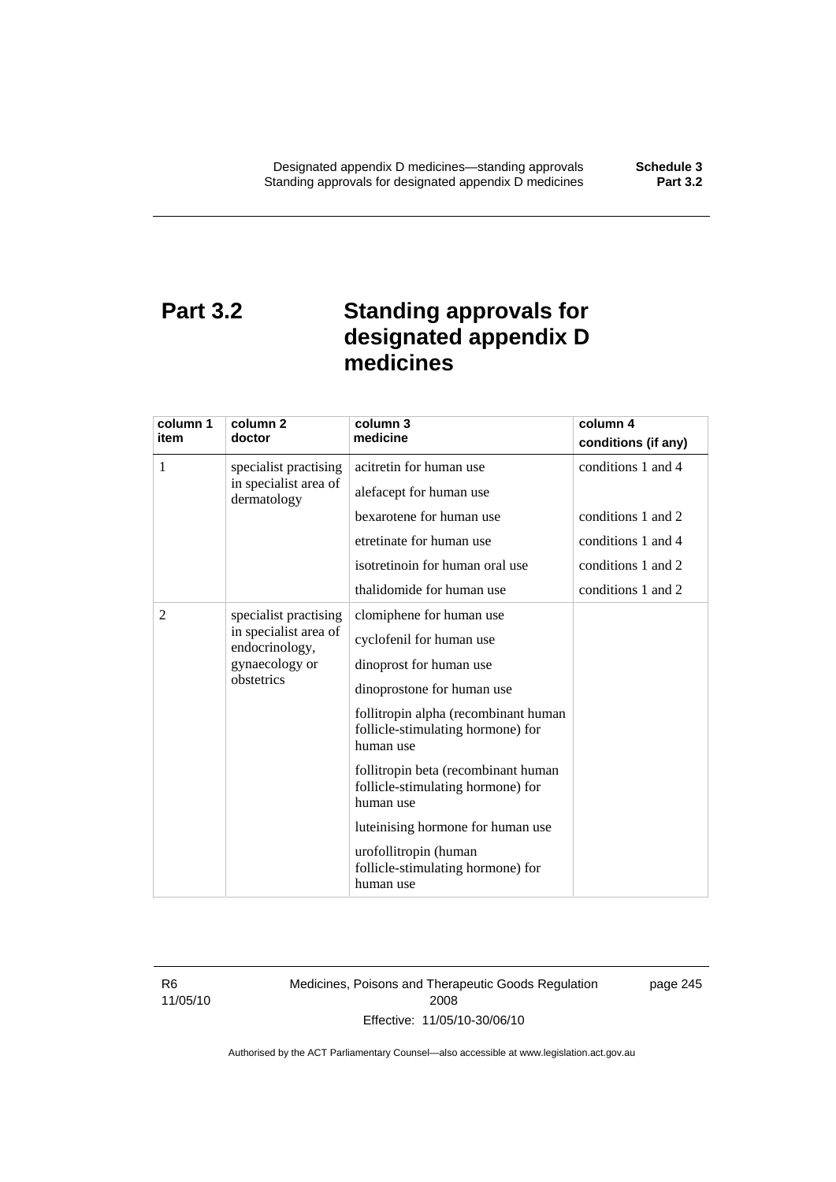# Part 3.2 Standing approvals for designated appendix D medicines

| column 1 item | column 2 doctor | column 3 medicine | column 4 conditions (if any) |
|---|---|---|---|
| 1 | specialist practising in specialist area of dermatology | acitretin for human use | conditions 1 and 4 |
| | | alefacept for human use | |
| | | bexarotene for human use | conditions 1 and 2 |
| | | etretinate for human use | conditions 1 and 4 |
| | | isotretinoin for human oral use | conditions 1 and 2 |
| | | thalidomide for human use | conditions 1 and 2 |
| 2 | specialist practising in specialist area of endocrinology, gynaecology or obstetrics | clomiphene for human use | |
| | | cyclofenil for human use | |
| | | dinoprost for human use | |
| | | dinoprostone for human use | |
| | | follitropin alpha (recombinant human follicle-stimulating hormone) for human use | |
| | | follitropin beta (recombinant human follicle-stimulating hormone) for human use | |
| | | luteinising hormone for human use | |
| | | urofollitropin (human follicle-stimulating hormone) for human use | |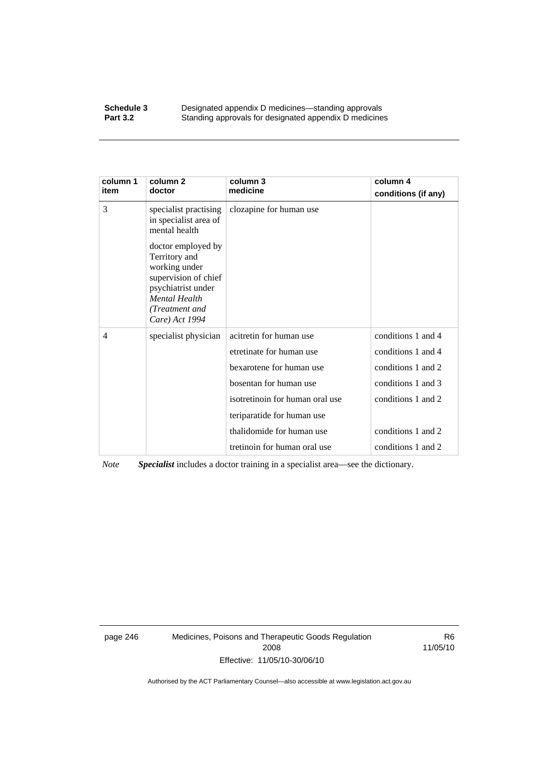| column 1 item | column 2 doctor | column 3 medicine | column 4 conditions (if any) |
|---|---|---|---|
| 3 | specialist practising in specialist area of mental health<br><br>doctor employed by Territory and working under supervision of chief psychiatrist under *Mental Health (Treatment and Care) Act 1994* | clozapine for human use | |
| 4 | specialist physician | acitretin for human use | conditions 1 and 4 |
| | | etretinate for human use | conditions 1 and 4 |
| | | bexarotene for human use | conditions 1 and 2 |
| | | bosentan for human use | conditions 1 and 3 |
| | | isotretinoin for human oral use | conditions 1 and 2 |
| | | teriparatide for human use | |
| | | thalidomide for human use | conditions 1 and 2 |
| | | tretinoin for human oral use | conditions 1 and 2 |

*Note* ***Specialist*** includes a doctor training in a specialist area—see the dictionary.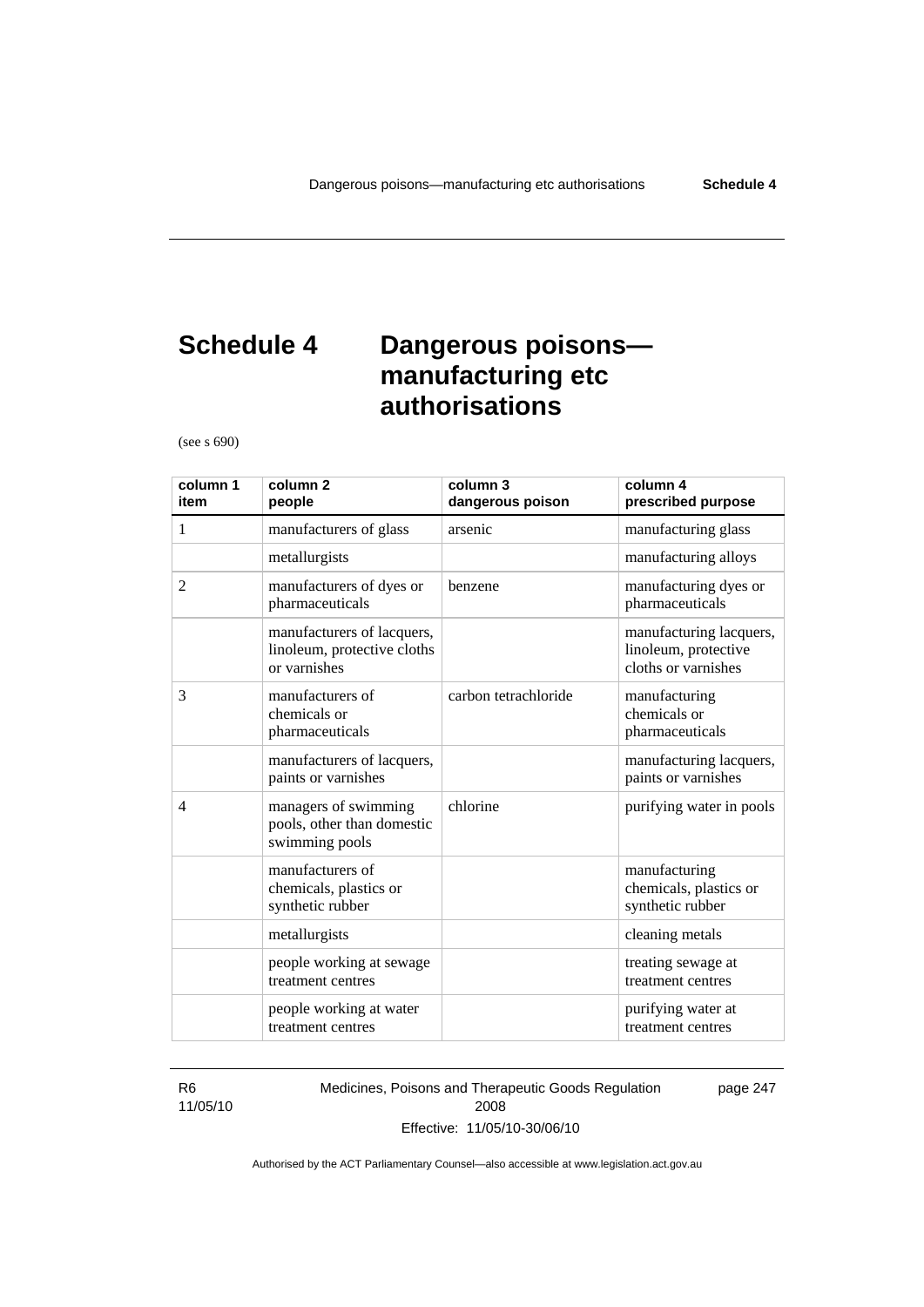# Schedule 4 Dangerous poisons—manufacturing etc authorisations

(see s 690)

| column 1 item | column 2 people | column 3 dangerous poison | column 4 prescribed purpose |
|---|---|---|---|
| 1 | manufacturers of glass | arsenic | manufacturing glass |
| | metallurgists | | manufacturing alloys |
| 2 | manufacturers of dyes or pharmaceuticals | benzene | manufacturing dyes or pharmaceuticals |
| | manufacturers of lacquers, linoleum, protective cloths or varnishes | | manufacturing lacquers, linoleum, protective cloths or varnishes |
| 3 | manufacturers of chemicals or pharmaceuticals | carbon tetrachloride | manufacturing chemicals or pharmaceuticals |
| | manufacturers of lacquers, paints or varnishes | | manufacturing lacquers, paints or varnishes |
| 4 | managers of swimming pools, other than domestic swimming pools | chlorine | purifying water in pools |
| | manufacturers of chemicals, plastics or synthetic rubber | | manufacturing chemicals, plastics or synthetic rubber |
| | metallurgists | | cleaning metals |
| | people working at sewage treatment centres | | treating sewage at treatment centres |
| | people working at water treatment centres | | purifying water at treatment centres |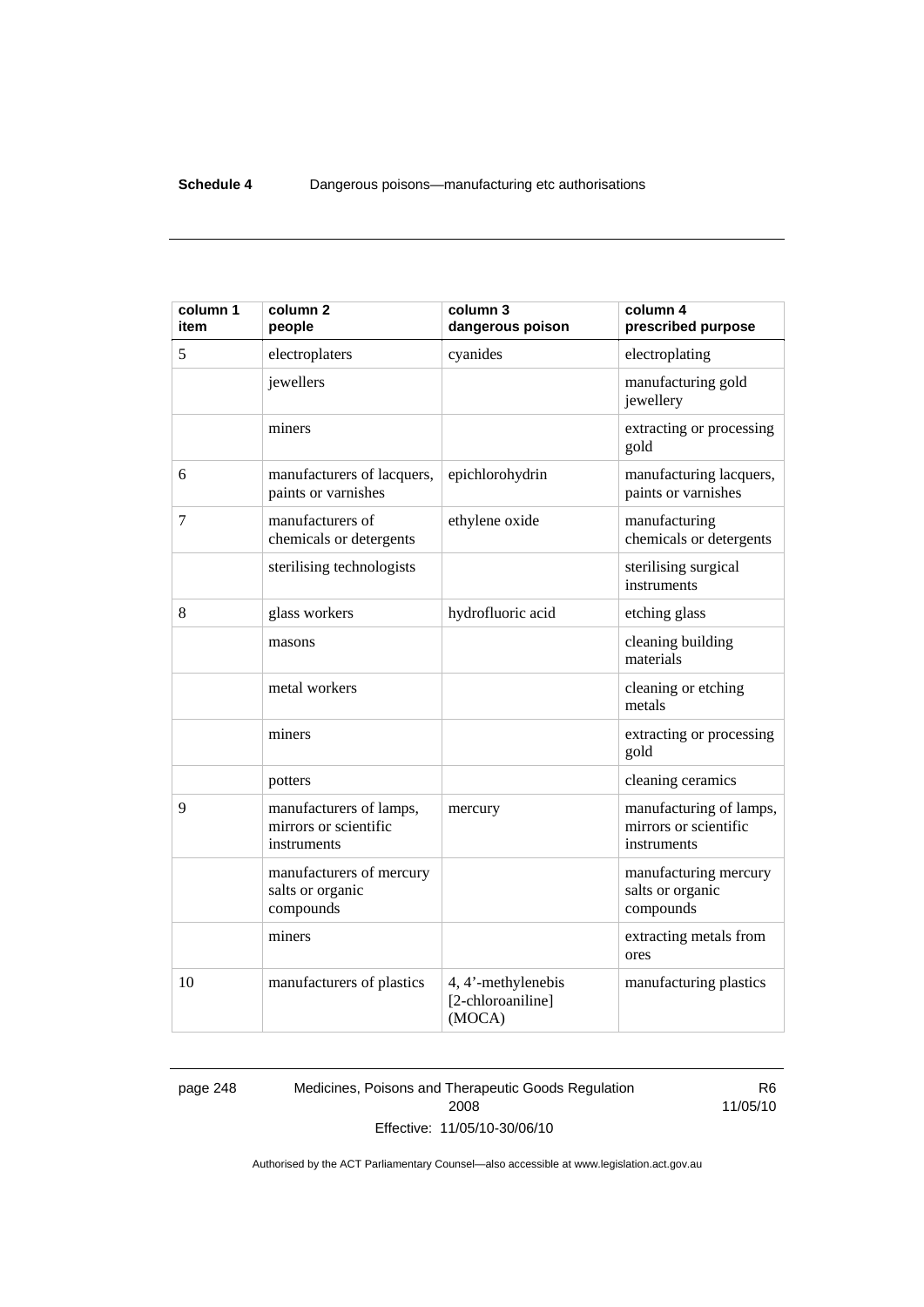| column 1 item | column 2 people | column 3 dangerous poison | column 4 prescribed purpose |
| --- | --- | --- | --- |
| 5 | electroplaters | cyanides | electroplating |
| | jewellers | | manufacturing gold jewellery |
| | miners | | extracting or processing gold |
| 6 | manufacturers of lacquers, paints or varnishes | epichlorohydrin | manufacturing lacquers, paints or varnishes |
| 7 | manufacturers of chemicals or detergents | ethylene oxide | manufacturing chemicals or detergents |
| | sterilising technologists | | sterilising surgical instruments |
| 8 | glass workers | hydrofluoric acid | etching glass |
| | masons | | cleaning building materials |
| | metal workers | | cleaning or etching metals |
| | miners | | extracting or processing gold |
| | potters | | cleaning ceramics |
| 9 | manufacturers of lamps, mirrors or scientific instruments | mercury | manufacturing of lamps, mirrors or scientific instruments |
| | manufacturers of mercury salts or organic compounds | | manufacturing mercury salts or organic compounds |
| | miners | | extracting metals from ores |
| 10 | manufacturers of plastics | 4, 4'-methylenebis [2-chloroaniline] (MOCA) | manufacturing plastics |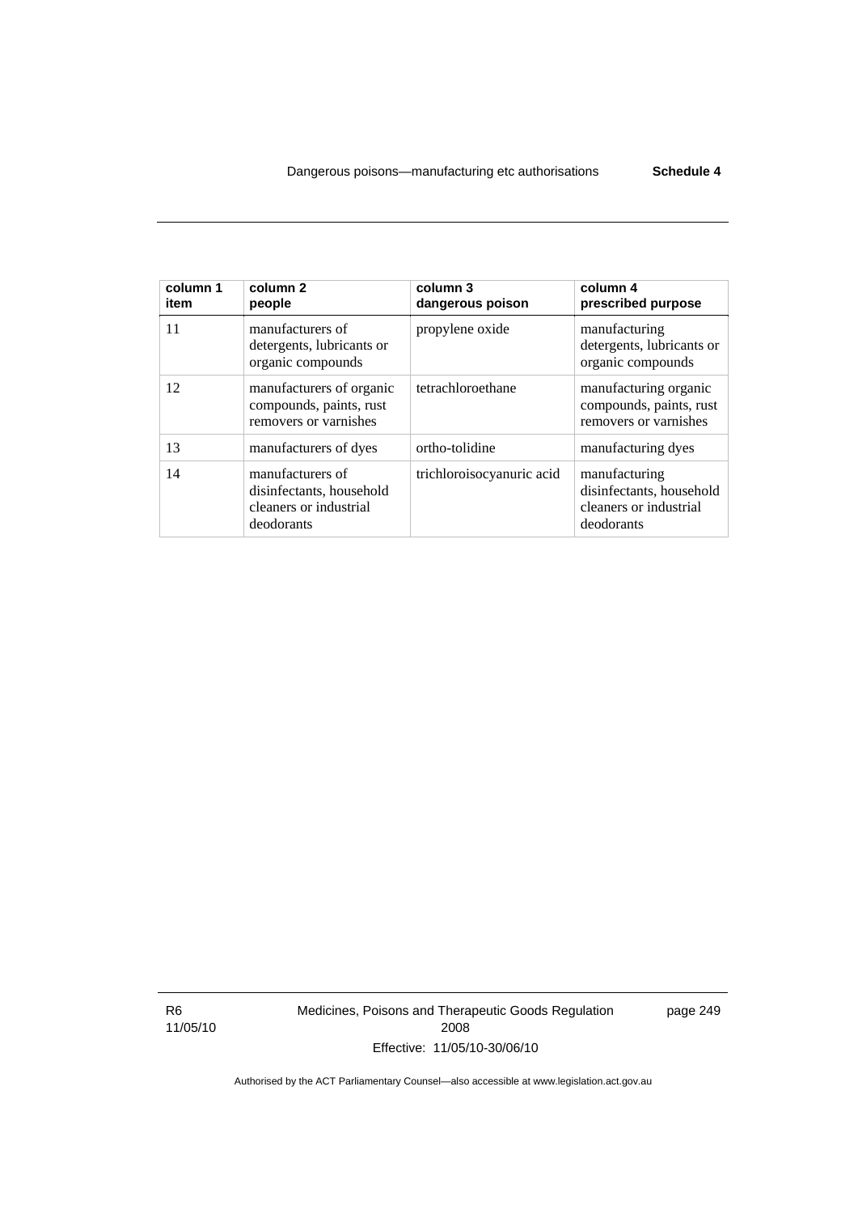| column 1 item | column 2 people | column 3 dangerous poison | column 4 prescribed purpose |
|---|---|---|---|
| 11 | manufacturers of detergents, lubricants or organic compounds | propylene oxide | manufacturing detergents, lubricants or organic compounds |
| 12 | manufacturers of organic compounds, paints, rust removers or varnishes | tetrachloroethane | manufacturing organic compounds, paints, rust removers or varnishes |
| 13 | manufacturers of dyes | ortho-tolidine | manufacturing dyes |
| 14 | manufacturers of disinfectants, household cleaners or industrial deodorants | trichloroisocyanuric acid | manufacturing disinfectants, household cleaners or industrial deodorants |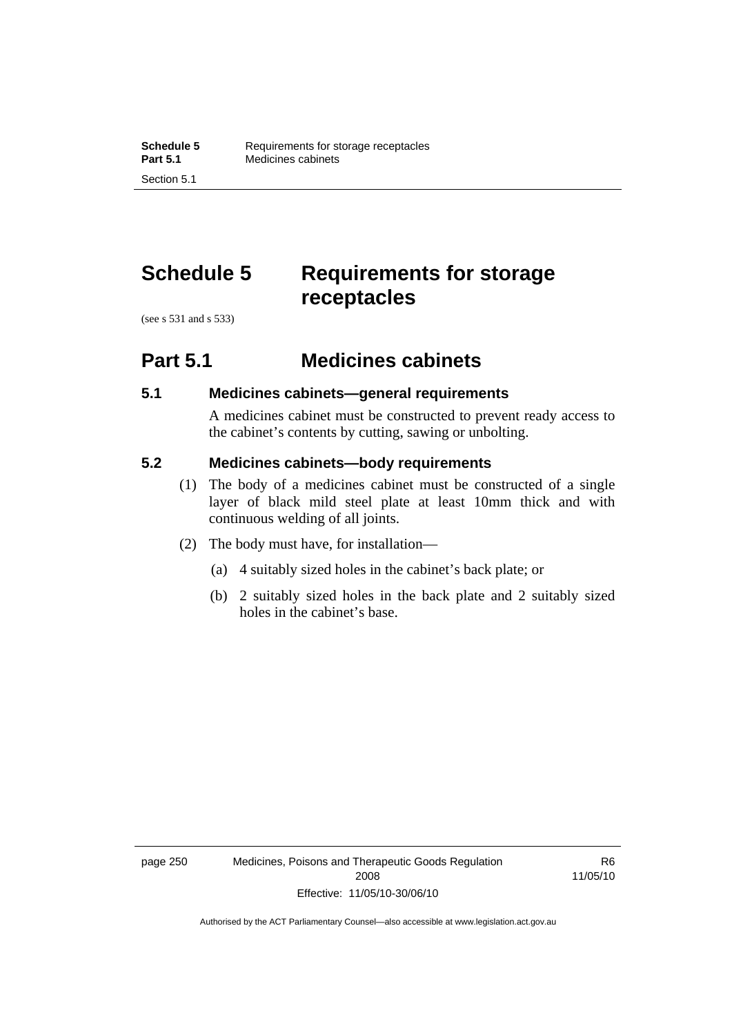# Schedule 5 Requirements for storage receptacles

(see s 531 and s 533)

## Part 5.1 Medicines cabinets

### 5.1 Medicines cabinets—general requirements

A medicines cabinet must be constructed to prevent ready access to the cabinet's contents by cutting, sawing or unbolting.

### 5.2 Medicines cabinets—body requirements

(1) The body of a medicines cabinet must be constructed of a single layer of black mild steel plate at least 10mm thick and with continuous welding of all joints.

(2) The body must have, for installation—

(a) 4 suitably sized holes in the cabinet's back plate; or

(b) 2 suitably sized holes in the back plate and 2 suitably sized holes in the cabinet's base.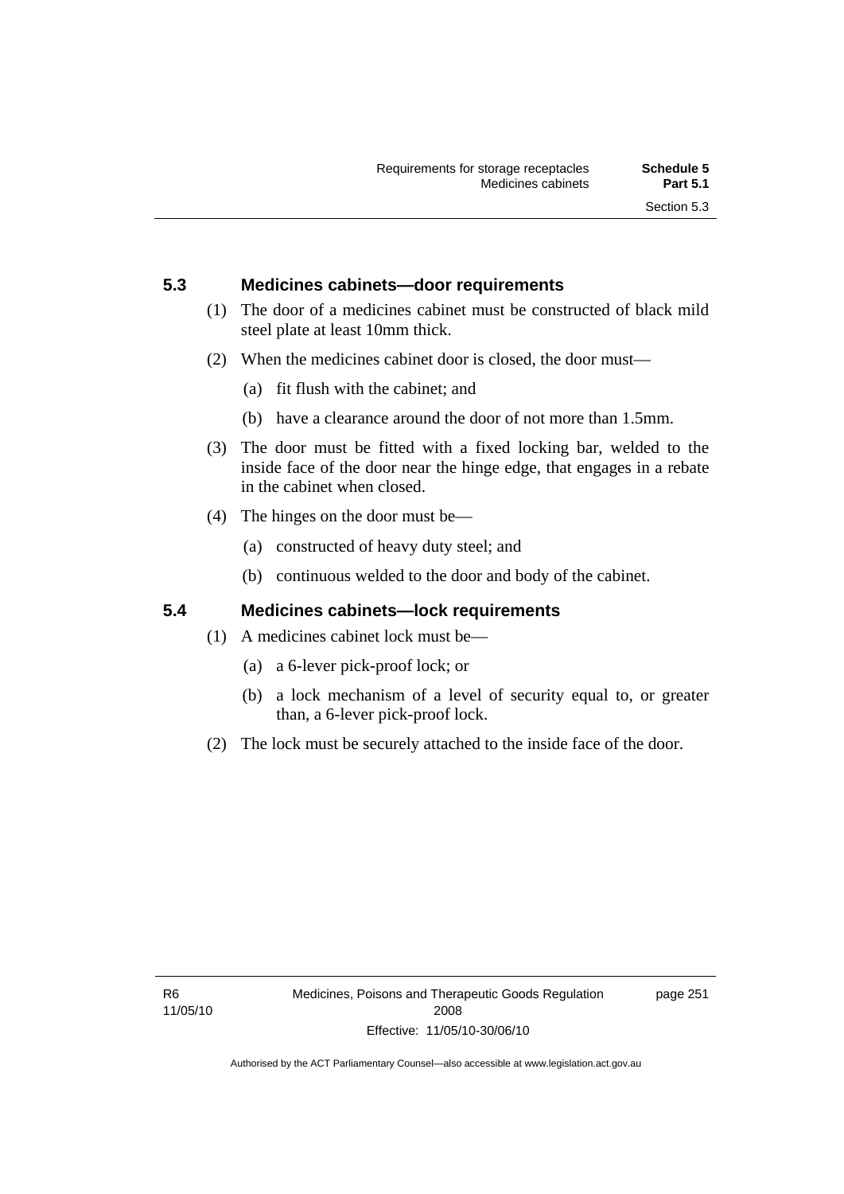## 5.3 Medicines cabinets—door requirements

(1) The door of a medicines cabinet must be constructed of black mild steel plate at least 10mm thick.

(2) When the medicines cabinet door is closed, the door must—

(a) fit flush with the cabinet; and

(b) have a clearance around the door of not more than 1.5mm.

(3) The door must be fitted with a fixed locking bar, welded to the inside face of the door near the hinge edge, that engages in a rebate in the cabinet when closed.

(4) The hinges on the door must be—

(a) constructed of heavy duty steel; and

(b) continuous welded to the door and body of the cabinet.

## 5.4 Medicines cabinets—lock requirements

(1) A medicines cabinet lock must be—

(a) a 6-lever pick-proof lock; or

(b) a lock mechanism of a level of security equal to, or greater than, a 6-lever pick-proof lock.

(2) The lock must be securely attached to the inside face of the door.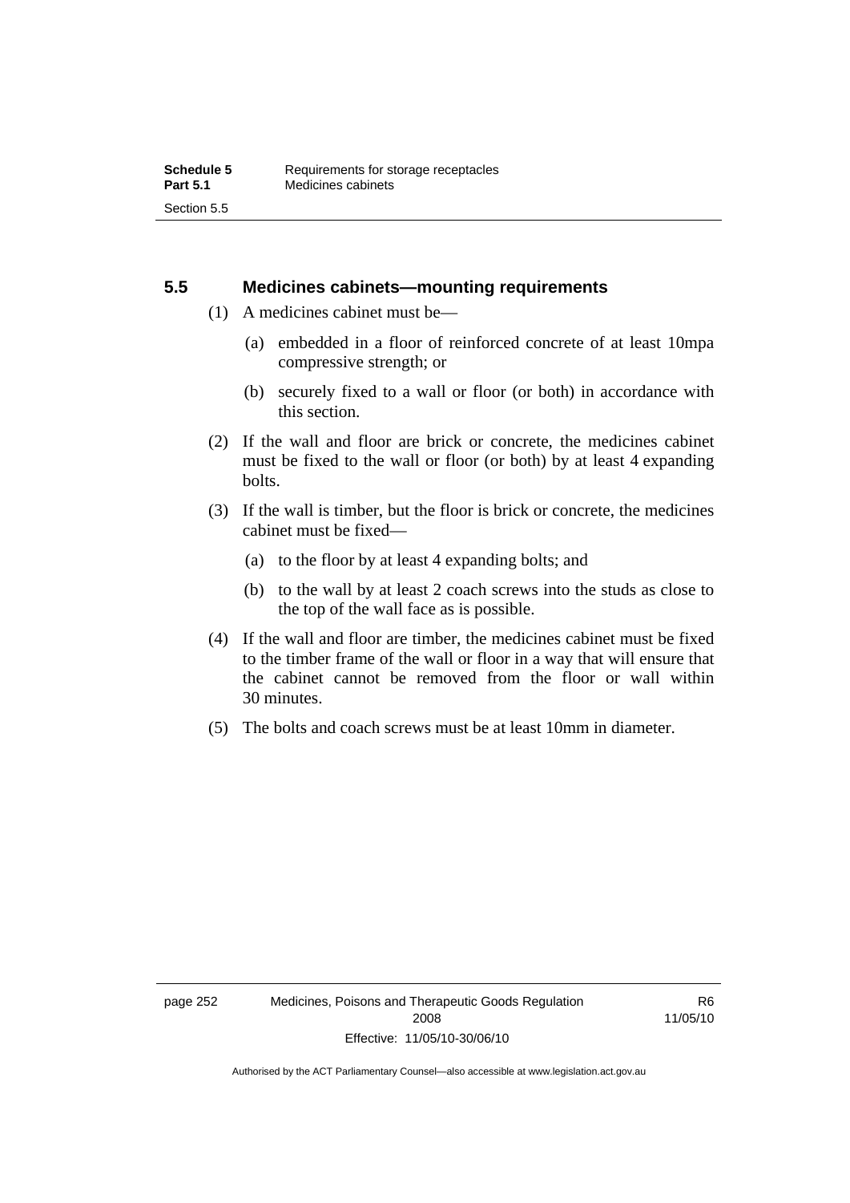## 5.5 Medicines cabinets—mounting requirements

(1) A medicines cabinet must be—

(a) embedded in a floor of reinforced concrete of at least 10mpa compressive strength; or

(b) securely fixed to a wall or floor (or both) in accordance with this section.

(2) If the wall and floor are brick or concrete, the medicines cabinet must be fixed to the wall or floor (or both) by at least 4 expanding bolts.

(3) If the wall is timber, but the floor is brick or concrete, the medicines cabinet must be fixed—

(a) to the floor by at least 4 expanding bolts; and

(b) to the wall by at least 2 coach screws into the studs as close to the top of the wall face as is possible.

(4) If the wall and floor are timber, the medicines cabinet must be fixed to the timber frame of the wall or floor in a way that will ensure that the cabinet cannot be removed from the floor or wall within 30 minutes.

(5) The bolts and coach screws must be at least 10mm in diameter.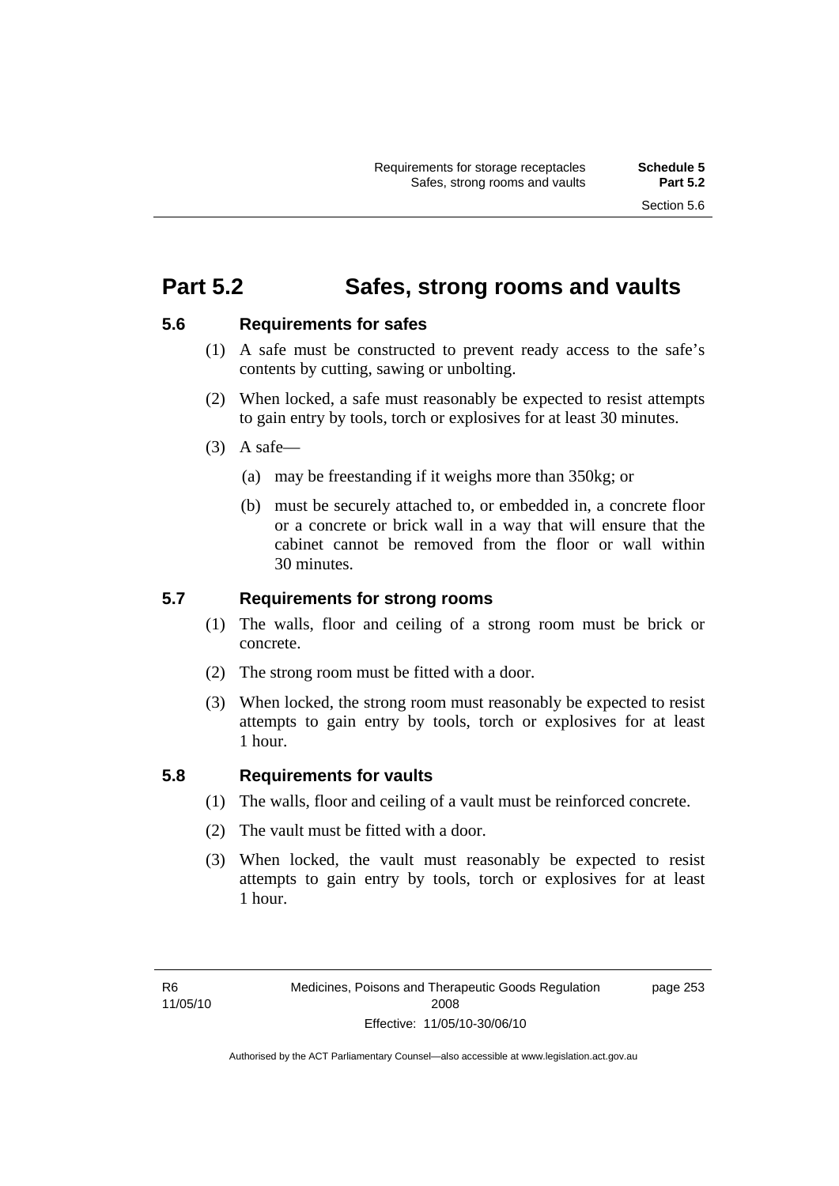# Part 5.2 Safes, strong rooms and vaults

## 5.6 Requirements for safes

(1) A safe must be constructed to prevent ready access to the safe's contents by cutting, sawing or unbolting.

(2) When locked, a safe must reasonably be expected to resist attempts to gain entry by tools, torch or explosives for at least 30 minutes.

(3) A safe—

(a) may be freestanding if it weighs more than 350kg; or

(b) must be securely attached to, or embedded in, a concrete floor or a concrete or brick wall in a way that will ensure that the cabinet cannot be removed from the floor or wall within 30 minutes.

## 5.7 Requirements for strong rooms

(1) The walls, floor and ceiling of a strong room must be brick or concrete.

(2) The strong room must be fitted with a door.

(3) When locked, the strong room must reasonably be expected to resist attempts to gain entry by tools, torch or explosives for at least 1 hour.

## 5.8 Requirements for vaults

(1) The walls, floor and ceiling of a vault must be reinforced concrete.

(2) The vault must be fitted with a door.

(3) When locked, the vault must reasonably be expected to resist attempts to gain entry by tools, torch or explosives for at least 1 hour.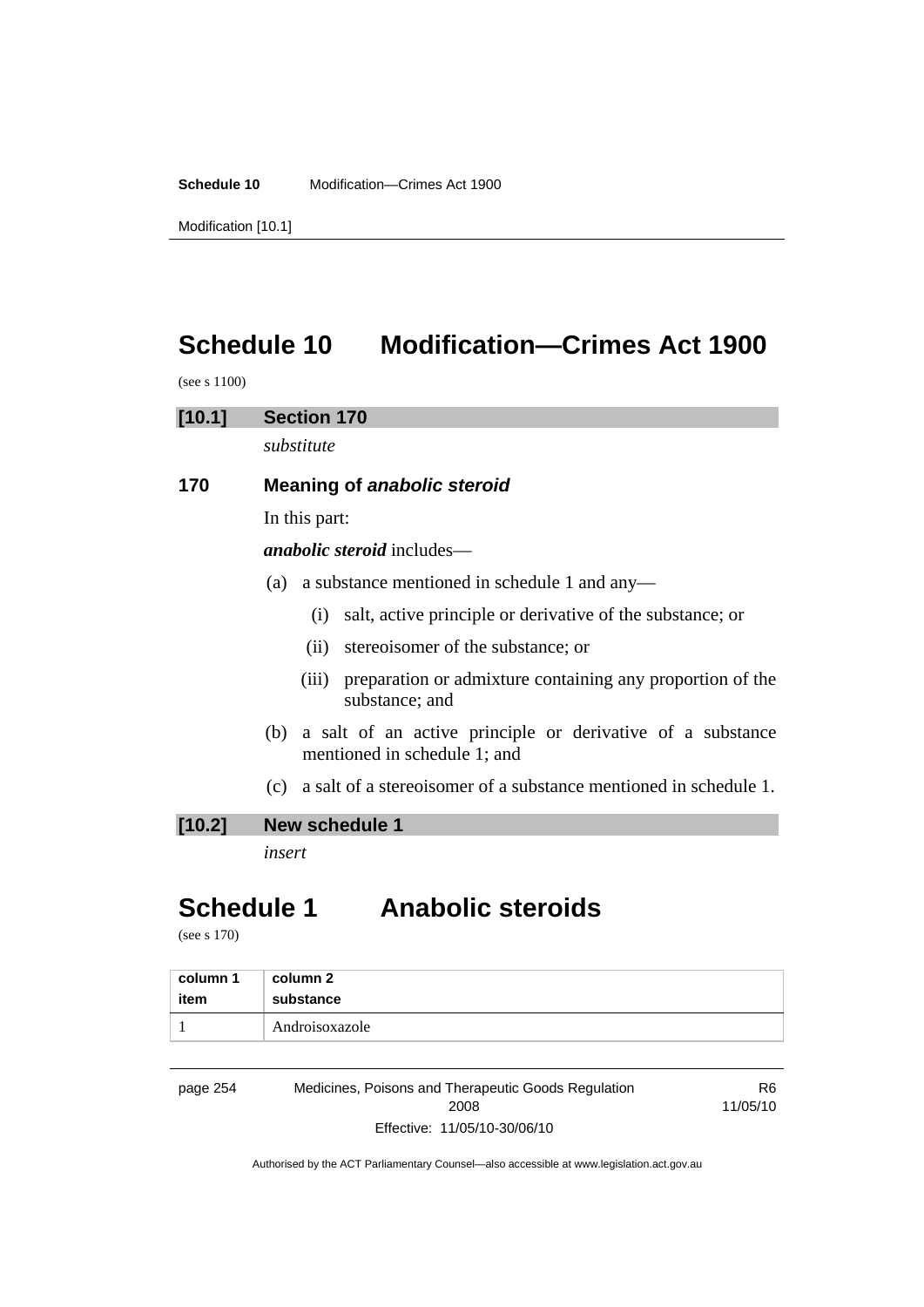# Schedule 10 Modification—Crimes Act 1900

(see s 1100)

## [10.1] Section 170

*substitute*

### 170 Meaning of *anabolic steroid*

In this part:

***anabolic steroid*** includes—

(a) a substance mentioned in schedule 1 and any—

(i) salt, active principle or derivative of the substance; or

(ii) stereoisomer of the substance; or

(iii) preparation or admixture containing any proportion of the substance; and

(b) a salt of an active principle or derivative of a substance mentioned in schedule 1; and

(c) a salt of a stereoisomer of a substance mentioned in schedule 1.

## [10.2] New schedule 1

*insert*

# Schedule 1 Anabolic steroids

(see s 170)

| column 1 item | column 2 substance |
|---|---|
| 1 | Androisoxazole |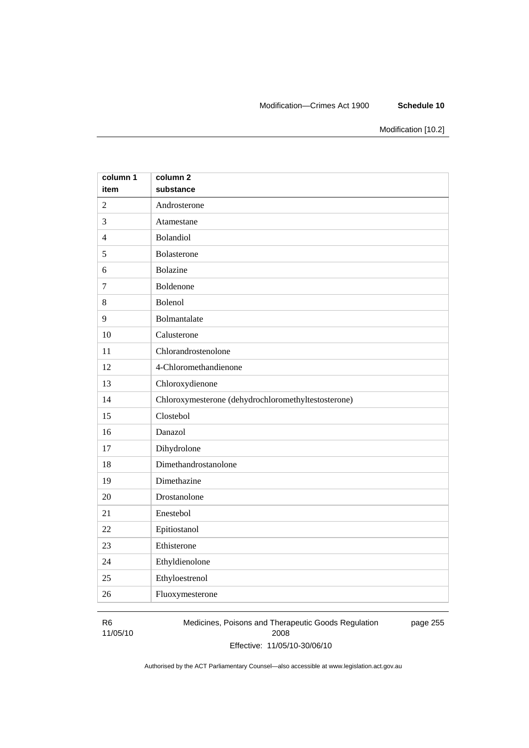| column 1<br>item | column 2<br>substance |
|---|---|
| 2 | Androsterone |
| 3 | Atamestane |
| 4 | Bolandiol |
| 5 | Bolasterone |
| 6 | Bolazine |
| 7 | Boldenone |
| 8 | Bolenol |
| 9 | Bolmantalate |
| 10 | Calusterone |
| 11 | Chlorandrostenolone |
| 12 | 4-Chloromethandienone |
| 13 | Chloroxydienone |
| 14 | Chloroxymesterone (dehydrochloromethyltestosterone) |
| 15 | Clostebol |
| 16 | Danazol |
| 17 | Dihydrolone |
| 18 | Dimethandrostanolone |
| 19 | Dimethazine |
| 20 | Drostanolone |
| 21 | Enestebol |
| 22 | Epitiostanol |
| 23 | Ethisterone |
| 24 | Ethyldienolone |
| 25 | Ethyloestrenol |
| 26 | Fluoxymesterone |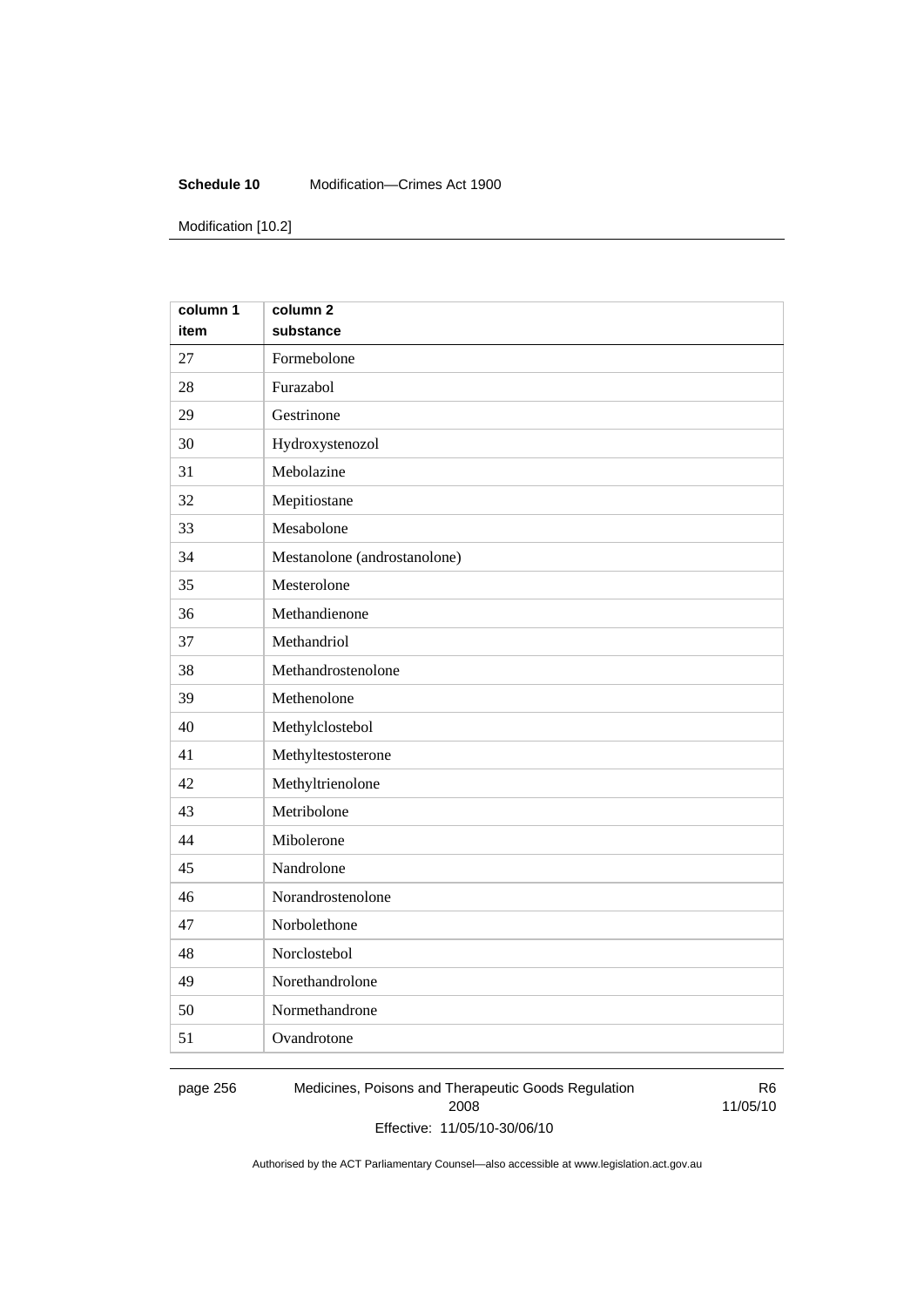| column 1 item | column 2 substance |
|---|---|
| 27 | Formebolone |
| 28 | Furazabol |
| 29 | Gestrinone |
| 30 | Hydroxystenozol |
| 31 | Mebolazine |
| 32 | Mepitiostane |
| 33 | Mesabolone |
| 34 | Mestanolone (androstanolone) |
| 35 | Mesterolone |
| 36 | Methandienone |
| 37 | Methandriol |
| 38 | Methandrostenolone |
| 39 | Methenolone |
| 40 | Methylclostebol |
| 41 | Methyltestosterone |
| 42 | Methyltrienolone |
| 43 | Metribolone |
| 44 | Mibolerone |
| 45 | Nandrolone |
| 46 | Norandrostenolone |
| 47 | Norbolethone |
| 48 | Norclostebol |
| 49 | Norethandrolone |
| 50 | Normethandrone |
| 51 | Ovandrotone |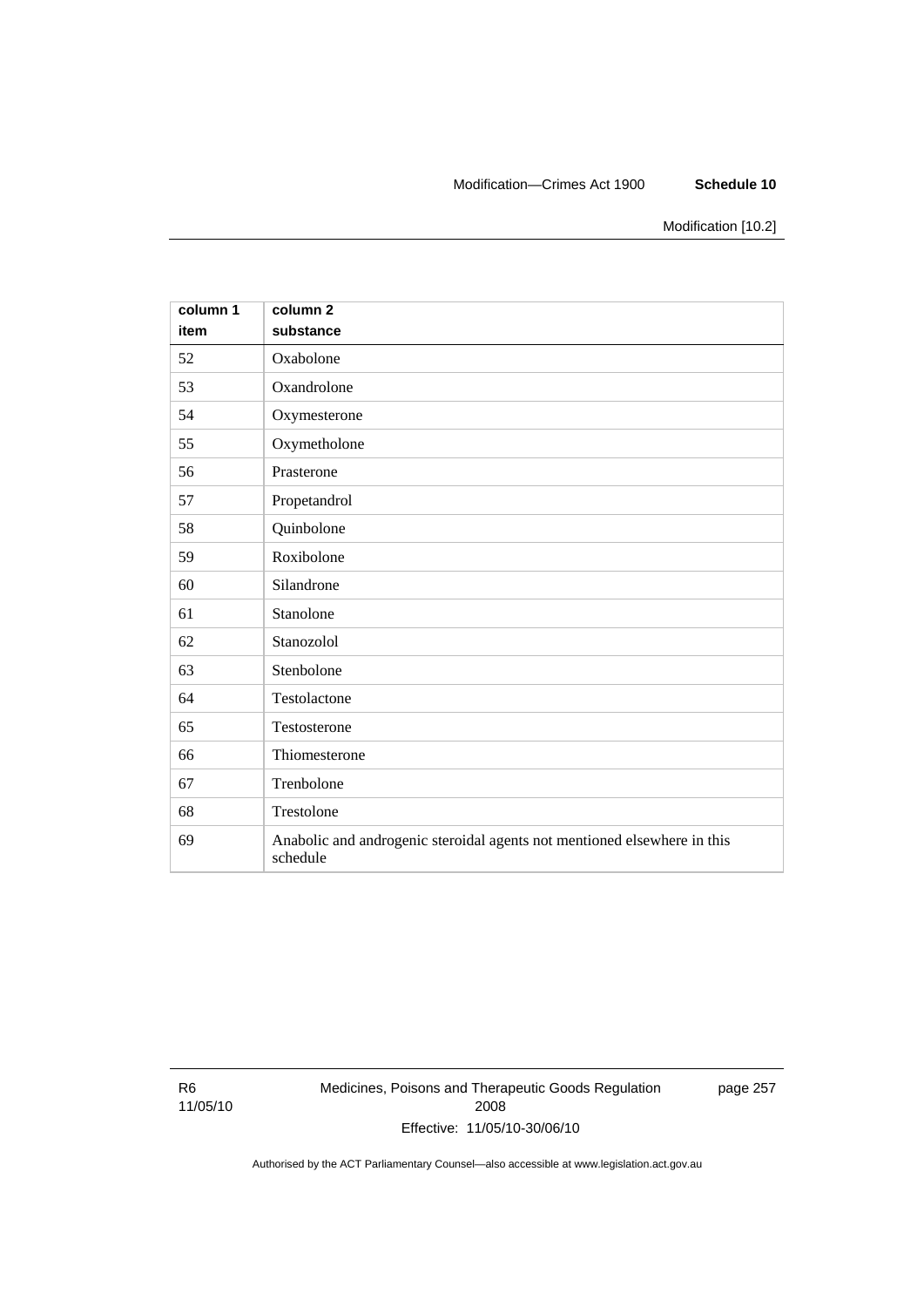| column 1<br>item | column 2<br>substance |
|---|---|
| 52 | Oxabolone |
| 53 | Oxandrolone |
| 54 | Oxymesterone |
| 55 | Oxymetholone |
| 56 | Prasterone |
| 57 | Propetandrol |
| 58 | Quinbolone |
| 59 | Roxibolone |
| 60 | Silandrone |
| 61 | Stanolone |
| 62 | Stanozolol |
| 63 | Stenbolone |
| 64 | Testolactone |
| 65 | Testosterone |
| 66 | Thiomesterone |
| 67 | Trenbolone |
| 68 | Trestolone |
| 69 | Anabolic and androgenic steroidal agents not mentioned elsewhere in this schedule |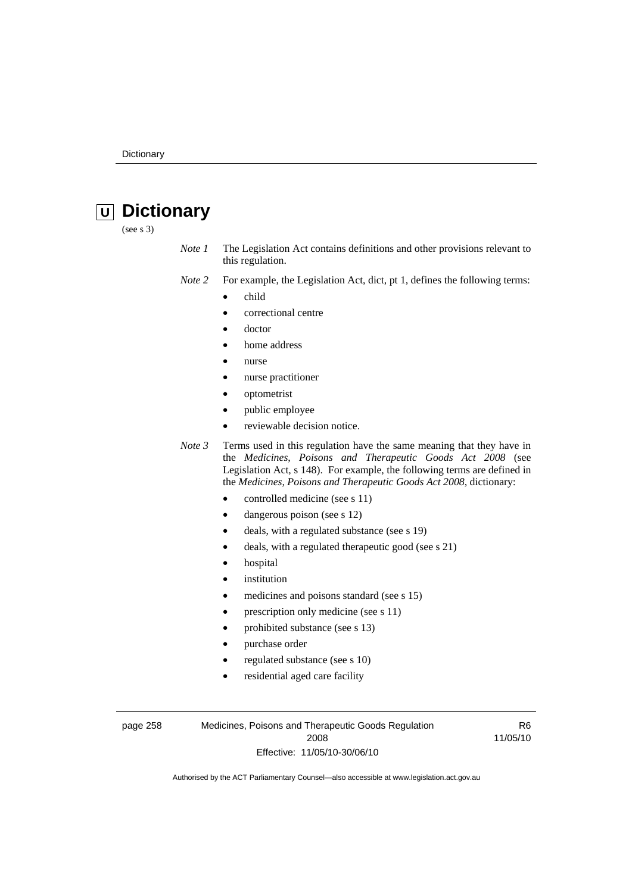# Dictionary

(see s 3)

*Note 1* The Legislation Act contains definitions and other provisions relevant to this regulation.

*Note 2* For example, the Legislation Act, dict, pt 1, defines the following terms:

- child
- correctional centre
- doctor
- home address
- nurse
- nurse practitioner
- optometrist
- public employee
- reviewable decision notice.

*Note 3* Terms used in this regulation have the same meaning that they have in the *Medicines, Poisons and Therapeutic Goods Act 2008* (see Legislation Act, s 148). For example, the following terms are defined in the *Medicines, Poisons and Therapeutic Goods Act 2008*, dictionary:

- controlled medicine (see s 11)
- dangerous poison (see s 12)
- deals, with a regulated substance (see s 19)
- deals, with a regulated therapeutic good (see s 21)
- hospital
- institution
- medicines and poisons standard (see s 15)
- prescription only medicine (see s 11)
- prohibited substance (see s 13)
- purchase order
- regulated substance (see s 10)
- residential aged care facility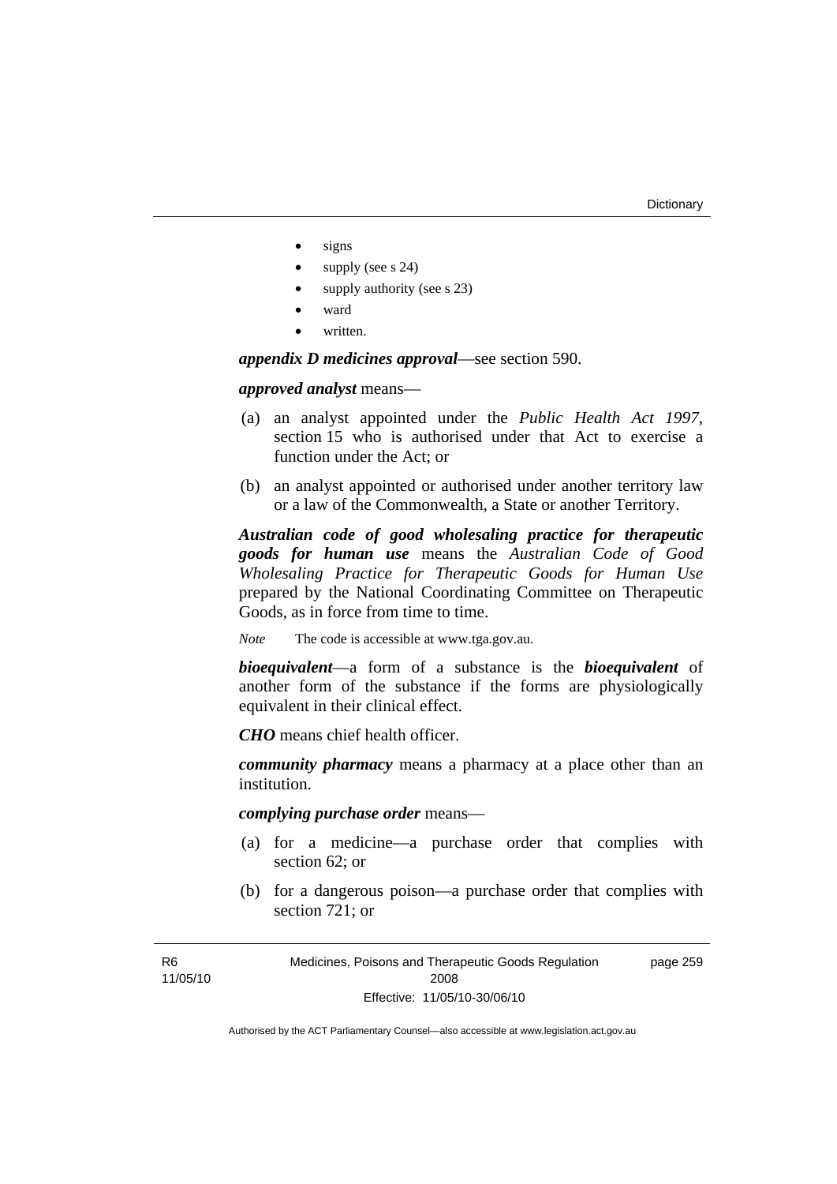- signs
- supply (see s 24)
- supply authority (see s 23)
- ward
- written.

***appendix D medicines approval***—see section 590.

***approved analyst*** means—

(a) an analyst appointed under the *Public Health Act 1997*, section 15 who is authorised under that Act to exercise a function under the Act; or

(b) an analyst appointed or authorised under another territory law or a law of the Commonwealth, a State or another Territory.

***Australian code of good wholesaling practice for therapeutic goods for human use*** means the *Australian Code of Good Wholesaling Practice for Therapeutic Goods for Human Use* prepared by the National Coordinating Committee on Therapeutic Goods, as in force from time to time.

*Note* The code is accessible at www.tga.gov.au.

***bioequivalent***—a form of a substance is the ***bioequivalent*** of another form of the substance if the forms are physiologically equivalent in their clinical effect.

***CHO*** means chief health officer.

***community pharmacy*** means a pharmacy at a place other than an institution.

***complying purchase order*** means—

(a) for a medicine—a purchase order that complies with section 62; or

(b) for a dangerous poison—a purchase order that complies with section 721; or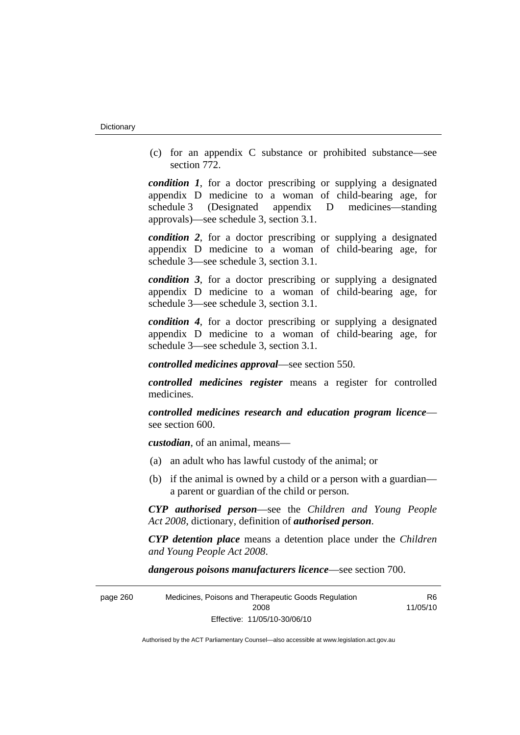(c) for an appendix C substance or prohibited substance—see section 772.

***condition 1***, for a doctor prescribing or supplying a designated appendix D medicine to a woman of child-bearing age, for schedule 3 (Designated appendix D medicines—standing approvals)—see schedule 3, section 3.1.

***condition 2***, for a doctor prescribing or supplying a designated appendix D medicine to a woman of child-bearing age, for schedule 3—see schedule 3, section 3.1.

***condition 3***, for a doctor prescribing or supplying a designated appendix D medicine to a woman of child-bearing age, for schedule 3—see schedule 3, section 3.1.

***condition 4***, for a doctor prescribing or supplying a designated appendix D medicine to a woman of child-bearing age, for schedule 3—see schedule 3, section 3.1.

***controlled medicines approval***—see section 550.

***controlled medicines register*** means a register for controlled medicines.

***controlled medicines research and education program licence***—see section 600.

***custodian***, of an animal, means—

(a) an adult who has lawful custody of the animal; or

(b) if the animal is owned by a child or a person with a guardian—a parent or guardian of the child or person.

***CYP authorised person***—see the *Children and Young People Act 2008*, dictionary, definition of ***authorised person***.

***CYP detention place*** means a detention place under the *Children and Young People Act 2008*.

***dangerous poisons manufacturers licence***—see section 700.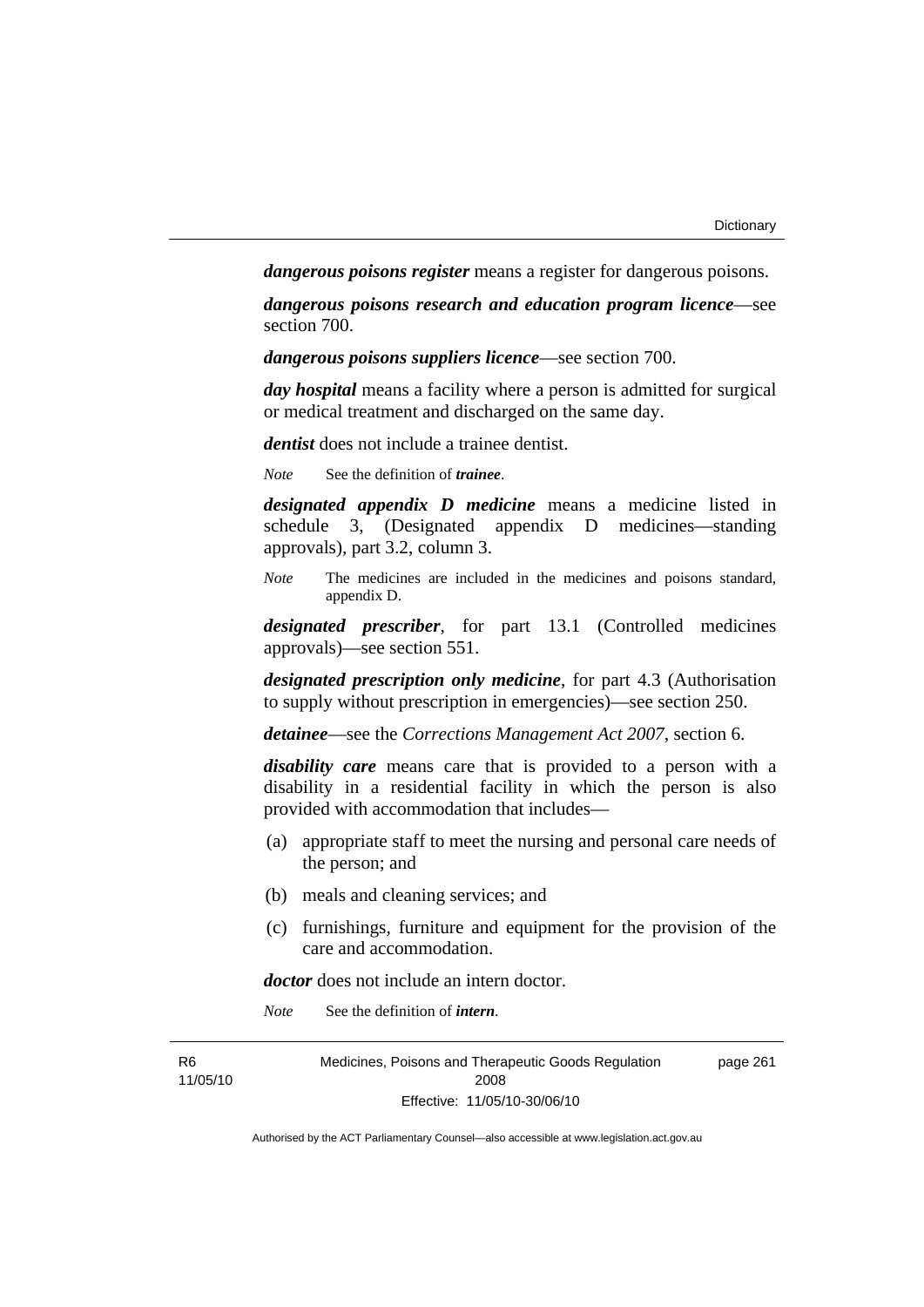***dangerous poisons register*** means a register for dangerous poisons.

***dangerous poisons research and education program licence***—see section 700.

***dangerous poisons suppliers licence***—see section 700.

***day hospital*** means a facility where a person is admitted for surgical or medical treatment and discharged on the same day.

***dentist*** does not include a trainee dentist.

*Note* See the definition of ***trainee***.

***designated appendix D medicine*** means a medicine listed in schedule 3, (Designated appendix D medicines—standing approvals), part 3.2, column 3.

*Note* The medicines are included in the medicines and poisons standard, appendix D.

***designated prescriber***, for part 13.1 (Controlled medicines approvals)—see section 551.

***designated prescription only medicine***, for part 4.3 (Authorisation to supply without prescription in emergencies)—see section 250.

***detainee***—see the *Corrections Management Act 2007*, section 6.

***disability care*** means care that is provided to a person with a disability in a residential facility in which the person is also provided with accommodation that includes—

(a) appropriate staff to meet the nursing and personal care needs of the person; and

(b) meals and cleaning services; and

(c) furnishings, furniture and equipment for the provision of the care and accommodation.

***doctor*** does not include an intern doctor.

*Note* See the definition of ***intern***.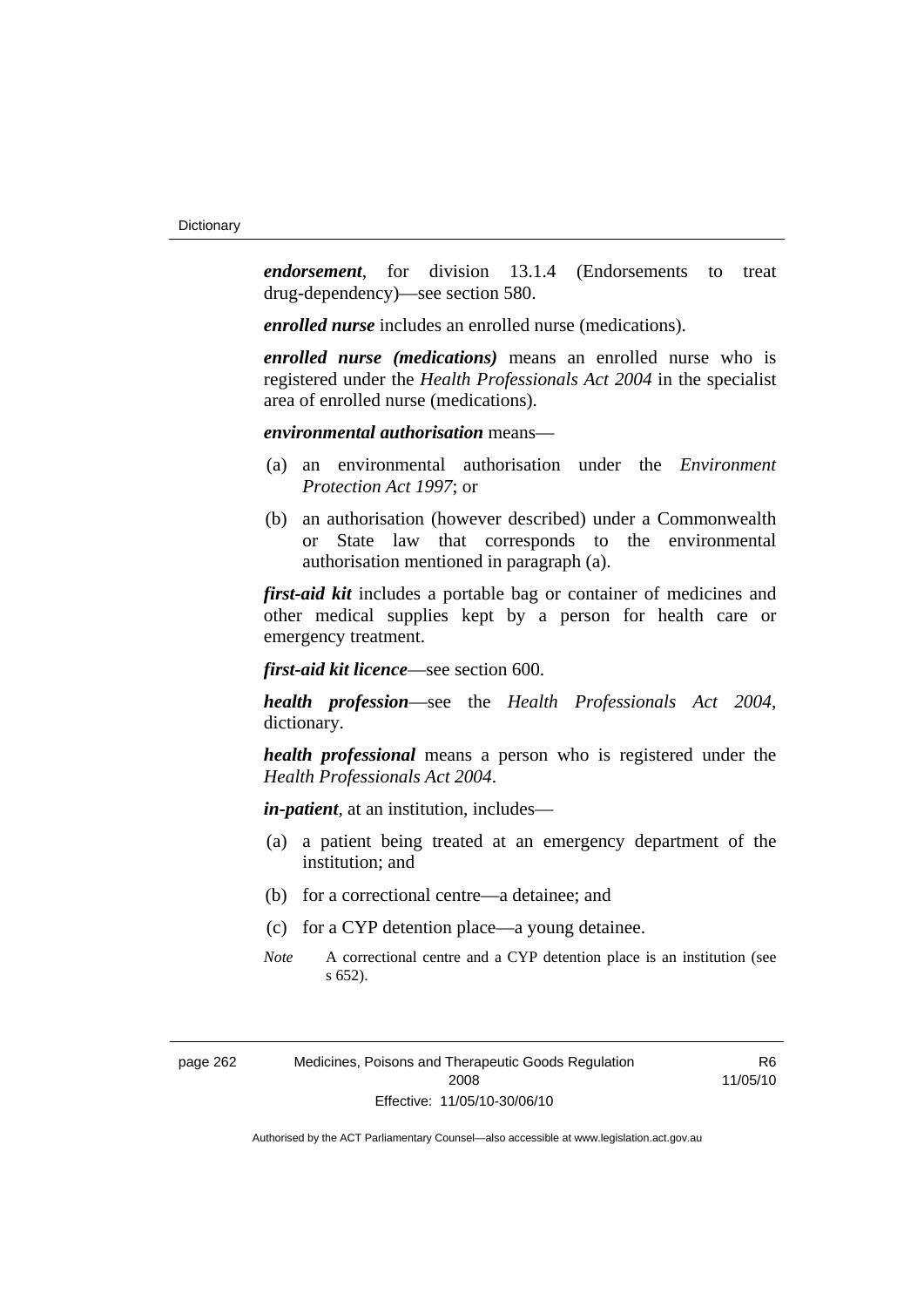***endorsement***, for division 13.1.4 (Endorsements to treat drug-dependency)—see section 580.

***enrolled nurse*** includes an enrolled nurse (medications).

***enrolled nurse (medications)*** means an enrolled nurse who is registered under the *Health Professionals Act 2004* in the specialist area of enrolled nurse (medications).

***environmental authorisation*** means—

(a) an environmental authorisation under the *Environment Protection Act 1997*; or

(b) an authorisation (however described) under a Commonwealth or State law that corresponds to the environmental authorisation mentioned in paragraph (a).

***first-aid kit*** includes a portable bag or container of medicines and other medical supplies kept by a person for health care or emergency treatment.

***first-aid kit licence***—see section 600.

***health profession***—see the *Health Professionals Act 2004*, dictionary.

***health professional*** means a person who is registered under the *Health Professionals Act 2004*.

***in-patient***, at an institution, includes—

(a) a patient being treated at an emergency department of the institution; and

(b) for a correctional centre—a detainee; and

(c) for a CYP detention place—a young detainee.

*Note* A correctional centre and a CYP detention place is an institution (see s 652).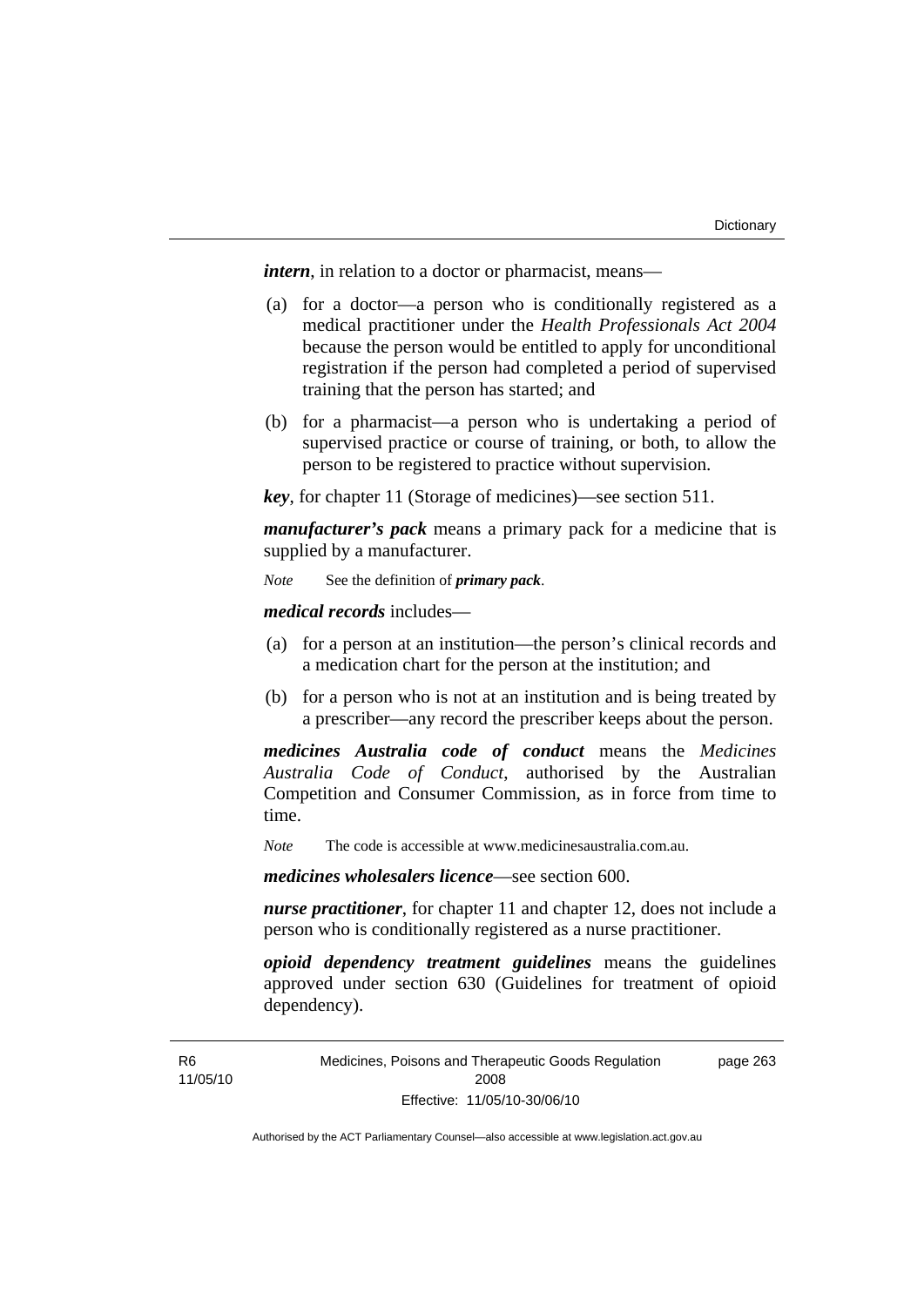***intern***, in relation to a doctor or pharmacist, means—

(a) for a doctor—a person who is conditionally registered as a medical practitioner under the *Health Professionals Act 2004* because the person would be entitled to apply for unconditional registration if the person had completed a period of supervised training that the person has started; and

(b) for a pharmacist—a person who is undertaking a period of supervised practice or course of training, or both, to allow the person to be registered to practice without supervision.

***key***, for chapter 11 (Storage of medicines)—see section 511.

***manufacturer's pack*** means a primary pack for a medicine that is supplied by a manufacturer.

*Note* See the definition of ***primary pack***.

***medical records*** includes—

(a) for a person at an institution—the person's clinical records and a medication chart for the person at the institution; and

(b) for a person who is not at an institution and is being treated by a prescriber—any record the prescriber keeps about the person.

***medicines Australia code of conduct*** means the *Medicines Australia Code of Conduct*, authorised by the Australian Competition and Consumer Commission, as in force from time to time.

*Note* The code is accessible at www.medicinesaustralia.com.au.

***medicines wholesalers licence***—see section 600.

***nurse practitioner***, for chapter 11 and chapter 12, does not include a person who is conditionally registered as a nurse practitioner.

***opioid dependency treatment guidelines*** means the guidelines approved under section 630 (Guidelines for treatment of opioid dependency).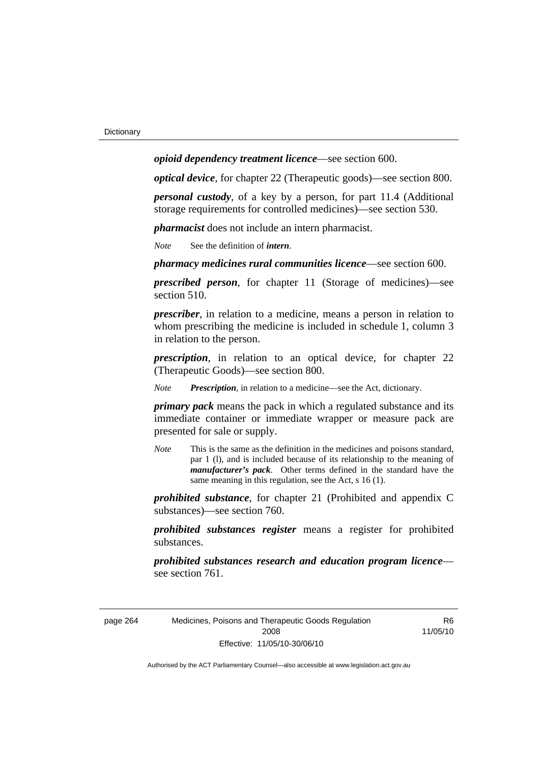***opioid dependency treatment licence***—see section 600.

***optical device***, for chapter 22 (Therapeutic goods)—see section 800.

***personal custody***, of a key by a person, for part 11.4 (Additional storage requirements for controlled medicines)—see section 530.

***pharmacist*** does not include an intern pharmacist.

*Note* See the definition of ***intern***.

***pharmacy medicines rural communities licence***—see section 600.

***prescribed person***, for chapter 11 (Storage of medicines)—see section 510.

***prescriber***, in relation to a medicine, means a person in relation to whom prescribing the medicine is included in schedule 1, column 3 in relation to the person.

***prescription***, in relation to an optical device, for chapter 22 (Therapeutic Goods)—see section 800.

*Note* ***Prescription***, in relation to a medicine—see the Act, dictionary.

***primary pack*** means the pack in which a regulated substance and its immediate container or immediate wrapper or measure pack are presented for sale or supply.

*Note* This is the same as the definition in the medicines and poisons standard, par 1 (l), and is included because of its relationship to the meaning of ***manufacturer's pack***. Other terms defined in the standard have the same meaning in this regulation, see the Act, s 16 (1).

***prohibited substance***, for chapter 21 (Prohibited and appendix C substances)—see section 760.

***prohibited substances register*** means a register for prohibited substances.

***prohibited substances research and education program licence***—see section 761.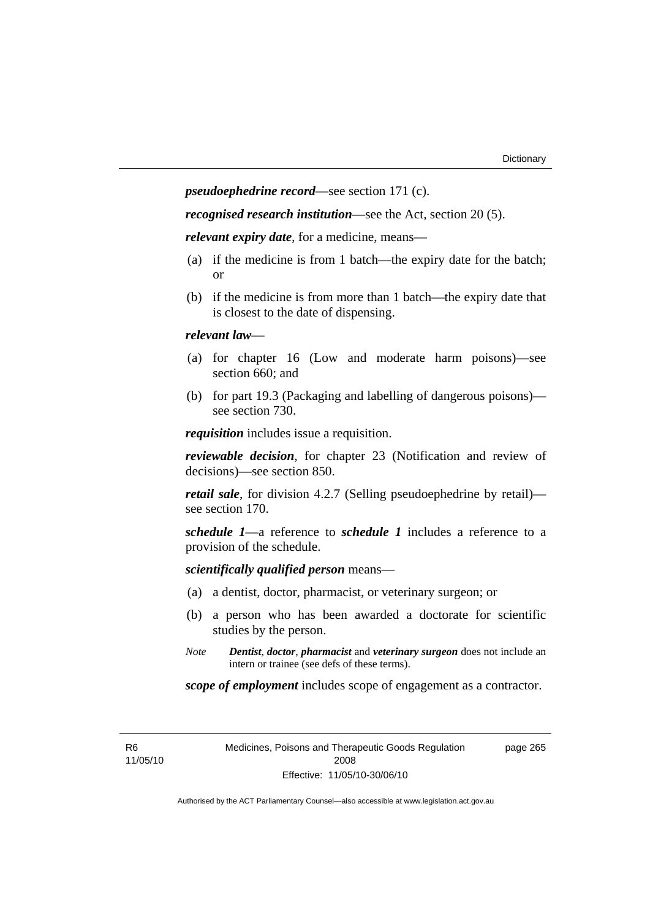***pseudoephedrine record***—see section 171 (c).

***recognised research institution***—see the Act, section 20 (5).

***relevant expiry date***, for a medicine, means—

(a) if the medicine is from 1 batch—the expiry date for the batch; or

(b) if the medicine is from more than 1 batch—the expiry date that is closest to the date of dispensing.

***relevant law***—

(a) for chapter 16 (Low and moderate harm poisons)—see section 660; and

(b) for part 19.3 (Packaging and labelling of dangerous poisons)—see section 730.

***requisition*** includes issue a requisition.

***reviewable decision***, for chapter 23 (Notification and review of decisions)—see section 850.

***retail sale***, for division 4.2.7 (Selling pseudoephedrine by retail)—see section 170.

***schedule 1***—a reference to ***schedule 1*** includes a reference to a provision of the schedule.

***scientifically qualified person*** means—

(a) a dentist, doctor, pharmacist, or veterinary surgeon; or

(b) a person who has been awarded a doctorate for scientific studies by the person.

*Note* ***Dentist***, ***doctor***, ***pharmacist*** and ***veterinary surgeon*** does not include an intern or trainee (see defs of these terms).

***scope of employment*** includes scope of engagement as a contractor.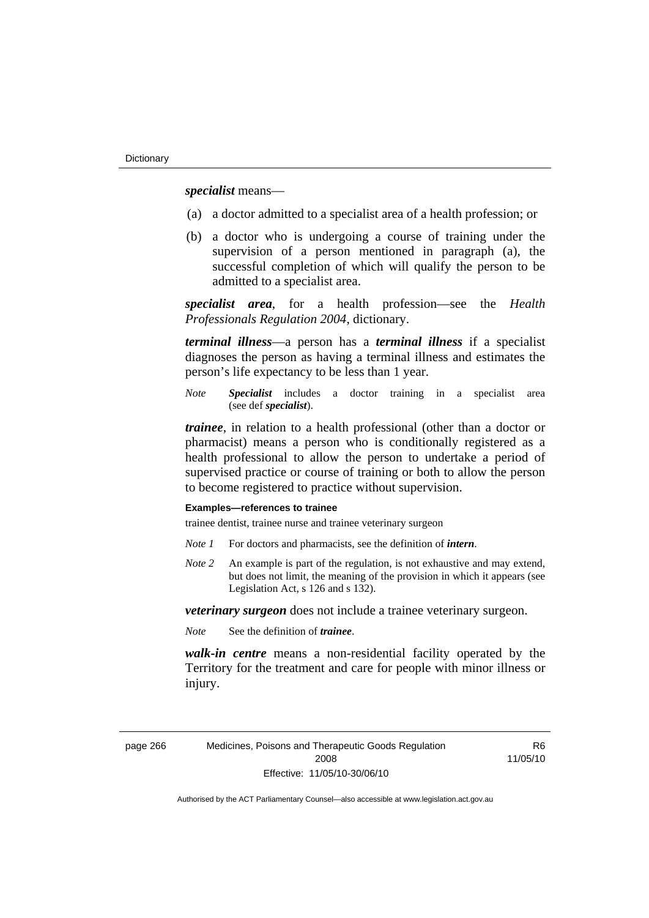***specialist*** means—

(a) a doctor admitted to a specialist area of a health profession; or

(b) a doctor who is undergoing a course of training under the supervision of a person mentioned in paragraph (a), the successful completion of which will qualify the person to be admitted to a specialist area.

***specialist area***, for a health profession—see the *Health Professionals Regulation 2004*, dictionary.

***terminal illness***—a person has a ***terminal illness*** if a specialist diagnoses the person as having a terminal illness and estimates the person's life expectancy to be less than 1 year.

*Note* ***Specialist*** includes a doctor training in a specialist area (see def ***specialist***).

***trainee***, in relation to a health professional (other than a doctor or pharmacist) means a person who is conditionally registered as a health professional to allow the person to undertake a period of supervised practice or course of training or both to allow the person to become registered to practice without supervision.

**Examples—references to trainee**

trainee dentist, trainee nurse and trainee veterinary surgeon

*Note 1* For doctors and pharmacists, see the definition of ***intern***.

*Note 2* An example is part of the regulation, is not exhaustive and may extend, but does not limit, the meaning of the provision in which it appears (see Legislation Act, s 126 and s 132).

***veterinary surgeon*** does not include a trainee veterinary surgeon.

*Note* See the definition of ***trainee***.

***walk-in centre*** means a non-residential facility operated by the Territory for the treatment and care for people with minor illness or injury.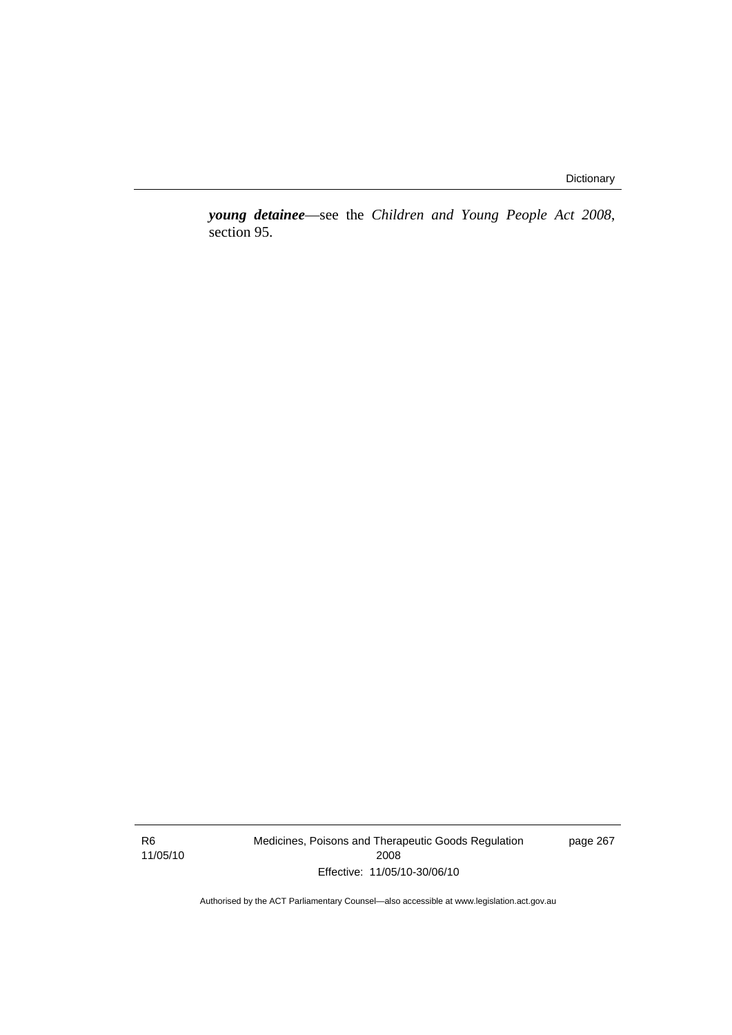***young detainee***—see the *Children and Young People Act 2008*, section 95.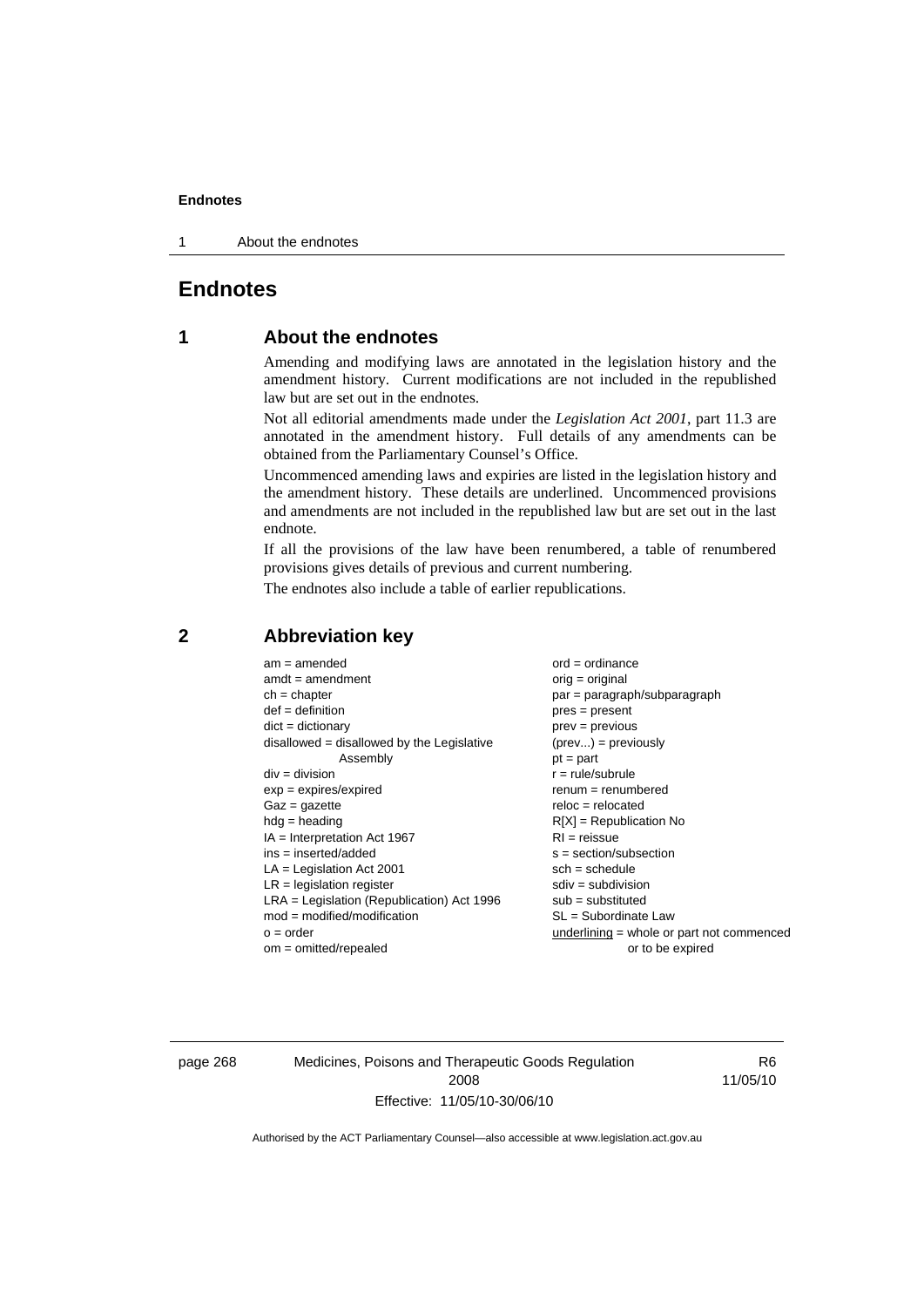# Endnotes

## 1 About the endnotes

Amending and modifying laws are annotated in the legislation history and the amendment history. Current modifications are not included in the republished law but are set out in the endnotes.

Not all editorial amendments made under the *Legislation Act 2001*, part 11.3 are annotated in the amendment history. Full details of any amendments can be obtained from the Parliamentary Counsel's Office.

Uncommenced amending laws and expiries are listed in the legislation history and the amendment history. These details are underlined. Uncommenced provisions and amendments are not included in the republished law but are set out in the last endnote.

If all the provisions of the law have been renumbered, a table of renumbered provisions gives details of previous and current numbering.

The endnotes also include a table of earlier republications.

## 2 Abbreviation key

am = amended
amdt = amendment
ch = chapter
def = definition
dict = dictionary
disallowed = disallowed by the Legislative Assembly
div = division
exp = expires/expired
Gaz = gazette
hdg = heading
IA = Interpretation Act 1967
ins = inserted/added
LA = Legislation Act 2001
LR = legislation register
LRA = Legislation (Republication) Act 1996
mod = modified/modification
o = order
om = omitted/repealed
ord = ordinance
orig = original
par = paragraph/subparagraph
pres = present
prev = previous
(prev...) = previously
pt = part
r = rule/subrule
renum = renumbered
reloc = relocated
R[X] = Republication No
RI = reissue
s = section/subsection
sch = schedule
sdiv = subdivision
sub = substituted
SL = Subordinate Law
underlining = whole or part not commenced or to be expired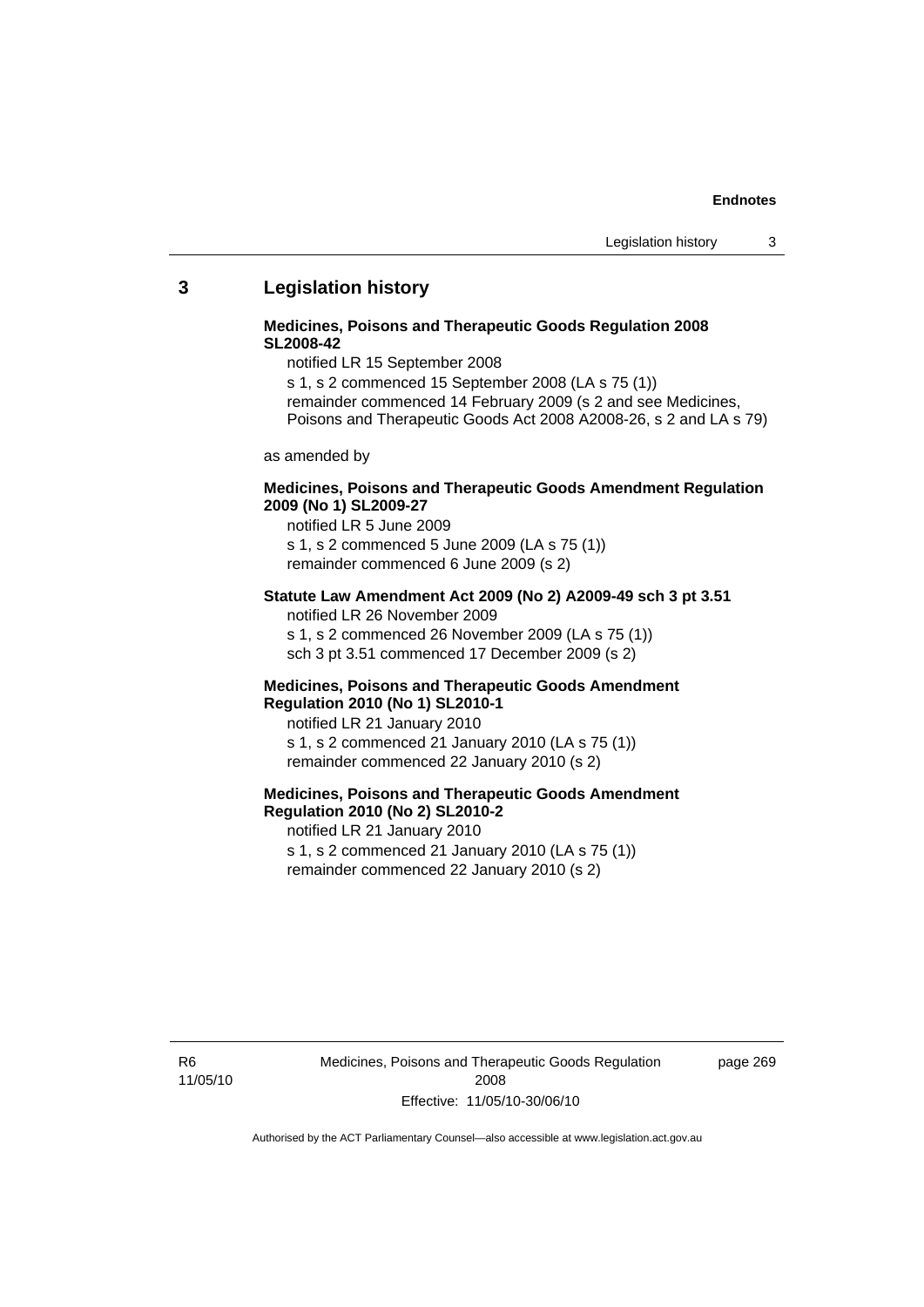## 3 Legislation history

**Medicines, Poisons and Therapeutic Goods Regulation 2008 SL2008-42**

notified LR 15 September 2008

s 1, s 2 commenced 15 September 2008 (LA s 75 (1))

remainder commenced 14 February 2009 (s 2 and see Medicines, Poisons and Therapeutic Goods Act 2008 A2008-26, s 2 and LA s 79)

as amended by

**Medicines, Poisons and Therapeutic Goods Amendment Regulation 2009 (No 1) SL2009-27**

notified LR 5 June 2009

s 1, s 2 commenced 5 June 2009 (LA s 75 (1))

remainder commenced 6 June 2009 (s 2)

**Statute Law Amendment Act 2009 (No 2) A2009-49 sch 3 pt 3.51**

notified LR 26 November 2009

s 1, s 2 commenced 26 November 2009 (LA s 75 (1))

sch 3 pt 3.51 commenced 17 December 2009 (s 2)

**Medicines, Poisons and Therapeutic Goods Amendment Regulation 2010 (No 1) SL2010-1**

notified LR 21 January 2010

s 1, s 2 commenced 21 January 2010 (LA s 75 (1))

remainder commenced 22 January 2010 (s 2)

**Medicines, Poisons and Therapeutic Goods Amendment Regulation 2010 (No 2) SL2010-2**

notified LR 21 January 2010

s 1, s 2 commenced 21 January 2010 (LA s 75 (1))

remainder commenced 22 January 2010 (s 2)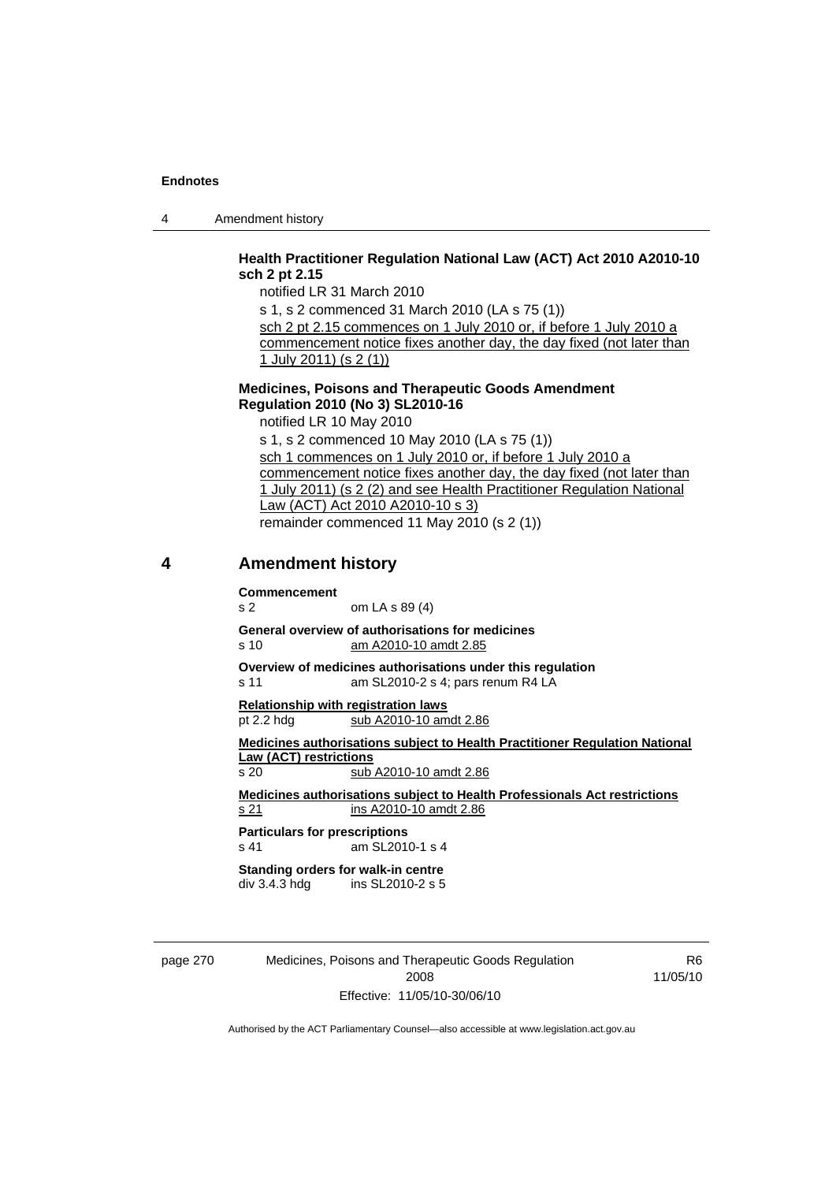**Health Practitioner Regulation National Law (ACT) Act 2010 A2010-10 sch 2 pt 2.15**

notified LR 31 March 2010

s 1, s 2 commenced 31 March 2010 (LA s 75 (1))

sch 2 pt 2.15 commences on 1 July 2010 or, if before 1 July 2010 a commencement notice fixes another day, the day fixed (not later than 1 July 2011) (s 2 (1))

**Medicines, Poisons and Therapeutic Goods Amendment Regulation 2010 (No 3) SL2010-16**

notified LR 10 May 2010

s 1, s 2 commenced 10 May 2010 (LA s 75 (1))

sch 1 commences on 1 July 2010 or, if before 1 July 2010 a commencement notice fixes another day, the day fixed (not later than 1 July 2011) (s 2 (2) and see Health Practitioner Regulation National Law (ACT) Act 2010 A2010-10 s 3)

remainder commenced 11 May 2010 (s 2 (1))

## 4 Amendment history

**Commencement**
s 2 — om LA s 89 (4)

**General overview of authorisations for medicines**
s 10 — am A2010-10 amdt 2.85

**Overview of medicines authorisations under this regulation**
s 11 — am SL2010-2 s 4; pars renum R4 LA

**Relationship with registration laws**
pt 2.2 hdg — sub A2010-10 amdt 2.86

**Medicines authorisations subject to Health Practitioner Regulation National Law (ACT) restrictions**
s 20 — sub A2010-10 amdt 2.86

**Medicines authorisations subject to Health Professionals Act restrictions**
s 21 — ins A2010-10 amdt 2.86

**Particulars for prescriptions**
s 41 — am SL2010-1 s 4

**Standing orders for walk-in centre**
div 3.4.3 hdg — ins SL2010-2 s 5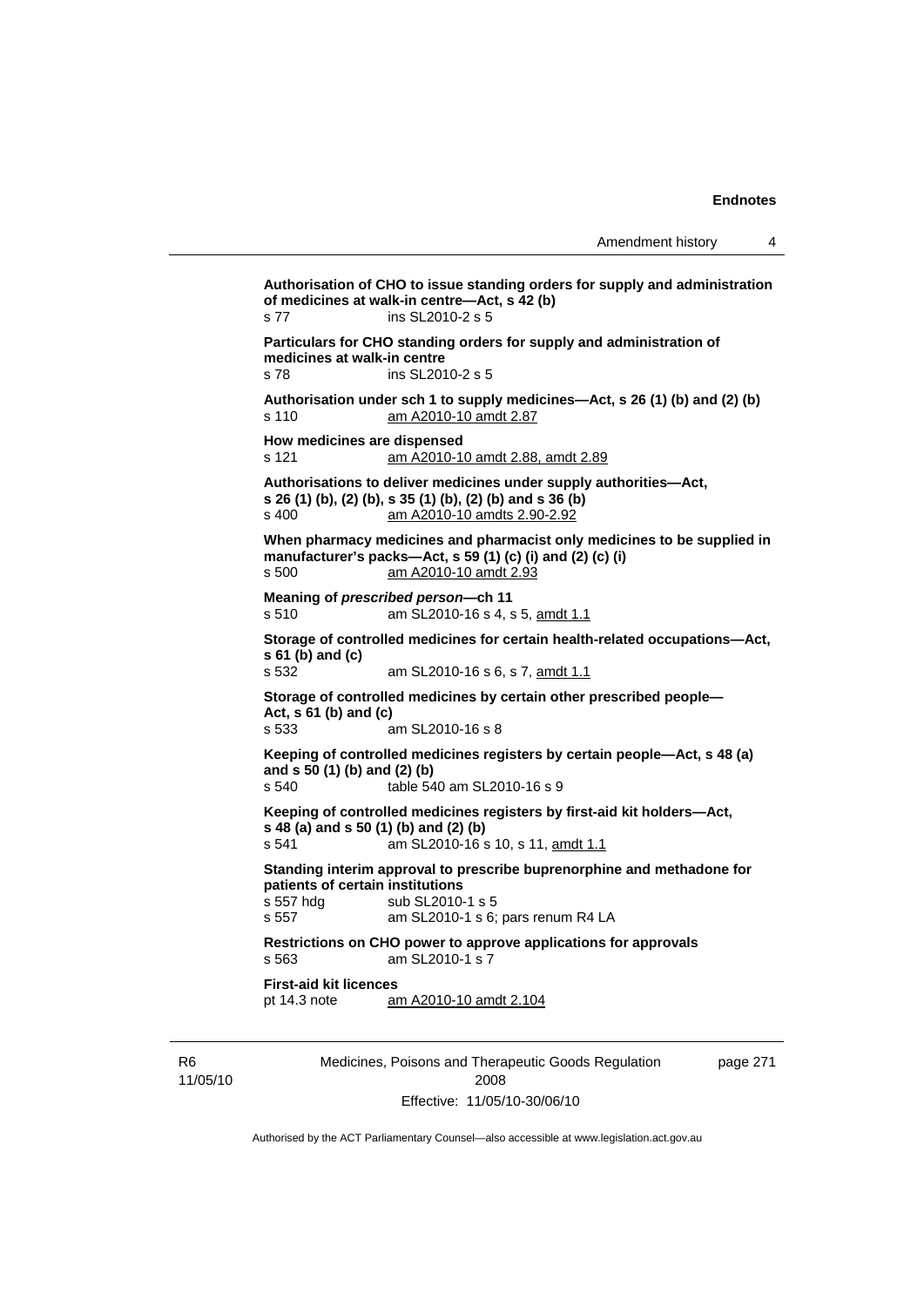**Authorisation of CHO to issue standing orders for supply and administration of medicines at walk-in centre—Act, s 42 (b)**
s 77 ins SL2010-2 s 5

**Particulars for CHO standing orders for supply and administration of medicines at walk-in centre**
s 78 ins SL2010-2 s 5

**Authorisation under sch 1 to supply medicines—Act, s 26 (1) (b) and (2) (b)**
s 110 am A2010-10 amdt 2.87

**How medicines are dispensed**
s 121 am A2010-10 amdt 2.88, amdt 2.89

**Authorisations to deliver medicines under supply authorities—Act, s 26 (1) (b), (2) (b), s 35 (1) (b), (2) (b) and s 36 (b)**
s 400 am A2010-10 amdts 2.90-2.92

**When pharmacy medicines and pharmacist only medicines to be supplied in manufacturer's packs—Act, s 59 (1) (c) (i) and (2) (c) (i)**
s 500 am A2010-10 amdt 2.93

**Meaning of *prescribed person*—ch 11**
s 510 am SL2010-16 s 4, s 5, amdt 1.1

**Storage of controlled medicines for certain health-related occupations—Act, s 61 (b) and (c)**
s 532 am SL2010-16 s 6, s 7, amdt 1.1

**Storage of controlled medicines by certain other prescribed people—Act, s 61 (b) and (c)**
s 533 am SL2010-16 s 8

**Keeping of controlled medicines registers by certain people—Act, s 48 (a) and s 50 (1) (b) and (2) (b)**
s 540 table 540 am SL2010-16 s 9

**Keeping of controlled medicines registers by first-aid kit holders—Act, s 48 (a) and s 50 (1) (b) and (2) (b)**
s 541 am SL2010-16 s 10, s 11, amdt 1.1

**Standing interim approval to prescribe buprenorphine and methadone for patients of certain institutions**
s 557 hdg sub SL2010-1 s 5
s 557 am SL2010-1 s 6; pars renum R4 LA

**Restrictions on CHO power to approve applications for approvals**
s 563 am SL2010-1 s 7

**First-aid kit licences**
pt 14.3 note am A2010-10 amdt 2.104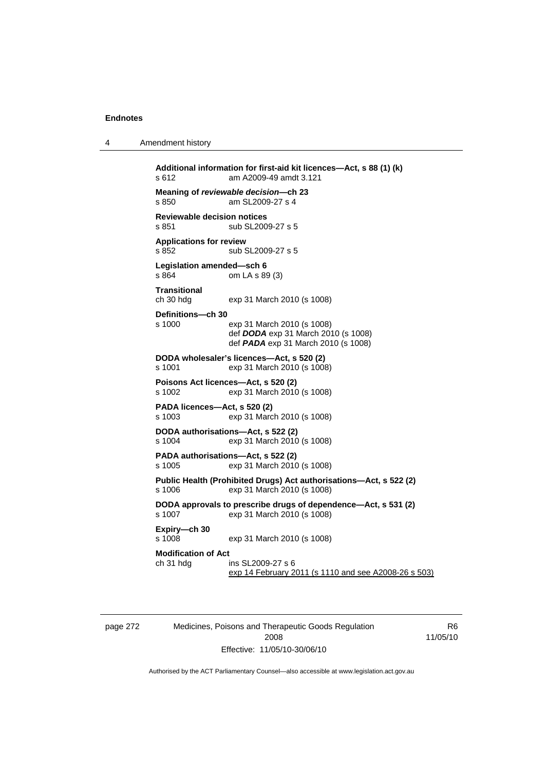**Additional information for first-aid kit licences—Act, s 88 (1) (k)**
s 612 am A2009-49 amdt 3.121

**Meaning of *reviewable decision*—ch 23**
s 850 am SL2009-27 s 4

**Reviewable decision notices**
s 851 sub SL2009-27 s 5

**Applications for review**
s 852 sub SL2009-27 s 5

**Legislation amended—sch 6**
s 864 om LA s 89 (3)

**Transitional**
ch 30 hdg exp 31 March 2010 (s 1008)

**Definitions—ch 30**
s 1000 exp 31 March 2010 (s 1008)
def ***DODA*** exp 31 March 2010 (s 1008)
def ***PADA*** exp 31 March 2010 (s 1008)

**DODA wholesaler's licences—Act, s 520 (2)**
s 1001 exp 31 March 2010 (s 1008)

**Poisons Act licences—Act, s 520 (2)**
s 1002 exp 31 March 2010 (s 1008)

**PADA licences—Act, s 520 (2)**
s 1003 exp 31 March 2010 (s 1008)

**DODA authorisations—Act, s 522 (2)**
s 1004 exp 31 March 2010 (s 1008)

**PADA authorisations—Act, s 522 (2)**
s 1005 exp 31 March 2010 (s 1008)

**Public Health (Prohibited Drugs) Act authorisations—Act, s 522 (2)**
s 1006 exp 31 March 2010 (s 1008)

**DODA approvals to prescribe drugs of dependence—Act, s 531 (2)**
s 1007 exp 31 March 2010 (s 1008)

**Expiry—ch 30**
s 1008 exp 31 March 2010 (s 1008)

**Modification of Act**
ch 31 hdg ins SL2009-27 s 6
exp 14 February 2011 (s 1110 and see A2008-26 s 503)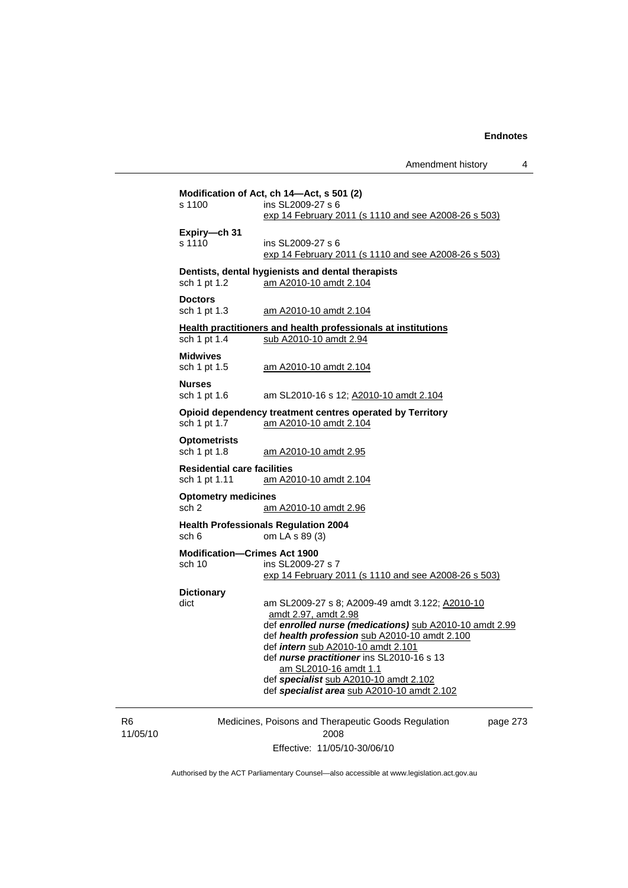**Modification of Act, ch 14—Act, s 501 (2)**
s 1100 ins SL2009-27 s 6
exp 14 February 2011 (s 1110 and see A2008-26 s 503)

**Expiry—ch 31**
s 1110 ins SL2009-27 s 6
exp 14 February 2011 (s 1110 and see A2008-26 s 503)

**Dentists, dental hygienists and dental therapists**
sch 1 pt 1.2 am A2010-10 amdt 2.104

**Doctors**
sch 1 pt 1.3 am A2010-10 amdt 2.104

**Health practitioners and health professionals at institutions**
sch 1 pt 1.4 sub A2010-10 amdt 2.94

**Midwives**
sch 1 pt 1.5 am A2010-10 amdt 2.104

**Nurses**
sch 1 pt 1.6 am SL2010-16 s 12; A2010-10 amdt 2.104

**Opioid dependency treatment centres operated by Territory**
sch 1 pt 1.7 am A2010-10 amdt 2.104

**Optometrists**
sch 1 pt 1.8 am A2010-10 amdt 2.95

**Residential care facilities**
sch 1 pt 1.11 am A2010-10 amdt 2.104

**Optometry medicines**
sch 2 am A2010-10 amdt 2.96

**Health Professionals Regulation 2004**
sch 6 om LA s 89 (3)

**Modification—Crimes Act 1900**
sch 10 ins SL2009-27 s 7
exp 14 February 2011 (s 1110 and see A2008-26 s 503)

**Dictionary**
dict am SL2009-27 s 8; A2009-49 amdt 3.122; A2010-10 amdt 2.97, amdt 2.98
def ***enrolled nurse (medications)*** sub A2010-10 amdt 2.99
def ***health profession*** sub A2010-10 amdt 2.100
def ***intern*** sub A2010-10 amdt 2.101
def ***nurse practitioner*** ins SL2010-16 s 13
am SL2010-16 amdt 1.1
def ***specialist*** sub A2010-10 amdt 2.102
def ***specialist area*** sub A2010-10 amdt 2.102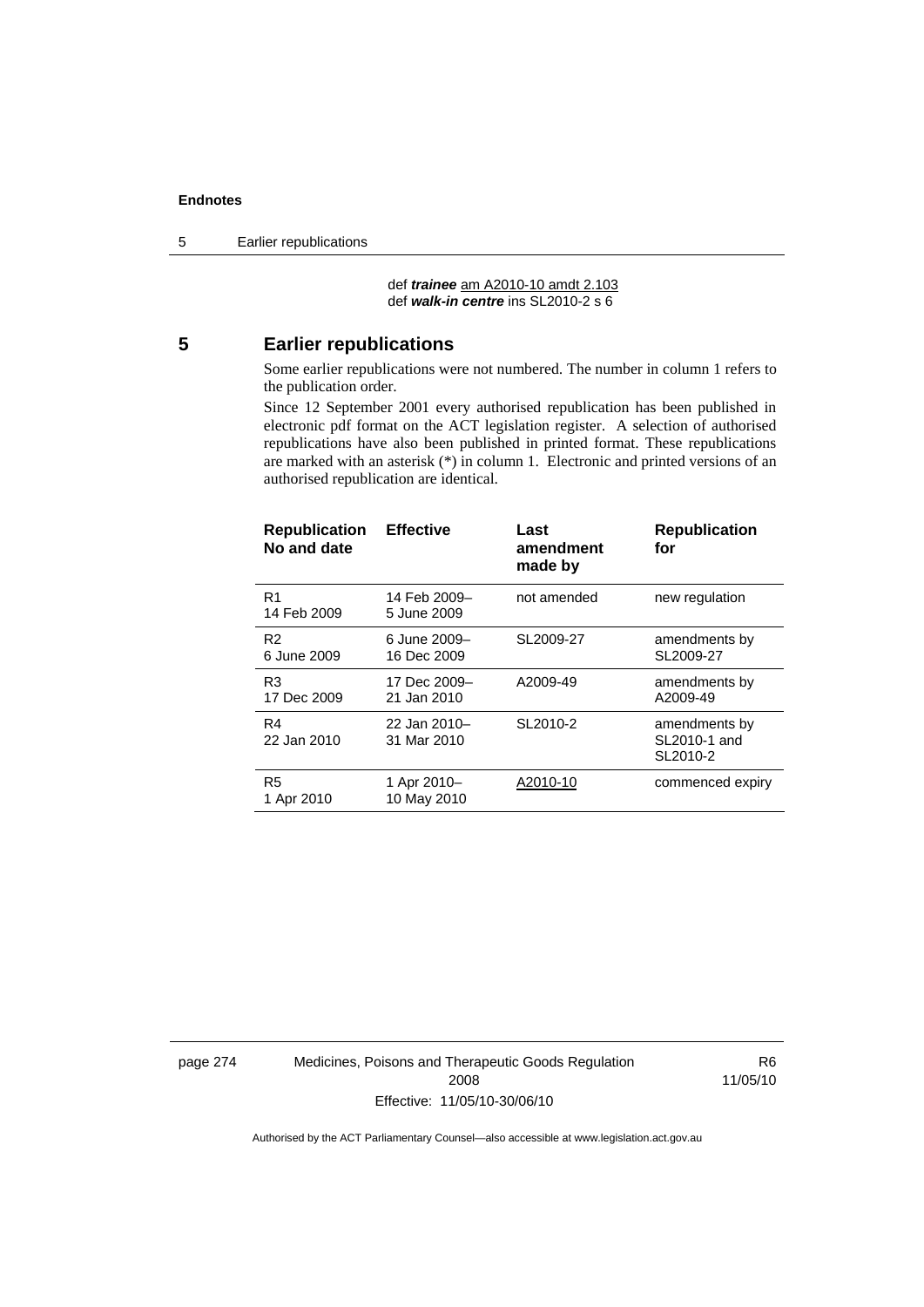def ***trainee*** am A2010-10 amdt 2.103
def ***walk-in centre*** ins SL2010-2 s 6

## 5 Earlier republications

Some earlier republications were not numbered. The number in column 1 refers to the publication order.

Since 12 September 2001 every authorised republication has been published in electronic pdf format on the ACT legislation register. A selection of authorised republications have also been published in printed format. These republications are marked with an asterisk (*) in column 1. Electronic and printed versions of an authorised republication are identical.

| Republication No and date | Effective | Last amendment made by | Republication for |
|---|---|---|---|
| R1 14 Feb 2009 | 14 Feb 2009– 5 June 2009 | not amended | new regulation |
| R2 6 June 2009 | 6 June 2009– 16 Dec 2009 | SL2009-27 | amendments by SL2009-27 |
| R3 17 Dec 2009 | 17 Dec 2009– 21 Jan 2010 | A2009-49 | amendments by A2009-49 |
| R4 22 Jan 2010 | 22 Jan 2010– 31 Mar 2010 | SL2010-2 | amendments by SL2010-1 and SL2010-2 |
| R5 1 Apr 2010 | 1 Apr 2010– 10 May 2010 | A2010-10 | commenced expiry |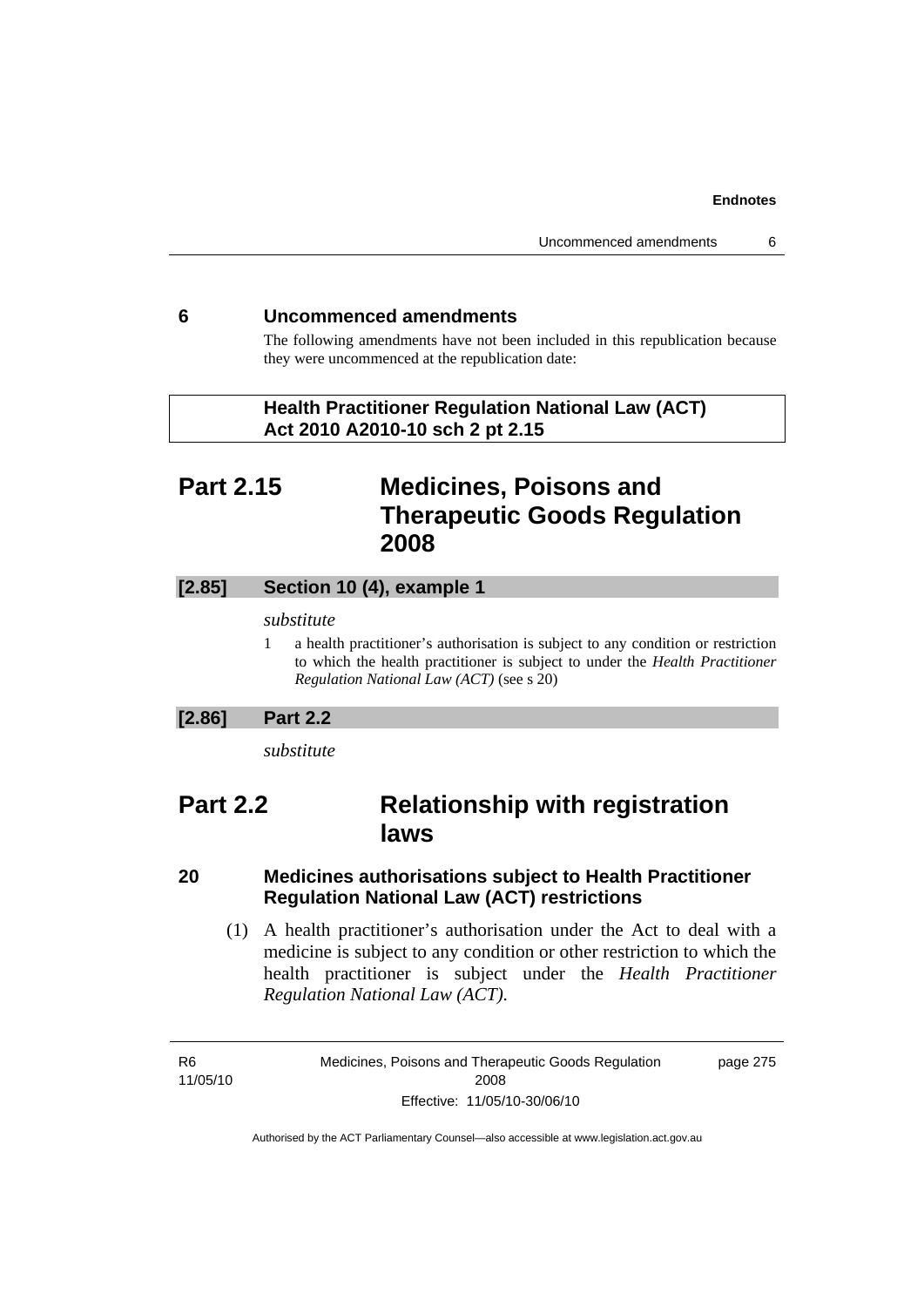## 6 Uncommenced amendments

The following amendments have not been included in this republication because they were uncommenced at the republication date:

**Health Practitioner Regulation National Law (ACT) Act 2010 A2010-10 sch 2 pt 2.15**

# Part 2.15 Medicines, Poisons and Therapeutic Goods Regulation 2008

### [2.85] Section 10 (4), example 1

*substitute*

1 a health practitioner's authorisation is subject to any condition or restriction to which the health practitioner is subject to under the *Health Practitioner Regulation National Law (ACT)* (see s 20)

### [2.86] Part 2.2

*substitute*

# Part 2.2 Relationship with registration laws

### 20 Medicines authorisations subject to Health Practitioner Regulation National Law (ACT) restrictions

(1) A health practitioner's authorisation under the Act to deal with a medicine is subject to any condition or other restriction to which the health practitioner is subject under the *Health Practitioner Regulation National Law (ACT).*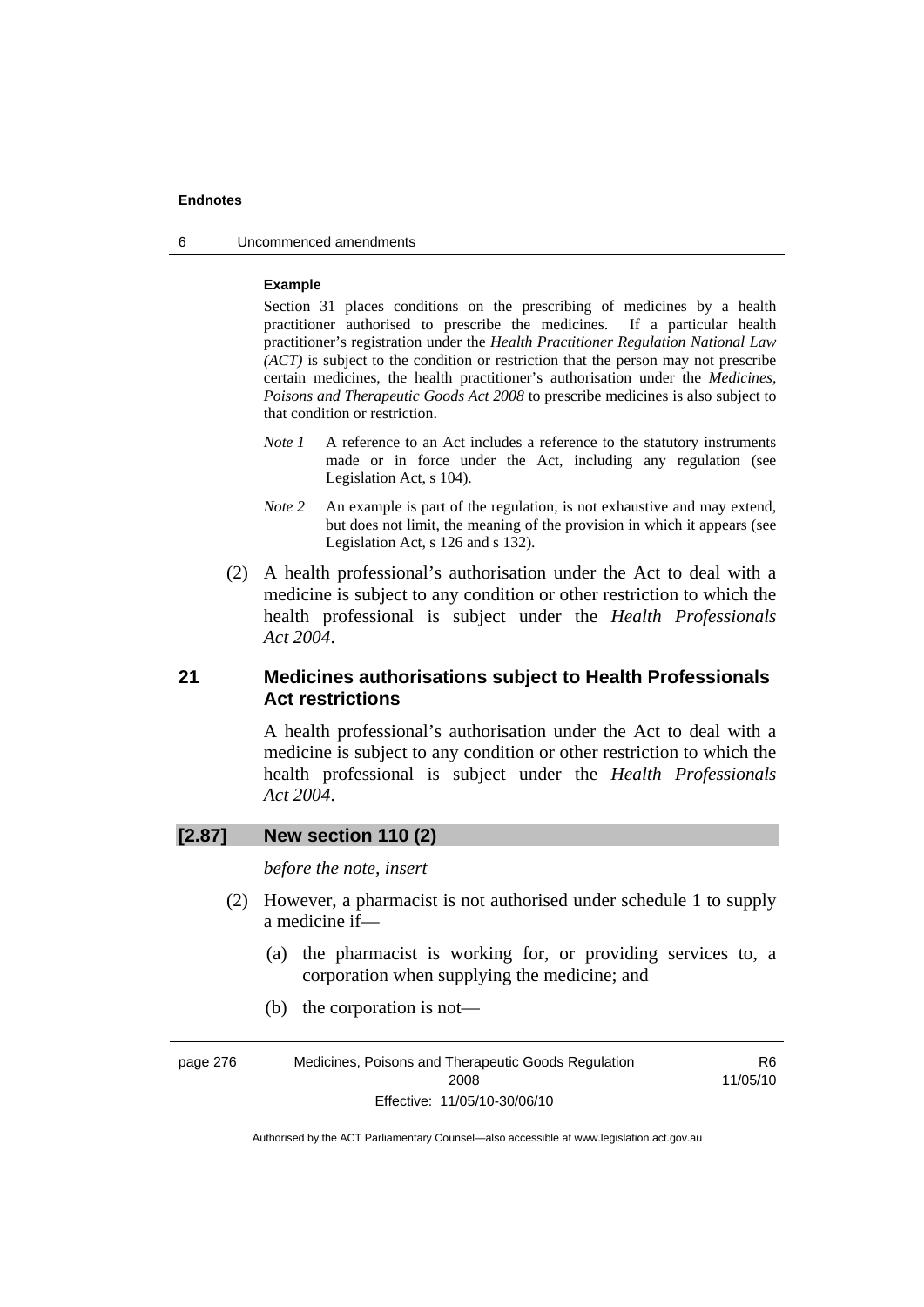**Example**

Section 31 places conditions on the prescribing of medicines by a health practitioner authorised to prescribe the medicines. If a particular health practitioner's registration under the *Health Practitioner Regulation National Law (ACT)* is subject to the condition or restriction that the person may not prescribe certain medicines, the health practitioner's authorisation under the *Medicines, Poisons and Therapeutic Goods Act 2008* to prescribe medicines is also subject to that condition or restriction.

*Note 1* A reference to an Act includes a reference to the statutory instruments made or in force under the Act, including any regulation (see Legislation Act, s 104).

*Note 2* An example is part of the regulation, is not exhaustive and may extend, but does not limit, the meaning of the provision in which it appears (see Legislation Act, s 126 and s 132).

(2) A health professional's authorisation under the Act to deal with a medicine is subject to any condition or other restriction to which the health professional is subject under the *Health Professionals Act 2004*.

## 21 Medicines authorisations subject to Health Professionals Act restrictions

A health professional's authorisation under the Act to deal with a medicine is subject to any condition or other restriction to which the health professional is subject under the *Health Professionals Act 2004*.

## [2.87] New section 110 (2)

*before the note, insert*

(2) However, a pharmacist is not authorised under schedule 1 to supply a medicine if—

(a) the pharmacist is working for, or providing services to, a corporation when supplying the medicine; and

(b) the corporation is not—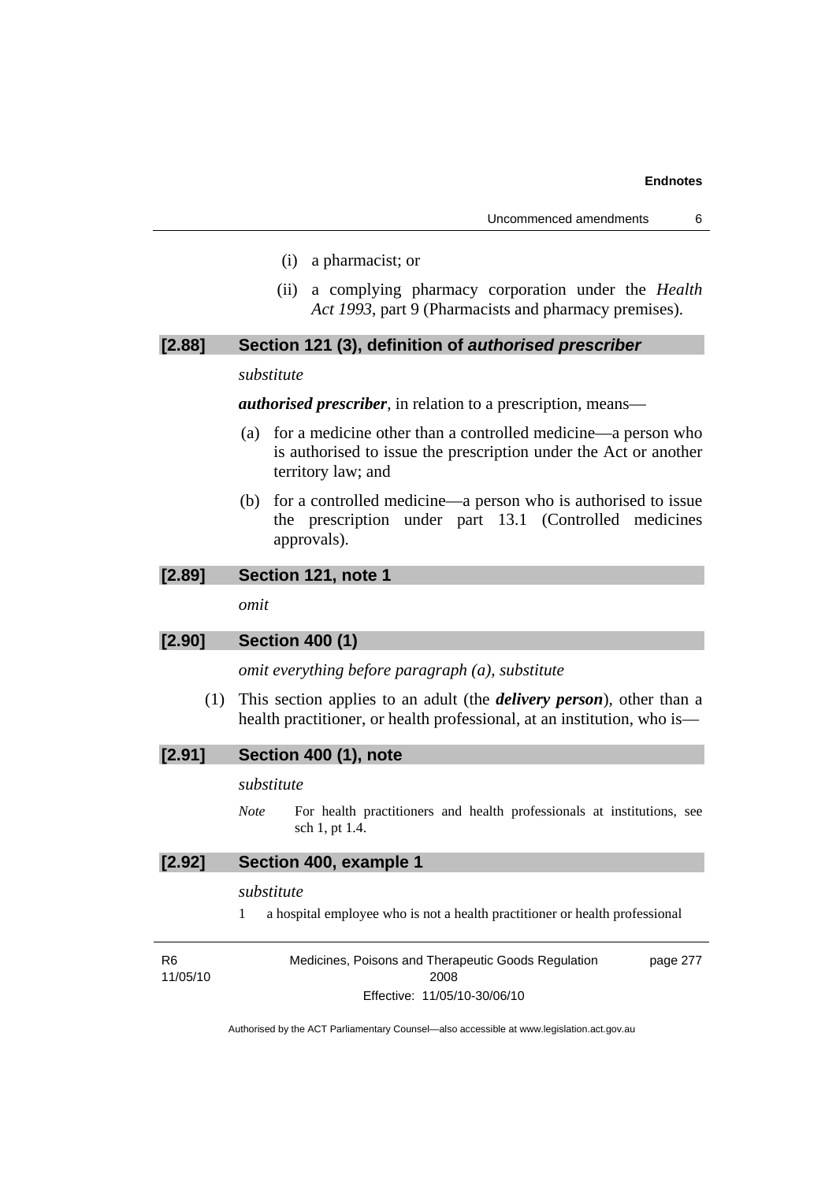(i) a pharmacist; or

(ii) a complying pharmacy corporation under the *Health Act 1993*, part 9 (Pharmacists and pharmacy premises).

### [2.88] Section 121 (3), definition of *authorised prescriber*

*substitute*

***authorised prescriber***, in relation to a prescription, means—

(a) for a medicine other than a controlled medicine—a person who is authorised to issue the prescription under the Act or another territory law; and

(b) for a controlled medicine—a person who is authorised to issue the prescription under part 13.1 (Controlled medicines approvals).

### [2.89] Section 121, note 1

*omit*

### [2.90] Section 400 (1)

*omit everything before paragraph (a), substitute*

(1) This section applies to an adult (the ***delivery person***), other than a health practitioner, or health professional, at an institution, who is—

### [2.91] Section 400 (1), note

*substitute*

*Note* For health practitioners and health professionals at institutions, see sch 1, pt 1.4.

### [2.92] Section 400, example 1

*substitute*

1 a hospital employee who is not a health practitioner or health professional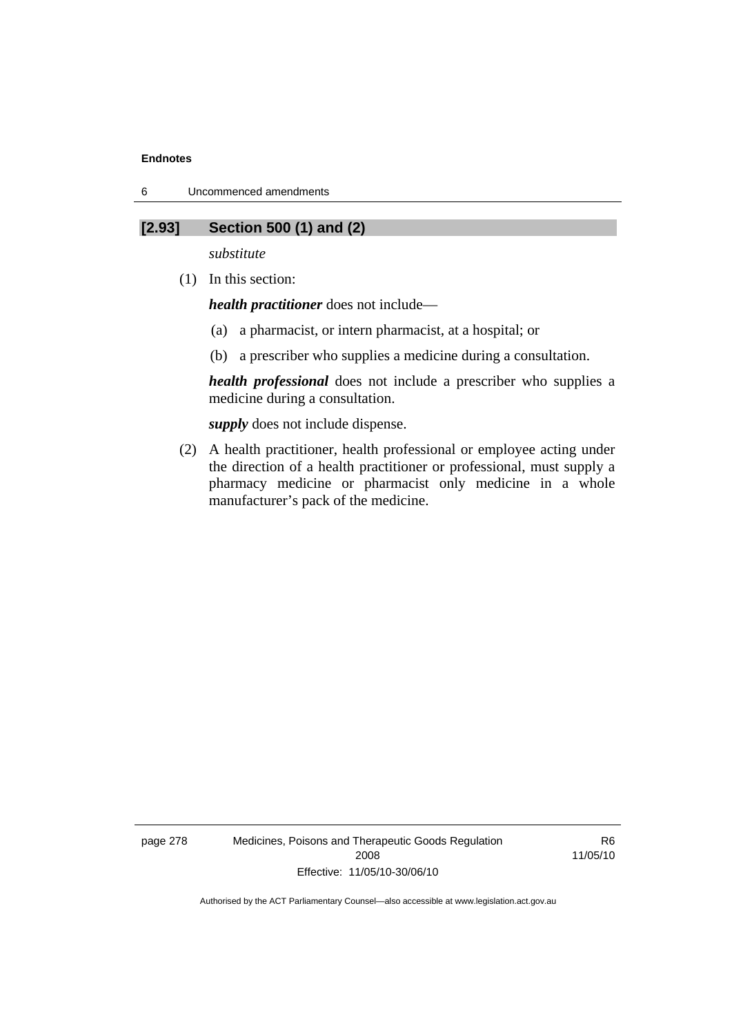## [2.93] Section 500 (1) and (2)

*substitute*

(1) In this section:

***health practitioner*** does not include—

(a) a pharmacist, or intern pharmacist, at a hospital; or

(b) a prescriber who supplies a medicine during a consultation.

***health professional*** does not include a prescriber who supplies a medicine during a consultation.

***supply*** does not include dispense.

(2) A health practitioner, health professional or employee acting under the direction of a health practitioner or professional, must supply a pharmacy medicine or pharmacist only medicine in a whole manufacturer's pack of the medicine.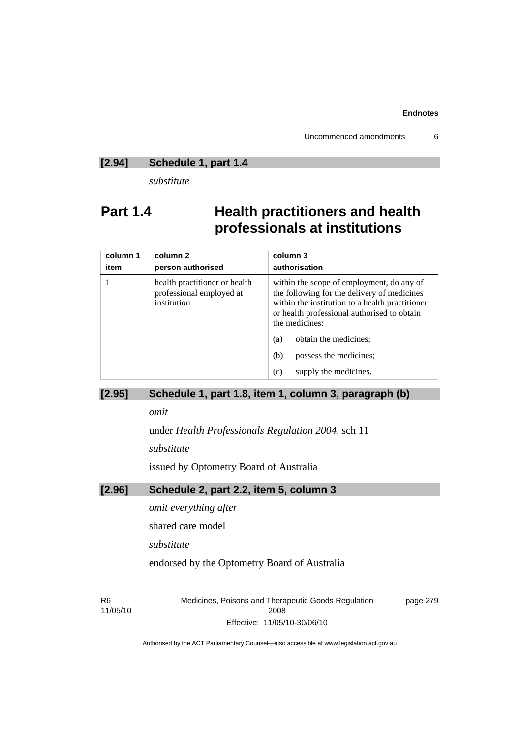### [2.94] Schedule 1, part 1.4

*substitute*

## Part 1.4 Health practitioners and health professionals at institutions

| column 1<br>item | column 2<br>person authorised | column 3<br>authorisation |
|---|---|---|
| 1 | health practitioner or health professional employed at institution | within the scope of employment, do any of the following for the delivery of medicines within the institution to a health practitioner or health professional authorised to obtain the medicines:<br>(a) obtain the medicines;<br>(b) possess the medicines;<br>(c) supply the medicines. |

### [2.95] Schedule 1, part 1.8, item 1, column 3, paragraph (b)

*omit*

under *Health Professionals Regulation 2004*, sch 11

*substitute*

issued by Optometry Board of Australia

### [2.96] Schedule 2, part 2.2, item 5, column 3

*omit everything after*

shared care model

*substitute*

endorsed by the Optometry Board of Australia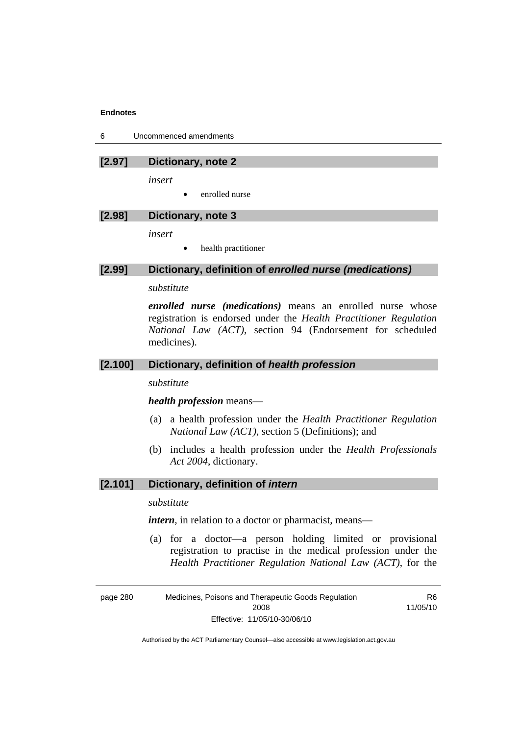### [2.97] Dictionary, note 2

*insert*

- enrolled nurse

### [2.98] Dictionary, note 3

*insert*

- health practitioner

### [2.99] Dictionary, definition of *enrolled nurse (medications)*

*substitute*

***enrolled nurse (medications)*** means an enrolled nurse whose registration is endorsed under the *Health Practitioner Regulation National Law (ACT)*, section 94 (Endorsement for scheduled medicines).

### [2.100] Dictionary, definition of *health profession*

*substitute*

***health profession*** means—

(a) a health profession under the *Health Practitioner Regulation National Law (ACT)*, section 5 (Definitions); and

(b) includes a health profession under the *Health Professionals Act 2004*, dictionary.

### [2.101] Dictionary, definition of *intern*

*substitute*

***intern***, in relation to a doctor or pharmacist, means—

(a) for a doctor—a person holding limited or provisional registration to practise in the medical profession under the *Health Practitioner Regulation National Law (ACT)*, for the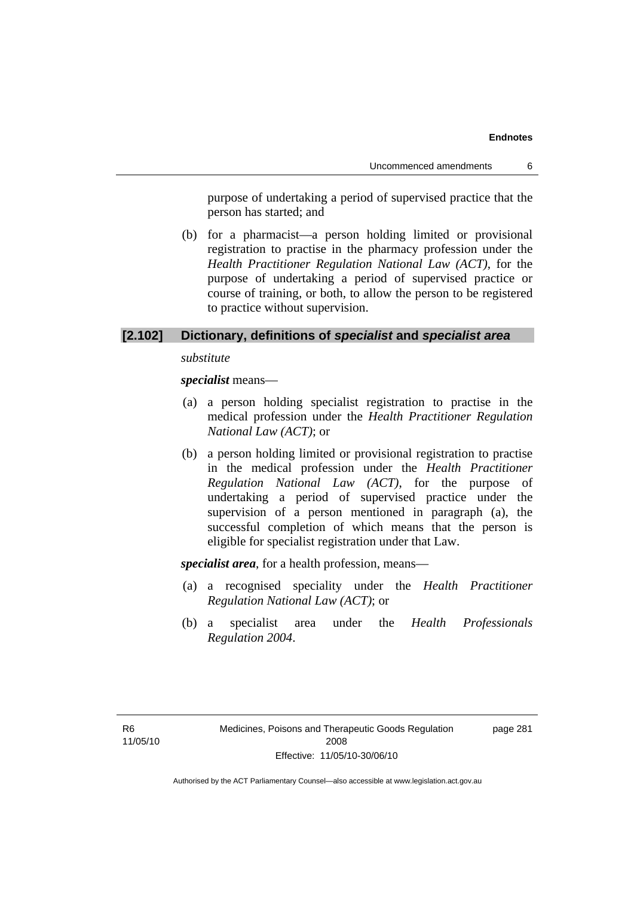purpose of undertaking a period of supervised practice that the person has started; and

(b) for a pharmacist—a person holding limited or provisional registration to practise in the pharmacy profession under the *Health Practitioner Regulation National Law (ACT)*, for the purpose of undertaking a period of supervised practice or course of training, or both, to allow the person to be registered to practice without supervision.

### [2.102] Dictionary, definitions of *specialist* and *specialist area*

*substitute*

***specialist*** means—

(a) a person holding specialist registration to practise in the medical profession under the *Health Practitioner Regulation National Law (ACT)*; or

(b) a person holding limited or provisional registration to practise in the medical profession under the *Health Practitioner Regulation National Law (ACT)*, for the purpose of undertaking a period of supervised practice under the supervision of a person mentioned in paragraph (a), the successful completion of which means that the person is eligible for specialist registration under that Law.

***specialist area***, for a health profession, means—

(a) a recognised speciality under the *Health Practitioner Regulation National Law (ACT)*; or

(b) a specialist area under the *Health Professionals Regulation 2004*.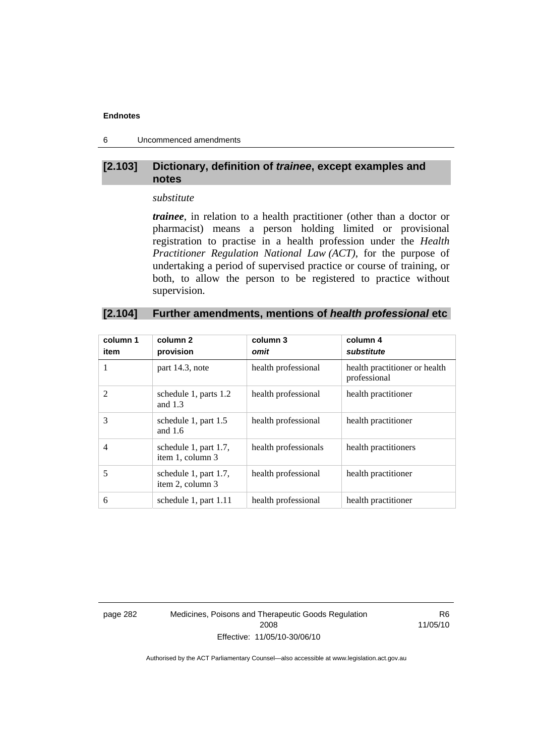## [2.103] Dictionary, definition of *trainee*, except examples and notes

*substitute*

***trainee***, in relation to a health practitioner (other than a doctor or pharmacist) means a person holding limited or provisional registration to practise in a health profession under the *Health Practitioner Regulation National Law (ACT)*, for the purpose of undertaking a period of supervised practice or course of training, or both, to allow the person to be registered to practice without supervision.

## [2.104] Further amendments, mentions of *health professional* etc

| column 1<br>item | column 2<br>provision | column 3<br>*omit* | column 4<br>*substitute* |
|---|---|---|---|
| 1 | part 14.3, note | health professional | health practitioner or health professional |
| 2 | schedule 1, parts 1.2 and 1.3 | health professional | health practitioner |
| 3 | schedule 1, part 1.5 and 1.6 | health professional | health practitioner |
| 4 | schedule 1, part 1.7, item 1, column 3 | health professionals | health practitioners |
| 5 | schedule 1, part 1.7, item 2, column 3 | health professional | health practitioner |
| 6 | schedule 1, part 1.11 | health professional | health practitioner |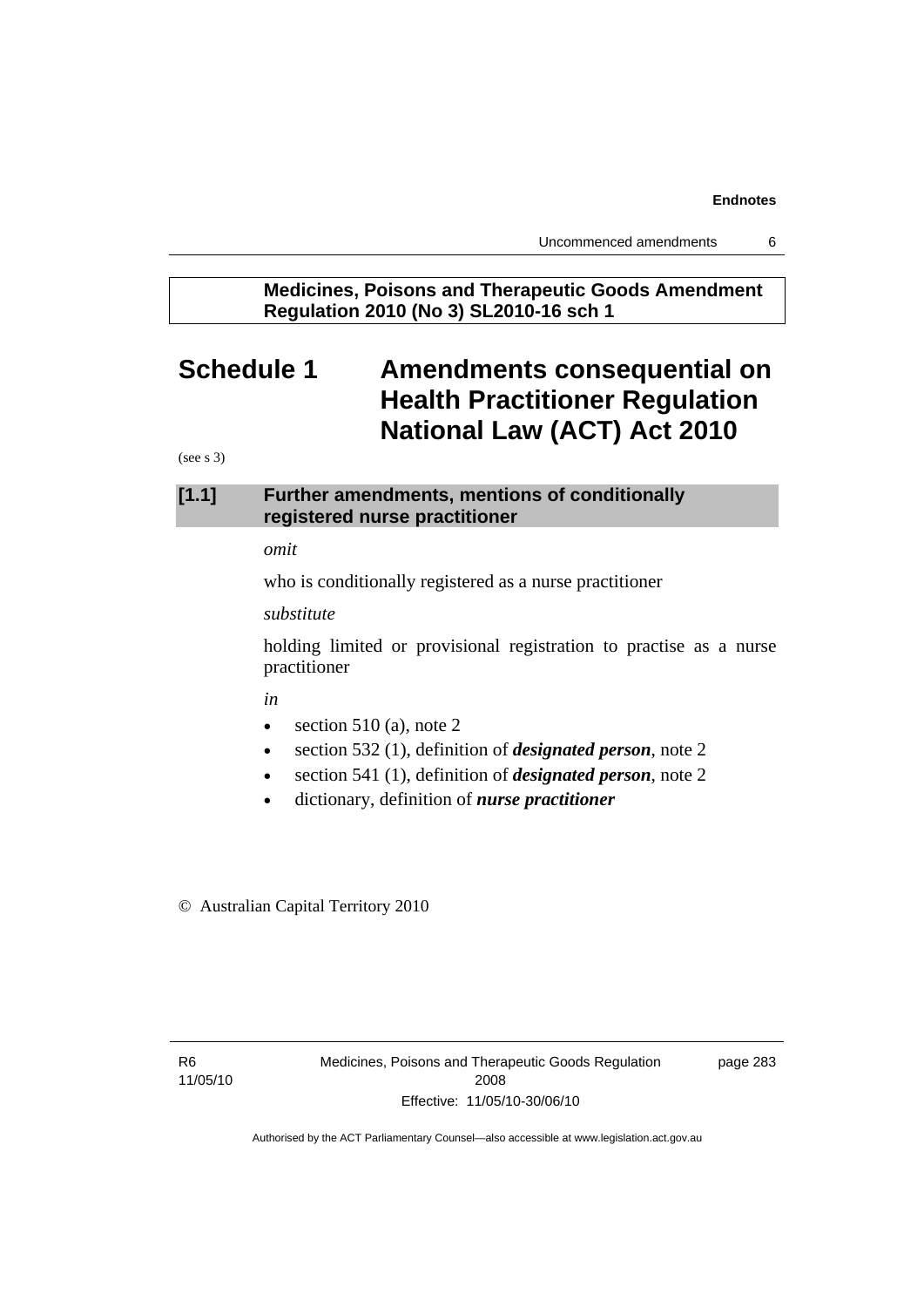**Medicines, Poisons and Therapeutic Goods Amendment Regulation 2010 (No 3) SL2010-16 sch 1**

# Schedule 1 Amendments consequential on Health Practitioner Regulation National Law (ACT) Act 2010

(see s 3)

### [1.1] Further amendments, mentions of conditionally registered nurse practitioner

*omit*

who is conditionally registered as a nurse practitioner

*substitute*

holding limited or provisional registration to practise as a nurse practitioner

*in*

- section 510 (a), note 2
- section 532 (1), definition of ***designated person***, note 2
- section 541 (1), definition of ***designated person***, note 2
- dictionary, definition of ***nurse practitioner***

© Australian Capital Territory 2010